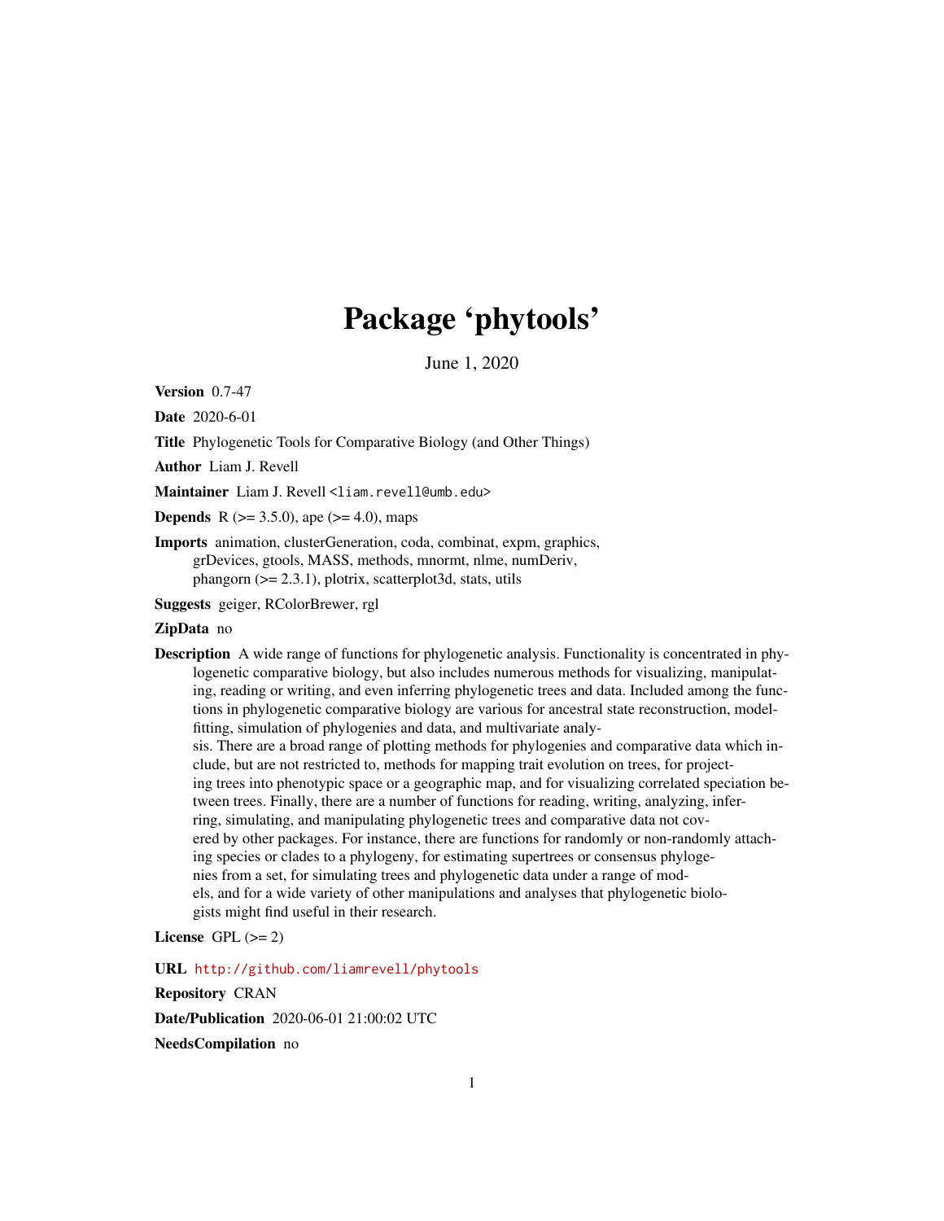# Package 'phytools'

June 1, 2020

**Version** 0.7-47

**Date** 2020-6-01

**Title** Phylogenetic Tools for Comparative Biology (and Other Things)

**Author** Liam J. Revell

**Maintainer** Liam J. Revell <liam.revell@umb.edu>

**Depends** R (>= 3.5.0), ape (>= 4.0), maps

**Imports** animation, clusterGeneration, coda, combinat, expm, graphics, grDevices, gtools, MASS, methods, mnormt, nlme, numDeriv, phangorn (>= 2.3.1), plotrix, scatterplot3d, stats, utils

**Suggests** geiger, RColorBrewer, rgl

**ZipData** no

**Description** A wide range of functions for phylogenetic analysis. Functionality is concentrated in phylogenetic comparative biology, but also includes numerous methods for visualizing, manipulating, reading or writing, and even inferring phylogenetic trees and data. Included among the functions in phylogenetic comparative biology are various for ancestral state reconstruction, model-fitting, simulation of phylogenies and data, and multivariate analysis. There are a broad range of plotting methods for phylogenies and comparative data which include, but are not restricted to, methods for mapping trait evolution on trees, for projecting trees into phenotypic space or a geographic map, and for visualizing correlated speciation between trees. Finally, there are a number of functions for reading, writing, analyzing, inferring, simulating, and manipulating phylogenetic trees and comparative data not covered by other packages. For instance, there are functions for randomly or non-randomly attaching species or clades to a phylogeny, for estimating supertrees or consensus phylogenies from a set, for simulating trees and phylogenetic data under a range of models, and for a wide variety of other manipulations and analyses that phylogenetic biologists might find useful in their research.

**License** GPL (>= 2)

**URL** http://github.com/liamrevell/phytools

**Repository** CRAN

**Date/Publication** 2020-06-01 21:00:02 UTC

**NeedsCompilation** no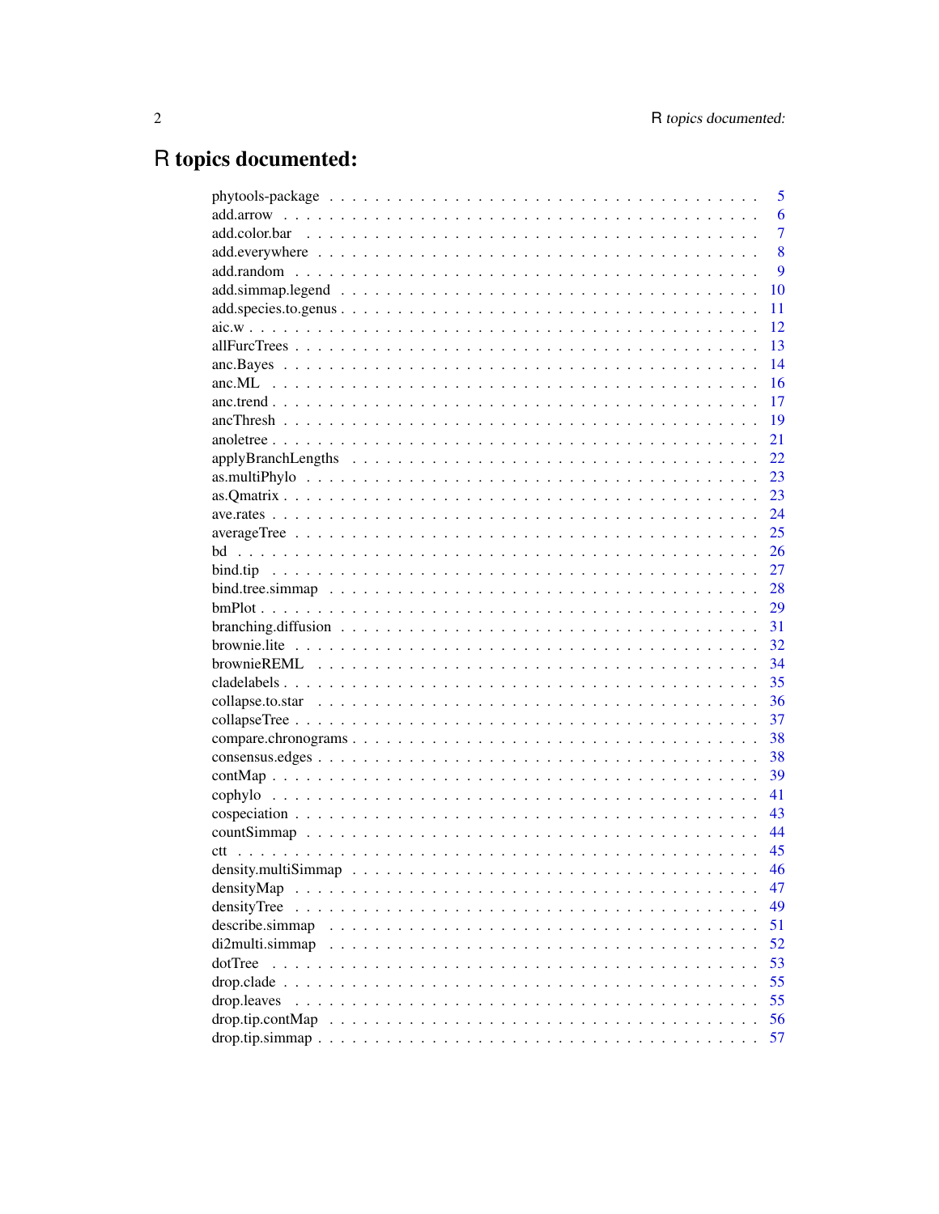# R topics documented:

| | |
|---|---|
| phytools-package | 5 |
| add.arrow | 6 |
| add.color.bar | 7 |
| add.everywhere | 8 |
| add.random | 9 |
| add.simmap.legend | 10 |
| add.species.to.genus | 11 |
| aic.w | 12 |
| allFurcTrees | 13 |
| anc.Bayes | 14 |
| anc.ML | 16 |
| anc.trend | 17 |
| ancThresh | 19 |
| anoletree | 21 |
| applyBranchLengths | 22 |
| as.multiPhylo | 23 |
| as.Qmatrix | 23 |
| ave.rates | 24 |
| averageTree | 25 |
| bd | 26 |
| bind.tip | 27 |
| bind.tree.simmap | 28 |
| bmPlot | 29 |
| branching.diffusion | 31 |
| brownie.lite | 32 |
| brownieREML | 34 |
| cladelabels | 35 |
| collapse.to.star | 36 |
| collapseTree | 37 |
| compare.chronograms | 38 |
| consensus.edges | 38 |
| contMap | 39 |
| cophylo | 41 |
| cospeciation | 43 |
| countSimmap | 44 |
| ctt | 45 |
| density.multiSimmap | 46 |
| densityMap | 47 |
| densityTree | 49 |
| describe.simmap | 51 |
| di2multi.simmap | 52 |
| dotTree | 53 |
| drop.clade | 55 |
| drop.leaves | 55 |
| drop.tip.contMap | 56 |
| drop.tip.simmap | 57 |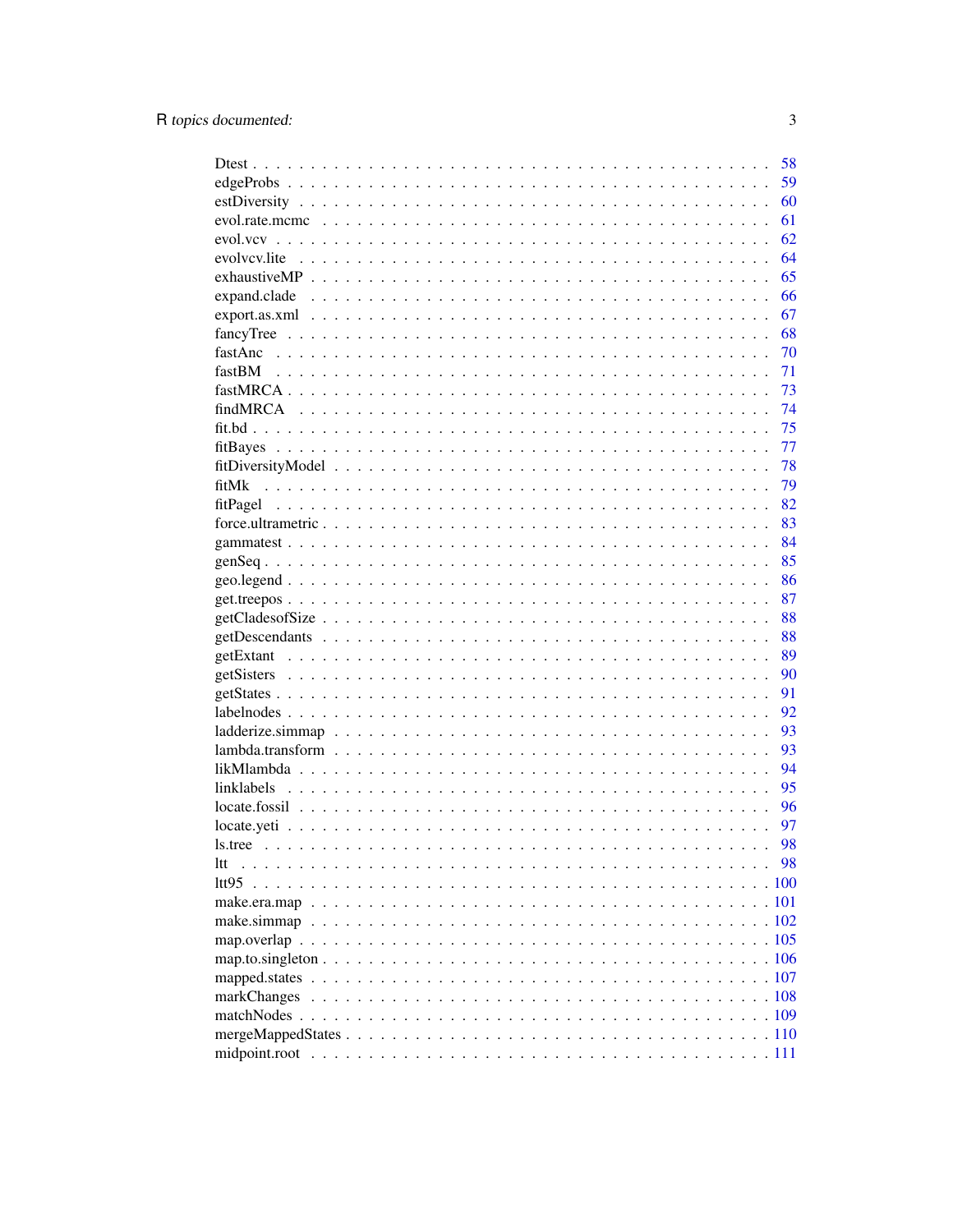| | |
|---|---|
| Dtest | 58 |
| edgeProbs | 59 |
| estDiversity | 60 |
| evol.rate.mcmc | 61 |
| evol.vcv | 62 |
| evolvcv.lite | 64 |
| exhaustiveMP | 65 |
| expand.clade | 66 |
| export.as.xml | 67 |
| fancyTree | 68 |
| fastAnc | 70 |
| fastBM | 71 |
| fastMRCA | 73 |
| findMRCA | 74 |
| fit.bd | 75 |
| fitBayes | 77 |
| fitDiversityModel | 78 |
| fitMk | 79 |
| fitPagel | 82 |
| force.ultrametric | 83 |
| gammatest | 84 |
| genSeq | 85 |
| geo.legend | 86 |
| get.treepos | 87 |
| getCladesofSize | 88 |
| getDescendants | 88 |
| getExtant | 89 |
| getSisters | 90 |
| getStates | 91 |
| labelnodes | 92 |
| ladderize.simmap | 93 |
| lambda.transform | 93 |
| likMlambda | 94 |
| linklabels | 95 |
| locate.fossil | 96 |
| locate.yeti | 97 |
| ls.tree | 98 |
| ltt | 98 |
| ltt95 | 100 |
| make.era.map | 101 |
| make.simmap | 102 |
| map.overlap | 105 |
| map.to.singleton | 106 |
| mapped.states | 107 |
| markChanges | 108 |
| matchNodes | 109 |
| mergeMappedStates | 110 |
| midpoint.root | 111 |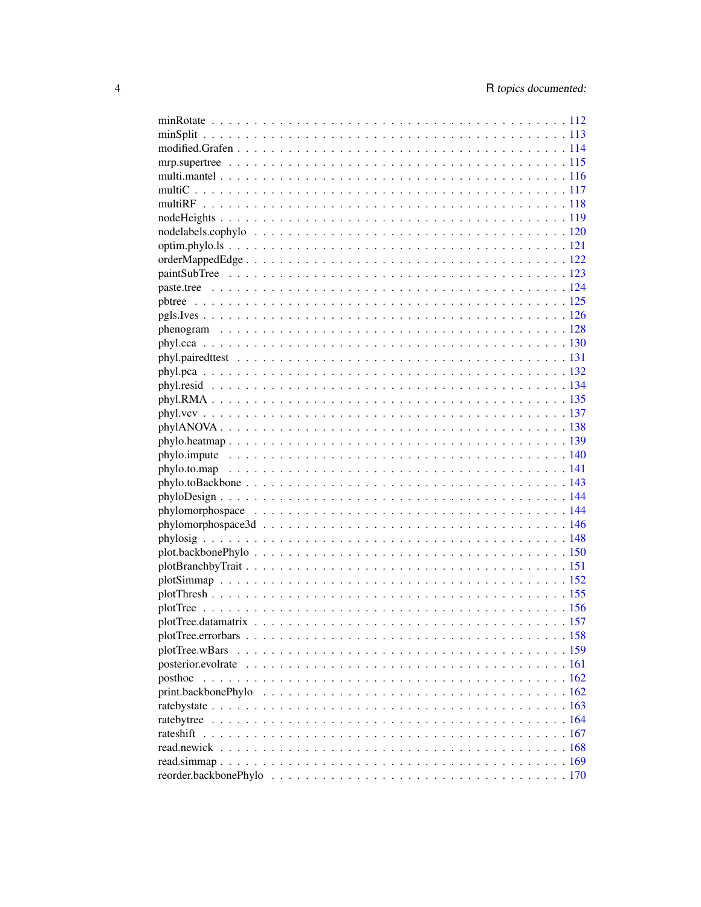minRotate . . . . . . . . . . . . . . . . . . . . . . . . . . . . . . . . . . . . . . 112
minSplit . . . . . . . . . . . . . . . . . . . . . . . . . . . . . . . . . . . . . . . 113
modified.Grafen . . . . . . . . . . . . . . . . . . . . . . . . . . . . . . . . . . . . 114
mrp.supertree . . . . . . . . . . . . . . . . . . . . . . . . . . . . . . . . . . . . . 115
multi.mantel . . . . . . . . . . . . . . . . . . . . . . . . . . . . . . . . . . . . . 116
multiC . . . . . . . . . . . . . . . . . . . . . . . . . . . . . . . . . . . . . . . . 117
multiRF . . . . . . . . . . . . . . . . . . . . . . . . . . . . . . . . . . . . . . . 118
nodeHeights . . . . . . . . . . . . . . . . . . . . . . . . . . . . . . . . . . . . . 119
nodelabels.cophylo . . . . . . . . . . . . . . . . . . . . . . . . . . . . . . . . . 120
optim.phylo.ls . . . . . . . . . . . . . . . . . . . . . . . . . . . . . . . . . . . . 121
orderMappedEdge . . . . . . . . . . . . . . . . . . . . . . . . . . . . . . . . . . . 122
paintSubTree . . . . . . . . . . . . . . . . . . . . . . . . . . . . . . . . . . . . . 123
paste.tree . . . . . . . . . . . . . . . . . . . . . . . . . . . . . . . . . . . . . . 124
pbtree . . . . . . . . . . . . . . . . . . . . . . . . . . . . . . . . . . . . . . . . 125
pgls.Ives . . . . . . . . . . . . . . . . . . . . . . . . . . . . . . . . . . . . . . . 126
phenogram . . . . . . . . . . . . . . . . . . . . . . . . . . . . . . . . . . . . . . 128
phyl.cca . . . . . . . . . . . . . . . . . . . . . . . . . . . . . . . . . . . . . . . 130
phyl.pairedttest . . . . . . . . . . . . . . . . . . . . . . . . . . . . . . . . . . . 131
phyl.pca . . . . . . . . . . . . . . . . . . . . . . . . . . . . . . . . . . . . . . . 132
phyl.resid . . . . . . . . . . . . . . . . . . . . . . . . . . . . . . . . . . . . . . 134
phyl.RMA . . . . . . . . . . . . . . . . . . . . . . . . . . . . . . . . . . . . . . . 135
phyl.vcv . . . . . . . . . . . . . . . . . . . . . . . . . . . . . . . . . . . . . . . 137
phylANOVA . . . . . . . . . . . . . . . . . . . . . . . . . . . . . . . . . . . . . . 138
phylo.heatmap . . . . . . . . . . . . . . . . . . . . . . . . . . . . . . . . . . . . 139
phylo.impute . . . . . . . . . . . . . . . . . . . . . . . . . . . . . . . . . . . . . 140
phylo.to.map . . . . . . . . . . . . . . . . . . . . . . . . . . . . . . . . . . . . . 141
phylo.toBackbone . . . . . . . . . . . . . . . . . . . . . . . . . . . . . . . . . . . 143
phyloDesign . . . . . . . . . . . . . . . . . . . . . . . . . . . . . . . . . . . . . . 144
phylomorphospace . . . . . . . . . . . . . . . . . . . . . . . . . . . . . . . . . . . 144
phylomorphospace3d . . . . . . . . . . . . . . . . . . . . . . . . . . . . . . . . . . 146
phylosig . . . . . . . . . . . . . . . . . . . . . . . . . . . . . . . . . . . . . . . 148
plot.backbonePhylo . . . . . . . . . . . . . . . . . . . . . . . . . . . . . . . . . . 150
plotBranchbyTrait . . . . . . . . . . . . . . . . . . . . . . . . . . . . . . . . . . 151
plotSimmap . . . . . . . . . . . . . . . . . . . . . . . . . . . . . . . . . . . . . . 152
plotThresh . . . . . . . . . . . . . . . . . . . . . . . . . . . . . . . . . . . . . . 155
plotTree . . . . . . . . . . . . . . . . . . . . . . . . . . . . . . . . . . . . . . . 156
plotTree.datamatrix . . . . . . . . . . . . . . . . . . . . . . . . . . . . . . . . . 157
plotTree.errorbars . . . . . . . . . . . . . . . . . . . . . . . . . . . . . . . . . . 158
plotTree.wBars . . . . . . . . . . . . . . . . . . . . . . . . . . . . . . . . . . . . 159
posterior.evolrate . . . . . . . . . . . . . . . . . . . . . . . . . . . . . . . . . . 161
posthoc . . . . . . . . . . . . . . . . . . . . . . . . . . . . . . . . . . . . . . . . 162
print.backbonePhylo . . . . . . . . . . . . . . . . . . . . . . . . . . . . . . . . . 162
ratebystate . . . . . . . . . . . . . . . . . . . . . . . . . . . . . . . . . . . . . . 163
ratebytree . . . . . . . . . . . . . . . . . . . . . . . . . . . . . . . . . . . . . . 164
rateshift . . . . . . . . . . . . . . . . . . . . . . . . . . . . . . . . . . . . . . . 167
read.newick . . . . . . . . . . . . . . . . . . . . . . . . . . . . . . . . . . . . . . 168
read.simmap . . . . . . . . . . . . . . . . . . . . . . . . . . . . . . . . . . . . . . 169
reorder.backbonePhylo . . . . . . . . . . . . . . . . . . . . . . . . . . . . . . . . 170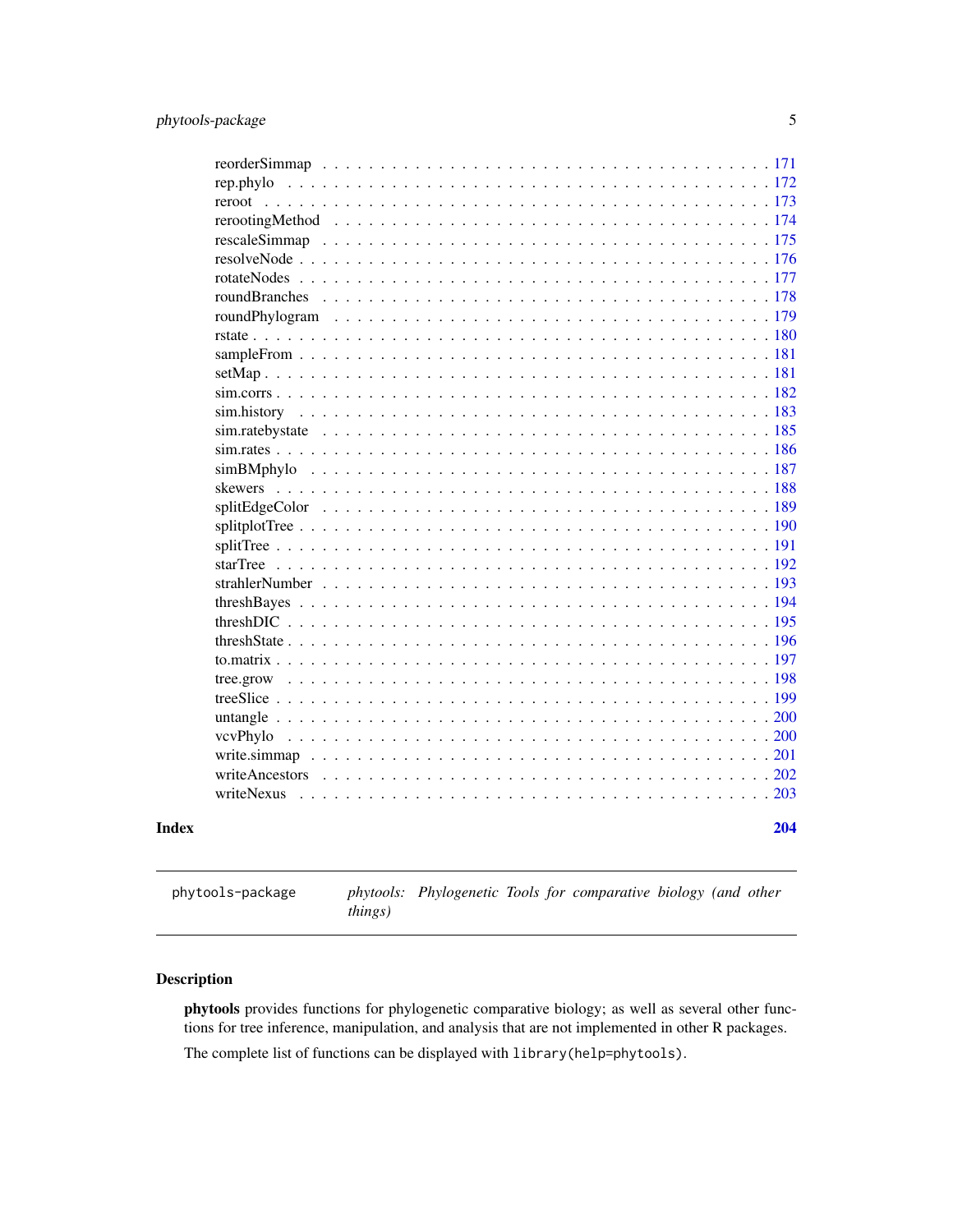reorderSimmap . . . . . . . . . . . . . . . . . . . . . . . . . . . . . . . . . . . . 171
rep.phylo . . . . . . . . . . . . . . . . . . . . . . . . . . . . . . . . . . . . . . 172
reroot . . . . . . . . . . . . . . . . . . . . . . . . . . . . . . . . . . . . . . . . 173
rerootingMethod . . . . . . . . . . . . . . . . . . . . . . . . . . . . . . . . . . . 174
rescaleSimmap . . . . . . . . . . . . . . . . . . . . . . . . . . . . . . . . . . . . 175
resolveNode . . . . . . . . . . . . . . . . . . . . . . . . . . . . . . . . . . . . . 176
rotateNodes . . . . . . . . . . . . . . . . . . . . . . . . . . . . . . . . . . . . . 177
roundBranches . . . . . . . . . . . . . . . . . . . . . . . . . . . . . . . . . . . . 178
roundPhylogram . . . . . . . . . . . . . . . . . . . . . . . . . . . . . . . . . . . 179
rstate . . . . . . . . . . . . . . . . . . . . . . . . . . . . . . . . . . . . . . . . 180
sampleFrom . . . . . . . . . . . . . . . . . . . . . . . . . . . . . . . . . . . . . . 181
setMap . . . . . . . . . . . . . . . . . . . . . . . . . . . . . . . . . . . . . . . . 181
sim.corrs . . . . . . . . . . . . . . . . . . . . . . . . . . . . . . . . . . . . . . 182
sim.history . . . . . . . . . . . . . . . . . . . . . . . . . . . . . . . . . . . . . 183
sim.ratebystate . . . . . . . . . . . . . . . . . . . . . . . . . . . . . . . . . . . 185
sim.rates . . . . . . . . . . . . . . . . . . . . . . . . . . . . . . . . . . . . . . 186
simBMphylo . . . . . . . . . . . . . . . . . . . . . . . . . . . . . . . . . . . . . 187
skewers . . . . . . . . . . . . . . . . . . . . . . . . . . . . . . . . . . . . . . . 188
splitEdgeColor . . . . . . . . . . . . . . . . . . . . . . . . . . . . . . . . . . . 189
splitplotTree . . . . . . . . . . . . . . . . . . . . . . . . . . . . . . . . . . . . 190
splitTree . . . . . . . . . . . . . . . . . . . . . . . . . . . . . . . . . . . . . . 191
starTree . . . . . . . . . . . . . . . . . . . . . . . . . . . . . . . . . . . . . . . 192
strahlerNumber . . . . . . . . . . . . . . . . . . . . . . . . . . . . . . . . . . . 193
threshBayes . . . . . . . . . . . . . . . . . . . . . . . . . . . . . . . . . . . . . 194
threshDIC . . . . . . . . . . . . . . . . . . . . . . . . . . . . . . . . . . . . . . 195
threshState . . . . . . . . . . . . . . . . . . . . . . . . . . . . . . . . . . . . . 196
to.matrix . . . . . . . . . . . . . . . . . . . . . . . . . . . . . . . . . . . . . . 197
tree.grow . . . . . . . . . . . . . . . . . . . . . . . . . . . . . . . . . . . . . . 198
treeSlice . . . . . . . . . . . . . . . . . . . . . . . . . . . . . . . . . . . . . . 199
untangle . . . . . . . . . . . . . . . . . . . . . . . . . . . . . . . . . . . . . . . 200
vcvPhylo . . . . . . . . . . . . . . . . . . . . . . . . . . . . . . . . . . . . . . . 200
write.simmap . . . . . . . . . . . . . . . . . . . . . . . . . . . . . . . . . . . . . 201
writeAncestors . . . . . . . . . . . . . . . . . . . . . . . . . . . . . . . . . . . . 202
writeNexus . . . . . . . . . . . . . . . . . . . . . . . . . . . . . . . . . . . . . . 203

**Index** **204**

---

`phytools-package` *phytools: Phylogenetic Tools for comparative biology (and other things)*

---

## Description

**phytools** provides functions for phylogenetic comparative biology; as well as several other functions for tree inference, manipulation, and analysis that are not implemented in other R packages.

The complete list of functions can be displayed with `library(help=phytools)`.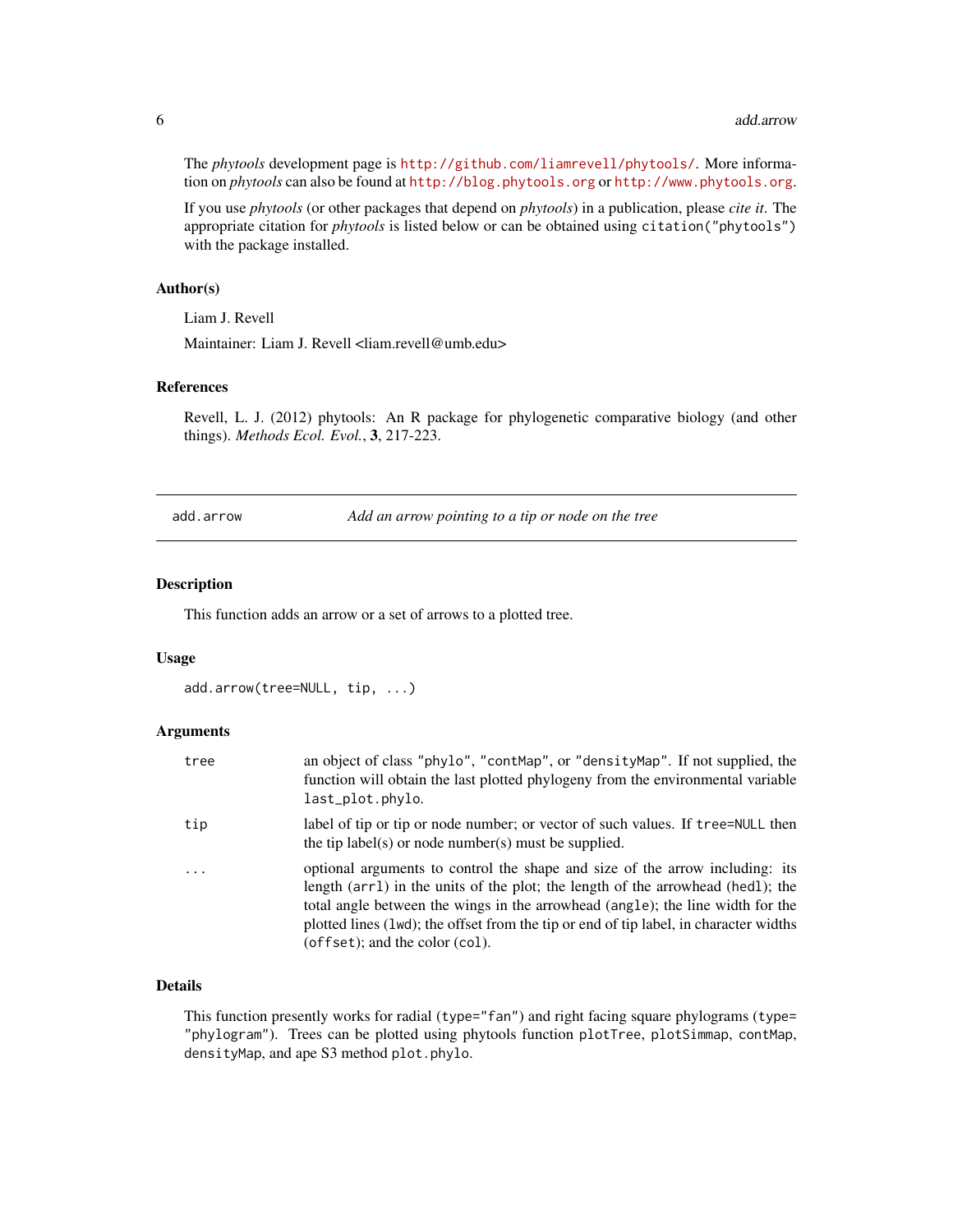The *phytools* development page is `http://github.com/liamrevell/phytools/`. More information on *phytools* can also be found at `http://blog.phytools.org` or `http://www.phytools.org`.

If you use *phytools* (or other packages that depend on *phytools*) in a publication, please *cite it*. The appropriate citation for *phytools* is listed below or can be obtained using `citation("phytools")` with the package installed.

### Author(s)

Liam J. Revell

Maintainer: Liam J. Revell <liam.revell@umb.edu>

### References

Revell, L. J. (2012) phytools: An R package for phylogenetic comparative biology (and other things). *Methods Ecol. Evol.*, **3**, 217-223.

---

## add.arrow — *Add an arrow pointing to a tip or node on the tree*

---

### Description

This function adds an arrow or a set of arrows to a plotted tree.

### Usage

```
add.arrow(tree=NULL, tip, ...)
```

### Arguments

| | |
|---|---|
| `tree` | an object of class `"phylo"`, `"contMap"`, or `"densityMap"`. If not supplied, the function will obtain the last plotted phylogeny from the environmental variable `last_plot.phylo`. |
| `tip` | label of tip or tip or node number; or vector of such values. If `tree=NULL` then the tip label(s) or node number(s) must be supplied. |
| `...` | optional arguments to control the shape and size of the arrow including: its length (`arrl`) in the units of the plot; the length of the arrowhead (`hedl`); the total angle between the wings in the arrowhead (`angle`); the line width for the plotted lines (`lwd`); the offset from the tip or end of tip label, in character widths (`offset`); and the color (`col`). |

### Details

This function presently works for radial (`type="fan"`) and right facing square phylograms (`type="phylogram"`). Trees can be plotted using phytools function `plotTree`, `plotSimmap`, `contMap`, `densityMap`, and ape S3 method `plot.phylo`.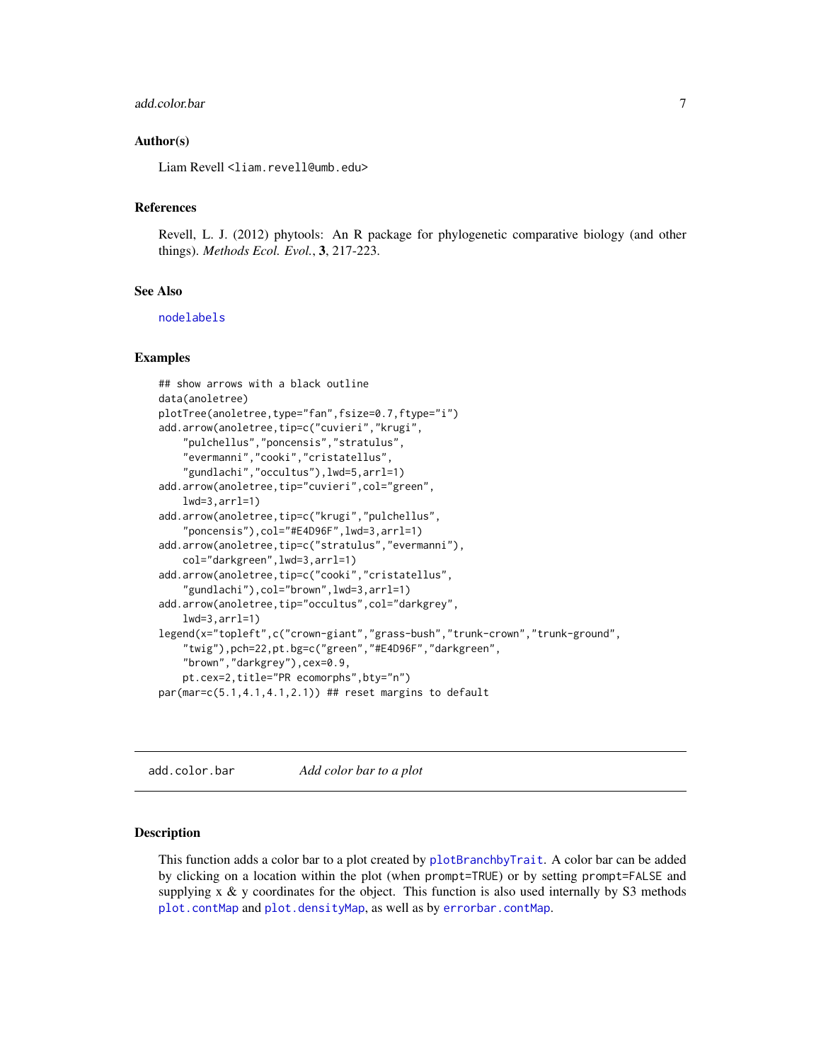### Author(s)

Liam Revell <liam.revell@umb.edu>

### References

Revell, L. J. (2012) phytools: An R package for phylogenetic comparative biology (and other things). *Methods Ecol. Evol.*, **3**, 217-223.

### See Also

`nodelabels`

### Examples

```
## show arrows with a black outline
data(anoletree)
plotTree(anoletree,type="fan",fsize=0.7,ftype="i")
add.arrow(anoletree,tip=c("cuvieri","krugi",
    "pulchellus","poncensis","stratulus",
    "evermanni","cooki","cristatellus",
    "gundlachi","occultus"),lwd=5,arrl=1)
add.arrow(anoletree,tip="cuvieri",col="green",
    lwd=3,arrl=1)
add.arrow(anoletree,tip=c("krugi","pulchellus",
    "poncensis"),col="#E4D96F",lwd=3,arrl=1)
add.arrow(anoletree,tip=c("stratulus","evermanni"),
    col="darkgreen",lwd=3,arrl=1)
add.arrow(anoletree,tip=c("cooki","cristatellus",
    "gundlachi"),col="brown",lwd=3,arrl=1)
add.arrow(anoletree,tip="occultus",col="darkgrey",
    lwd=3,arrl=1)
legend(x="topleft",c("crown-giant","grass-bush","trunk-crown","trunk-ground",
    "twig"),pch=22,pt.bg=c("green","#E4D96F","darkgreen",
    "brown","darkgrey"),cex=0.9,
    pt.cex=2,title="PR ecomorphs",bty="n")
par(mar=c(5.1,4.1,4.1,2.1)) ## reset margins to default
```

---

## add.color.bar    *Add color bar to a plot*

---

### Description

This function adds a color bar to a plot created by `plotBranchbyTrait`. A color bar can be added by clicking on a location within the plot (when `prompt=TRUE`) or by setting `prompt=FALSE` and supplying x & y coordinates for the object. This function is also used internally by S3 methods `plot.contMap` and `plot.densityMap`, as well as by `errorbar.contMap`.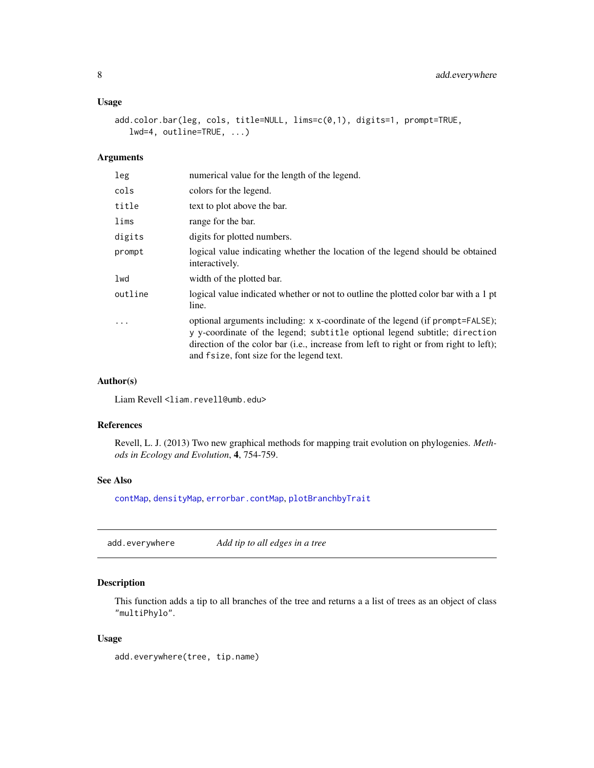### Usage

```
add.color.bar(leg, cols, title=NULL, lims=c(0,1), digits=1, prompt=TRUE,
   lwd=4, outline=TRUE, ...)
```

### Arguments

| | |
|---|---|
| `leg` | numerical value for the length of the legend. |
| `cols` | colors for the legend. |
| `title` | text to plot above the bar. |
| `lims` | range for the bar. |
| `digits` | digits for plotted numbers. |
| `prompt` | logical value indicating whether the location of the legend should be obtained interactively. |
| `lwd` | width of the plotted bar. |
| `outline` | logical value indicated whether or not to outline the plotted color bar with a 1 pt line. |
| `...` | optional arguments including: `x` x-coordinate of the legend (if `prompt=FALSE`); `y` y-coordinate of the legend; `subtitle` optional legend subtitle; `direction` direction of the color bar (i.e., increase from left to right or from right to left); and `fsize`, font size for the legend text. |

### Author(s)

Liam Revell <liam.revell@umb.edu>

### References

Revell, L. J. (2013) Two new graphical methods for mapping trait evolution on phylogenies. *Methods in Ecology and Evolution*, **4**, 754-759.

### See Also

`contMap`, `densityMap`, `errorbar.contMap`, `plotBranchbyTrait`

---

## add.everywhere *Add tip to all edges in a tree*

### Description

This function adds a tip to all branches of the tree and returns a a list of trees as an object of class `"multiPhylo"`.

### Usage

```
add.everywhere(tree, tip.name)
```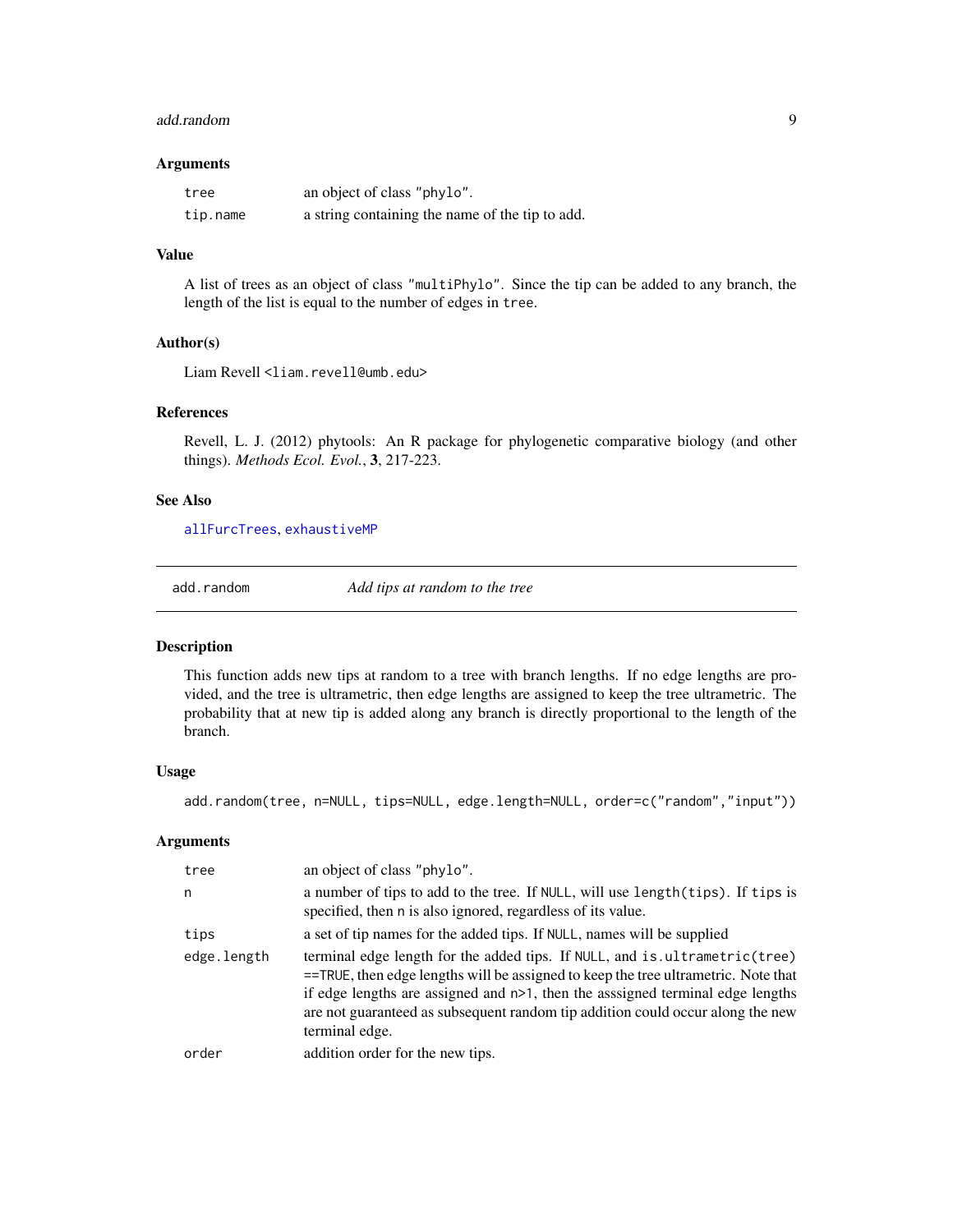### Arguments

| | |
|---|---|
| `tree` | an object of class `"phylo"`. |
| `tip.name` | a string containing the name of the tip to add. |

### Value

A list of trees as an object of class `"multiPhylo"`. Since the tip can be added to any branch, the length of the list is equal to the number of edges in `tree`.

### Author(s)

Liam Revell <liam.revell@umb.edu>

### References

Revell, L. J. (2012) phytools: An R package for phylogenetic comparative biology (and other things). *Methods Ecol. Evol.*, **3**, 217-223.

### See Also

`allFurcTrees`, `exhaustiveMP`

---

## add.random — *Add tips at random to the tree*

### Description

This function adds new tips at random to a tree with branch lengths. If no edge lengths are provided, and the tree is ultrametric, then edge lengths are assigned to keep the tree ultrametric. The probability that at new tip is added along any branch is directly proportional to the length of the branch.

### Usage

```
add.random(tree, n=NULL, tips=NULL, edge.length=NULL, order=c("random","input"))
```

### Arguments

| | |
|---|---|
| `tree` | an object of class `"phylo"`. |
| `n` | a number of tips to add to the tree. If `NULL`, will use `length(tips)`. If `tips` is specified, then `n` is also ignored, regardless of its value. |
| `tips` | a set of tip names for the added tips. If `NULL`, names will be supplied |
| `edge.length` | terminal edge length for the added tips. If `NULL`, and `is.ultrametric(tree) ==TRUE`, then edge lengths will be assigned to keep the tree ultrametric. Note that if edge lengths are assigned and `n>1`, then the asssigned terminal edge lengths are not guaranteed as subsequent random tip addition could occur along the new terminal edge. |
| `order` | addition order for the new tips. |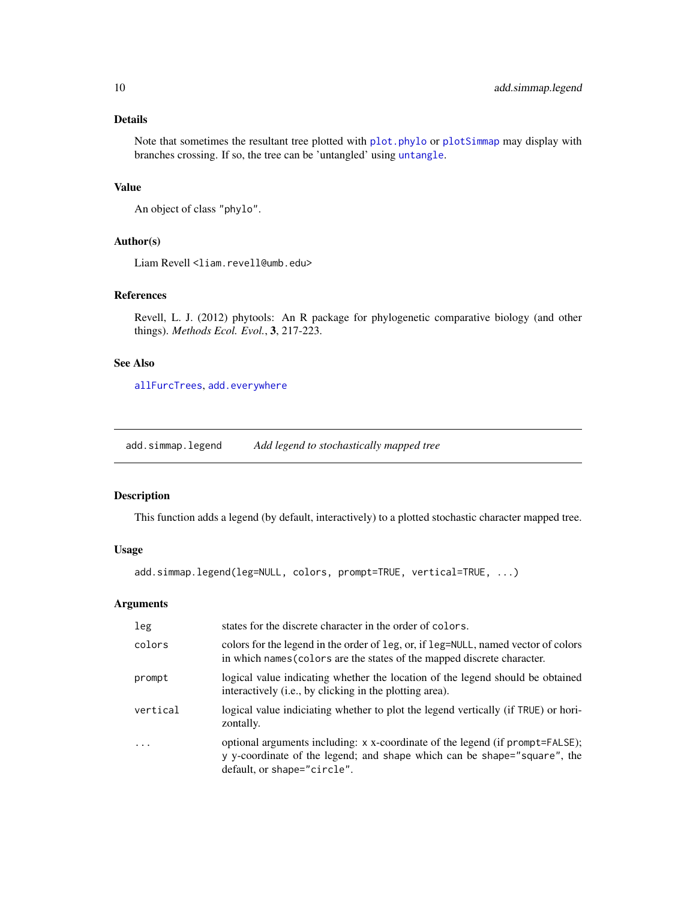### Details

Note that sometimes the resultant tree plotted with `plot.phylo` or `plotSimmap` may display with branches crossing. If so, the tree can be 'untangled' using `untangle`.

### Value

An object of class "phylo".

### Author(s)

Liam Revell <liam.revell@umb.edu>

### References

Revell, L. J. (2012) phytools: An R package for phylogenetic comparative biology (and other things). *Methods Ecol. Evol.*, **3**, 217-223.

### See Also

`allFurcTrees`, `add.everywhere`

---

## add.simmap.legend — *Add legend to stochastically mapped tree*

---

### Description

This function adds a legend (by default, interactively) to a plotted stochastic character mapped tree.

### Usage

```
add.simmap.legend(leg=NULL, colors, prompt=TRUE, vertical=TRUE, ...)
```

### Arguments

| | |
|---|---|
| `leg` | states for the discrete character in the order of `colors`. |
| `colors` | colors for the legend in the order of `leg`, or, if `leg=NULL`, named vector of colors in which `names(colors` are the states of the mapped discrete character. |
| `prompt` | logical value indicating whether the location of the legend should be obtained interactively (i.e., by clicking in the plotting area). |
| `vertical` | logical value indiciating whether to plot the legend vertically (if `TRUE`) or horizontally. |
| `...` | optional arguments including: `x` x-coordinate of the legend (if `prompt=FALSE`); `y` y-coordinate of the legend; and `shape` which can be `shape="square"`, the default, or `shape="circle"`. |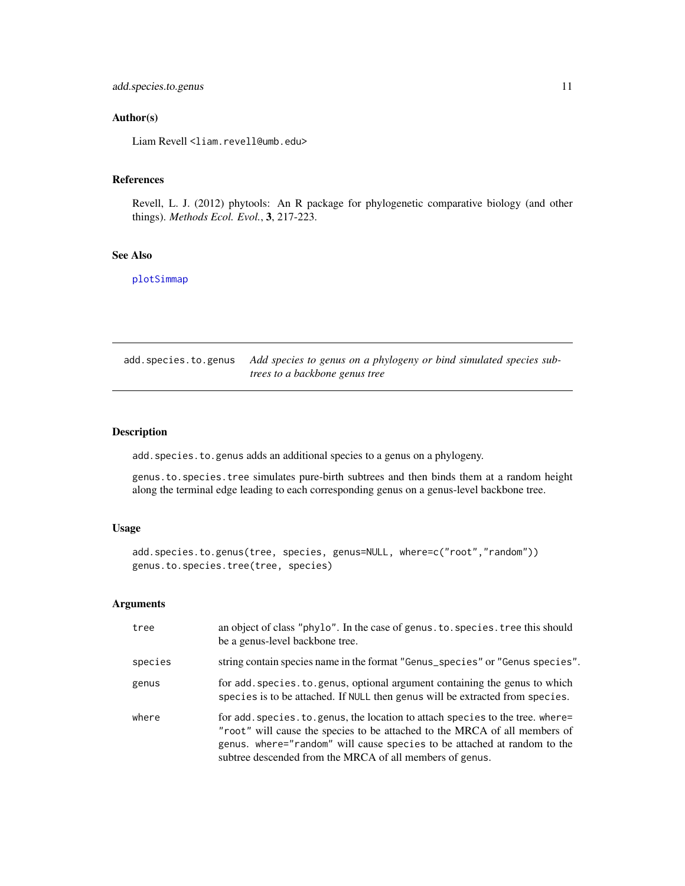### Author(s)

Liam Revell <liam.revell@umb.edu>

### References

Revell, L. J. (2012) phytools: An R package for phylogenetic comparative biology (and other things). *Methods Ecol. Evol.*, **3**, 217-223.

### See Also

plotSimmap

---

## add.species.to.genus — *Add species to genus on a phylogeny or bind simulated species subtrees to a backbone genus tree*

---

### Description

add.species.to.genus adds an additional species to a genus on a phylogeny.

genus.to.species.tree simulates pure-birth subtrees and then binds them at a random height along the terminal edge leading to each corresponding genus on a genus-level backbone tree.

### Usage

```
add.species.to.genus(tree, species, genus=NULL, where=c("root","random"))
genus.to.species.tree(tree, species)
```

### Arguments

| | |
|---|---|
| tree | an object of class "phylo". In the case of genus.to.species.tree this should be a genus-level backbone tree. |
| species | string contain species name in the format "Genus_species" or "Genus species". |
| genus | for add.species.to.genus, optional argument containing the genus to which species is to be attached. If NULL then genus will be extracted from species. |
| where | for add.species.to.genus, the location to attach species to the tree. where="root" will cause the species to be attached to the MRCA of all members of genus. where="random" will cause species to be attached at random to the subtree descended from the MRCA of all members of genus. |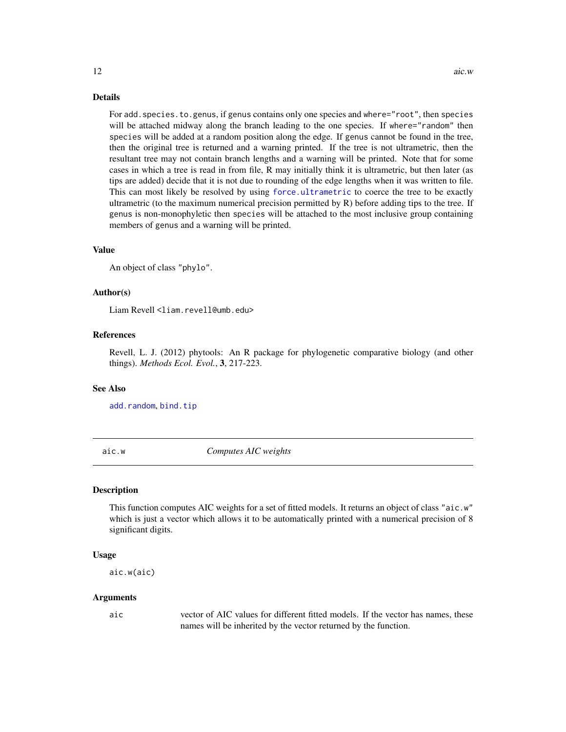## Details

For `add.species.to.genus`, if `genus` contains only one species and `where="root"`, then `species` will be attached midway along the branch leading to the one species. If `where="random"` then `species` will be added at a random position along the edge. If `genus` cannot be found in the tree, then the original tree is returned and a warning printed. If the tree is not ultrametric, then the resultant tree may not contain branch lengths and a warning will be printed. Note that for some cases in which a tree is read in from file, R may initially think it is ultrametric, but then later (as tips are added) decide that it is not due to rounding of the edge lengths when it was written to file. This can most likely be resolved by using `force.ultrametric` to coerce the tree to be exactly ultrametric (to the maximum numerical precision permitted by R) before adding tips to the tree. If `genus` is non-monophyletic then `species` will be attached to the most inclusive group containing members of `genus` and a warning will be printed.

## Value

An object of class `"phylo"`.

## Author(s)

Liam Revell <liam.revell@umb.edu>

## References

Revell, L. J. (2012) phytools: An R package for phylogenetic comparative biology (and other things). *Methods Ecol. Evol.*, **3**, 217-223.

## See Also

`add.random`, `bind.tip`

---

# aic.w — *Computes AIC weights*

## Description

This function computes AIC weights for a set of fitted models. It returns an object of class `"aic.w"` which is just a vector which allows it to be automatically printed with a numerical precision of 8 significant digits.

## Usage

```
aic.w(aic)
```

## Arguments

| | |
|---|---|
| `aic` | vector of AIC values for different fitted models. If the vector has names, these names will be inherited by the vector returned by the function. |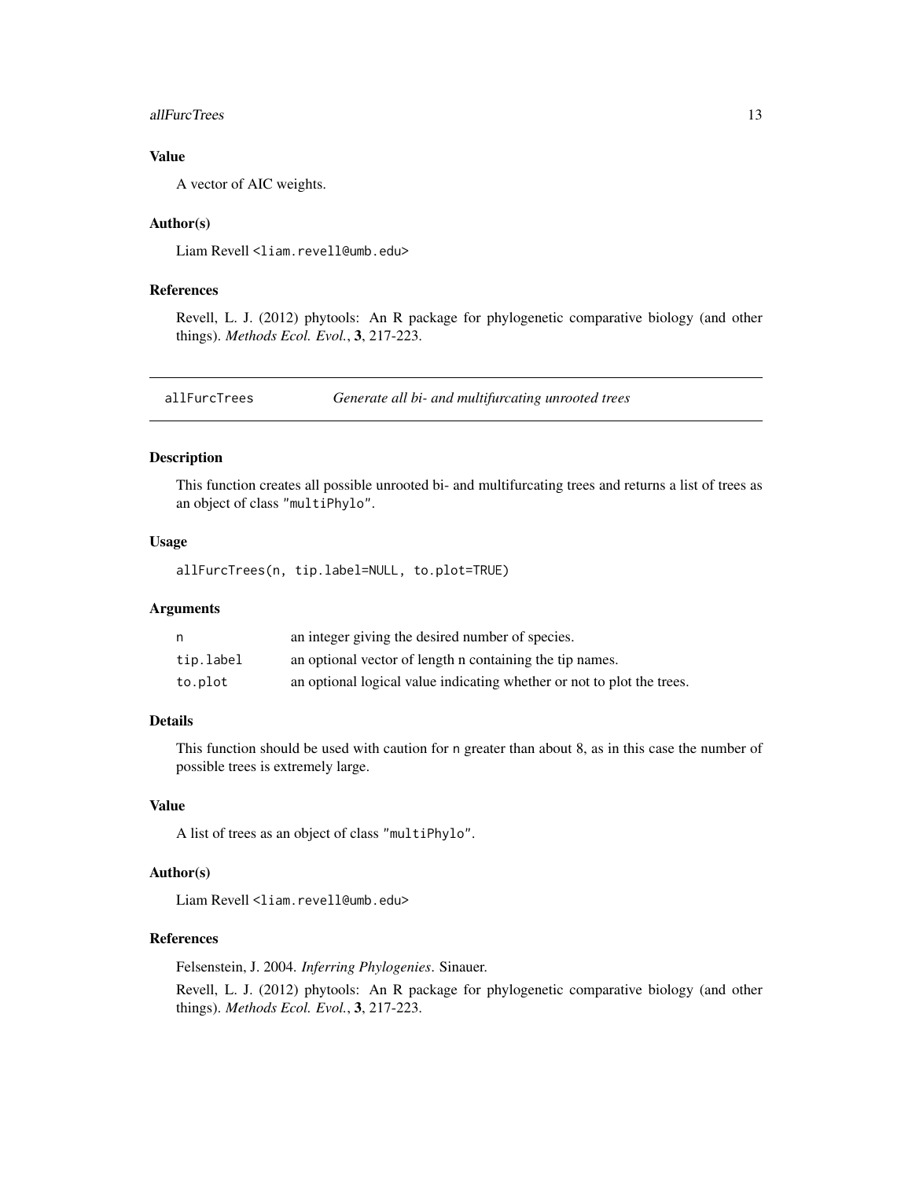### Value

A vector of AIC weights.

### Author(s)

Liam Revell <liam.revell@umb.edu>

### References

Revell, L. J. (2012) phytools: An R package for phylogenetic comparative biology (and other things). *Methods Ecol. Evol.*, **3**, 217-223.

---

## allFurcTrees — *Generate all bi- and multifurcating unrooted trees*

---

### Description

This function creates all possible unrooted bi- and multifurcating trees and returns a list of trees as an object of class "multiPhylo".

### Usage

```
allFurcTrees(n, tip.label=NULL, to.plot=TRUE)
```

### Arguments

| | |
|---|---|
| n | an integer giving the desired number of species. |
| tip.label | an optional vector of length n containing the tip names. |
| to.plot | an optional logical value indicating whether or not to plot the trees. |

### Details

This function should be used with caution for n greater than about 8, as in this case the number of possible trees is extremely large.

### Value

A list of trees as an object of class "multiPhylo".

### Author(s)

Liam Revell <liam.revell@umb.edu>

### References

Felsenstein, J. 2004. *Inferring Phylogenies*. Sinauer.

Revell, L. J. (2012) phytools: An R package for phylogenetic comparative biology (and other things). *Methods Ecol. Evol.*, **3**, 217-223.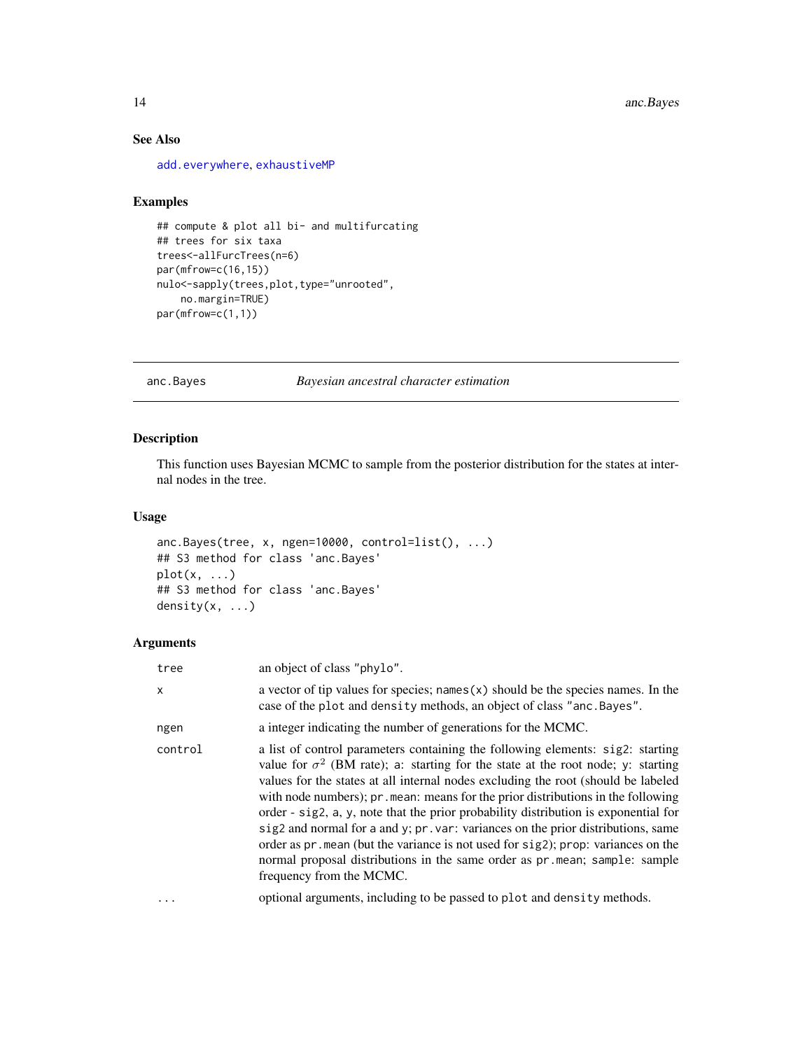## See Also

add.everywhere, exhaustiveMP

## Examples

```
## compute & plot all bi- and multifurcating
## trees for six taxa
trees<-allFurcTrees(n=6)
par(mfrow=c(16,15))
nulo<-sapply(trees,plot,type="unrooted",
    no.margin=TRUE)
par(mfrow=c(1,1))
```

---

# anc.Bayes — *Bayesian ancestral character estimation*

## Description

This function uses Bayesian MCMC to sample from the posterior distribution for the states at internal nodes in the tree.

## Usage

```
anc.Bayes(tree, x, ngen=10000, control=list(), ...)
## S3 method for class 'anc.Bayes'
plot(x, ...)
## S3 method for class 'anc.Bayes'
density(x, ...)
```

## Arguments

| | |
|---|---|
| tree | an object of class "phylo". |
| x | a vector of tip values for species; names(x) should be the species names. In the case of the plot and density methods, an object of class "anc.Bayes". |
| ngen | a integer indicating the number of generations for the MCMC. |
| control | a list of control parameters containing the following elements: sig2: starting value for $\sigma^2$ (BM rate); a: starting for the state at the root node; y: starting values for the states at all internal nodes excluding the root (should be labeled with node numbers); pr.mean: means for the prior distributions in the following order - sig2, a, y, note that the prior probability distribution is exponential for sig2 and normal for a and y; pr.var: variances on the prior distributions, same order as pr.mean (but the variance is not used for sig2); prop: variances on the normal proposal distributions in the same order as pr.mean; sample: sample frequency from the MCMC. |
| ... | optional arguments, including to be passed to plot and density methods. |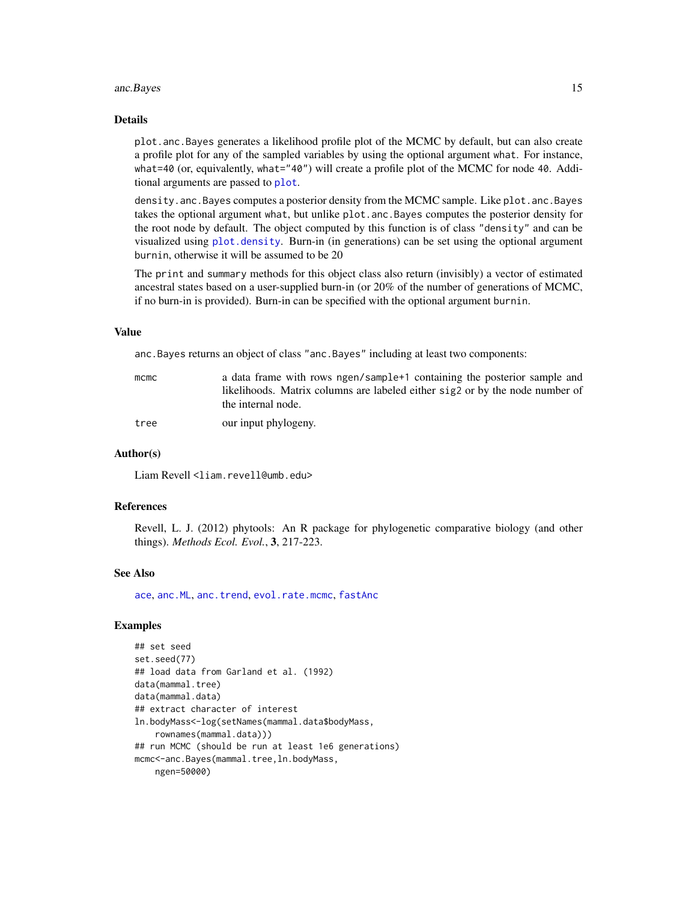### Details

`plot.anc.Bayes` generates a likelihood profile plot of the MCMC by default, but can also create a profile plot for any of the sampled variables by using the optional argument `what`. For instance, `what=40` (or, equivalently, `what="40"`) will create a profile plot of the MCMC for node `40`. Additional arguments are passed to `plot`.

`density.anc.Bayes` computes a posterior density from the MCMC sample. Like `plot.anc.Bayes` takes the optional argument `what`, but unlike `plot.anc.Bayes` computes the posterior density for the root node by default. The object computed by this function is of class `"density"` and can be visualized using `plot.density`. Burn-in (in generations) can be set using the optional argument `burnin`, otherwise it will be assumed to be 20

The `print` and `summary` methods for this object class also return (invisibly) a vector of estimated ancestral states based on a user-supplied burn-in (or 20% of the number of generations of MCMC, if no burn-in is provided). Burn-in can be specified with the optional argument `burnin`.

### Value

`anc.Bayes` returns an object of class `"anc.Bayes"` including at least two components:

| | |
|---|---|
| `mcmc` | a data frame with rows `ngen/sample+1` containing the posterior sample and likelihoods. Matrix columns are labeled either `sig2` or by the node number of the internal node. |
| `tree` | our input phylogeny. |

### Author(s)

Liam Revell <liam.revell@umb.edu>

### References

Revell, L. J. (2012) phytools: An R package for phylogenetic comparative biology (and other things). *Methods Ecol. Evol.*, **3**, 217-223.

### See Also

`ace`, `anc.ML`, `anc.trend`, `evol.rate.mcmc`, `fastAnc`

### Examples

```
## set seed
set.seed(77)
## load data from Garland et al. (1992)
data(mammal.tree)
data(mammal.data)
## extract character of interest
ln.bodyMass<-log(setNames(mammal.data$bodyMass,
    rownames(mammal.data)))
## run MCMC (should be run at least 1e6 generations)
mcmc<-anc.Bayes(mammal.tree,ln.bodyMass,
    ngen=50000)
```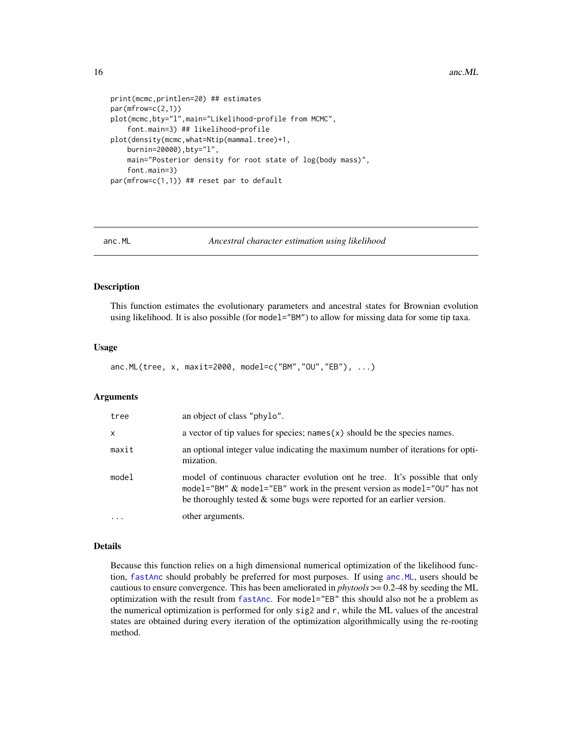```
print(mcmc,printlen=20) ## estimates
par(mfrow=c(2,1))
plot(mcmc,bty="l",main="Likelihood-profile from MCMC",
    font.main=3) ## likelihood-profile
plot(density(mcmc,what=Ntip(mammal.tree)+1,
    burnin=20000),bty="l",
    main="Posterior density for root state of log(body mass)",
    font.main=3)
par(mfrow=c(1,1)) ## reset par to default
```

---

## anc.ML — *Ancestral character estimation using likelihood*

### Description

This function estimates the evolutionary parameters and ancestral states for Brownian evolution using likelihood. It is also possible (for `model="BM"`) to allow for missing data for some tip taxa.

### Usage

```
anc.ML(tree, x, maxit=2000, model=c("BM","OU","EB"), ...)
```

### Arguments

| | |
|---|---|
| `tree` | an object of class `"phylo"`. |
| `x` | a vector of tip values for species; `names(x)` should be the species names. |
| `maxit` | an optional integer value indicating the maximum number of iterations for optimization. |
| `model` | model of continuous character evolution ont he tree. It's possible that only `model="BM"` & `model="EB"` work in the present version as `model="OU"` has not be thoroughly tested & some bugs were reported for an earlier version. |
| `...` | other arguments. |

### Details

Because this function relies on a high dimensional numerical optimization of the likelihood function, `fastAnc` should probably be preferred for most purposes. If using `anc.ML`, users should be cautious to ensure convergence. This has been ameliorated in *phytools* >= 0.2-48 by seeding the ML optimization with the result from `fastAnc`. For `model="EB"` this should also not be a problem as the numerical optimization is performed for only `sig2` and `r`, while the ML values of the ancestral states are obtained during every iteration of the optimization algorithmically using the re-rooting method.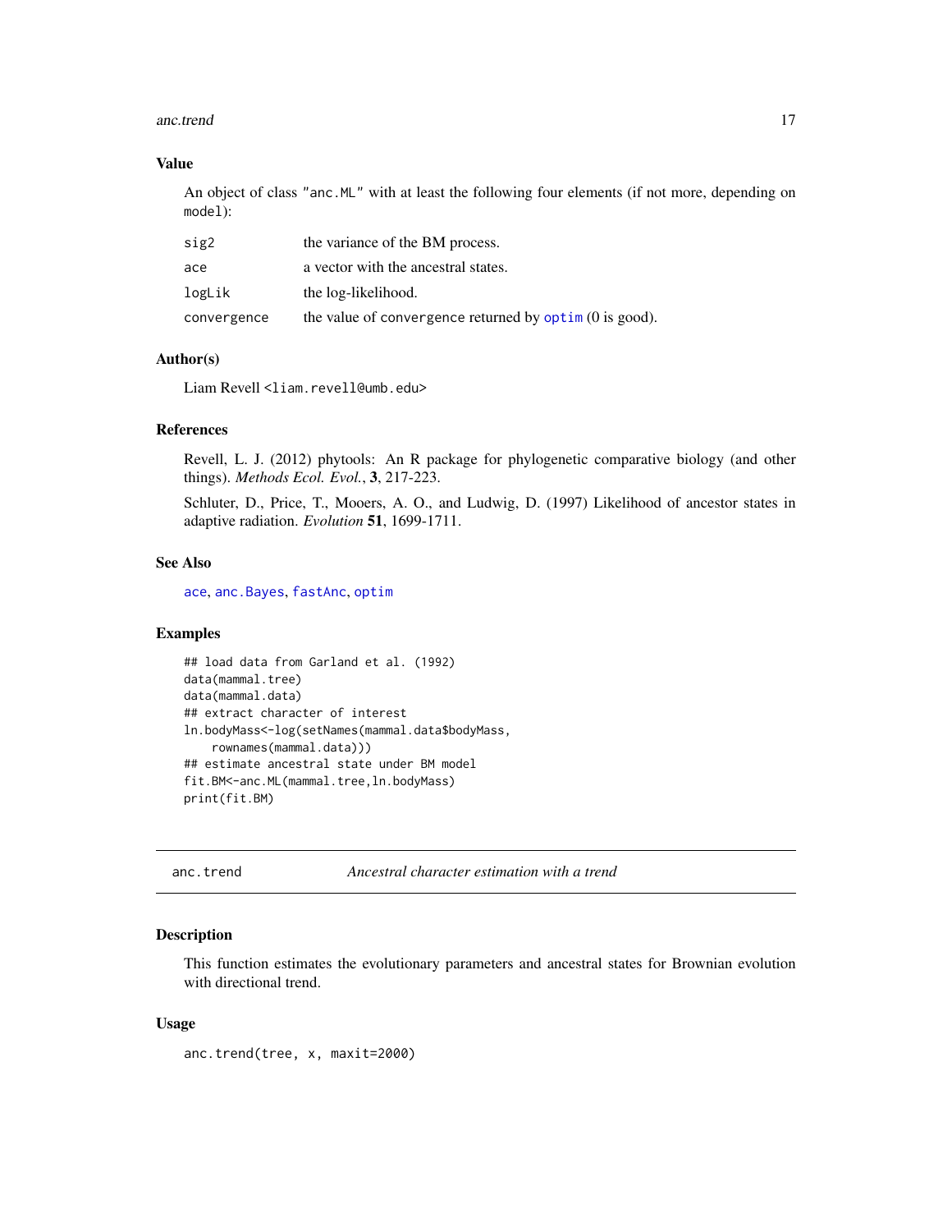## Value

An object of class "anc.ML" with at least the following four elements (if not more, depending on model):

| | |
|---|---|
| sig2 | the variance of the BM process. |
| ace | a vector with the ancestral states. |
| logLik | the log-likelihood. |
| convergence | the value of convergence returned by optim (0 is good). |

## Author(s)

Liam Revell <liam.revell@umb.edu>

## References

Revell, L. J. (2012) phytools: An R package for phylogenetic comparative biology (and other things). *Methods Ecol. Evol.*, **3**, 217-223.

Schluter, D., Price, T., Mooers, A. O., and Ludwig, D. (1997) Likelihood of ancestor states in adaptive radiation. *Evolution* **51**, 1699-1711.

## See Also

ace, anc.Bayes, fastAnc, optim

## Examples

```
## load data from Garland et al. (1992)
data(mammal.tree)
data(mammal.data)
## extract character of interest
ln.bodyMass<-log(setNames(mammal.data$bodyMass,
    rownames(mammal.data)))
## estimate ancestral state under BM model
fit.BM<-anc.ML(mammal.tree,ln.bodyMass)
print(fit.BM)
```

---

# anc.trend — *Ancestral character estimation with a trend*

## Description

This function estimates the evolutionary parameters and ancestral states for Brownian evolution with directional trend.

## Usage

```
anc.trend(tree, x, maxit=2000)
```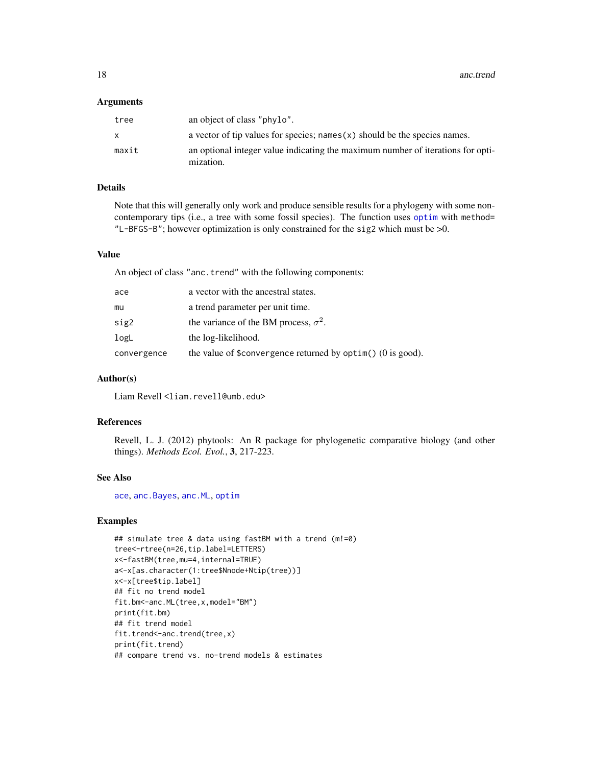### Arguments

| | |
|---|---|
| `tree` | an object of class "phylo". |
| `x` | a vector of tip values for species; `names(x)` should be the species names. |
| `maxit` | an optional integer value indicating the maximum number of iterations for optimization. |

### Details

Note that this will generally only work and produce sensible results for a phylogeny with some non-contemporary tips (i.e., a tree with some fossil species). The function uses `optim` with `method= "L-BFGS-B"`; however optimization is only constrained for the `sig2` which must be >0.

### Value

An object of class "anc.trend" with the following components:

| | |
|---|---|
| `ace` | a vector with the ancestral states. |
| `mu` | a trend parameter per unit time. |
| `sig2` | the variance of the BM process, $\sigma^2$. |
| `logL` | the log-likelihood. |
| `convergence` | the value of `$convergence` returned by `optim()` (0 is good). |

### Author(s)

Liam Revell <liam.revell@umb.edu>

### References

Revell, L. J. (2012) phytools: An R package for phylogenetic comparative biology (and other things). *Methods Ecol. Evol.*, **3**, 217-223.

### See Also

`ace`, `anc.Bayes`, `anc.ML`, `optim`

### Examples

```
## simulate tree & data using fastBM with a trend (m!=0)
tree<-rtree(n=26,tip.label=LETTERS)
x<-fastBM(tree,mu=4,internal=TRUE)
a<-x[as.character(1:tree$Nnode+Ntip(tree))]
x<-x[tree$tip.label]
## fit no trend model
fit.bm<-anc.ML(tree,x,model="BM")
print(fit.bm)
## fit trend model
fit.trend<-anc.trend(tree,x)
print(fit.trend)
## compare trend vs. no-trend models & estimates
```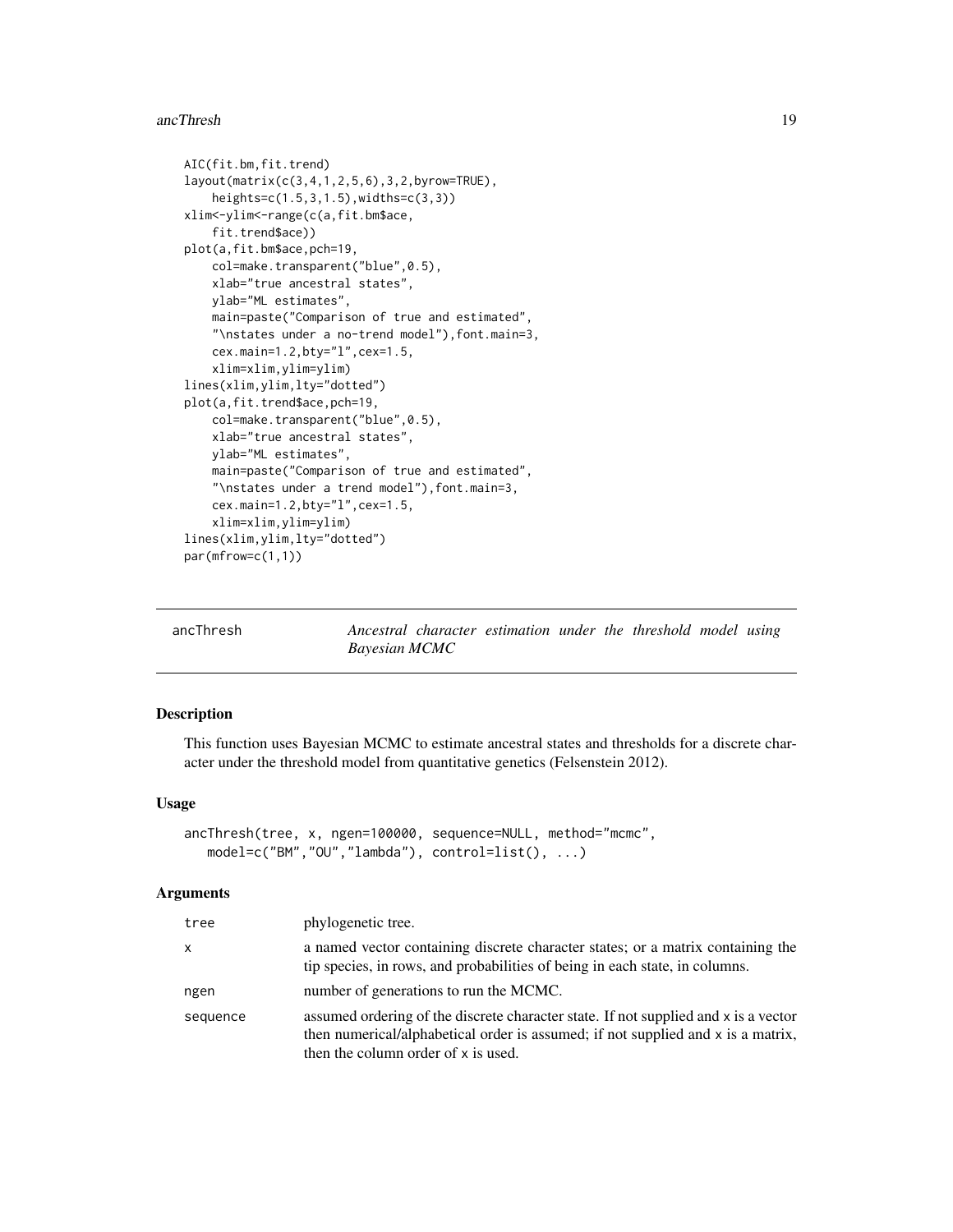```
AIC(fit.bm,fit.trend)
layout(matrix(c(3,4,1,2,5,6),3,2,byrow=TRUE),
    heights=c(1.5,3,1.5),widths=c(3,3))
xlim<-ylim<-range(c(a,fit.bm$ace,
    fit.trend$ace))
plot(a,fit.bm$ace,pch=19,
    col=make.transparent("blue",0.5),
    xlab="true ancestral states",
    ylab="ML estimates",
    main=paste("Comparison of true and estimated",
    "\nstates under a no-trend model"),font.main=3,
    cex.main=1.2,bty="l",cex=1.5,
    xlim=xlim,ylim=ylim)
lines(xlim,ylim,lty="dotted")
plot(a,fit.trend$ace,pch=19,
    col=make.transparent("blue",0.5),
    xlab="true ancestral states",
    ylab="ML estimates",
    main=paste("Comparison of true and estimated",
    "\nstates under a trend model"),font.main=3,
    cex.main=1.2,bty="l",cex=1.5,
    xlim=xlim,ylim=ylim)
lines(xlim,ylim,lty="dotted")
par(mfrow=c(1,1))
```

---

## ancThresh — *Ancestral character estimation under the threshold model using Bayesian MCMC*

### Description

This function uses Bayesian MCMC to estimate ancestral states and thresholds for a discrete character under the threshold model from quantitative genetics (Felsenstein 2012).

### Usage

```
ancThresh(tree, x, ngen=100000, sequence=NULL, method="mcmc",
   model=c("BM","OU","lambda"), control=list(), ...)
```

### Arguments

| | |
|---|---|
| tree | phylogenetic tree. |
| x | a named vector containing discrete character states; or a matrix containing the tip species, in rows, and probabilities of being in each state, in columns. |
| ngen | number of generations to run the MCMC. |
| sequence | assumed ordering of the discrete character state. If not supplied and x is a vector then numerical/alphabetical order is assumed; if not supplied and x is a matrix, then the column order of x is used. |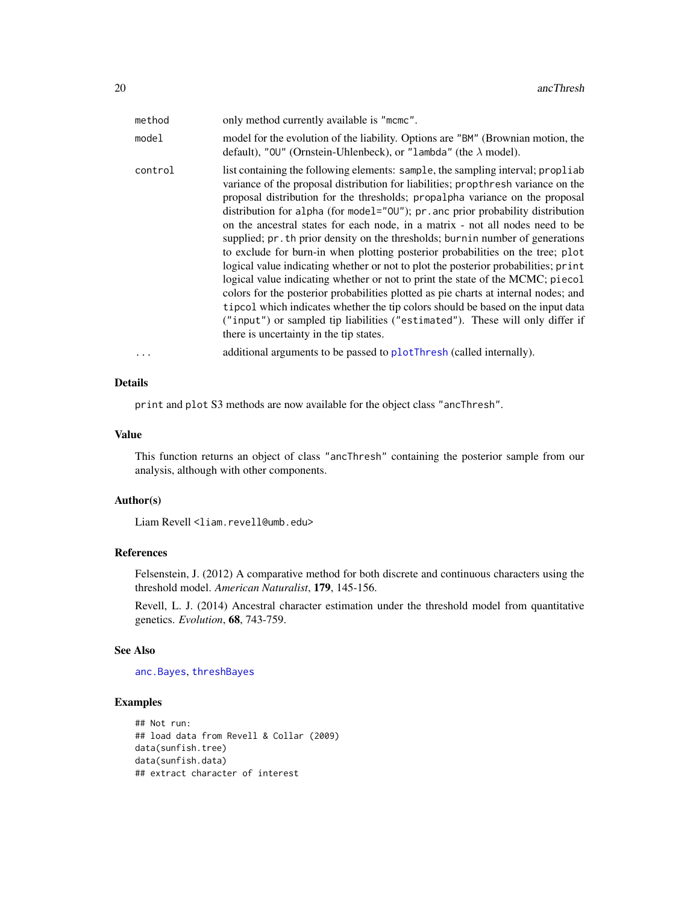| | |
|---|---|
| method | only method currently available is "mcmc". |
| model | model for the evolution of the liability. Options are "BM" (Brownian motion, the default), "OU" (Ornstein-Uhlenbeck), or "lambda" (the $\lambda$ model). |
| control | list containing the following elements: sample, the sampling interval; propliab variance of the proposal distribution for liabilities; propthresh variance on the proposal distribution for the thresholds; propalpha variance on the proposal distribution for alpha (for model="OU"); pr.anc prior probability distribution on the ancestral states for each node, in a matrix - not all nodes need to be supplied; pr.th prior density on the thresholds; burnin number of generations to exclude for burn-in when plotting posterior probabilities on the tree; plot logical value indicating whether or not to plot the posterior probabilities; print logical value indicating whether or not to print the state of the MCMC; piecol colors for the posterior probabilities plotted as pie charts at internal nodes; and tipcol which indicates whether the tip colors should be based on the input data ("input") or sampled tip liabilities ("estimated"). These will only differ if there is uncertainty in the tip states. |
| ... | additional arguments to be passed to plotThresh (called internally). |

## Details

print and plot S3 methods are now available for the object class "ancThresh".

## Value

This function returns an object of class "ancThresh" containing the posterior sample from our analysis, although with other components.

## Author(s)

Liam Revell <liam.revell@umb.edu>

## References

Felsenstein, J. (2012) A comparative method for both discrete and continuous characters using the threshold model. *American Naturalist*, **179**, 145-156.

Revell, L. J. (2014) Ancestral character estimation under the threshold model from quantitative genetics. *Evolution*, **68**, 743-759.

## See Also

anc.Bayes, threshBayes

## Examples

```
## Not run:
## load data from Revell & Collar (2009)
data(sunfish.tree)
data(sunfish.data)
## extract character of interest
```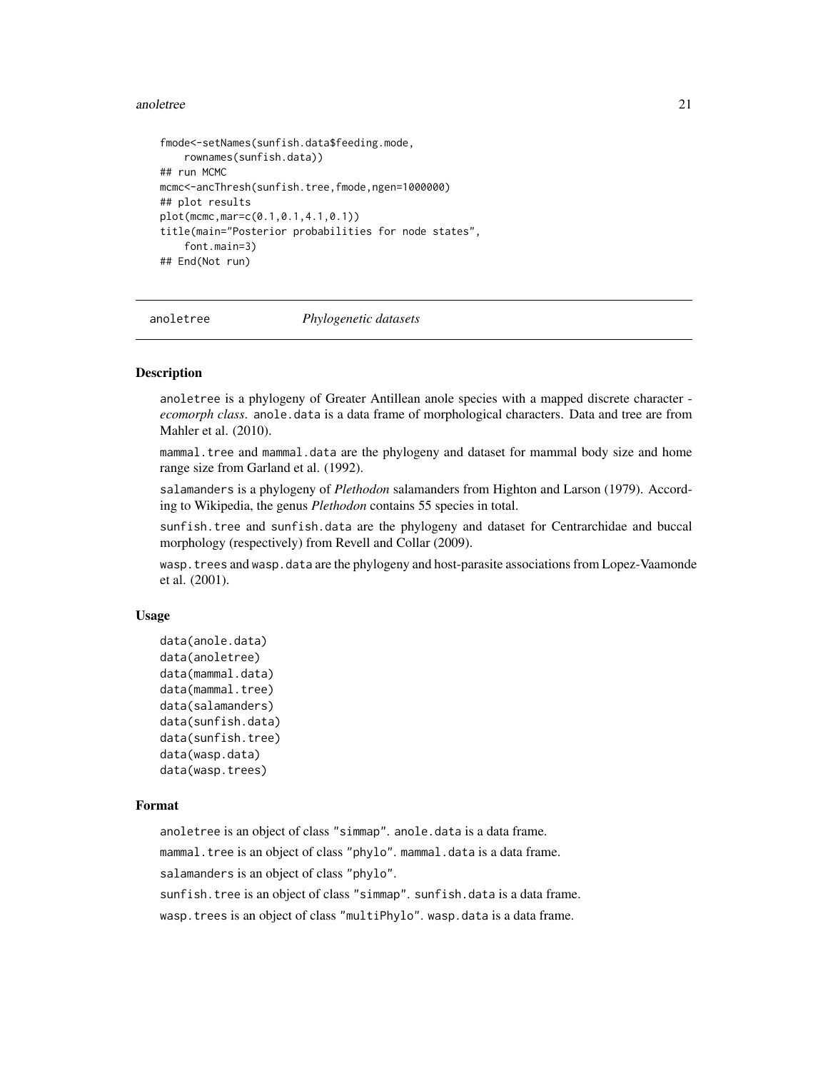```
fmode<-setNames(sunfish.data$feeding.mode,
    rownames(sunfish.data))
## run MCMC
mcmc<-ancThresh(sunfish.tree,fmode,ngen=1000000)
## plot results
plot(mcmc,mar=c(0.1,0.1,4.1,0.1))
title(main="Posterior probabilities for node states",
    font.main=3)
## End(Not run)
```

---

## anoletree — *Phylogenetic datasets*

### Description

anoletree is a phylogeny of Greater Antillean anole species with a mapped discrete character - *ecomorph class*. anole.data is a data frame of morphological characters. Data and tree are from Mahler et al. (2010).

mammal.tree and mammal.data are the phylogeny and dataset for mammal body size and home range size from Garland et al. (1992).

salamanders is a phylogeny of *Plethodon* salamanders from Highton and Larson (1979). According to Wikipedia, the genus *Plethodon* contains 55 species in total.

sunfish.tree and sunfish.data are the phylogeny and dataset for Centrarchidae and buccal morphology (respectively) from Revell and Collar (2009).

wasp.trees and wasp.data are the phylogeny and host-parasite associations from Lopez-Vaamonde et al. (2001).

### Usage

```
data(anole.data)
data(anoletree)
data(mammal.data)
data(mammal.tree)
data(salamanders)
data(sunfish.data)
data(sunfish.tree)
data(wasp.data)
data(wasp.trees)
```

### Format

anoletree is an object of class "simmap". anole.data is a data frame.

mammal.tree is an object of class "phylo". mammal.data is a data frame.

salamanders is an object of class "phylo".

sunfish.tree is an object of class "simmap". sunfish.data is a data frame.

wasp.trees is an object of class "multiPhylo". wasp.data is a data frame.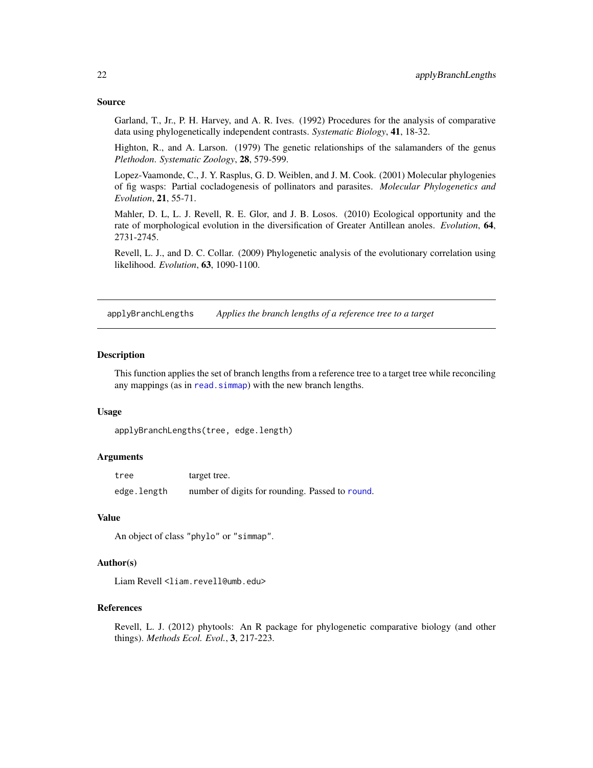### Source

Garland, T., Jr., P. H. Harvey, and A. R. Ives. (1992) Procedures for the analysis of comparative data using phylogenetically independent contrasts. *Systematic Biology*, **41**, 18-32.

Highton, R., and A. Larson. (1979) The genetic relationships of the salamanders of the genus *Plethodon*. *Systematic Zoology*, **28**, 579-599.

Lopez-Vaamonde, C., J. Y. Rasplus, G. D. Weiblen, and J. M. Cook. (2001) Molecular phylogenies of fig wasps: Partial cocladogenesis of pollinators and parasites. *Molecular Phylogenetics and Evolution*, **21**, 55-71.

Mahler, D. L, L. J. Revell, R. E. Glor, and J. B. Losos. (2010) Ecological opportunity and the rate of morphological evolution in the diversification of Greater Antillean anoles. *Evolution*, **64**, 2731-2745.

Revell, L. J., and D. C. Collar. (2009) Phylogenetic analysis of the evolutionary correlation using likelihood. *Evolution*, **63**, 1090-1100.

---

## applyBranchLengths    *Applies the branch lengths of a reference tree to a target*

---

### Description

This function applies the set of branch lengths from a reference tree to a target tree while reconciling any mappings (as in read.simmap) with the new branch lengths.

### Usage

```
applyBranchLengths(tree, edge.length)
```

### Arguments

| | |
|---|---|
| tree | target tree. |
| edge.length | number of digits for rounding. Passed to round. |

### Value

An object of class "phylo" or "simmap".

### Author(s)

Liam Revell <liam.revell@umb.edu>

### References

Revell, L. J. (2012) phytools: An R package for phylogenetic comparative biology (and other things). *Methods Ecol. Evol.*, **3**, 217-223.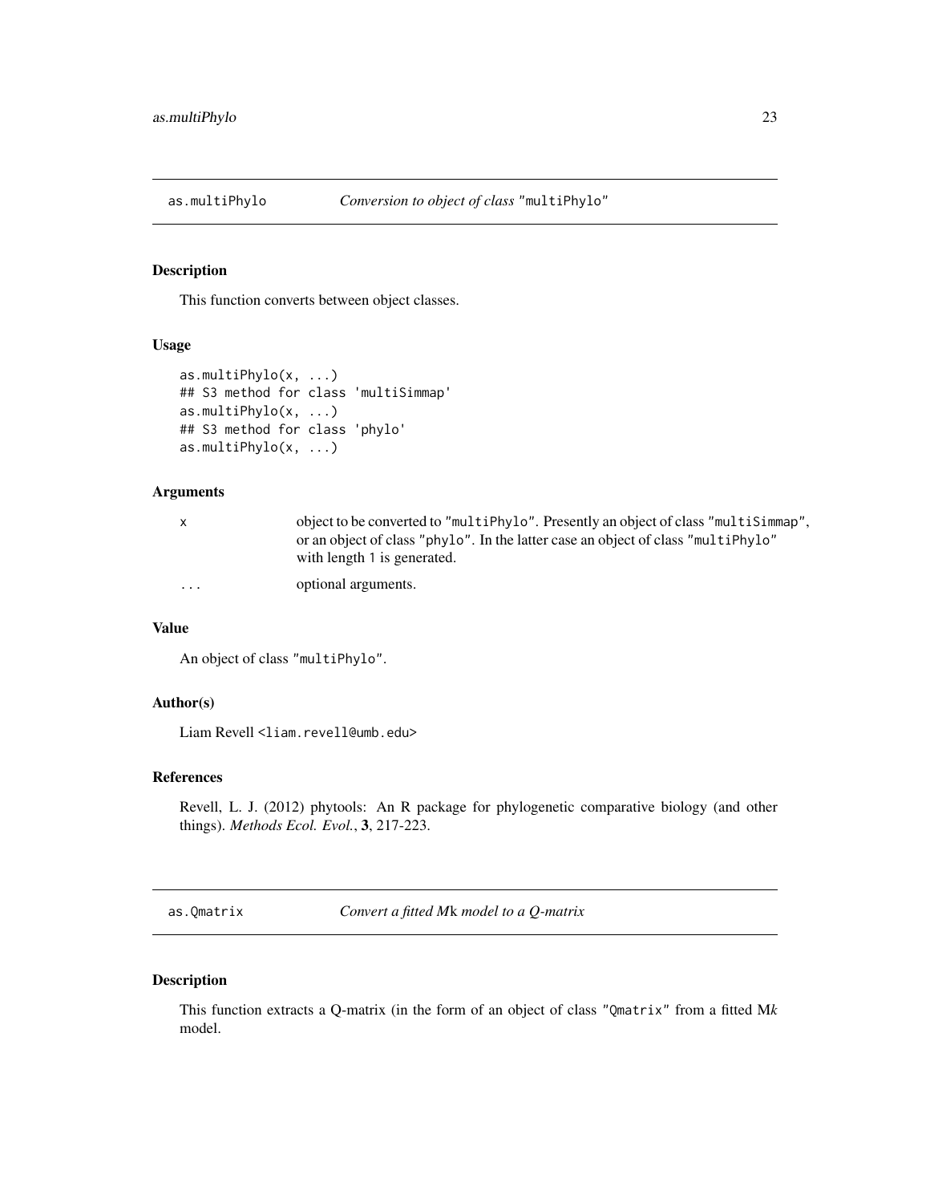## as.multiPhylo *Conversion to object of class* "multiPhylo"

### Description

This function converts between object classes.

### Usage

```
as.multiPhylo(x, ...)
## S3 method for class 'multiSimmap'
as.multiPhylo(x, ...)
## S3 method for class 'phylo'
as.multiPhylo(x, ...)
```

### Arguments

| | |
|---|---|
| x | object to be converted to "multiPhylo". Presently an object of class "multiSimmap", or an object of class "phylo". In the latter case an object of class "multiPhylo" with length 1 is generated. |
| ... | optional arguments. |

### Value

An object of class "multiPhylo".

### Author(s)

Liam Revell <liam.revell@umb.edu>

### References

Revell, L. J. (2012) phytools: An R package for phylogenetic comparative biology (and other things). *Methods Ecol. Evol.*, **3**, 217-223.

## as.Qmatrix *Convert a fitted M*k *model to a Q-matrix*

### Description

This function extracts a Q-matrix (in the form of an object of class "Qmatrix" from a fitted M*k* model.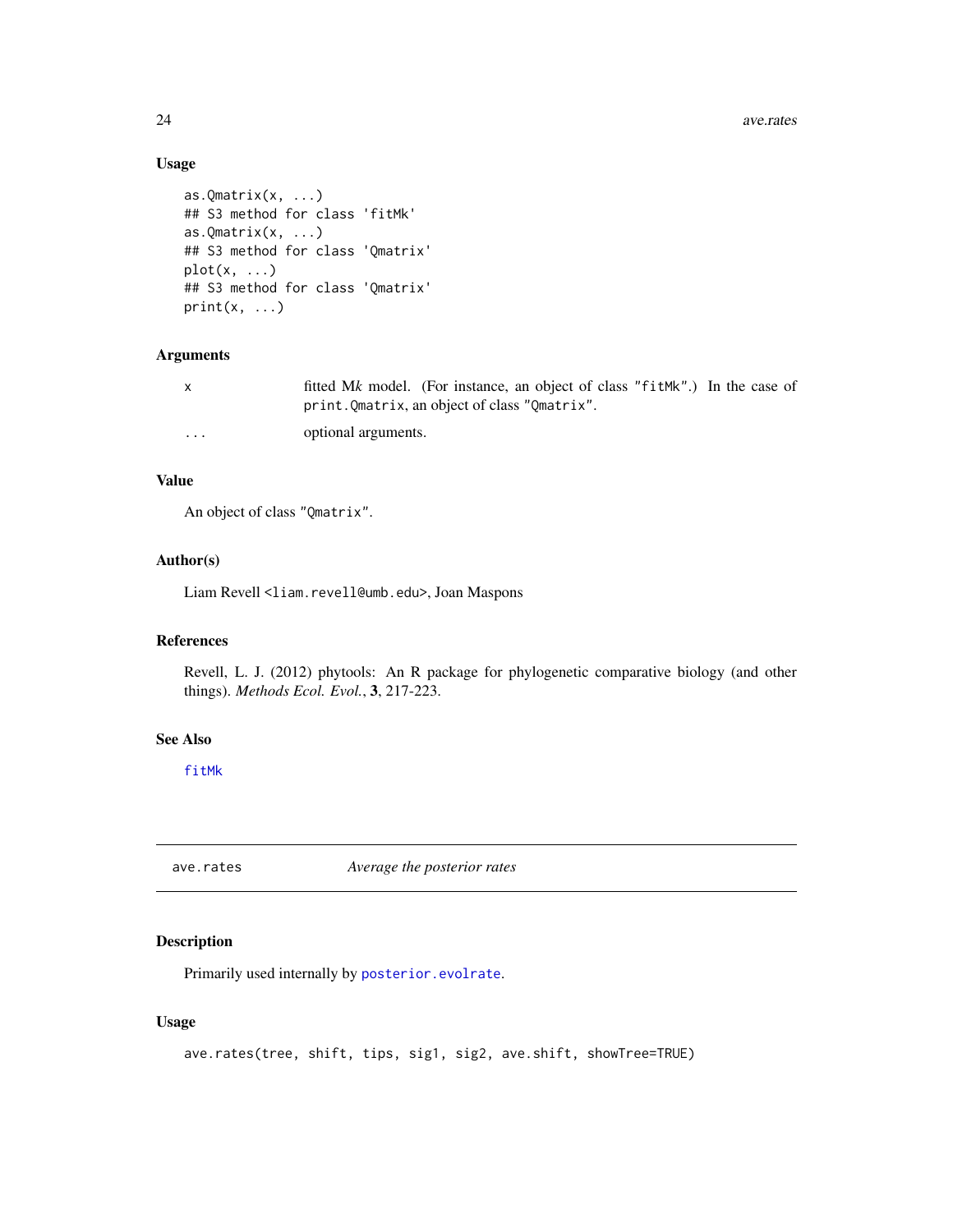### Usage

```
as.Qmatrix(x, ...)
## S3 method for class 'fitMk'
as.Qmatrix(x, ...)
## S3 method for class 'Qmatrix'
plot(x, ...)
## S3 method for class 'Qmatrix'
print(x, ...)
```

### Arguments

| | |
|---|---|
| x | fitted M*k* model. (For instance, an object of class "fitMk".) In the case of print.Qmatrix, an object of class "Qmatrix". |
| ... | optional arguments. |

### Value

An object of class "Qmatrix".

### Author(s)

Liam Revell <liam.revell@umb.edu>, Joan Maspons

### References

Revell, L. J. (2012) phytools: An R package for phylogenetic comparative biology (and other things). *Methods Ecol. Evol.*, **3**, 217-223.

### See Also

fitMk

---

## ave.rates *Average the posterior rates*

---

### Description

Primarily used internally by posterior.evolrate.

### Usage

```
ave.rates(tree, shift, tips, sig1, sig2, ave.shift, showTree=TRUE)
```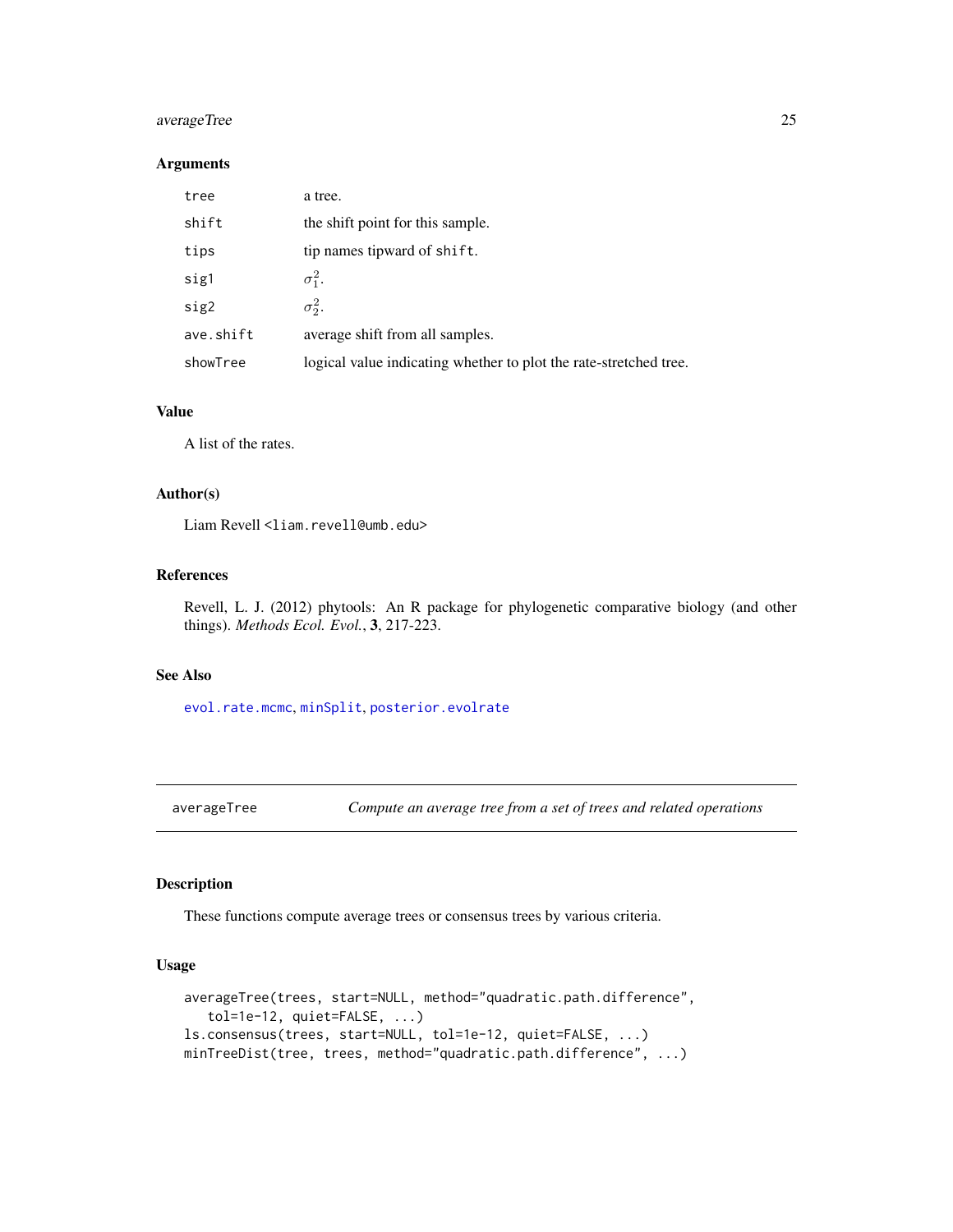### Arguments

| | |
|---|---|
| `tree` | a tree. |
| `shift` | the shift point for this sample. |
| `tips` | tip names tipward of `shift`. |
| `sig1` | $\sigma_1^2$. |
| `sig2` | $\sigma_2^2$. |
| `ave.shift` | average shift from all samples. |
| `showTree` | logical value indicating whether to plot the rate-stretched tree. |

### Value

A list of the rates.

### Author(s)

Liam Revell <liam.revell@umb.edu>

### References

Revell, L. J. (2012) phytools: An R package for phylogenetic comparative biology (and other things). *Methods Ecol. Evol.*, **3**, 217-223.

### See Also

`evol.rate.mcmc`, `minSplit`, `posterior.evolrate`

---

## averageTree — *Compute an average tree from a set of trees and related operations*

---

### Description

These functions compute average trees or consensus trees by various criteria.

### Usage

```
averageTree(trees, start=NULL, method="quadratic.path.difference",
   tol=1e-12, quiet=FALSE, ...)
ls.consensus(trees, start=NULL, tol=1e-12, quiet=FALSE, ...)
minTreeDist(tree, trees, method="quadratic.path.difference", ...)
```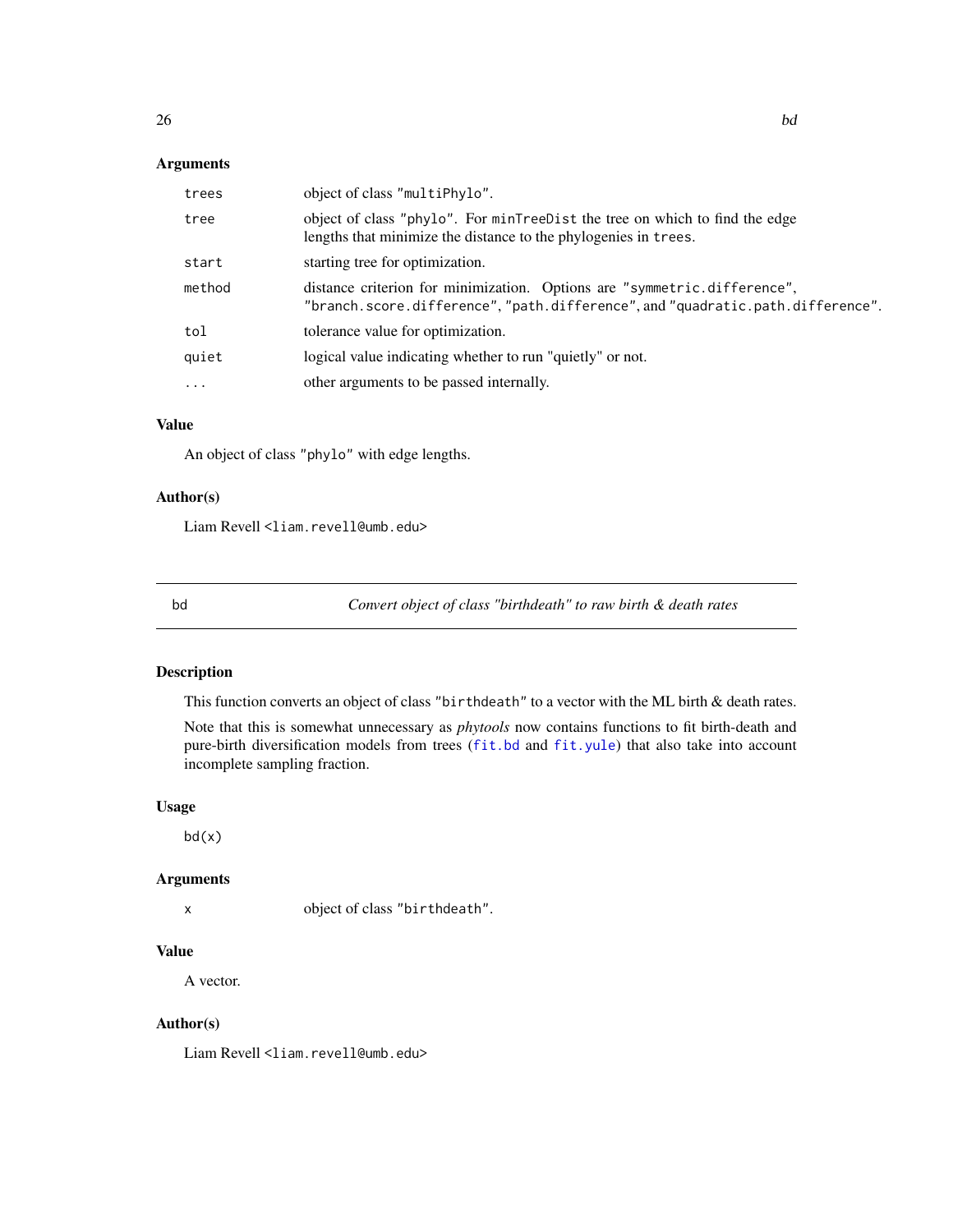### Arguments

| | |
|---|---|
| `trees` | object of class `"multiPhylo"`. |
| `tree` | object of class `"phylo"`. For `minTreeDist` the tree on which to find the edge lengths that minimize the distance to the phylogenies in `trees`. |
| `start` | starting tree for optimization. |
| `method` | distance criterion for minimization. Options are `"symmetric.difference"`, `"branch.score.difference"`, `"path.difference"`, and `"quadratic.path.difference"`. |
| `tol` | tolerance value for optimization. |
| `quiet` | logical value indicating whether to run "quietly" or not. |
| `...` | other arguments to be passed internally. |

### Value

An object of class `"phylo"` with edge lengths.

### Author(s)

Liam Revell <liam.revell@umb.edu>

---

## bd — *Convert object of class "birthdeath" to raw birth & death rates*

### Description

This function converts an object of class `"birthdeath"` to a vector with the ML birth & death rates.

Note that this is somewhat unnecessary as *phytools* now contains functions to fit birth-death and pure-birth diversification models from trees (`fit.bd` and `fit.yule`) that also take into account incomplete sampling fraction.

### Usage

```
bd(x)
```

### Arguments

| | |
|---|---|
| `x` | object of class `"birthdeath"`. |

### Value

A vector.

### Author(s)

Liam Revell <liam.revell@umb.edu>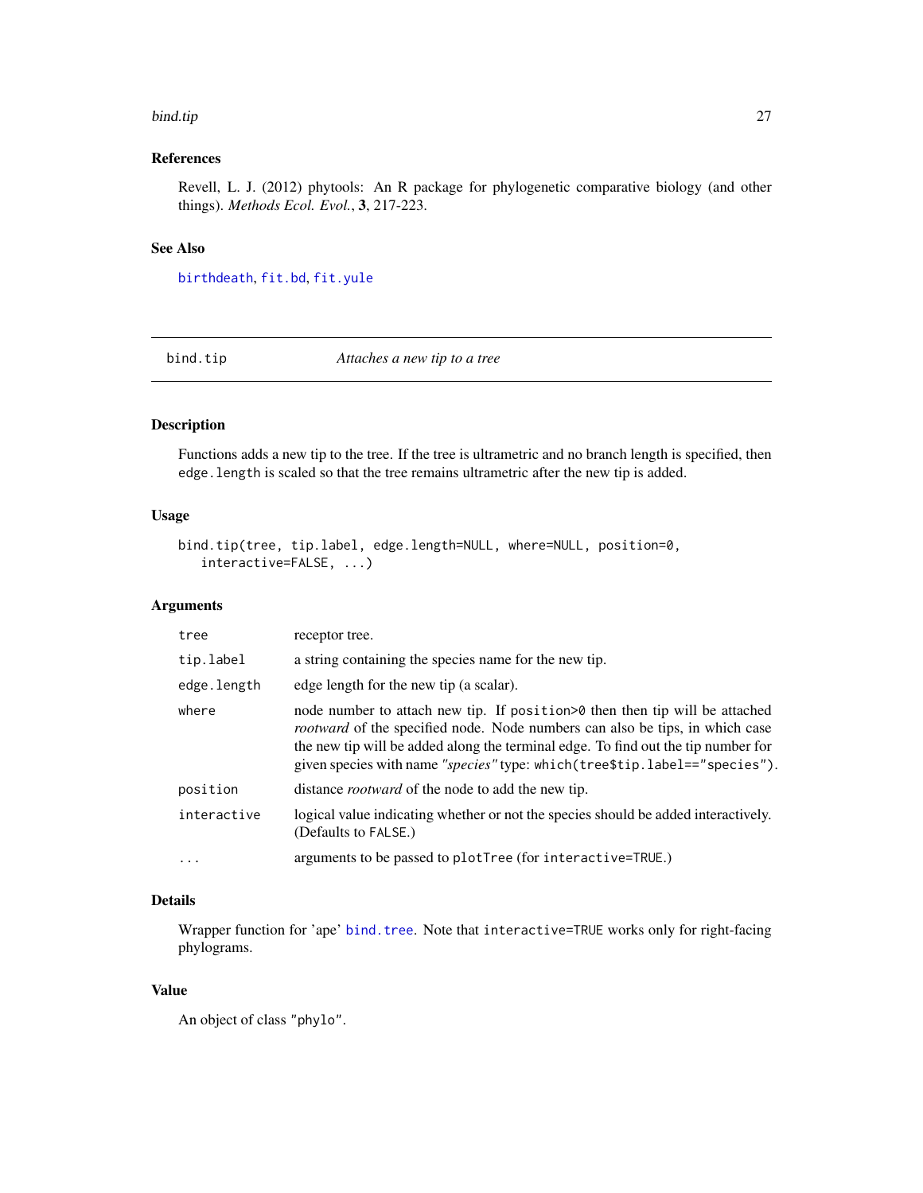## References

Revell, L. J. (2012) phytools: An R package for phylogenetic comparative biology (and other things). *Methods Ecol. Evol.*, **3**, 217-223.

## See Also

birthdeath, fit.bd, fit.yule

---

# bind.tip — *Attaches a new tip to a tree*

## Description

Functions adds a new tip to the tree. If the tree is ultrametric and no branch length is specified, then `edge.length` is scaled so that the tree remains ultrametric after the new tip is added.

## Usage

```
bind.tip(tree, tip.label, edge.length=NULL, where=NULL, position=0,
   interactive=FALSE, ...)
```

## Arguments

| | |
|---|---|
| `tree` | receptor tree. |
| `tip.label` | a string containing the species name for the new tip. |
| `edge.length` | edge length for the new tip (a scalar). |
| `where` | node number to attach new tip. If `position>0` then then tip will be attached *rootward* of the specified node. Node numbers can also be tips, in which case the new tip will be added along the terminal edge. To find out the tip number for given species with name *"species"* type: `which(tree$tip.label=="species")`. |
| `position` | distance *rootward* of the node to add the new tip. |
| `interactive` | logical value indicating whether or not the species should be added interactively. (Defaults to `FALSE`.) |
| `...` | arguments to be passed to `plotTree` (for `interactive=TRUE`.) |

## Details

Wrapper function for 'ape' bind.tree. Note that `interactive=TRUE` works only for right-facing phylograms.

## Value

An object of class `"phylo"`.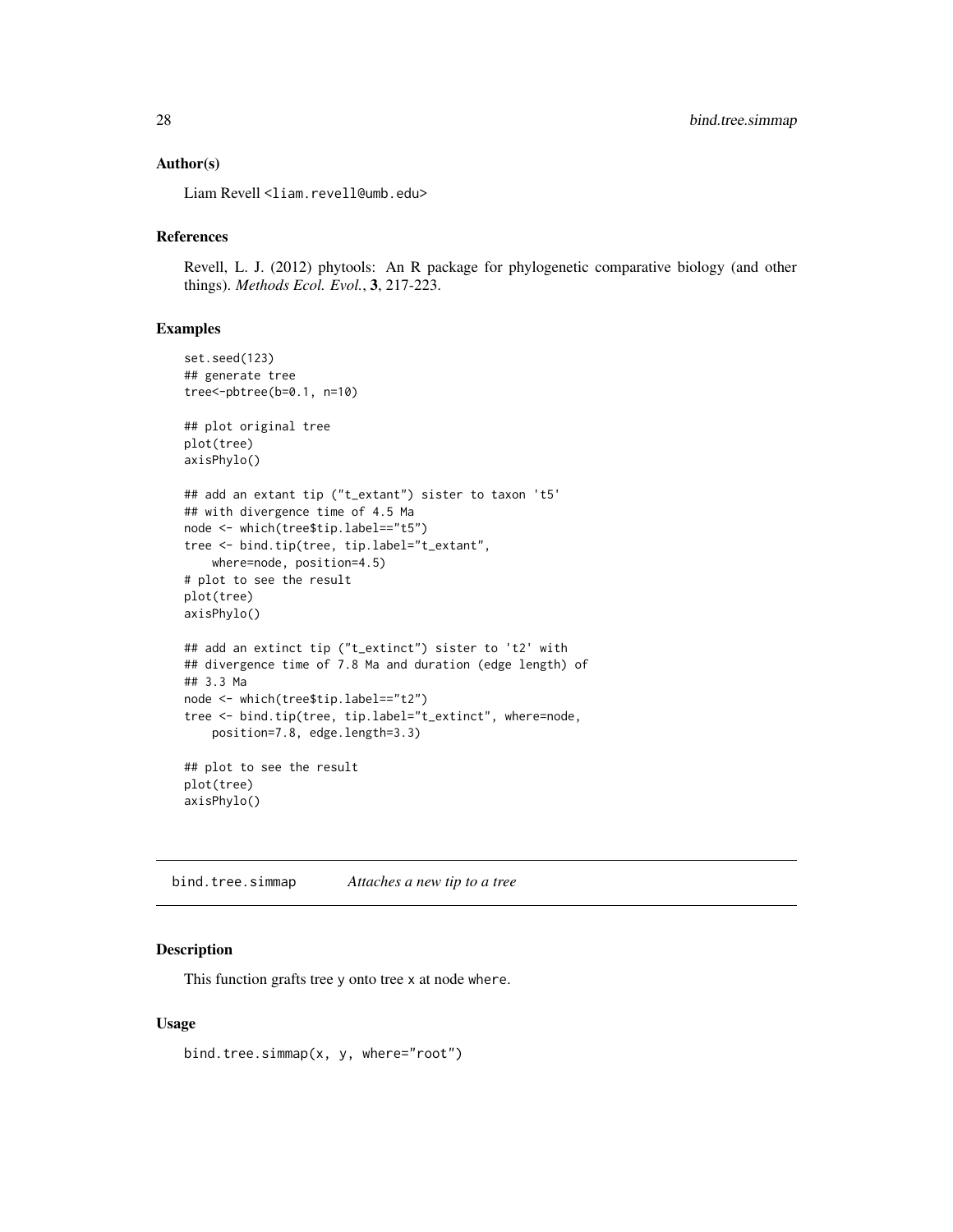### Author(s)

Liam Revell <liam.revell@umb.edu>

### References

Revell, L. J. (2012) phytools: An R package for phylogenetic comparative biology (and other things). *Methods Ecol. Evol.*, **3**, 217-223.

### Examples

```
set.seed(123)
## generate tree
tree<-pbtree(b=0.1, n=10)

## plot original tree
plot(tree)
axisPhylo()

## add an extant tip ("t_extant") sister to taxon 't5'
## with divergence time of 4.5 Ma
node <- which(tree$tip.label=="t5")
tree <- bind.tip(tree, tip.label="t_extant",
    where=node, position=4.5)
# plot to see the result
plot(tree)
axisPhylo()

## add an extinct tip ("t_extinct") sister to 't2' with
## divergence time of 7.8 Ma and duration (edge length) of
## 3.3 Ma
node <- which(tree$tip.label=="t2")
tree <- bind.tip(tree, tip.label="t_extinct", where=node,
    position=7.8, edge.length=3.3)

## plot to see the result
plot(tree)
axisPhylo()
```

---

## bind.tree.simmap *Attaches a new tip to a tree*

### Description

This function grafts tree y onto tree x at node where.

### Usage

```
bind.tree.simmap(x, y, where="root")
```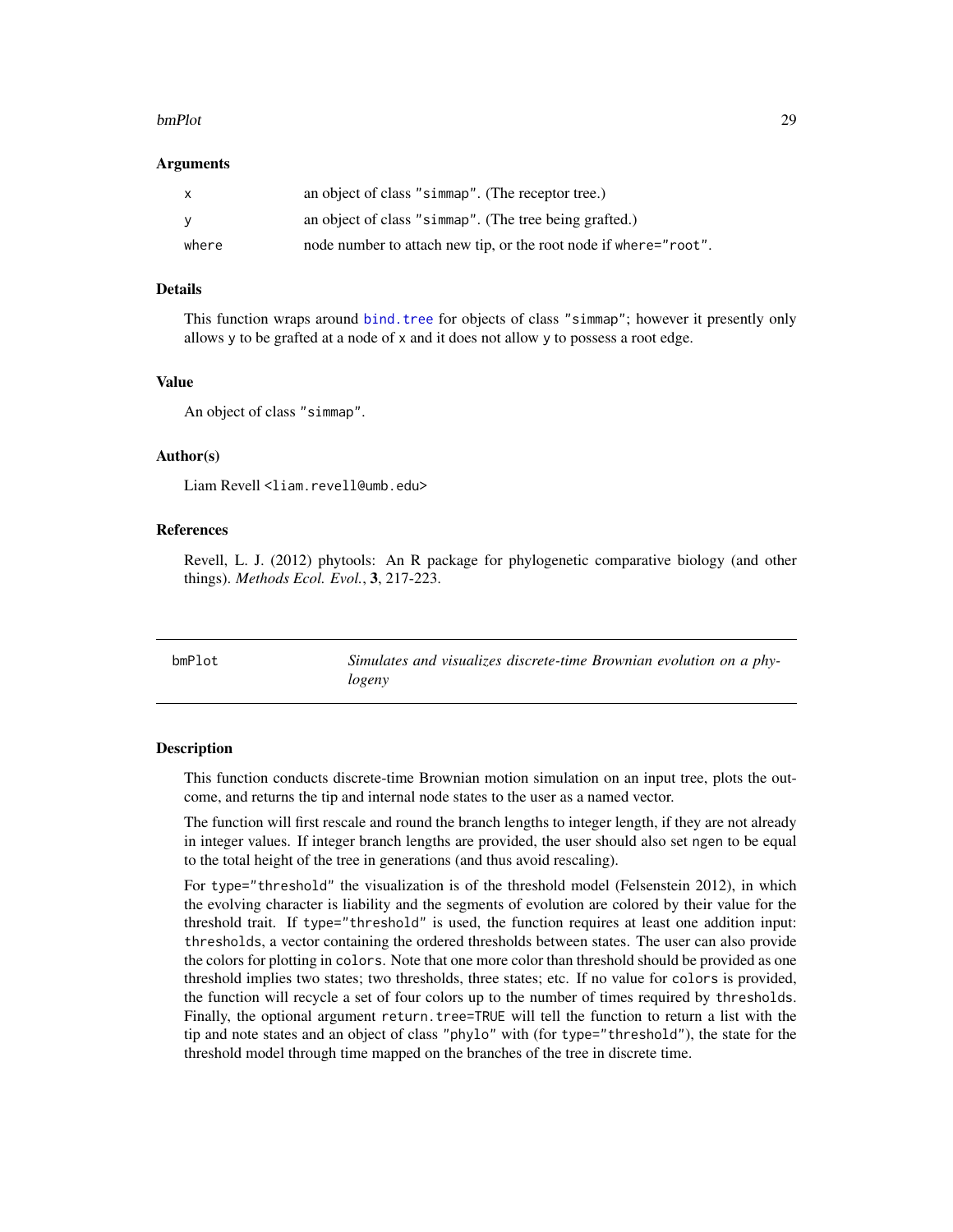### Arguments

| | |
|---|---|
| `x` | an object of class `"simmap"`. (The receptor tree.) |
| `y` | an object of class `"simmap"`. (The tree being grafted.) |
| `where` | node number to attach new tip, or the root node if `where="root"`. |

### Details

This function wraps around `bind.tree` for objects of class `"simmap"`; however it presently only allows `y` to be grafted at a node of `x` and it does not allow `y` to possess a root edge.

### Value

An object of class `"simmap"`.

### Author(s)

Liam Revell <liam.revell@umb.edu>

### References

Revell, L. J. (2012) phytools: An R package for phylogenetic comparative biology (and other things). *Methods Ecol. Evol.*, **3**, 217-223.

---

## bmPlot — *Simulates and visualizes discrete-time Brownian evolution on a phylogeny*

---

### Description

This function conducts discrete-time Brownian motion simulation on an input tree, plots the outcome, and returns the tip and internal node states to the user as a named vector.

The function will first rescale and round the branch lengths to integer length, if they are not already in integer values. If integer branch lengths are provided, the user should also set `ngen` to be equal to the total height of the tree in generations (and thus avoid rescaling).

For `type="threshold"` the visualization is of the threshold model (Felsenstein 2012), in which the evolving character is liability and the segments of evolution are colored by their value for the threshold trait. If `type="threshold"` is used, the function requires at least one addition input: `thresholds`, a vector containing the ordered thresholds between states. The user can also provide the colors for plotting in `colors`. Note that one more color than threshold should be provided as one threshold implies two states; two thresholds, three states; etc. If no value for `colors` is provided, the function will recycle a set of four colors up to the number of times required by `thresholds`. Finally, the optional argument `return.tree=TRUE` will tell the function to return a list with the tip and note states and an object of class `"phylo"` with (for `type="threshold"`), the state for the threshold model through time mapped on the branches of the tree in discrete time.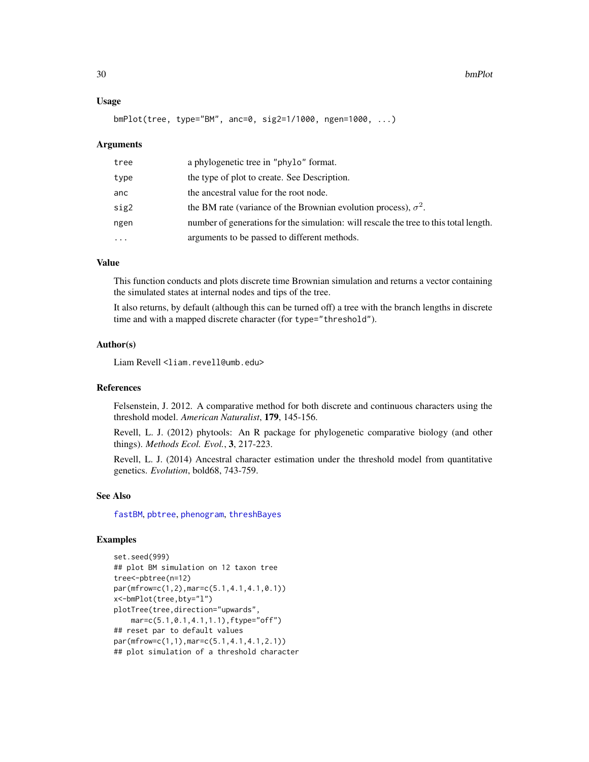## Usage

```
bmPlot(tree, type="BM", anc=0, sig2=1/1000, ngen=1000, ...)
```

## Arguments

| | |
|---|---|
| tree | a phylogenetic tree in "phylo" format. |
| type | the type of plot to create. See Description. |
| anc | the ancestral value for the root node. |
| sig2 | the BM rate (variance of the Brownian evolution process), $\sigma^2$. |
| ngen | number of generations for the simulation: will rescale the tree to this total length. |
| ... | arguments to be passed to different methods. |

## Value

This function conducts and plots discrete time Brownian simulation and returns a vector containing the simulated states at internal nodes and tips of the tree.

It also returns, by default (although this can be turned off) a tree with the branch lengths in discrete time and with a mapped discrete character (for `type="threshold"`).

## Author(s)

Liam Revell <liam.revell@umb.edu>

## References

Felsenstein, J. 2012. A comparative method for both discrete and continuous characters using the threshold model. *American Naturalist*, **179**, 145-156.

Revell, L. J. (2012) phytools: An R package for phylogenetic comparative biology (and other things). *Methods Ecol. Evol.*, **3**, 217-223.

Revell, L. J. (2014) Ancestral character estimation under the threshold model from quantitative genetics. *Evolution*, bold68, 743-759.

## See Also

fastBM, pbtree, phenogram, threshBayes

## Examples

```
set.seed(999)
## plot BM simulation on 12 taxon tree
tree<-pbtree(n=12)
par(mfrow=c(1,2),mar=c(5.1,4.1,4.1,0.1))
x<-bmPlot(tree,bty="l")
plotTree(tree,direction="upwards",
    mar=c(5.1,0.1,4.1,1.1),ftype="off")
## reset par to default values
par(mfrow=c(1,1),mar=c(5.1,4.1,4.1,2.1))
## plot simulation of a threshold character
```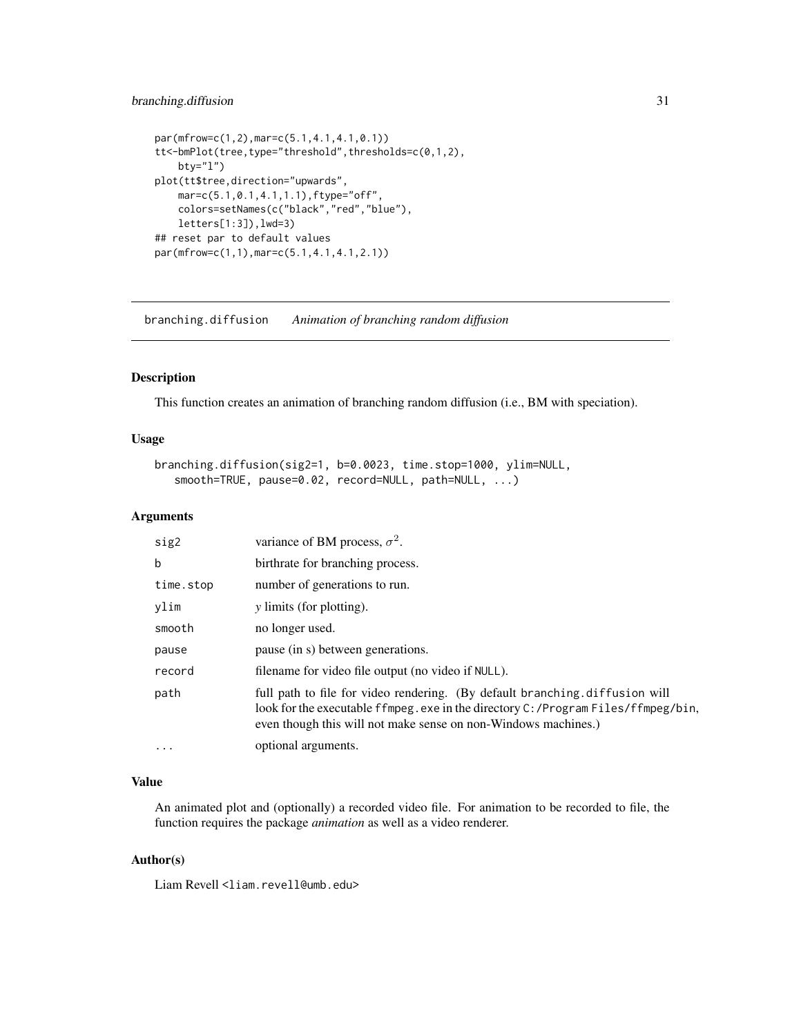```
par(mfrow=c(1,2),mar=c(5.1,4.1,4.1,0.1))
tt<-bmPlot(tree,type="threshold",thresholds=c(0,1,2),
    bty="l")
plot(tt$tree,direction="upwards",
    mar=c(5.1,0.1,4.1,1.1),ftype="off",
    colors=setNames(c("black","red","blue"),
    letters[1:3]),lwd=3)
## reset par to default values
par(mfrow=c(1,1),mar=c(5.1,4.1,4.1,2.1))
```

---

## branching.diffusion *Animation of branching random diffusion*

---

### Description

This function creates an animation of branching random diffusion (i.e., BM with speciation).

### Usage

```
branching.diffusion(sig2=1, b=0.0023, time.stop=1000, ylim=NULL,
   smooth=TRUE, pause=0.02, record=NULL, path=NULL, ...)
```

### Arguments

| | |
|---|---|
| `sig2` | variance of BM process, $\sigma^2$. |
| `b` | birthrate for branching process. |
| `time.stop` | number of generations to run. |
| `ylim` | *y* limits (for plotting). |
| `smooth` | no longer used. |
| `pause` | pause (in s) between generations. |
| `record` | filename for video file output (no video if `NULL`). |
| `path` | full path to file for video rendering. (By default `branching.diffusion` will look for the executable `ffmpeg.exe` in the directory `C:/Program Files/ffmpeg/bin`, even though this will not make sense on non-Windows machines.) |
| `...` | optional arguments. |

### Value

An animated plot and (optionally) a recorded video file. For animation to be recorded to file, the function requires the package *animation* as well as a video renderer.

### Author(s)

Liam Revell <liam.revell@umb.edu>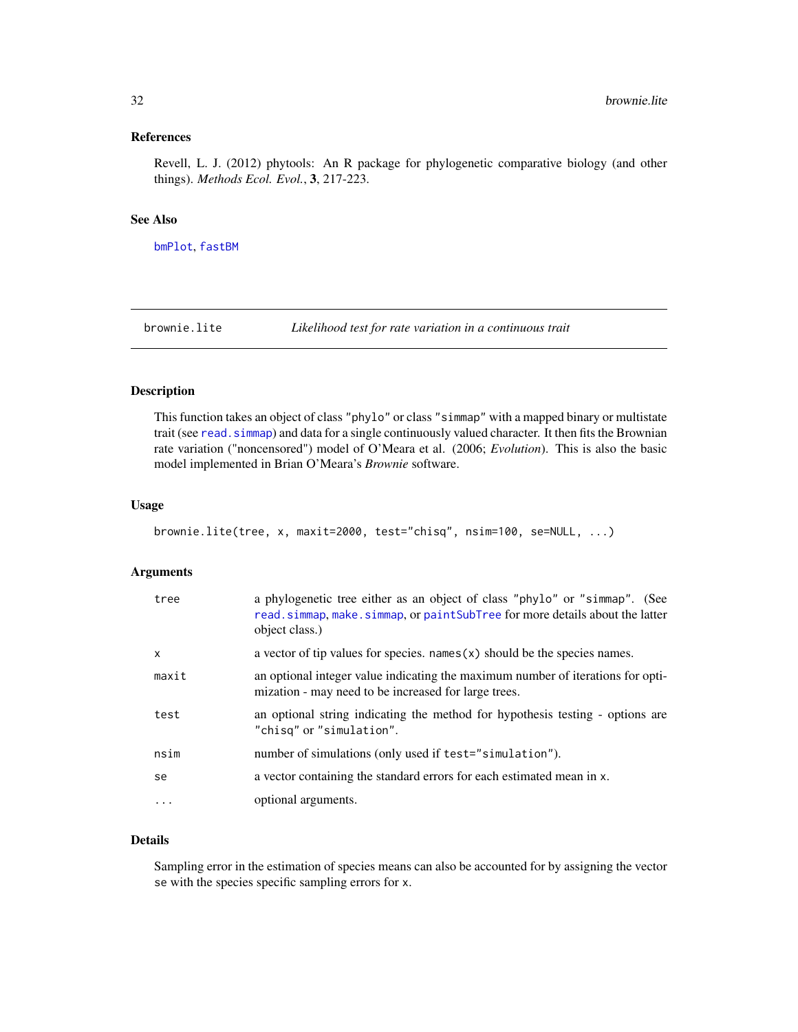### References

Revell, L. J. (2012) phytools: An R package for phylogenetic comparative biology (and other things). *Methods Ecol. Evol.*, **3**, 217-223.

### See Also

bmPlot, fastBM

---

## brownie.lite — *Likelihood test for rate variation in a continuous trait*

### Description

This function takes an object of class "phylo" or class "simmap" with a mapped binary or multistate trait (see read.simmap) and data for a single continuously valued character. It then fits the Brownian rate variation ("noncensored") model of O'Meara et al. (2006; *Evolution*). This is also the basic model implemented in Brian O'Meara's *Brownie* software.

### Usage

```
brownie.lite(tree, x, maxit=2000, test="chisq", nsim=100, se=NULL, ...)
```

### Arguments

| | |
|---|---|
| tree | a phylogenetic tree either as an object of class "phylo" or "simmap". (See read.simmap, make.simmap, or paintSubTree for more details about the latter object class.) |
| x | a vector of tip values for species. names(x) should be the species names. |
| maxit | an optional integer value indicating the maximum number of iterations for optimization - may need to be increased for large trees. |
| test | an optional string indicating the method for hypothesis testing - options are "chisq" or "simulation". |
| nsim | number of simulations (only used if test="simulation"). |
| se | a vector containing the standard errors for each estimated mean in x. |
| ... | optional arguments. |

### Details

Sampling error in the estimation of species means can also be accounted for by assigning the vector se with the species specific sampling errors for x.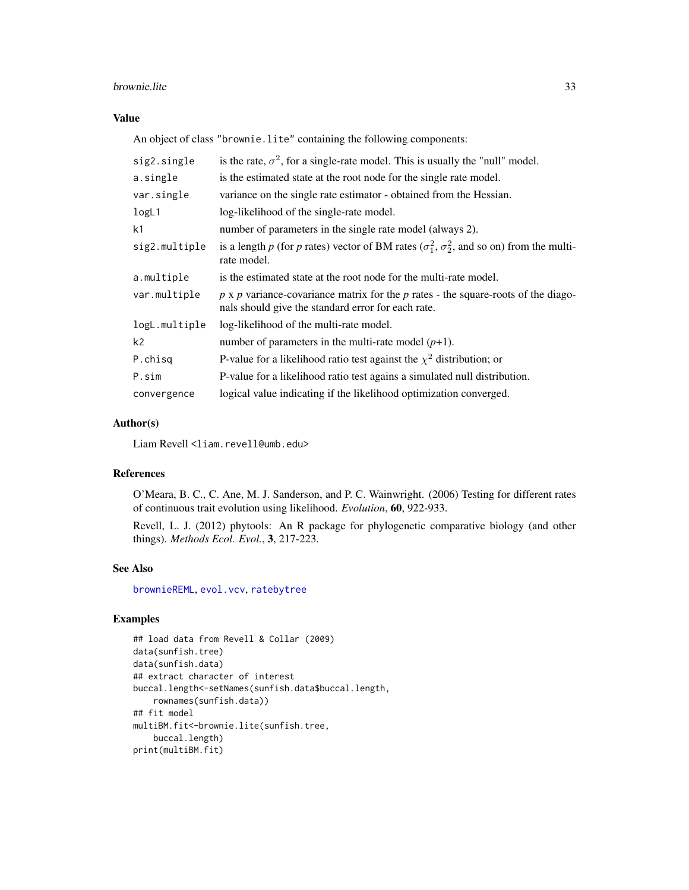## Value

An object of class "brownie.lite" containing the following components:

| | |
|---|---|
| `sig2.single` | is the rate, $\sigma^2$, for a single-rate model. This is usually the "null" model. |
| `a.single` | is the estimated state at the root node for the single rate model. |
| `var.single` | variance on the single rate estimator - obtained from the Hessian. |
| `logL1` | log-likelihood of the single-rate model. |
| `k1` | number of parameters in the single rate model (always 2). |
| `sig2.multiple` | is a length $p$ (for $p$ rates) vector of BM rates ($\sigma_1^2$, $\sigma_2^2$, and so on) from the multi-rate model. |
| `a.multiple` | is the estimated state at the root node for the multi-rate model. |
| `var.multiple` | $p$ x $p$ variance-covariance matrix for the $p$ rates - the square-roots of the diagonals should give the standard error for each rate. |
| `logL.multiple` | log-likelihood of the multi-rate model. |
| `k2` | number of parameters in the multi-rate model ($p$+1). |
| `P.chisq` | P-value for a likelihood ratio test against the $\chi^2$ distribution; or |
| `P.sim` | P-value for a likelihood ratio test agains a simulated null distribution. |
| `convergence` | logical value indicating if the likelihood optimization converged. |

## Author(s)

Liam Revell <liam.revell@umb.edu>

## References

O'Meara, B. C., C. Ane, M. J. Sanderson, and P. C. Wainwright. (2006) Testing for different rates of continuous trait evolution using likelihood. *Evolution*, **60**, 922-933.

Revell, L. J. (2012) phytools: An R package for phylogenetic comparative biology (and other things). *Methods Ecol. Evol.*, **3**, 217-223.

## See Also

brownieREML, evol.vcv, ratebytree

## Examples

```
## load data from Revell & Collar (2009)
data(sunfish.tree)
data(sunfish.data)
## extract character of interest
buccal.length<-setNames(sunfish.data$buccal.length,
    rownames(sunfish.data))
## fit model
multiBM.fit<-brownie.lite(sunfish.tree,
    buccal.length)
print(multiBM.fit)
```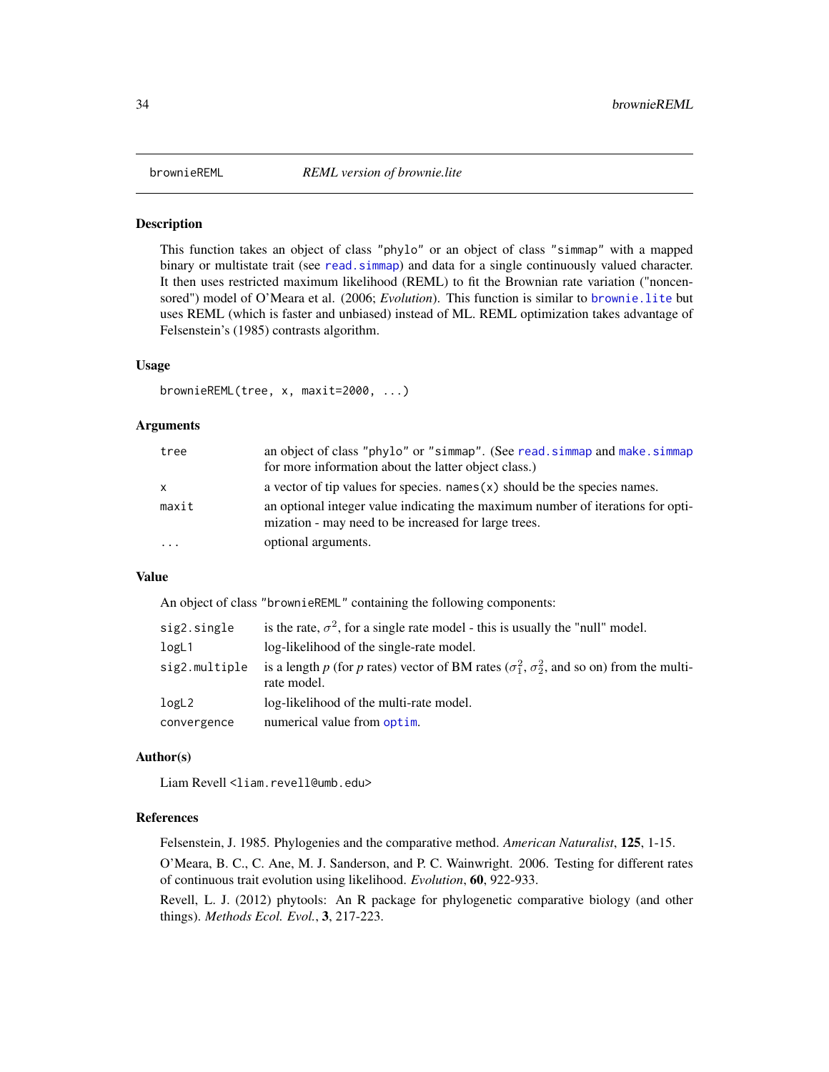# brownieREML — *REML version of brownie.lite*

## Description

This function takes an object of class "phylo" or an object of class "simmap" with a mapped binary or multistate trait (see `read.simmap`) and data for a single continuously valued character. It then uses restricted maximum likelihood (REML) to fit the Brownian rate variation ("noncensored") model of O'Meara et al. (2006; *Evolution*). This function is similar to `brownie.lite` but uses REML (which is faster and unbiased) instead of ML. REML optimization takes advantage of Felsenstein's (1985) contrasts algorithm.

## Usage

```
brownieREML(tree, x, maxit=2000, ...)
```

## Arguments

| | |
|---|---|
| `tree` | an object of class "phylo" or "simmap". (See `read.simmap` and `make.simmap` for more information about the latter object class.) |
| `x` | a vector of tip values for species. `names(x)` should be the species names. |
| `maxit` | an optional integer value indicating the maximum number of iterations for optimization - may need to be increased for large trees. |
| `...` | optional arguments. |

## Value

An object of class "brownieREML" containing the following components:

| | |
|---|---|
| `sig2.single` | is the rate, $\sigma^2$, for a single rate model - this is usually the "null" model. |
| `logL1` | log-likelihood of the single-rate model. |
| `sig2.multiple` | is a length *p* (for *p* rates) vector of BM rates ($\sigma_1^2$, $\sigma_2^2$, and so on) from the multi-rate model. |
| `logL2` | log-likelihood of the multi-rate model. |
| `convergence` | numerical value from `optim`. |

## Author(s)

Liam Revell <liam.revell@umb.edu>

## References

Felsenstein, J. 1985. Phylogenies and the comparative method. *American Naturalist*, **125**, 1-15.

O'Meara, B. C., C. Ane, M. J. Sanderson, and P. C. Wainwright. 2006. Testing for different rates of continuous trait evolution using likelihood. *Evolution*, **60**, 922-933.

Revell, L. J. (2012) phytools: An R package for phylogenetic comparative biology (and other things). *Methods Ecol. Evol.*, **3**, 217-223.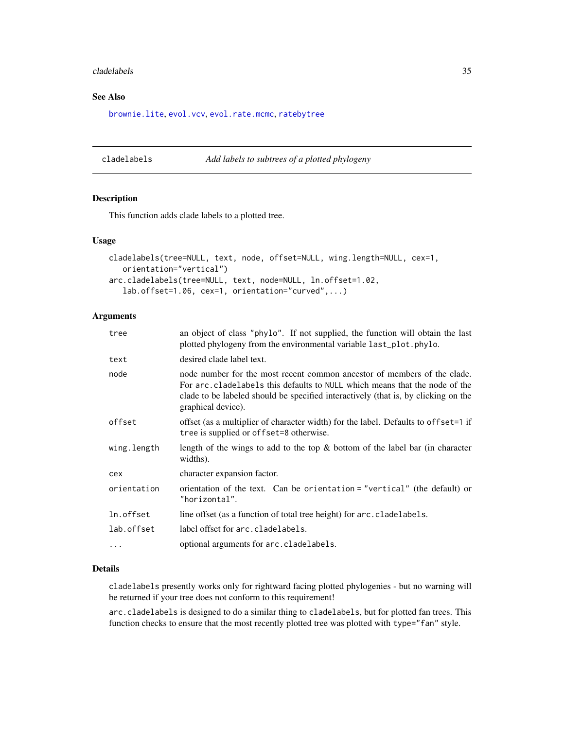## See Also

brownie.lite, evol.vcv, evol.rate.mcmc, ratebytree

---

# cladelabels — *Add labels to subtrees of a plotted phylogeny*

## Description

This function adds clade labels to a plotted tree.

## Usage

```
cladelabels(tree=NULL, text, node, offset=NULL, wing.length=NULL, cex=1,
   orientation="vertical")
arc.cladelabels(tree=NULL, text, node=NULL, ln.offset=1.02,
   lab.offset=1.06, cex=1, orientation="curved",...)
```

## Arguments

| | |
|---|---|
| `tree` | an object of class "phylo". If not supplied, the function will obtain the last plotted phylogeny from the environmental variable `last_plot.phylo`. |
| `text` | desired clade label text. |
| `node` | node number for the most recent common ancestor of members of the clade. For `arc.cladelabels` this defaults to `NULL` which means that the node of the clade to be labeled should be specified interactively (that is, by clicking on the graphical device). |
| `offset` | offset (as a multiplier of character width) for the label. Defaults to `offset=1` if `tree` is supplied or `offset=8` otherwise. |
| `wing.length` | length of the wings to add to the top & bottom of the label bar (in character widths). |
| `cex` | character expansion factor. |
| `orientation` | orientation of the text. Can be `orientation = "vertical"` (the default) or `"horizontal"`. |
| `ln.offset` | line offset (as a function of total tree height) for `arc.cladelabels`. |
| `lab.offset` | label offset for `arc.cladelabels`. |
| `...` | optional arguments for `arc.cladelabels`. |

## Details

`cladelabels` presently works only for rightward facing plotted phylogenies - but no warning will be returned if your tree does not conform to this requirement!

`arc.cladelabels` is designed to do a similar thing to `cladelabels`, but for plotted fan trees. This function checks to ensure that the most recently plotted tree was plotted with `type="fan"` style.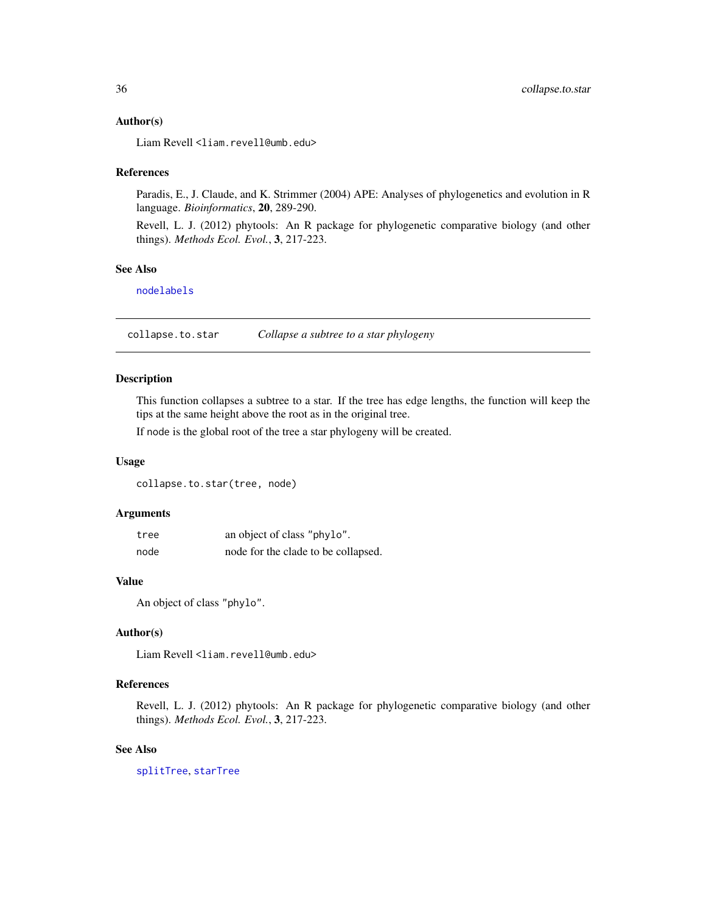### Author(s)

Liam Revell <liam.revell@umb.edu>

### References

Paradis, E., J. Claude, and K. Strimmer (2004) APE: Analyses of phylogenetics and evolution in R language. *Bioinformatics*, **20**, 289-290.

Revell, L. J. (2012) phytools: An R package for phylogenetic comparative biology (and other things). *Methods Ecol. Evol.*, **3**, 217-223.

### See Also

`nodelabels`

---

## collapse.to.star — *Collapse a subtree to a star phylogeny*

---

### Description

This function collapses a subtree to a star. If the tree has edge lengths, the function will keep the tips at the same height above the root as in the original tree.

If `node` is the global root of the tree a star phylogeny will be created.

### Usage

```
collapse.to.star(tree, node)
```

### Arguments

| | |
|---|---|
| `tree` | an object of class `"phylo"`. |
| `node` | node for the clade to be collapsed. |

### Value

An object of class `"phylo"`.

### Author(s)

Liam Revell <liam.revell@umb.edu>

### References

Revell, L. J. (2012) phytools: An R package for phylogenetic comparative biology (and other things). *Methods Ecol. Evol.*, **3**, 217-223.

### See Also

`splitTree`, `starTree`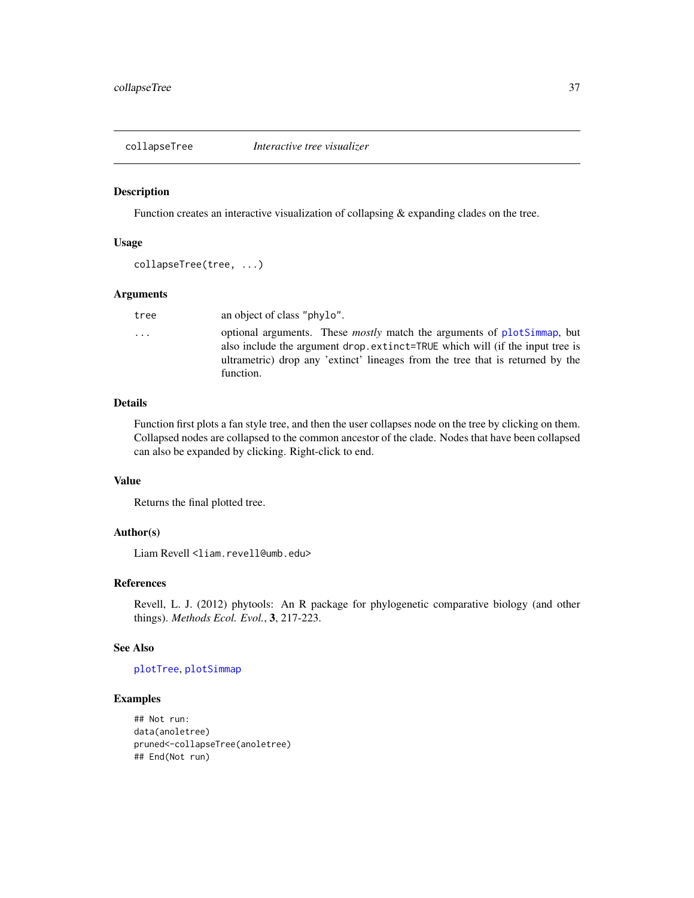## collapseTree *Interactive tree visualizer*

### Description

Function creates an interactive visualization of collapsing & expanding clades on the tree.

### Usage

```
collapseTree(tree, ...)
```

### Arguments

| | |
|---|---|
| `tree` | an object of class `"phylo"`. |
| `...` | optional arguments. These *mostly* match the arguments of `plotSimmap`, but also include the argument `drop.extinct=TRUE` which will (if the input tree is ultrametric) drop any 'extinct' lineages from the tree that is returned by the function. |

### Details

Function first plots a fan style tree, and then the user collapses node on the tree by clicking on them. Collapsed nodes are collapsed to the common ancestor of the clade. Nodes that have been collapsed can also be expanded by clicking. Right-click to end.

### Value

Returns the final plotted tree.

### Author(s)

Liam Revell <liam.revell@umb.edu>

### References

Revell, L. J. (2012) phytools: An R package for phylogenetic comparative biology (and other things). *Methods Ecol. Evol.*, **3**, 217-223.

### See Also

`plotTree`, `plotSimmap`

### Examples

```
## Not run:
data(anoletree)
pruned<-collapseTree(anoletree)
## End(Not run)
```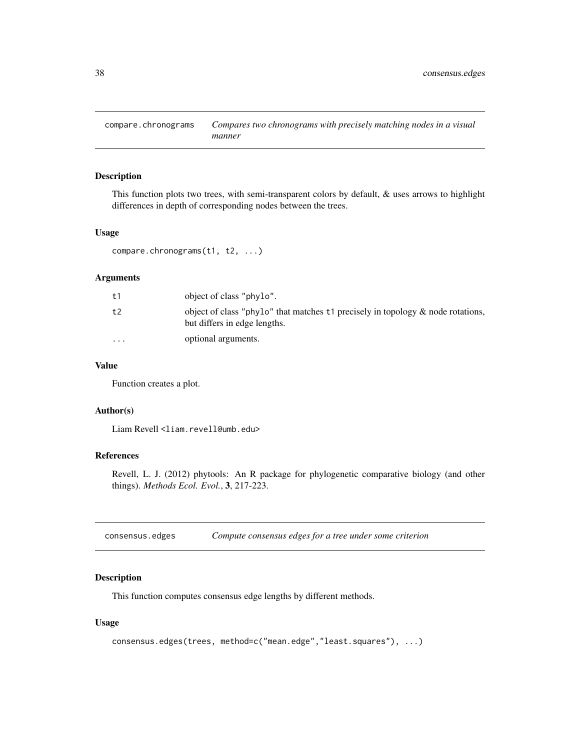## compare.chronograms *Compares two chronograms with precisely matching nodes in a visual manner*

### Description

This function plots two trees, with semi-transparent colors by default, & uses arrows to highlight differences in depth of corresponding nodes between the trees.

### Usage

```
compare.chronograms(t1, t2, ...)
```

### Arguments

| | |
|---|---|
| t1 | object of class "phylo". |
| t2 | object of class "phylo" that matches t1 precisely in topology & node rotations, but differs in edge lengths. |
| ... | optional arguments. |

### Value

Function creates a plot.

### Author(s)

Liam Revell <liam.revell@umb.edu>

### References

Revell, L. J. (2012) phytools: An R package for phylogenetic comparative biology (and other things). *Methods Ecol. Evol.*, **3**, 217-223.

## consensus.edges *Compute consensus edges for a tree under some criterion*

### Description

This function computes consensus edge lengths by different methods.

### Usage

```
consensus.edges(trees, method=c("mean.edge","least.squares"), ...)
```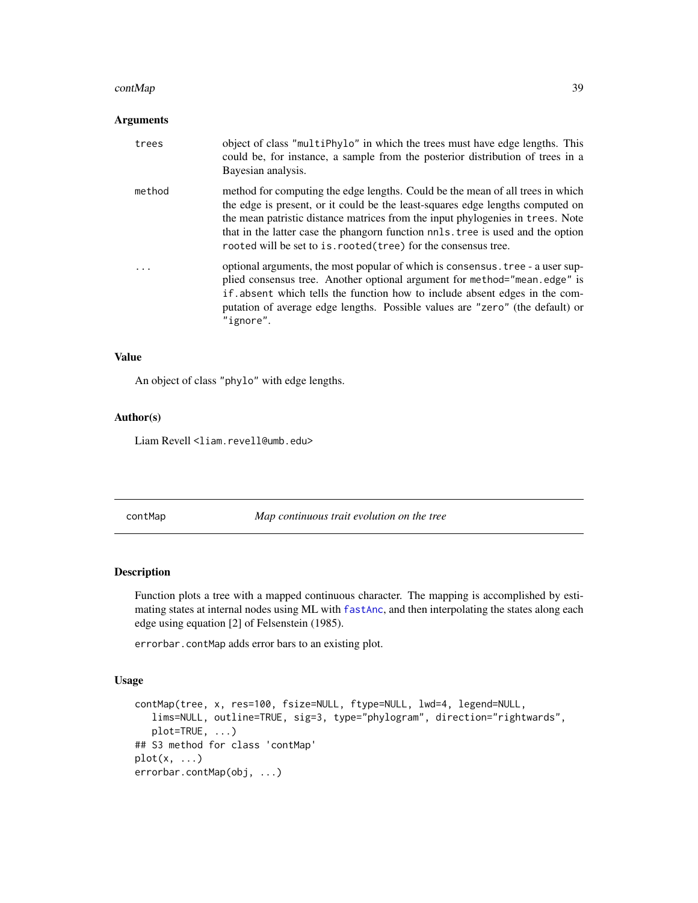## Arguments

| | |
|---|---|
| `trees` | object of class "multiPhylo" in which the trees must have edge lengths. This could be, for instance, a sample from the posterior distribution of trees in a Bayesian analysis. |
| `method` | method for computing the edge lengths. Could be the mean of all trees in which the edge is present, or it could be the least-squares edge lengths computed on the mean patristic distance matrices from the input phylogenies in `trees`. Note that in the latter case the phangorn function `nnls.tree` is used and the option `rooted` will be set to `is.rooted(tree)` for the consensus tree. |
| `...` | optional arguments, the most popular of which is `consensus.tree` - a user supplied consensus tree. Another optional argument for `method="mean.edge"` is `if.absent` which tells the function how to include absent edges in the computation of average edge lengths. Possible values are `"zero"` (the default) or `"ignore"`. |

## Value

An object of class "phylo" with edge lengths.

## Author(s)

Liam Revell <liam.revell@umb.edu>

---

# contMap *Map continuous trait evolution on the tree*

## Description

Function plots a tree with a mapped continuous character. The mapping is accomplished by estimating states at internal nodes using ML with `fastAnc`, and then interpolating the states along each edge using equation [2] of Felsenstein (1985).

`errorbar.contMap` adds error bars to an existing plot.

## Usage

```
contMap(tree, x, res=100, fsize=NULL, ftype=NULL, lwd=4, legend=NULL,
   lims=NULL, outline=TRUE, sig=3, type="phylogram", direction="rightwards",
   plot=TRUE, ...)
## S3 method for class 'contMap'
plot(x, ...)
errorbar.contMap(obj, ...)
```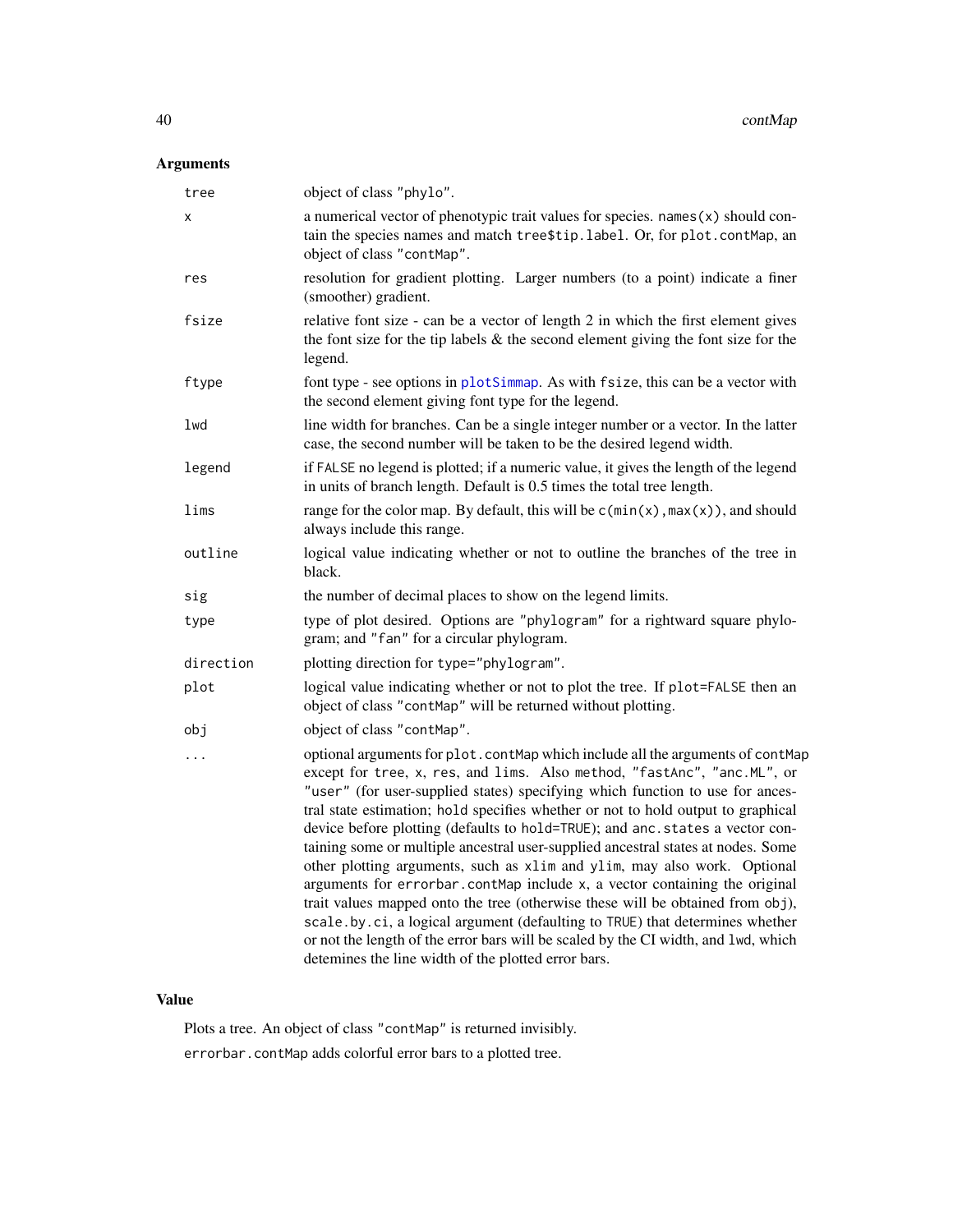## Arguments

| | |
|---|---|
| tree | object of class "phylo". |
| x | a numerical vector of phenotypic trait values for species. names(x) should contain the species names and match tree$tip.label. Or, for plot.contMap, an object of class "contMap". |
| res | resolution for gradient plotting. Larger numbers (to a point) indicate a finer (smoother) gradient. |
| fsize | relative font size - can be a vector of length 2 in which the first element gives the font size for the tip labels & the second element giving the font size for the legend. |
| ftype | font type - see options in plotSimmap. As with fsize, this can be a vector with the second element giving font type for the legend. |
| lwd | line width for branches. Can be a single integer number or a vector. In the latter case, the second number will be taken to be the desired legend width. |
| legend | if FALSE no legend is plotted; if a numeric value, it gives the length of the legend in units of branch length. Default is 0.5 times the total tree length. |
| lims | range for the color map. By default, this will be c(min(x),max(x)), and should always include this range. |
| outline | logical value indicating whether or not to outline the branches of the tree in black. |
| sig | the number of decimal places to show on the legend limits. |
| type | type of plot desired. Options are "phylogram" for a rightward square phylogram; and "fan" for a circular phylogram. |
| direction | plotting direction for type="phylogram". |
| plot | logical value indicating whether or not to plot the tree. If plot=FALSE then an object of class "contMap" will be returned without plotting. |
| obj | object of class "contMap". |
| ... | optional arguments for plot.contMap which include all the arguments of contMap except for tree, x, res, and lims. Also method, "fastAnc", "anc.ML", or "user" (for user-supplied states) specifying which function to use for ancestral state estimation; hold specifies whether or not to hold output to graphical device before plotting (defaults to hold=TRUE); and anc.states a vector containing some or multiple ancestral user-supplied ancestral states at nodes. Some other plotting arguments, such as xlim and ylim, may also work. Optional arguments for errorbar.contMap include x, a vector containing the original trait values mapped onto the tree (otherwise these will be obtained from obj), scale.by.ci, a logical argument (defaulting to TRUE) that determines whether or not the length of the error bars will be scaled by the CI width, and lwd, which detemines the line width of the plotted error bars. |

## Value

Plots a tree. An object of class "contMap" is returned invisibly.

errorbar.contMap adds colorful error bars to a plotted tree.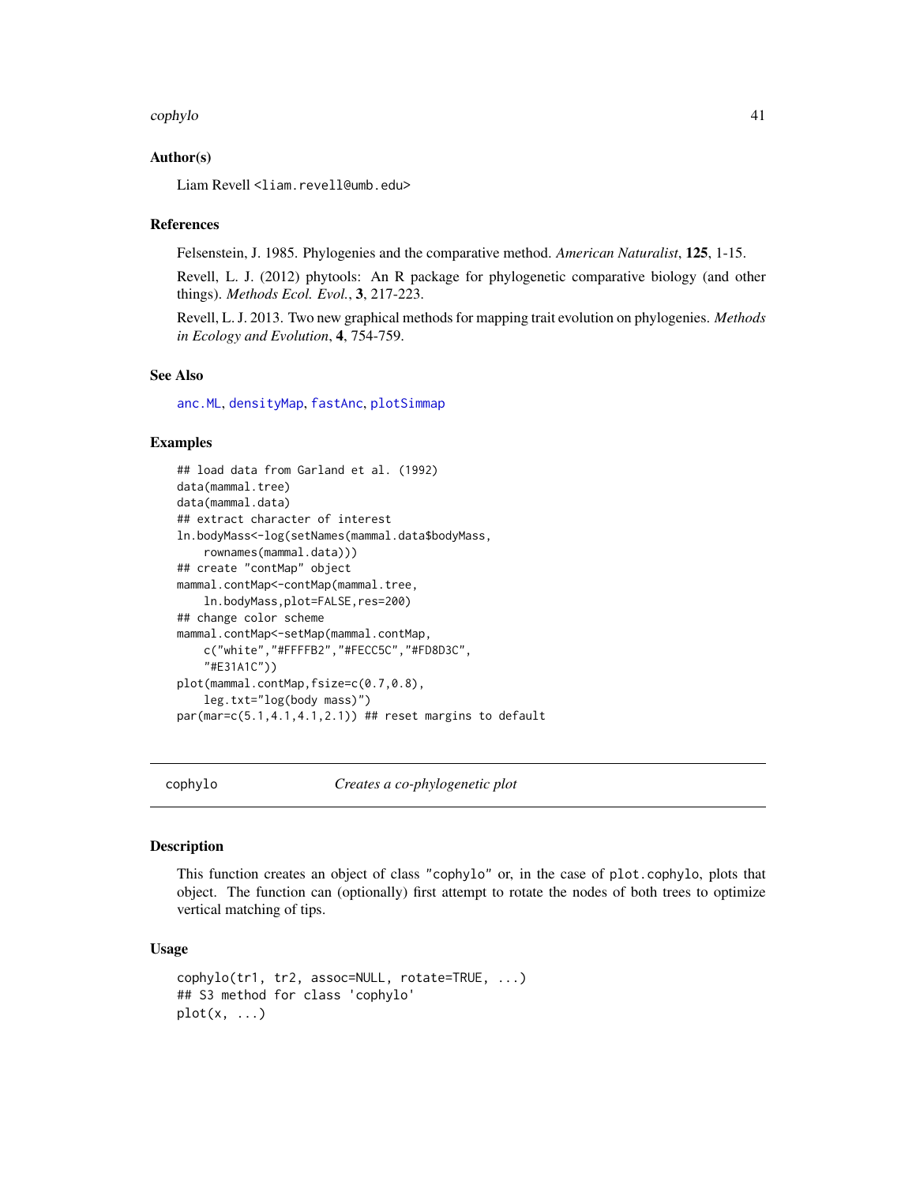### Author(s)

Liam Revell <liam.revell@umb.edu>

### References

Felsenstein, J. 1985. Phylogenies and the comparative method. *American Naturalist*, **125**, 1-15.

Revell, L. J. (2012) phytools: An R package for phylogenetic comparative biology (and other things). *Methods Ecol. Evol.*, **3**, 217-223.

Revell, L. J. 2013. Two new graphical methods for mapping trait evolution on phylogenies. *Methods in Ecology and Evolution*, **4**, 754-759.

### See Also

anc.ML, densityMap, fastAnc, plotSimmap

### Examples

```
## load data from Garland et al. (1992)
data(mammal.tree)
data(mammal.data)
## extract character of interest
ln.bodyMass<-log(setNames(mammal.data$bodyMass,
    rownames(mammal.data)))
## create "contMap" object
mammal.contMap<-contMap(mammal.tree,
    ln.bodyMass,plot=FALSE,res=200)
## change color scheme
mammal.contMap<-setMap(mammal.contMap,
    c("white","#FFFFB2","#FECC5C","#FD8D3C",
    "#E31A1C"))
plot(mammal.contMap,fsize=c(0.7,0.8),
    leg.txt="log(body mass)")
par(mar=c(5.1,4.1,4.1,2.1)) ## reset margins to default
```

---

## cophylo — *Creates a co-phylogenetic plot*

### Description

This function creates an object of class "cophylo" or, in the case of plot.cophylo, plots that object. The function can (optionally) first attempt to rotate the nodes of both trees to optimize vertical matching of tips.

### Usage

```
cophylo(tr1, tr2, assoc=NULL, rotate=TRUE, ...)
## S3 method for class 'cophylo'
plot(x, ...)
```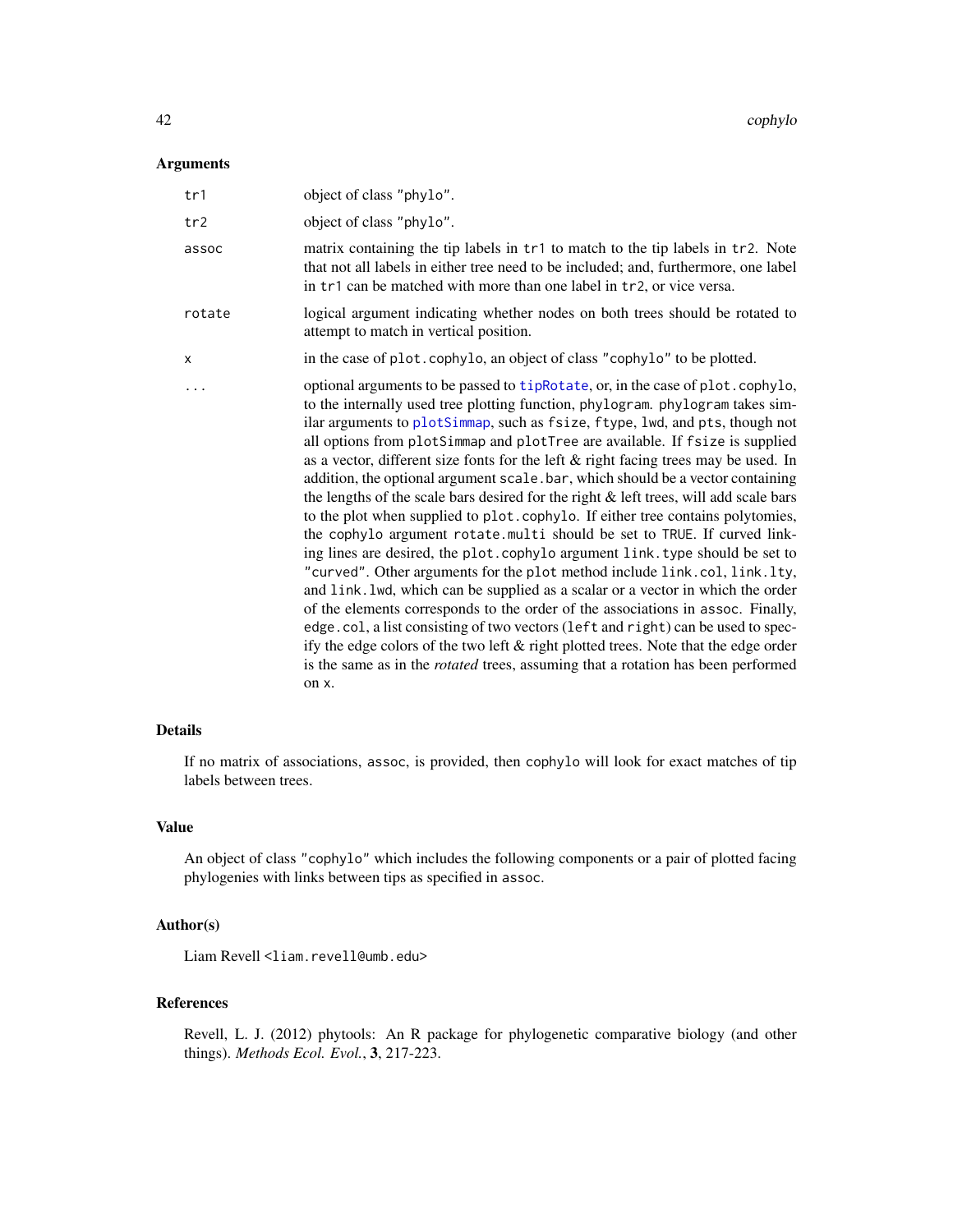## Arguments

| | |
|---|---|
| `tr1` | object of class "phylo". |
| `tr2` | object of class "phylo". |
| `assoc` | matrix containing the tip labels in `tr1` to match to the tip labels in `tr2`. Note that not all labels in either tree need to be included; and, furthermore, one label in `tr1` can be matched with more than one label in `tr2`, or vice versa. |
| `rotate` | logical argument indicating whether nodes on both trees should be rotated to attempt to match in vertical position. |
| `x` | in the case of `plot.cophylo`, an object of class "cophylo" to be plotted. |
| `...` | optional arguments to be passed to `tipRotate`, or, in the case of `plot.cophylo`, to the internally used tree plotting function, `phylogram`. `phylogram` takes similar arguments to `plotSimmap`, such as `fsize`, `ftype`, `lwd`, and `pts`, though not all options from `plotSimmap` and `plotTree` are available. If `fsize` is supplied as a vector, different size fonts for the left & right facing trees may be used. In addition, the optional argument `scale.bar`, which should be a vector containing the lengths of the scale bars desired for the right & left trees, will add scale bars to the plot when supplied to `plot.cophylo`. If either tree contains polytomies, the `cophylo` argument `rotate.multi` should be set to `TRUE`. If curved linking lines are desired, the `plot.cophylo` argument `link.type` should be set to "curved". Other arguments for the `plot` method include `link.col`, `link.lty`, and `link.lwd`, which can be supplied as a scalar or a vector in which the order of the elements corresponds to the order of the associations in `assoc`. Finally, `edge.col`, a list consisting of two vectors (`left` and `right`) can be used to specify the edge colors of the two left & right plotted trees. Note that the edge order is the same as in the *rotated* trees, assuming that a rotation has been performed on `x`. |

## Details

If no matrix of associations, `assoc`, is provided, then `cophylo` will look for exact matches of tip labels between trees.

## Value

An object of class "cophylo" which includes the following components or a pair of plotted facing phylogenies with links between tips as specified in `assoc`.

## Author(s)

Liam Revell <liam.revell@umb.edu>

## References

Revell, L. J. (2012) phytools: An R package for phylogenetic comparative biology (and other things). *Methods Ecol. Evol.*, **3**, 217-223.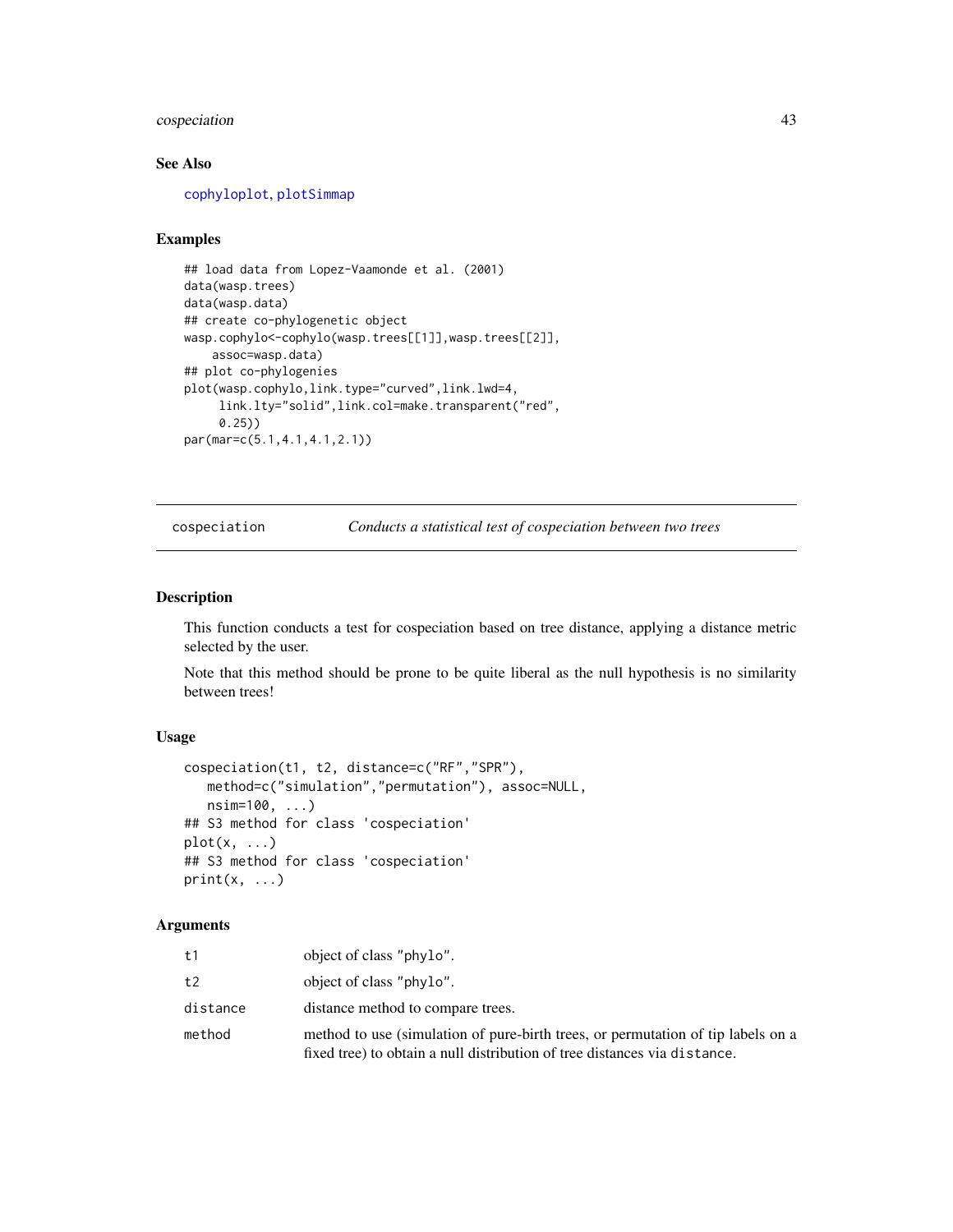## See Also

cophyloplot, plotSimmap

## Examples

```
## load data from Lopez-Vaamonde et al. (2001)
data(wasp.trees)
data(wasp.data)
## create co-phylogenetic object
wasp.cophylo<-cophylo(wasp.trees[[1]],wasp.trees[[2]],
    assoc=wasp.data)
## plot co-phylogenies
plot(wasp.cophylo,link.type="curved",link.lwd=4,
     link.lty="solid",link.col=make.transparent("red",
     0.25))
par(mar=c(5.1,4.1,4.1,2.1))
```

---

# cospeciation — *Conducts a statistical test of cospeciation between two trees*

## Description

This function conducts a test for cospeciation based on tree distance, applying a distance metric selected by the user.

Note that this method should be prone to be quite liberal as the null hypothesis is no similarity between trees!

## Usage

```
cospeciation(t1, t2, distance=c("RF","SPR"),
   method=c("simulation","permutation"), assoc=NULL,
   nsim=100, ...)
## S3 method for class 'cospeciation'
plot(x, ...)
## S3 method for class 'cospeciation'
print(x, ...)
```

## Arguments

| | |
|---|---|
| t1 | object of class "phylo". |
| t2 | object of class "phylo". |
| distance | distance method to compare trees. |
| method | method to use (simulation of pure-birth trees, or permutation of tip labels on a fixed tree) to obtain a null distribution of tree distances via distance. |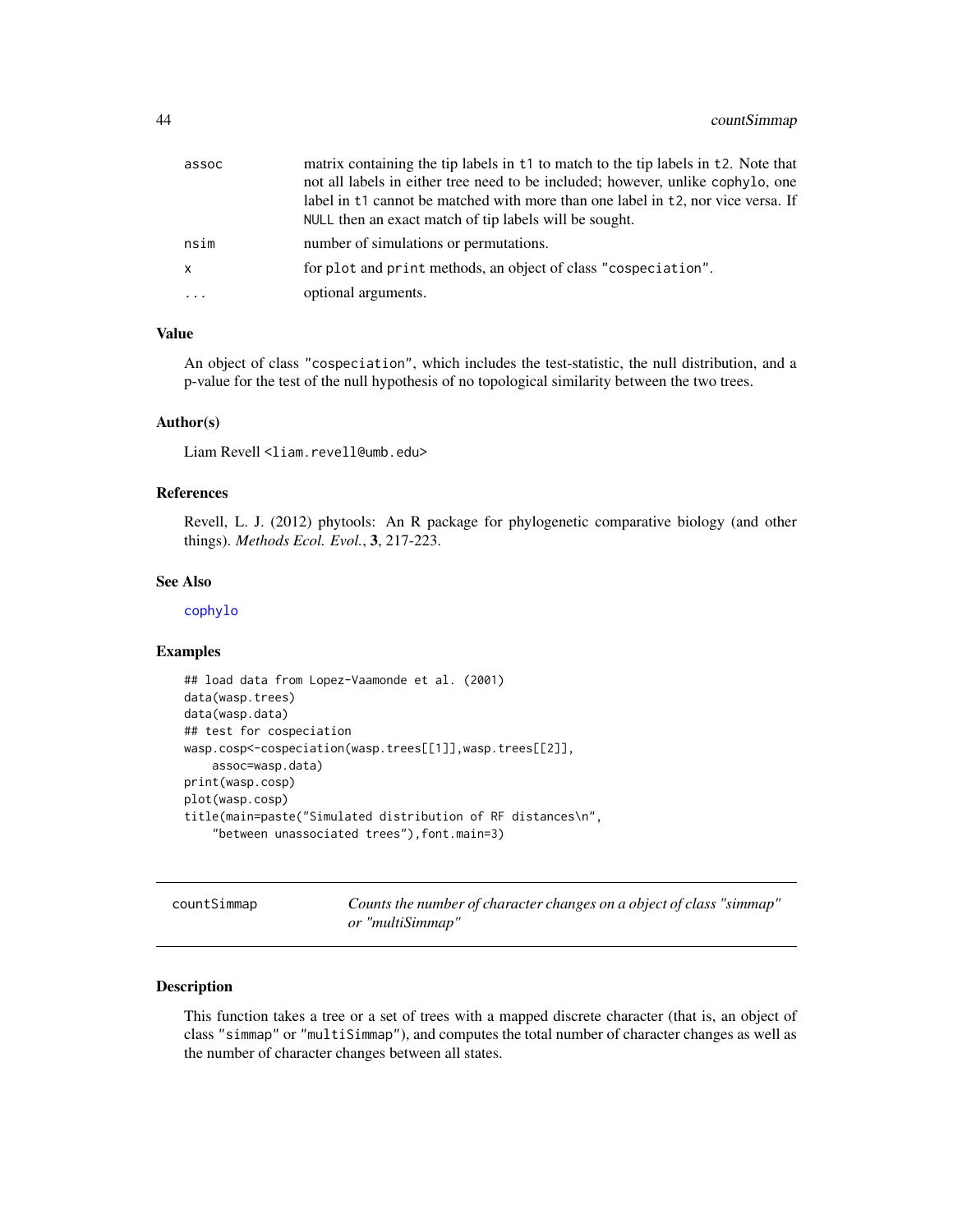| | |
|---|---|
| `assoc` | matrix containing the tip labels in `t1` to match to the tip labels in `t2`. Note that not all labels in either tree need to be included; however, unlike `cophylo`, one label in `t1` cannot be matched with more than one label in `t2`, nor vice versa. If `NULL` then an exact match of tip labels will be sought. |
| `nsim` | number of simulations or permutations. |
| `x` | for `plot` and `print` methods, an object of class `"cospeciation"`. |
| `...` | optional arguments. |

### Value

An object of class `"cospeciation"`, which includes the test-statistic, the null distribution, and a p-value for the test of the null hypothesis of no topological similarity between the two trees.

### Author(s)

Liam Revell <liam.revell@umb.edu>

### References

Revell, L. J. (2012) phytools: An R package for phylogenetic comparative biology (and other things). *Methods Ecol. Evol.*, **3**, 217-223.

### See Also

`cophylo`

### Examples

```
## load data from Lopez-Vaamonde et al. (2001)
data(wasp.trees)
data(wasp.data)
## test for cospeciation
wasp.cosp<-cospeciation(wasp.trees[[1]],wasp.trees[[2]],
    assoc=wasp.data)
print(wasp.cosp)
plot(wasp.cosp)
title(main=paste("Simulated distribution of RF distances\n",
    "between unassociated trees"),font.main=3)
```

---

## countSimmap — *Counts the number of character changes on a object of class "simmap" or "multiSimmap"*

---

### Description

This function takes a tree or a set of trees with a mapped discrete character (that is, an object of class `"simmap"` or `"multiSimmap"`), and computes the total number of character changes as well as the number of character changes between all states.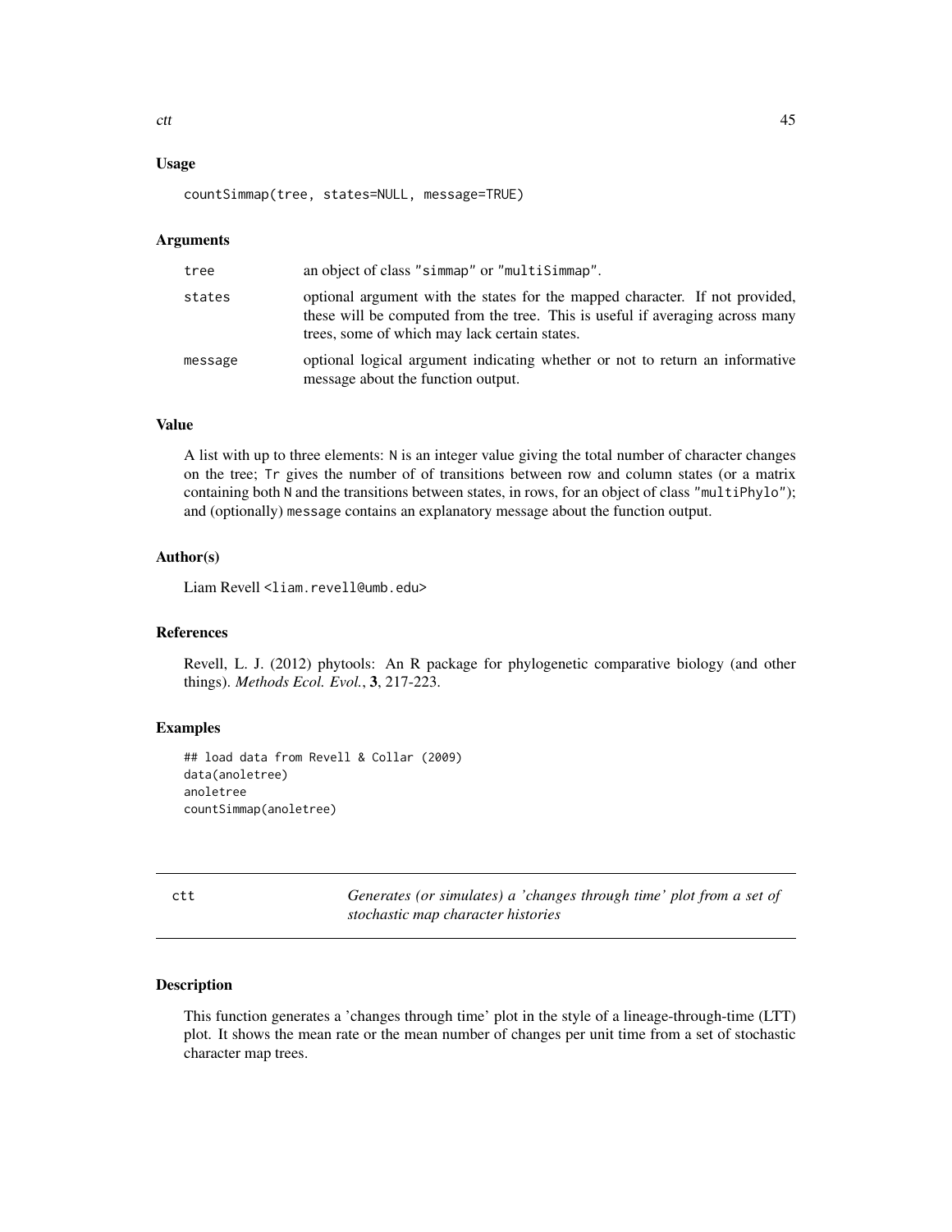## Usage

```
countSimmap(tree, states=NULL, message=TRUE)
```

## Arguments

| | |
|---|---|
| tree | an object of class "simmap" or "multiSimmap". |
| states | optional argument with the states for the mapped character. If not provided, these will be computed from the tree. This is useful if averaging across many trees, some of which may lack certain states. |
| message | optional logical argument indicating whether or not to return an informative message about the function output. |

## Value

A list with up to three elements: `N` is an integer value giving the total number of character changes on the tree; `Tr` gives the number of of transitions between row and column states (or a matrix containing both `N` and the transitions between states, in rows, for an object of class "multiPhylo"); and (optionally) `message` contains an explanatory message about the function output.

## Author(s)

Liam Revell <liam.revell@umb.edu>

## References

Revell, L. J. (2012) phytools: An R package for phylogenetic comparative biology (and other things). *Methods Ecol. Evol.*, **3**, 217-223.

## Examples

```
## load data from Revell & Collar (2009)
data(anoletree)
anoletree
countSimmap(anoletree)
```

---

# ctt — *Generates (or simulates) a 'changes through time' plot from a set of stochastic map character histories*

## Description

This function generates a 'changes through time' plot in the style of a lineage-through-time (LTT) plot. It shows the mean rate or the mean number of changes per unit time from a set of stochastic character map trees.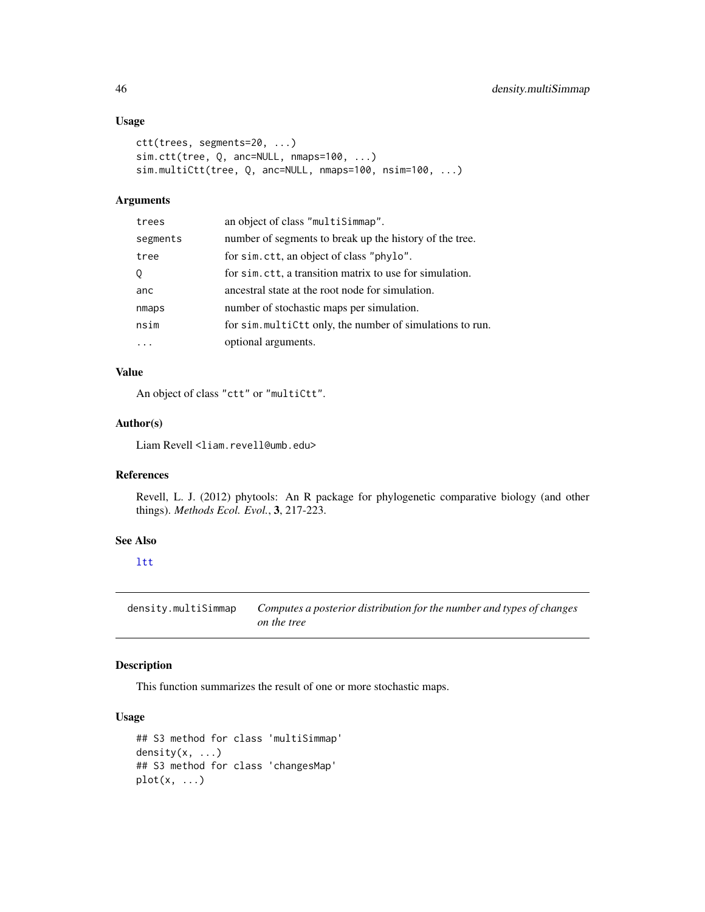### Usage

```
ctt(trees, segments=20, ...)
sim.ctt(tree, Q, anc=NULL, nmaps=100, ...)
sim.multiCtt(tree, Q, anc=NULL, nmaps=100, nsim=100, ...)
```

### Arguments

| | |
|---|---|
| `trees` | an object of class "multiSimmap". |
| `segments` | number of segments to break up the history of the tree. |
| `tree` | for `sim.ctt`, an object of class "phylo". |
| `Q` | for `sim.ctt`, a transition matrix to use for simulation. |
| `anc` | ancestral state at the root node for simulation. |
| `nmaps` | number of stochastic maps per simulation. |
| `nsim` | for `sim.multiCtt` only, the number of simulations to run. |
| `...` | optional arguments. |

### Value

An object of class "ctt" or "multiCtt".

### Author(s)

Liam Revell <liam.revell@umb.edu>

### References

Revell, L. J. (2012) phytools: An R package for phylogenetic comparative biology (and other things). *Methods Ecol. Evol.*, **3**, 217-223.

### See Also

ltt

---

## density.multiSimmap — *Computes a posterior distribution for the number and types of changes on the tree*

### Description

This function summarizes the result of one or more stochastic maps.

### Usage

```
## S3 method for class 'multiSimmap'
density(x, ...)
## S3 method for class 'changesMap'
plot(x, ...)
```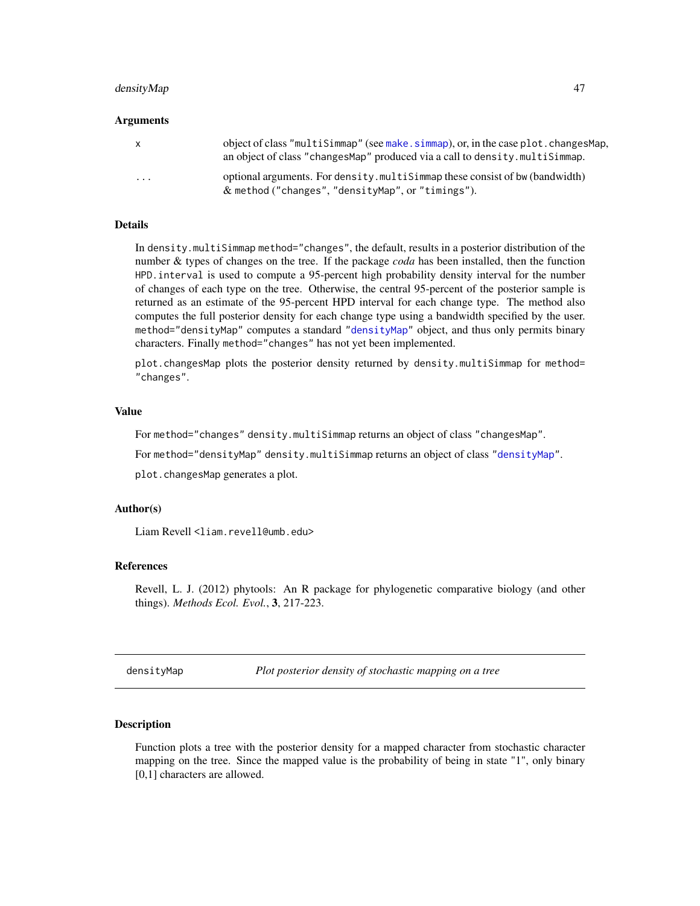### Arguments

| | |
|---|---|
| `x` | object of class `"multiSimmap"` (see `make.simmap`), or, in the case `plot.changesMap`, an object of class `"changesMap"` produced via a call to `density.multiSimmap`. |
| `...` | optional arguments. For `density.multiSimmap` these consist of `bw` (bandwidth) & `method` (`"changes"`, `"densityMap"`, or `"timings"`). |

### Details

In `density.multiSimmap` `method="changes"`, the default, results in a posterior distribution of the number & types of changes on the tree. If the package *coda* has been installed, then the function `HPD.interval` is used to compute a 95-percent high probability density interval for the number of changes of each type on the tree. Otherwise, the central 95-percent of the posterior sample is returned as an estimate of the 95-percent HPD interval for each change type. The method also computes the full posterior density for each change type using a bandwidth specified by the user. `method="densityMap"` computes a standard `"densityMap"` object, and thus only permits binary characters. Finally `method="changes"` has not yet been implemented.

`plot.changesMap` plots the posterior density returned by `density.multiSimmap` for `method= "changes"`.

### Value

For `method="changes"` `density.multiSimmap` returns an object of class `"changesMap"`.

For `method="densityMap"` `density.multiSimmap` returns an object of class `"densityMap"`.

`plot.changesMap` generates a plot.

### Author(s)

Liam Revell <liam.revell@umb.edu>

### References

Revell, L. J. (2012) phytools: An R package for phylogenetic comparative biology (and other things). *Methods Ecol. Evol.*, **3**, 217-223.

---

## densityMap — *Plot posterior density of stochastic mapping on a tree*

---

### Description

Function plots a tree with the posterior density for a mapped character from stochastic character mapping on the tree. Since the mapped value is the probability of being in state "1", only binary [0,1] characters are allowed.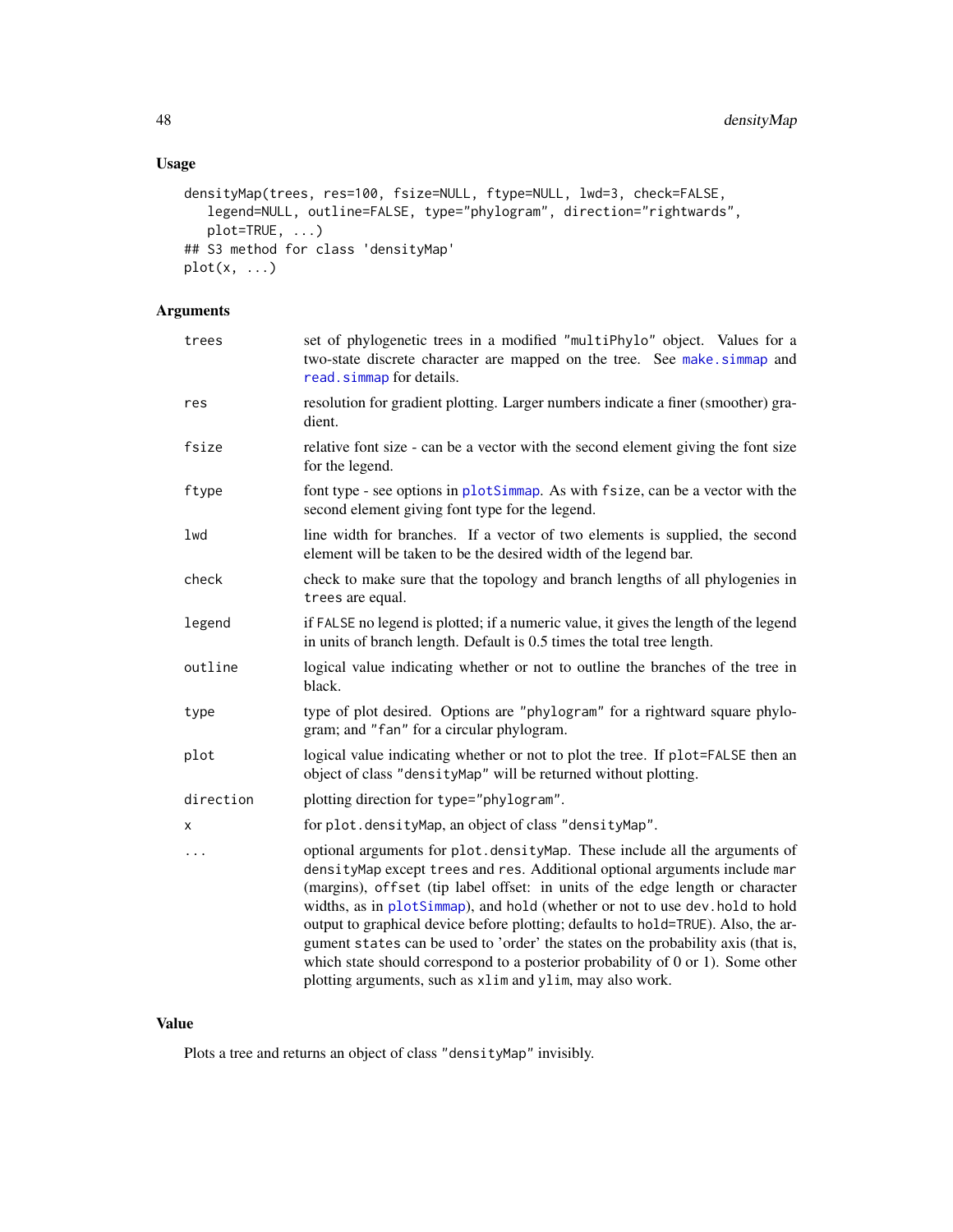## Usage

```
densityMap(trees, res=100, fsize=NULL, ftype=NULL, lwd=3, check=FALSE,
   legend=NULL, outline=FALSE, type="phylogram", direction="rightwards",
   plot=TRUE, ...)
## S3 method for class 'densityMap'
plot(x, ...)
```

## Arguments

| | |
|---|---|
| trees | set of phylogenetic trees in a modified "multiPhylo" object. Values for a two-state discrete character are mapped on the tree. See make.simmap and read.simmap for details. |
| res | resolution for gradient plotting. Larger numbers indicate a finer (smoother) gradient. |
| fsize | relative font size - can be a vector with the second element giving the font size for the legend. |
| ftype | font type - see options in plotSimmap. As with fsize, can be a vector with the second element giving font type for the legend. |
| lwd | line width for branches. If a vector of two elements is supplied, the second element will be taken to be the desired width of the legend bar. |
| check | check to make sure that the topology and branch lengths of all phylogenies in trees are equal. |
| legend | if FALSE no legend is plotted; if a numeric value, it gives the length of the legend in units of branch length. Default is 0.5 times the total tree length. |
| outline | logical value indicating whether or not to outline the branches of the tree in black. |
| type | type of plot desired. Options are "phylogram" for a rightward square phylogram; and "fan" for a circular phylogram. |
| plot | logical value indicating whether or not to plot the tree. If plot=FALSE then an object of class "densityMap" will be returned without plotting. |
| direction | plotting direction for type="phylogram". |
| x | for plot.densityMap, an object of class "densityMap". |
| ... | optional arguments for plot.densityMap. These include all the arguments of densityMap except trees and res. Additional optional arguments include mar (margins), offset (tip label offset: in units of the edge length or character widths, as in plotSimmap), and hold (whether or not to use dev.hold to hold output to graphical device before plotting; defaults to hold=TRUE). Also, the argument states can be used to 'order' the states on the probability axis (that is, which state should correspond to a posterior probability of 0 or 1). Some other plotting arguments, such as xlim and ylim, may also work. |

## Value

Plots a tree and returns an object of class "densityMap" invisibly.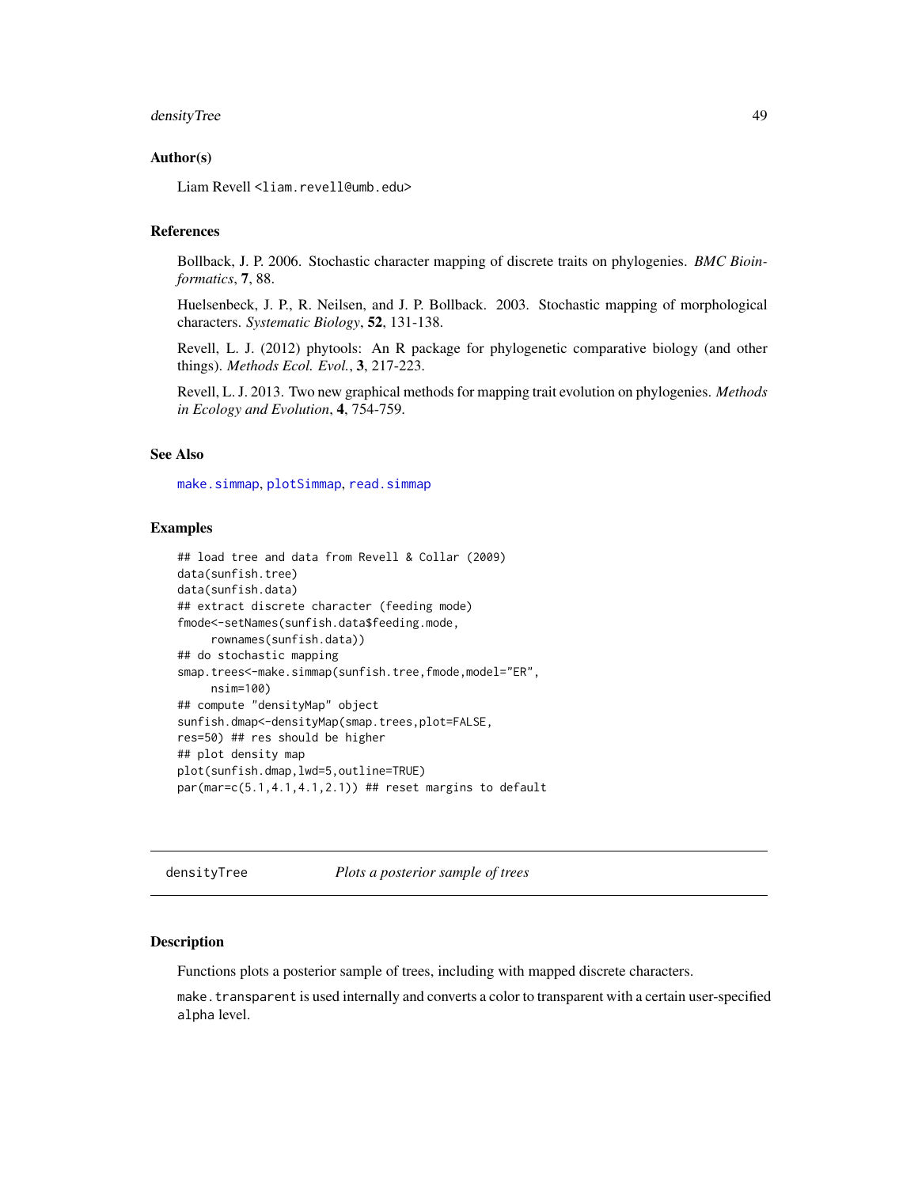## Author(s)

Liam Revell <liam.revell@umb.edu>

## References

Bollback, J. P. 2006. Stochastic character mapping of discrete traits on phylogenies. *BMC Bioinformatics*, **7**, 88.

Huelsenbeck, J. P., R. Neilsen, and J. P. Bollback. 2003. Stochastic mapping of morphological characters. *Systematic Biology*, **52**, 131-138.

Revell, L. J. (2012) phytools: An R package for phylogenetic comparative biology (and other things). *Methods Ecol. Evol.*, **3**, 217-223.

Revell, L. J. 2013. Two new graphical methods for mapping trait evolution on phylogenies. *Methods in Ecology and Evolution*, **4**, 754-759.

## See Also

make.simmap, plotSimmap, read.simmap

## Examples

```
## load tree and data from Revell & Collar (2009)
data(sunfish.tree)
data(sunfish.data)
## extract discrete character (feeding mode)
fmode<-setNames(sunfish.data$feeding.mode,
     rownames(sunfish.data))
## do stochastic mapping
smap.trees<-make.simmap(sunfish.tree,fmode,model="ER",
     nsim=100)
## compute "densityMap" object
sunfish.dmap<-densityMap(smap.trees,plot=FALSE,
res=50) ## res should be higher
## plot density map
plot(sunfish.dmap,lwd=5,outline=TRUE)
par(mar=c(5.1,4.1,4.1,2.1)) ## reset margins to default
```

---

# densityTree *Plots a posterior sample of trees*

## Description

Functions plots a posterior sample of trees, including with mapped discrete characters.

`make.transparent` is used internally and converts a color to transparent with a certain user-specified `alpha` level.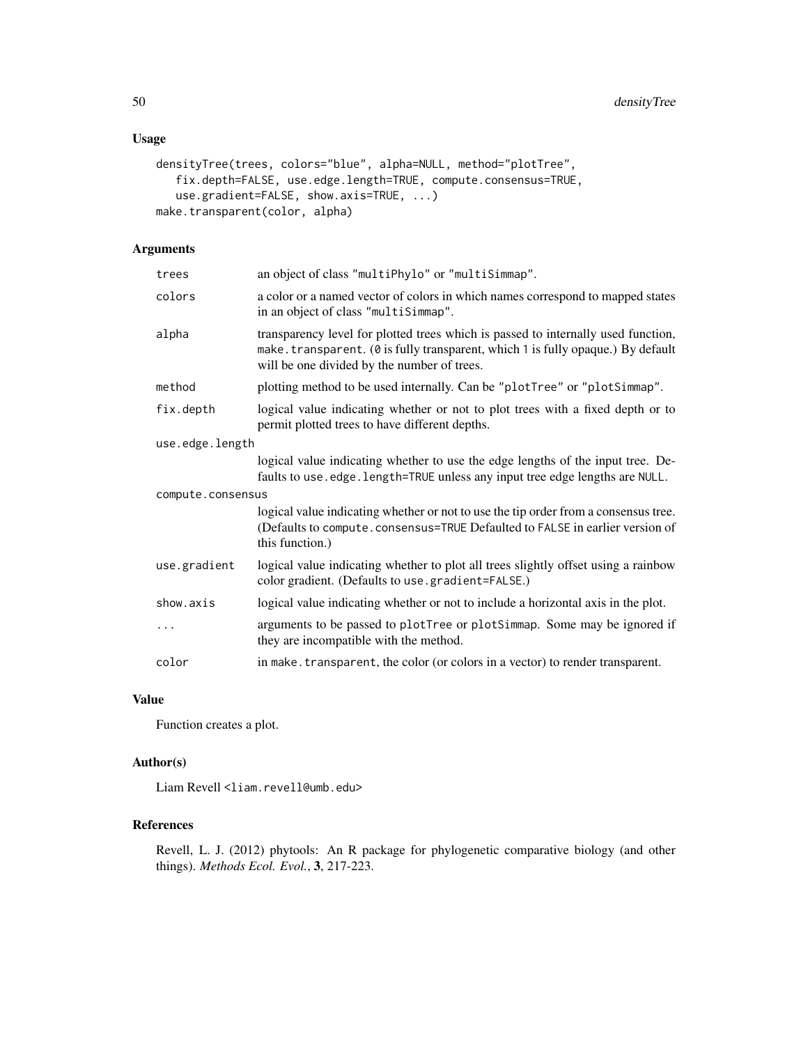## Usage

```
densityTree(trees, colors="blue", alpha=NULL, method="plotTree",
   fix.depth=FALSE, use.edge.length=TRUE, compute.consensus=TRUE,
   use.gradient=FALSE, show.axis=TRUE, ...)
make.transparent(color, alpha)
```

## Arguments

| | |
|---|---|
| `trees` | an object of class `"multiPhylo"` or `"multiSimmap"`. |
| `colors` | a color or a named vector of colors in which names correspond to mapped states in an object of class `"multiSimmap"`. |
| `alpha` | transparency level for plotted trees which is passed to internally used function, `make.transparent`. (`0` is fully transparent, which `1` is fully opaque.) By default will be one divided by the number of trees. |
| `method` | plotting method to be used internally. Can be `"plotTree"` or `"plotSimmap"`. |
| `fix.depth` | logical value indicating whether or not to plot trees with a fixed depth or to permit plotted trees to have different depths. |
| `use.edge.length` | logical value indicating whether to use the edge lengths of the input tree. Defaults to `use.edge.length=TRUE` unless any input tree edge lengths are `NULL`. |
| `compute.consensus` | logical value indicating whether or not to use the tip order from a consensus tree. (Defaults to `compute.consensus=TRUE` Defaulted to `FALSE` in earlier version of this function.) |
| `use.gradient` | logical value indicating whether to plot all trees slightly offset using a rainbow color gradient. (Defaults to `use.gradient=FALSE`.) |
| `show.axis` | logical value indicating whether or not to include a horizontal axis in the plot. |
| `...` | arguments to be passed to `plotTree` or `plotSimmap`. Some may be ignored if they are incompatible with the method. |
| `color` | in `make.transparent`, the color (or colors in a vector) to render transparent. |

## Value

Function creates a plot.

## Author(s)

Liam Revell <liam.revell@umb.edu>

## References

Revell, L. J. (2012) phytools: An R package for phylogenetic comparative biology (and other things). *Methods Ecol. Evol.*, **3**, 217-223.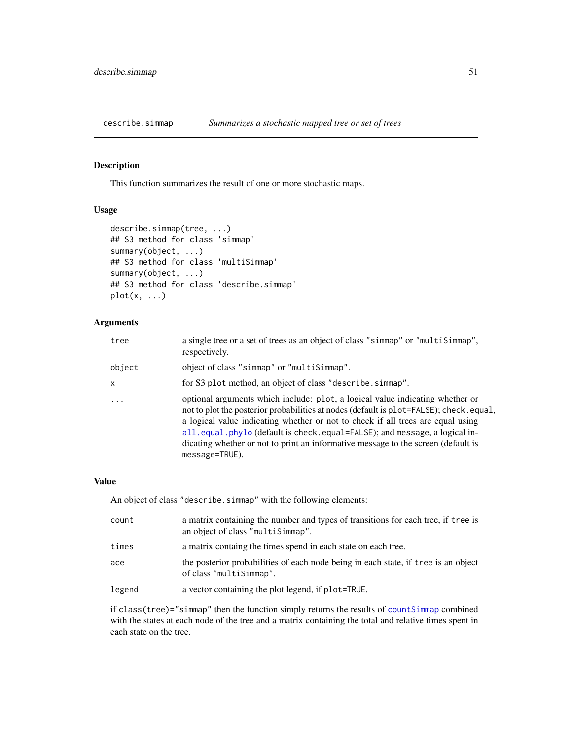## describe.simmap — *Summarizes a stochastic mapped tree or set of trees*

### Description

This function summarizes the result of one or more stochastic maps.

### Usage

```
describe.simmap(tree, ...)
## S3 method for class 'simmap'
summary(object, ...)
## S3 method for class 'multiSimmap'
summary(object, ...)
## S3 method for class 'describe.simmap'
plot(x, ...)
```

### Arguments

| | |
|---|---|
| `tree` | a single tree or a set of trees as an object of class `"simmap"` or `"multiSimmap"`, respectively. |
| `object` | object of class `"simmap"` or `"multiSimmap"`. |
| `x` | for S3 `plot` method, an object of class `"describe.simmap"`. |
| `...` | optional arguments which include: `plot`, a logical value indicating whether or not to plot the posterior probabilities at nodes (default is `plot=FALSE`); `check.equal`, a logical value indicating whether or not to check if all trees are equal using `all.equal.phylo` (default is `check.equal=FALSE`); and `message`, a logical indicating whether or not to print an informative message to the screen (default is `message=TRUE`). |

### Value

An object of class `"describe.simmap"` with the following elements:

| | |
|---|---|
| `count` | a matrix containing the number and types of transitions for each tree, if `tree` is an object of class `"multiSimmap"`. |
| `times` | a matrix containg the times spend in each state on each tree. |
| `ace` | the posterior probabilities of each node being in each state, if `tree` is an object of class `"multiSimmap"`. |
| `legend` | a vector containing the plot legend, if `plot=TRUE`. |

if `class(tree)="simmap"` then the function simply returns the results of `countSimmap` combined with the states at each node of the tree and a matrix containing the total and relative times spent in each state on the tree.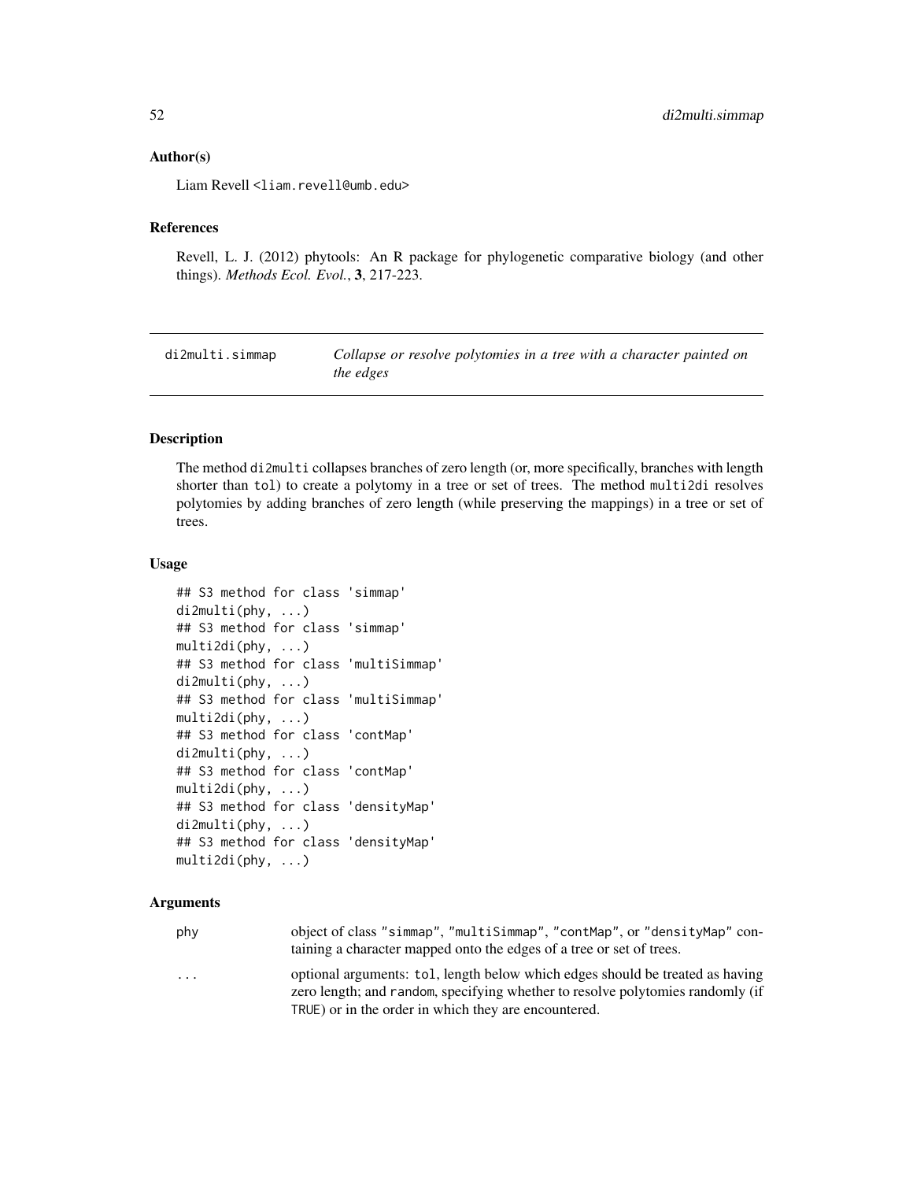## Author(s)

Liam Revell <liam.revell@umb.edu>

## References

Revell, L. J. (2012) phytools: An R package for phylogenetic comparative biology (and other things). *Methods Ecol. Evol.*, **3**, 217-223.

---

# di2multi.simmap — *Collapse or resolve polytomies in a tree with a character painted on the edges*

## Description

The method di2multi collapses branches of zero length (or, more specifically, branches with length shorter than tol) to create a polytomy in a tree or set of trees. The method multi2di resolves polytomies by adding branches of zero length (while preserving the mappings) in a tree or set of trees.

## Usage

```
## S3 method for class 'simmap'
di2multi(phy, ...)
## S3 method for class 'simmap'
multi2di(phy, ...)
## S3 method for class 'multiSimmap'
di2multi(phy, ...)
## S3 method for class 'multiSimmap'
multi2di(phy, ...)
## S3 method for class 'contMap'
di2multi(phy, ...)
## S3 method for class 'contMap'
multi2di(phy, ...)
## S3 method for class 'densityMap'
di2multi(phy, ...)
## S3 method for class 'densityMap'
multi2di(phy, ...)
```

## Arguments

| | |
|---|---|
| phy | object of class "simmap", "multiSimmap", "contMap", or "densityMap" containing a character mapped onto the edges of a tree or set of trees. |
| ... | optional arguments: tol, length below which edges should be treated as having zero length; and random, specifying whether to resolve polytomies randomly (if TRUE) or in the order in which they are encountered. |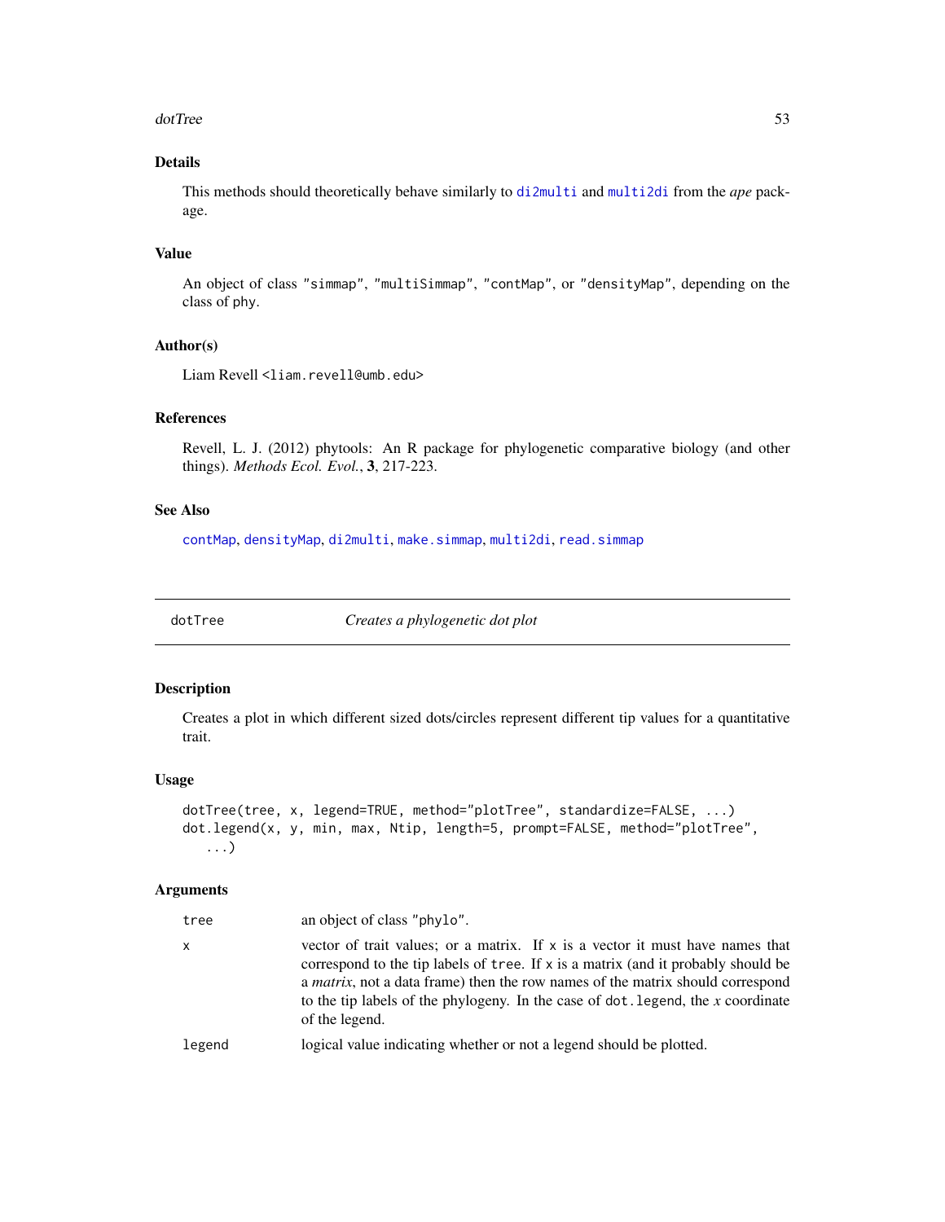## Details

This methods should theoretically behave similarly to `di2multi` and `multi2di` from the *ape* package.

## Value

An object of class "simmap", "multiSimmap", "contMap", or "densityMap", depending on the class of phy.

## Author(s)

Liam Revell <liam.revell@umb.edu>

## References

Revell, L. J. (2012) phytools: An R package for phylogenetic comparative biology (and other things). *Methods Ecol. Evol.*, **3**, 217-223.

## See Also

`contMap`, `densityMap`, `di2multi`, `make.simmap`, `multi2di`, `read.simmap`

---

# dotTree — *Creates a phylogenetic dot plot*

## Description

Creates a plot in which different sized dots/circles represent different tip values for a quantitative trait.

## Usage

```
dotTree(tree, x, legend=TRUE, method="plotTree", standardize=FALSE, ...)
dot.legend(x, y, min, max, Ntip, length=5, prompt=FALSE, method="plotTree",
   ...)
```

## Arguments

| | |
|---|---|
| tree | an object of class "phylo". |
| x | vector of trait values; or a matrix. If x is a vector it must have names that correspond to the tip labels of tree. If x is a matrix (and it probably should be a *matrix*, not a data frame) then the row names of the matrix should correspond to the tip labels of the phylogeny. In the case of dot.legend, the *x* coordinate of the legend. |
| legend | logical value indicating whether or not a legend should be plotted. |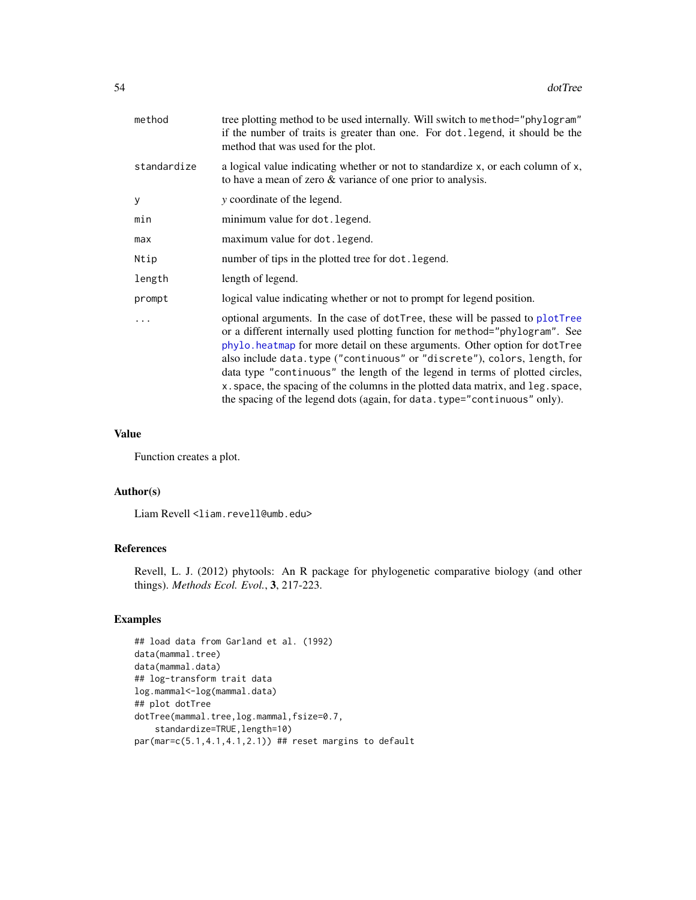| | |
|---|---|
| method | tree plotting method to be used internally. Will switch to method="phylogram" if the number of traits is greater than one. For dot.legend, it should be the method that was used for the plot. |
| standardize | a logical value indicating whether or not to standardize x, or each column of x, to have a mean of zero & variance of one prior to analysis. |
| y | *y* coordinate of the legend. |
| min | minimum value for dot.legend. |
| max | maximum value for dot.legend. |
| Ntip | number of tips in the plotted tree for dot.legend. |
| length | length of legend. |
| prompt | logical value indicating whether or not to prompt for legend position. |
| ... | optional arguments. In the case of dotTree, these will be passed to plotTree or a different internally used plotting function for method="phylogram". See phylo.heatmap for more detail on these arguments. Other option for dotTree also include data.type ("continuous" or "discrete"), colors, length, for data type "continuous" the length of the legend in terms of plotted circles, x.space, the spacing of the columns in the plotted data matrix, and leg.space, the spacing of the legend dots (again, for data.type="continuous" only). |

## Value

Function creates a plot.

## Author(s)

Liam Revell <liam.revell@umb.edu>

## References

Revell, L. J. (2012) phytools: An R package for phylogenetic comparative biology (and other things). *Methods Ecol. Evol.*, **3**, 217-223.

## Examples

```
## load data from Garland et al. (1992)
data(mammal.tree)
data(mammal.data)
## log-transform trait data
log.mammal<-log(mammal.data)
## plot dotTree
dotTree(mammal.tree,log.mammal,fsize=0.7,
    standardize=TRUE,length=10)
par(mar=c(5.1,4.1,4.1,2.1)) ## reset margins to default
```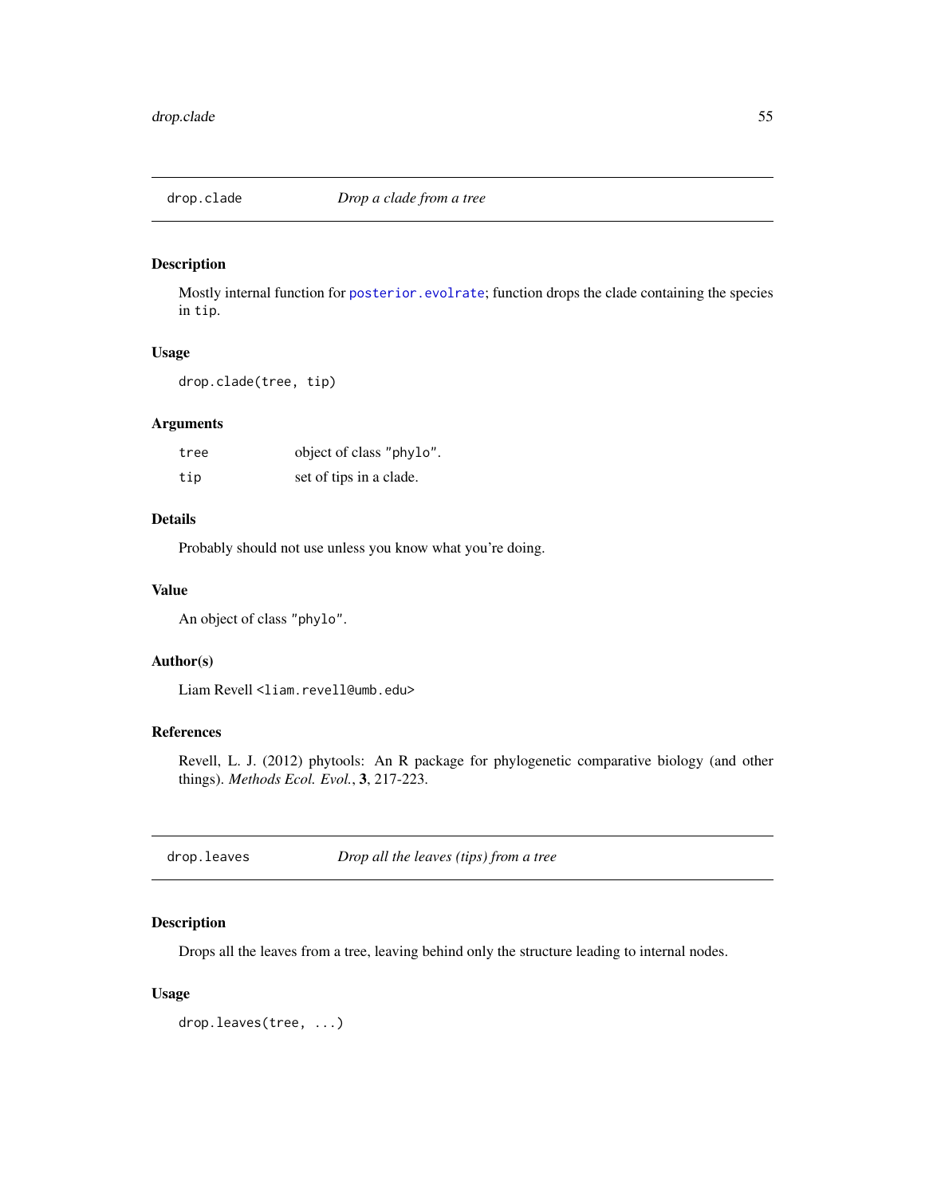## drop.clade — *Drop a clade from a tree*

### Description

Mostly internal function for `posterior.evolrate`; function drops the clade containing the species in `tip`.

### Usage

```
drop.clade(tree, tip)
```

### Arguments

| | |
|---|---|
| `tree` | object of class `"phylo"`. |
| `tip` | set of tips in a clade. |

### Details

Probably should not use unless you know what you're doing.

### Value

An object of class `"phylo"`.

### Author(s)

Liam Revell <liam.revell@umb.edu>

### References

Revell, L. J. (2012) phytools: An R package for phylogenetic comparative biology (and other things). *Methods Ecol. Evol.*, **3**, 217-223.

## drop.leaves — *Drop all the leaves (tips) from a tree*

### Description

Drops all the leaves from a tree, leaving behind only the structure leading to internal nodes.

### Usage

```
drop.leaves(tree, ...)
```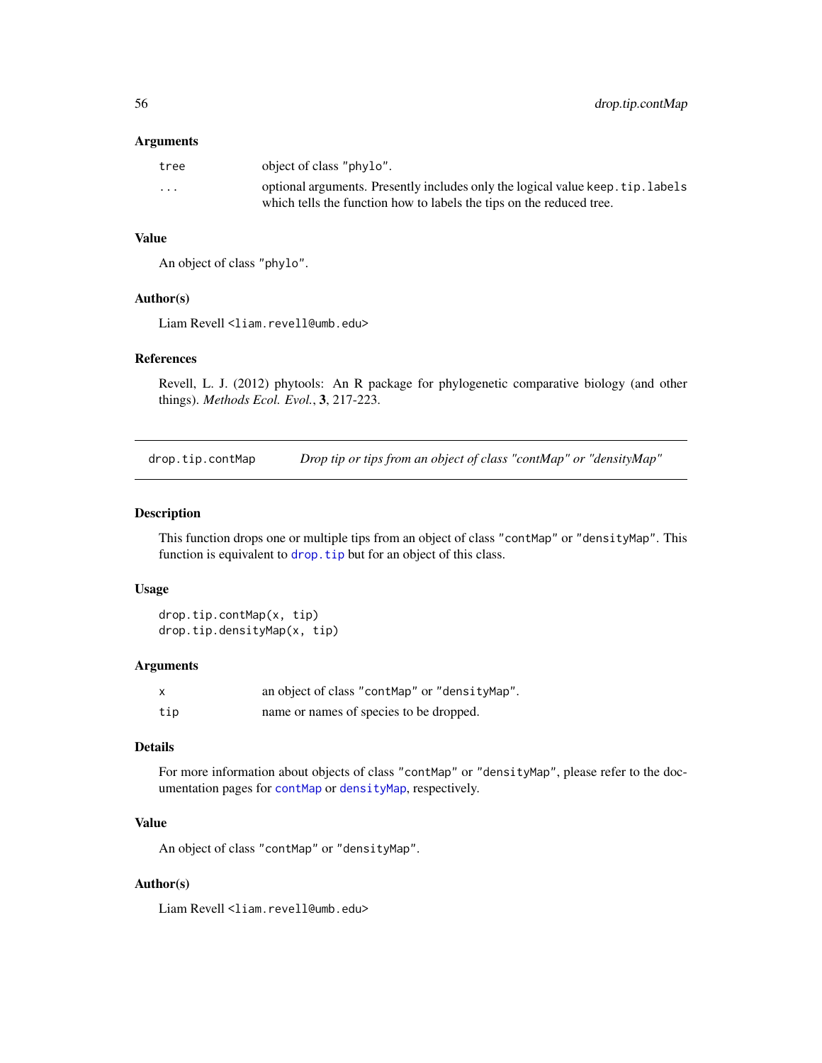### Arguments

| | |
|---|---|
| `tree` | object of class "phylo". |
| `...` | optional arguments. Presently includes only the logical value `keep.tip.labels` which tells the function how to labels the tips on the reduced tree. |

### Value

An object of class "phylo".

### Author(s)

Liam Revell <liam.revell@umb.edu>

### References

Revell, L. J. (2012) phytools: An R package for phylogenetic comparative biology (and other things). *Methods Ecol. Evol.*, **3**, 217-223.

---

## drop.tip.contMap — *Drop tip or tips from an object of class "contMap" or "densityMap"*

---

### Description

This function drops one or multiple tips from an object of class "contMap" or "densityMap". This function is equivalent to `drop.tip` but for an object of this class.

### Usage

```
drop.tip.contMap(x, tip)
drop.tip.densityMap(x, tip)
```

### Arguments

| | |
|---|---|
| `x` | an object of class "contMap" or "densityMap". |
| `tip` | name or names of species to be dropped. |

### Details

For more information about objects of class "contMap" or "densityMap", please refer to the documentation pages for `contMap` or `densityMap`, respectively.

### Value

An object of class "contMap" or "densityMap".

### Author(s)

Liam Revell <liam.revell@umb.edu>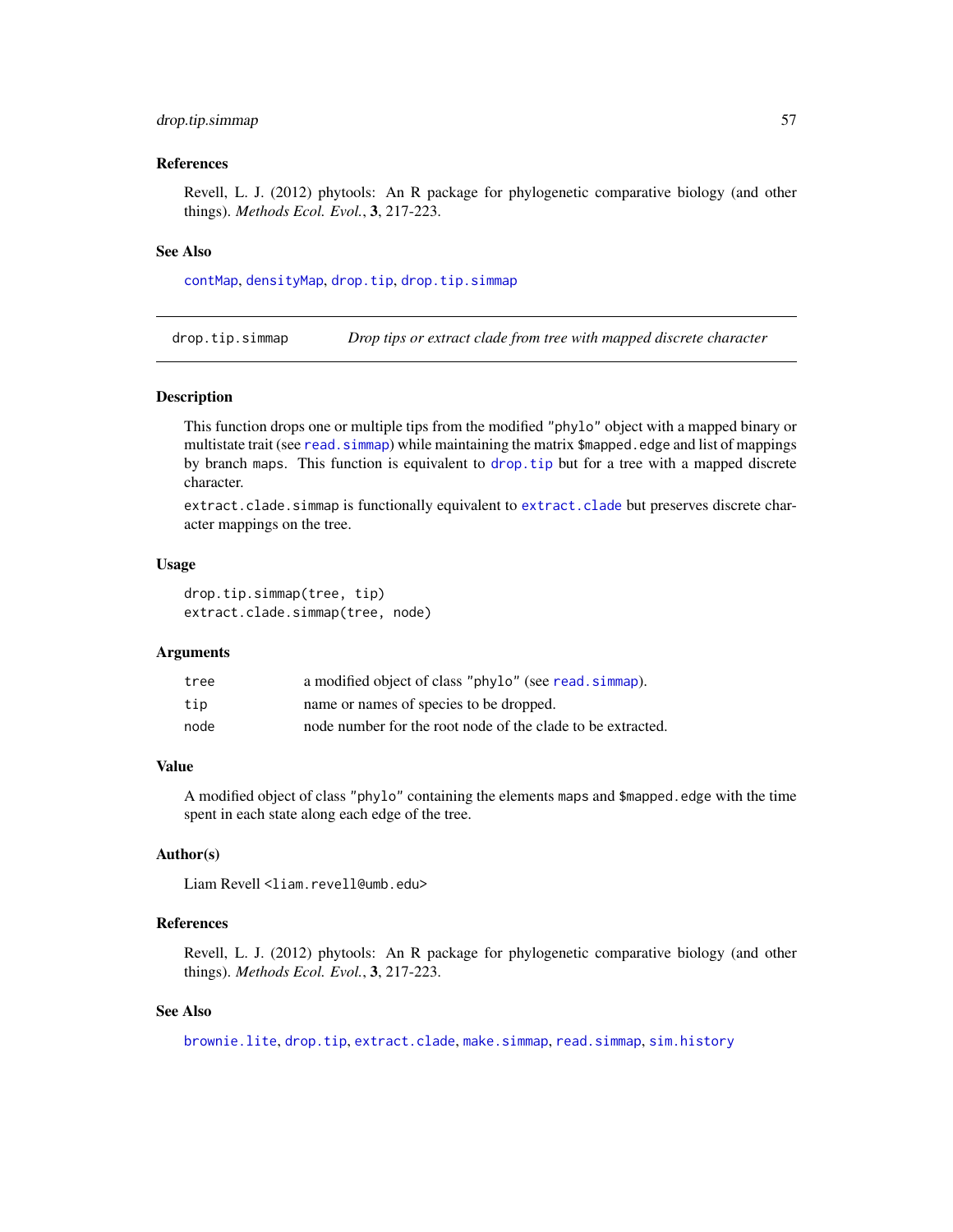### References

Revell, L. J. (2012) phytools: An R package for phylogenetic comparative biology (and other things). *Methods Ecol. Evol.*, **3**, 217-223.

### See Also

`contMap`, `densityMap`, `drop.tip`, `drop.tip.simmap`

---

## drop.tip.simmap — *Drop tips or extract clade from tree with mapped discrete character*

---

### Description

This function drops one or multiple tips from the modified "phylo" object with a mapped binary or multistate trait (see `read.simmap`) while maintaining the matrix `$mapped.edge` and list of mappings by branch `maps`. This function is equivalent to `drop.tip` but for a tree with a mapped discrete character.

`extract.clade.simmap` is functionally equivalent to `extract.clade` but preserves discrete character mappings on the tree.

### Usage

```
drop.tip.simmap(tree, tip)
extract.clade.simmap(tree, node)
```

### Arguments

| | |
|---|---|
| `tree` | a modified object of class "phylo" (see `read.simmap`). |
| `tip` | name or names of species to be dropped. |
| `node` | node number for the root node of the clade to be extracted. |

### Value

A modified object of class "phylo" containing the elements `maps` and `$mapped.edge` with the time spent in each state along each edge of the tree.

### Author(s)

Liam Revell <liam.revell@umb.edu>

### References

Revell, L. J. (2012) phytools: An R package for phylogenetic comparative biology (and other things). *Methods Ecol. Evol.*, **3**, 217-223.

### See Also

`brownie.lite`, `drop.tip`, `extract.clade`, `make.simmap`, `read.simmap`, `sim.history`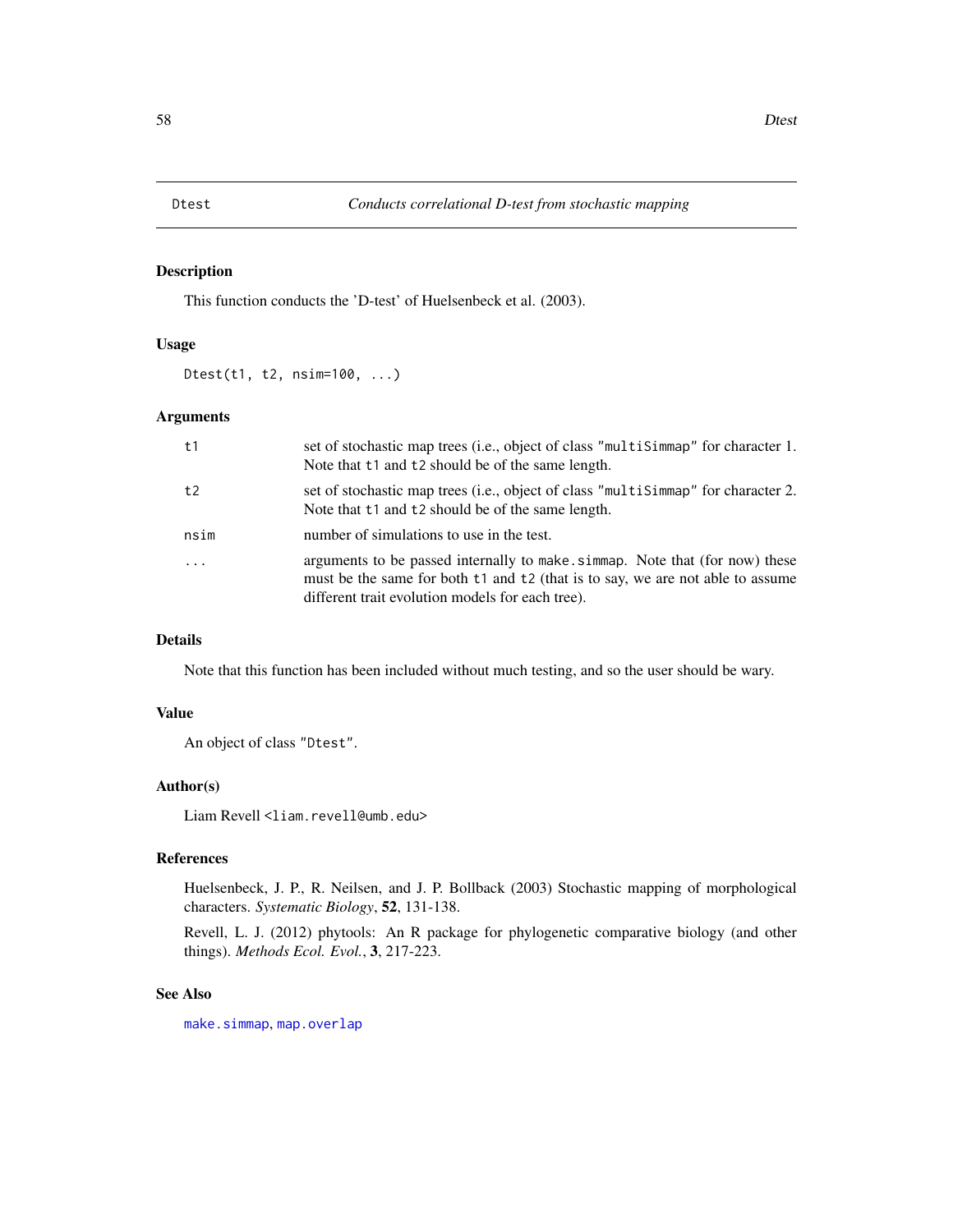# Dtest — *Conducts correlational D-test from stochastic mapping*

## Description

This function conducts the 'D-test' of Huelsenbeck et al. (2003).

## Usage

```
Dtest(t1, t2, nsim=100, ...)
```

## Arguments

| | |
|---|---|
| `t1` | set of stochastic map trees (i.e., object of class `"multiSimmap"` for character 1. Note that `t1` and `t2` should be of the same length. |
| `t2` | set of stochastic map trees (i.e., object of class `"multiSimmap"` for character 2. Note that `t1` and `t2` should be of the same length. |
| `nsim` | number of simulations to use in the test. |
| `...` | arguments to be passed internally to `make.simmap`. Note that (for now) these must be the same for both `t1` and `t2` (that is to say, we are not able to assume different trait evolution models for each tree). |

## Details

Note that this function has been included without much testing, and so the user should be wary.

## Value

An object of class `"Dtest"`.

## Author(s)

Liam Revell <liam.revell@umb.edu>

## References

Huelsenbeck, J. P., R. Neilsen, and J. P. Bollback (2003) Stochastic mapping of morphological characters. *Systematic Biology*, **52**, 131-138.

Revell, L. J. (2012) phytools: An R package for phylogenetic comparative biology (and other things). *Methods Ecol. Evol.*, **3**, 217-223.

## See Also

`make.simmap`, `map.overlap`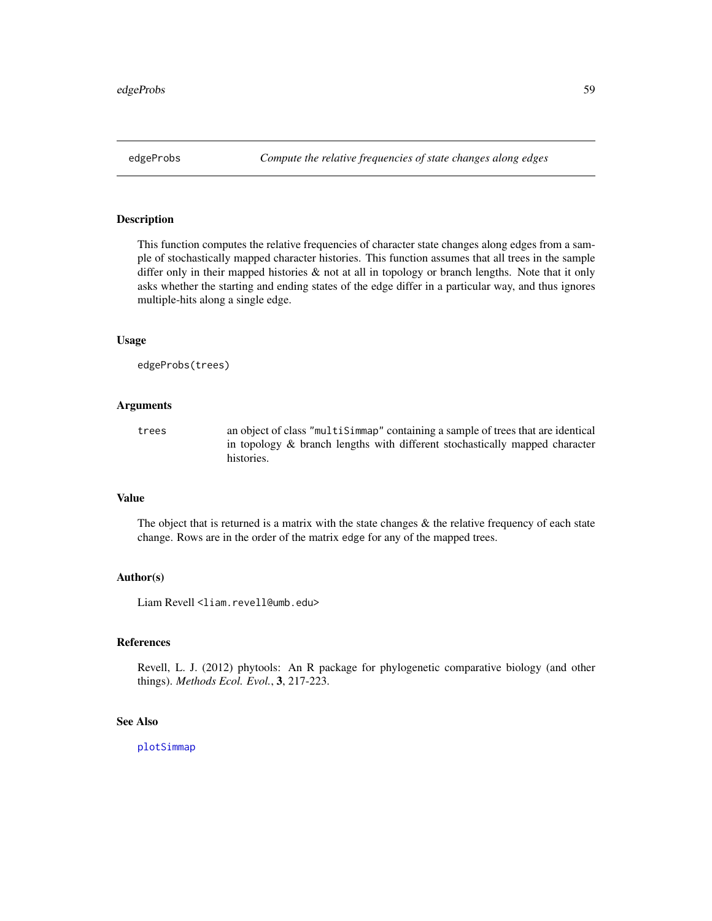## edgeProbs    *Compute the relative frequencies of state changes along edges*

### Description

This function computes the relative frequencies of character state changes along edges from a sample of stochastically mapped character histories. This function assumes that all trees in the sample differ only in their mapped histories & not at all in topology or branch lengths. Note that it only asks whether the starting and ending states of the edge differ in a particular way, and thus ignores multiple-hits along a single edge.

### Usage

```
edgeProbs(trees)
```

### Arguments

| | |
|---|---|
| `trees` | an object of class `"multiSimmap"` containing a sample of trees that are identical in topology & branch lengths with different stochastically mapped character histories. |

### Value

The object that is returned is a matrix with the state changes & the relative frequency of each state change. Rows are in the order of the matrix `edge` for any of the mapped trees.

### Author(s)

Liam Revell <liam.revell@umb.edu>

### References

Revell, L. J. (2012) phytools: An R package for phylogenetic comparative biology (and other things). *Methods Ecol. Evol.*, **3**, 217-223.

### See Also

`plotSimmap`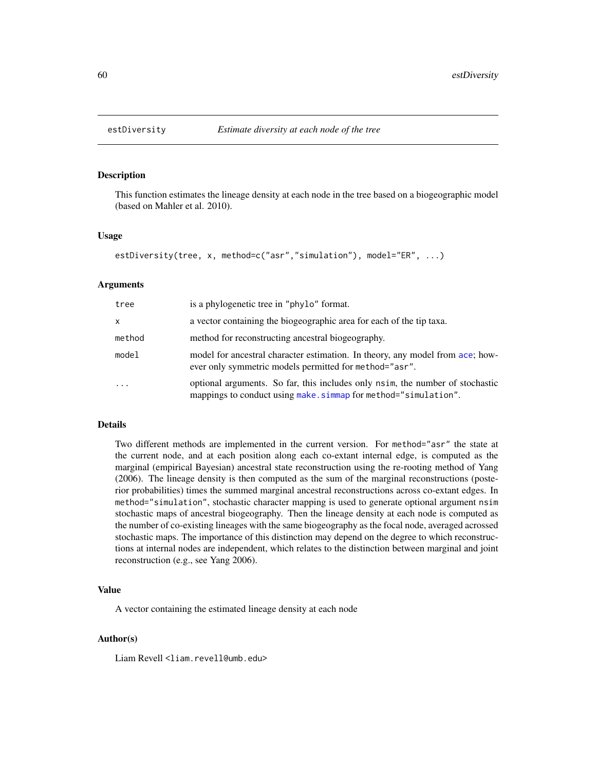## estDiversity — *Estimate diversity at each node of the tree*

### Description

This function estimates the lineage density at each node in the tree based on a biogeographic model (based on Mahler et al. 2010).

### Usage

```
estDiversity(tree, x, method=c("asr","simulation"), model="ER", ...)
```

### Arguments

| | |
|---|---|
| `tree` | is a phylogenetic tree in `"phylo"` format. |
| `x` | a vector containing the biogeographic area for each of the tip taxa. |
| `method` | method for reconstructing ancestral biogeography. |
| `model` | model for ancestral character estimation. In theory, any model from `ace`; however only symmetric models permitted for `method="asr"`. |
| `...` | optional arguments. So far, this includes only `nsim`, the number of stochastic mappings to conduct using `make.simmap` for `method="simulation"`. |

### Details

Two different methods are implemented in the current version. For `method="asr"` the state at the current node, and at each position along each co-extant internal edge, is computed as the marginal (empirical Bayesian) ancestral state reconstruction using the re-rooting method of Yang (2006). The lineage density is then computed as the sum of the marginal reconstructions (posterior probabilities) times the summed marginal ancestral reconstructions across co-extant edges. In `method="simulation"`, stochastic character mapping is used to generate optional argument `nsim` stochastic maps of ancestral biogeography. Then the lineage density at each node is computed as the number of co-existing lineages with the same biogeography as the focal node, averaged acrossed stochastic maps. The importance of this distinction may depend on the degree to which reconstructions at internal nodes are independent, which relates to the distinction between marginal and joint reconstruction (e.g., see Yang 2006).

### Value

A vector containing the estimated lineage density at each node

### Author(s)

Liam Revell <liam.revell@umb.edu>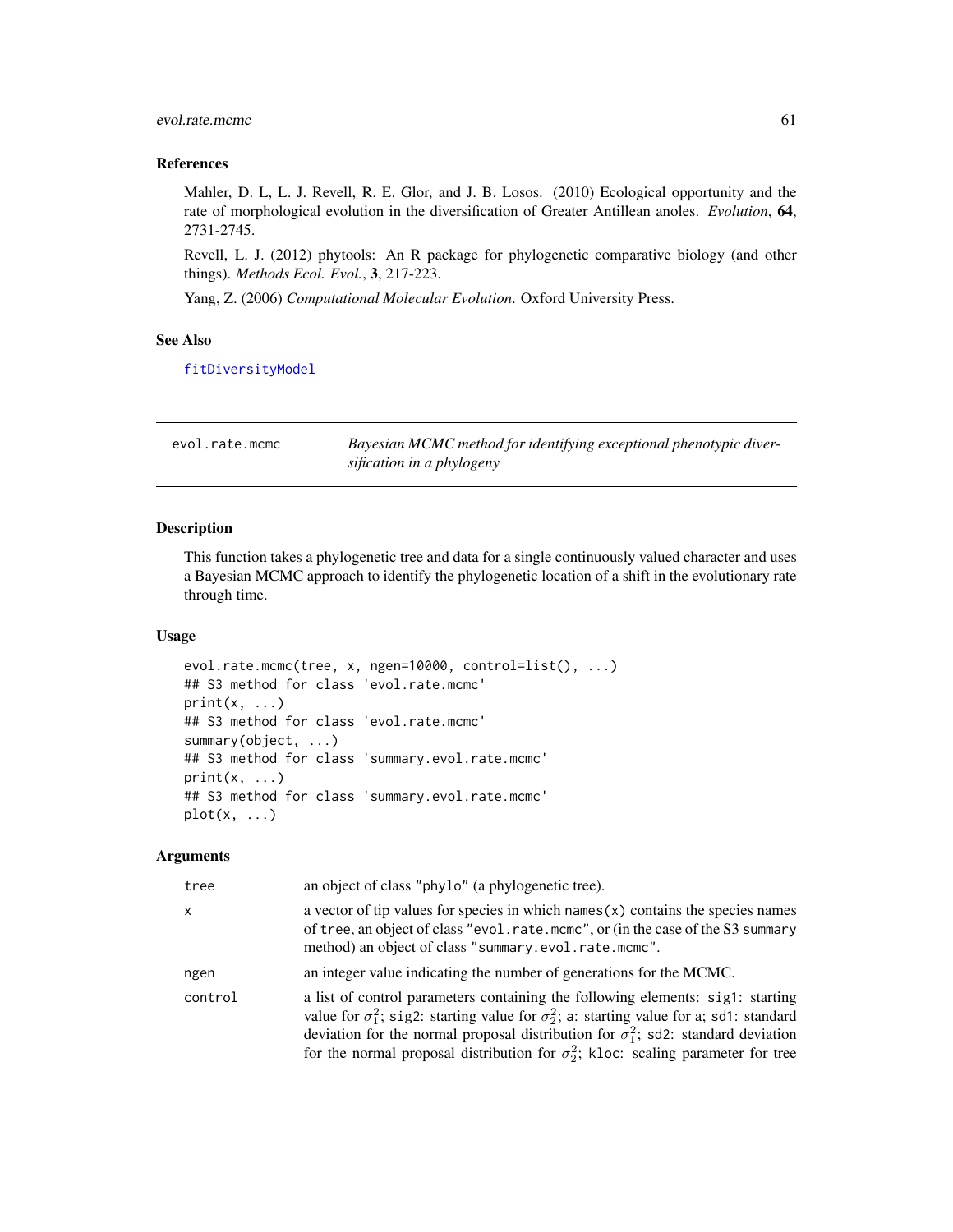### References

Mahler, D. L, L. J. Revell, R. E. Glor, and J. B. Losos. (2010) Ecological opportunity and the rate of morphological evolution in the diversification of Greater Antillean anoles. *Evolution*, **64**, 2731-2745.

Revell, L. J. (2012) phytools: An R package for phylogenetic comparative biology (and other things). *Methods Ecol. Evol.*, **3**, 217-223.

Yang, Z. (2006) *Computational Molecular Evolution*. Oxford University Press.

### See Also

fitDiversityModel

---

## evol.rate.mcmc — *Bayesian MCMC method for identifying exceptional phenotypic diversification in a phylogeny*

### Description

This function takes a phylogenetic tree and data for a single continuously valued character and uses a Bayesian MCMC approach to identify the phylogenetic location of a shift in the evolutionary rate through time.

### Usage

```
evol.rate.mcmc(tree, x, ngen=10000, control=list(), ...)
## S3 method for class 'evol.rate.mcmc'
print(x, ...)
## S3 method for class 'evol.rate.mcmc'
summary(object, ...)
## S3 method for class 'summary.evol.rate.mcmc'
print(x, ...)
## S3 method for class 'summary.evol.rate.mcmc'
plot(x, ...)
```

### Arguments

| | |
|---|---|
| `tree` | an object of class `"phylo"` (a phylogenetic tree). |
| `x` | a vector of tip values for species in which `names(x)` contains the species names of `tree`, an object of class `"evol.rate.mcmc"`, or (in the case of the S3 `summary` method) an object of class `"summary.evol.rate.mcmc"`. |
| `ngen` | an integer value indicating the number of generations for the MCMC. |
| `control` | a list of control parameters containing the following elements: `sig1`: starting value for $\sigma_1^2$; `sig2`: starting value for $\sigma_2^2$; `a`: starting value for a; `sd1`: standard deviation for the normal proposal distribution for $\sigma_1^2$; `sd2`: standard deviation for the normal proposal distribution for $\sigma_2^2$; `kloc`: scaling parameter for tree |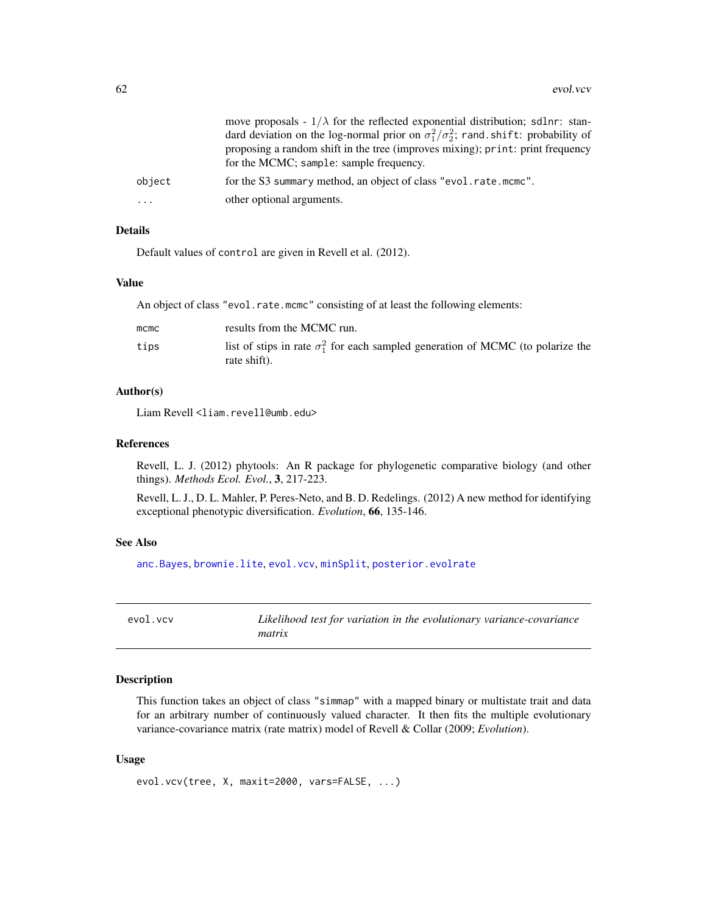| | |
|---|---|
| | move proposals - $1/\lambda$ for the reflected exponential distribution; `sdlnr`: standard deviation on the log-normal prior on $\sigma_1^2/\sigma_2^2$; `rand.shift`: probability of proposing a random shift in the tree (improves mixing); `print`: print frequency for the MCMC; `sample`: sample frequency. |
| `object` | for the S3 `summary` method, an object of class `"evol.rate.mcmc"`. |
| `...` | other optional arguments. |

### Details

Default values of `control` are given in Revell et al. (2012).

### Value

An object of class `"evol.rate.mcmc"` consisting of at least the following elements:

| | |
|---|---|
| `mcmc` | results from the MCMC run. |
| `tips` | list of stips in rate $\sigma_1^2$ for each sampled generation of MCMC (to polarize the rate shift). |

### Author(s)

Liam Revell <liam.revell@umb.edu>

### References

Revell, L. J. (2012) phytools: An R package for phylogenetic comparative biology (and other things). *Methods Ecol. Evol.*, **3**, 217-223.

Revell, L. J., D. L. Mahler, P. Peres-Neto, and B. D. Redelings. (2012) A new method for identifying exceptional phenotypic diversification. *Evolution*, **66**, 135-146.

### See Also

`anc.Bayes`, `brownie.lite`, `evol.vcv`, `minSplit`, `posterior.evolrate`

---

## evol.vcv — *Likelihood test for variation in the evolutionary variance-covariance matrix*

### Description

This function takes an object of class `"simmap"` with a mapped binary or multistate trait and data for an arbitrary number of continuously valued character. It then fits the multiple evolutionary variance-covariance matrix (rate matrix) model of Revell & Collar (2009; *Evolution*).

### Usage

```
evol.vcv(tree, X, maxit=2000, vars=FALSE, ...)
```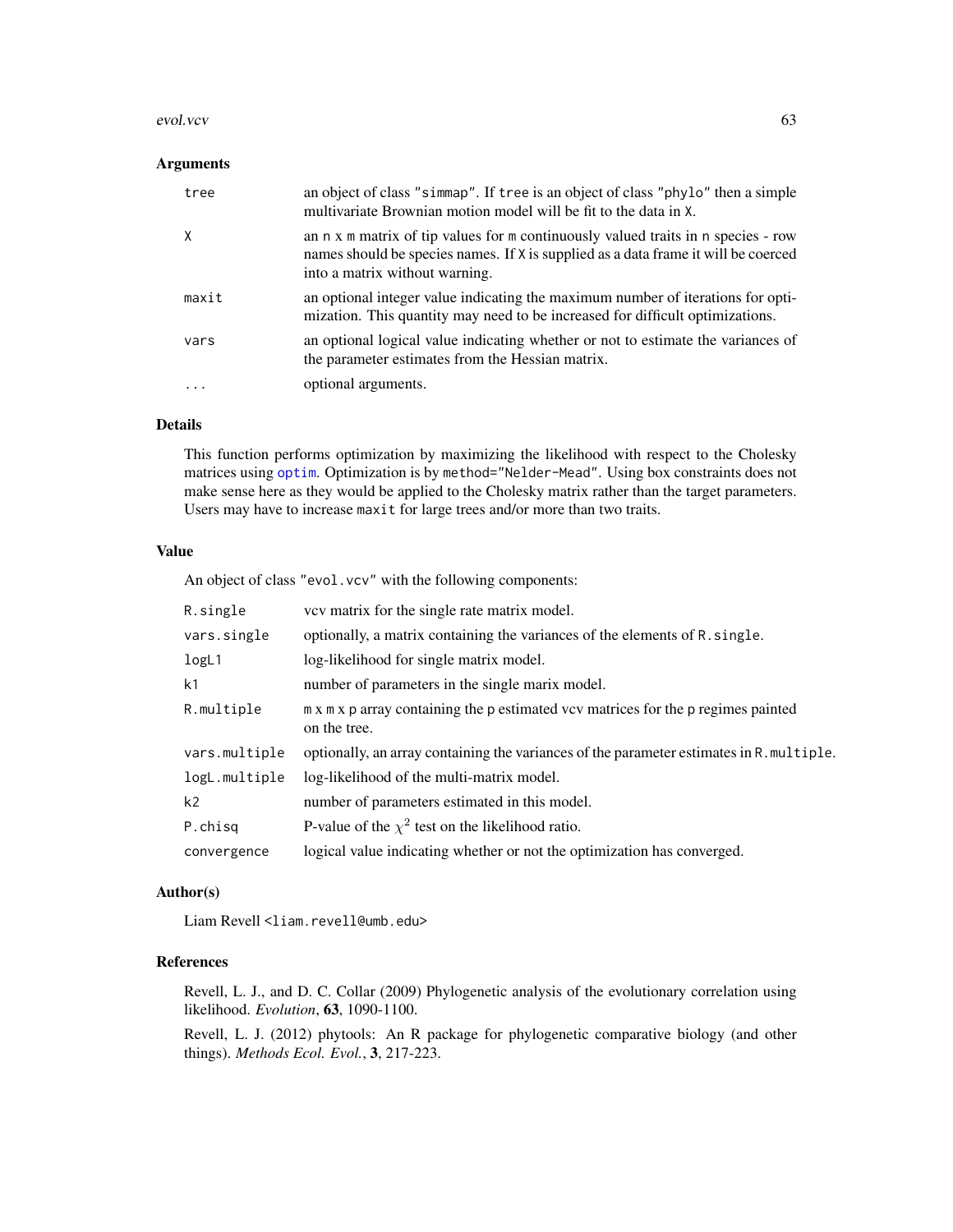## Arguments

| | |
|---|---|
| `tree` | an object of class "simmap". If `tree` is an object of class "phylo" then a simple multivariate Brownian motion model will be fit to the data in `X`. |
| `X` | an `n x m` matrix of tip values for `m` continuously valued traits in `n` species - row names should be species names. If `X` is supplied as a data frame it will be coerced into a matrix without warning. |
| `maxit` | an optional integer value indicating the maximum number of iterations for optimization. This quantity may need to be increased for difficult optimizations. |
| `vars` | an optional logical value indicating whether or not to estimate the variances of the parameter estimates from the Hessian matrix. |
| `...` | optional arguments. |

## Details

This function performs optimization by maximizing the likelihood with respect to the Cholesky matrices using `optim`. Optimization is by `method="Nelder-Mead"`. Using box constraints does not make sense here as they would be applied to the Cholesky matrix rather than the target parameters. Users may have to increase `maxit` for large trees and/or more than two traits.

## Value

An object of class "evol.vcv" with the following components:

| | |
|---|---|
| `R.single` | vcv matrix for the single rate matrix model. |
| `vars.single` | optionally, a matrix containing the variances of the elements of `R.single`. |
| `logL1` | log-likelihood for single matrix model. |
| `k1` | number of parameters in the single marix model. |
| `R.multiple` | `m x m x p` array containing the `p` estimated vcv matrices for the `p` regimes painted on the tree. |
| `vars.multiple` | optionally, an array containing the variances of the parameter estimates in `R.multiple`. |
| `logL.multiple` | log-likelihood of the multi-matrix model. |
| `k2` | number of parameters estimated in this model. |
| `P.chisq` | P-value of the $\chi^2$ test on the likelihood ratio. |
| `convergence` | logical value indicating whether or not the optimization has converged. |

## Author(s)

Liam Revell <liam.revell@umb.edu>

## References

Revell, L. J., and D. C. Collar (2009) Phylogenetic analysis of the evolutionary correlation using likelihood. *Evolution*, **63**, 1090-1100.

Revell, L. J. (2012) phytools: An R package for phylogenetic comparative biology (and other things). *Methods Ecol. Evol.*, **3**, 217-223.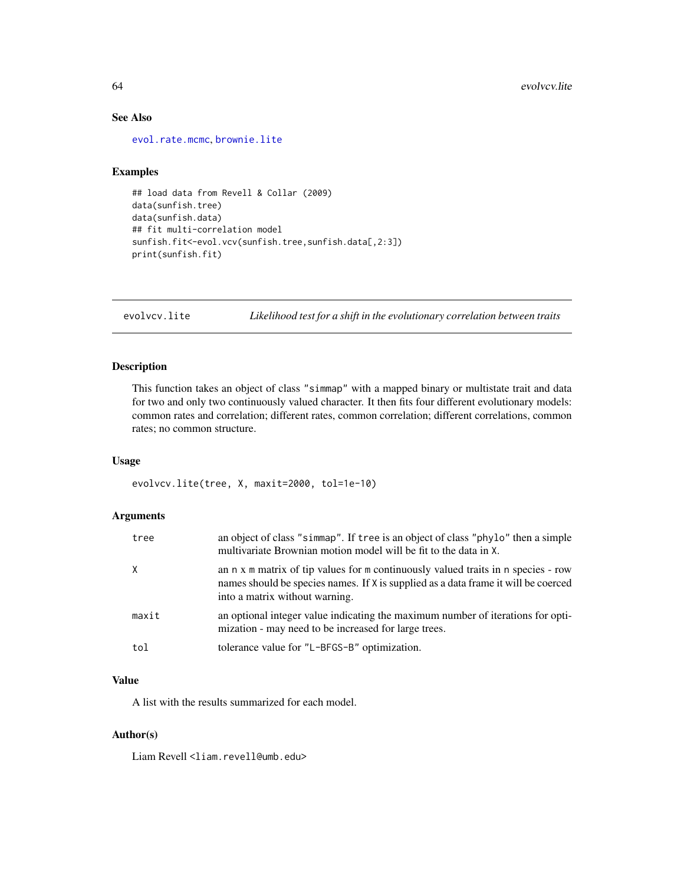### See Also

evol.rate.mcmc, brownie.lite

### Examples

```
## load data from Revell & Collar (2009)
data(sunfish.tree)
data(sunfish.data)
## fit multi-correlation model
sunfish.fit<-evol.vcv(sunfish.tree,sunfish.data[,2:3])
print(sunfish.fit)
```

---

## evolvcv.lite — *Likelihood test for a shift in the evolutionary correlation between traits*

### Description

This function takes an object of class "simmap" with a mapped binary or multistate trait and data for two and only two continuously valued character. It then fits four different evolutionary models: common rates and correlation; different rates, common correlation; different correlations, common rates; no common structure.

### Usage

```
evolvcv.lite(tree, X, maxit=2000, tol=1e-10)
```

### Arguments

| | |
|---|---|
| tree | an object of class "simmap". If tree is an object of class "phylo" then a simple multivariate Brownian motion model will be fit to the data in X. |
| X | an n x m matrix of tip values for m continuously valued traits in n species - row names should be species names. If X is supplied as a data frame it will be coerced into a matrix without warning. |
| maxit | an optional integer value indicating the maximum number of iterations for optimization - may need to be increased for large trees. |
| tol | tolerance value for "L-BFGS-B" optimization. |

### Value

A list with the results summarized for each model.

### Author(s)

Liam Revell <liam.revell@umb.edu>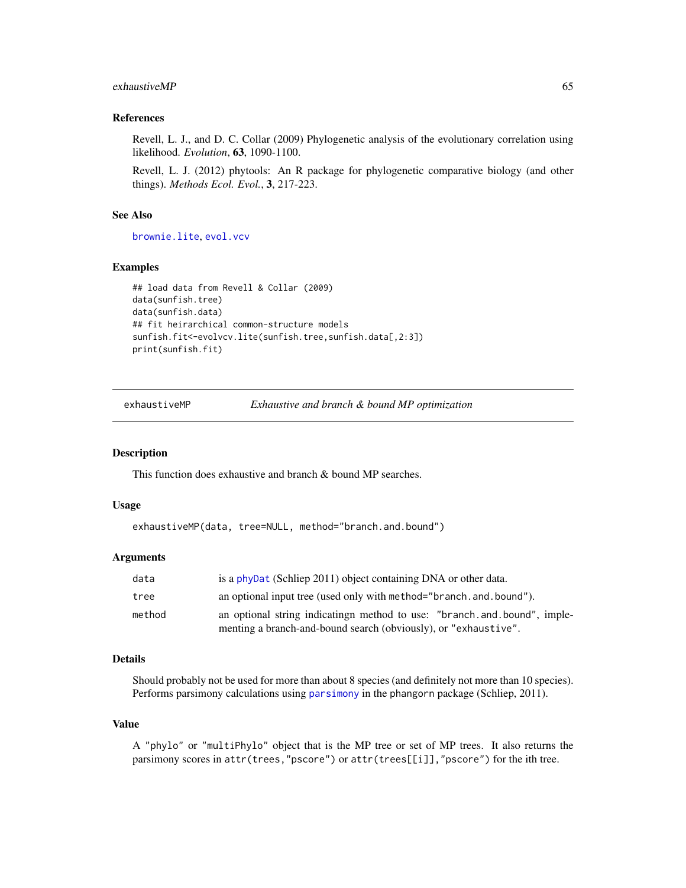## References

Revell, L. J., and D. C. Collar (2009) Phylogenetic analysis of the evolutionary correlation using likelihood. *Evolution*, **63**, 1090-1100.

Revell, L. J. (2012) phytools: An R package for phylogenetic comparative biology (and other things). *Methods Ecol. Evol.*, **3**, 217-223.

## See Also

`brownie.lite`, `evol.vcv`

## Examples

```
## load data from Revell & Collar (2009)
data(sunfish.tree)
data(sunfish.data)
## fit heirarchical common-structure models
sunfish.fit<-evolvcv.lite(sunfish.tree,sunfish.data[,2:3])
print(sunfish.fit)
```

---

# exhaustiveMP — *Exhaustive and branch & bound MP optimization*

## Description

This function does exhaustive and branch & bound MP searches.

## Usage

```
exhaustiveMP(data, tree=NULL, method="branch.and.bound")
```

## Arguments

| | |
|---|---|
| `data` | is a `phyDat` (Schliep 2011) object containing DNA or other data. |
| `tree` | an optional input tree (used only with `method="branch.and.bound"`). |
| `method` | an optional string indicatingn method to use: `"branch.and.bound"`, implementing a branch-and-bound search (obviously), or `"exhaustive"`. |

## Details

Should probably not be used for more than about 8 species (and definitely not more than 10 species). Performs parsimony calculations using `parsimony` in the phangorn package (Schliep, 2011).

## Value

A `"phylo"` or `"multiPhylo"` object that is the MP tree or set of MP trees. It also returns the parsimony scores in `attr(trees,"pscore")` or `attr(trees[[i]],"pscore")` for the ith tree.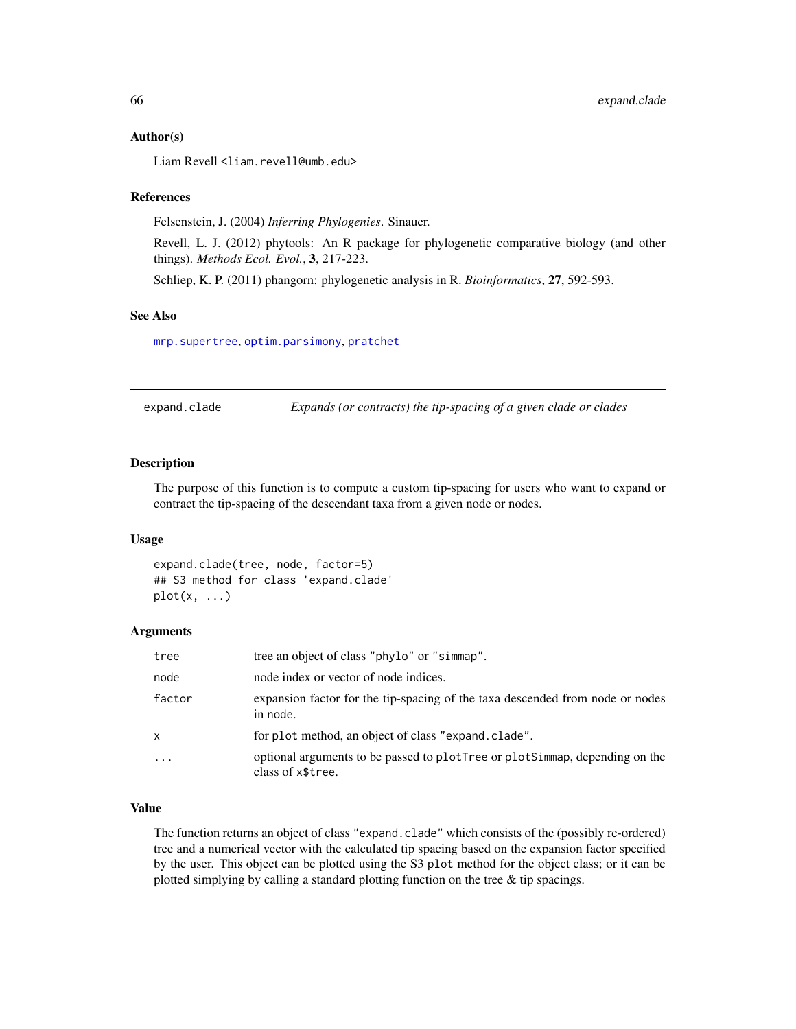### Author(s)

Liam Revell <liam.revell@umb.edu>

### References

Felsenstein, J. (2004) *Inferring Phylogenies*. Sinauer.

Revell, L. J. (2012) phytools: An R package for phylogenetic comparative biology (and other things). *Methods Ecol. Evol.*, **3**, 217-223.

Schliep, K. P. (2011) phangorn: phylogenetic analysis in R. *Bioinformatics*, **27**, 592-593.

### See Also

mrp.supertree, optim.parsimony, pratchet

---

## expand.clade — *Expands (or contracts) the tip-spacing of a given clade or clades*

---

### Description

The purpose of this function is to compute a custom tip-spacing for users who want to expand or contract the tip-spacing of the descendant taxa from a given node or nodes.

### Usage

```
expand.clade(tree, node, factor=5)
## S3 method for class 'expand.clade'
plot(x, ...)
```

### Arguments

| | |
|---|---|
| tree | tree an object of class "phylo" or "simmap". |
| node | node index or vector of node indices. |
| factor | expansion factor for the tip-spacing of the taxa descended from node or nodes in node. |
| x | for plot method, an object of class "expand.clade". |
| ... | optional arguments to be passed to plotTree or plotSimmap, depending on the class of x$tree. |

### Value

The function returns an object of class "expand.clade" which consists of the (possibly re-ordered) tree and a numerical vector with the calculated tip spacing based on the expansion factor specified by the user. This object can be plotted using the S3 plot method for the object class; or it can be plotted simplying by calling a standard plotting function on the tree & tip spacings.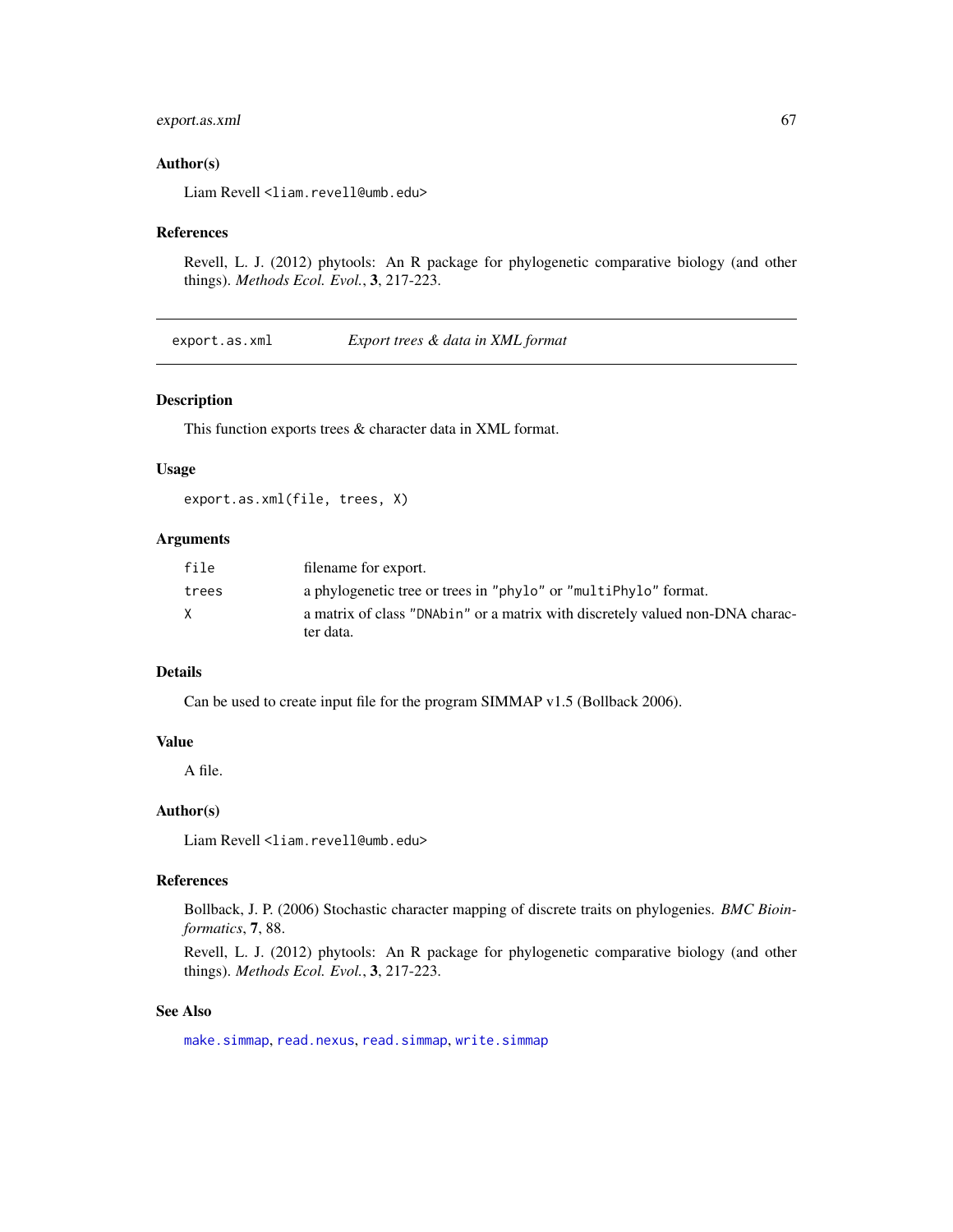### Author(s)

Liam Revell <liam.revell@umb.edu>

### References

Revell, L. J. (2012) phytools: An R package for phylogenetic comparative biology (and other things). *Methods Ecol. Evol.*, **3**, 217-223.

---

## export.as.xml — *Export trees & data in XML format*

### Description

This function exports trees & character data in XML format.

### Usage

```
export.as.xml(file, trees, X)
```

### Arguments

| | |
|---|---|
| `file` | filename for export. |
| `trees` | a phylogenetic tree or trees in `"phylo"` or `"multiPhylo"` format. |
| `X` | a matrix of class `"DNAbin"` or a matrix with discretely valued non-DNA character data. |

### Details

Can be used to create input file for the program SIMMAP v1.5 (Bollback 2006).

### Value

A file.

### Author(s)

Liam Revell <liam.revell@umb.edu>

### References

Bollback, J. P. (2006) Stochastic character mapping of discrete traits on phylogenies. *BMC Bioinformatics*, **7**, 88.

Revell, L. J. (2012) phytools: An R package for phylogenetic comparative biology (and other things). *Methods Ecol. Evol.*, **3**, 217-223.

### See Also

`make.simmap`, `read.nexus`, `read.simmap`, `write.simmap`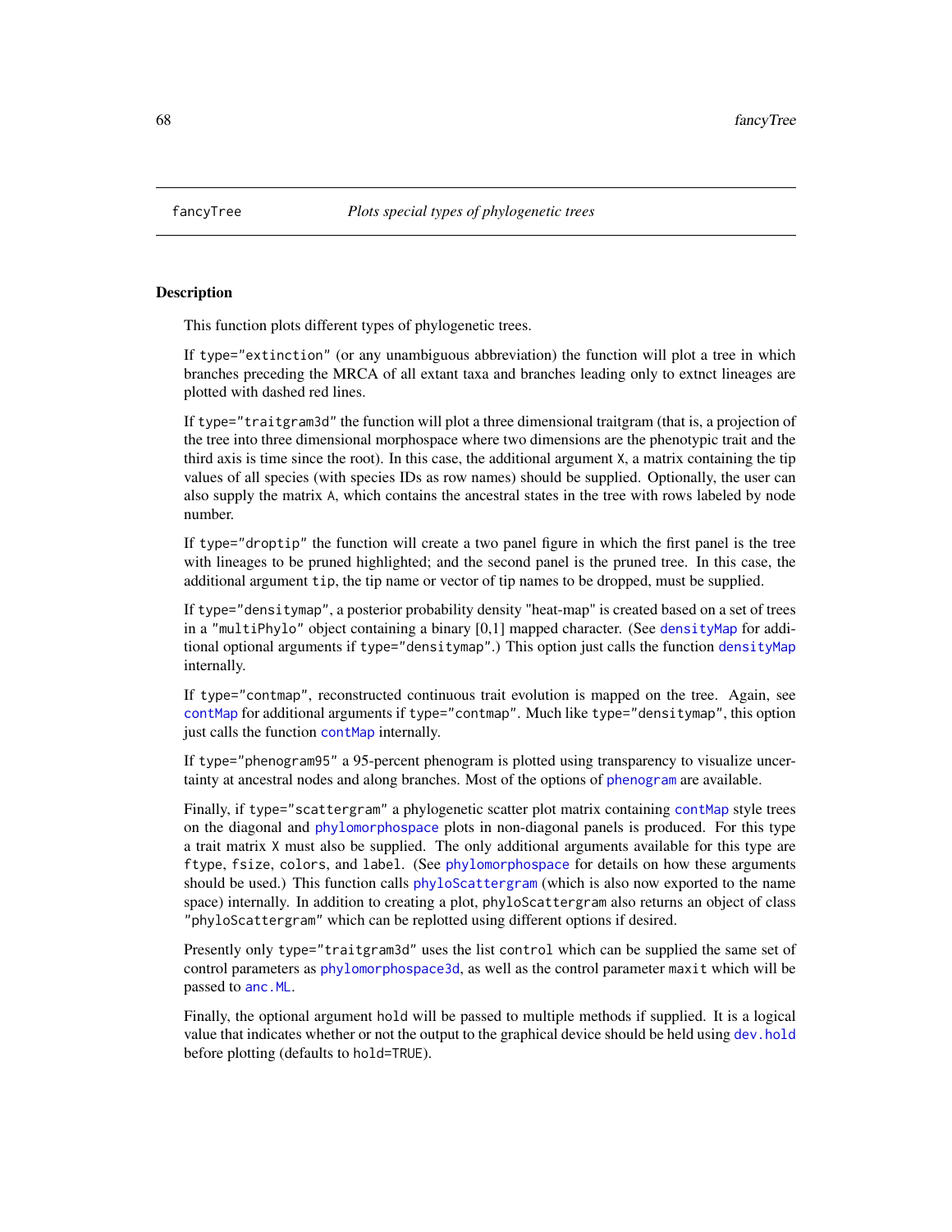fancyTree *Plots special types of phylogenetic trees*

## Description

This function plots different types of phylogenetic trees.

If `type="extinction"` (or any unambiguous abbreviation) the function will plot a tree in which branches preceding the MRCA of all extant taxa and branches leading only to extnct lineages are plotted with dashed red lines.

If `type="traitgram3d"` the function will plot a three dimensional traitgram (that is, a projection of the tree into three dimensional morphospace where two dimensions are the phenotypic trait and the third axis is time since the root). In this case, the additional argument `X`, a matrix containing the tip values of all species (with species IDs as row names) should be supplied. Optionally, the user can also supply the matrix `A`, which contains the ancestral states in the tree with rows labeled by node number.

If `type="droptip"` the function will create a two panel figure in which the first panel is the tree with lineages to be pruned highlighted; and the second panel is the pruned tree. In this case, the additional argument `tip`, the tip name or vector of tip names to be dropped, must be supplied.

If `type="densitymap"`, a posterior probability density "heat-map" is created based on a set of trees in a `"multiPhylo"` object containing a binary [0,1] mapped character. (See `densityMap` for additional optional arguments if `type="densitymap"`.) This option just calls the function `densityMap` internally.

If `type="contmap"`, reconstructed continuous trait evolution is mapped on the tree. Again, see `contMap` for additional arguments if `type="contmap"`. Much like `type="densitymap"`, this option just calls the function `contMap` internally.

If `type="phenogram95"` a 95-percent phenogram is plotted using transparency to visualize uncertainty at ancestral nodes and along branches. Most of the options of `phenogram` are available.

Finally, if `type="scattergram"` a phylogenetic scatter plot matrix containing `contMap` style trees on the diagonal and `phylomorphospace` plots in non-diagonal panels is produced. For this type a trait matrix `X` must also be supplied. The only additional arguments available for this type are `ftype`, `fsize`, `colors`, and `label`. (See `phylomorphospace` for details on how these arguments should be used.) This function calls `phyloScattergram` (which is also now exported to the name space) internally. In addition to creating a plot, `phyloScattergram` also returns an object of class `"phyloScattergram"` which can be replotted using different options if desired.

Presently only `type="traitgram3d"` uses the list `control` which can be supplied the same set of control parameters as `phylomorphospace3d`, as well as the control parameter `maxit` which will be passed to `anc.ML`.

Finally, the optional argument `hold` will be passed to multiple methods if supplied. It is a logical value that indicates whether or not the output to the graphical device should be held using `dev.hold` before plotting (defaults to `hold=TRUE`).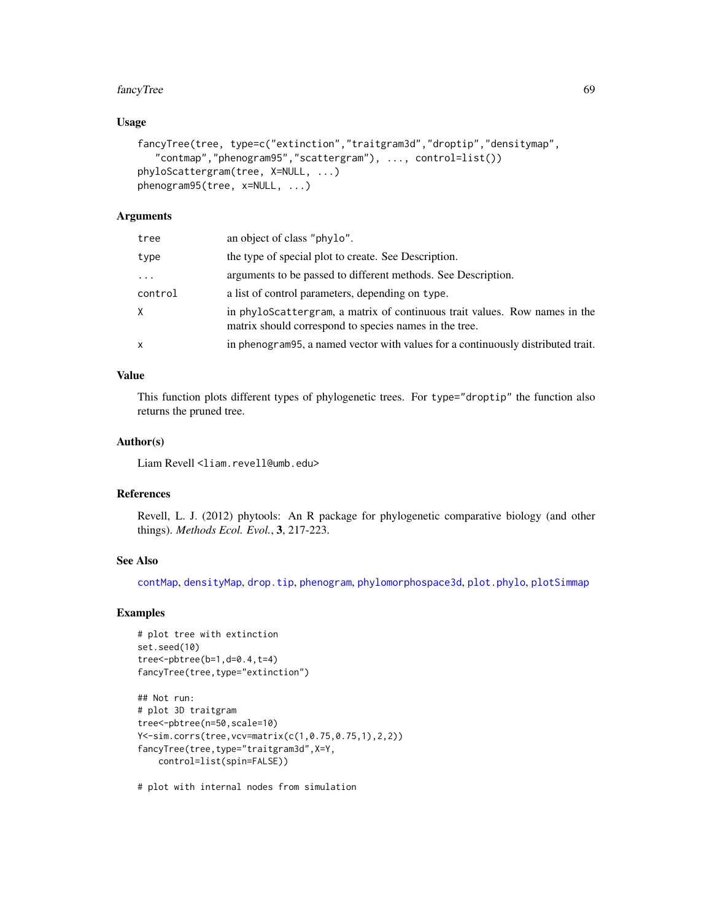### Usage

```
fancyTree(tree, type=c("extinction","traitgram3d","droptip","densitymap",
   "contmap","phenogram95","scattergram"), ..., control=list())
phyloScattergram(tree, X=NULL, ...)
phenogram95(tree, x=NULL, ...)
```

### Arguments

| | |
|---|---|
| `tree` | an object of class "phylo". |
| `type` | the type of special plot to create. See Description. |
| `...` | arguments to be passed to different methods. See Description. |
| `control` | a list of control parameters, depending on type. |
| `X` | in phyloScattergram, a matrix of continuous trait values. Row names in the matrix should correspond to species names in the tree. |
| `x` | in phenogram95, a named vector with values for a continuously distributed trait. |

### Value

This function plots different types of phylogenetic trees. For type="droptip" the function also returns the pruned tree.

### Author(s)

Liam Revell <liam.revell@umb.edu>

### References

Revell, L. J. (2012) phytools: An R package for phylogenetic comparative biology (and other things). *Methods Ecol. Evol.*, **3**, 217-223.

### See Also

contMap, densityMap, drop.tip, phenogram, phylomorphospace3d, plot.phylo, plotSimmap

### Examples

```
# plot tree with extinction
set.seed(10)
tree<-pbtree(b=1,d=0.4,t=4)
fancyTree(tree,type="extinction")

## Not run:
# plot 3D traitgram
tree<-pbtree(n=50,scale=10)
Y<-sim.corrs(tree,vcv=matrix(c(1,0.75,0.75,1),2,2))
fancyTree(tree,type="traitgram3d",X=Y,
    control=list(spin=FALSE))

# plot with internal nodes from simulation
```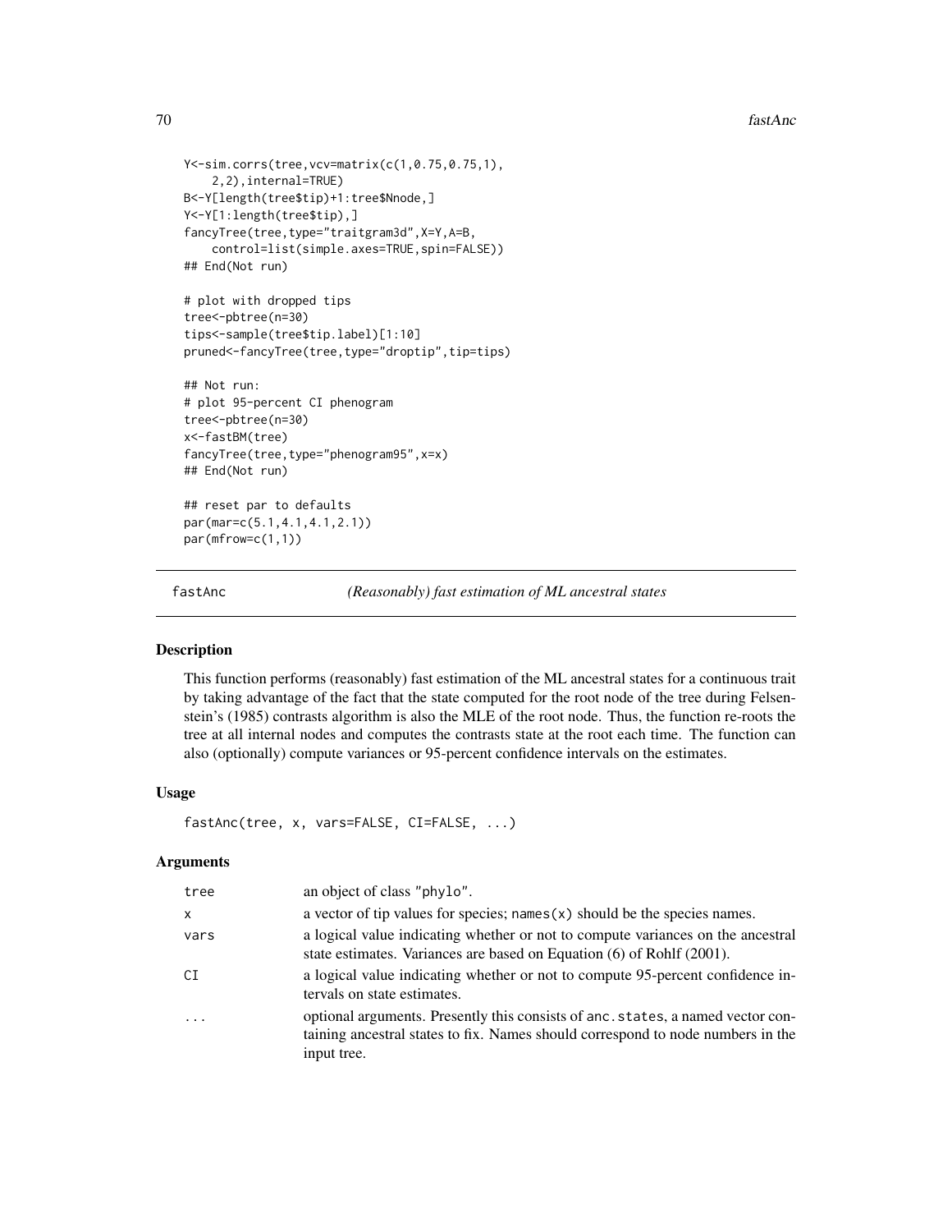```
Y<-sim.corrs(tree,vcv=matrix(c(1,0.75,0.75,1),
    2,2),internal=TRUE)
B<-Y[length(tree$tip)+1:tree$Nnode,]
Y<-Y[1:length(tree$tip),]
fancyTree(tree,type="traitgram3d",X=Y,A=B,
    control=list(simple.axes=TRUE,spin=FALSE))
## End(Not run)

# plot with dropped tips
tree<-pbtree(n=30)
tips<-sample(tree$tip.label)[1:10]
pruned<-fancyTree(tree,type="droptip",tip=tips)

## Not run:
# plot 95-percent CI phenogram
tree<-pbtree(n=30)
x<-fastBM(tree)
fancyTree(tree,type="phenogram95",x=x)
## End(Not run)

## reset par to defaults
par(mar=c(5.1,4.1,4.1,2.1))
par(mfrow=c(1,1))
```

---

fastAnc — *(Reasonably) fast estimation of ML ancestral states*

---

## Description

This function performs (reasonably) fast estimation of the ML ancestral states for a continuous trait by taking advantage of the fact that the state computed for the root node of the tree during Felsenstein's (1985) contrasts algorithm is also the MLE of the root node. Thus, the function re-roots the tree at all internal nodes and computes the contrasts state at the root each time. The function can also (optionally) compute variances or 95-percent confidence intervals on the estimates.

## Usage

```
fastAnc(tree, x, vars=FALSE, CI=FALSE, ...)
```

## Arguments

| | |
|---|---|
| tree | an object of class "phylo". |
| x | a vector of tip values for species; `names(x)` should be the species names. |
| vars | a logical value indicating whether or not to compute variances on the ancestral state estimates. Variances are based on Equation (6) of Rohlf (2001). |
| CI | a logical value indicating whether or not to compute 95-percent confidence intervals on state estimates. |
| ... | optional arguments. Presently this consists of `anc.states`, a named vector containing ancestral states to fix. Names should correspond to node numbers in the input tree. |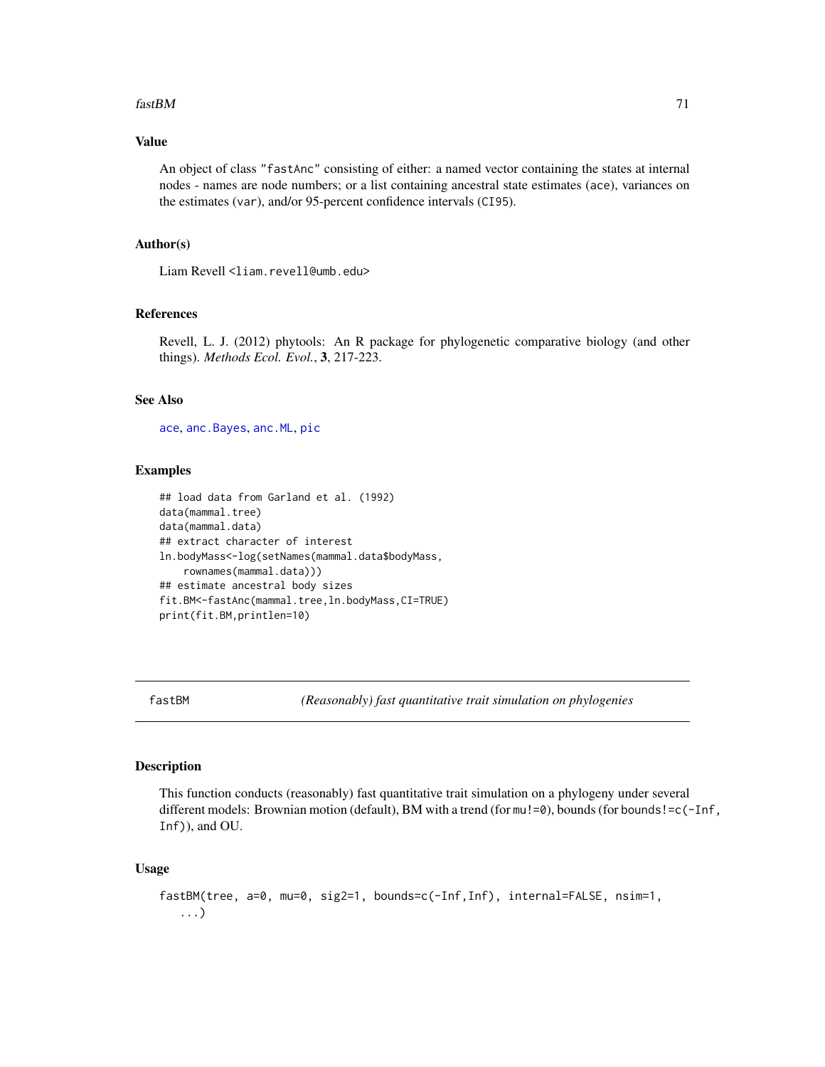### Value

An object of class "fastAnc" consisting of either: a named vector containing the states at internal nodes - names are node numbers; or a list containing ancestral state estimates (ace), variances on the estimates (var), and/or 95-percent confidence intervals (CI95).

### Author(s)

Liam Revell <liam.revell@umb.edu>

### References

Revell, L. J. (2012) phytools: An R package for phylogenetic comparative biology (and other things). *Methods Ecol. Evol.*, **3**, 217-223.

### See Also

ace, anc.Bayes, anc.ML, pic

### Examples

```
## load data from Garland et al. (1992)
data(mammal.tree)
data(mammal.data)
## extract character of interest
ln.bodyMass<-log(setNames(mammal.data$bodyMass,
    rownames(mammal.data)))
## estimate ancestral body sizes
fit.BM<-fastAnc(mammal.tree,ln.bodyMass,CI=TRUE)
print(fit.BM,printlen=10)
```

---

## fastBM — *(Reasonably) fast quantitative trait simulation on phylogenies*

---

### Description

This function conducts (reasonably) fast quantitative trait simulation on a phylogeny under several different models: Brownian motion (default), BM with a trend (for mu!=0), bounds (for bounds!=c(-Inf, Inf)), and OU.

### Usage

```
fastBM(tree, a=0, mu=0, sig2=1, bounds=c(-Inf,Inf), internal=FALSE, nsim=1,
   ...)
```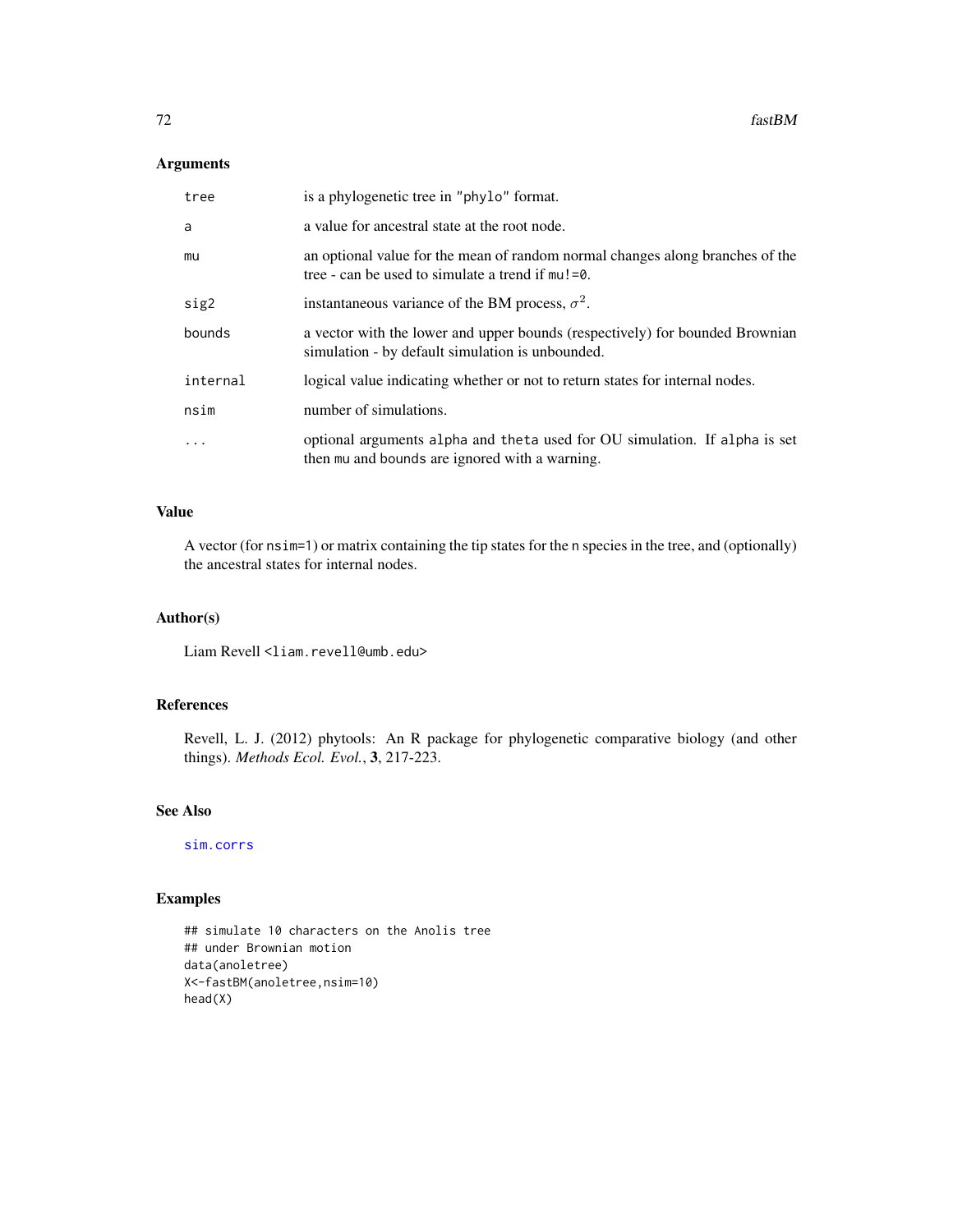## Arguments

| | |
|---|---|
| tree | is a phylogenetic tree in "phylo" format. |
| a | a value for ancestral state at the root node. |
| mu | an optional value for the mean of random normal changes along branches of the tree - can be used to simulate a trend if mu!=0. |
| sig2 | instantaneous variance of the BM process, $\sigma^2$. |
| bounds | a vector with the lower and upper bounds (respectively) for bounded Brownian simulation - by default simulation is unbounded. |
| internal | logical value indicating whether or not to return states for internal nodes. |
| nsim | number of simulations. |
| ... | optional arguments alpha and theta used for OU simulation. If alpha is set then mu and bounds are ignored with a warning. |

## Value

A vector (for nsim=1) or matrix containing the tip states for the n species in the tree, and (optionally) the ancestral states for internal nodes.

## Author(s)

Liam Revell <liam.revell@umb.edu>

## References

Revell, L. J. (2012) phytools: An R package for phylogenetic comparative biology (and other things). *Methods Ecol. Evol.*, **3**, 217-223.

## See Also

sim.corrs

## Examples

```
## simulate 10 characters on the Anolis tree
## under Brownian motion
data(anoletree)
X<-fastBM(anoletree,nsim=10)
head(X)
```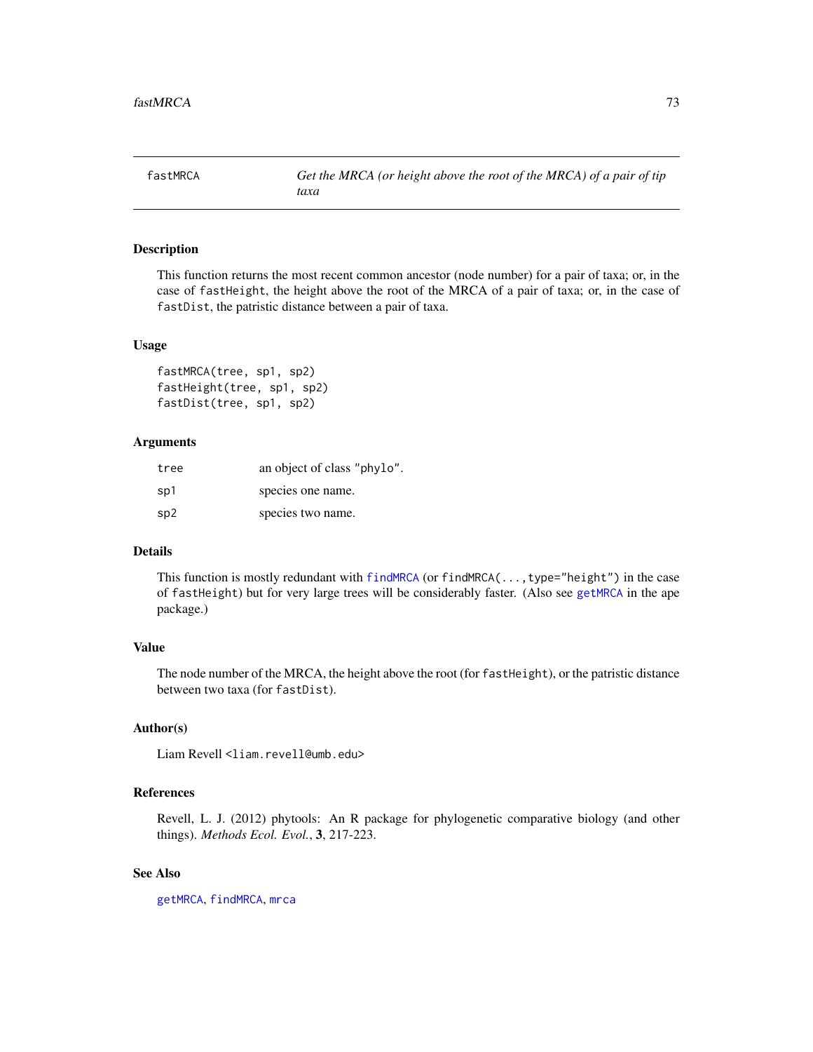## fastMRCA — *Get the MRCA (or height above the root of the MRCA) of a pair of tip taxa*

### Description

This function returns the most recent common ancestor (node number) for a pair of taxa; or, in the case of `fastHeight`, the height above the root of the MRCA of a pair of taxa; or, in the case of `fastDist`, the patristic distance between a pair of taxa.

### Usage

```
fastMRCA(tree, sp1, sp2)
fastHeight(tree, sp1, sp2)
fastDist(tree, sp1, sp2)
```

### Arguments

| | |
|---|---|
| `tree` | an object of class `"phylo"`. |
| `sp1` | species one name. |
| `sp2` | species two name. |

### Details

This function is mostly redundant with `findMRCA` (or `findMRCA(...,type="height")` in the case of `fastHeight`) but for very large trees will be considerably faster. (Also see `getMRCA` in the ape package.)

### Value

The node number of the MRCA, the height above the root (for `fastHeight`), or the patristic distance between two taxa (for `fastDist`).

### Author(s)

Liam Revell <liam.revell@umb.edu>

### References

Revell, L. J. (2012) phytools: An R package for phylogenetic comparative biology (and other things). *Methods Ecol. Evol.*, **3**, 217-223.

### See Also

`getMRCA`, `findMRCA`, `mrca`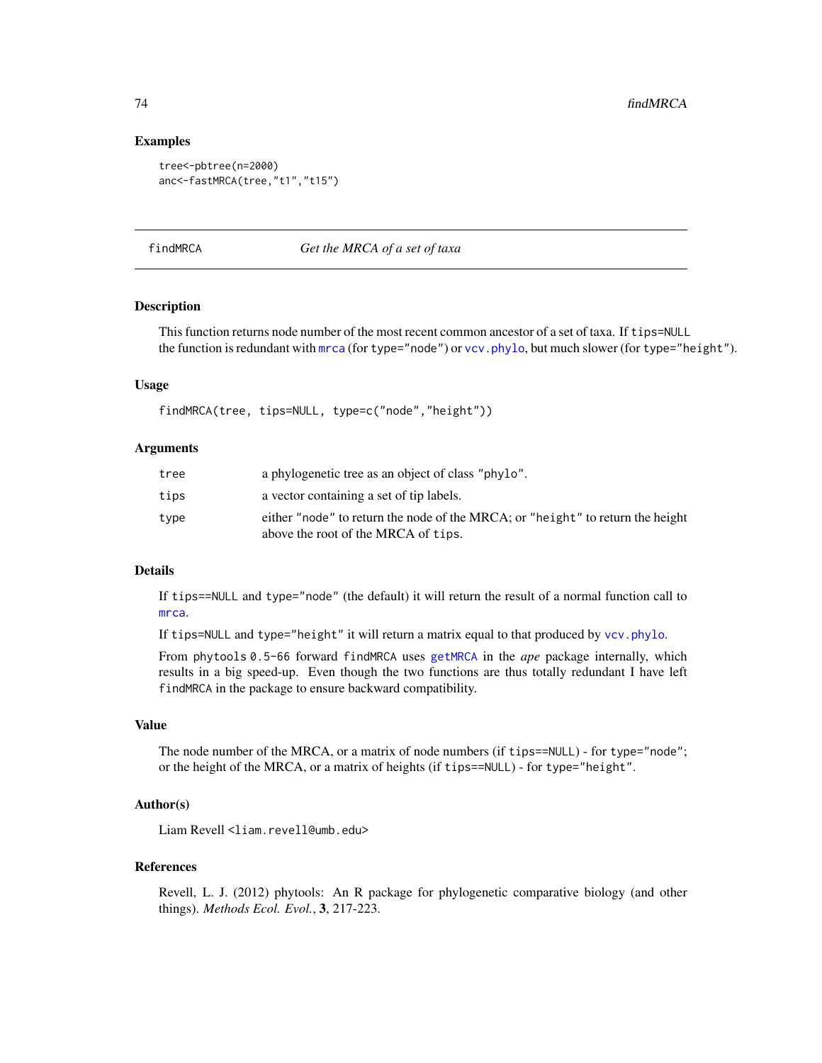### Examples

```
tree<-pbtree(n=2000)
anc<-fastMRCA(tree,"t1","t15")
```

---

## findMRCA — *Get the MRCA of a set of taxa*

---

### Description

This function returns node number of the most recent common ancestor of a set of taxa. If `tips=NULL` the function is redundant with `mrca` (for `type="node"`) or `vcv.phylo`, but much slower (for `type="height"`).

### Usage

```
findMRCA(tree, tips=NULL, type=c("node","height"))
```

### Arguments

| | |
|---|---|
| `tree` | a phylogenetic tree as an object of class `"phylo"`. |
| `tips` | a vector containing a set of tip labels. |
| `type` | either `"node"` to return the node of the MRCA; or `"height"` to return the height above the root of the MRCA of `tips`. |

### Details

If `tips==NULL` and `type="node"` (the default) it will return the result of a normal function call to `mrca`.

If `tips=NULL` and `type="height"` it will return a matrix equal to that produced by `vcv.phylo`.

From phytools `0.5-66` forward `findMRCA` uses `getMRCA` in the *ape* package internally, which results in a big speed-up. Even though the two functions are thus totally redundant I have left `findMRCA` in the package to ensure backward compatibility.

### Value

The node number of the MRCA, or a matrix of node numbers (if `tips==NULL`) - for `type="node"`; or the height of the MRCA, or a matrix of heights (if `tips==NULL`) - for `type="height"`.

### Author(s)

Liam Revell <liam.revell@umb.edu>

### References

Revell, L. J. (2012) phytools: An R package for phylogenetic comparative biology (and other things). *Methods Ecol. Evol.*, **3**, 217-223.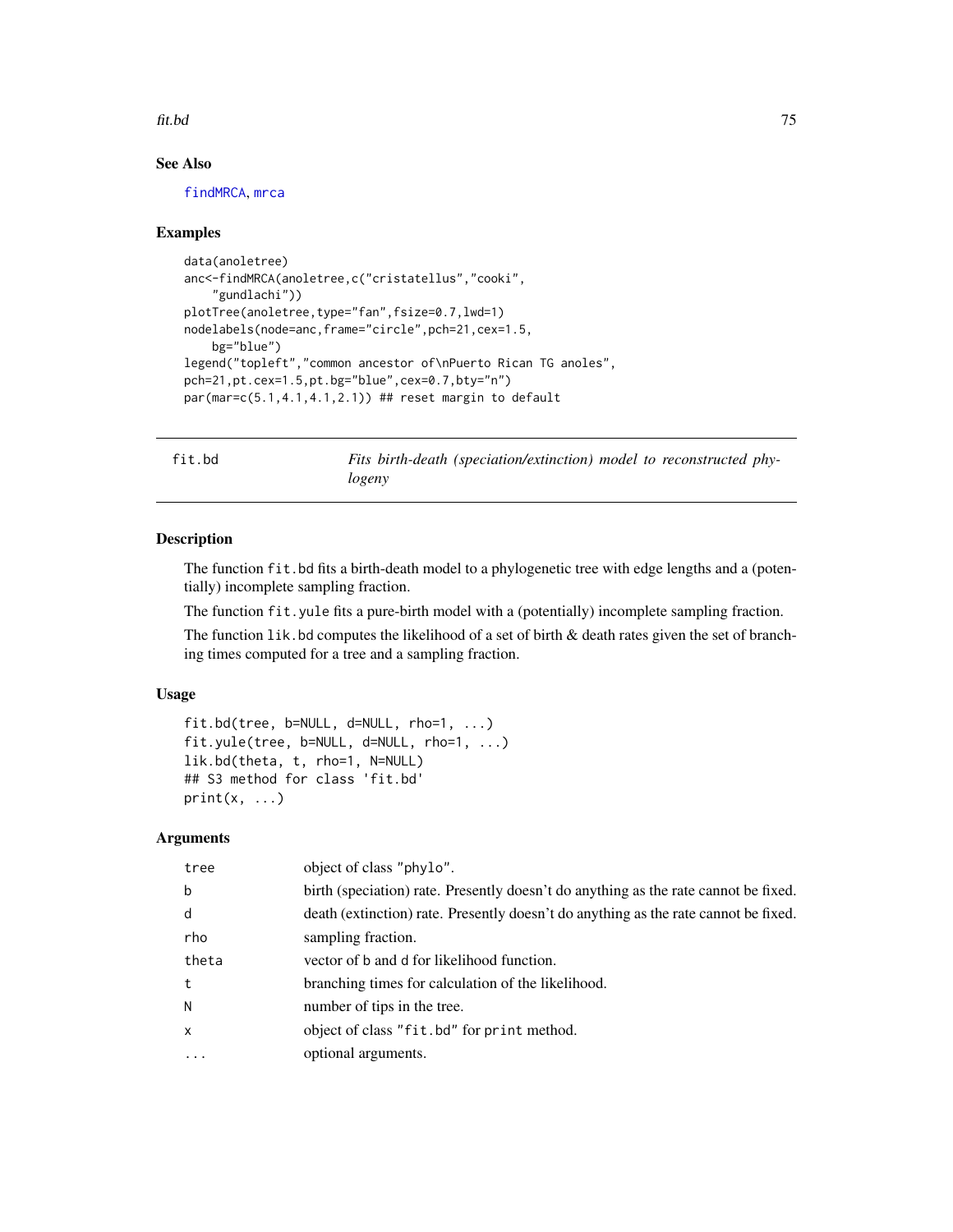## See Also

findMRCA, mrca

## Examples

```
data(anoletree)
anc<-findMRCA(anoletree,c("cristatellus","cooki",
    "gundlachi"))
plotTree(anoletree,type="fan",fsize=0.7,lwd=1)
nodelabels(node=anc,frame="circle",pch=21,cex=1.5,
    bg="blue")
legend("topleft","common ancestor of\nPuerto Rican TG anoles",
pch=21,pt.cex=1.5,pt.bg="blue",cex=0.7,bty="n")
par(mar=c(5.1,4.1,4.1,2.1)) ## reset margin to default
```

---

# fit.bd — *Fits birth-death (speciation/extinction) model to reconstructed phylogeny*

## Description

The function `fit.bd` fits a birth-death model to a phylogenetic tree with edge lengths and a (potentially) incomplete sampling fraction.

The function `fit.yule` fits a pure-birth model with a (potentially) incomplete sampling fraction.

The function `lik.bd` computes the likelihood of a set of birth & death rates given the set of branching times computed for a tree and a sampling fraction.

## Usage

```
fit.bd(tree, b=NULL, d=NULL, rho=1, ...)
fit.yule(tree, b=NULL, d=NULL, rho=1, ...)
lik.bd(theta, t, rho=1, N=NULL)
## S3 method for class 'fit.bd'
print(x, ...)
```

## Arguments

| | |
|---|---|
| tree | object of class "phylo". |
| b | birth (speciation) rate. Presently doesn't do anything as the rate cannot be fixed. |
| d | death (extinction) rate. Presently doesn't do anything as the rate cannot be fixed. |
| rho | sampling fraction. |
| theta | vector of b and d for likelihood function. |
| t | branching times for calculation of the likelihood. |
| N | number of tips in the tree. |
| x | object of class "fit.bd" for print method. |
| ... | optional arguments. |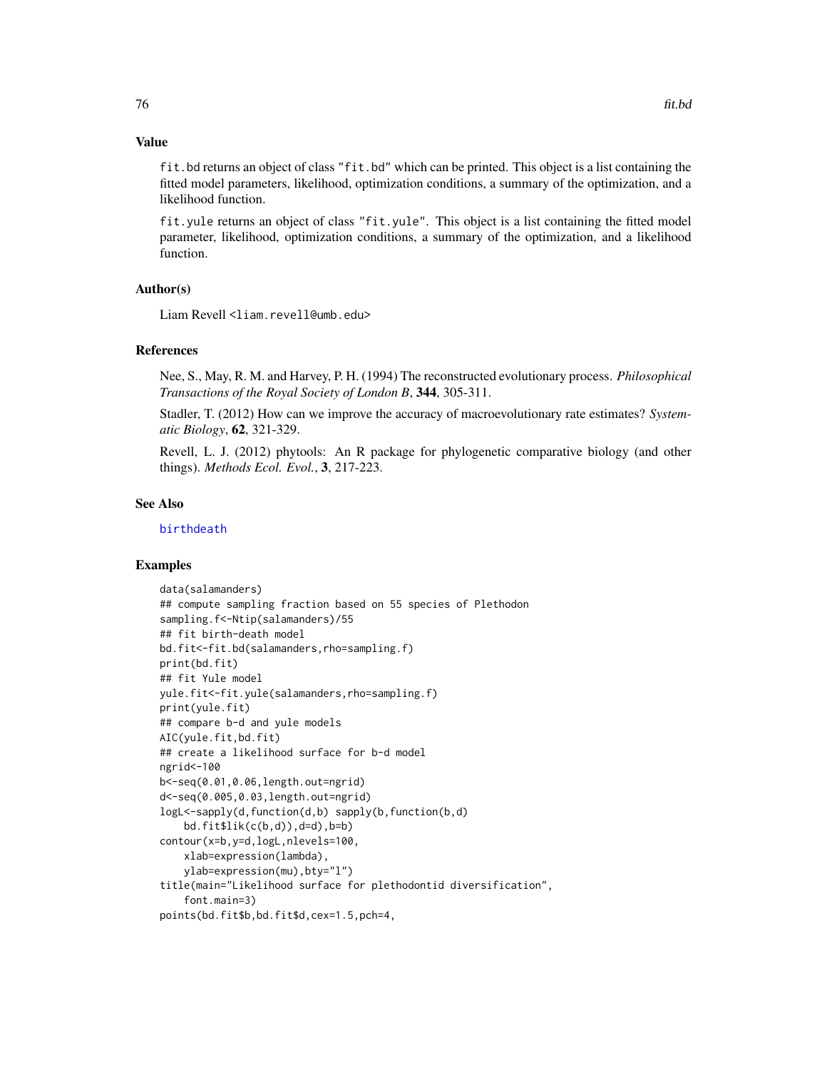## Value

fit.bd returns an object of class "fit.bd" which can be printed. This object is a list containing the fitted model parameters, likelihood, optimization conditions, a summary of the optimization, and a likelihood function.

fit.yule returns an object of class "fit.yule". This object is a list containing the fitted model parameter, likelihood, optimization conditions, a summary of the optimization, and a likelihood function.

## Author(s)

Liam Revell <liam.revell@umb.edu>

## References

Nee, S., May, R. M. and Harvey, P. H. (1994) The reconstructed evolutionary process. *Philosophical Transactions of the Royal Society of London B*, **344**, 305-311.

Stadler, T. (2012) How can we improve the accuracy of macroevolutionary rate estimates? *Systematic Biology*, **62**, 321-329.

Revell, L. J. (2012) phytools: An R package for phylogenetic comparative biology (and other things). *Methods Ecol. Evol.*, **3**, 217-223.

## See Also

birthdeath

## Examples

```
data(salamanders)
## compute sampling fraction based on 55 species of Plethodon
sampling.f<-Ntip(salamanders)/55
## fit birth-death model
bd.fit<-fit.bd(salamanders,rho=sampling.f)
print(bd.fit)
## fit Yule model
yule.fit<-fit.yule(salamanders,rho=sampling.f)
print(yule.fit)
## compare b-d and yule models
AIC(yule.fit,bd.fit)
## create a likelihood surface for b-d model
ngrid<-100
b<-seq(0.01,0.06,length.out=ngrid)
d<-seq(0.005,0.03,length.out=ngrid)
logL<-sapply(d,function(d,b) sapply(b,function(b,d)
    bd.fit$lik(c(b,d)),d=d),b=b)
contour(x=b,y=d,logL,nlevels=100,
    xlab=expression(lambda),
    ylab=expression(mu),bty="l")
title(main="Likelihood surface for plethodontid diversification",
    font.main=3)
points(bd.fit$b,bd.fit$d,cex=1.5,pch=4,
```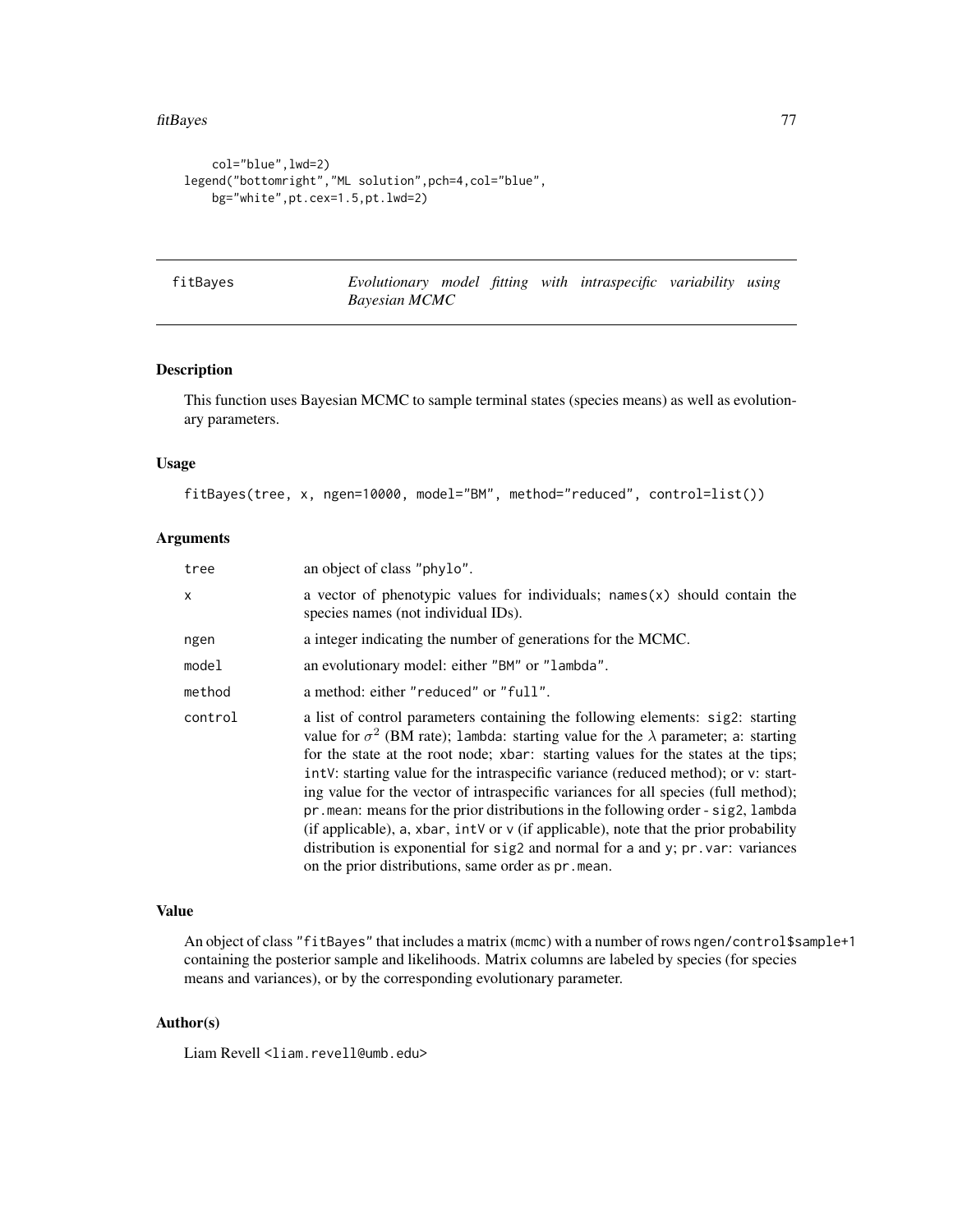```
    col="blue",lwd=2)
legend("bottomright","ML solution",pch=4,col="blue",
    bg="white",pt.cex=1.5,pt.lwd=2)
```

---

fitBayes | *Evolutionary model fitting with intraspecific variability using Bayesian MCMC*

---

## Description

This function uses Bayesian MCMC to sample terminal states (species means) as well as evolutionary parameters.

## Usage

```
fitBayes(tree, x, ngen=10000, model="BM", method="reduced", control=list())
```

## Arguments

| | |
|---|---|
| tree | an object of class "phylo". |
| x | a vector of phenotypic values for individuals; names(x) should contain the species names (not individual IDs). |
| ngen | a integer indicating the number of generations for the MCMC. |
| model | an evolutionary model: either "BM" or "lambda". |
| method | a method: either "reduced" or "full". |
| control | a list of control parameters containing the following elements: sig2: starting value for $\sigma^2$ (BM rate); lambda: starting value for the $\lambda$ parameter; a: starting for the state at the root node; xbar: starting values for the states at the tips; intV: starting value for the intraspecific variance (reduced method); or v: starting value for the vector of intraspecific variances for all species (full method); pr.mean: means for the prior distributions in the following order - sig2, lambda (if applicable), a, xbar, intV or v (if applicable), note that the prior probability distribution is exponential for sig2 and normal for a and y; pr.var: variances on the prior distributions, same order as pr.mean. |

## Value

An object of class "fitBayes" that includes a matrix (mcmc) with a number of rows ngen/control$sample+1 containing the posterior sample and likelihoods. Matrix columns are labeled by species (for species means and variances), or by the corresponding evolutionary parameter.

## Author(s)

Liam Revell <liam.revell@umb.edu>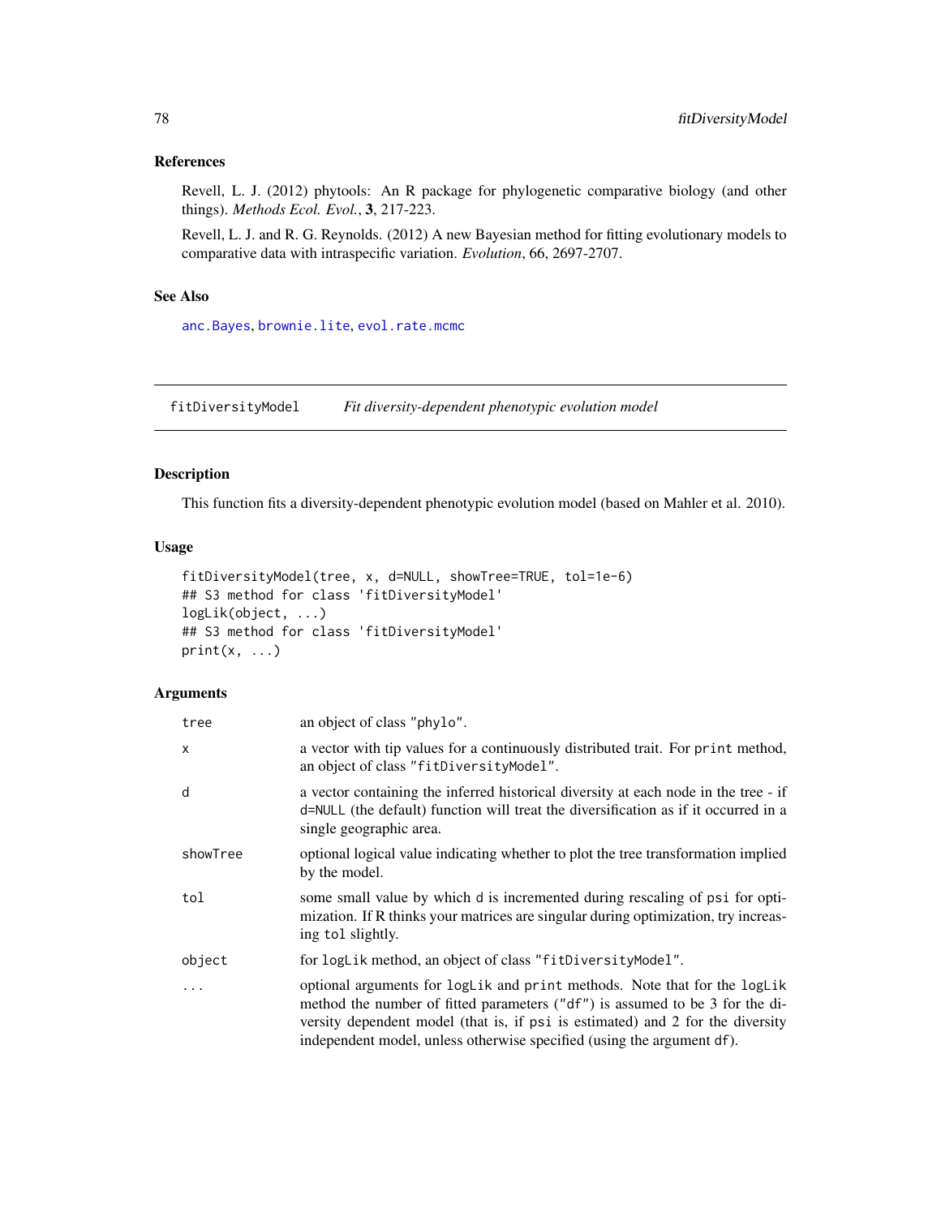### References

Revell, L. J. (2012) phytools: An R package for phylogenetic comparative biology (and other things). *Methods Ecol. Evol.*, **3**, 217-223.

Revell, L. J. and R. G. Reynolds. (2012) A new Bayesian method for fitting evolutionary models to comparative data with intraspecific variation. *Evolution*, 66, 2697-2707.

### See Also

anc.Bayes, brownie.lite, evol.rate.mcmc

---

## fitDiversityModel — *Fit diversity-dependent phenotypic evolution model*

### Description

This function fits a diversity-dependent phenotypic evolution model (based on Mahler et al. 2010).

### Usage

```
fitDiversityModel(tree, x, d=NULL, showTree=TRUE, tol=1e-6)
## S3 method for class 'fitDiversityModel'
logLik(object, ...)
## S3 method for class 'fitDiversityModel'
print(x, ...)
```

### Arguments

| | |
|---|---|
| `tree` | an object of class "phylo". |
| `x` | a vector with tip values for a continuously distributed trait. For `print` method, an object of class "fitDiversityModel". |
| `d` | a vector containing the inferred historical diversity at each node in the tree - if `d=NULL` (the default) function will treat the diversification as if it occurred in a single geographic area. |
| `showTree` | optional logical value indicating whether to plot the tree transformation implied by the model. |
| `tol` | some small value by which `d` is incremented during rescaling of `psi` for optimization. If R thinks your matrices are singular during optimization, try increasing `tol` slightly. |
| `object` | for `logLik` method, an object of class "fitDiversityModel". |
| `...` | optional arguments for `logLik` and `print` methods. Note that for the `logLik` method the number of fitted parameters ("df") is assumed to be 3 for the diversity dependent model (that is, if `psi` is estimated) and 2 for the diversity independent model, unless otherwise specified (using the argument `df`). |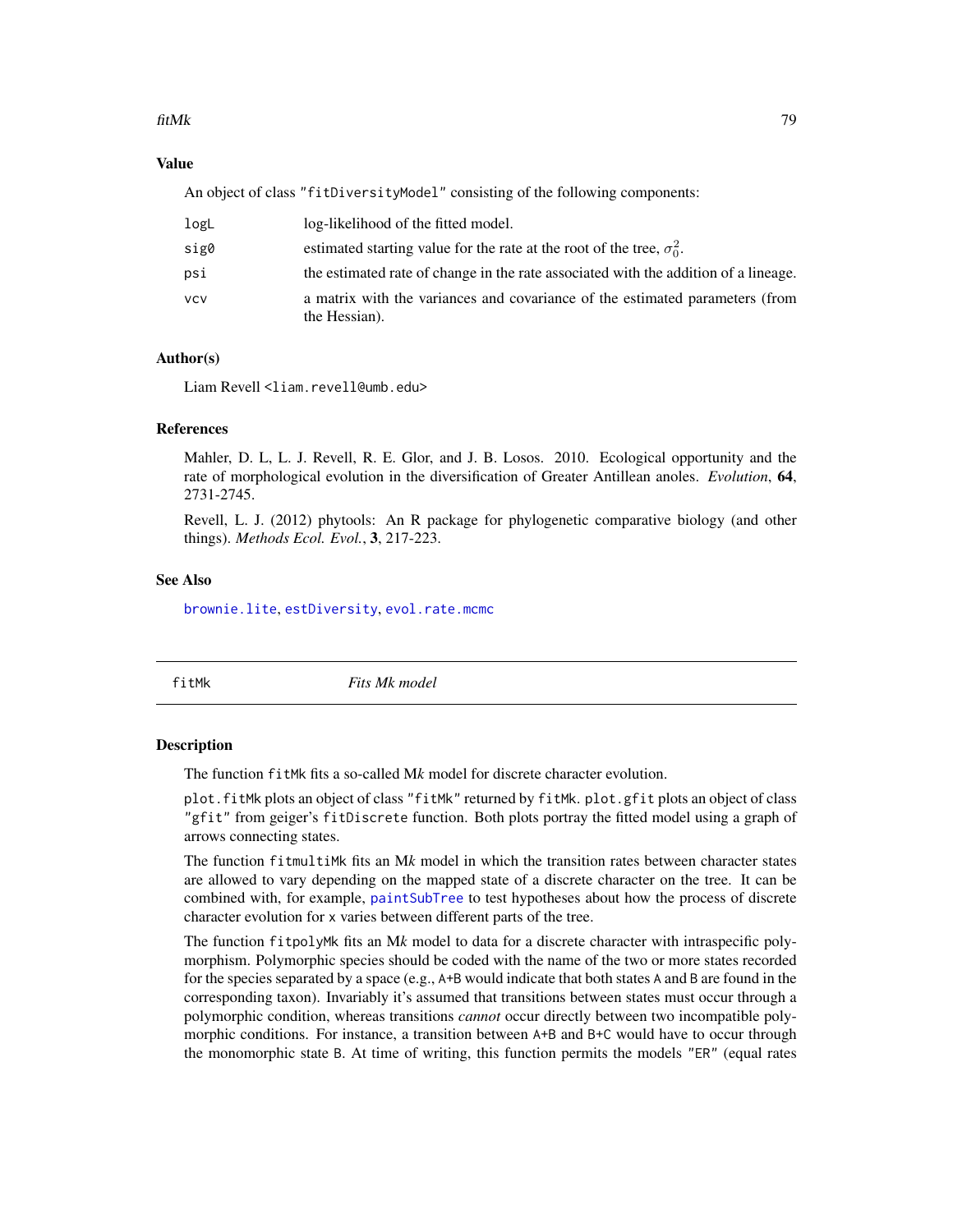## Value

An object of class "fitDiversityModel" consisting of the following components:

| | |
|---|---|
| logL | log-likelihood of the fitted model. |
| sig0 | estimated starting value for the rate at the root of the tree, $\sigma_0^2$. |
| psi | the estimated rate of change in the rate associated with the addition of a lineage. |
| vcv | a matrix with the variances and covariance of the estimated parameters (from the Hessian). |

## Author(s)

Liam Revell <liam.revell@umb.edu>

## References

Mahler, D. L, L. J. Revell, R. E. Glor, and J. B. Losos. 2010. Ecological opportunity and the rate of morphological evolution in the diversification of Greater Antillean anoles. *Evolution*, **64**, 2731-2745.

Revell, L. J. (2012) phytools: An R package for phylogenetic comparative biology (and other things). *Methods Ecol. Evol.*, **3**, 217-223.

## See Also

brownie.lite, estDiversity, evol.rate.mcmc

---

# fitMk *Fits Mk model*

## Description

The function fitMk fits a so-called M*k* model for discrete character evolution.

plot.fitMk plots an object of class "fitMk" returned by fitMk. plot.gfit plots an object of class "gfit" from geiger's fitDiscrete function. Both plots portray the fitted model using a graph of arrows connecting states.

The function fitmultiMk fits an M*k* model in which the transition rates between character states are allowed to vary depending on the mapped state of a discrete character on the tree. It can be combined with, for example, paintSubTree to test hypotheses about how the process of discrete character evolution for x varies between different parts of the tree.

The function fitpolyMk fits an M*k* model to data for a discrete character with intraspecific polymorphism. Polymorphic species should be coded with the name of the two or more states recorded for the species separated by a space (e.g., A+B would indicate that both states A and B are found in the corresponding taxon). Invariably it's assumed that transitions between states must occur through a polymorphic condition, whereas transitions *cannot* occur directly between two incompatible polymorphic conditions. For instance, a transition between A+B and B+C would have to occur through the monomorphic state B. At time of writing, this function permits the models "ER" (equal rates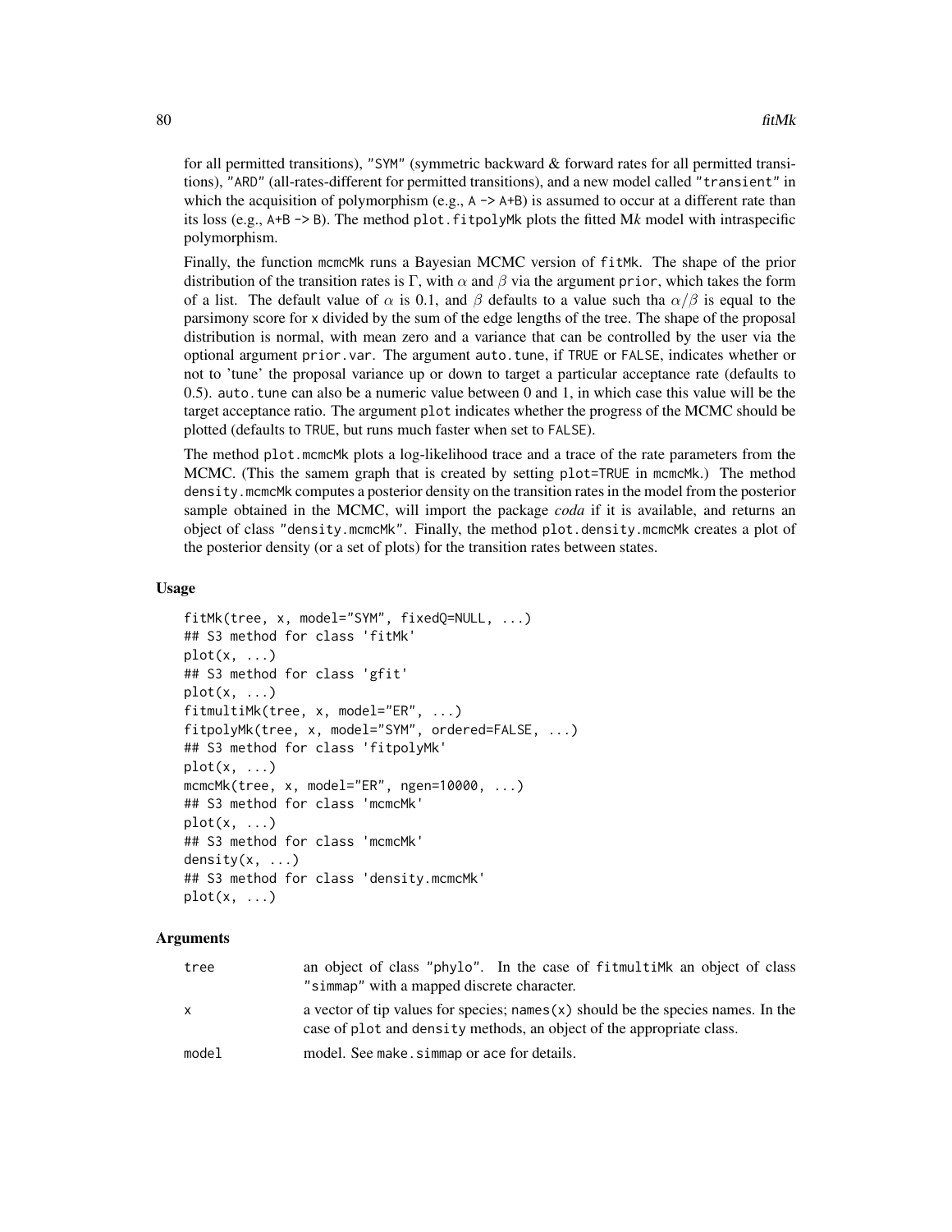for all permitted transitions), "SYM" (symmetric backward & forward rates for all permitted transitions), "ARD" (all-rates-different for permitted transitions), and a new model called "transient" in which the acquisition of polymorphism (e.g., A -> A+B) is assumed to occur at a different rate than its loss (e.g., A+B -> B). The method plot.fitpolyMk plots the fitted M*k* model with intraspecific polymorphism.

Finally, the function mcmcMk runs a Bayesian MCMC version of fitMk. The shape of the prior distribution of the transition rates is $\Gamma$, with $\alpha$ and $\beta$ via the argument prior, which takes the form of a list. The default value of $\alpha$ is 0.1, and $\beta$ defaults to a value such tha $\alpha/\beta$ is equal to the parsimony score for x divided by the sum of the edge lengths of the tree. The shape of the proposal distribution is normal, with mean zero and a variance that can be controlled by the user via the optional argument prior.var. The argument auto.tune, if TRUE or FALSE, indicates whether or not to 'tune' the proposal variance up or down to target a particular acceptance rate (defaults to 0.5). auto.tune can also be a numeric value between 0 and 1, in which case this value will be the target acceptance ratio. The argument plot indicates whether the progress of the MCMC should be plotted (defaults to TRUE, but runs much faster when set to FALSE).

The method plot.mcmcMk plots a log-likelihood trace and a trace of the rate parameters from the MCMC. (This the samem graph that is created by setting plot=TRUE in mcmcMk.) The method density.mcmcMk computes a posterior density on the transition rates in the model from the posterior sample obtained in the MCMC, will import the package *coda* if it is available, and returns an object of class "density.mcmcMk". Finally, the method plot.density.mcmcMk creates a plot of the posterior density (or a set of plots) for the transition rates between states.

### Usage

```
fitMk(tree, x, model="SYM", fixedQ=NULL, ...)
## S3 method for class 'fitMk'
plot(x, ...)
## S3 method for class 'gfit'
plot(x, ...)
fitmultiMk(tree, x, model="ER", ...)
fitpolyMk(tree, x, model="SYM", ordered=FALSE, ...)
## S3 method for class 'fitpolyMk'
plot(x, ...)
mcmcMk(tree, x, model="ER", ngen=10000, ...)
## S3 method for class 'mcmcMk'
plot(x, ...)
## S3 method for class 'mcmcMk'
density(x, ...)
## S3 method for class 'density.mcmcMk'
plot(x, ...)
```

### Arguments

| | |
|---|---|
| tree | an object of class "phylo". In the case of fitmultiMk an object of class "simmap" with a mapped discrete character. |
| x | a vector of tip values for species; names(x) should be the species names. In the case of plot and density methods, an object of the appropriate class. |
| model | model. See make.simmap or ace for details. |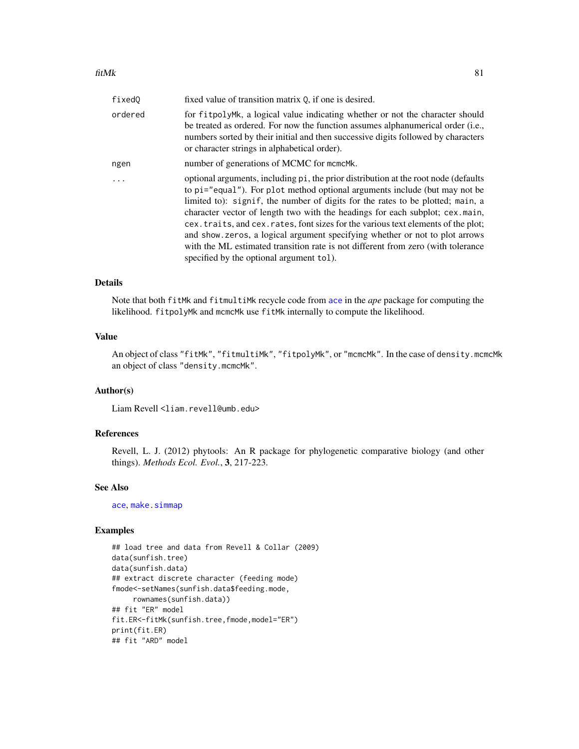| | |
|---|---|
| fixedQ | fixed value of transition matrix Q, if one is desired. |
| ordered | for fitpolyMk, a logical value indicating whether or not the character should be treated as ordered. For now the function assumes alphanumerical order (i.e., numbers sorted by their initial and then successive digits followed by characters or character strings in alphabetical order). |
| ngen | number of generations of MCMC for mcmcMk. |
| ... | optional arguments, including pi, the prior distribution at the root node (defaults to pi="equal"). For plot method optional arguments include (but may not be limited to): signif, the number of digits for the rates to be plotted; main, a character vector of length two with the headings for each subplot; cex.main, cex.traits, and cex.rates, font sizes for the various text elements of the plot; and show.zeros, a logical argument specifying whether or not to plot arrows with the ML estimated transition rate is not different from zero (with tolerance specified by the optional argument tol). |

## Details

Note that both fitMk and fitmultiMk recycle code from ace in the *ape* package for computing the likelihood. fitpolyMk and mcmcMk use fitMk internally to compute the likelihood.

## Value

An object of class "fitMk", "fitmultiMk", "fitpolyMk", or "mcmcMk". In the case of density.mcmcMk an object of class "density.mcmcMk".

## Author(s)

Liam Revell <liam.revell@umb.edu>

## References

Revell, L. J. (2012) phytools: An R package for phylogenetic comparative biology (and other things). *Methods Ecol. Evol.*, **3**, 217-223.

## See Also

ace, make.simmap

## Examples

```
## load tree and data from Revell & Collar (2009)
data(sunfish.tree)
data(sunfish.data)
## extract discrete character (feeding mode)
fmode<-setNames(sunfish.data$feeding.mode,
     rownames(sunfish.data))
## fit "ER" model
fit.ER<-fitMk(sunfish.tree,fmode,model="ER")
print(fit.ER)
## fit "ARD" model
```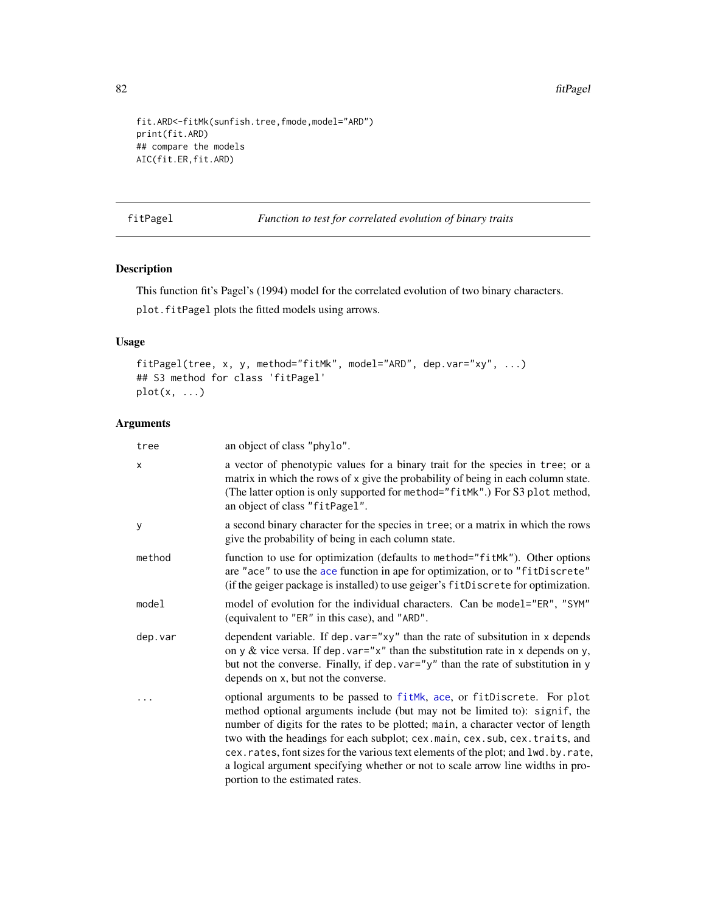```
fit.ARD<-fitMk(sunfish.tree,fmode,model="ARD")
print(fit.ARD)
## compare the models
AIC(fit.ER,fit.ARD)
```

## fitPagel — *Function to test for correlated evolution of binary traits*

### Description

This function fit's Pagel's (1994) model for the correlated evolution of two binary characters.

`plot.fitPagel` plots the fitted models using arrows.

### Usage

```
fitPagel(tree, x, y, method="fitMk", model="ARD", dep.var="xy", ...)
## S3 method for class 'fitPagel'
plot(x, ...)
```

### Arguments

| Argument | Description |
|---|---|
| `tree` | an object of class `"phylo"`. |
| `x` | a vector of phenotypic values for a binary trait for the species in `tree`; or a matrix in which the rows of `x` give the probability of being in each column state. (The latter option is only supported for `method="fitMk"`.) For S3 `plot` method, an object of class `"fitPagel"`. |
| `y` | a second binary character for the species in `tree`; or a matrix in which the rows give the probability of being in each column state. |
| `method` | function to use for optimization (defaults to `method="fitMk"`). Other options are `"ace"` to use the `ace` function in ape for optimization, or to `"fitDiscrete"` (if the geiger package is installed) to use geiger's `fitDiscrete` for optimization. |
| `model` | model of evolution for the individual characters. Can be `model="ER"`, `"SYM"` (equivalent to `"ER"` in this case), and `"ARD"`. |
| `dep.var` | dependent variable. If `dep.var="xy"` than the rate of subsitution in `x` depends on `y` & vice versa. If `dep.var="x"` than the substitution rate in `x` depends on `y`, but not the converse. Finally, if `dep.var="y"` than the rate of substitution in `y` depends on `x`, but not the converse. |
| `...` | optional arguments to be passed to `fitMk`, `ace`, or `fitDiscrete`. For `plot` method optional arguments include (but may not be limited to): `signif`, the number of digits for the rates to be plotted; `main`, a character vector of length two with the headings for each subplot; `cex.main`, `cex.sub`, `cex.traits`, and `cex.rates`, font sizes for the various text elements of the plot; and `lwd.by.rate`, a logical argument specifying whether or not to scale arrow line widths in proportion to the estimated rates. |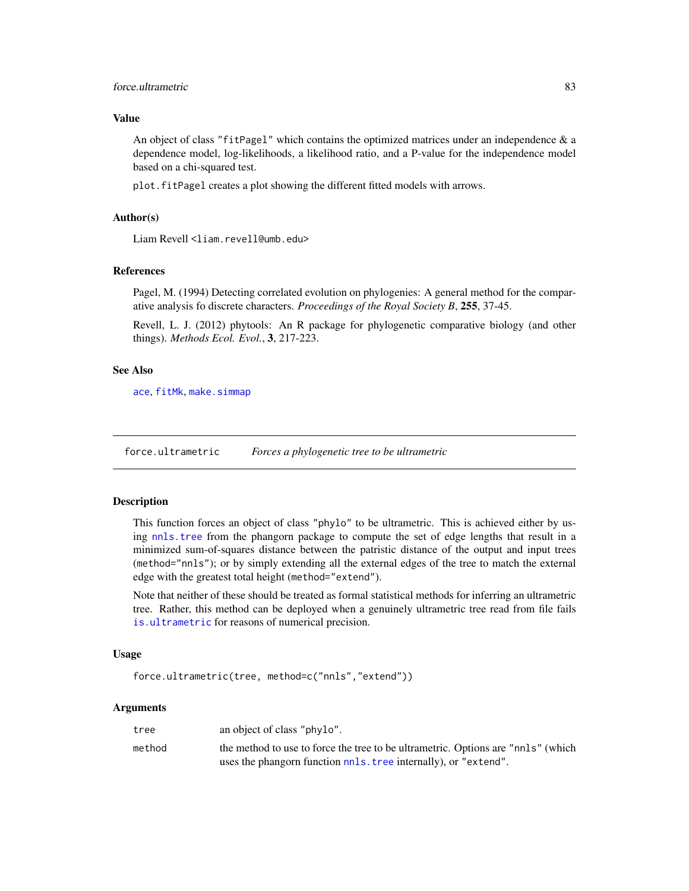### Value

An object of class "fitPagel" which contains the optimized matrices under an independence & a dependence model, log-likelihoods, a likelihood ratio, and a P-value for the independence model based on a chi-squared test.

plot.fitPagel creates a plot showing the different fitted models with arrows.

### Author(s)

Liam Revell <liam.revell@umb.edu>

### References

Pagel, M. (1994) Detecting correlated evolution on phylogenies: A general method for the comparative analysis fo discrete characters. *Proceedings of the Royal Society B*, **255**, 37-45.

Revell, L. J. (2012) phytools: An R package for phylogenetic comparative biology (and other things). *Methods Ecol. Evol.*, **3**, 217-223.

### See Also

ace, fitMk, make.simmap

---

## force.ultrametric — *Forces a phylogenetic tree to be ultrametric*

### Description

This function forces an object of class "phylo" to be ultrametric. This is achieved either by using nnls.tree from the phangorn package to compute the set of edge lengths that result in a minimized sum-of-squares distance between the patristic distance of the output and input trees (method="nnls"); or by simply extending all the external edges of the tree to match the external edge with the greatest total height (method="extend").

Note that neither of these should be treated as formal statistical methods for inferring an ultrametric tree. Rather, this method can be deployed when a genuinely ultrametric tree read from file fails is.ultrametric for reasons of numerical precision.

### Usage

```
force.ultrametric(tree, method=c("nnls","extend"))
```

### Arguments

| | |
|---|---|
| tree | an object of class "phylo". |
| method | the method to use to force the tree to be ultrametric. Options are "nnls" (which uses the phangorn function nnls.tree internally), or "extend". |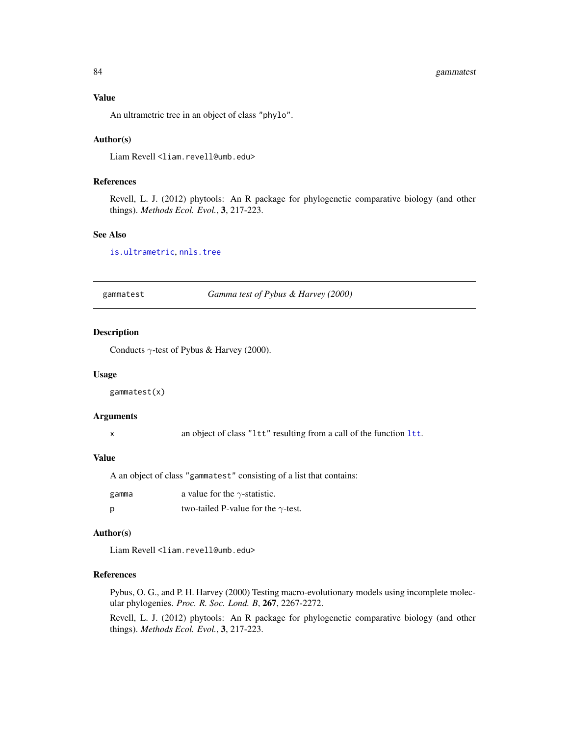### Value

An ultrametric tree in an object of class "phylo".

### Author(s)

Liam Revell <liam.revell@umb.edu>

### References

Revell, L. J. (2012) phytools: An R package for phylogenetic comparative biology (and other things). *Methods Ecol. Evol.*, **3**, 217-223.

### See Also

is.ultrametric, nnls.tree

---

## gammatest — *Gamma test of Pybus & Harvey (2000)*

---

### Description

Conducts $\gamma$-test of Pybus & Harvey (2000).

### Usage

```
gammatest(x)
```

### Arguments

| | |
|---|---|
| x | an object of class "ltt" resulting from a call of the function ltt. |

### Value

A an object of class "gammatest" consisting of a list that contains:

| | |
|---|---|
| gamma | a value for the $\gamma$-statistic. |
| p | two-tailed P-value for the $\gamma$-test. |

### Author(s)

Liam Revell <liam.revell@umb.edu>

### References

Pybus, O. G., and P. H. Harvey (2000) Testing macro-evolutionary models using incomplete molecular phylogenies. *Proc. R. Soc. Lond. B*, **267**, 2267-2272.

Revell, L. J. (2012) phytools: An R package for phylogenetic comparative biology (and other things). *Methods Ecol. Evol.*, **3**, 217-223.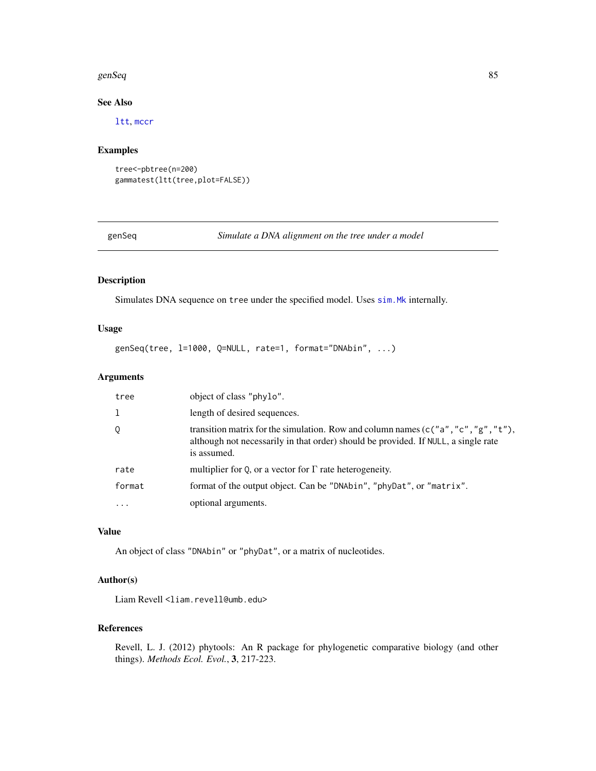## See Also

ltt, mccr

## Examples

```
tree<-pbtree(n=200)
gammatest(ltt(tree,plot=FALSE))
```

---

# genSeq — *Simulate a DNA alignment on the tree under a model*

## Description

Simulates DNA sequence on `tree` under the specified model. Uses `sim.Mk` internally.

## Usage

```
genSeq(tree, l=1000, Q=NULL, rate=1, format="DNAbin", ...)
```

## Arguments

| | |
|---|---|
| `tree` | object of class `"phylo"`. |
| `l` | length of desired sequences. |
| `Q` | transition matrix for the simulation. Row and column names (`c("a","c","g","t")`, although not necessarily in that order) should be provided. If `NULL`, a single rate is assumed. |
| `rate` | multiplier for `Q`, or a vector for $\Gamma$ rate heterogeneity. |
| `format` | format of the output object. Can be `"DNAbin"`, `"phyDat"`, or `"matrix"`. |
| `...` | optional arguments. |

## Value

An object of class `"DNAbin"` or `"phyDat"`, or a matrix of nucleotides.

## Author(s)

Liam Revell <liam.revell@umb.edu>

## References

Revell, L. J. (2012) phytools: An R package for phylogenetic comparative biology (and other things). *Methods Ecol. Evol.*, **3**, 217-223.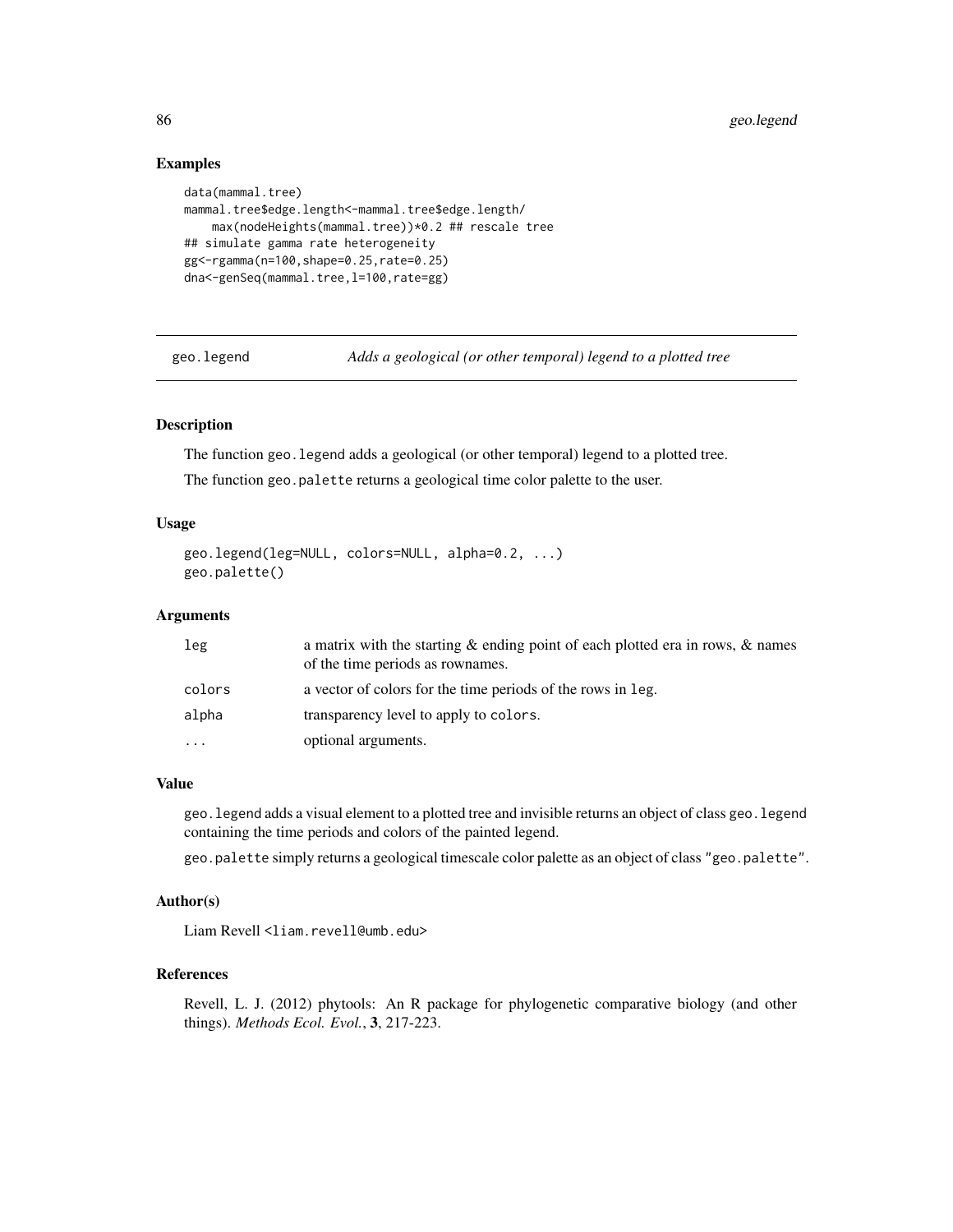## Examples

```
data(mammal.tree)
mammal.tree$edge.length<-mammal.tree$edge.length/
    max(nodeHeights(mammal.tree))*0.2 ## rescale tree
## simulate gamma rate heterogeneity
gg<-rgamma(n=100,shape=0.25,rate=0.25)
dna<-genSeq(mammal.tree,l=100,rate=gg)
```

---

# geo.legend *Adds a geological (or other temporal) legend to a plotted tree*

---

## Description

The function `geo.legend` adds a geological (or other temporal) legend to a plotted tree.

The function `geo.palette` returns a geological time color palette to the user.

## Usage

```
geo.legend(leg=NULL, colors=NULL, alpha=0.2, ...)
geo.palette()
```

## Arguments

| | |
|---|---|
| `leg` | a matrix with the starting & ending point of each plotted era in rows, & names of the time periods as rownames. |
| `colors` | a vector of colors for the time periods of the rows in `leg`. |
| `alpha` | transparency level to apply to `colors`. |
| `...` | optional arguments. |

## Value

`geo.legend` adds a visual element to a plotted tree and invisible returns an object of class `geo.legend` containing the time periods and colors of the painted legend.

`geo.palette` simply returns a geological timescale color palette as an object of class `"geo.palette"`.

## Author(s)

Liam Revell <liam.revell@umb.edu>

## References

Revell, L. J. (2012) phytools: An R package for phylogenetic comparative biology (and other things). *Methods Ecol. Evol.*, **3**, 217-223.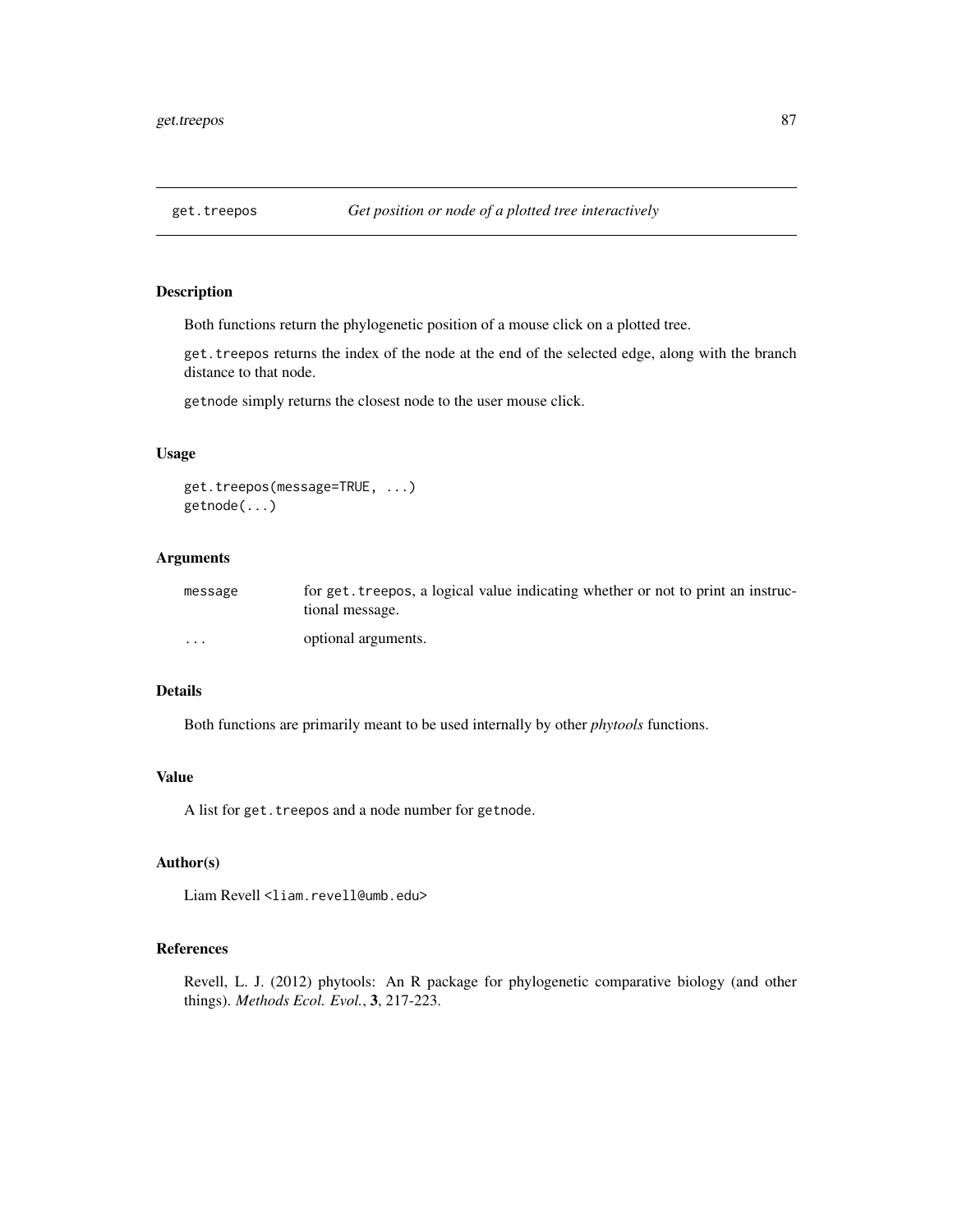## get.treepos — *Get position or node of a plotted tree interactively*

### Description

Both functions return the phylogenetic position of a mouse click on a plotted tree.

`get.treepos` returns the index of the node at the end of the selected edge, along with the branch distance to that node.

`getnode` simply returns the closest node to the user mouse click.

### Usage

```
get.treepos(message=TRUE, ...)
getnode(...)
```

### Arguments

| | |
|---|---|
| `message` | for `get.treepos`, a logical value indicating whether or not to print an instructional message. |
| `...` | optional arguments. |

### Details

Both functions are primarily meant to be used internally by other *phytools* functions.

### Value

A list for `get.treepos` and a node number for `getnode`.

### Author(s)

Liam Revell <liam.revell@umb.edu>

### References

Revell, L. J. (2012) phytools: An R package for phylogenetic comparative biology (and other things). *Methods Ecol. Evol.*, **3**, 217-223.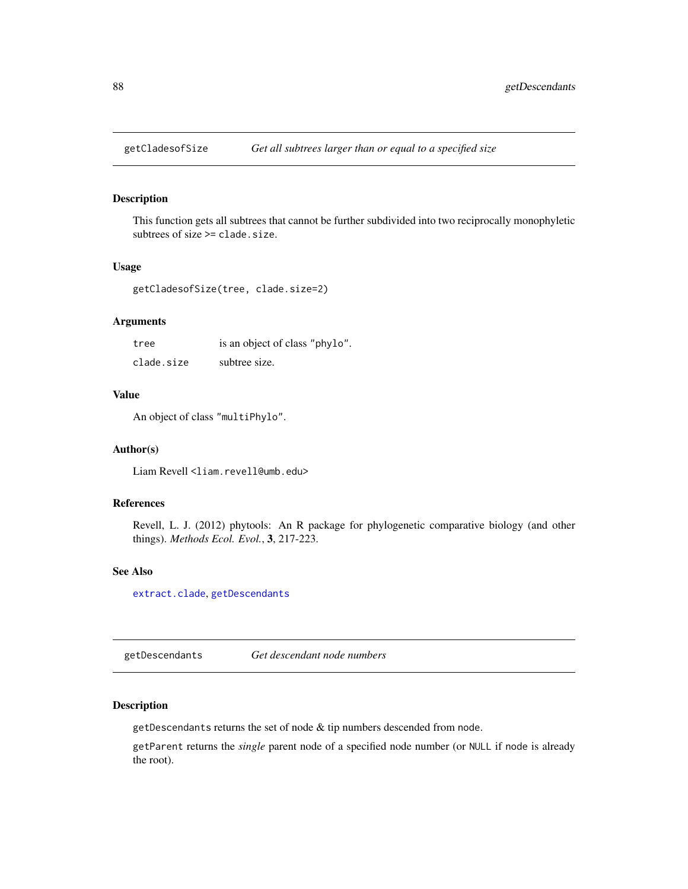## getCladesofSize — *Get all subtrees larger than or equal to a specified size*

### Description

This function gets all subtrees that cannot be further subdivided into two reciprocally monophyletic subtrees of size >= `clade.size`.

### Usage

```
getCladesofSize(tree, clade.size=2)
```

### Arguments

| | |
|---|---|
| `tree` | is an object of class `"phylo"`. |
| `clade.size` | subtree size. |

### Value

An object of class `"multiPhylo"`.

### Author(s)

Liam Revell <liam.revell@umb.edu>

### References

Revell, L. J. (2012) phytools: An R package for phylogenetic comparative biology (and other things). *Methods Ecol. Evol.*, **3**, 217-223.

### See Also

`extract.clade`, `getDescendants`

## getDescendants — *Get descendant node numbers*

### Description

`getDescendants` returns the set of node & tip numbers descended from `node`.

`getParent` returns the *single* parent node of a specified node number (or `NULL` if `node` is already the root).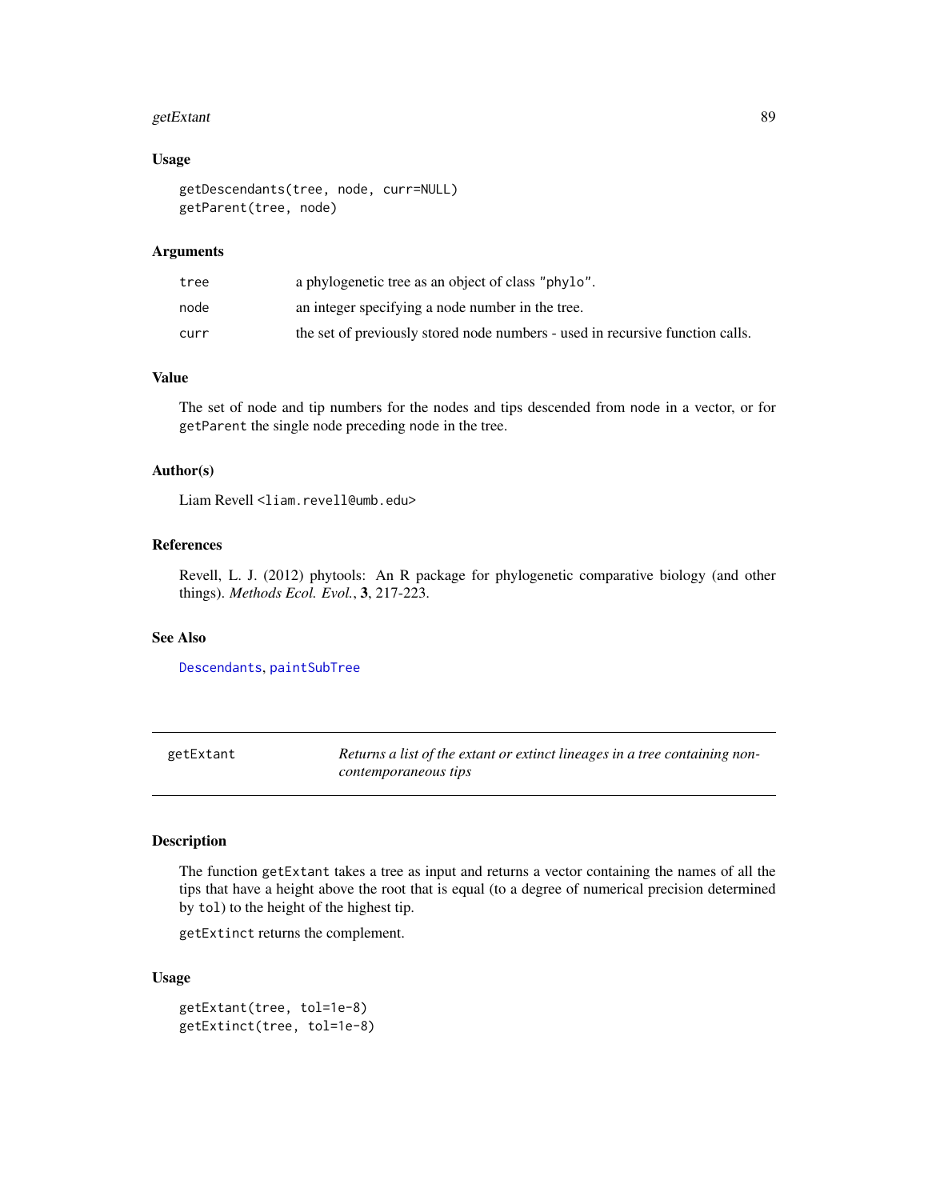### Usage

```
getDescendants(tree, node, curr=NULL)
getParent(tree, node)
```

### Arguments

| | |
|---|---|
| tree | a phylogenetic tree as an object of class "phylo". |
| node | an integer specifying a node number in the tree. |
| curr | the set of previously stored node numbers - used in recursive function calls. |

### Value

The set of node and tip numbers for the nodes and tips descended from node in a vector, or for getParent the single node preceding node in the tree.

### Author(s)

Liam Revell <liam.revell@umb.edu>

### References

Revell, L. J. (2012) phytools: An R package for phylogenetic comparative biology (and other things). *Methods Ecol. Evol.*, **3**, 217-223.

### See Also

Descendants, paintSubTree

---

## getExtant — *Returns a list of the extant or extinct lineages in a tree containing non-contemporaneous tips*

---

### Description

The function getExtant takes a tree as input and returns a vector containing the names of all the tips that have a height above the root that is equal (to a degree of numerical precision determined by tol) to the height of the highest tip.

getExtinct returns the complement.

### Usage

```
getExtant(tree, tol=1e-8)
getExtinct(tree, tol=1e-8)
```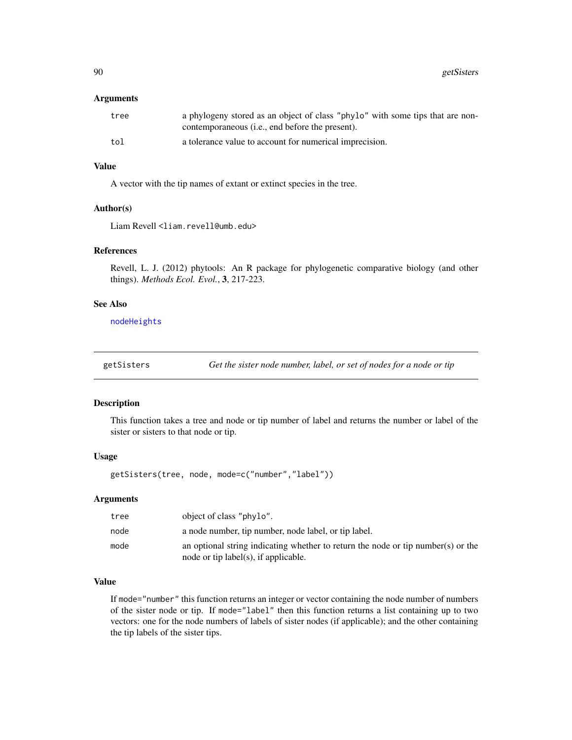### Arguments

| | |
|---|---|
| tree | a phylogeny stored as an object of class "phylo" with some tips that are non-contemporaneous (i.e., end before the present). |
| tol | a tolerance value to account for numerical imprecision. |

### Value

A vector with the tip names of extant or extinct species in the tree.

### Author(s)

Liam Revell <liam.revell@umb.edu>

### References

Revell, L. J. (2012) phytools: An R package for phylogenetic comparative biology (and other things). *Methods Ecol. Evol.*, **3**, 217-223.

### See Also

nodeHeights

---

## getSisters — *Get the sister node number, label, or set of nodes for a node or tip*

---

### Description

This function takes a tree and node or tip number of label and returns the number or label of the sister or sisters to that node or tip.

### Usage

```
getSisters(tree, node, mode=c("number","label"))
```

### Arguments

| | |
|---|---|
| tree | object of class "phylo". |
| node | a node number, tip number, node label, or tip label. |
| mode | an optional string indicating whether to return the node or tip number(s) or the node or tip label(s), if applicable. |

### Value

If mode="number" this function returns an integer or vector containing the node number of numbers of the sister node or tip. If mode="label" then this function returns a list containing up to two vectors: one for the node numbers of labels of sister nodes (if applicable); and the other containing the tip labels of the sister tips.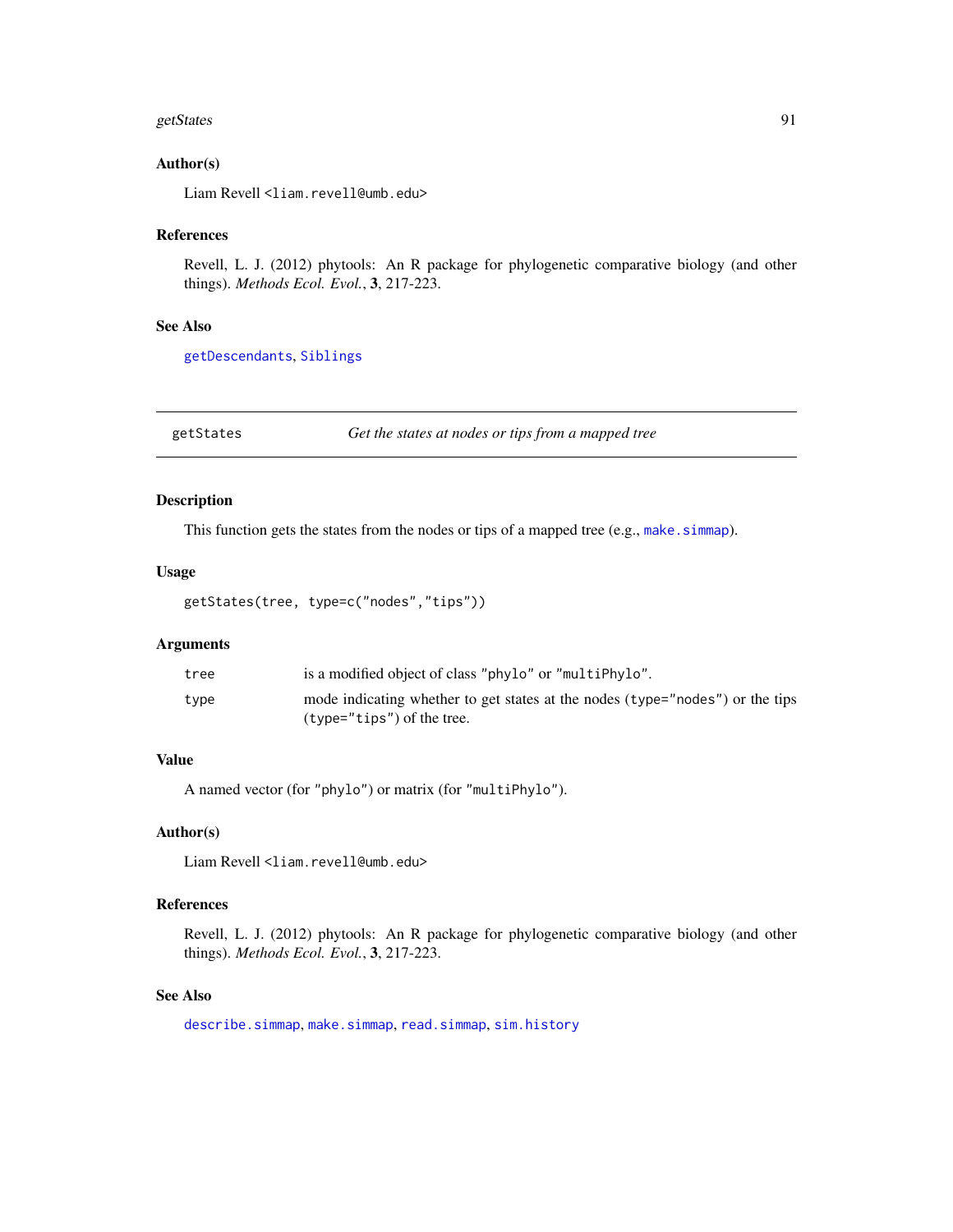### Author(s)

Liam Revell <liam.revell@umb.edu>

### References

Revell, L. J. (2012) phytools: An R package for phylogenetic comparative biology (and other things). *Methods Ecol. Evol.*, **3**, 217-223.

### See Also

getDescendants, Siblings

---

## getStates *Get the states at nodes or tips from a mapped tree*

---

### Description

This function gets the states from the nodes or tips of a mapped tree (e.g., make.simmap).

### Usage

```
getStates(tree, type=c("nodes","tips"))
```

### Arguments

| | |
|---|---|
| tree | is a modified object of class "phylo" or "multiPhylo". |
| type | mode indicating whether to get states at the nodes (type="nodes") or the tips (type="tips") of the tree. |

### Value

A named vector (for "phylo") or matrix (for "multiPhylo").

### Author(s)

Liam Revell <liam.revell@umb.edu>

### References

Revell, L. J. (2012) phytools: An R package for phylogenetic comparative biology (and other things). *Methods Ecol. Evol.*, **3**, 217-223.

### See Also

describe.simmap, make.simmap, read.simmap, sim.history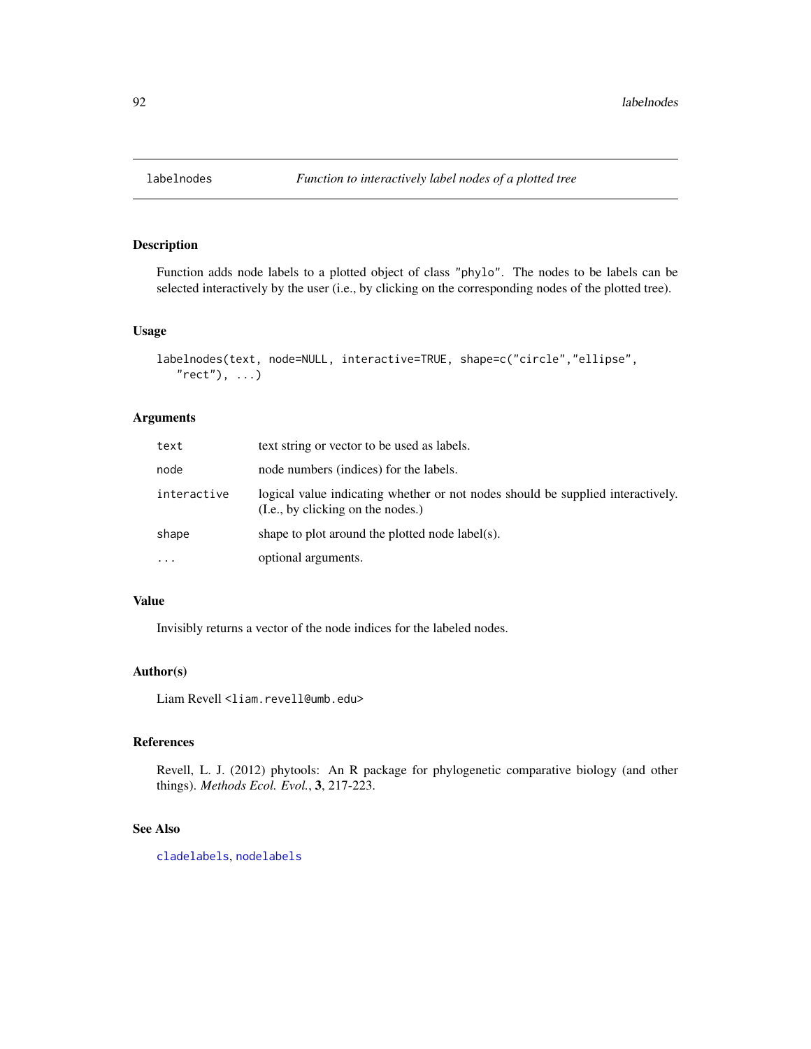labelnodes — *Function to interactively label nodes of a plotted tree*

## Description

Function adds node labels to a plotted object of class "phylo". The nodes to be labels can be selected interactively by the user (i.e., by clicking on the corresponding nodes of the plotted tree).

## Usage

```
labelnodes(text, node=NULL, interactive=TRUE, shape=c("circle","ellipse",
   "rect"), ...)
```

## Arguments

| | |
|---|---|
| `text` | text string or vector to be used as labels. |
| `node` | node numbers (indices) for the labels. |
| `interactive` | logical value indicating whether or not nodes should be supplied interactively. (I.e., by clicking on the nodes.) |
| `shape` | shape to plot around the plotted node label(s). |
| `...` | optional arguments. |

## Value

Invisibly returns a vector of the node indices for the labeled nodes.

## Author(s)

Liam Revell <liam.revell@umb.edu>

## References

Revell, L. J. (2012) phytools: An R package for phylogenetic comparative biology (and other things). *Methods Ecol. Evol.*, **3**, 217-223.

## See Also

cladelabels, nodelabels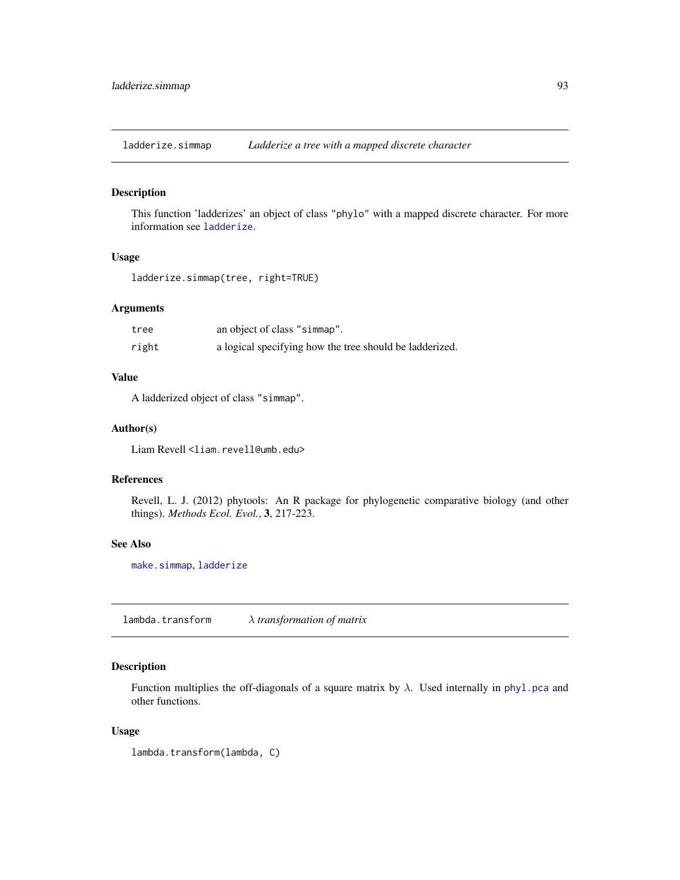## ladderize.simmap — *Ladderize a tree with a mapped discrete character*

### Description

This function 'ladderizes' an object of class "phylo" with a mapped discrete character. For more information see `ladderize`.

### Usage

```
ladderize.simmap(tree, right=TRUE)
```

### Arguments

| | |
|---|---|
| `tree` | an object of class "simmap". |
| `right` | a logical specifying how the tree should be ladderized. |

### Value

A ladderized object of class "simmap".

### Author(s)

Liam Revell <liam.revell@umb.edu>

### References

Revell, L. J. (2012) phytools: An R package for phylogenetic comparative biology (and other things). *Methods Ecol. Evol.*, **3**, 217-223.

### See Also

`make.simmap`, `ladderize`

## lambda.transform — *$\lambda$ transformation of matrix*

### Description

Function multiplies the off-diagonals of a square matrix by $\lambda$. Used internally in `phyl.pca` and other functions.

### Usage

```
lambda.transform(lambda, C)
```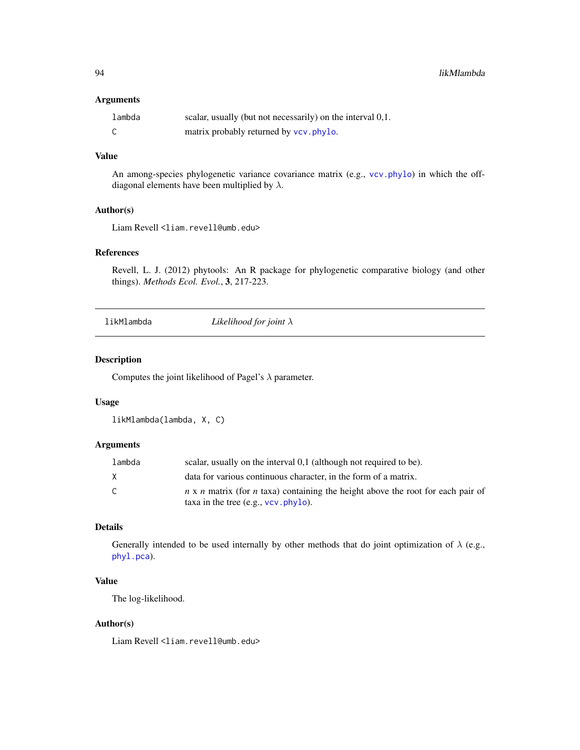### Arguments

| | |
|---|---|
| `lambda` | scalar, usually (but not necessarily) on the interval 0,1. |
| `C` | matrix probably returned by `vcv.phylo`. |

### Value

An among-species phylogenetic variance covariance matrix (e.g., `vcv.phylo`) in which the off-diagonal elements have been multiplied by $\lambda$.

### Author(s)

Liam Revell <liam.revell@umb.edu>

### References

Revell, L. J. (2012) phytools: An R package for phylogenetic comparative biology (and other things). *Methods Ecol. Evol.*, **3**, 217-223.

---

## likMlambda — *Likelihood for joint $\lambda$*

---

### Description

Computes the joint likelihood of Pagel's $\lambda$ parameter.

### Usage

```
likMlambda(lambda, X, C)
```

### Arguments

| | |
|---|---|
| `lambda` | scalar, usually on the interval 0,1 (although not required to be). |
| `X` | data for various continuous character, in the form of a matrix. |
| `C` | $n$ x $n$ matrix (for $n$ taxa) containing the height above the root for each pair of taxa in the tree (e.g., `vcv.phylo`). |

### Details

Generally intended to be used internally by other methods that do joint optimization of $\lambda$ (e.g., `phyl.pca`).

### Value

The log-likelihood.

### Author(s)

Liam Revell <liam.revell@umb.edu>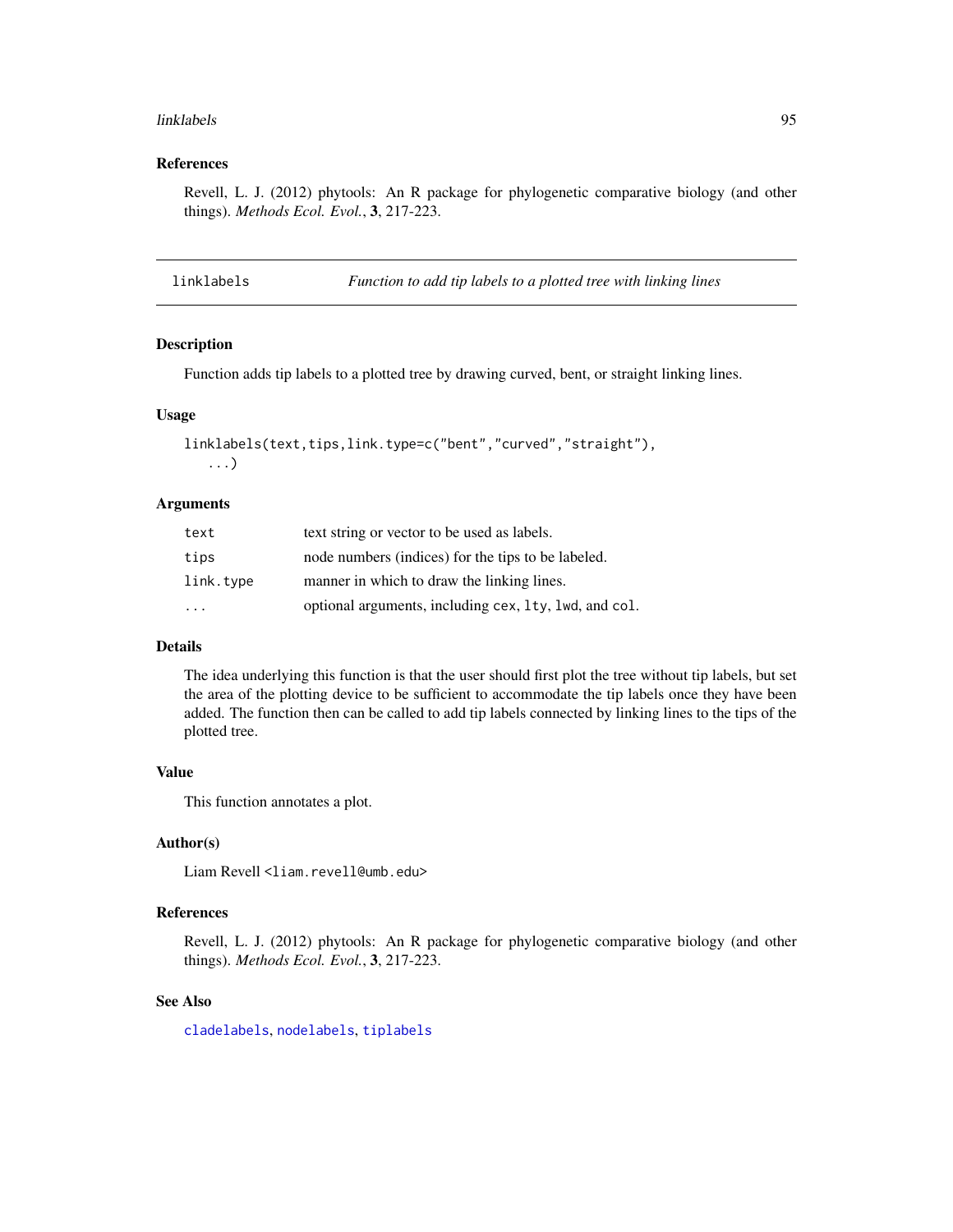## References

Revell, L. J. (2012) phytools: An R package for phylogenetic comparative biology (and other things). *Methods Ecol. Evol.*, **3**, 217-223.

---

# linklabels — *Function to add tip labels to a plotted tree with linking lines*

## Description

Function adds tip labels to a plotted tree by drawing curved, bent, or straight linking lines.

## Usage

```
linklabels(text,tips,link.type=c("bent","curved","straight"),
   ...)
```

## Arguments

| | |
|---|---|
| `text` | text string or vector to be used as labels. |
| `tips` | node numbers (indices) for the tips to be labeled. |
| `link.type` | manner in which to draw the linking lines. |
| `...` | optional arguments, including `cex`, `lty`, `lwd`, and `col`. |

## Details

The idea underlying this function is that the user should first plot the tree without tip labels, but set the area of the plotting device to be sufficient to accommodate the tip labels once they have been added. The function then can be called to add tip labels connected by linking lines to the tips of the plotted tree.

## Value

This function annotates a plot.

## Author(s)

Liam Revell <liam.revell@umb.edu>

## References

Revell, L. J. (2012) phytools: An R package for phylogenetic comparative biology (and other things). *Methods Ecol. Evol.*, **3**, 217-223.

## See Also

`cladelabels`, `nodelabels`, `tiplabels`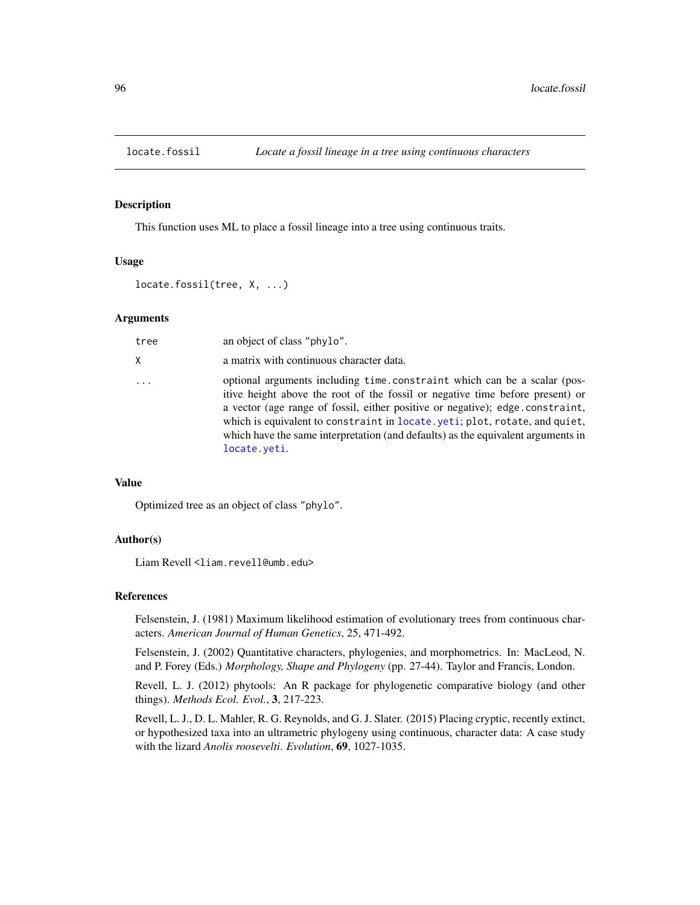## locate.fossil — *Locate a fossil lineage in a tree using continuous characters*

### Description

This function uses ML to place a fossil lineage into a tree using continuous traits.

### Usage

```
locate.fossil(tree, X, ...)
```

### Arguments

| | |
|---|---|
| `tree` | an object of class `"phylo"`. |
| `X` | a matrix with continuous character data. |
| `...` | optional arguments including `time.constraint` which can be a scalar (positive height above the root of the fossil or negative time before present) or a vector (age range of fossil, either positive or negative); `edge.constraint`, which is equivalent to `constraint` in `locate.yeti`; `plot`, `rotate`, and `quiet`, which have the same interpretation (and defaults) as the equivalent arguments in `locate.yeti`. |

### Value

Optimized tree as an object of class `"phylo"`.

### Author(s)

Liam Revell <liam.revell@umb.edu>

### References

Felsenstein, J. (1981) Maximum likelihood estimation of evolutionary trees from continuous characters. *American Journal of Human Genetics*, 25, 471-492.

Felsenstein, J. (2002) Quantitative characters, phylogenies, and morphometrics. In: MacLeod, N. and P. Forey (Eds.) *Morphology, Shape and Phylogeny* (pp. 27-44). Taylor and Francis, London.

Revell, L. J. (2012) phytools: An R package for phylogenetic comparative biology (and other things). *Methods Ecol. Evol.*, **3**, 217-223.

Revell, L. J., D. L. Mahler, R. G. Reynolds, and G. J. Slater. (2015) Placing cryptic, recently extinct, or hypothesized taxa into an ultrametric phylogeny using continuous, character data: A case study with the lizard *Anolis roosevelti*. *Evolution*, **69**, 1027-1035.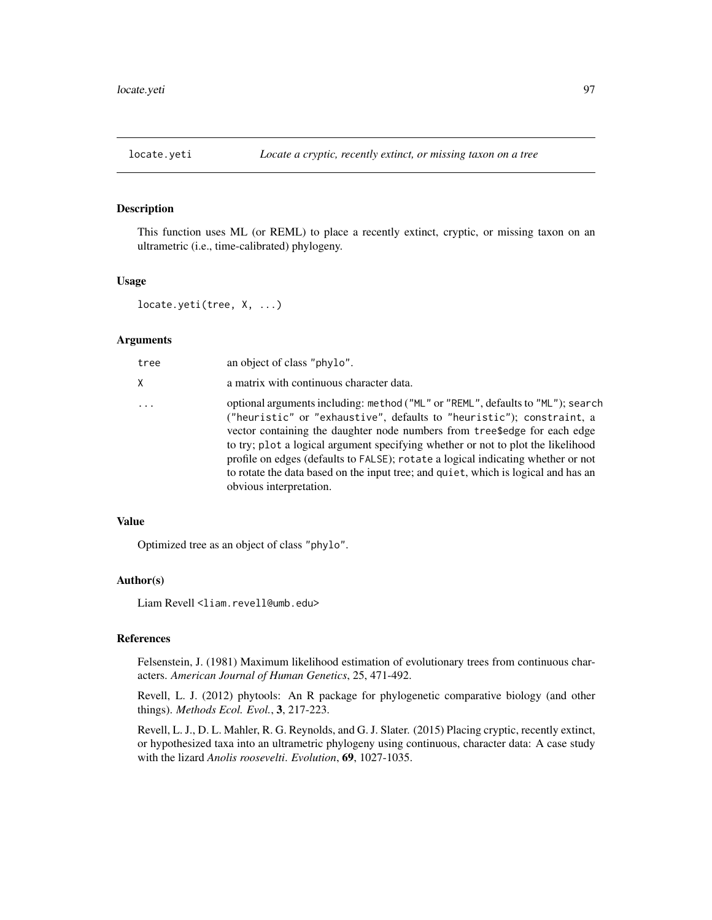## locate.yeti — *Locate a cryptic, recently extinct, or missing taxon on a tree*

### Description

This function uses ML (or REML) to place a recently extinct, cryptic, or missing taxon on an ultrametric (i.e., time-calibrated) phylogeny.

### Usage

```
locate.yeti(tree, X, ...)
```

### Arguments

| | |
|---|---|
| `tree` | an object of class `"phylo"`. |
| `X` | a matrix with continuous character data. |
| `...` | optional arguments including: `method` (`"ML"` or `"REML"`, defaults to `"ML"`); `search` (`"heuristic"` or `"exhaustive"`, defaults to `"heuristic"`); `constraint`, a vector containing the daughter node numbers from `tree$edge` for each edge to try; `plot` a logical argument specifying whether or not to plot the likelihood profile on edges (defaults to `FALSE`); `rotate` a logical indicating whether or not to rotate the data based on the input tree; and `quiet`, which is logical and has an obvious interpretation. |

### Value

Optimized tree as an object of class `"phylo"`.

### Author(s)

Liam Revell <liam.revell@umb.edu>

### References

Felsenstein, J. (1981) Maximum likelihood estimation of evolutionary trees from continuous characters. *American Journal of Human Genetics*, 25, 471-492.

Revell, L. J. (2012) phytools: An R package for phylogenetic comparative biology (and other things). *Methods Ecol. Evol.*, **3**, 217-223.

Revell, L. J., D. L. Mahler, R. G. Reynolds, and G. J. Slater. (2015) Placing cryptic, recently extinct, or hypothesized taxa into an ultrametric phylogeny using continuous, character data: A case study with the lizard *Anolis roosevelti*. *Evolution*, **69**, 1027-1035.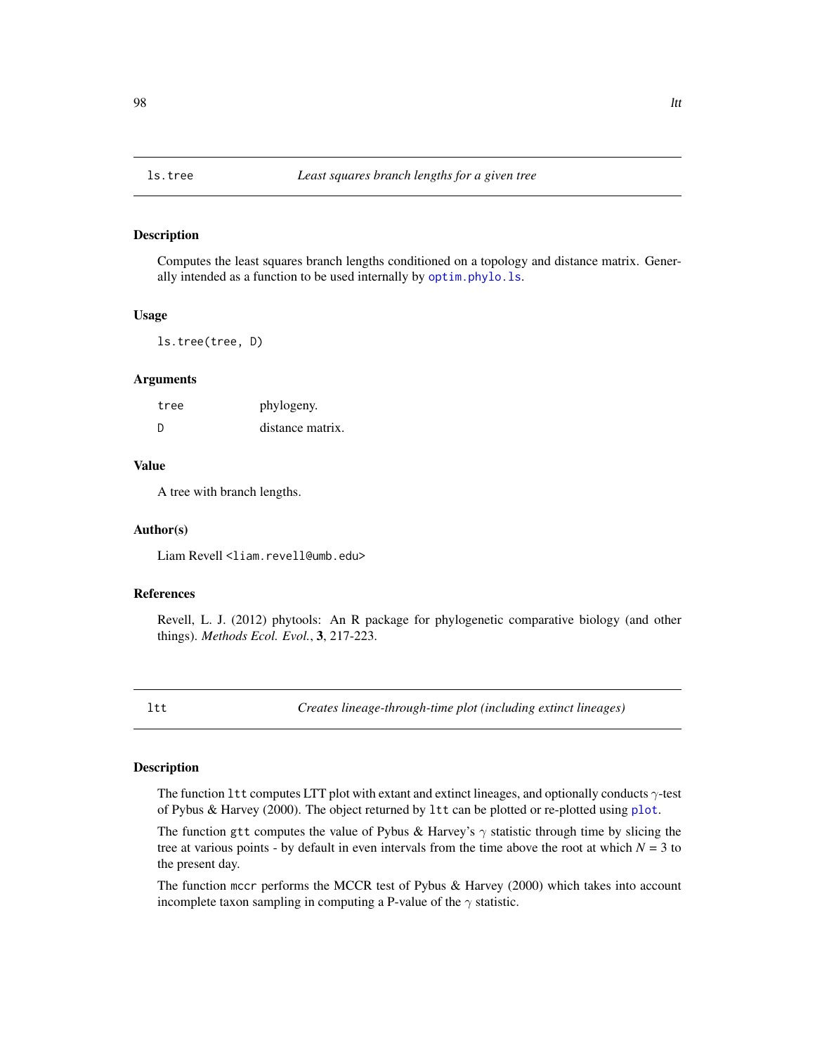## ls.tree — *Least squares branch lengths for a given tree*

### Description

Computes the least squares branch lengths conditioned on a topology and distance matrix. Generally intended as a function to be used internally by `optim.phylo.ls`.

### Usage

```
ls.tree(tree, D)
```

### Arguments

| | |
|---|---|
| `tree` | phylogeny. |
| `D` | distance matrix. |

### Value

A tree with branch lengths.

### Author(s)

Liam Revell <liam.revell@umb.edu>

### References

Revell, L. J. (2012) phytools: An R package for phylogenetic comparative biology (and other things). *Methods Ecol. Evol.*, **3**, 217-223.

## ltt — *Creates lineage-through-time plot (including extinct lineages)*

### Description

The function `ltt` computes LTT plot with extant and extinct lineages, and optionally conducts $\gamma$-test of Pybus & Harvey (2000). The object returned by `ltt` can be plotted or re-plotted using `plot`.

The function `gtt` computes the value of Pybus & Harvey's $\gamma$ statistic through time by slicing the tree at various points - by default in even intervals from the time above the root at which $N = 3$ to the present day.

The function `mccr` performs the MCCR test of Pybus & Harvey (2000) which takes into account incomplete taxon sampling in computing a P-value of the $\gamma$ statistic.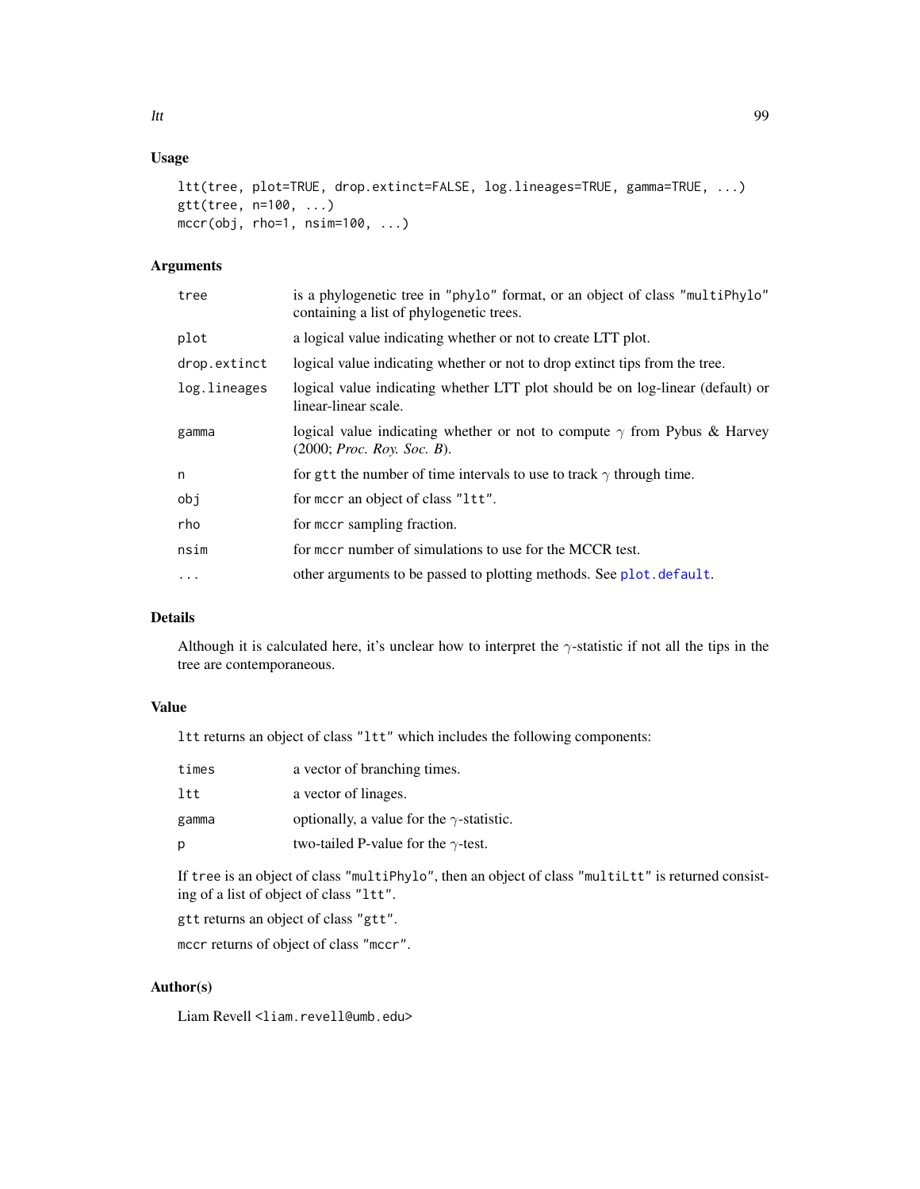## Usage

```
ltt(tree, plot=TRUE, drop.extinct=FALSE, log.lineages=TRUE, gamma=TRUE, ...)
gtt(tree, n=100, ...)
mccr(obj, rho=1, nsim=100, ...)
```

## Arguments

| | |
|---|---|
| `tree` | is a phylogenetic tree in "phylo" format, or an object of class "multiPhylo" containing a list of phylogenetic trees. |
| `plot` | a logical value indicating whether or not to create LTT plot. |
| `drop.extinct` | logical value indicating whether or not to drop extinct tips from the tree. |
| `log.lineages` | logical value indicating whether LTT plot should be on log-linear (default) or linear-linear scale. |
| `gamma` | logical value indicating whether or not to compute $\gamma$ from Pybus & Harvey (2000; *Proc. Roy. Soc. B*). |
| `n` | for `gtt` the number of time intervals to use to track $\gamma$ through time. |
| `obj` | for `mccr` an object of class "ltt". |
| `rho` | for `mccr` sampling fraction. |
| `nsim` | for `mccr` number of simulations to use for the MCCR test. |
| `...` | other arguments to be passed to plotting methods. See `plot.default`. |

## Details

Although it is calculated here, it's unclear how to interpret the $\gamma$-statistic if not all the tips in the tree are contemporaneous.

## Value

`ltt` returns an object of class "ltt" which includes the following components:

| | |
|---|---|
| `times` | a vector of branching times. |
| `ltt` | a vector of linages. |
| `gamma` | optionally, a value for the $\gamma$-statistic. |
| `p` | two-tailed P-value for the $\gamma$-test. |

If `tree` is an object of class "multiPhylo", then an object of class "multiLtt" is returned consisting of a list of object of class "ltt".

`gtt` returns an object of class "gtt".

`mccr` returns of object of class "mccr".

## Author(s)

Liam Revell <liam.revell@umb.edu>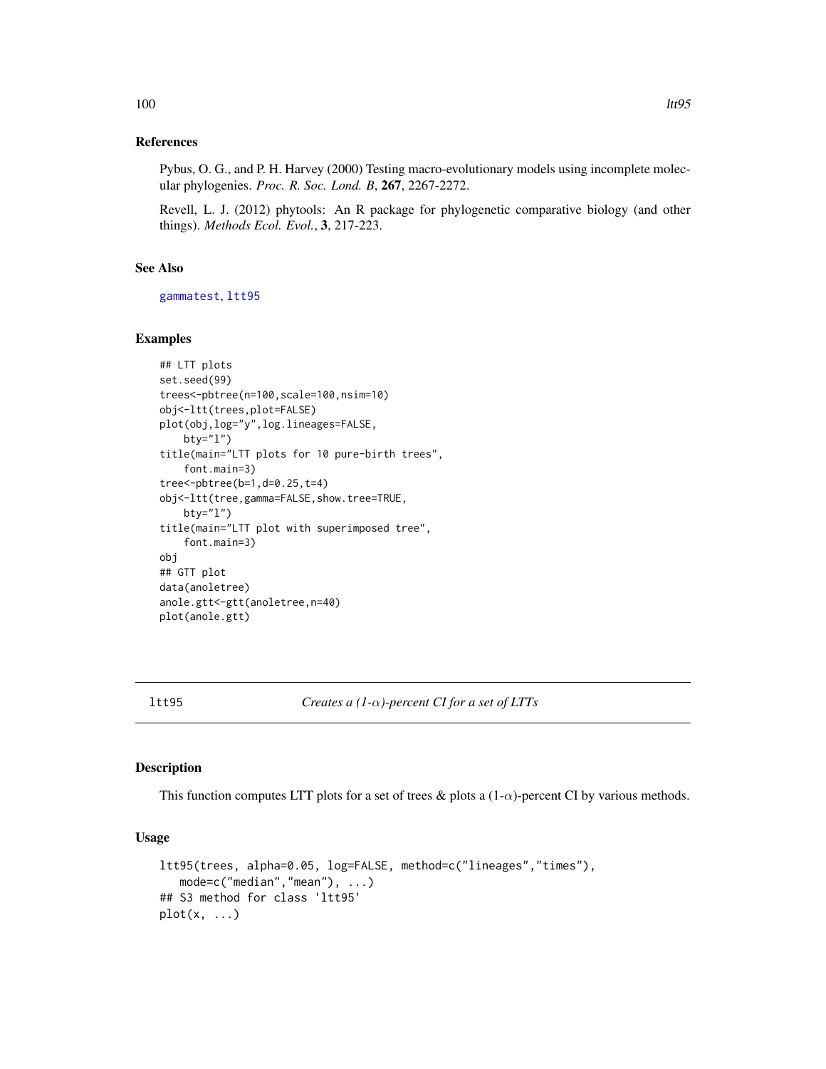## References

Pybus, O. G., and P. H. Harvey (2000) Testing macro-evolutionary models using incomplete molecular phylogenies. *Proc. R. Soc. Lond. B*, **267**, 2267-2272.

Revell, L. J. (2012) phytools: An R package for phylogenetic comparative biology (and other things). *Methods Ecol. Evol.*, **3**, 217-223.

## See Also

gammatest, ltt95

## Examples

```
## LTT plots
set.seed(99)
trees<-pbtree(n=100,scale=100,nsim=10)
obj<-ltt(trees,plot=FALSE)
plot(obj,log="y",log.lineages=FALSE,
    bty="l")
title(main="LTT plots for 10 pure-birth trees",
    font.main=3)
tree<-pbtree(b=1,d=0.25,t=4)
obj<-ltt(tree,gamma=FALSE,show.tree=TRUE,
    bty="l")
title(main="LTT plot with superimposed tree",
    font.main=3)
obj
## GTT plot
data(anoletree)
anole.gtt<-gtt(anoletree,n=40)
plot(anole.gtt)
```

---

# ltt95 — *Creates a (1-$\alpha$)-percent CI for a set of LTTs*

## Description

This function computes LTT plots for a set of trees & plots a (1-$\alpha$)-percent CI by various methods.

## Usage

```
ltt95(trees, alpha=0.05, log=FALSE, method=c("lineages","times"),
   mode=c("median","mean"), ...)
## S3 method for class 'ltt95'
plot(x, ...)
```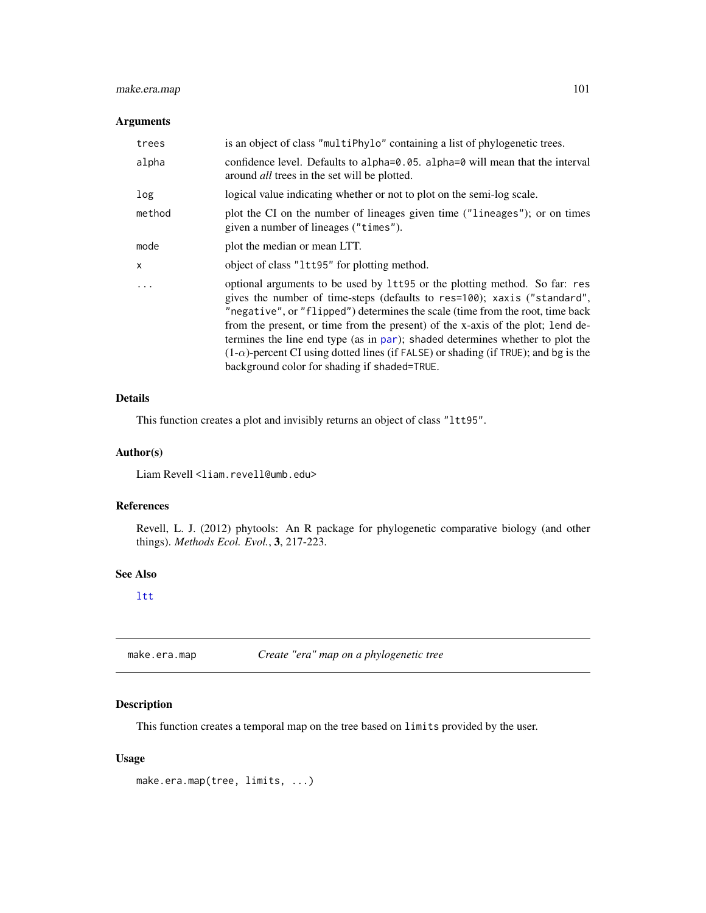### Arguments

| | |
|---|---|
| `trees` | is an object of class `"multiPhylo"` containing a list of phylogenetic trees. |
| `alpha` | confidence level. Defaults to `alpha=0.05`. `alpha=0` will mean that the interval around *all* trees in the set will be plotted. |
| `log` | logical value indicating whether or not to plot on the semi-log scale. |
| `method` | plot the CI on the number of lineages given time (`"lineages"`); or on times given a number of lineages (`"times"`). |
| `mode` | plot the median or mean LTT. |
| `x` | object of class `"ltt95"` for plotting method. |
| `...` | optional arguments to be used by `ltt95` or the plotting method. So far: `res` gives the number of time-steps (defaults to `res=100`); `xaxis` (`"standard"`, `"negative"`, or `"flipped"`) determines the scale (time from the root, time back from the present, or time from the present) of the x-axis of the plot; `lend` determines the line end type (as in `par`); `shaded` determines whether to plot the (1-$\alpha$)-percent CI using dotted lines (if `FALSE`) or shading (if `TRUE`); and `bg` is the background color for shading if `shaded=TRUE`. |

### Details

This function creates a plot and invisibly returns an object of class `"ltt95"`.

### Author(s)

Liam Revell <liam.revell@umb.edu>

### References

Revell, L. J. (2012) phytools: An R package for phylogenetic comparative biology (and other things). *Methods Ecol. Evol.*, **3**, 217-223.

### See Also

`ltt`

---

## make.era.map *Create "era" map on a phylogenetic tree*

### Description

This function creates a temporal map on the tree based on `limits` provided by the user.

### Usage

```
make.era.map(tree, limits, ...)
```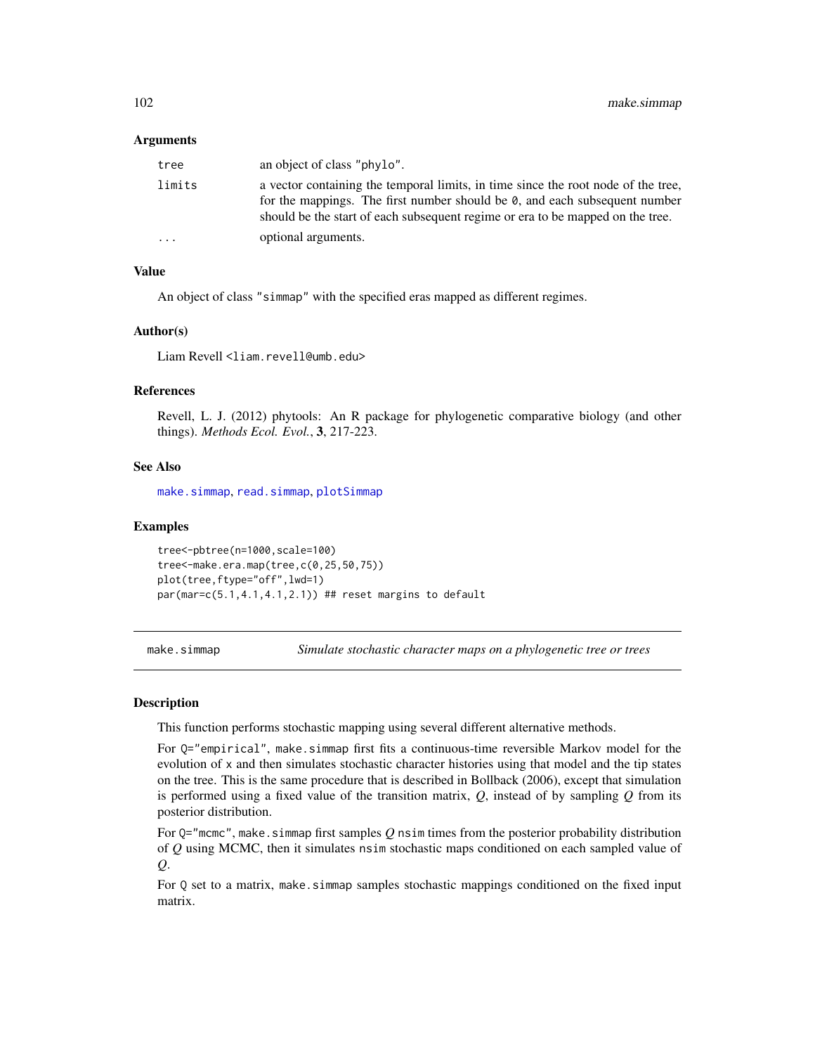### Arguments

| | |
|---|---|
| `tree` | an object of class `"phylo"`. |
| `limits` | a vector containing the temporal limits, in time since the root node of the tree, for the mappings. The first number should be `0`, and each subsequent number should be the start of each subsequent regime or era to be mapped on the tree. |
| `...` | optional arguments. |

### Value

An object of class `"simmap"` with the specified eras mapped as different regimes.

### Author(s)

Liam Revell <liam.revell@umb.edu>

### References

Revell, L. J. (2012) phytools: An R package for phylogenetic comparative biology (and other things). *Methods Ecol. Evol.*, **3**, 217-223.

### See Also

make.simmap, read.simmap, plotSimmap

### Examples

```
tree<-pbtree(n=1000,scale=100)
tree<-make.era.map(tree,c(0,25,50,75))
plot(tree,ftype="off",lwd=1)
par(mar=c(5.1,4.1,4.1,2.1)) ## reset margins to default
```

---

## make.simmap — *Simulate stochastic character maps on a phylogenetic tree or trees*

---

### Description

This function performs stochastic mapping using several different alternative methods.

For `Q="empirical"`, `make.simmap` first fits a continuous-time reversible Markov model for the evolution of `x` and then simulates stochastic character histories using that model and the tip states on the tree. This is the same procedure that is described in Bollback (2006), except that simulation is performed using a fixed value of the transition matrix, $Q$, instead of by sampling $Q$ from its posterior distribution.

For `Q="mcmc"`, `make.simmap` first samples $Q$ `nsim` times from the posterior probability distribution of $Q$ using MCMC, then it simulates `nsim` stochastic maps conditioned on each sampled value of $Q$.

For `Q` set to a matrix, `make.simmap` samples stochastic mappings conditioned on the fixed input matrix.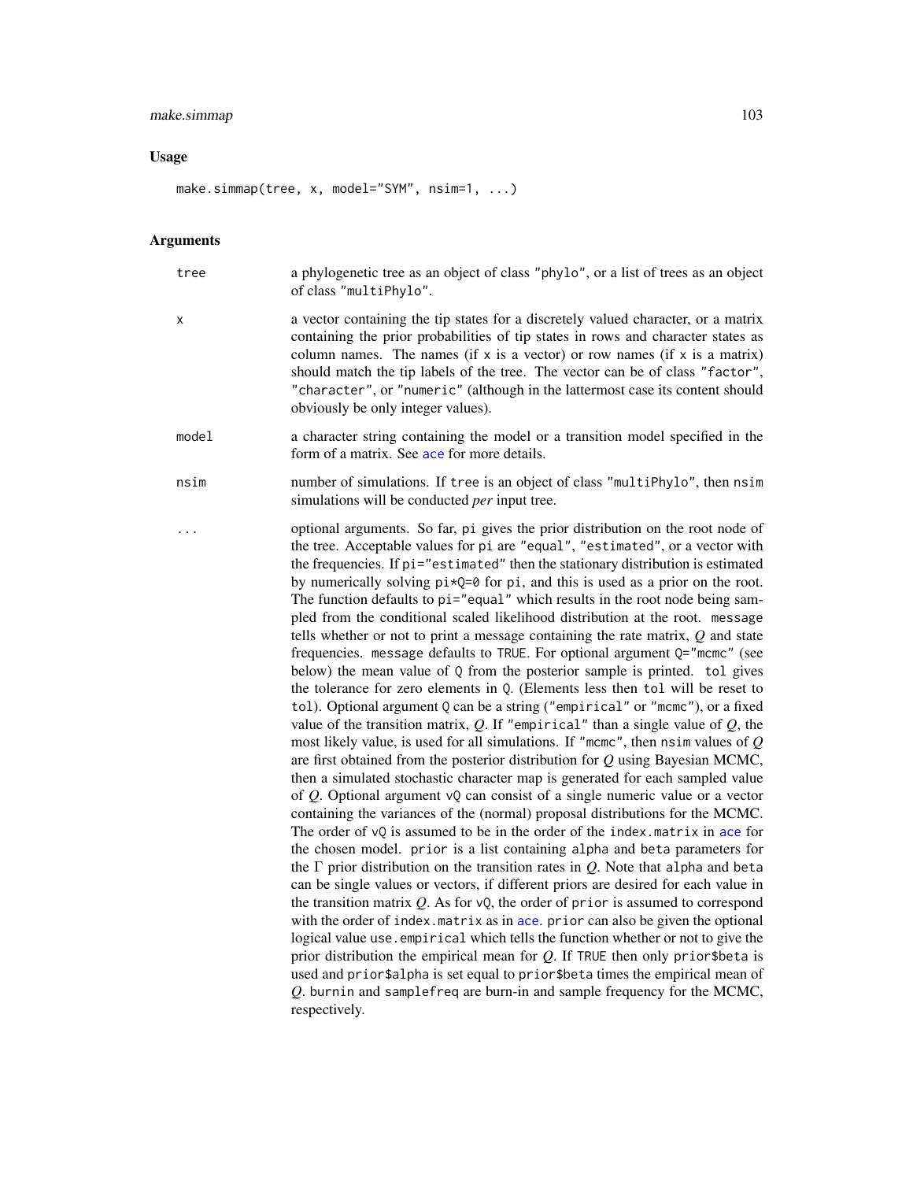## Usage

```
make.simmap(tree, x, model="SYM", nsim=1, ...)
```

## Arguments

- `tree` — a phylogenetic tree as an object of class "phylo", or a list of trees as an object of class "multiPhylo".
- `x` — a vector containing the tip states for a discretely valued character, or a matrix containing the prior probabilities of tip states in rows and character states as column names. The names (if `x` is a vector) or row names (if `x` is a matrix) should match the tip labels of the tree. The vector can be of class "factor", "character", or "numeric" (although in the lattermost case its content should obviously be only integer values).
- `model` — a character string containing the model or a transition model specified in the form of a matrix. See `ace` for more details.
- `nsim` — number of simulations. If `tree` is an object of class "multiPhylo", then `nsim` simulations will be conducted *per* input tree.
- `...` — optional arguments. So far, `pi` gives the prior distribution on the root node of the tree. Acceptable values for `pi` are "equal", "estimated", or a vector with the frequencies. If `pi="estimated"` then the stationary distribution is estimated by numerically solving `pi*Q=0` for `pi`, and this is used as a prior on the root. The function defaults to `pi="equal"` which results in the root node being sampled from the conditional scaled likelihood distribution at the root. `message` tells whether or not to print a message containing the rate matrix, $Q$ and state frequencies. `message` defaults to `TRUE`. For optional argument `Q="mcmc"` (see below) the mean value of `Q` from the posterior sample is printed. `tol` gives the tolerance for zero elements in `Q`. (Elements less then `tol` will be reset to `tol`). Optional argument `Q` can be a string ("empirical" or "mcmc"), or a fixed value of the transition matrix, $Q$. If "empirical" than a single value of $Q$, the most likely value, is used for all simulations. If "mcmc", then `nsim` values of $Q$ are first obtained from the posterior distribution for $Q$ using Bayesian MCMC, then a simulated stochastic character map is generated for each sampled value of $Q$. Optional argument `vQ` can consist of a single numeric value or a vector containing the variances of the (normal) proposal distributions for the MCMC. The order of `vQ` is assumed to be in the order of the `index.matrix` in `ace` for the chosen model. `prior` is a list containing `alpha` and `beta` parameters for the $\Gamma$ prior distribution on the transition rates in $Q$. Note that `alpha` and `beta` can be single values or vectors, if different priors are desired for each value in the transition matrix $Q$. As for `vQ`, the order of `prior` is assumed to correspond with the order of `index.matrix` as in `ace`. `prior` can also be given the optional logical value `use.empirical` which tells the function whether or not to give the prior distribution the empirical mean for $Q$. If `TRUE` then only `prior$beta` is used and `prior$alpha` is set equal to `prior$beta` times the empirical mean of $Q$. `burnin` and `samplefreq` are burn-in and sample frequency for the MCMC, respectively.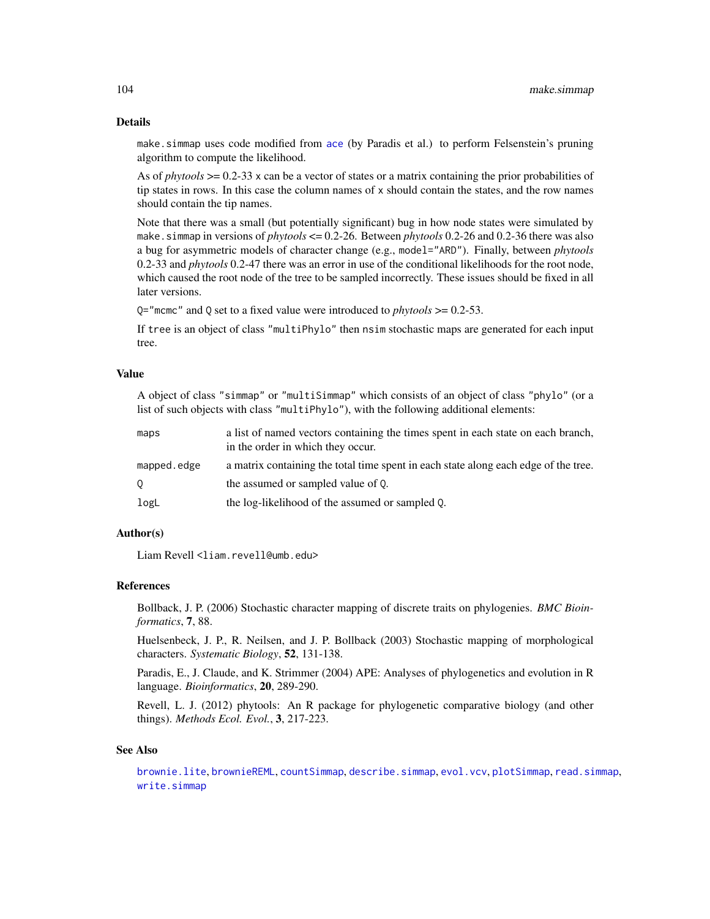## Details

`make.simmap` uses code modified from `ace` (by Paradis et al.) to perform Felsenstein's pruning algorithm to compute the likelihood.

As of *phytools* >= 0.2-33 `x` can be a vector of states or a matrix containing the prior probabilities of tip states in rows. In this case the column names of `x` should contain the states, and the row names should contain the tip names.

Note that there was a small (but potentially significant) bug in how node states were simulated by `make.simmap` in versions of *phytools* <= 0.2-26. Between *phytools* 0.2-26 and 0.2-36 there was also a bug for asymmetric models of character change (e.g., `model="ARD"`). Finally, between *phytools* 0.2-33 and *phytools* 0.2-47 there was an error in use of the conditional likelihoods for the root node, which caused the root node of the tree to be sampled incorrectly. These issues should be fixed in all later versions.

`Q="mcmc"` and `Q` set to a fixed value were introduced to *phytools* >= 0.2-53.

If `tree` is an object of class `"multiPhylo"` then `nsim` stochastic maps are generated for each input tree.

## Value

A object of class `"simmap"` or `"multiSimmap"` which consists of an object of class `"phylo"` (or a list of such objects with class `"multiPhylo"`), with the following additional elements:

| | |
|---|---|
| `maps` | a list of named vectors containing the times spent in each state on each branch, in the order in which they occur. |
| `mapped.edge` | a matrix containing the total time spent in each state along each edge of the tree. |
| `Q` | the assumed or sampled value of `Q`. |
| `logL` | the log-likelihood of the assumed or sampled `Q`. |

## Author(s)

Liam Revell <liam.revell@umb.edu>

## References

Bollback, J. P. (2006) Stochastic character mapping of discrete traits on phylogenies. *BMC Bioinformatics*, **7**, 88.

Huelsenbeck, J. P., R. Neilsen, and J. P. Bollback (2003) Stochastic mapping of morphological characters. *Systematic Biology*, **52**, 131-138.

Paradis, E., J. Claude, and K. Strimmer (2004) APE: Analyses of phylogenetics and evolution in R language. *Bioinformatics*, **20**, 289-290.

Revell, L. J. (2012) phytools: An R package for phylogenetic comparative biology (and other things). *Methods Ecol. Evol.*, **3**, 217-223.

## See Also

`brownie.lite`, `brownieREML`, `countSimmap`, `describe.simmap`, `evol.vcv`, `plotSimmap`, `read.simmap`, `write.simmap`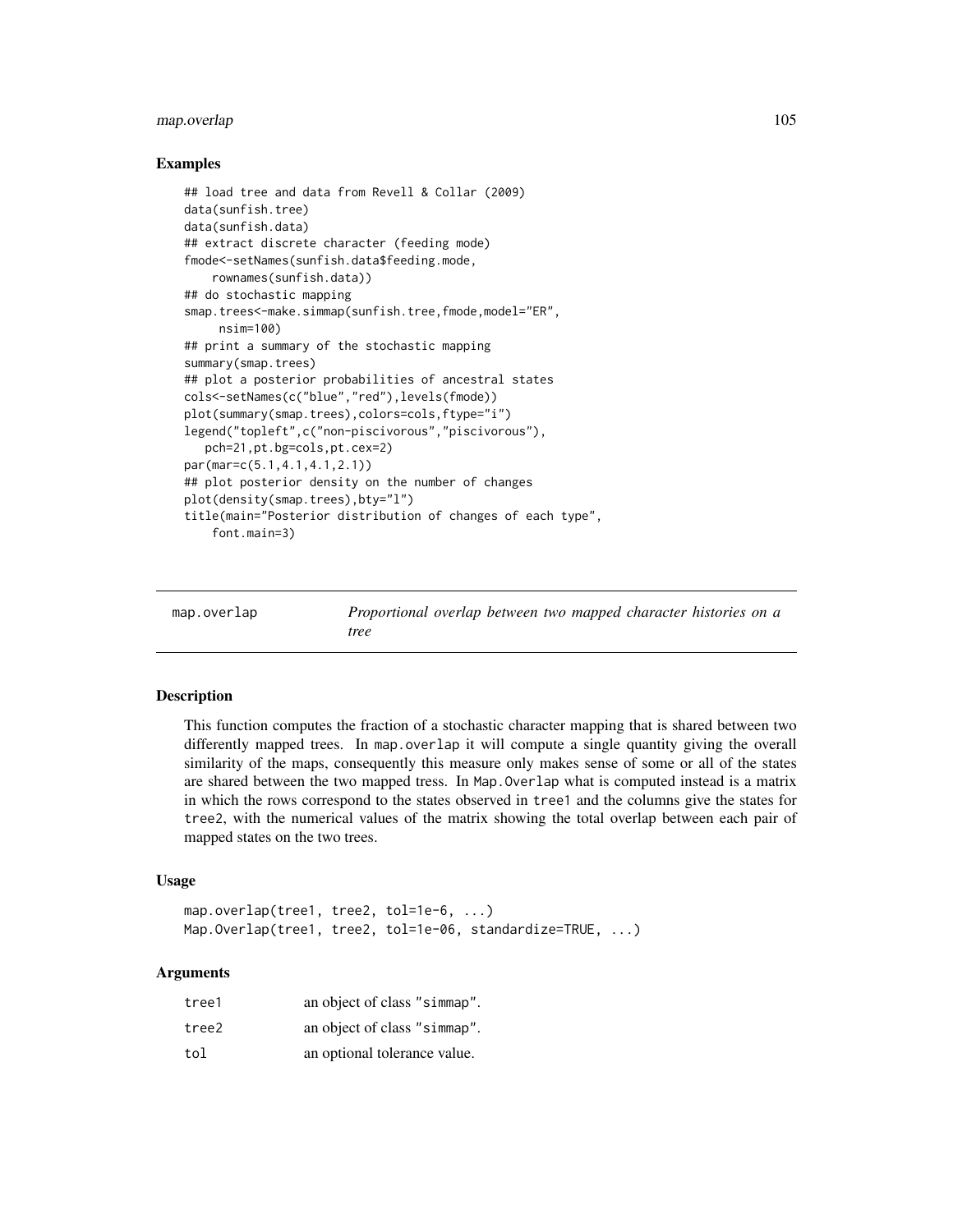## Examples

```
## load tree and data from Revell & Collar (2009)
data(sunfish.tree)
data(sunfish.data)
## extract discrete character (feeding mode)
fmode<-setNames(sunfish.data$feeding.mode,
    rownames(sunfish.data))
## do stochastic mapping
smap.trees<-make.simmap(sunfish.tree,fmode,model="ER",
     nsim=100)
## print a summary of the stochastic mapping
summary(smap.trees)
## plot a posterior probabilities of ancestral states
cols<-setNames(c("blue","red"),levels(fmode))
plot(summary(smap.trees),colors=cols,ftype="i")
legend("topleft",c("non-piscivorous","piscivorous"),
   pch=21,pt.bg=cols,pt.cex=2)
par(mar=c(5.1,4.1,4.1,2.1))
## plot posterior density on the number of changes
plot(density(smap.trees),bty="l")
title(main="Posterior distribution of changes of each type",
    font.main=3)
```

---

# map.overlap — *Proportional overlap between two mapped character histories on a tree*

## Description

This function computes the fraction of a stochastic character mapping that is shared between two differently mapped trees. In `map.overlap` it will compute a single quantity giving the overall similarity of the maps, consequently this measure only makes sense of some or all of the states are shared between the two mapped tress. In `Map.Overlap` what is computed instead is a matrix in which the rows correspond to the states observed in `tree1` and the columns give the states for `tree2`, with the numerical values of the matrix showing the total overlap between each pair of mapped states on the two trees.

## Usage

```
map.overlap(tree1, tree2, tol=1e-6, ...)
Map.Overlap(tree1, tree2, tol=1e-06, standardize=TRUE, ...)
```

## Arguments

| | |
|---|---|
| `tree1` | an object of class "simmap". |
| `tree2` | an object of class "simmap". |
| `tol` | an optional tolerance value. |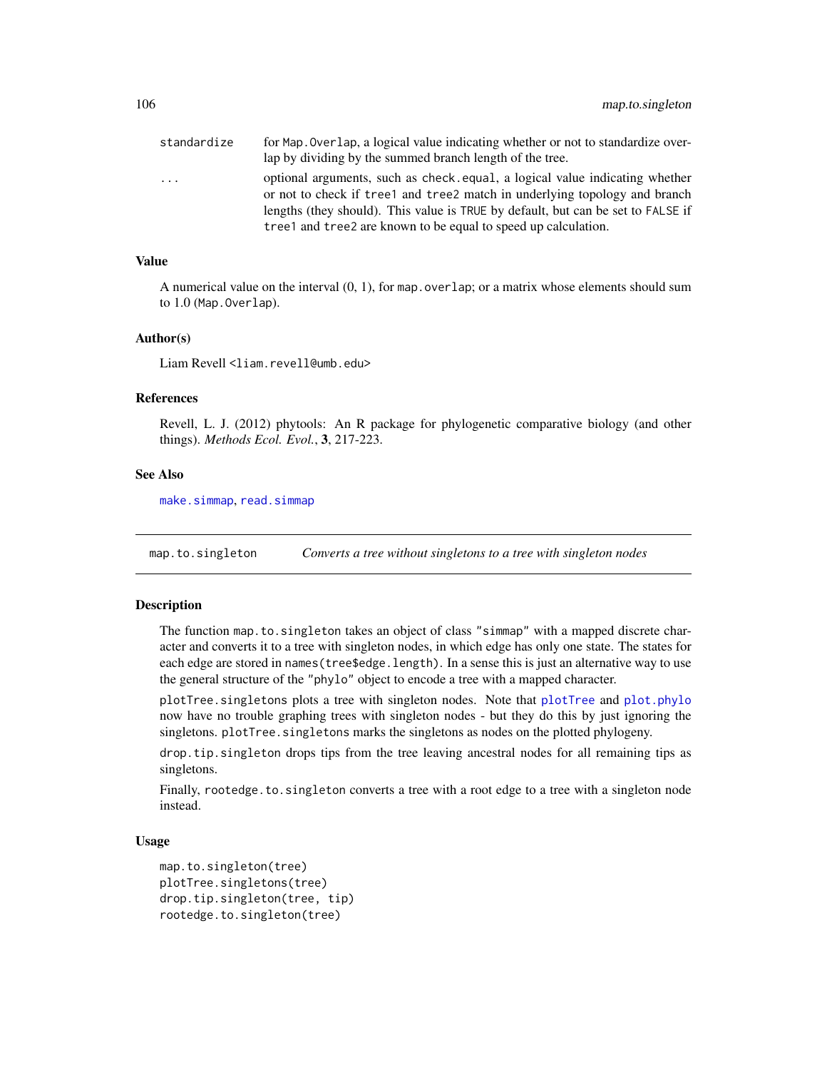| | |
|---|---|
| standardize | for Map.Overlap, a logical value indicating whether or not to standardize overlap by dividing by the summed branch length of the tree. |
| ... | optional arguments, such as check.equal, a logical value indicating whether or not to check if tree1 and tree2 match in underlying topology and branch lengths (they should). This value is TRUE by default, but can be set to FALSE if tree1 and tree2 are known to be equal to speed up calculation. |

### Value

A numerical value on the interval (0, 1), for map.overlap; or a matrix whose elements should sum to 1.0 (Map.Overlap).

### Author(s)

Liam Revell <liam.revell@umb.edu>

### References

Revell, L. J. (2012) phytools: An R package for phylogenetic comparative biology (and other things). *Methods Ecol. Evol.*, **3**, 217-223.

### See Also

make.simmap, read.simmap

---

## map.to.singleton — *Converts a tree without singletons to a tree with singleton nodes*

### Description

The function map.to.singleton takes an object of class "simmap" with a mapped discrete character and converts it to a tree with singleton nodes, in which edge has only one state. The states for each edge are stored in names(tree$edge.length). In a sense this is just an alternative way to use the general structure of the "phylo" object to encode a tree with a mapped character.

plotTree.singletons plots a tree with singleton nodes. Note that plotTree and plot.phylo now have no trouble graphing trees with singleton nodes - but they do this by just ignoring the singletons. plotTree.singletons marks the singletons as nodes on the plotted phylogeny.

drop.tip.singleton drops tips from the tree leaving ancestral nodes for all remaining tips as singletons.

Finally, rootedge.to.singleton converts a tree with a root edge to a tree with a singleton node instead.

### Usage

```
map.to.singleton(tree)
plotTree.singletons(tree)
drop.tip.singleton(tree, tip)
rootedge.to.singleton(tree)
```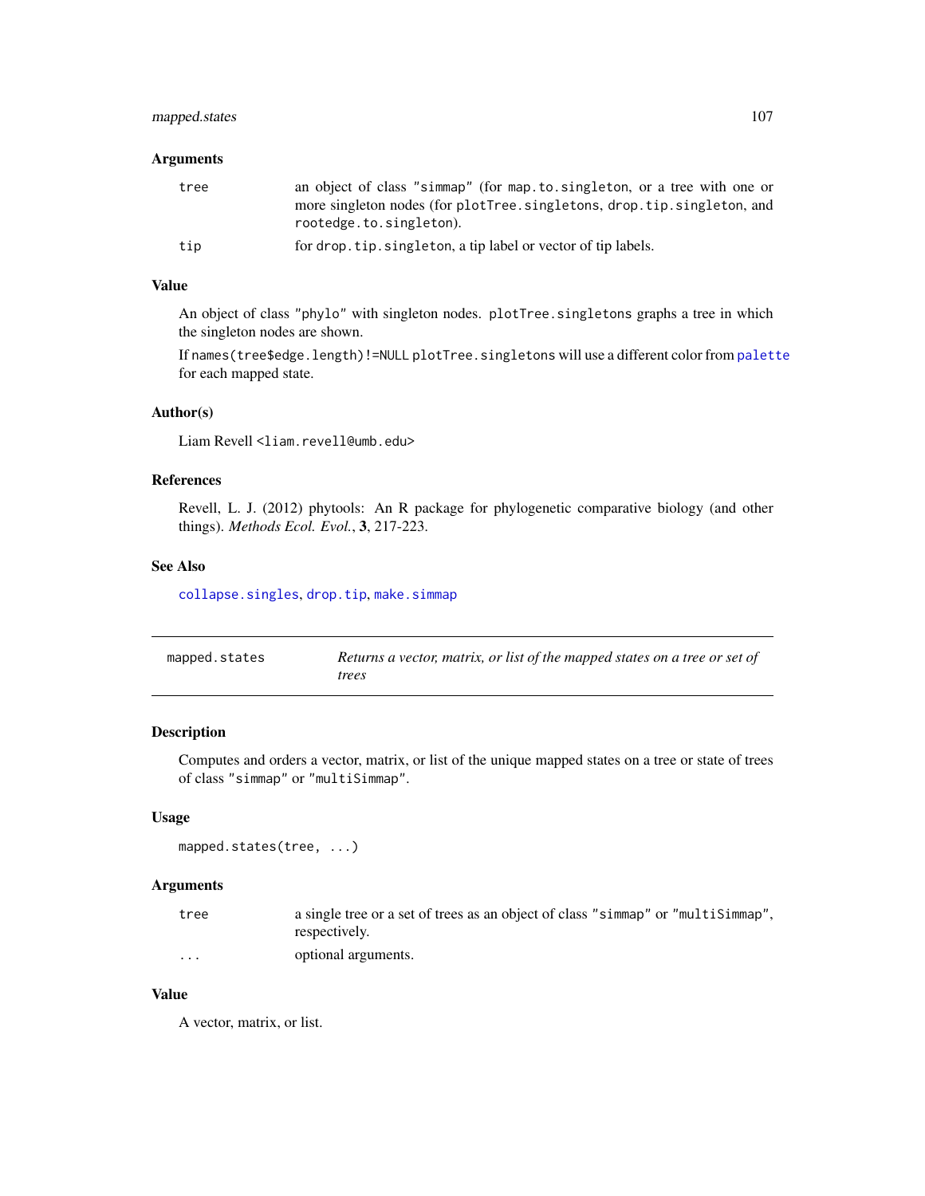### Arguments

- `tree` — an object of class "simmap" (for `map.to.singleton`, or a tree with one or more singleton nodes (for `plotTree.singletons`, `drop.tip.singleton`, and `rootedge.to.singleton`).
- `tip` — for `drop.tip.singleton`, a tip label or vector of tip labels.

### Value

An object of class "phylo" with singleton nodes. `plotTree.singletons` graphs a tree in which the singleton nodes are shown.

If `names(tree$edge.length)!=NULL` `plotTree.singletons` will use a different color from `palette` for each mapped state.

### Author(s)

Liam Revell <liam.revell@umb.edu>

### References

Revell, L. J. (2012) phytools: An R package for phylogenetic comparative biology (and other things). *Methods Ecol. Evol.*, **3**, 217-223.

### See Also

`collapse.singles`, `drop.tip`, `make.simmap`

---

## mapped.states — *Returns a vector, matrix, or list of the mapped states on a tree or set of trees*

---

### Description

Computes and orders a vector, matrix, or list of the unique mapped states on a tree or state of trees of class "simmap" or "multiSimmap".

### Usage

```
mapped.states(tree, ...)
```

### Arguments

- `tree` — a single tree or a set of trees as an object of class "simmap" or "multiSimmap", respectively.
- `...` — optional arguments.

### Value

A vector, matrix, or list.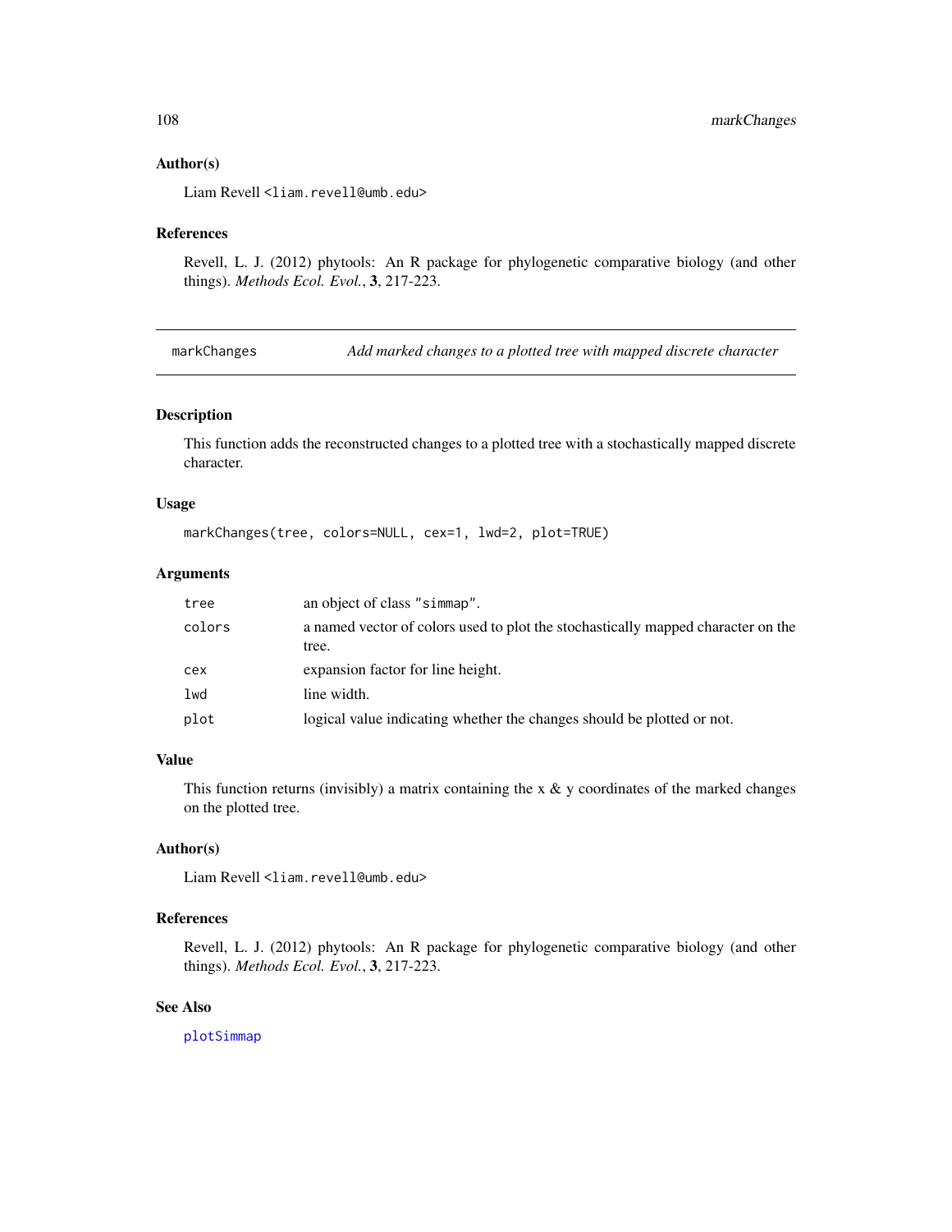### Author(s)

Liam Revell <liam.revell@umb.edu>

### References

Revell, L. J. (2012) phytools: An R package for phylogenetic comparative biology (and other things). *Methods Ecol. Evol.*, **3**, 217-223.

---

## markChanges — *Add marked changes to a plotted tree with mapped discrete character*

---

### Description

This function adds the reconstructed changes to a plotted tree with a stochastically mapped discrete character.

### Usage

```
markChanges(tree, colors=NULL, cex=1, lwd=2, plot=TRUE)
```

### Arguments

| | |
|---|---|
| `tree` | an object of class "simmap". |
| `colors` | a named vector of colors used to plot the stochastically mapped character on the tree. |
| `cex` | expansion factor for line height. |
| `lwd` | line width. |
| `plot` | logical value indicating whether the changes should be plotted or not. |

### Value

This function returns (invisibly) a matrix containing the x & y coordinates of the marked changes on the plotted tree.

### Author(s)

Liam Revell <liam.revell@umb.edu>

### References

Revell, L. J. (2012) phytools: An R package for phylogenetic comparative biology (and other things). *Methods Ecol. Evol.*, **3**, 217-223.

### See Also

`plotSimmap`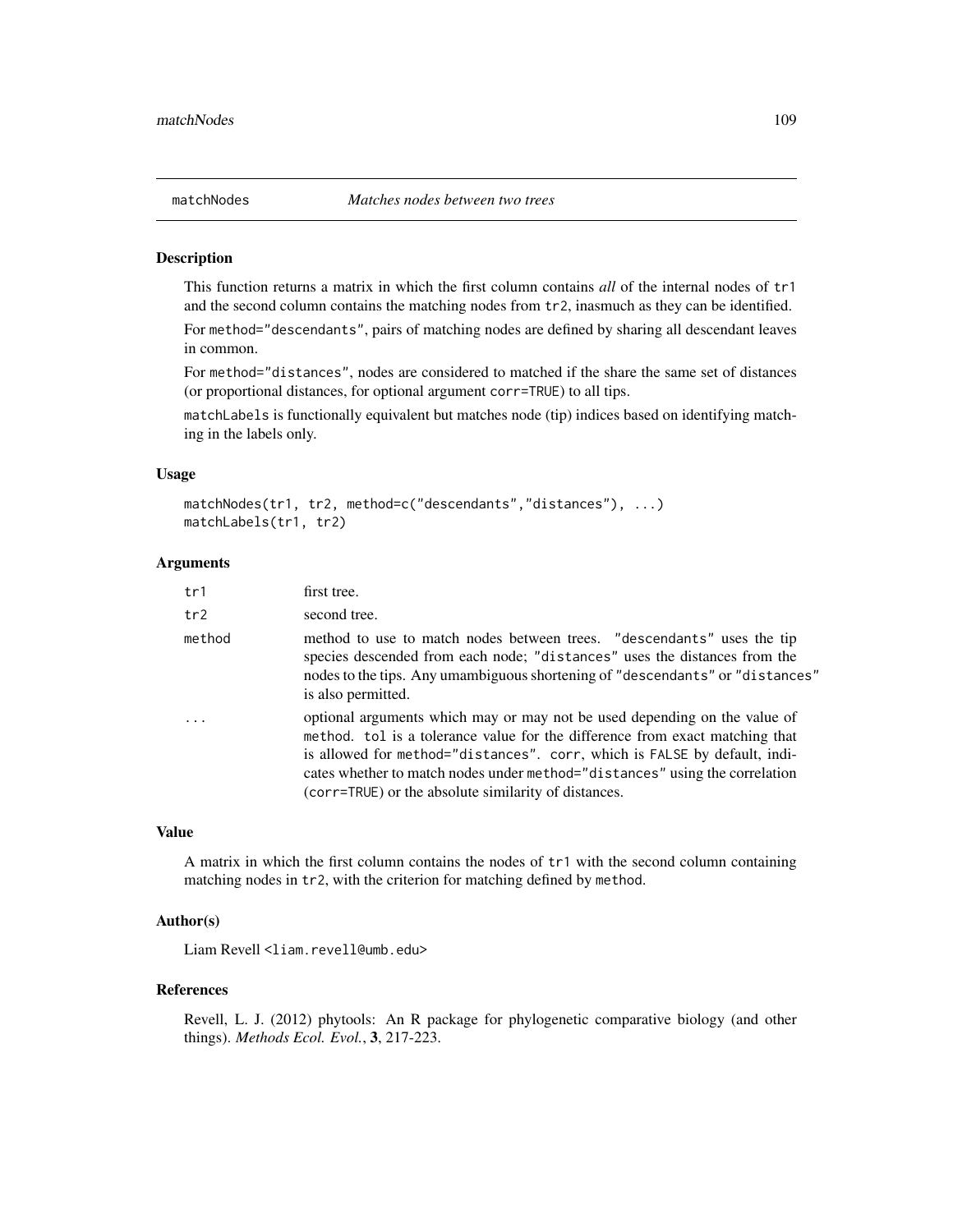# matchNodes *Matches nodes between two trees*

## Description

This function returns a matrix in which the first column contains *all* of the internal nodes of `tr1` and the second column contains the matching nodes from `tr2`, inasmuch as they can be identified.

For `method="descendants"`, pairs of matching nodes are defined by sharing all descendant leaves in common.

For `method="distances"`, nodes are considered to matched if the share the same set of distances (or proportional distances, for optional argument `corr=TRUE`) to all tips.

`matchLabels` is functionally equivalent but matches node (tip) indices based on identifying matching in the labels only.

## Usage

```
matchNodes(tr1, tr2, method=c("descendants","distances"), ...)
matchLabels(tr1, tr2)
```

## Arguments

| | |
|---|---|
| `tr1` | first tree. |
| `tr2` | second tree. |
| `method` | method to use to match nodes between trees. `"descendants"` uses the tip species descended from each node; `"distances"` uses the distances from the nodes to the tips. Any umambiguous shortening of `"descendants"` or `"distances"` is also permitted. |
| `...` | optional arguments which may or may not be used depending on the value of `method`. `tol` is a tolerance value for the difference from exact matching that is allowed for `method="distances"`. `corr`, which is `FALSE` by default, indicates whether to match nodes under `method="distances"` using the correlation (`corr=TRUE`) or the absolute similarity of distances. |

## Value

A matrix in which the first column contains the nodes of `tr1` with the second column containing matching nodes in `tr2`, with the criterion for matching defined by `method`.

## Author(s)

Liam Revell <liam.revell@umb.edu>

## References

Revell, L. J. (2012) phytools: An R package for phylogenetic comparative biology (and other things). *Methods Ecol. Evol.*, **3**, 217-223.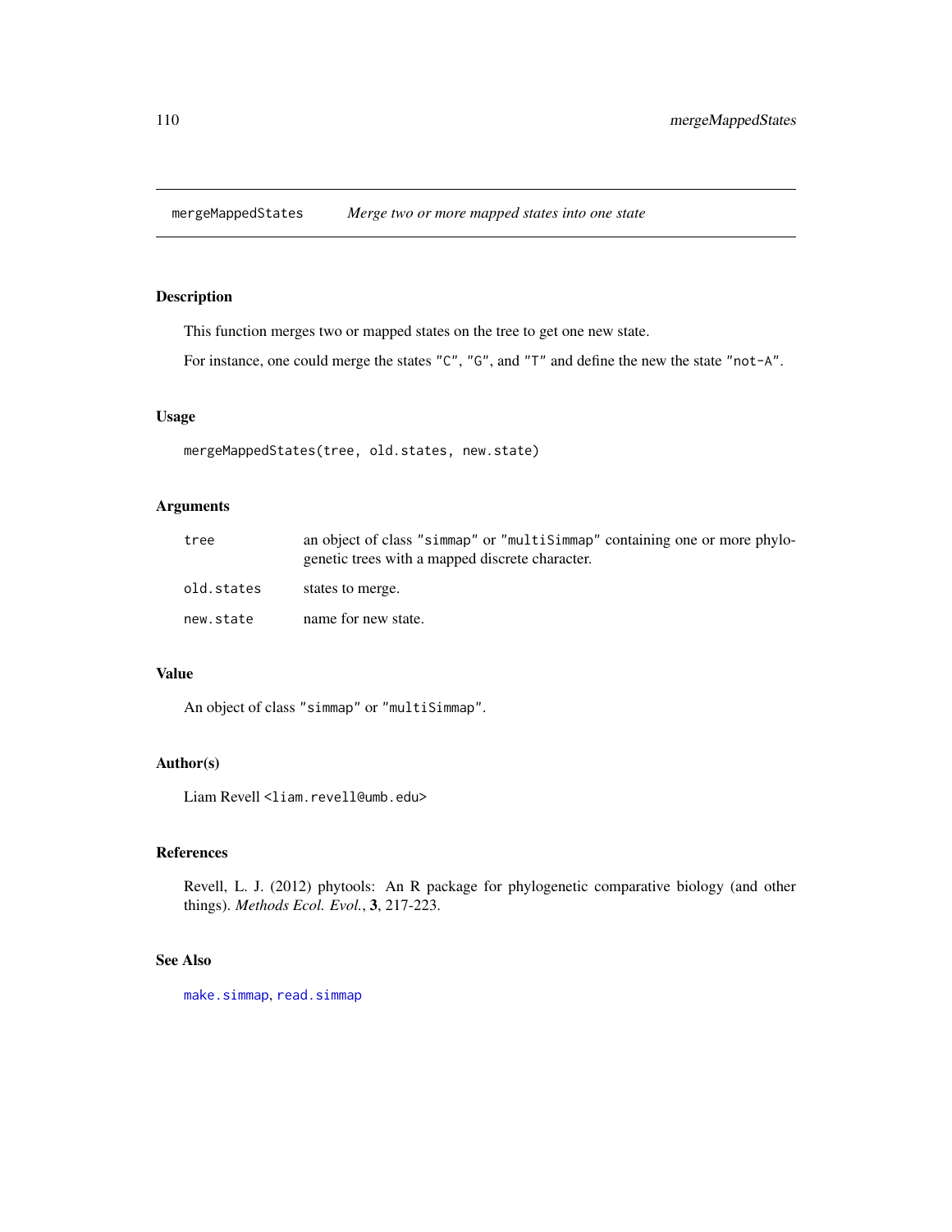## mergeMappedStates — *Merge two or more mapped states into one state*

### Description

This function merges two or mapped states on the tree to get one new state.

For instance, one could merge the states "C", "G", and "T" and define the new the state "not-A".

### Usage

```
mergeMappedStates(tree, old.states, new.state)
```

### Arguments

| | |
|---|---|
| `tree` | an object of class "simmap" or "multiSimmap" containing one or more phylogenetic trees with a mapped discrete character. |
| `old.states` | states to merge. |
| `new.state` | name for new state. |

### Value

An object of class "simmap" or "multiSimmap".

### Author(s)

Liam Revell <liam.revell@umb.edu>

### References

Revell, L. J. (2012) phytools: An R package for phylogenetic comparative biology (and other things). *Methods Ecol. Evol.*, **3**, 217-223.

### See Also

make.simmap, read.simmap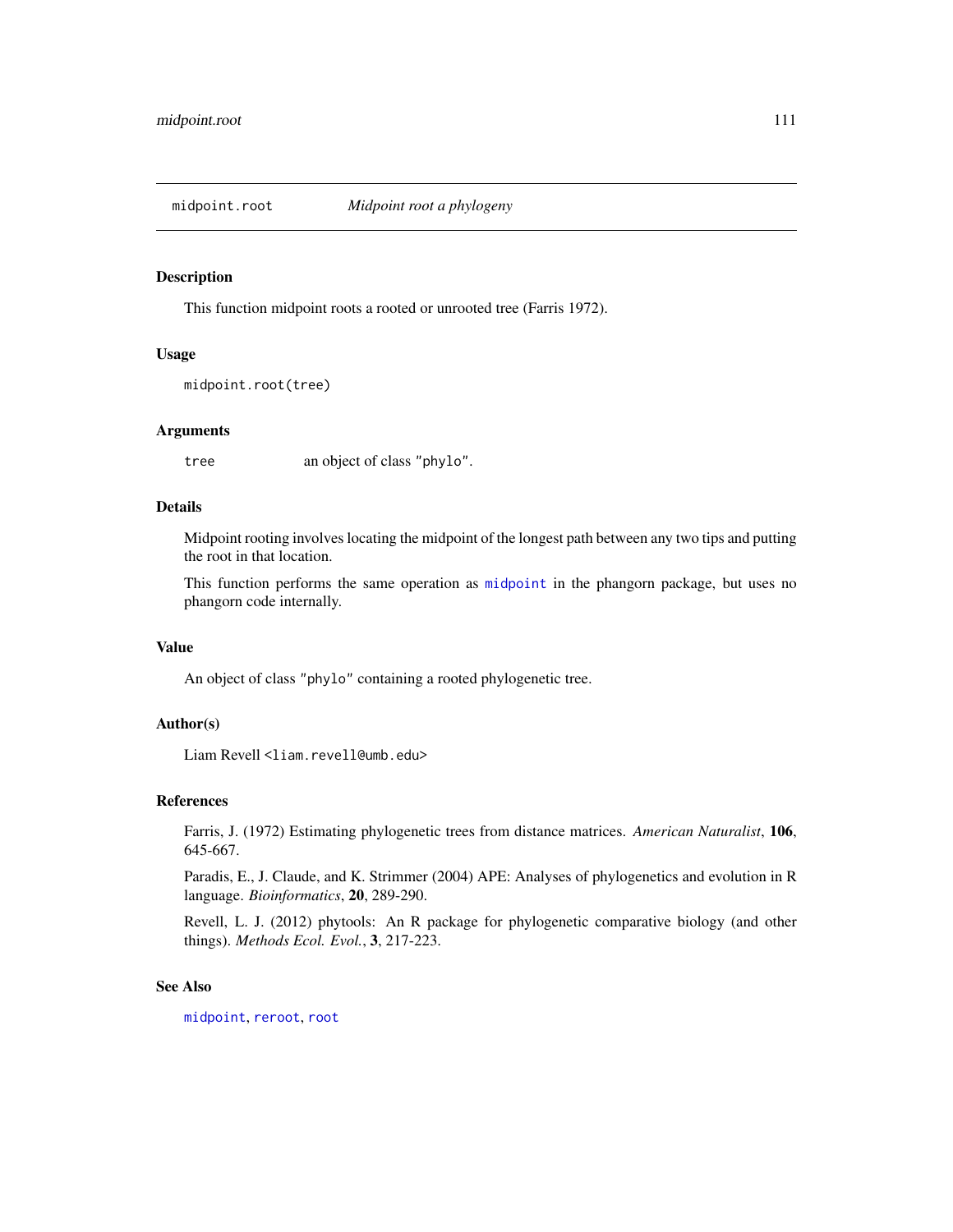## midpoint.root — *Midpoint root a phylogeny*

### Description

This function midpoint roots a rooted or unrooted tree (Farris 1972).

### Usage

```
midpoint.root(tree)
```

### Arguments

| | |
|---|---|
| `tree` | an object of class `"phylo"`. |

### Details

Midpoint rooting involves locating the midpoint of the longest path between any two tips and putting the root in that location.

This function performs the same operation as `midpoint` in the phangorn package, but uses no phangorn code internally.

### Value

An object of class `"phylo"` containing a rooted phylogenetic tree.

### Author(s)

Liam Revell <`liam.revell@umb.edu`>

### References

Farris, J. (1972) Estimating phylogenetic trees from distance matrices. *American Naturalist*, **106**, 645-667.

Paradis, E., J. Claude, and K. Strimmer (2004) APE: Analyses of phylogenetics and evolution in R language. *Bioinformatics*, **20**, 289-290.

Revell, L. J. (2012) phytools: An R package for phylogenetic comparative biology (and other things). *Methods Ecol. Evol.*, **3**, 217-223.

### See Also

`midpoint`, `reroot`, `root`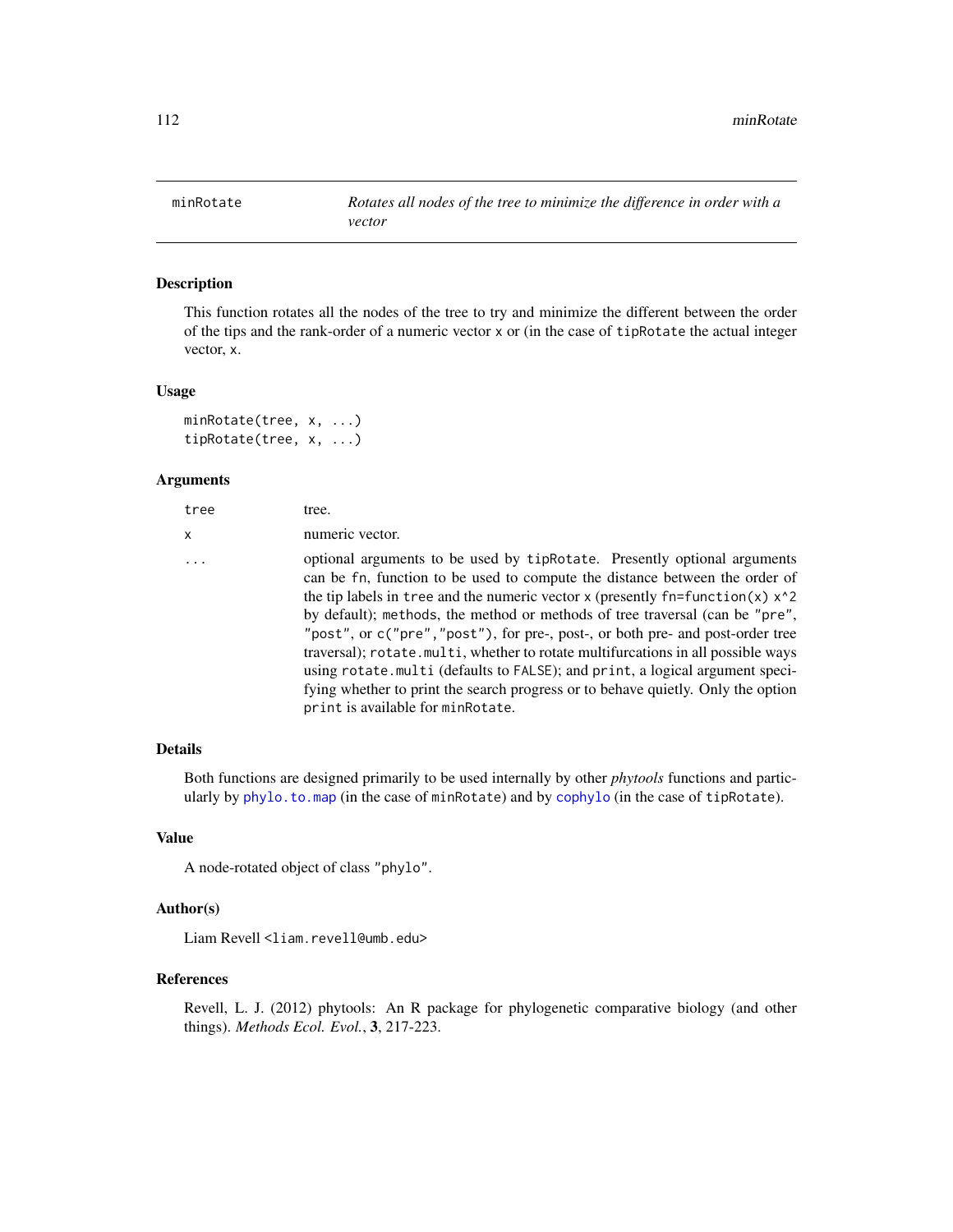# minRotate

*Rotates all nodes of the tree to minimize the difference in order with a vector*

## Description

This function rotates all the nodes of the tree to try and minimize the different between the order of the tips and the rank-order of a numeric vector `x` or (in the case of `tipRotate` the actual integer vector, `x`.

## Usage

```
minRotate(tree, x, ...)
tipRotate(tree, x, ...)
```

## Arguments

| | |
|---|---|
| `tree` | tree. |
| `x` | numeric vector. |
| `...` | optional arguments to be used by `tipRotate`. Presently optional arguments can be `fn`, function to be used to compute the distance between the order of the tip labels in `tree` and the numeric vector `x` (presently `fn=function(x) x^2` by default); `methods`, the method or methods of tree traversal (can be `"pre"`, `"post"`, or `c("pre","post")`, for pre-, post-, or both pre- and post-order tree traversal); `rotate.multi`, whether to rotate multifurcations in all possible ways using `rotate.multi` (defaults to `FALSE`); and `print`, a logical argument specifying whether to print the search progress or to behave quietly. Only the option `print` is available for `minRotate`. |

## Details

Both functions are designed primarily to be used internally by other *phytools* functions and particularly by `phylo.to.map` (in the case of `minRotate`) and by `cophylo` (in the case of `tipRotate`).

## Value

A node-rotated object of class `"phylo"`.

## Author(s)

Liam Revell <liam.revell@umb.edu>

## References

Revell, L. J. (2012) phytools: An R package for phylogenetic comparative biology (and other things). *Methods Ecol. Evol.*, **3**, 217-223.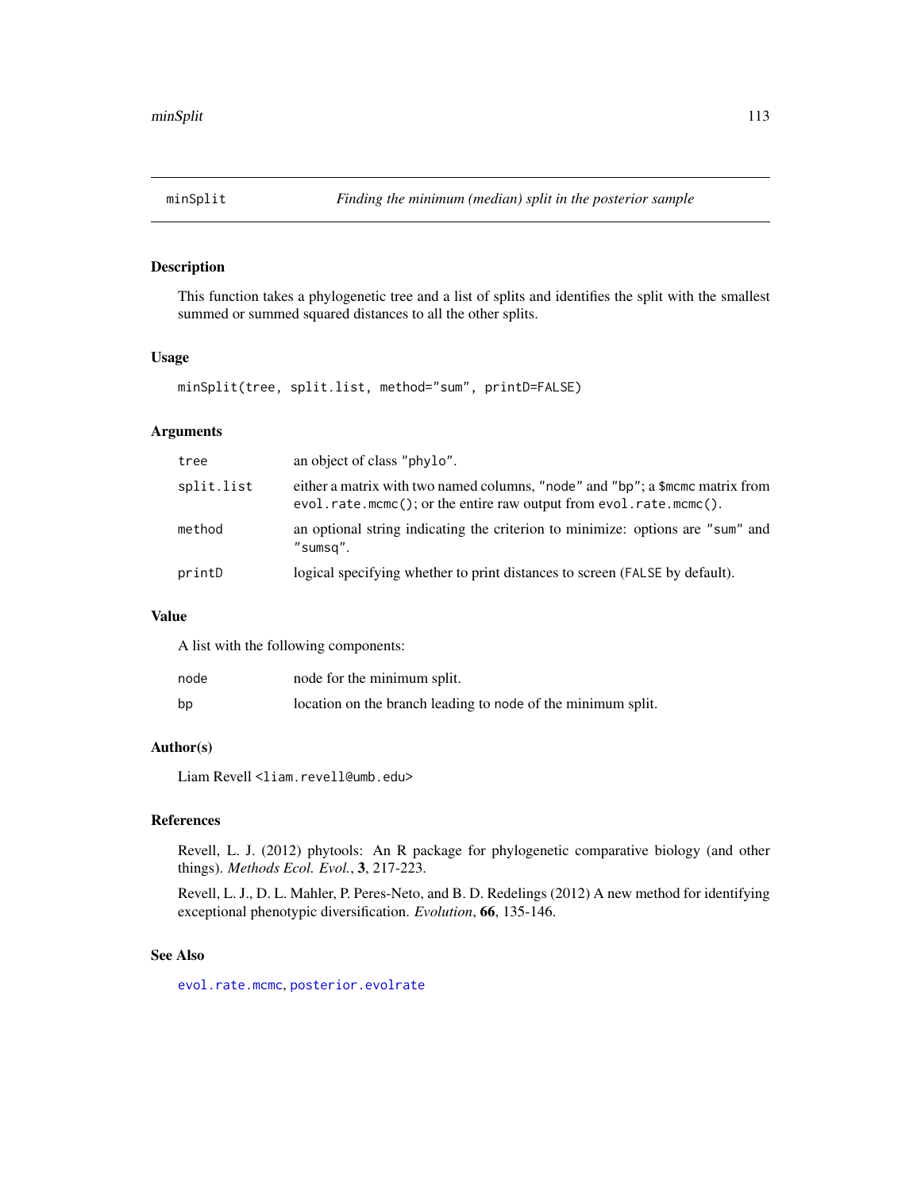# minSplit — *Finding the minimum (median) split in the posterior sample*

## Description

This function takes a phylogenetic tree and a list of splits and identifies the split with the smallest summed or summed squared distances to all the other splits.

## Usage

```
minSplit(tree, split.list, method="sum", printD=FALSE)
```

## Arguments

| | |
|---|---|
| `tree` | an object of class `"phylo"`. |
| `split.list` | either a matrix with two named columns, `"node"` and `"bp"`; a `$mcmc` matrix from `evol.rate.mcmc()`; or the entire raw output from `evol.rate.mcmc()`. |
| `method` | an optional string indicating the criterion to minimize: options are `"sum"` and `"sumsq"`. |
| `printD` | logical specifying whether to print distances to screen (`FALSE` by default). |

## Value

A list with the following components:

| | |
|---|---|
| `node` | node for the minimum split. |
| `bp` | location on the branch leading to `node` of the minimum split. |

## Author(s)

Liam Revell <liam.revell@umb.edu>

## References

Revell, L. J. (2012) phytools: An R package for phylogenetic comparative biology (and other things). *Methods Ecol. Evol.*, **3**, 217-223.

Revell, L. J., D. L. Mahler, P. Peres-Neto, and B. D. Redelings (2012) A new method for identifying exceptional phenotypic diversification. *Evolution*, **66**, 135-146.

## See Also

`evol.rate.mcmc`, `posterior.evolrate`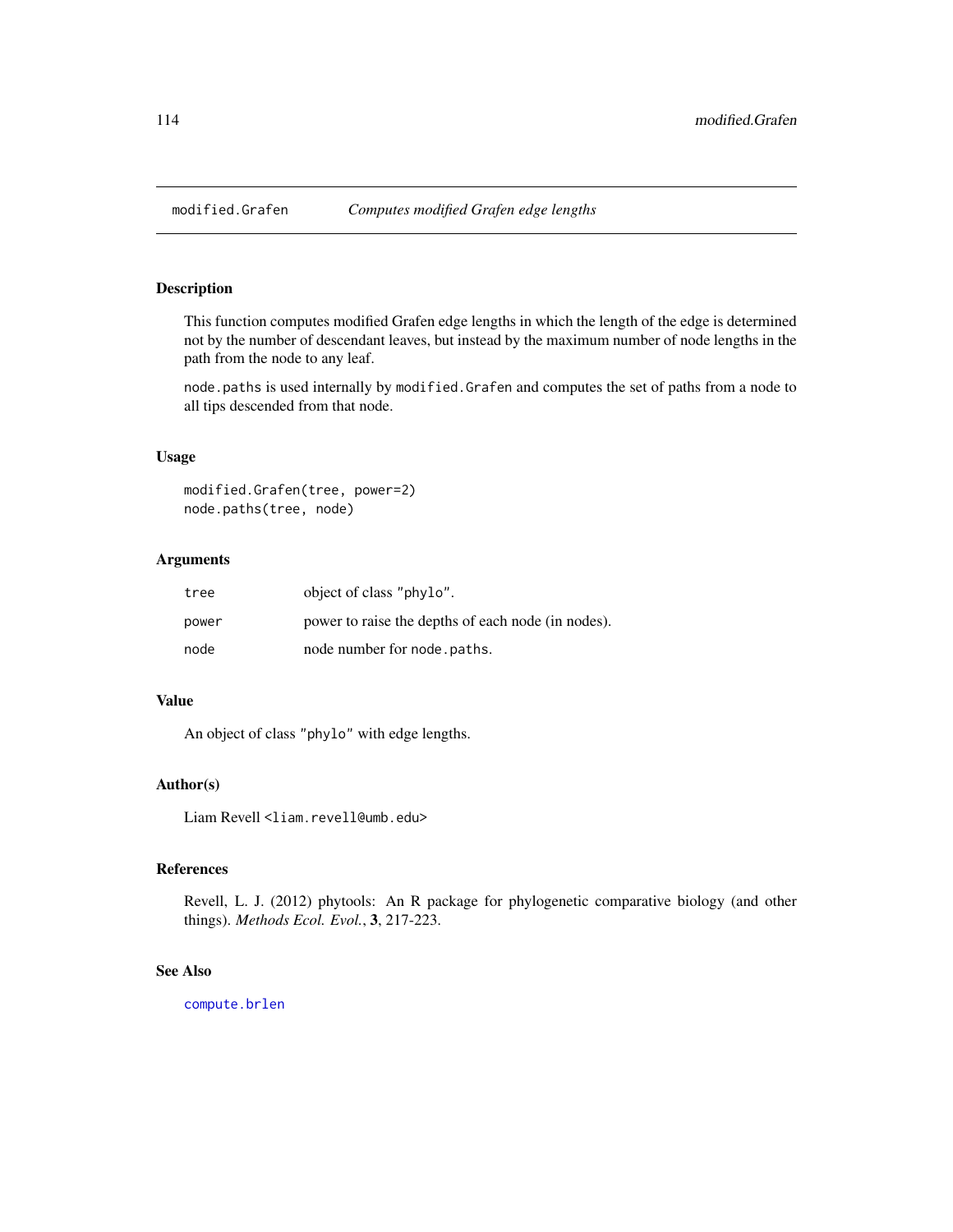# modified.Grafen — *Computes modified Grafen edge lengths*

## Description

This function computes modified Grafen edge lengths in which the length of the edge is determined not by the number of descendant leaves, but instead by the maximum number of node lengths in the path from the node to any leaf.

`node.paths` is used internally by `modified.Grafen` and computes the set of paths from a node to all tips descended from that node.

## Usage

```
modified.Grafen(tree, power=2)
node.paths(tree, node)
```

## Arguments

| | |
|---|---|
| `tree` | object of class `"phylo"`. |
| `power` | power to raise the depths of each node (in nodes). |
| `node` | node number for `node.paths`. |

## Value

An object of class `"phylo"` with edge lengths.

## Author(s)

Liam Revell <liam.revell@umb.edu>

## References

Revell, L. J. (2012) phytools: An R package for phylogenetic comparative biology (and other things). *Methods Ecol. Evol.*, **3**, 217-223.

## See Also

`compute.brlen`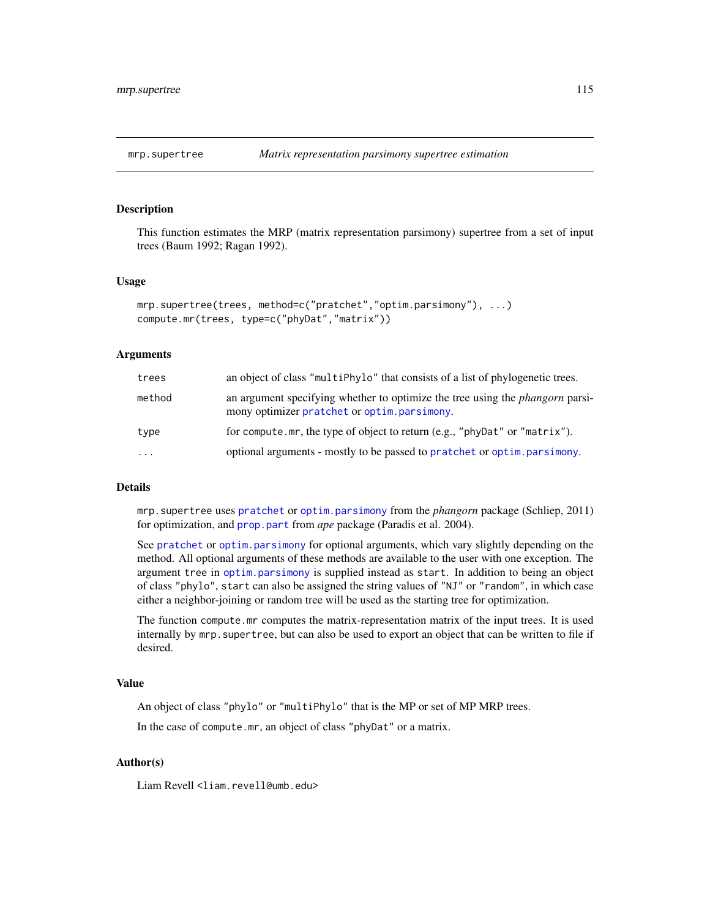## mrp.supertree *Matrix representation parsimony supertree estimation*

### Description

This function estimates the MRP (matrix representation parsimony) supertree from a set of input trees (Baum 1992; Ragan 1992).

### Usage

```
mrp.supertree(trees, method=c("pratchet","optim.parsimony"), ...)
compute.mr(trees, type=c("phyDat","matrix"))
```

### Arguments

| | |
|---|---|
| `trees` | an object of class `"multiPhylo"` that consists of a list of phylogenetic trees. |
| `method` | an argument specifying whether to optimize the tree using the *phangorn* parsimony optimizer `pratchet` or `optim.parsimony`. |
| `type` | for `compute.mr`, the type of object to return (e.g., `"phyDat"` or `"matrix"`). |
| `...` | optional arguments - mostly to be passed to `pratchet` or `optim.parsimony`. |

### Details

`mrp.supertree` uses `pratchet` or `optim.parsimony` from the *phangorn* package (Schliep, 2011) for optimization, and `prop.part` from *ape* package (Paradis et al. 2004).

See `pratchet` or `optim.parsimony` for optional arguments, which vary slightly depending on the method. All optional arguments of these methods are available to the user with one exception. The argument `tree` in `optim.parsimony` is supplied instead as `start`. In addition to being an object of class `"phylo"`, `start` can also be assigned the string values of `"NJ"` or `"random"`, in which case either a neighbor-joining or random tree will be used as the starting tree for optimization.

The function `compute.mr` computes the matrix-representation matrix of the input trees. It is used internally by `mrp.supertree`, but can also be used to export an object that can be written to file if desired.

### Value

An object of class `"phylo"` or `"multiPhylo"` that is the MP or set of MP MRP trees.

In the case of `compute.mr`, an object of class `"phyDat"` or a matrix.

### Author(s)

Liam Revell <liam.revell@umb.edu>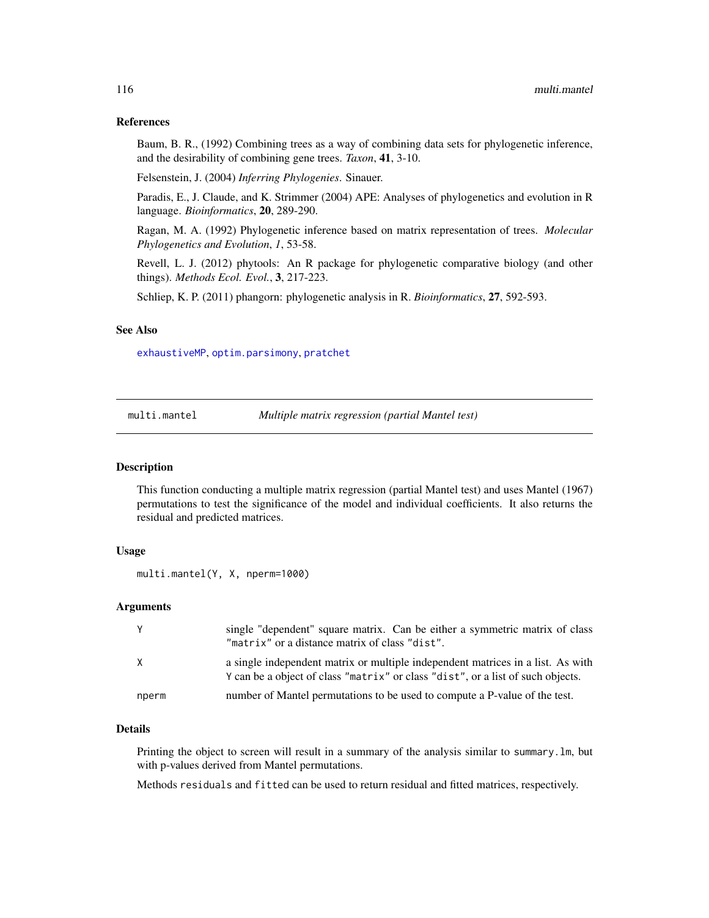### References

Baum, B. R., (1992) Combining trees as a way of combining data sets for phylogenetic inference, and the desirability of combining gene trees. *Taxon*, **41**, 3-10.

Felsenstein, J. (2004) *Inferring Phylogenies*. Sinauer.

Paradis, E., J. Claude, and K. Strimmer (2004) APE: Analyses of phylogenetics and evolution in R language. *Bioinformatics*, **20**, 289-290.

Ragan, M. A. (1992) Phylogenetic inference based on matrix representation of trees. *Molecular Phylogenetics and Evolution*, *1*, 53-58.

Revell, L. J. (2012) phytools: An R package for phylogenetic comparative biology (and other things). *Methods Ecol. Evol.*, **3**, 217-223.

Schliep, K. P. (2011) phangorn: phylogenetic analysis in R. *Bioinformatics*, **27**, 592-593.

### See Also

`exhaustiveMP`, `optim.parsimony`, `pratchet`

---

## multi.mantel — *Multiple matrix regression (partial Mantel test)*

### Description

This function conducting a multiple matrix regression (partial Mantel test) and uses Mantel (1967) permutations to test the significance of the model and individual coefficients. It also returns the residual and predicted matrices.

### Usage

```
multi.mantel(Y, X, nperm=1000)
```

### Arguments

| | |
|---|---|
| `Y` | single "dependent" square matrix. Can be either a symmetric matrix of class `"matrix"` or a distance matrix of class `"dist"`. |
| `X` | a single independent matrix or multiple independent matrices in a list. As with `Y` can be a object of class `"matrix"` or class `"dist"`, or a list of such objects. |
| `nperm` | number of Mantel permutations to be used to compute a P-value of the test. |

### Details

Printing the object to screen will result in a summary of the analysis similar to `summary.lm`, but with p-values derived from Mantel permutations.

Methods `residuals` and `fitted` can be used to return residual and fitted matrices, respectively.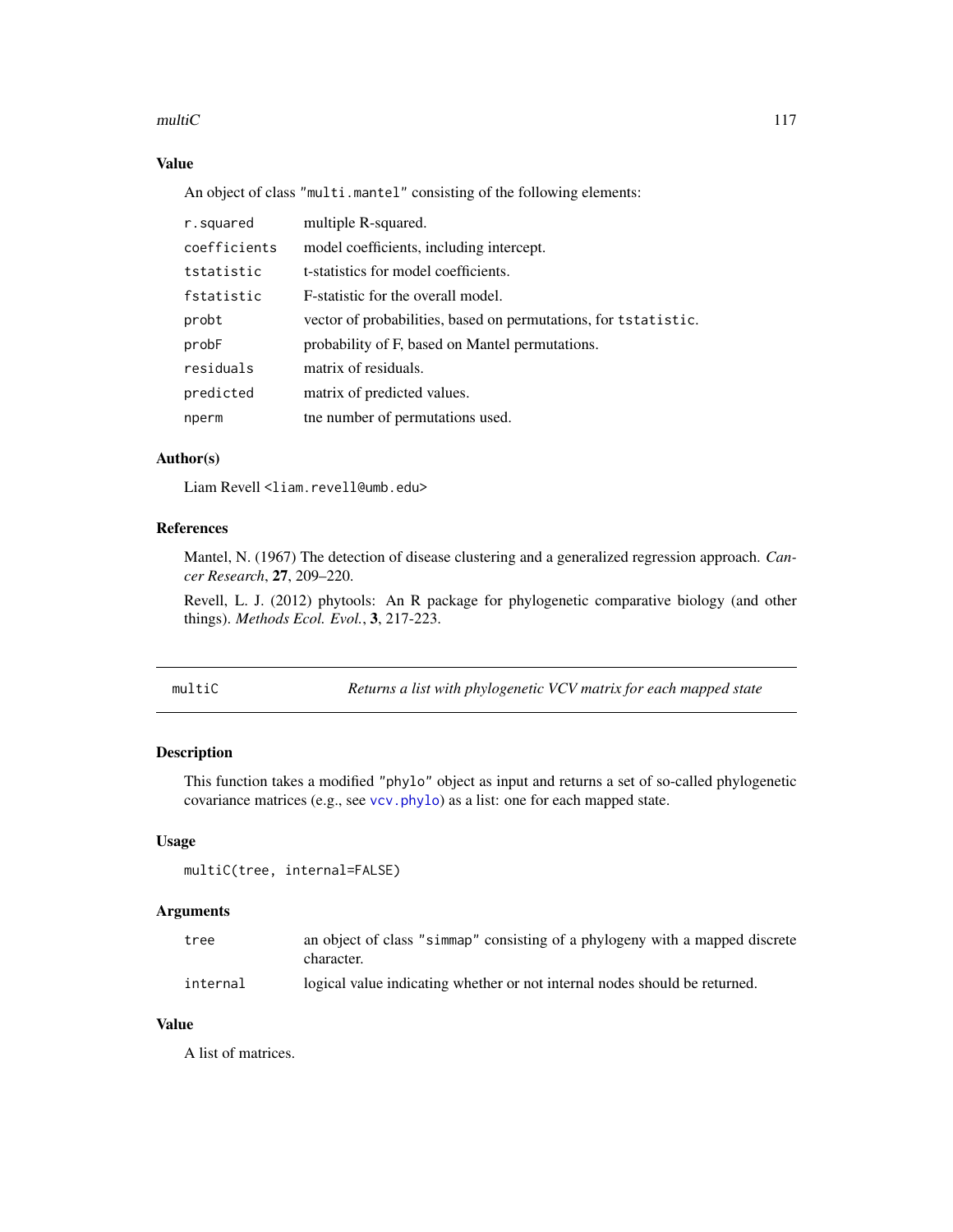### Value

An object of class "multi.mantel" consisting of the following elements:

| | |
|---|---|
| `r.squared` | multiple R-squared. |
| `coefficients` | model coefficients, including intercept. |
| `tstatistic` | t-statistics for model coefficients. |
| `fstatistic` | F-statistic for the overall model. |
| `probt` | vector of probabilities, based on permutations, for `tstatistic`. |
| `probF` | probability of F, based on Mantel permutations. |
| `residuals` | matrix of residuals. |
| `predicted` | matrix of predicted values. |
| `nperm` | tne number of permutations used. |

### Author(s)

Liam Revell <liam.revell@umb.edu>

### References

Mantel, N. (1967) The detection of disease clustering and a generalized regression approach. *Cancer Research*, **27**, 209–220.

Revell, L. J. (2012) phytools: An R package for phylogenetic comparative biology (and other things). *Methods Ecol. Evol.*, **3**, 217-223.

---

## multiC — *Returns a list with phylogenetic VCV matrix for each mapped state*

### Description

This function takes a modified "phylo" object as input and returns a set of so-called phylogenetic covariance matrices (e.g., see `vcv.phylo`) as a list: one for each mapped state.

### Usage

```
multiC(tree, internal=FALSE)
```

### Arguments

| | |
|---|---|
| `tree` | an object of class "simmap" consisting of a phylogeny with a mapped discrete character. |
| `internal` | logical value indicating whether or not internal nodes should be returned. |

### Value

A list of matrices.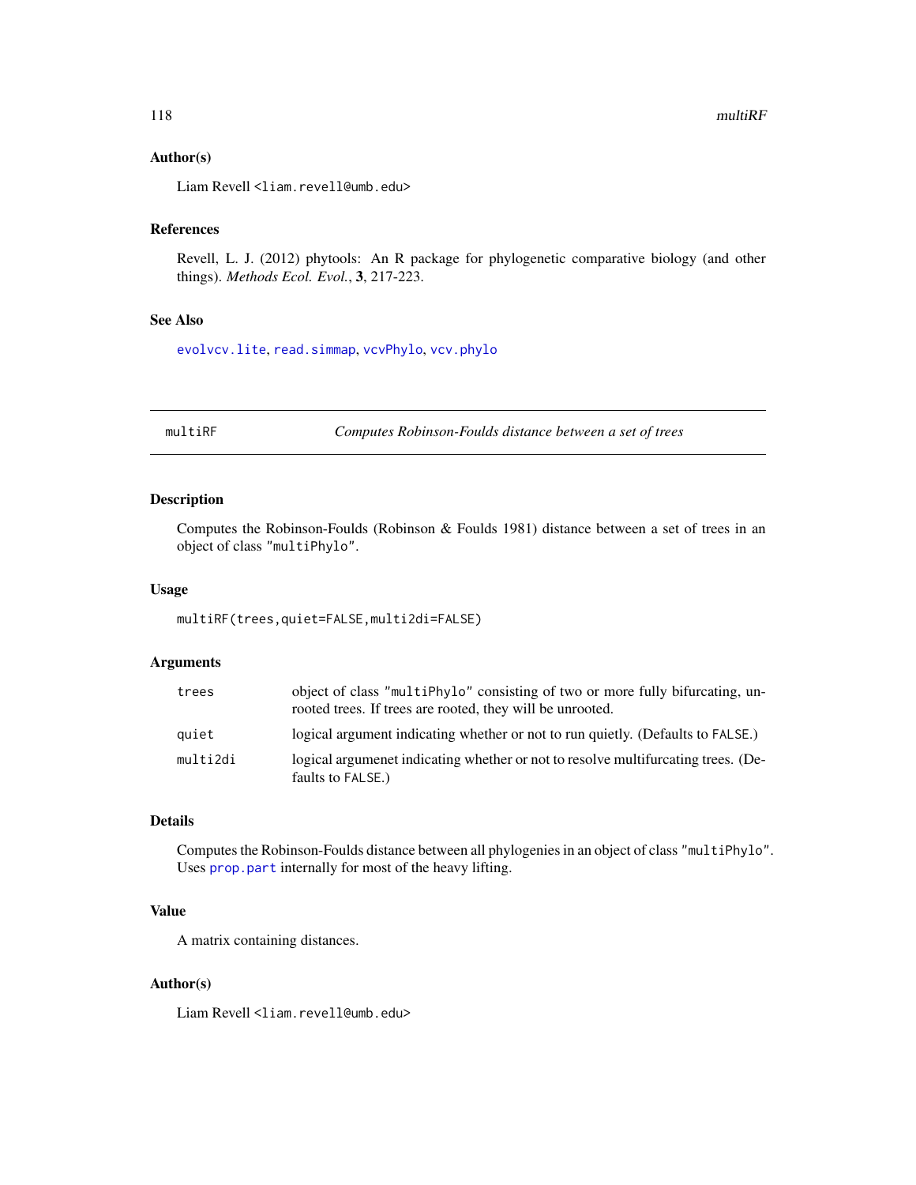## Author(s)

Liam Revell <liam.revell@umb.edu>

## References

Revell, L. J. (2012) phytools: An R package for phylogenetic comparative biology (and other things). *Methods Ecol. Evol.*, **3**, 217-223.

## See Also

evolvcv.lite, read.simmap, vcvPhylo, vcv.phylo

---

# multiRF — *Computes Robinson-Foulds distance between a set of trees*

---

## Description

Computes the Robinson-Foulds (Robinson & Foulds 1981) distance between a set of trees in an object of class "multiPhylo".

## Usage

```
multiRF(trees,quiet=FALSE,multi2di=FALSE)
```

## Arguments

| | |
|---|---|
| trees | object of class "multiPhylo" consisting of two or more fully bifurcating, unrooted trees. If trees are rooted, they will be unrooted. |
| quiet | logical argument indicating whether or not to run quietly. (Defaults to FALSE.) |
| multi2di | logical argumenet indicating whether or not to resolve multifurcating trees. (Defaults to FALSE.) |

## Details

Computes the Robinson-Foulds distance between all phylogenies in an object of class "multiPhylo". Uses prop.part internally for most of the heavy lifting.

## Value

A matrix containing distances.

## Author(s)

Liam Revell <liam.revell@umb.edu>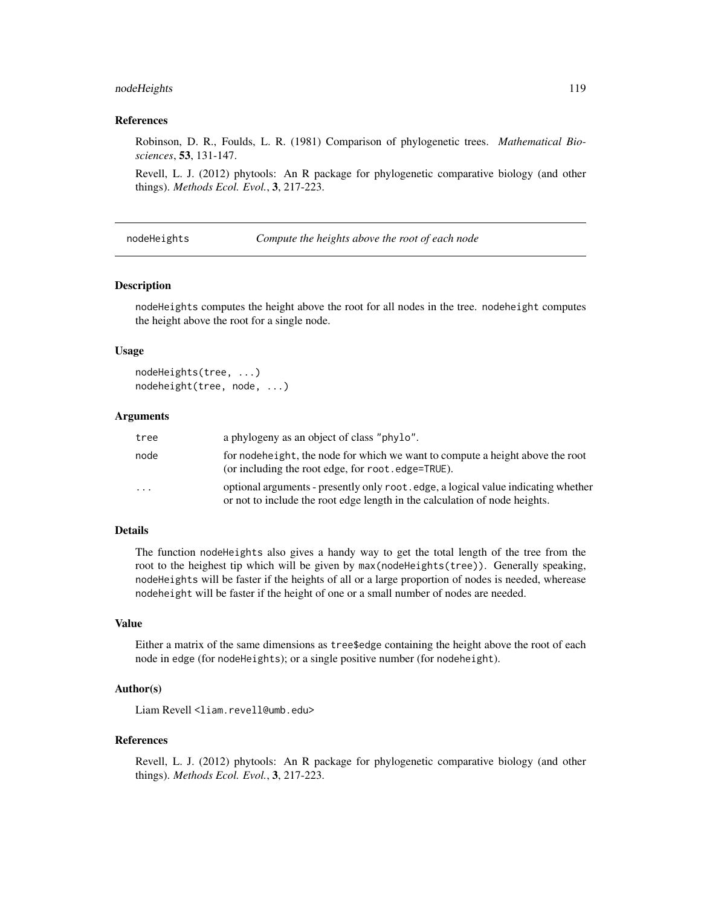### References

Robinson, D. R., Foulds, L. R. (1981) Comparison of phylogenetic trees. *Mathematical Biosciences*, **53**, 131-147.

Revell, L. J. (2012) phytools: An R package for phylogenetic comparative biology (and other things). *Methods Ecol. Evol.*, **3**, 217-223.

---

## nodeHeights — *Compute the heights above the root of each node*

---

### Description

nodeHeights computes the height above the root for all nodes in the tree. nodeheight computes the height above the root for a single node.

### Usage

```
nodeHeights(tree, ...)
nodeheight(tree, node, ...)
```

### Arguments

| | |
|---|---|
| tree | a phylogeny as an object of class "phylo". |
| node | for nodeheight, the node for which we want to compute a height above the root (or including the root edge, for root.edge=TRUE). |
| ... | optional arguments - presently only root.edge, a logical value indicating whether or not to include the root edge length in the calculation of node heights. |

### Details

The function nodeHeights also gives a handy way to get the total length of the tree from the root to the heighest tip which will be given by max(nodeHeights(tree)). Generally speaking, nodeHeights will be faster if the heights of all or a large proportion of nodes is needed, wherease nodeheight will be faster if the height of one or a small number of nodes are needed.

### Value

Either a matrix of the same dimensions as tree$edge containing the height above the root of each node in edge (for nodeHeights); or a single positive number (for nodeheight).

### Author(s)

Liam Revell <liam.revell@umb.edu>

### References

Revell, L. J. (2012) phytools: An R package for phylogenetic comparative biology (and other things). *Methods Ecol. Evol.*, **3**, 217-223.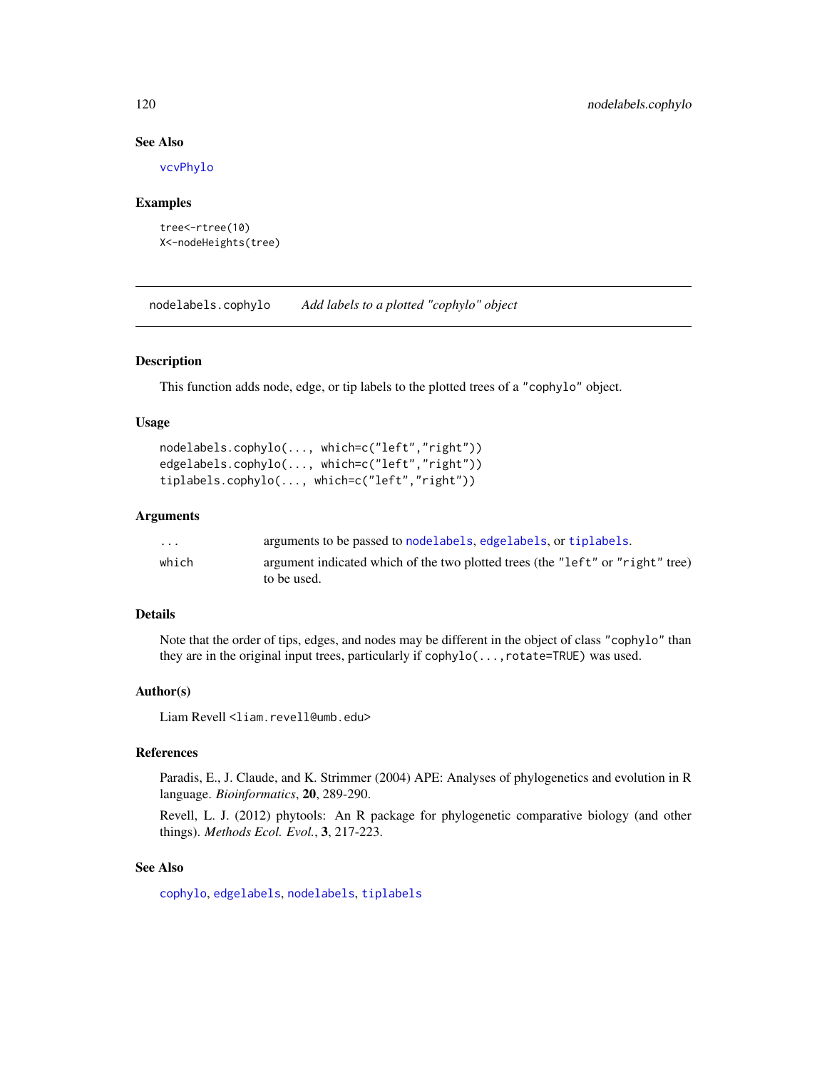### See Also

vcvPhylo

### Examples

```
tree<-rtree(10)
X<-nodeHeights(tree)
```

---

## nodelabels.cophylo *Add labels to a plotted "cophylo" object*

---

### Description

This function adds node, edge, or tip labels to the plotted trees of a "cophylo" object.

### Usage

```
nodelabels.cophylo(..., which=c("left","right"))
edgelabels.cophylo(..., which=c("left","right"))
tiplabels.cophylo(..., which=c("left","right"))
```

### Arguments

| | |
|---|---|
| ... | arguments to be passed to nodelabels, edgelabels, or tiplabels. |
| which | argument indicated which of the two plotted trees (the "left" or "right" tree) to be used. |

### Details

Note that the order of tips, edges, and nodes may be different in the object of class "cophylo" than they are in the original input trees, particularly if cophylo(...,rotate=TRUE) was used.

### Author(s)

Liam Revell <liam.revell@umb.edu>

### References

Paradis, E., J. Claude, and K. Strimmer (2004) APE: Analyses of phylogenetics and evolution in R language. *Bioinformatics*, **20**, 289-290.

Revell, L. J. (2012) phytools: An R package for phylogenetic comparative biology (and other things). *Methods Ecol. Evol.*, **3**, 217-223.

### See Also

cophylo, edgelabels, nodelabels, tiplabels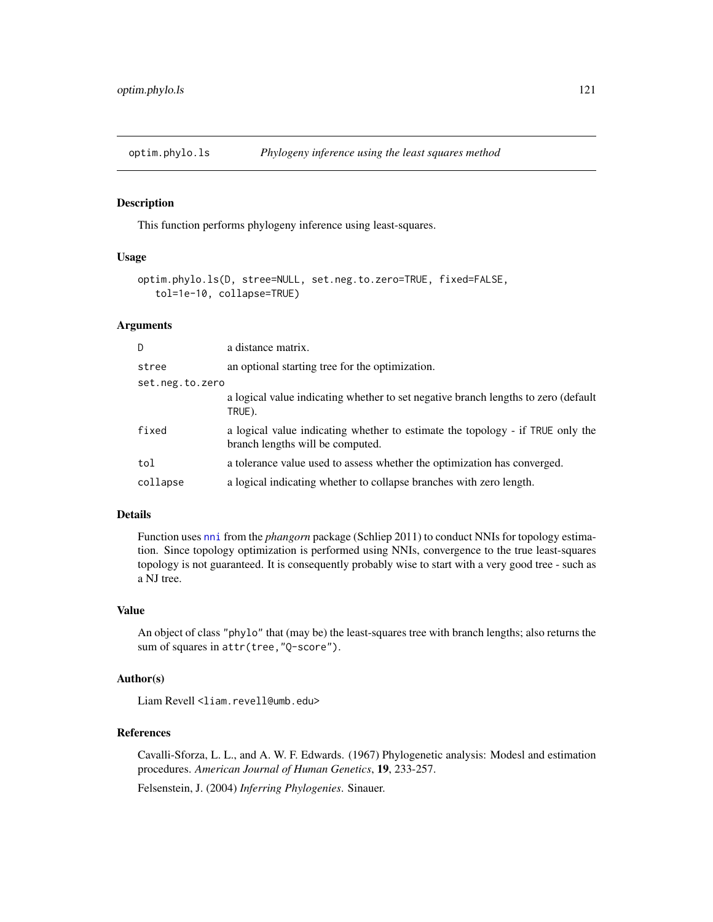## optim.phylo.ls — *Phylogeny inference using the least squares method*

### Description

This function performs phylogeny inference using least-squares.

### Usage

```
optim.phylo.ls(D, stree=NULL, set.neg.to.zero=TRUE, fixed=FALSE,
   tol=1e-10, collapse=TRUE)
```

### Arguments

| Argument | Description |
| --- | --- |
| `D` | a distance matrix. |
| `stree` | an optional starting tree for the optimization. |
| `set.neg.to.zero` | a logical value indicating whether to set negative branch lengths to zero (default `TRUE`). |
| `fixed` | a logical value indicating whether to estimate the topology - if `TRUE` only the branch lengths will be computed. |
| `tol` | a tolerance value used to assess whether the optimization has converged. |
| `collapse` | a logical indicating whether to collapse branches with zero length. |

### Details

Function uses `nni` from the *phangorn* package (Schliep 2011) to conduct NNIs for topology estimation. Since topology optimization is performed using NNIs, convergence to the true least-squares topology is not guaranteed. It is consequently probably wise to start with a very good tree - such as a NJ tree.

### Value

An object of class `"phylo"` that (may be) the least-squares tree with branch lengths; also returns the sum of squares in `attr(tree,"Q-score")`.

### Author(s)

Liam Revell <liam.revell@umb.edu>

### References

Cavalli-Sforza, L. L., and A. W. F. Edwards. (1967) Phylogenetic analysis: Modesl and estimation procedures. *American Journal of Human Genetics*, **19**, 233-257.

Felsenstein, J. (2004) *Inferring Phylogenies*. Sinauer.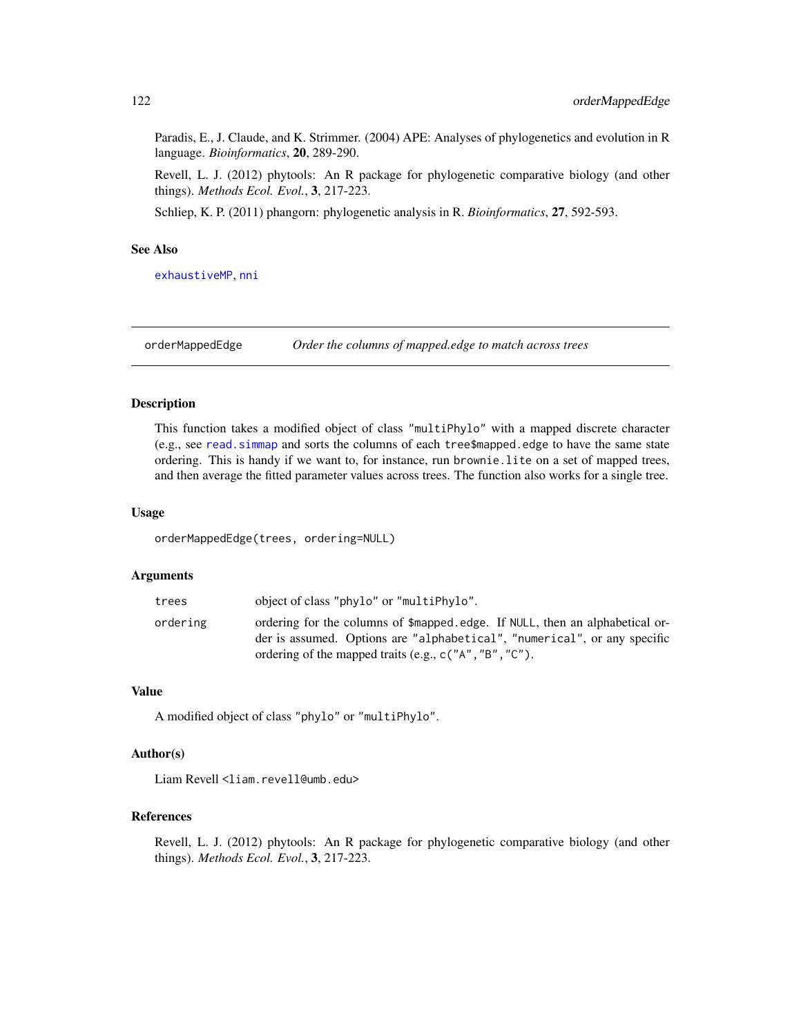Paradis, E., J. Claude, and K. Strimmer. (2004) APE: Analyses of phylogenetics and evolution in R language. *Bioinformatics*, **20**, 289-290.

Revell, L. J. (2012) phytools: An R package for phylogenetic comparative biology (and other things). *Methods Ecol. Evol.*, **3**, 217-223.

Schliep, K. P. (2011) phangorn: phylogenetic analysis in R. *Bioinformatics*, **27**, 592-593.

### See Also

`exhaustiveMP`, `nni`

---

## orderMappedEdge *Order the columns of mapped.edge to match across trees*

---

### Description

This function takes a modified object of class "multiPhylo" with a mapped discrete character (e.g., see `read.simmap` and sorts the columns of each `tree$mapped.edge` to have the same state ordering. This is handy if we want to, for instance, run `brownie.lite` on a set of mapped trees, and then average the fitted parameter values across trees. The function also works for a single tree.

### Usage

```
orderMappedEdge(trees, ordering=NULL)
```

### Arguments

| | |
|---|---|
| `trees` | object of class "phylo" or "multiPhylo". |
| `ordering` | ordering for the columns of `$mapped.edge`. If `NULL`, then an alphabetical order is assumed. Options are "alphabetical", "numerical", or any specific ordering of the mapped traits (e.g., `c("A","B","C")`. |

### Value

A modified object of class "phylo" or "multiPhylo".

### Author(s)

Liam Revell <liam.revell@umb.edu>

### References

Revell, L. J. (2012) phytools: An R package for phylogenetic comparative biology (and other things). *Methods Ecol. Evol.*, **3**, 217-223.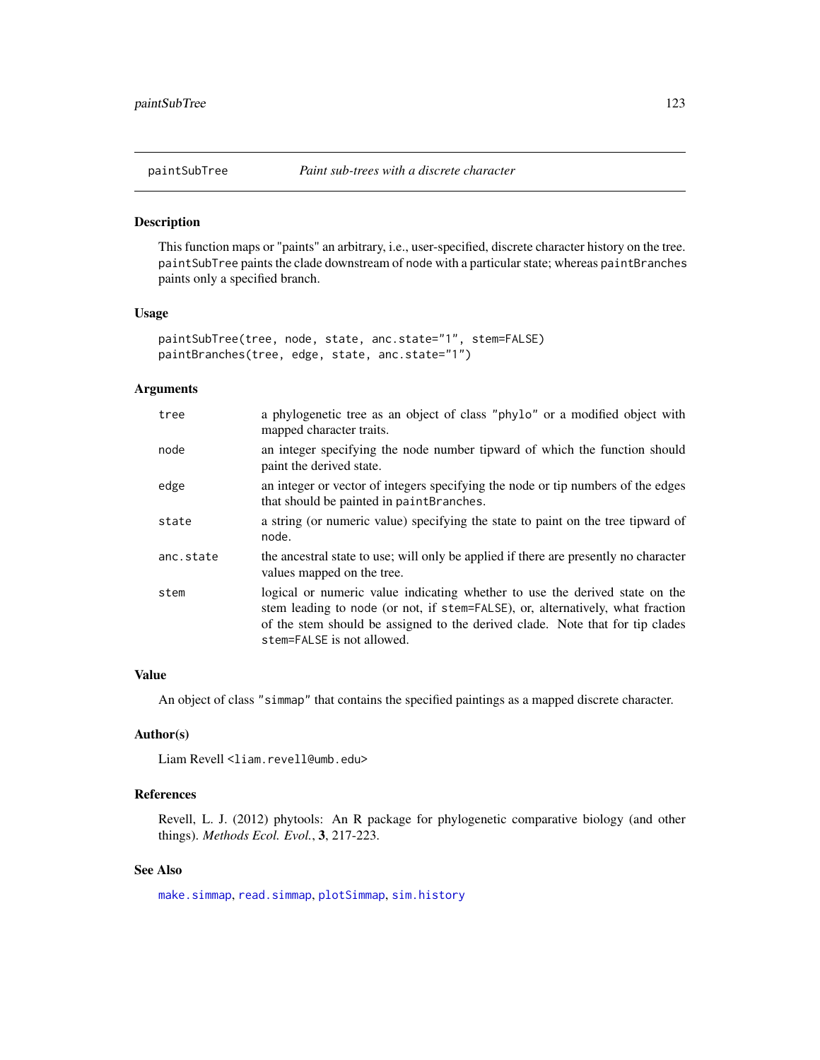# paintSubTree — *Paint sub-trees with a discrete character*

## Description

This function maps or "paints" an arbitrary, i.e., user-specified, discrete character history on the tree. `paintSubTree` paints the clade downstream of node with a particular state; whereas `paintBranches` paints only a specified branch.

## Usage

```
paintSubTree(tree, node, state, anc.state="1", stem=FALSE)
paintBranches(tree, edge, state, anc.state="1")
```

## Arguments

| | |
|---|---|
| `tree` | a phylogenetic tree as an object of class `"phylo"` or a modified object with mapped character traits. |
| `node` | an integer specifying the node number tipward of which the function should paint the derived state. |
| `edge` | an integer or vector of integers specifying the node or tip numbers of the edges that should be painted in `paintBranches`. |
| `state` | a string (or numeric value) specifying the state to paint on the tree tipward of `node`. |
| `anc.state` | the ancestral state to use; will only be applied if there are presently no character values mapped on the tree. |
| `stem` | logical or numeric value indicating whether to use the derived state on the stem leading to `node` (or not, if `stem=FALSE`), or, alternatively, what fraction of the stem should be assigned to the derived clade. Note that for tip clades `stem=FALSE` is not allowed. |

## Value

An object of class `"simmap"` that contains the specified paintings as a mapped discrete character.

## Author(s)

Liam Revell <liam.revell@umb.edu>

## References

Revell, L. J. (2012) phytools: An R package for phylogenetic comparative biology (and other things). *Methods Ecol. Evol.*, **3**, 217-223.

## See Also

`make.simmap`, `read.simmap`, `plotSimmap`, `sim.history`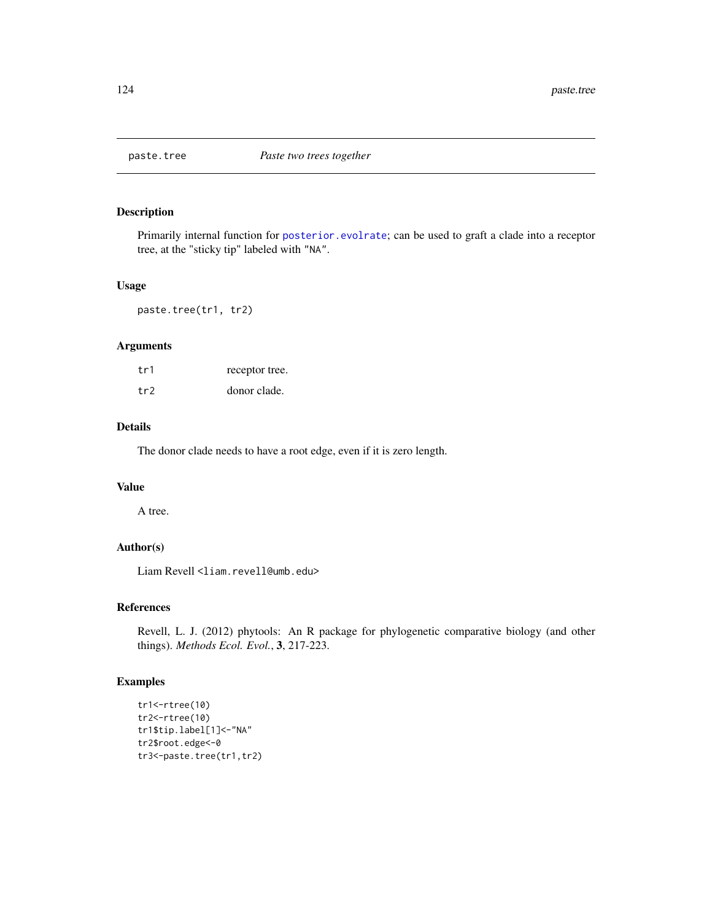# paste.tree — *Paste two trees together*

## Description

Primarily internal function for `posterior.evolrate`; can be used to graft a clade into a receptor tree, at the "sticky tip" labeled with `"NA"`.

## Usage

```
paste.tree(tr1, tr2)
```

## Arguments

| | |
|---|---|
| `tr1` | receptor tree. |
| `tr2` | donor clade. |

## Details

The donor clade needs to have a root edge, even if it is zero length.

## Value

A tree.

## Author(s)

Liam Revell <`liam.revell@umb.edu`>

## References

Revell, L. J. (2012) phytools: An R package for phylogenetic comparative biology (and other things). *Methods Ecol. Evol.*, **3**, 217-223.

## Examples

```
tr1<-rtree(10)
tr2<-rtree(10)
tr1$tip.label[1]<-"NA"
tr2$root.edge<-0
tr3<-paste.tree(tr1,tr2)
```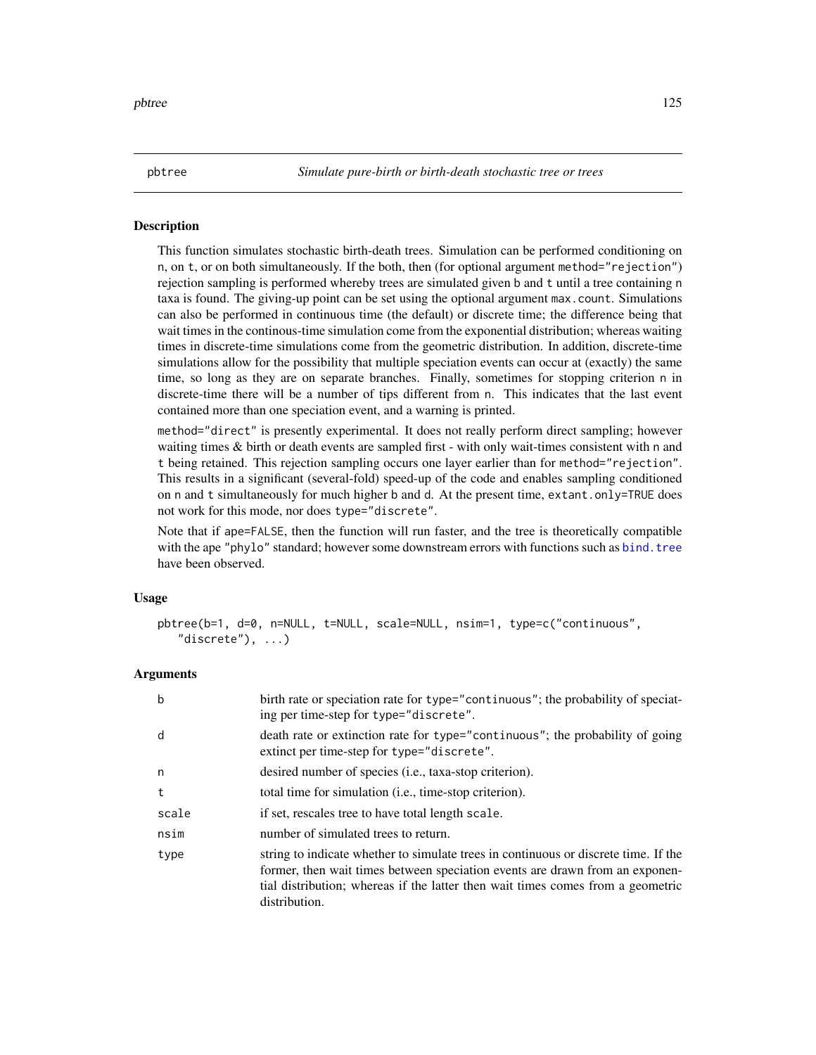## pbtree — *Simulate pure-birth or birth-death stochastic tree or trees*

### Description

This function simulates stochastic birth-death trees. Simulation can be performed conditioning on `n`, on `t`, or on both simultaneously. If the both, then (for optional argument `method="rejection"`) rejection sampling is performed whereby trees are simulated given `b` and `t` until a tree containing `n` taxa is found. The giving-up point can be set using the optional argument `max.count`. Simulations can also be performed in continuous time (the default) or discrete time; the difference being that wait times in the continous-time simulation come from the exponential distribution; whereas waiting times in discrete-time simulations come from the geometric distribution. In addition, discrete-time simulations allow for the possibility that multiple speciation events can occur at (exactly) the same time, so long as they are on separate branches. Finally, sometimes for stopping criterion `n` in discrete-time there will be a number of tips different from `n`. This indicates that the last event contained more than one speciation event, and a warning is printed.

`method="direct"` is presently experimental. It does not really perform direct sampling; however waiting times & birth or death events are sampled first - with only wait-times consistent with `n` and `t` being retained. This rejection sampling occurs one layer earlier than for `method="rejection"`. This results in a significant (several-fold) speed-up of the code and enables sampling conditioned on `n` and `t` simultaneously for much higher `b` and `d`. At the present time, `extant.only=TRUE` does not work for this mode, nor does `type="discrete"`.

Note that if `ape=FALSE`, then the function will run faster, and the tree is theoretically compatible with the ape `"phylo"` standard; however some downstream errors with functions such as `bind.tree` have been observed.

### Usage

```
pbtree(b=1, d=0, n=NULL, t=NULL, scale=NULL, nsim=1, type=c("continuous",
   "discrete"), ...)
```

### Arguments

| | |
|---|---|
| `b` | birth rate or speciation rate for `type="continuous"`; the probability of speciating per time-step for `type="discrete"`. |
| `d` | death rate or extinction rate for `type="continuous"`; the probability of going extinct per time-step for `type="discrete"`. |
| `n` | desired number of species (i.e., taxa-stop criterion). |
| `t` | total time for simulation (i.e., time-stop criterion). |
| `scale` | if set, rescales tree to have total length `scale`. |
| `nsim` | number of simulated trees to return. |
| `type` | string to indicate whether to simulate trees in continuous or discrete time. If the former, then wait times between speciation events are drawn from an exponential distribution; whereas if the latter then wait times comes from a geometric distribution. |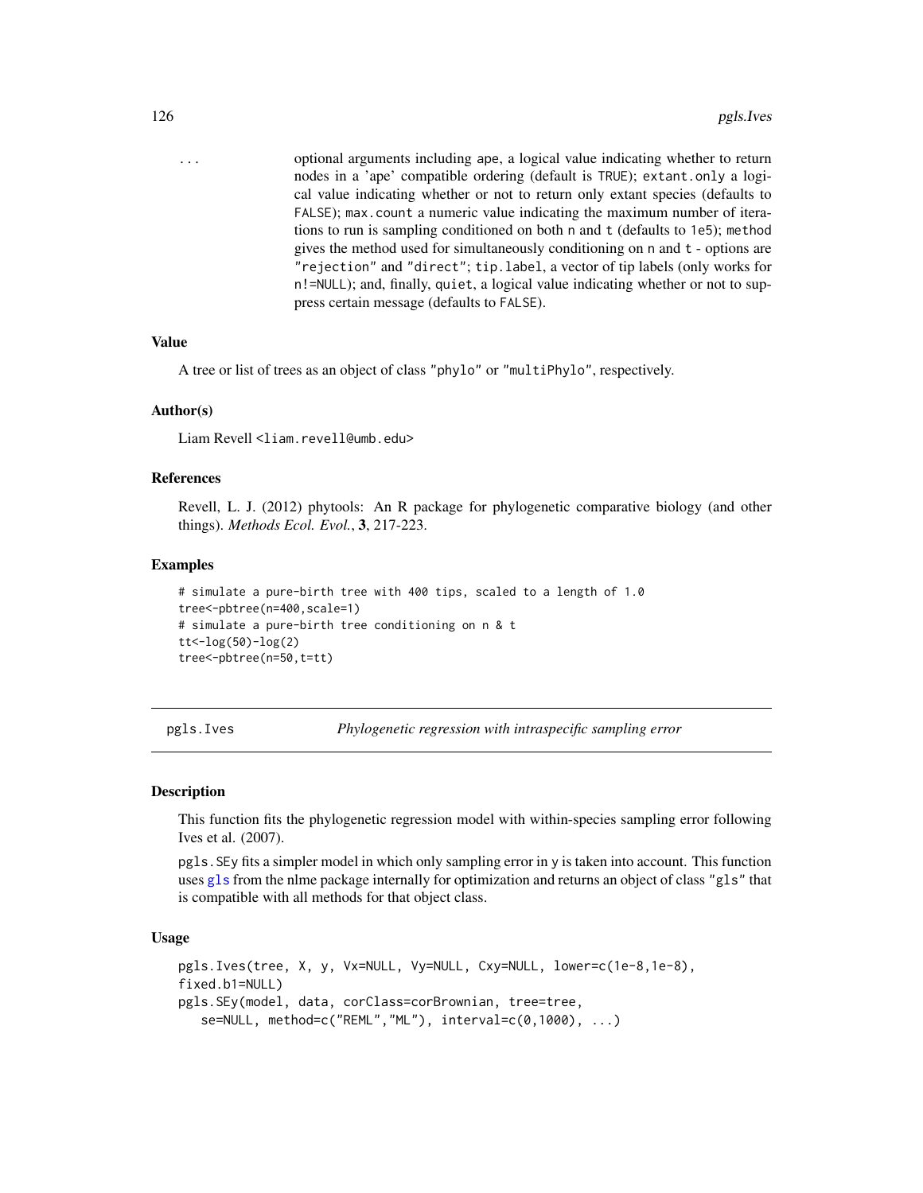... optional arguments including ape, a logical value indicating whether to return nodes in a 'ape' compatible ordering (default is TRUE); extant.only a logical value indicating whether or not to return only extant species (defaults to FALSE); max.count a numeric value indicating the maximum number of iterations to run is sampling conditioned on both n and t (defaults to 1e5); method gives the method used for simultaneously conditioning on n and t - options are "rejection" and "direct"; tip.label, a vector of tip labels (only works for n!=NULL); and, finally, quiet, a logical value indicating whether or not to suppress certain message (defaults to FALSE).

### Value

A tree or list of trees as an object of class "phylo" or "multiPhylo", respectively.

### Author(s)

Liam Revell <liam.revell@umb.edu>

### References

Revell, L. J. (2012) phytools: An R package for phylogenetic comparative biology (and other things). *Methods Ecol. Evol.*, **3**, 217-223.

### Examples

```
# simulate a pure-birth tree with 400 tips, scaled to a length of 1.0
tree<-pbtree(n=400,scale=1)
# simulate a pure-birth tree conditioning on n & t
tt<-log(50)-log(2)
tree<-pbtree(n=50,t=tt)
```

---

## pgls.Ives — *Phylogenetic regression with intraspecific sampling error*

### Description

This function fits the phylogenetic regression model with within-species sampling error following Ives et al. (2007).

pgls.SEy fits a simpler model in which only sampling error in y is taken into account. This function uses gls from the nlme package internally for optimization and returns an object of class "gls" that is compatible with all methods for that object class.

### Usage

```
pgls.Ives(tree, X, y, Vx=NULL, Vy=NULL, Cxy=NULL, lower=c(1e-8,1e-8),
fixed.b1=NULL)
pgls.SEy(model, data, corClass=corBrownian, tree=tree,
   se=NULL, method=c("REML","ML"), interval=c(0,1000), ...)
```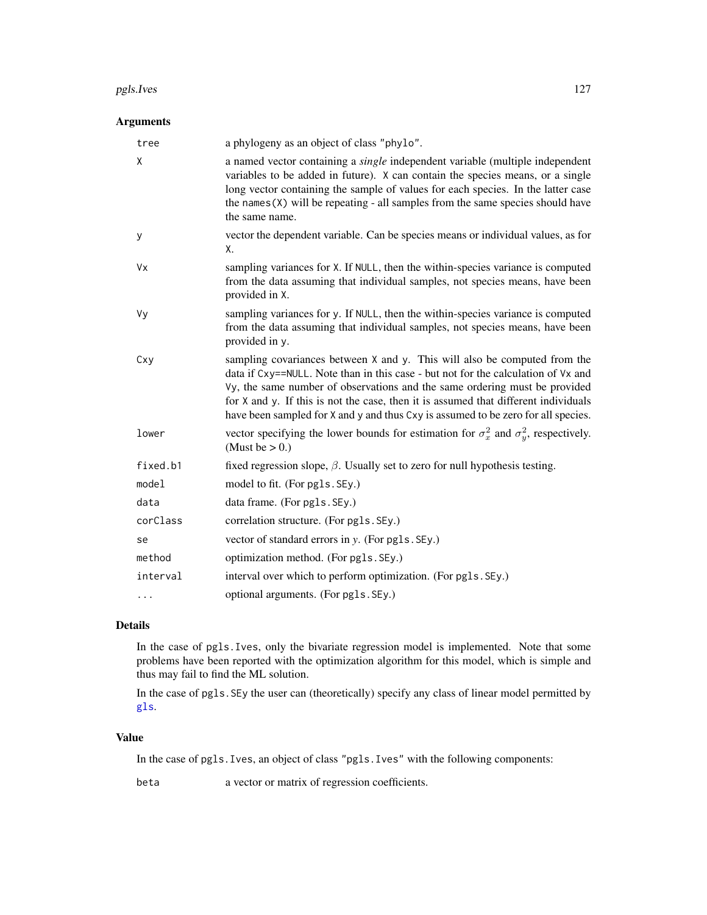## Arguments

| | |
|---|---|
| `tree` | a phylogeny as an object of class `"phylo"`. |
| `X` | a named vector containing a *single* independent variable (multiple independent variables to be added in future). `X` can contain the species means, or a single long vector containing the sample of values for each species. In the latter case the `names(X)` will be repeating - all samples from the same species should have the same name. |
| `y` | vector the dependent variable. Can be species means or individual values, as for `X`. |
| `Vx` | sampling variances for `X`. If `NULL`, then the within-species variance is computed from the data assuming that individual samples, not species means, have been provided in `X`. |
| `Vy` | sampling variances for `y`. If `NULL`, then the within-species variance is computed from the data assuming that individual samples, not species means, have been provided in `y`. |
| `Cxy` | sampling covariances between `X` and `y`. This will also be computed from the data if `Cxy==NULL`. Note than in this case - but not for the calculation of `Vx` and `Vy`, the same number of observations and the same ordering must be provided for `X` and `y`. If this is not the case, then it is assumed that different individuals have been sampled for `X` and `y` and thus `Cxy` is assumed to be zero for all species. |
| `lower` | vector specifying the lower bounds for estimation for $\sigma_x^2$ and $\sigma_y^2$, respectively. (Must be > 0.) |
| `fixed.b1` | fixed regression slope, $\beta$. Usually set to zero for null hypothesis testing. |
| `model` | model to fit. (For `pgls.SEy`.) |
| `data` | data frame. (For `pgls.SEy`.) |
| `corClass` | correlation structure. (For `pgls.SEy`.) |
| `se` | vector of standard errors in $y$. (For `pgls.SEy`.) |
| `method` | optimization method. (For `pgls.SEy`.) |
| `interval` | interval over which to perform optimization. (For `pgls.SEy`.) |
| `...` | optional arguments. (For `pgls.SEy`.) |

## Details

In the case of `pgls.Ives`, only the bivariate regression model is implemented. Note that some problems have been reported with the optimization algorithm for this model, which is simple and thus may fail to find the ML solution.

In the case of `pgls.SEy` the user can (theoretically) specify any class of linear model permitted by `gls`.

## Value

In the case of `pgls.Ives`, an object of class `"pgls.Ives"` with the following components:

| | |
|---|---|
| `beta` | a vector or matrix of regression coefficients. |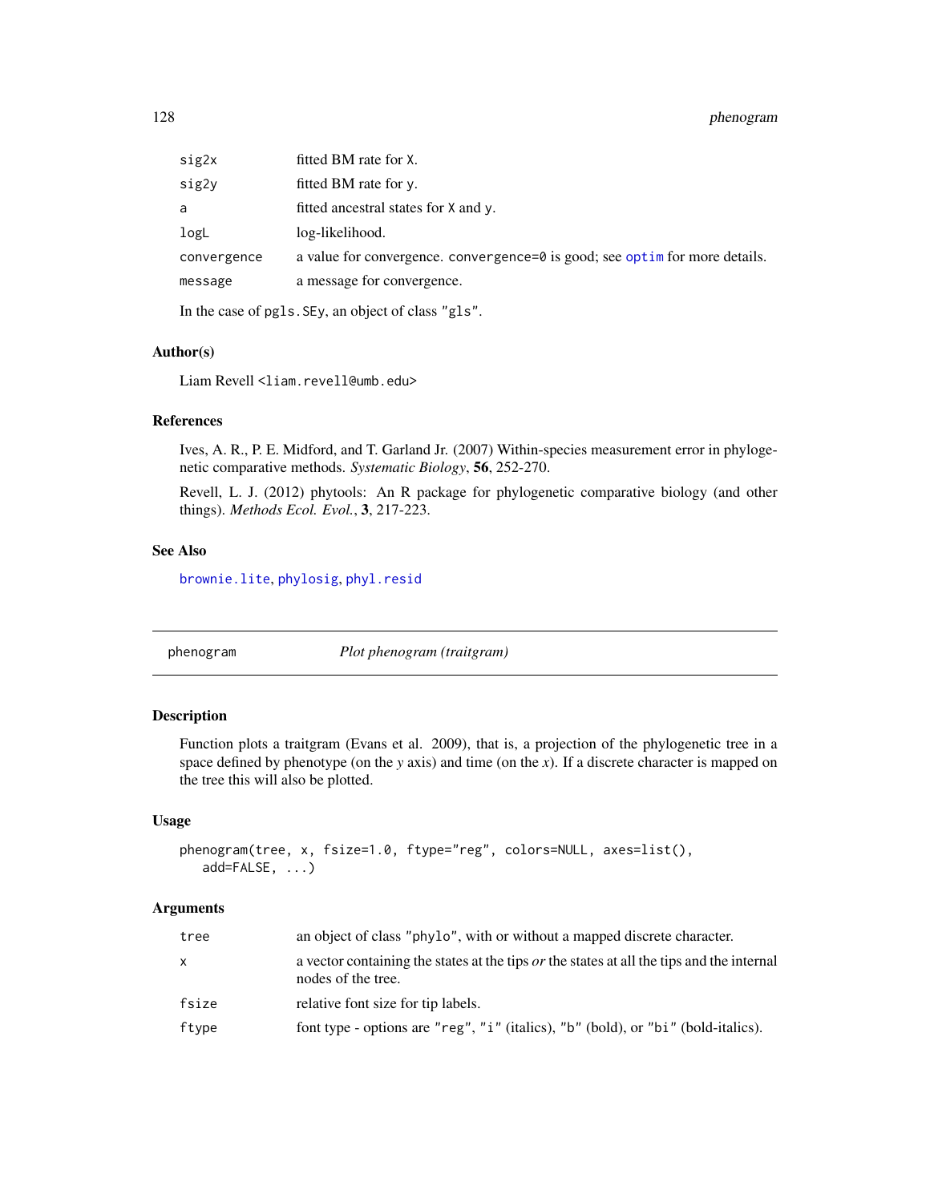| | |
|---|---|
| sig2x | fitted BM rate for X. |
| sig2y | fitted BM rate for y. |
| a | fitted ancestral states for X and y. |
| logL | log-likelihood. |
| convergence | a value for convergence. convergence=0 is good; see optim for more details. |
| message | a message for convergence. |

In the case of pgls.SEy, an object of class "gls".

### Author(s)

Liam Revell <liam.revell@umb.edu>

### References

Ives, A. R., P. E. Midford, and T. Garland Jr. (2007) Within-species measurement error in phylogenetic comparative methods. *Systematic Biology*, **56**, 252-270.

Revell, L. J. (2012) phytools: An R package for phylogenetic comparative biology (and other things). *Methods Ecol. Evol.*, **3**, 217-223.

### See Also

brownie.lite, phylosig, phyl.resid

---

## phenogram — *Plot phenogram (traitgram)*

---

### Description

Function plots a traitgram (Evans et al. 2009), that is, a projection of the phylogenetic tree in a space defined by phenotype (on the *y* axis) and time (on the *x*). If a discrete character is mapped on the tree this will also be plotted.

### Usage

```
phenogram(tree, x, fsize=1.0, ftype="reg", colors=NULL, axes=list(),
   add=FALSE, ...)
```

### Arguments

| | |
|---|---|
| tree | an object of class "phylo", with or without a mapped discrete character. |
| x | a vector containing the states at the tips *or* the states at all the tips and the internal nodes of the tree. |
| fsize | relative font size for tip labels. |
| ftype | font type - options are "reg", "i" (italics), "b" (bold), or "bi" (bold-italics). |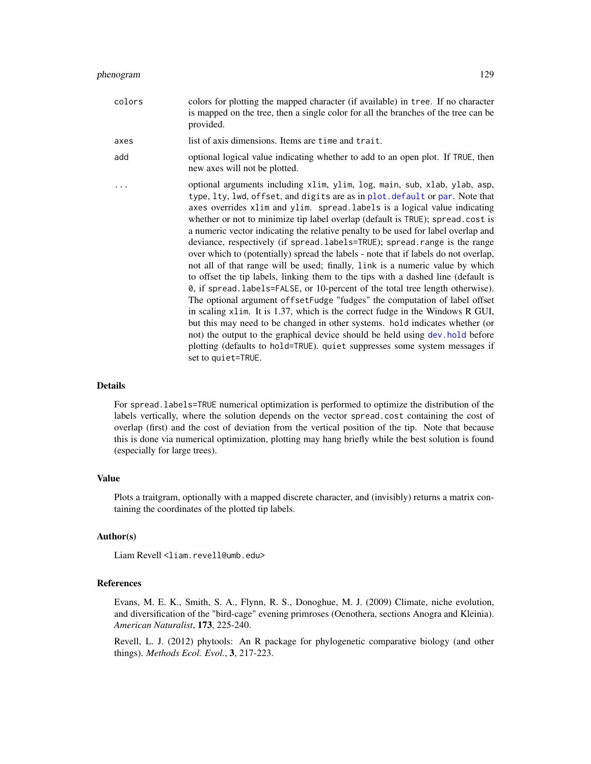| | |
|---|---|
| `colors` | colors for plotting the mapped character (if available) in `tree`. If no character is mapped on the tree, then a single color for all the branches of the tree can be provided. |
| `axes` | list of axis dimensions. Items are `time` and `trait`. |
| `add` | optional logical value indicating whether to add to an open plot. If `TRUE`, then new axes will not be plotted. |
| `...` | optional arguments including `xlim`, `ylim`, `log`, `main`, `sub`, `xlab`, `ylab`, `asp`, `type`, `lty`, `lwd`, `offset`, and `digits` are as in `plot.default` or `par`. Note that `axes` overrides `xlim` and `ylim`. `spread.labels` is a logical value indicating whether or not to minimize tip label overlap (default is `TRUE`); `spread.cost` is a numeric vector indicating the relative penalty to be used for label overlap and deviance, respectively (if `spread.labels=TRUE`); `spread.range` is the range over which to (potentially) spread the labels - note that if labels do not overlap, not all of that range will be used; finally, `link` is a numeric value by which to offset the tip labels, linking them to the tips with a dashed line (default is `0`, if `spread.labels=FALSE`, or 10-percent of the total tree length otherwise). The optional argument `offsetFudge` "fudges" the computation of label offset in scaling `xlim`. It is 1.37, which is the correct fudge in the Windows R GUI, but this may need to be changed in other systems. `hold` indicates whether (or not) the output to the graphical device should be held using `dev.hold` before plotting (defaults to `hold=TRUE`). `quiet` suppresses some system messages if set to `quiet=TRUE`. |

## Details

For `spread.labels=TRUE` numerical optimization is performed to optimize the distribution of the labels vertically, where the solution depends on the vector `spread.cost` containing the cost of overlap (first) and the cost of deviation from the vertical position of the tip. Note that because this is done via numerical optimization, plotting may hang briefly while the best solution is found (especially for large trees).

## Value

Plots a traitgram, optionally with a mapped discrete character, and (invisibly) returns a matrix containing the coordinates of the plotted tip labels.

## Author(s)

Liam Revell <liam.revell@umb.edu>

## References

Evans, M. E. K., Smith, S. A., Flynn, R. S., Donoghue, M. J. (2009) Climate, niche evolution, and diversification of the "bird-cage" evening primroses (Oenothera, sections Anogra and Kleinia). *American Naturalist*, **173**, 225-240.

Revell, L. J. (2012) phytools: An R package for phylogenetic comparative biology (and other things). *Methods Ecol. Evol.*, **3**, 217-223.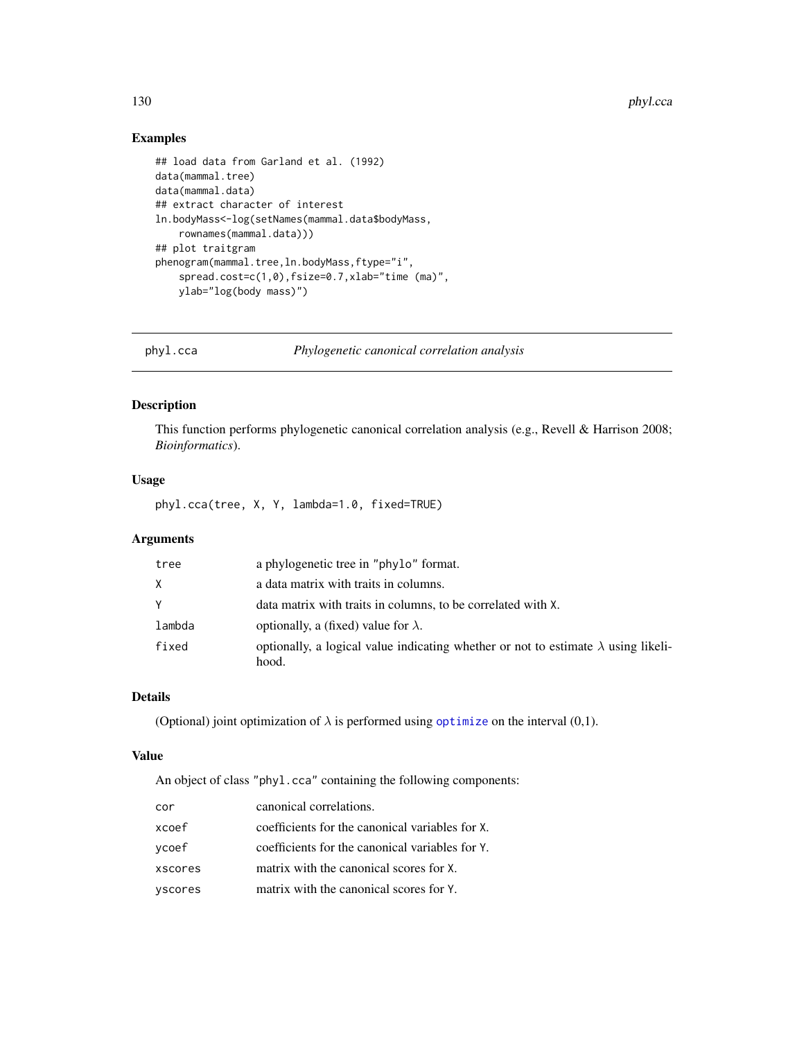## Examples

```
## load data from Garland et al. (1992)
data(mammal.tree)
data(mammal.data)
## extract character of interest
ln.bodyMass<-log(setNames(mammal.data$bodyMass,
    rownames(mammal.data)))
## plot traitgram
phenogram(mammal.tree,ln.bodyMass,ftype="i",
    spread.cost=c(1,0),fsize=0.7,xlab="time (ma)",
    ylab="log(body mass)")
```

---

# phyl.cca — *Phylogenetic canonical correlation analysis*

## Description

This function performs phylogenetic canonical correlation analysis (e.g., Revell & Harrison 2008; *Bioinformatics*).

## Usage

```
phyl.cca(tree, X, Y, lambda=1.0, fixed=TRUE)
```

## Arguments

| | |
|---|---|
| `tree` | a phylogenetic tree in `"phylo"` format. |
| `X` | a data matrix with traits in columns. |
| `Y` | data matrix with traits in columns, to be correlated with `X`. |
| `lambda` | optionally, a (fixed) value for $\lambda$. |
| `fixed` | optionally, a logical value indicating whether or not to estimate $\lambda$ using likelihood. |

## Details

(Optional) joint optimization of $\lambda$ is performed using `optimize` on the interval (0,1).

## Value

An object of class `"phyl.cca"` containing the following components:

| | |
|---|---|
| `cor` | canonical correlations. |
| `xcoef` | coefficients for the canonical variables for `X`. |
| `ycoef` | coefficients for the canonical variables for `Y`. |
| `xscores` | matrix with the canonical scores for `X`. |
| `yscores` | matrix with the canonical scores for `Y`. |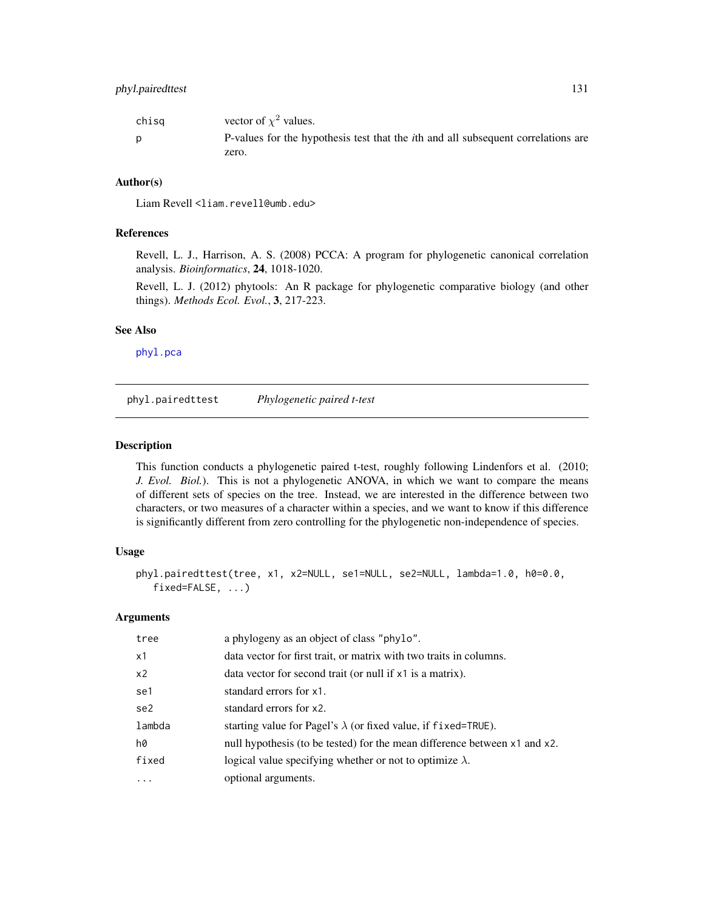| | |
|---|---|
| chisq | vector of $\chi^2$ values. |
| p | P-values for the hypothesis test that the *i*th and all subsequent correlations are zero. |

### Author(s)

Liam Revell <liam.revell@umb.edu>

### References

Revell, L. J., Harrison, A. S. (2008) PCCA: A program for phylogenetic canonical correlation analysis. *Bioinformatics*, **24**, 1018-1020.

Revell, L. J. (2012) phytools: An R package for phylogenetic comparative biology (and other things). *Methods Ecol. Evol.*, **3**, 217-223.

### See Also

phyl.pca

---

## phyl.pairedttest — *Phylogenetic paired t-test*

### Description

This function conducts a phylogenetic paired t-test, roughly following Lindenfors et al. (2010; *J. Evol. Biol.*). This is not a phylogenetic ANOVA, in which we want to compare the means of different sets of species on the tree. Instead, we are interested in the difference between two characters, or two measures of a character within a species, and we want to know if this difference is significantly different from zero controlling for the phylogenetic non-independence of species.

### Usage

```
phyl.pairedttest(tree, x1, x2=NULL, se1=NULL, se2=NULL, lambda=1.0, h0=0.0,
   fixed=FALSE, ...)
```

### Arguments

| | |
|---|---|
| tree | a phylogeny as an object of class "phylo". |
| x1 | data vector for first trait, or matrix with two traits in columns. |
| x2 | data vector for second trait (or null if x1 is a matrix). |
| se1 | standard errors for x1. |
| se2 | standard errors for x2. |
| lambda | starting value for Pagel's $\lambda$ (or fixed value, if fixed=TRUE). |
| h0 | null hypothesis (to be tested) for the mean difference between x1 and x2. |
| fixed | logical value specifying whether or not to optimize $\lambda$. |
| ... | optional arguments. |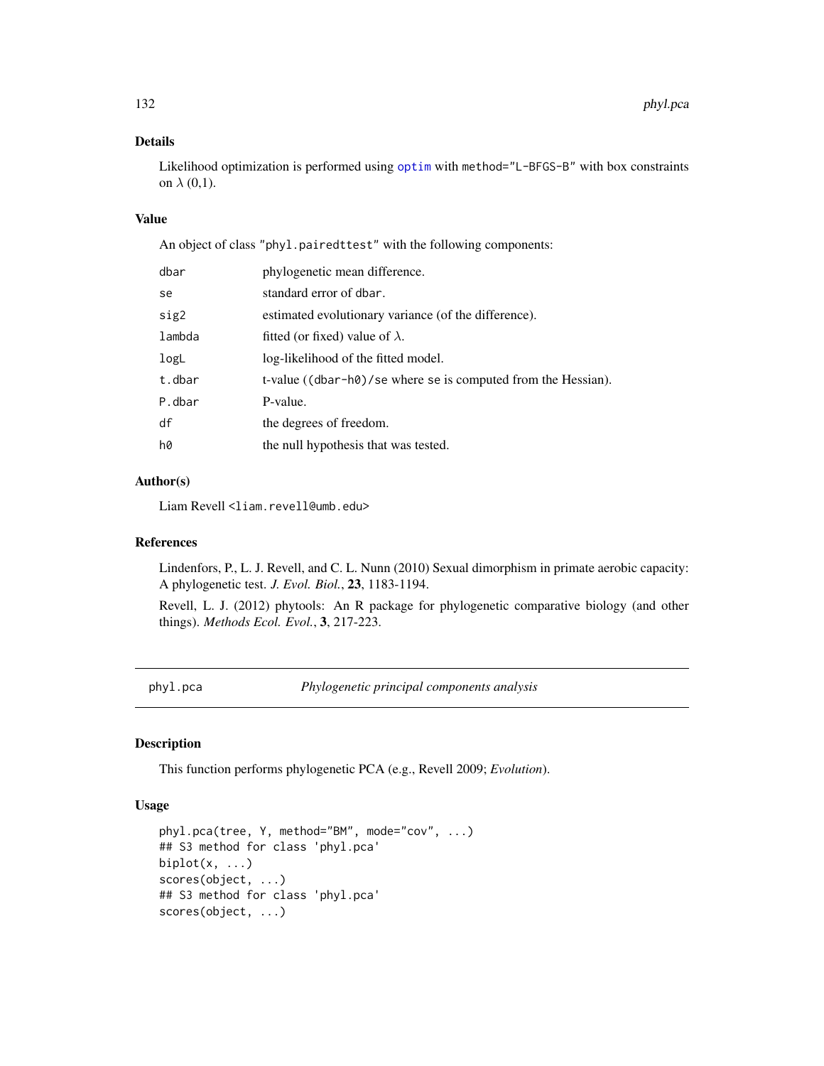### Details

Likelihood optimization is performed using `optim` with `method="L-BFGS-B"` with box constraints on $\lambda$ (0,1).

### Value

An object of class "phyl.pairedttest" with the following components:

| | |
|---|---|
| `dbar` | phylogenetic mean difference. |
| `se` | standard error of `dbar`. |
| `sig2` | estimated evolutionary variance (of the difference). |
| `lambda` | fitted (or fixed) value of $\lambda$. |
| `logL` | log-likelihood of the fitted model. |
| `t.dbar` | t-value (`(dbar-h0)/se` where `se` is computed from the Hessian). |
| `P.dbar` | P-value. |
| `df` | the degrees of freedom. |
| `h0` | the null hypothesis that was tested. |

### Author(s)

Liam Revell <liam.revell@umb.edu>

### References

Lindenfors, P., L. J. Revell, and C. L. Nunn (2010) Sexual dimorphism in primate aerobic capacity: A phylogenetic test. *J. Evol. Biol.*, **23**, 1183-1194.

Revell, L. J. (2012) phytools: An R package for phylogenetic comparative biology (and other things). *Methods Ecol. Evol.*, **3**, 217-223.

---

## phyl.pca — *Phylogenetic principal components analysis*

### Description

This function performs phylogenetic PCA (e.g., Revell 2009; *Evolution*).

### Usage

```
phyl.pca(tree, Y, method="BM", mode="cov", ...)
## S3 method for class 'phyl.pca'
biplot(x, ...)
scores(object, ...)
## S3 method for class 'phyl.pca'
scores(object, ...)
```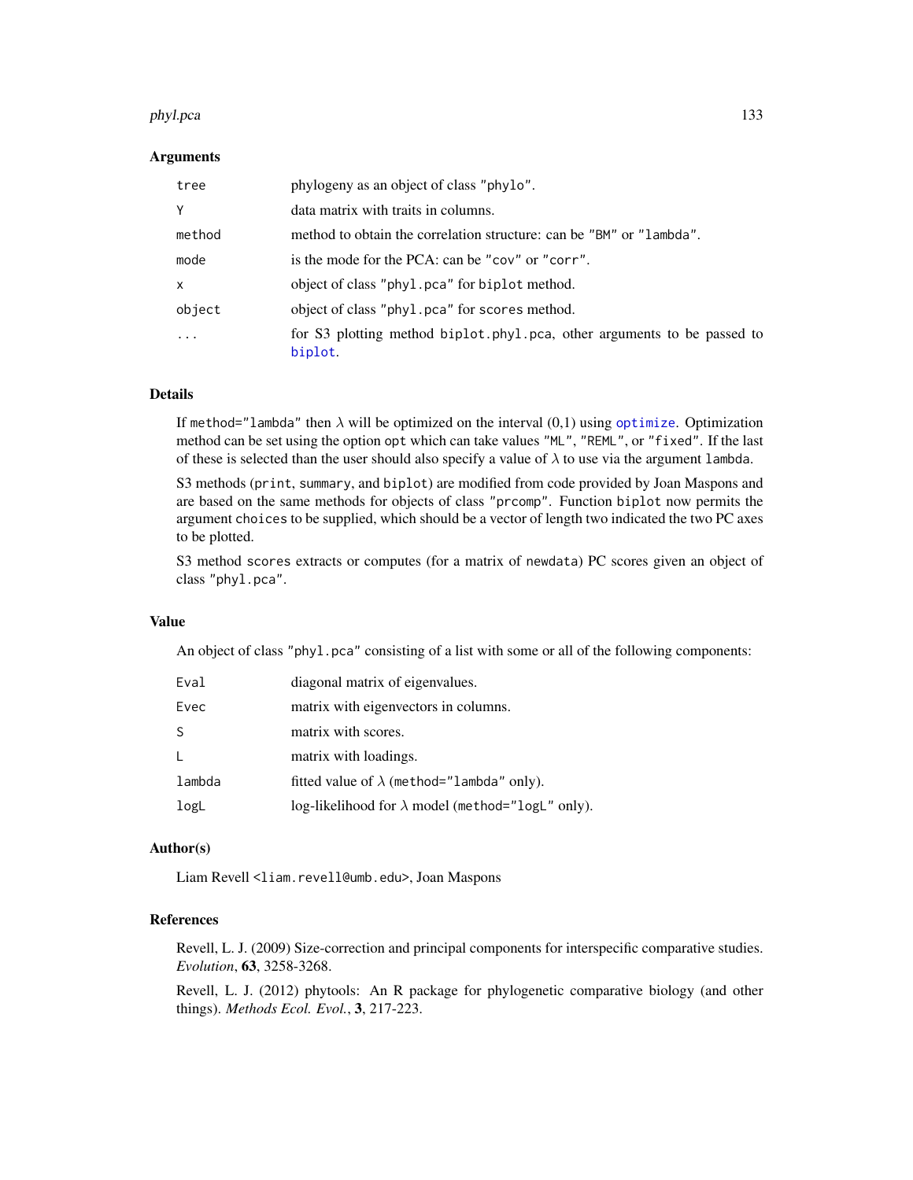## Arguments

| | |
|---|---|
| `tree` | phylogeny as an object of class `"phylo"`. |
| `Y` | data matrix with traits in columns. |
| `method` | method to obtain the correlation structure: can be `"BM"` or `"lambda"`. |
| `mode` | is the mode for the PCA: can be `"cov"` or `"corr"`. |
| `x` | object of class `"phyl.pca"` for `biplot` method. |
| `object` | object of class `"phyl.pca"` for `scores` method. |
| `...` | for S3 plotting method `biplot.phyl.pca`, other arguments to be passed to `biplot`. |

## Details

If `method="lambda"` then $\lambda$ will be optimized on the interval (0,1) using `optimize`. Optimization method can be set using the option `opt` which can take values `"ML"`, `"REML"`, or `"fixed"`. If the last of these is selected than the user should also specify a value of $\lambda$ to use via the argument `lambda`.

S3 methods (`print`, `summary`, and `biplot`) are modified from code provided by Joan Maspons and are based on the same methods for objects of class `"prcomp"`. Function `biplot` now permits the argument `choices` to be supplied, which should be a vector of length two indicated the two PC axes to be plotted.

S3 method `scores` extracts or computes (for a matrix of `newdata`) PC scores given an object of class `"phyl.pca"`.

## Value

An object of class `"phyl.pca"` consisting of a list with some or all of the following components:

| | |
|---|---|
| `Eval` | diagonal matrix of eigenvalues. |
| `Evec` | matrix with eigenvectors in columns. |
| `S` | matrix with scores. |
| `L` | matrix with loadings. |
| `lambda` | fitted value of $\lambda$ (`method="lambda"` only). |
| `logL` | log-likelihood for $\lambda$ model (`method="logL"` only). |

## Author(s)

Liam Revell <liam.revell@umb.edu>, Joan Maspons

## References

Revell, L. J. (2009) Size-correction and principal components for interspecific comparative studies. *Evolution*, **63**, 3258-3268.

Revell, L. J. (2012) phytools: An R package for phylogenetic comparative biology (and other things). *Methods Ecol. Evol.*, **3**, 217-223.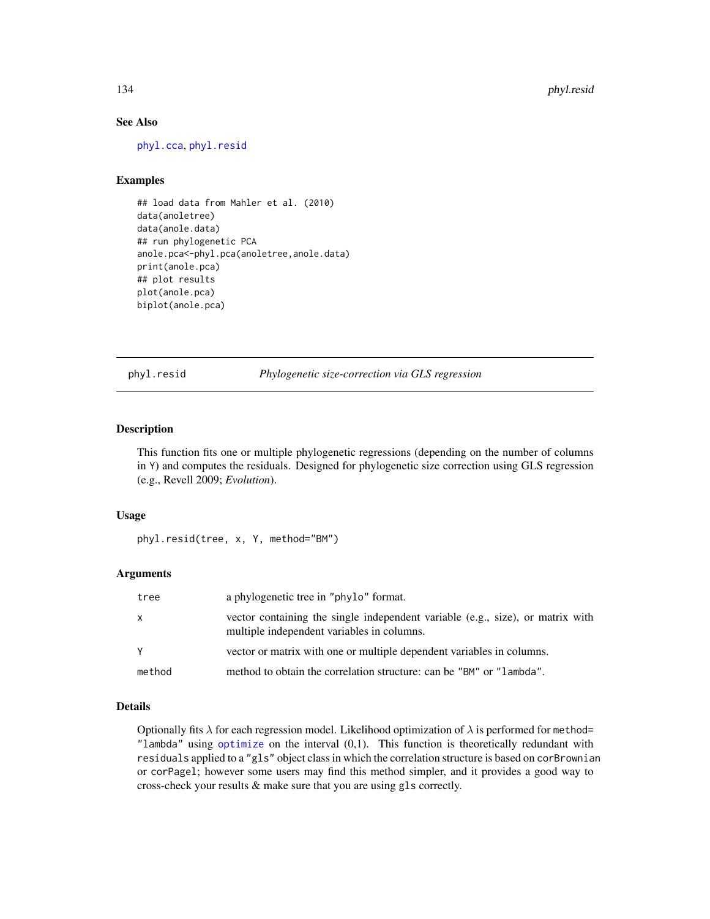### See Also

phyl.cca, phyl.resid

### Examples

```
## load data from Mahler et al. (2010)
data(anoletree)
data(anole.data)
## run phylogenetic PCA
anole.pca<-phyl.pca(anoletree,anole.data)
print(anole.pca)
## plot results
plot(anole.pca)
biplot(anole.pca)
```

---

## phyl.resid — *Phylogenetic size-correction via GLS regression*

### Description

This function fits one or multiple phylogenetic regressions (depending on the number of columns in Y) and computes the residuals. Designed for phylogenetic size correction using GLS regression (e.g., Revell 2009; *Evolution*).

### Usage

```
phyl.resid(tree, x, Y, method="BM")
```

### Arguments

| | |
|---|---|
| tree | a phylogenetic tree in "phylo" format. |
| x | vector containing the single independent variable (e.g., size), or matrix with multiple independent variables in columns. |
| Y | vector or matrix with one or multiple dependent variables in columns. |
| method | method to obtain the correlation structure: can be "BM" or "lambda". |

### Details

Optionally fits $\lambda$ for each regression model. Likelihood optimization of $\lambda$ is performed for method= "lambda" using optimize on the interval (0,1). This function is theoretically redundant with residuals applied to a "gls" object class in which the correlation structure is based on corBrownian or corPagel; however some users may find this method simpler, and it provides a good way to cross-check your results & make sure that you are using gls correctly.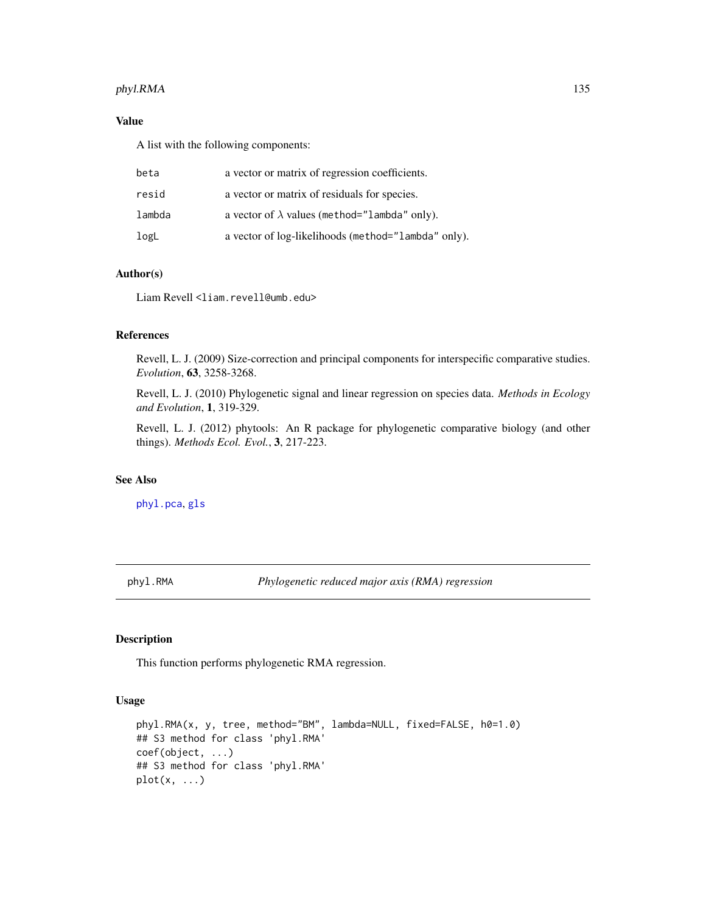### Value

A list with the following components:

| | |
|---|---|
| beta | a vector or matrix of regression coefficients. |
| resid | a vector or matrix of residuals for species. |
| lambda | a vector of $\lambda$ values (method="lambda" only). |
| logL | a vector of log-likelihoods (method="lambda" only). |

### Author(s)

Liam Revell <liam.revell@umb.edu>

### References

Revell, L. J. (2009) Size-correction and principal components for interspecific comparative studies. *Evolution*, **63**, 3258-3268.

Revell, L. J. (2010) Phylogenetic signal and linear regression on species data. *Methods in Ecology and Evolution*, **1**, 319-329.

Revell, L. J. (2012) phytools: An R package for phylogenetic comparative biology (and other things). *Methods Ecol. Evol.*, **3**, 217-223.

### See Also

phyl.pca, gls

---

## phyl.RMA — *Phylogenetic reduced major axis (RMA) regression*

### Description

This function performs phylogenetic RMA regression.

### Usage

```
phyl.RMA(x, y, tree, method="BM", lambda=NULL, fixed=FALSE, h0=1.0)
## S3 method for class 'phyl.RMA'
coef(object, ...)
## S3 method for class 'phyl.RMA'
plot(x, ...)
```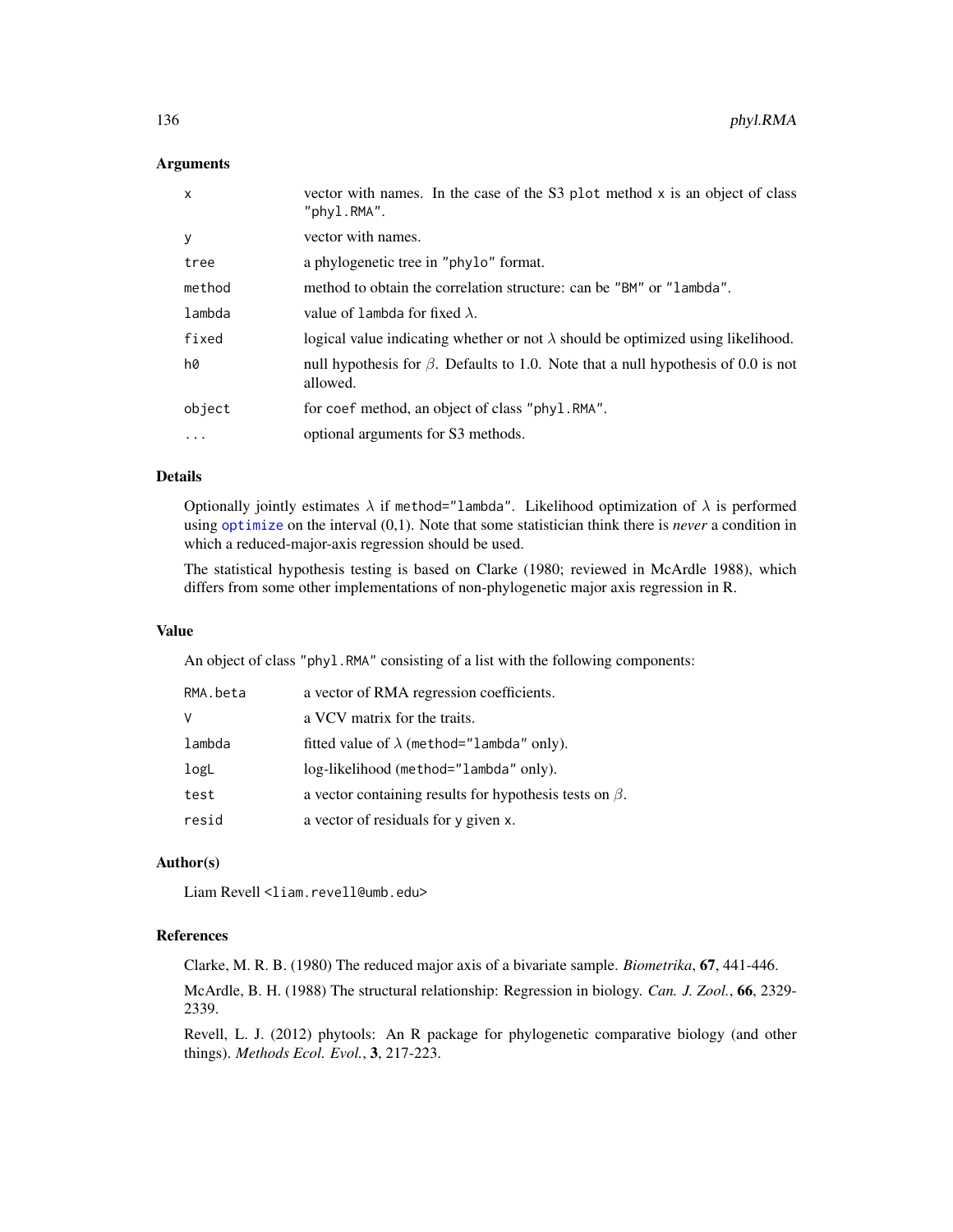## Arguments

| | |
|---|---|
| `x` | vector with names. In the case of the S3 `plot` method `x` is an object of class `"phyl.RMA"`. |
| `y` | vector with names. |
| `tree` | a phylogenetic tree in `"phylo"` format. |
| `method` | method to obtain the correlation structure: can be `"BM"` or `"lambda"`. |
| `lambda` | value of `lambda` for fixed $\lambda$. |
| `fixed` | logical value indicating whether or not $\lambda$ should be optimized using likelihood. |
| `h0` | null hypothesis for $\beta$. Defaults to 1.0. Note that a null hypothesis of 0.0 is not allowed. |
| `object` | for `coef` method, an object of class `"phyl.RMA"`. |
| `...` | optional arguments for S3 methods. |

## Details

Optionally jointly estimates $\lambda$ if `method="lambda"`. Likelihood optimization of $\lambda$ is performed using `optimize` on the interval (0,1). Note that some statistician think there is *never* a condition in which a reduced-major-axis regression should be used.

The statistical hypothesis testing is based on Clarke (1980; reviewed in McArdle 1988), which differs from some other implementations of non-phylogenetic major axis regression in R.

## Value

An object of class `"phyl.RMA"` consisting of a list with the following components:

| | |
|---|---|
| `RMA.beta` | a vector of RMA regression coefficients. |
| `V` | a VCV matrix for the traits. |
| `lambda` | fitted value of $\lambda$ (`method="lambda"` only). |
| `logL` | log-likelihood (`method="lambda"` only). |
| `test` | a vector containing results for hypothesis tests on $\beta$. |
| `resid` | a vector of residuals for `y` given `x`. |

## Author(s)

Liam Revell <liam.revell@umb.edu>

## References

Clarke, M. R. B. (1980) The reduced major axis of a bivariate sample. *Biometrika*, **67**, 441-446.

McArdle, B. H. (1988) The structural relationship: Regression in biology. *Can. J. Zool.*, **66**, 2329-2339.

Revell, L. J. (2012) phytools: An R package for phylogenetic comparative biology (and other things). *Methods Ecol. Evol.*, **3**, 217-223.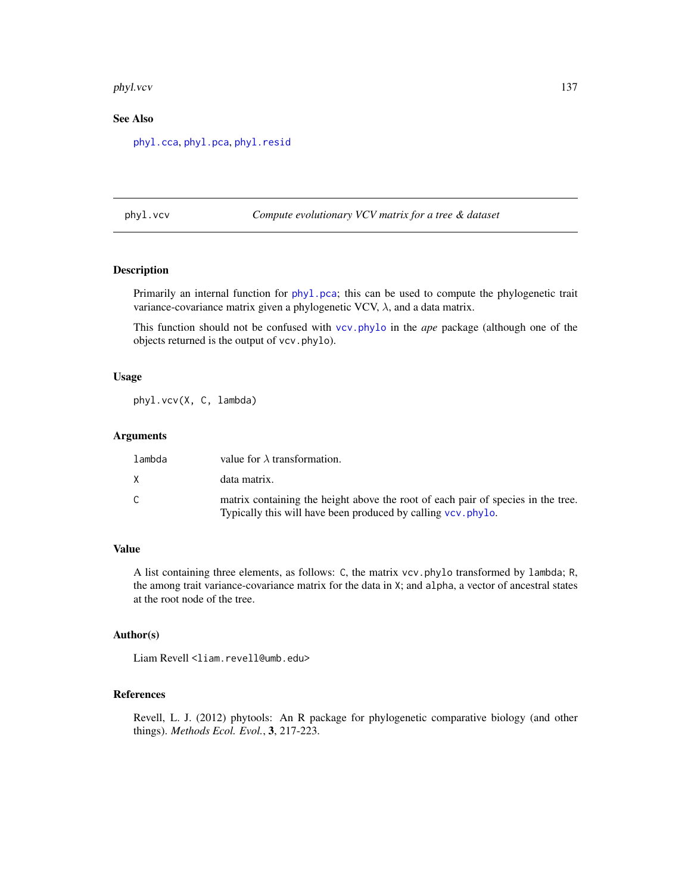### See Also

phyl.cca, phyl.pca, phyl.resid

---

## phyl.vcv *Compute evolutionary VCV matrix for a tree & dataset*

---

### Description

Primarily an internal function for phyl.pca; this can be used to compute the phylogenetic trait variance-covariance matrix given a phylogenetic VCV, $\lambda$, and a data matrix.

This function should not be confused with vcv.phylo in the *ape* package (although one of the objects returned is the output of vcv.phylo).

### Usage

```
phyl.vcv(X, C, lambda)
```

### Arguments

| | |
|---|---|
| lambda | value for $\lambda$ transformation. |
| X | data matrix. |
| C | matrix containing the height above the root of each pair of species in the tree. Typically this will have been produced by calling vcv.phylo. |

### Value

A list containing three elements, as follows: C, the matrix vcv.phylo transformed by lambda; R, the among trait variance-covariance matrix for the data in X; and alpha, a vector of ancestral states at the root node of the tree.

### Author(s)

Liam Revell <liam.revell@umb.edu>

### References

Revell, L. J. (2012) phytools: An R package for phylogenetic comparative biology (and other things). *Methods Ecol. Evol.*, **3**, 217-223.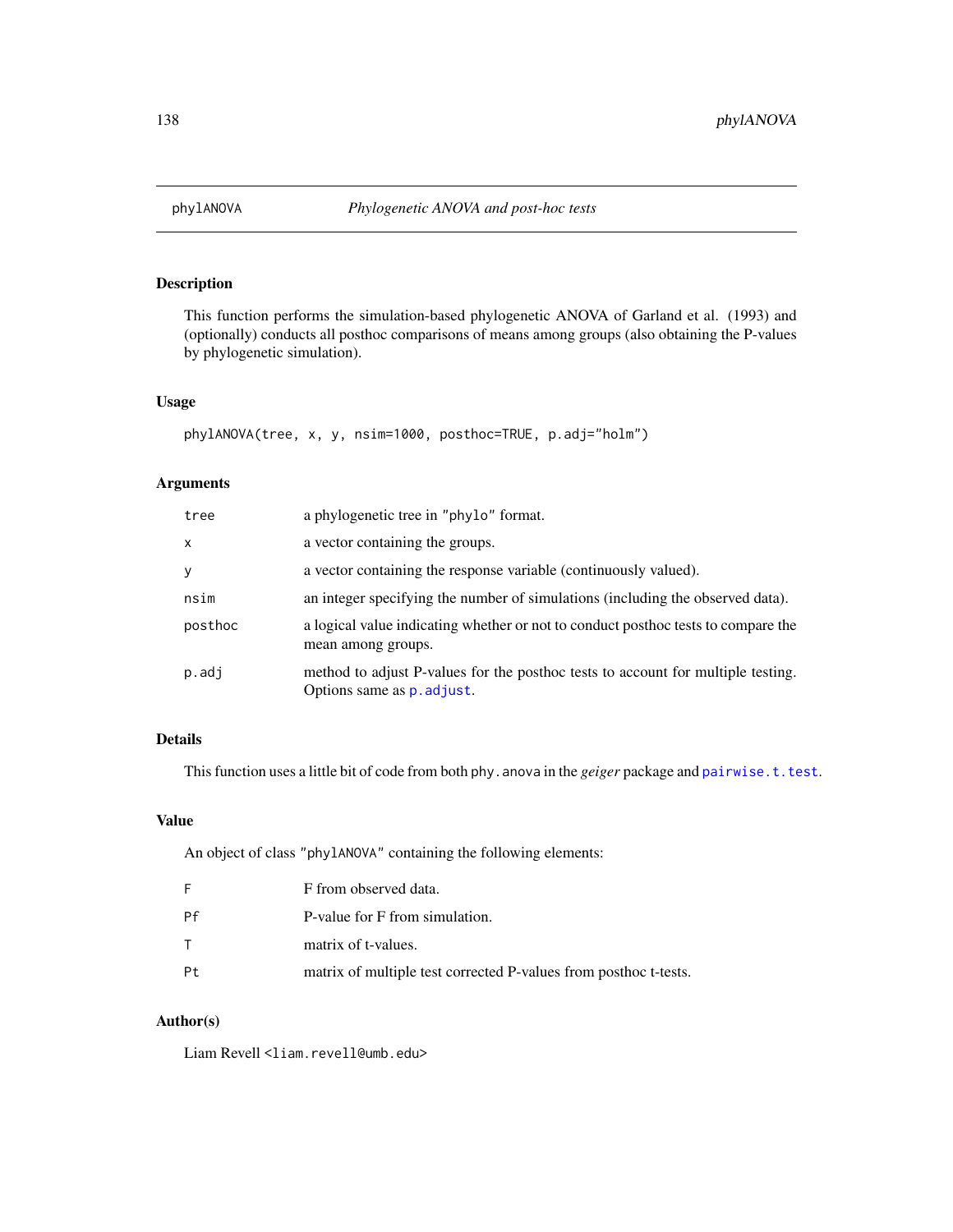# phylANOVA — *Phylogenetic ANOVA and post-hoc tests*

## Description

This function performs the simulation-based phylogenetic ANOVA of Garland et al. (1993) and (optionally) conducts all posthoc comparisons of means among groups (also obtaining the P-values by phylogenetic simulation).

## Usage

```
phylANOVA(tree, x, y, nsim=1000, posthoc=TRUE, p.adj="holm")
```

## Arguments

| | |
|---|---|
| `tree` | a phylogenetic tree in "phylo" format. |
| `x` | a vector containing the groups. |
| `y` | a vector containing the response variable (continuously valued). |
| `nsim` | an integer specifying the number of simulations (including the observed data). |
| `posthoc` | a logical value indicating whether or not to conduct posthoc tests to compare the mean among groups. |
| `p.adj` | method to adjust P-values for the posthoc tests to account for multiple testing. Options same as `p.adjust`. |

## Details

This function uses a little bit of code from both `phy.anova` in the *geiger* package and `pairwise.t.test`.

## Value

An object of class "phylANOVA" containing the following elements:

| | |
|---|---|
| `F` | F from observed data. |
| `Pf` | P-value for F from simulation. |
| `T` | matrix of t-values. |
| `Pt` | matrix of multiple test corrected P-values from posthoc t-tests. |

## Author(s)

Liam Revell <liam.revell@umb.edu>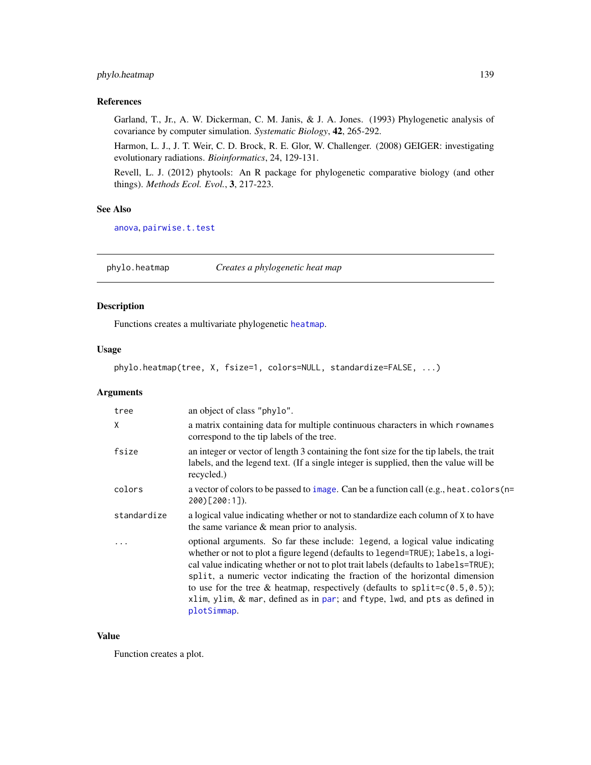### References

Garland, T., Jr., A. W. Dickerman, C. M. Janis, & J. A. Jones. (1993) Phylogenetic analysis of covariance by computer simulation. *Systematic Biology*, **42**, 265-292.

Harmon, L. J., J. T. Weir, C. D. Brock, R. E. Glor, W. Challenger. (2008) GEIGER: investigating evolutionary radiations. *Bioinformatics*, 24, 129-131.

Revell, L. J. (2012) phytools: An R package for phylogenetic comparative biology (and other things). *Methods Ecol. Evol.*, **3**, 217-223.

### See Also

`anova`, `pairwise.t.test`

---

## phylo.heatmap — *Creates a phylogenetic heat map*

### Description

Functions creates a multivariate phylogenetic `heatmap`.

### Usage

```
phylo.heatmap(tree, X, fsize=1, colors=NULL, standardize=FALSE, ...)
```

### Arguments

| | |
|---|---|
| `tree` | an object of class `"phylo"`. |
| `X` | a matrix containing data for multiple continuous characters in which `rownames` correspond to the tip labels of the tree. |
| `fsize` | an integer or vector of length 3 containing the font size for the tip labels, the trait labels, and the legend text. (If a single integer is supplied, then the value will be recycled.) |
| `colors` | a vector of colors to be passed to `image`. Can be a function call (e.g., `heat.colors(n=200)[200:1]`). |
| `standardize` | a logical value indicating whether or not to standardize each column of `X` to have the same variance & mean prior to analysis. |
| `...` | optional arguments. So far these include: `legend`, a logical value indicating whether or not to plot a figure legend (defaults to `legend=TRUE`); `labels`, a logical value indicating whether or not to plot trait labels (defaults to `labels=TRUE`); `split`, a numeric vector indicating the fraction of the horizontal dimension to use for the tree & heatmap, respectively (defaults to `split=c(0.5,0.5)`); `xlim`, `ylim`, & `mar`, defined as in `par`; and `ftype`, `lwd`, and `pts` as defined in `plotSimmap`. |

### Value

Function creates a plot.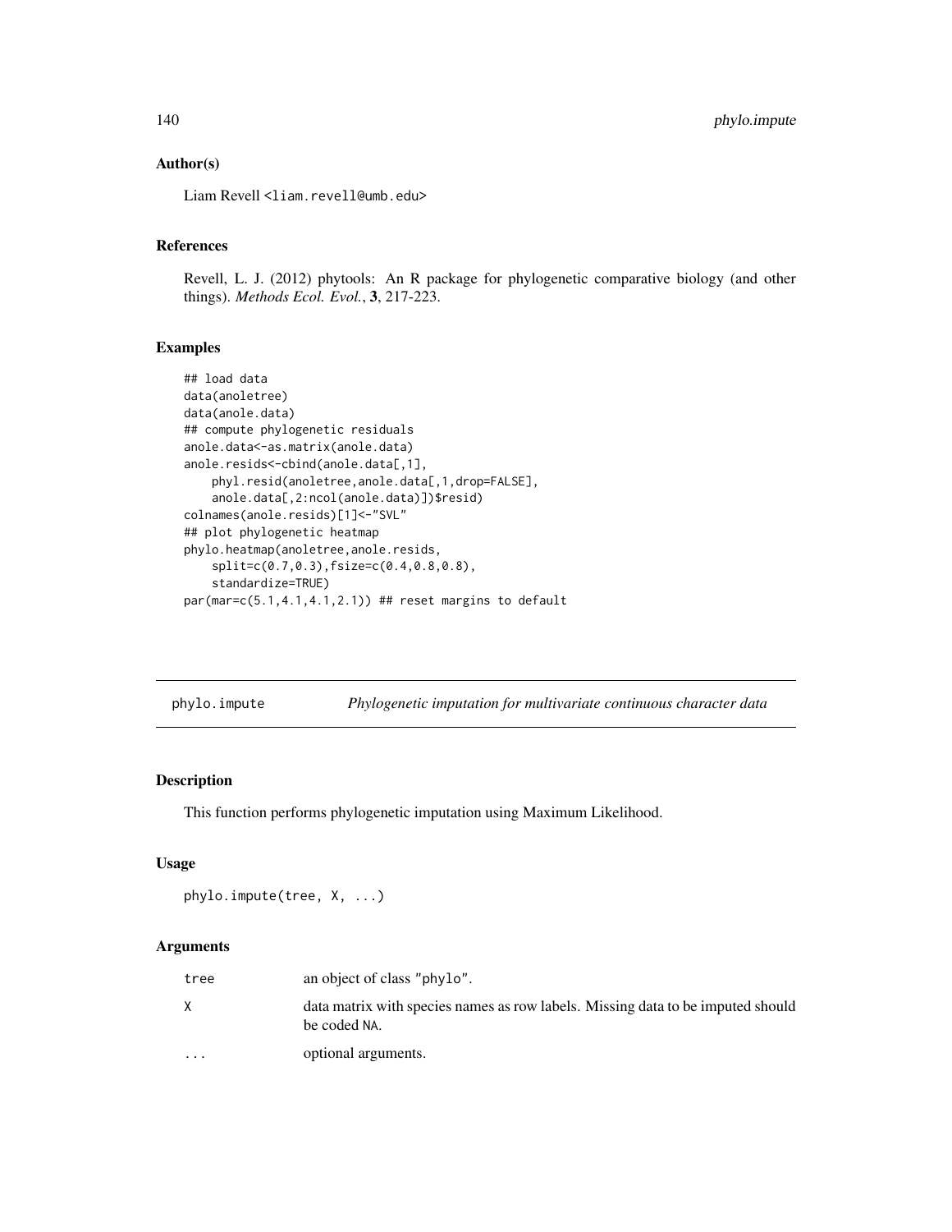### Author(s)

Liam Revell <liam.revell@umb.edu>

### References

Revell, L. J. (2012) phytools: An R package for phylogenetic comparative biology (and other things). *Methods Ecol. Evol.*, **3**, 217-223.

### Examples

```
## load data
data(anoletree)
data(anole.data)
## compute phylogenetic residuals
anole.data<-as.matrix(anole.data)
anole.resids<-cbind(anole.data[,1],
    phyl.resid(anoletree,anole.data[,1,drop=FALSE],
    anole.data[,2:ncol(anole.data)])$resid)
colnames(anole.resids)[1]<-"SVL"
## plot phylogenetic heatmap
phylo.heatmap(anoletree,anole.resids,
    split=c(0.7,0.3),fsize=c(0.4,0.8,0.8),
    standardize=TRUE)
par(mar=c(5.1,4.1,4.1,2.1)) ## reset margins to default
```

---

## phylo.impute — *Phylogenetic imputation for multivariate continuous character data*

---

### Description

This function performs phylogenetic imputation using Maximum Likelihood.

### Usage

```
phylo.impute(tree, X, ...)
```

### Arguments

| | |
|---|---|
| tree | an object of class "phylo". |
| X | data matrix with species names as row labels. Missing data to be imputed should be coded NA. |
| ... | optional arguments. |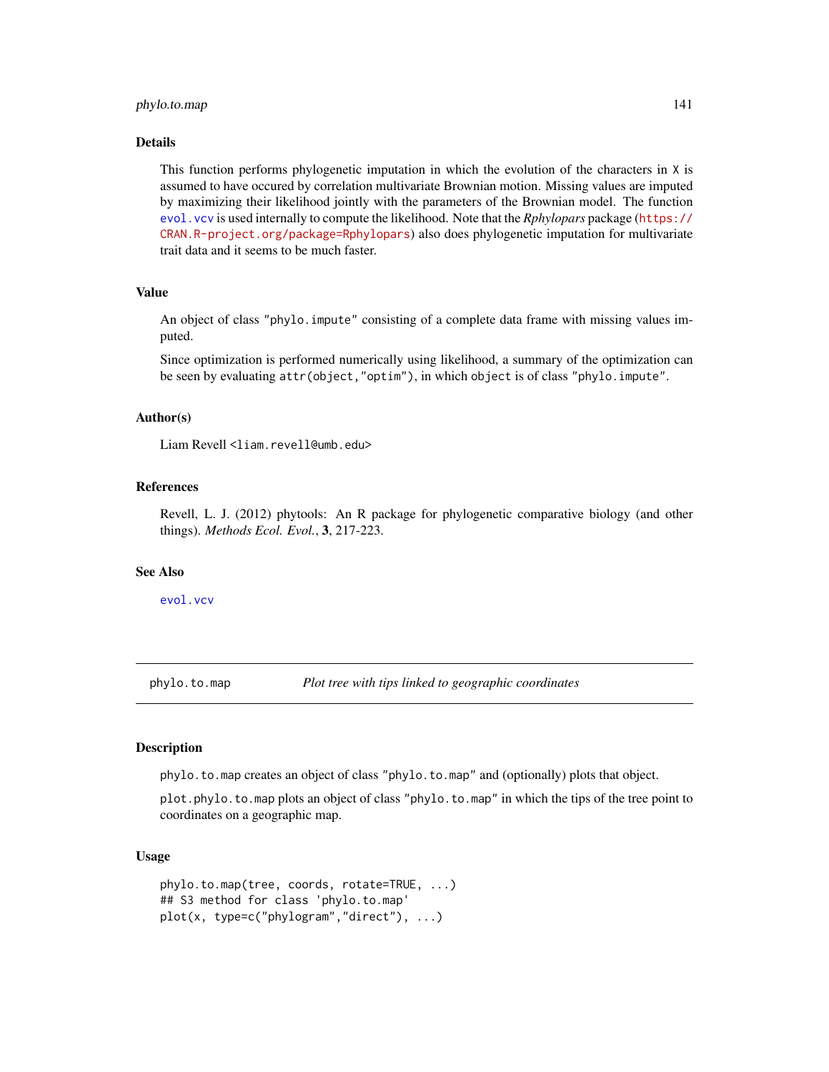## Details

This function performs phylogenetic imputation in which the evolution of the characters in X is assumed to have occured by correlation multivariate Brownian motion. Missing values are imputed by maximizing their likelihood jointly with the parameters of the Brownian model. The function evol.vcv is used internally to compute the likelihood. Note that the *Rphylopars* package (https://CRAN.R-project.org/package=Rphylopars) also does phylogenetic imputation for multivariate trait data and it seems to be much faster.

## Value

An object of class "phylo.impute" consisting of a complete data frame with missing values imputed.

Since optimization is performed numerically using likelihood, a summary of the optimization can be seen by evaluating attr(object,"optim"), in which object is of class "phylo.impute".

## Author(s)

Liam Revell <liam.revell@umb.edu>

## References

Revell, L. J. (2012) phytools: An R package for phylogenetic comparative biology (and other things). *Methods Ecol. Evol.*, **3**, 217-223.

## See Also

evol.vcv

---

# phylo.to.map — *Plot tree with tips linked to geographic coordinates*

## Description

phylo.to.map creates an object of class "phylo.to.map" and (optionally) plots that object.

plot.phylo.to.map plots an object of class "phylo.to.map" in which the tips of the tree point to coordinates on a geographic map.

## Usage

```
phylo.to.map(tree, coords, rotate=TRUE, ...)
## S3 method for class 'phylo.to.map'
plot(x, type=c("phylogram","direct"), ...)
```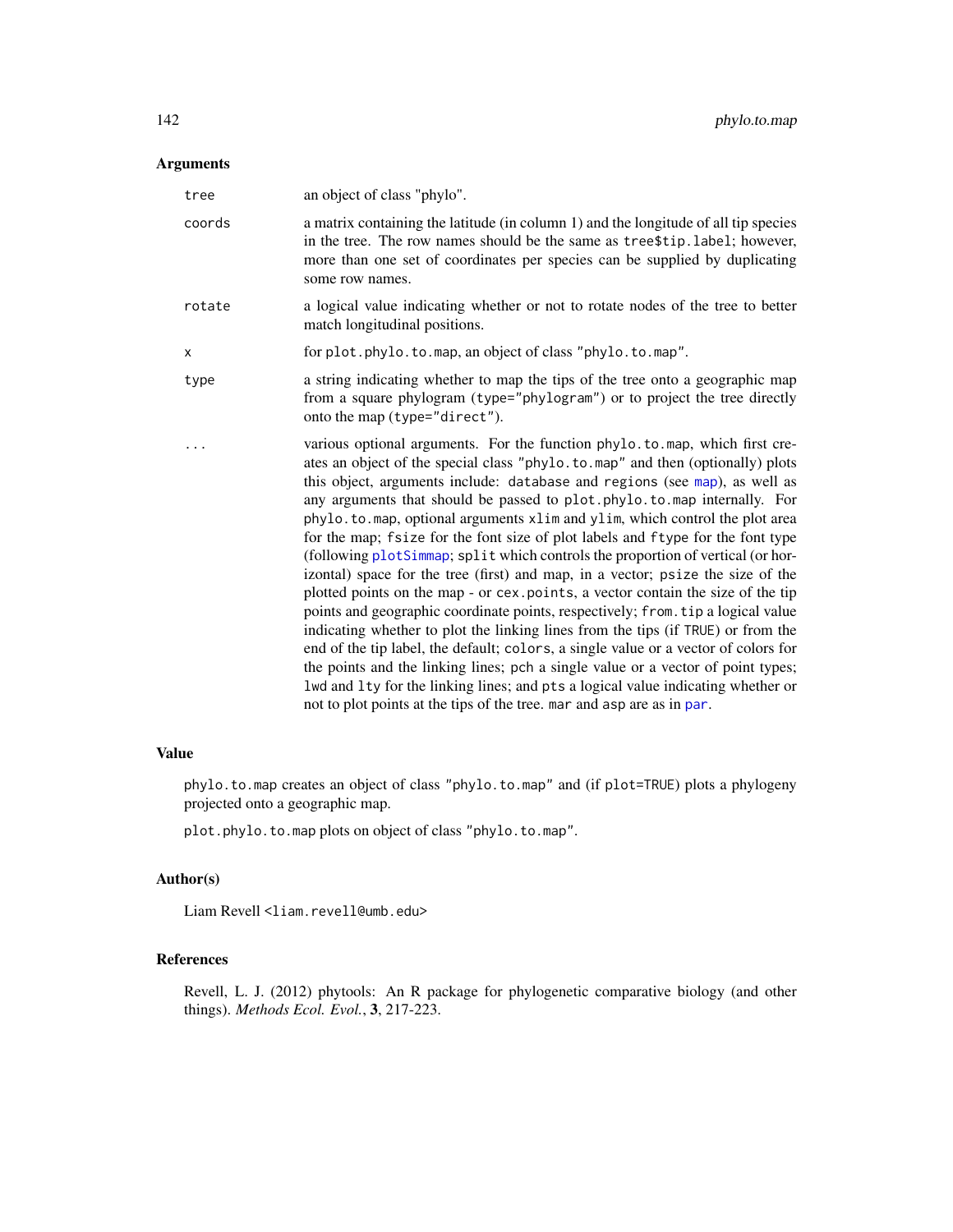## Arguments

| | |
|---|---|
| tree | an object of class "phylo". |
| coords | a matrix containing the latitude (in column 1) and the longitude of all tip species in the tree. The row names should be the same as tree$tip.label; however, more than one set of coordinates per species can be supplied by duplicating some row names. |
| rotate | a logical value indicating whether or not to rotate nodes of the tree to better match longitudinal positions. |
| x | for plot.phylo.to.map, an object of class "phylo.to.map". |
| type | a string indicating whether to map the tips of the tree onto a geographic map from a square phylogram (type="phylogram") or to project the tree directly onto the map (type="direct"). |
| ... | various optional arguments. For the function phylo.to.map, which first creates an object of the special class "phylo.to.map" and then (optionally) plots this object, arguments include: database and regions (see map), as well as any arguments that should be passed to plot.phylo.to.map internally. For phylo.to.map, optional arguments xlim and ylim, which control the plot area for the map; fsize for the font size of plot labels and ftype for the font type (following plotSimmap; split which controls the proportion of vertical (or horizontal) space for the tree (first) and map, in a vector; psize the size of the plotted points on the map - or cex.points, a vector contain the size of the tip points and geographic coordinate points, respectively; from.tip a logical value indicating whether to plot the linking lines from the tips (if TRUE) or from the end of the tip label, the default; colors, a single value or a vector of colors for the points and the linking lines; pch a single value or a vector of point types; lwd and lty for the linking lines; and pts a logical value indicating whether or not to plot points at the tips of the tree. mar and asp are as in par. |

## Value

phylo.to.map creates an object of class "phylo.to.map" and (if plot=TRUE) plots a phylogeny projected onto a geographic map.

plot.phylo.to.map plots on object of class "phylo.to.map".

## Author(s)

Liam Revell <liam.revell@umb.edu>

## References

Revell, L. J. (2012) phytools: An R package for phylogenetic comparative biology (and other things). *Methods Ecol. Evol.*, **3**, 217-223.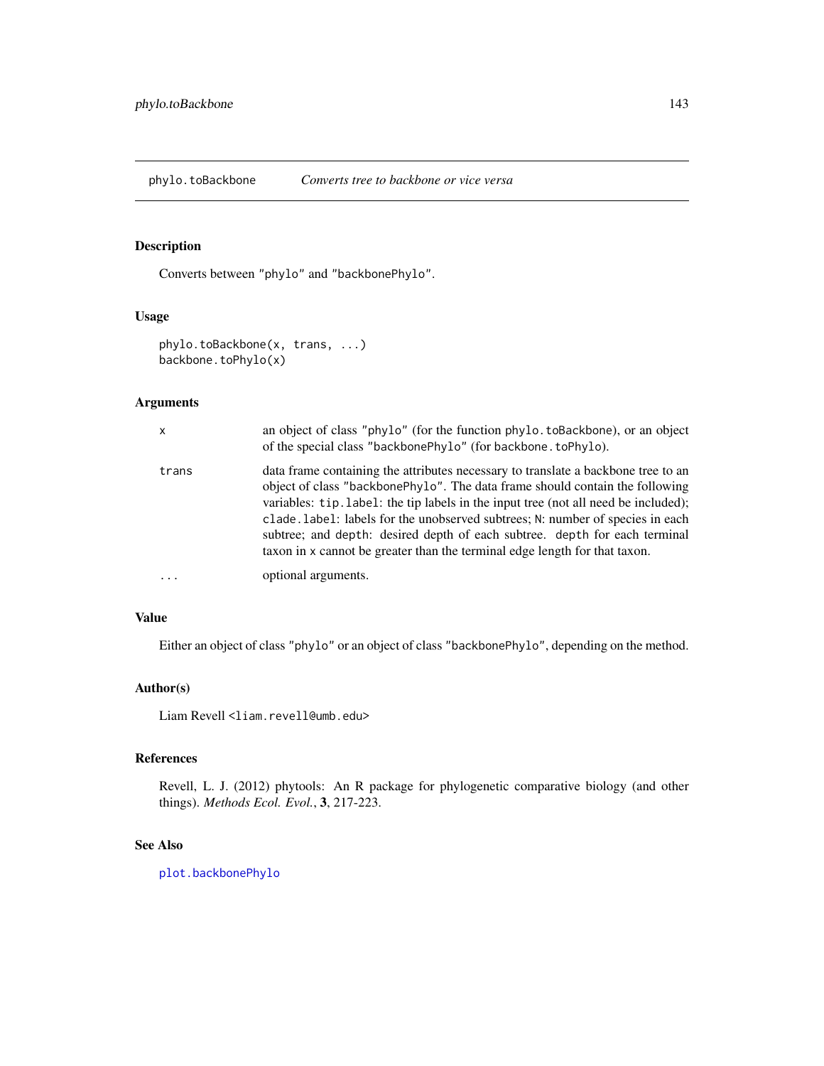# phylo.toBackbone — *Converts tree to backbone or vice versa*

## Description

Converts between "phylo" and "backbonePhylo".

## Usage

```
phylo.toBackbone(x, trans, ...)
backbone.toPhylo(x)
```

## Arguments

| | |
|---|---|
| `x` | an object of class "phylo" (for the function `phylo.toBackbone`), or an object of the special class "backbonePhylo" (for `backbone.toPhylo`). |
| `trans` | data frame containing the attributes necessary to translate a backbone tree to an object of class "backbonePhylo". The data frame should contain the following variables: `tip.label`: the tip labels in the input tree (not all need be included); `clade.label`: labels for the unobserved subtrees; `N`: number of species in each subtree; and `depth`: desired depth of each subtree. `depth` for each terminal taxon in `x` cannot be greater than the terminal edge length for that taxon. |
| `...` | optional arguments. |

## Value

Either an object of class "phylo" or an object of class "backbonePhylo", depending on the method.

## Author(s)

Liam Revell <liam.revell@umb.edu>

## References

Revell, L. J. (2012) phytools: An R package for phylogenetic comparative biology (and other things). *Methods Ecol. Evol.*, **3**, 217-223.

## See Also

`plot.backbonePhylo`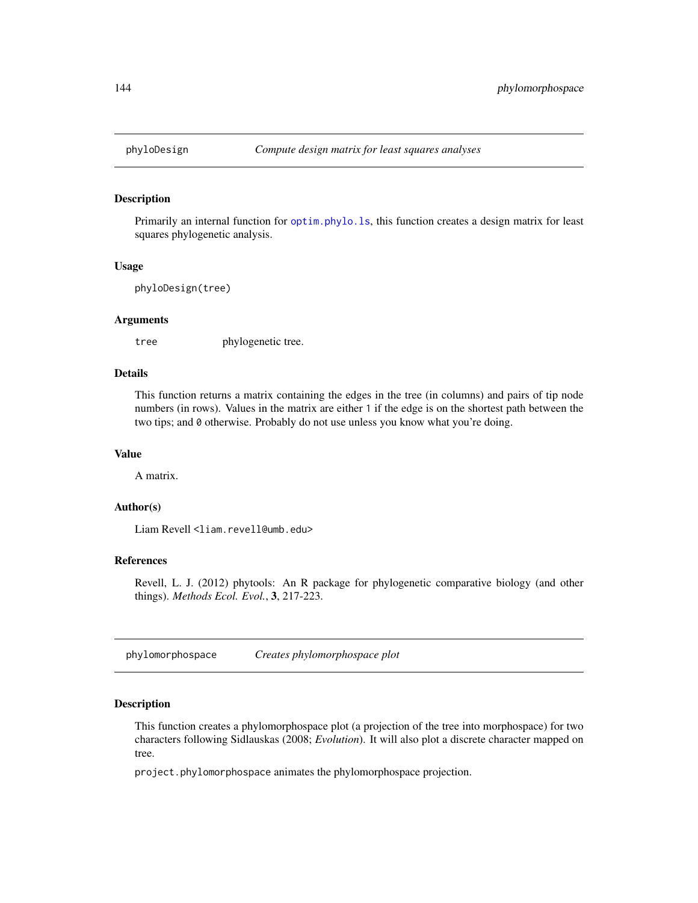## phyloDesign — *Compute design matrix for least squares analyses*

### Description

Primarily an internal function for `optim.phylo.ls`, this function creates a design matrix for least squares phylogenetic analysis.

### Usage

```
phyloDesign(tree)
```

### Arguments

| | |
|---|---|
| `tree` | phylogenetic tree. |

### Details

This function returns a matrix containing the edges in the tree (in columns) and pairs of tip node numbers (in rows). Values in the matrix are either `1` if the edge is on the shortest path between the two tips; and `0` otherwise. Probably do not use unless you know what you're doing.

### Value

A matrix.

### Author(s)

Liam Revell <liam.revell@umb.edu>

### References

Revell, L. J. (2012) phytools: An R package for phylogenetic comparative biology (and other things). *Methods Ecol. Evol.*, **3**, 217-223.

## phylomorphospace — *Creates phylomorphospace plot*

### Description

This function creates a phylomorphospace plot (a projection of the tree into morphospace) for two characters following Sidlauskas (2008; *Evolution*). It will also plot a discrete character mapped on tree.

`project.phylomorphospace` animates the phylomorphospace projection.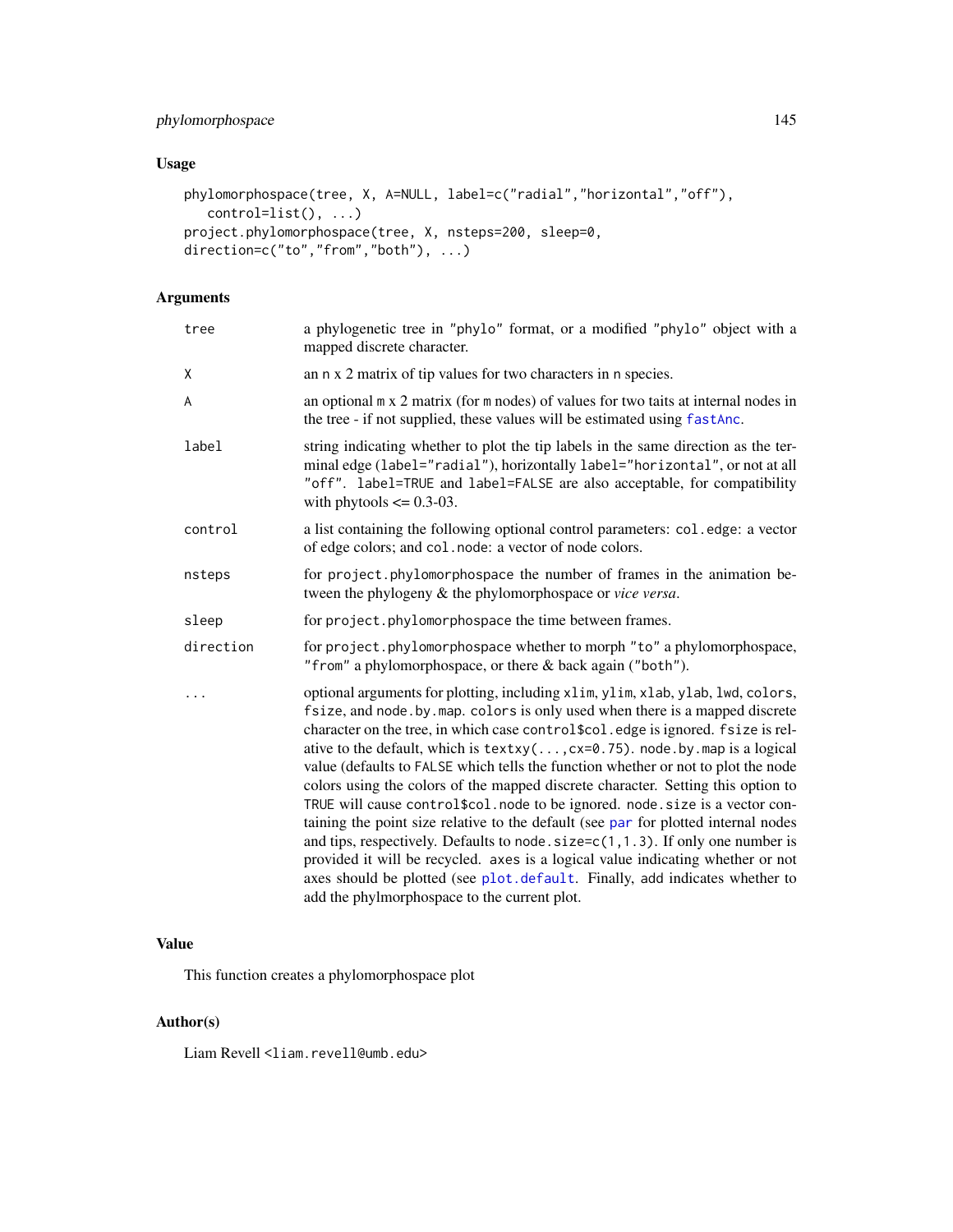## Usage

```
phylomorphospace(tree, X, A=NULL, label=c("radial","horizontal","off"),
   control=list(), ...)
project.phylomorphospace(tree, X, nsteps=200, sleep=0,
direction=c("to","from","both"), ...)
```

## Arguments

| | |
|---|---|
| tree | a phylogenetic tree in "phylo" format, or a modified "phylo" object with a mapped discrete character. |
| X | an n x 2 matrix of tip values for two characters in n species. |
| A | an optional m x 2 matrix (for m nodes) of values for two taits at internal nodes in the tree - if not supplied, these values will be estimated using fastAnc. |
| label | string indicating whether to plot the tip labels in the same direction as the terminal edge (label="radial"), horizontally label="horizontal", or not at all "off". label=TRUE and label=FALSE are also acceptable, for compatibility with phytools <= 0.3-03. |
| control | a list containing the following optional control parameters: col.edge: a vector of edge colors; and col.node: a vector of node colors. |
| nsteps | for project.phylomorphospace the number of frames in the animation between the phylogeny & the phylomorphospace or *vice versa*. |
| sleep | for project.phylomorphospace the time between frames. |
| direction | for project.phylomorphospace whether to morph "to" a phylomorphospace, "from" a phylomorphospace, or there & back again ("both"). |
| ... | optional arguments for plotting, including xlim, ylim, xlab, ylab, lwd, colors, fsize, and node.by.map. colors is only used when there is a mapped discrete character on the tree, in which case control$col.edge is ignored. fsize is relative to the default, which is textxy(...,cx=0.75). node.by.map is a logical value (defaults to FALSE which tells the function whether or not to plot the node colors using the colors of the mapped discrete character. Setting this option to TRUE will cause control$col.node to be ignored. node.size is a vector containing the point size relative to the default (see par for plotted internal nodes and tips, respectively. Defaults to node.size=c(1,1.3). If only one number is provided it will be recycled. axes is a logical value indicating whether or not axes should be plotted (see plot.default. Finally, add indicates whether to add the phylmorphospace to the current plot. |

## Value

This function creates a phylomorphospace plot

## Author(s)

Liam Revell <liam.revell@umb.edu>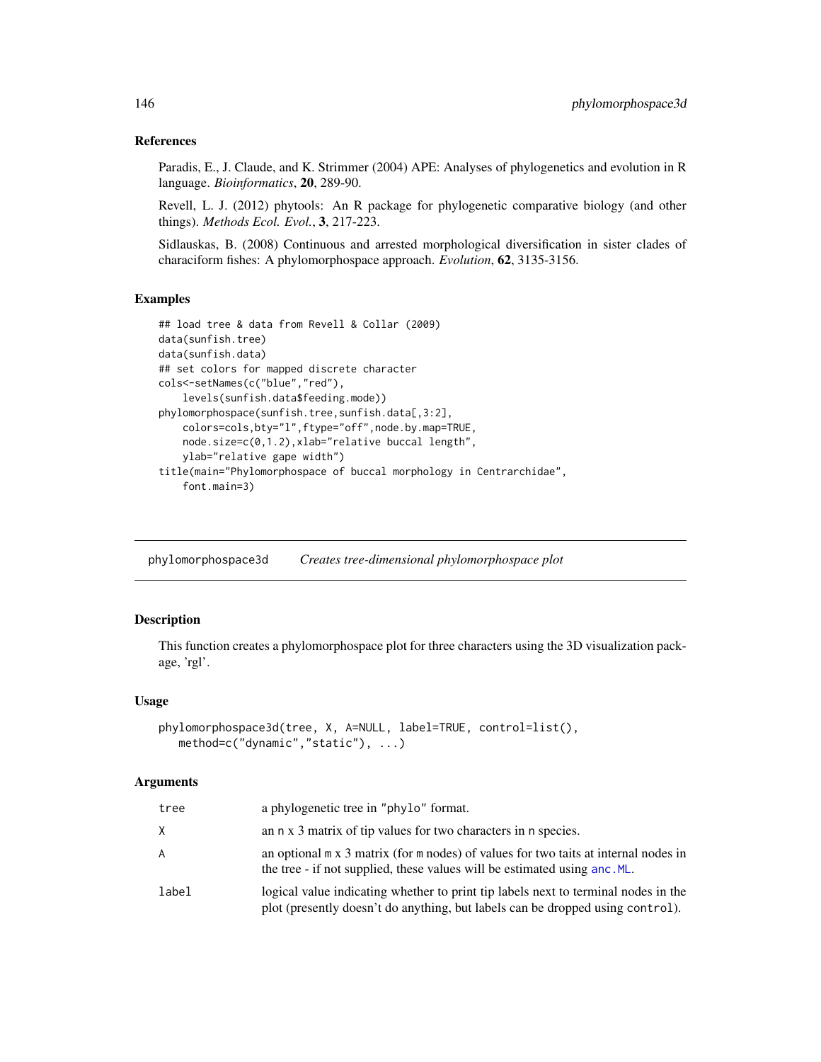## References

Paradis, E., J. Claude, and K. Strimmer (2004) APE: Analyses of phylogenetics and evolution in R language. *Bioinformatics*, **20**, 289-90.

Revell, L. J. (2012) phytools: An R package for phylogenetic comparative biology (and other things). *Methods Ecol. Evol.*, **3**, 217-223.

Sidlauskas, B. (2008) Continuous and arrested morphological diversification in sister clades of characiform fishes: A phylomorphospace approach. *Evolution*, **62**, 3135-3156.

## Examples

```
## load tree & data from Revell & Collar (2009)
data(sunfish.tree)
data(sunfish.data)
## set colors for mapped discrete character
cols<-setNames(c("blue","red"),
    levels(sunfish.data$feeding.mode))
phylomorphospace(sunfish.tree,sunfish.data[,3:2],
    colors=cols,bty="l",ftype="off",node.by.map=TRUE,
    node.size=c(0,1.2),xlab="relative buccal length",
    ylab="relative gape width")
title(main="Phylomorphospace of buccal morphology in Centrarchidae",
    font.main=3)
```

# phylomorphospace3d — *Creates tree-dimensional phylomorphospace plot*

## Description

This function creates a phylomorphospace plot for three characters using the 3D visualization package, 'rgl'.

## Usage

```
phylomorphospace3d(tree, X, A=NULL, label=TRUE, control=list(),
   method=c("dynamic","static"), ...)
```

## Arguments

| | |
|---|---|
| `tree` | a phylogenetic tree in `"phylo"` format. |
| `X` | an `n` x 3 matrix of tip values for two characters in `n` species. |
| `A` | an optional `m` x 3 matrix (for `m` nodes) of values for two taits at internal nodes in the tree - if not supplied, these values will be estimated using `anc.ML`. |
| `label` | logical value indicating whether to print tip labels next to terminal nodes in the plot (presently doesn't do anything, but labels can be dropped using `control`). |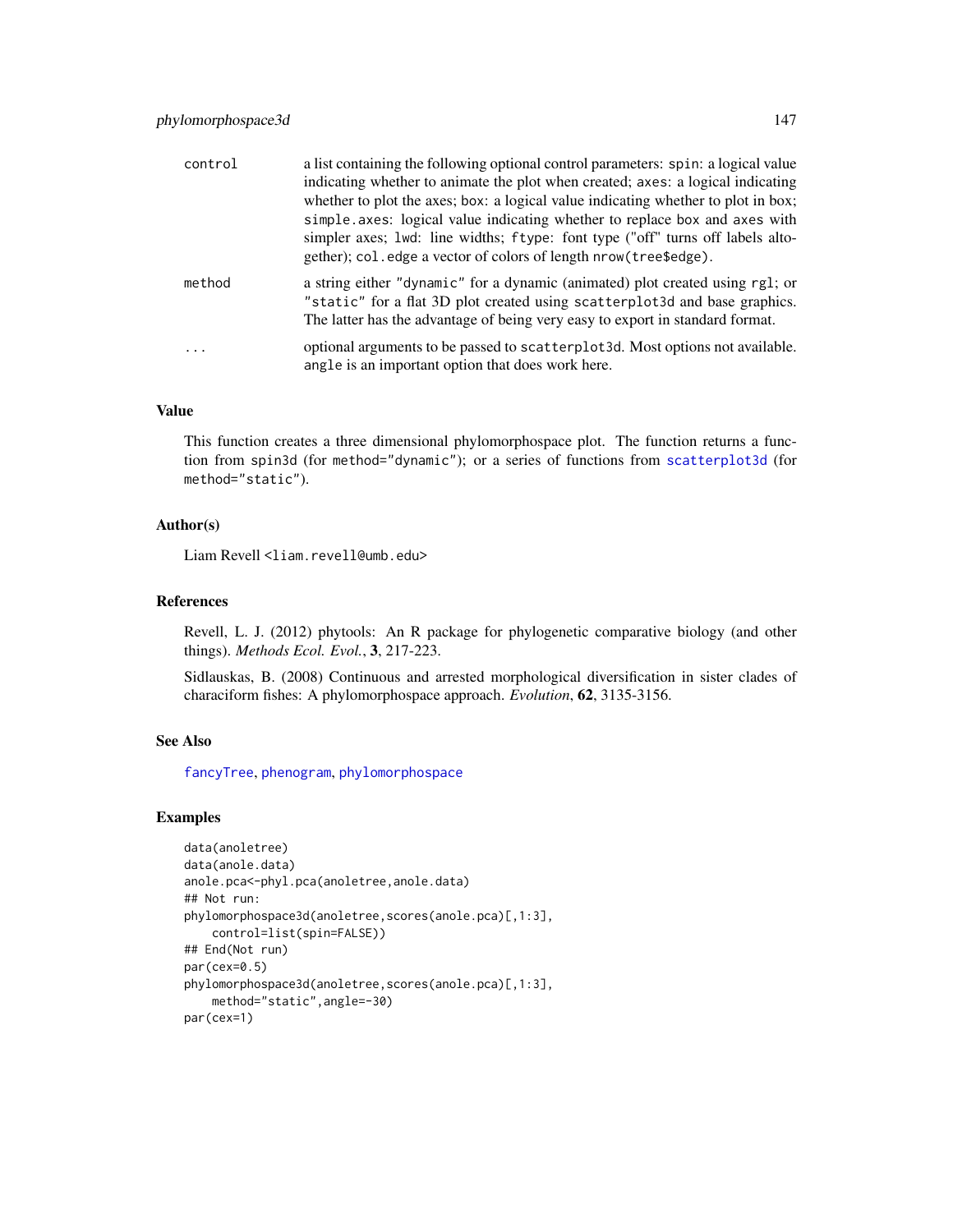| | |
|---|---|
| control | a list containing the following optional control parameters: `spin`: a logical value indicating whether to animate the plot when created; `axes`: a logical indicating whether to plot the axes; `box`: a logical value indicating whether to plot in box; `simple.axes`: logical value indicating whether to replace `box` and `axes` with simpler axes; `lwd`: line widths; `ftype`: font type ("off" turns off labels altogether); `col.edge` a vector of colors of length `nrow(tree$edge)`. |
| method | a string either `"dynamic"` for a dynamic (animated) plot created using `rgl`; or `"static"` for a flat 3D plot created using `scatterplot3d` and base graphics. The latter has the advantage of being very easy to export in standard format. |
| ... | optional arguments to be passed to `scatterplot3d`. Most options not available. `angle` is an important option that does work here. |

### Value

This function creates a three dimensional phylomorphospace plot. The function returns a function from `spin3d` (for `method="dynamic"`); or a series of functions from `scatterplot3d` (for `method="static"`).

### Author(s)

Liam Revell <liam.revell@umb.edu>

### References

Revell, L. J. (2012) phytools: An R package for phylogenetic comparative biology (and other things). *Methods Ecol. Evol.*, **3**, 217-223.

Sidlauskas, B. (2008) Continuous and arrested morphological diversification in sister clades of characiform fishes: A phylomorphospace approach. *Evolution*, **62**, 3135-3156.

### See Also

`fancyTree`, `phenogram`, `phylomorphospace`

### Examples

```
data(anoletree)
data(anole.data)
anole.pca<-phyl.pca(anoletree,anole.data)
## Not run:
phylomorphospace3d(anoletree,scores(anole.pca)[,1:3],
    control=list(spin=FALSE))
## End(Not run)
par(cex=0.5)
phylomorphospace3d(anoletree,scores(anole.pca)[,1:3],
    method="static",angle=-30)
par(cex=1)
```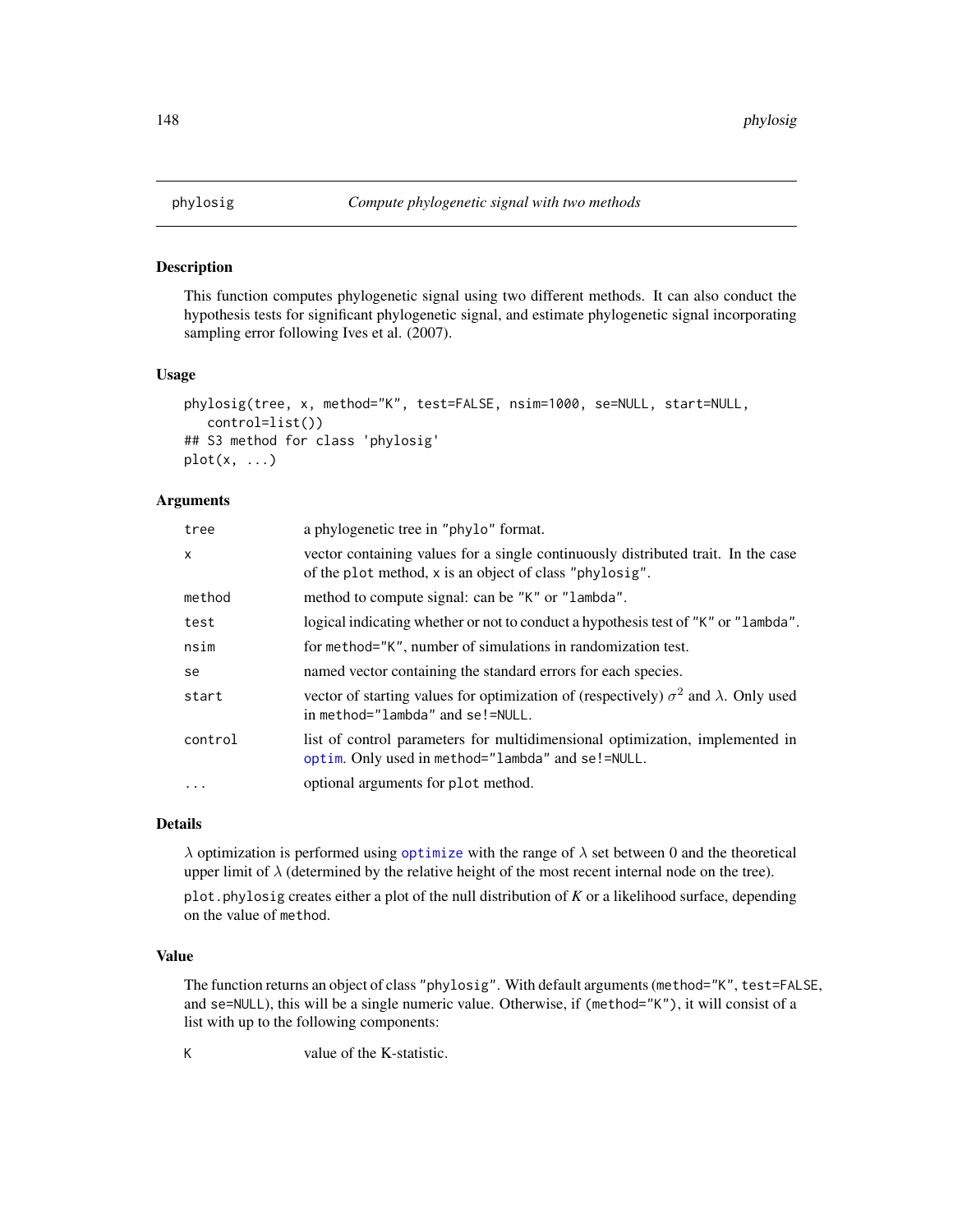# phylosig — *Compute phylogenetic signal with two methods*

## Description

This function computes phylogenetic signal using two different methods. It can also conduct the hypothesis tests for significant phylogenetic signal, and estimate phylogenetic signal incorporating sampling error following Ives et al. (2007).

## Usage

```
phylosig(tree, x, method="K", test=FALSE, nsim=1000, se=NULL, start=NULL,
   control=list())
## S3 method for class 'phylosig'
plot(x, ...)
```

## Arguments

| | |
|---|---|
| tree | a phylogenetic tree in "phylo" format. |
| x | vector containing values for a single continuously distributed trait. In the case of the plot method, x is an object of class "phylosig". |
| method | method to compute signal: can be "K" or "lambda". |
| test | logical indicating whether or not to conduct a hypothesis test of "K" or "lambda". |
| nsim | for method="K", number of simulations in randomization test. |
| se | named vector containing the standard errors for each species. |
| start | vector of starting values for optimization of (respectively) $\sigma^2$ and $\lambda$. Only used in method="lambda" and se!=NULL. |
| control | list of control parameters for multidimensional optimization, implemented in optim. Only used in method="lambda" and se!=NULL. |
| ... | optional arguments for plot method. |

## Details

$\lambda$ optimization is performed using optimize with the range of $\lambda$ set between 0 and the theoretical upper limit of $\lambda$ (determined by the relative height of the most recent internal node on the tree).

plot.phylosig creates either a plot of the null distribution of *K* or a likelihood surface, depending on the value of method.

## Value

The function returns an object of class "phylosig". With default arguments (method="K", test=FALSE, and se=NULL), this will be a single numeric value. Otherwise, if (method="K"), it will consist of a list with up to the following components:

| | |
|---|---|
| K | value of the K-statistic. |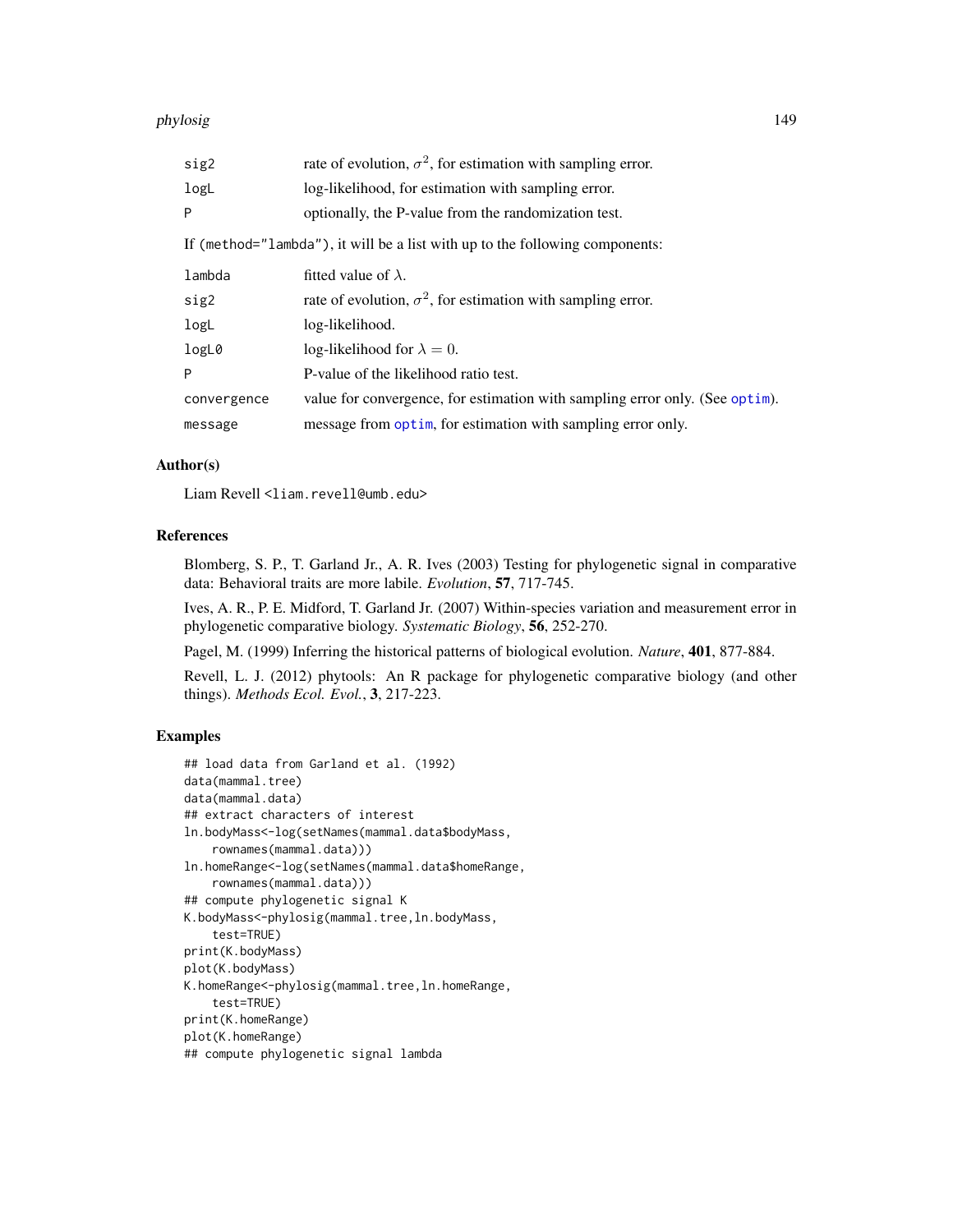| | |
|---|---|
| sig2 | rate of evolution, $\sigma^2$, for estimation with sampling error. |
| logL | log-likelihood, for estimation with sampling error. |
| P | optionally, the P-value from the randomization test. |

If (method="lambda"), it will be a list with up to the following components:

| | |
|---|---|
| lambda | fitted value of $\lambda$. |
| sig2 | rate of evolution, $\sigma^2$, for estimation with sampling error. |
| logL | log-likelihood. |
| logL0 | log-likelihood for $\lambda = 0$. |
| P | P-value of the likelihood ratio test. |
| convergence | value for convergence, for estimation with sampling error only. (See optim). |
| message | message from optim, for estimation with sampling error only. |

### Author(s)

Liam Revell <liam.revell@umb.edu>

### References

Blomberg, S. P., T. Garland Jr., A. R. Ives (2003) Testing for phylogenetic signal in comparative data: Behavioral traits are more labile. *Evolution*, **57**, 717-745.

Ives, A. R., P. E. Midford, T. Garland Jr. (2007) Within-species variation and measurement error in phylogenetic comparative biology. *Systematic Biology*, **56**, 252-270.

Pagel, M. (1999) Inferring the historical patterns of biological evolution. *Nature*, **401**, 877-884.

Revell, L. J. (2012) phytools: An R package for phylogenetic comparative biology (and other things). *Methods Ecol. Evol.*, **3**, 217-223.

### Examples

```
## load data from Garland et al. (1992)
data(mammal.tree)
data(mammal.data)
## extract characters of interest
ln.bodyMass<-log(setNames(mammal.data$bodyMass,
    rownames(mammal.data)))
ln.homeRange<-log(setNames(mammal.data$homeRange,
    rownames(mammal.data)))
## compute phylogenetic signal K
K.bodyMass<-phylosig(mammal.tree,ln.bodyMass,
    test=TRUE)
print(K.bodyMass)
plot(K.bodyMass)
K.homeRange<-phylosig(mammal.tree,ln.homeRange,
    test=TRUE)
print(K.homeRange)
plot(K.homeRange)
## compute phylogenetic signal lambda
```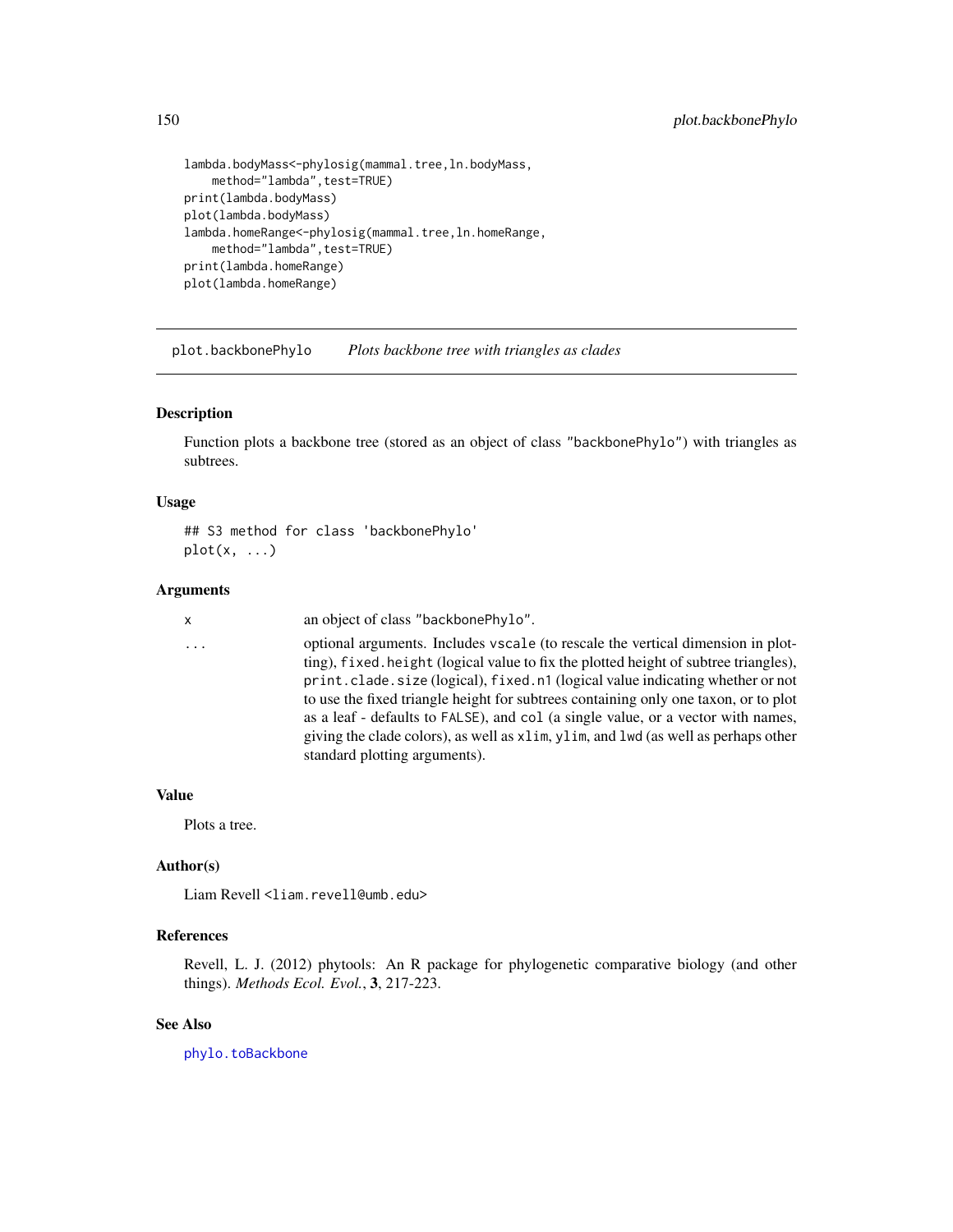```
lambda.bodyMass<-phylosig(mammal.tree,ln.bodyMass,
    method="lambda",test=TRUE)
print(lambda.bodyMass)
plot(lambda.bodyMass)
lambda.homeRange<-phylosig(mammal.tree,ln.homeRange,
    method="lambda",test=TRUE)
print(lambda.homeRange)
plot(lambda.homeRange)
```

---

## plot.backbonePhylo *Plots backbone tree with triangles as clades*

---

### Description

Function plots a backbone tree (stored as an object of class "backbonePhylo") with triangles as subtrees.

### Usage

```
## S3 method for class 'backbonePhylo'
plot(x, ...)
```

### Arguments

| | |
|---|---|
| x | an object of class "backbonePhylo". |
| ... | optional arguments. Includes vscale (to rescale the vertical dimension in plotting), fixed.height (logical value to fix the plotted height of subtree triangles), print.clade.size (logical), fixed.n1 (logical value indicating whether or not to use the fixed triangle height for subtrees containing only one taxon, or to plot as a leaf - defaults to FALSE), and col (a single value, or a vector with names, giving the clade colors), as well as xlim, ylim, and lwd (as well as perhaps other standard plotting arguments). |

### Value

Plots a tree.

### Author(s)

Liam Revell <liam.revell@umb.edu>

### References

Revell, L. J. (2012) phytools: An R package for phylogenetic comparative biology (and other things). *Methods Ecol. Evol.*, **3**, 217-223.

### See Also

phylo.toBackbone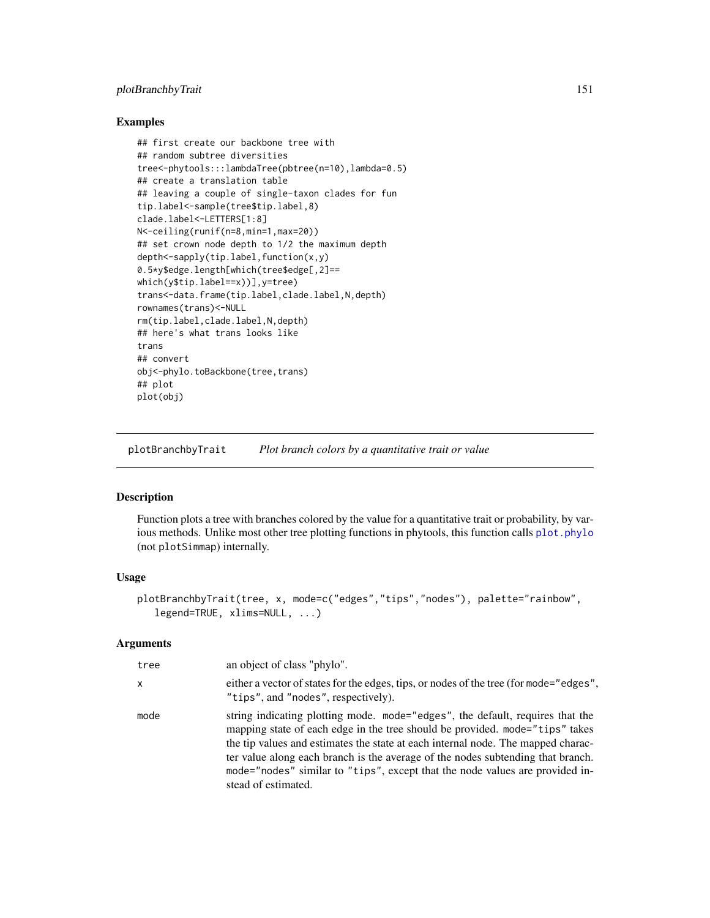## Examples

```
## first create our backbone tree with
## random subtree diversities
tree<-phytools:::lambdaTree(pbtree(n=10),lambda=0.5)
## create a translation table
## leaving a couple of single-taxon clades for fun
tip.label<-sample(tree$tip.label,8)
clade.label<-LETTERS[1:8]
N<-ceiling(runif(n=8,min=1,max=20))
## set crown node depth to 1/2 the maximum depth
depth<-sapply(tip.label,function(x,y)
0.5*y$edge.length[which(tree$edge[,2]==
which(y$tip.label==x))],y=tree)
trans<-data.frame(tip.label,clade.label,N,depth)
rownames(trans)<-NULL
rm(tip.label,clade.label,N,depth)
## here's what trans looks like
trans
## convert
obj<-phylo.toBackbone(tree,trans)
## plot
plot(obj)
```

---

`plotBranchbyTrait` *Plot branch colors by a quantitative trait or value*

---

## Description

Function plots a tree with branches colored by the value for a quantitative trait or probability, by various methods. Unlike most other tree plotting functions in phytools, this function calls `plot.phylo` (not `plotSimmap`) internally.

## Usage

```
plotBranchbyTrait(tree, x, mode=c("edges","tips","nodes"), palette="rainbow",
   legend=TRUE, xlims=NULL, ...)
```

## Arguments

| | |
|---|---|
| `tree` | an object of class "phylo". |
| `x` | either a vector of states for the edges, tips, or nodes of the tree (for `mode="edges"`, `"tips"`, and `"nodes"`, respectively). |
| `mode` | string indicating plotting mode. `mode="edges"`, the default, requires that the mapping state of each edge in the tree should be provided. `mode="tips"` takes the tip values and estimates the state at each internal node. The mapped character value along each branch is the average of the nodes subtending that branch. `mode="nodes"` similar to `"tips"`, except that the node values are provided instead of estimated. |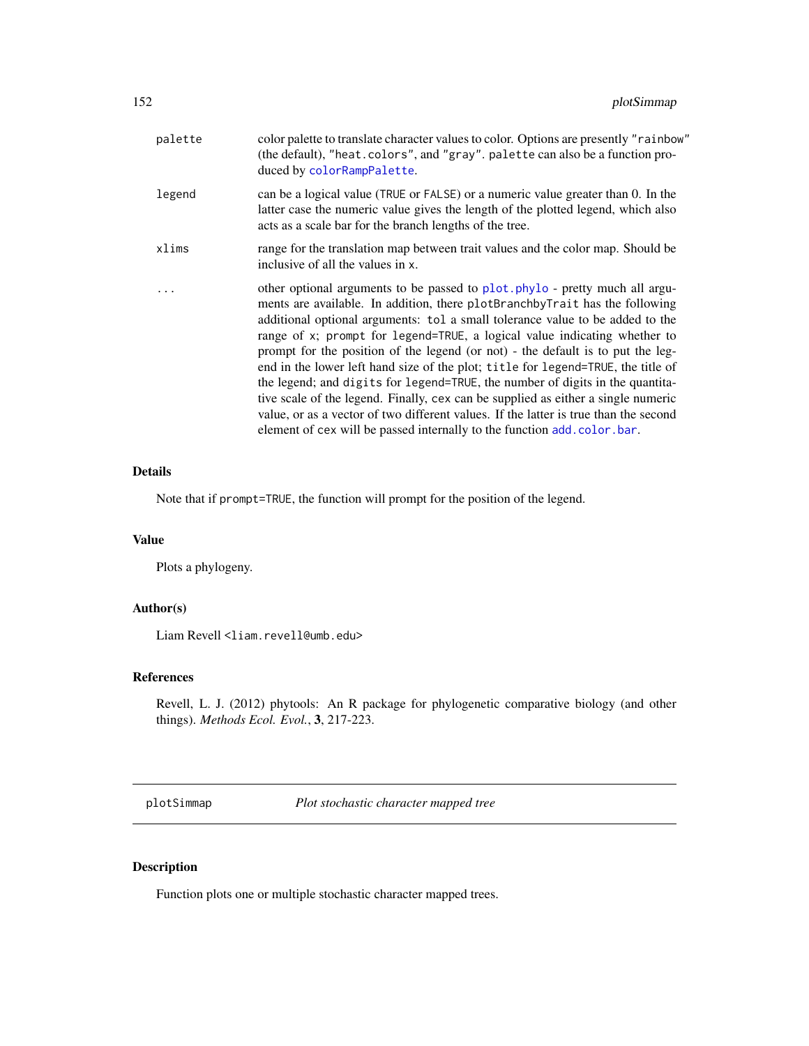palette
: color palette to translate character values to color. Options are presently "rainbow" (the default), "heat.colors", and "gray". palette can also be a function produced by colorRampPalette.

legend
: can be a logical value (TRUE or FALSE) or a numeric value greater than 0. In the latter case the numeric value gives the length of the plotted legend, which also acts as a scale bar for the branch lengths of the tree.

xlims
: range for the translation map between trait values and the color map. Should be inclusive of all the values in x.

...
: other optional arguments to be passed to plot.phylo - pretty much all arguments are available. In addition, there plotBranchbyTrait has the following additional optional arguments: tol a small tolerance value to be added to the range of x; prompt for legend=TRUE, a logical value indicating whether to prompt for the position of the legend (or not) - the default is to put the legend in the lower left hand size of the plot; title for legend=TRUE, the title of the legend; and digits for legend=TRUE, the number of digits in the quantitative scale of the legend. Finally, cex can be supplied as either a single numeric value, or as a vector of two different values. If the latter is true than the second element of cex will be passed internally to the function add.color.bar.

### Details

Note that if prompt=TRUE, the function will prompt for the position of the legend.

### Value

Plots a phylogeny.

### Author(s)

Liam Revell <liam.revell@umb.edu>

### References

Revell, L. J. (2012) phytools: An R package for phylogenetic comparative biology (and other things). *Methods Ecol. Evol.*, **3**, 217-223.

---

## plotSimmap — *Plot stochastic character mapped tree*

### Description

Function plots one or multiple stochastic character mapped trees.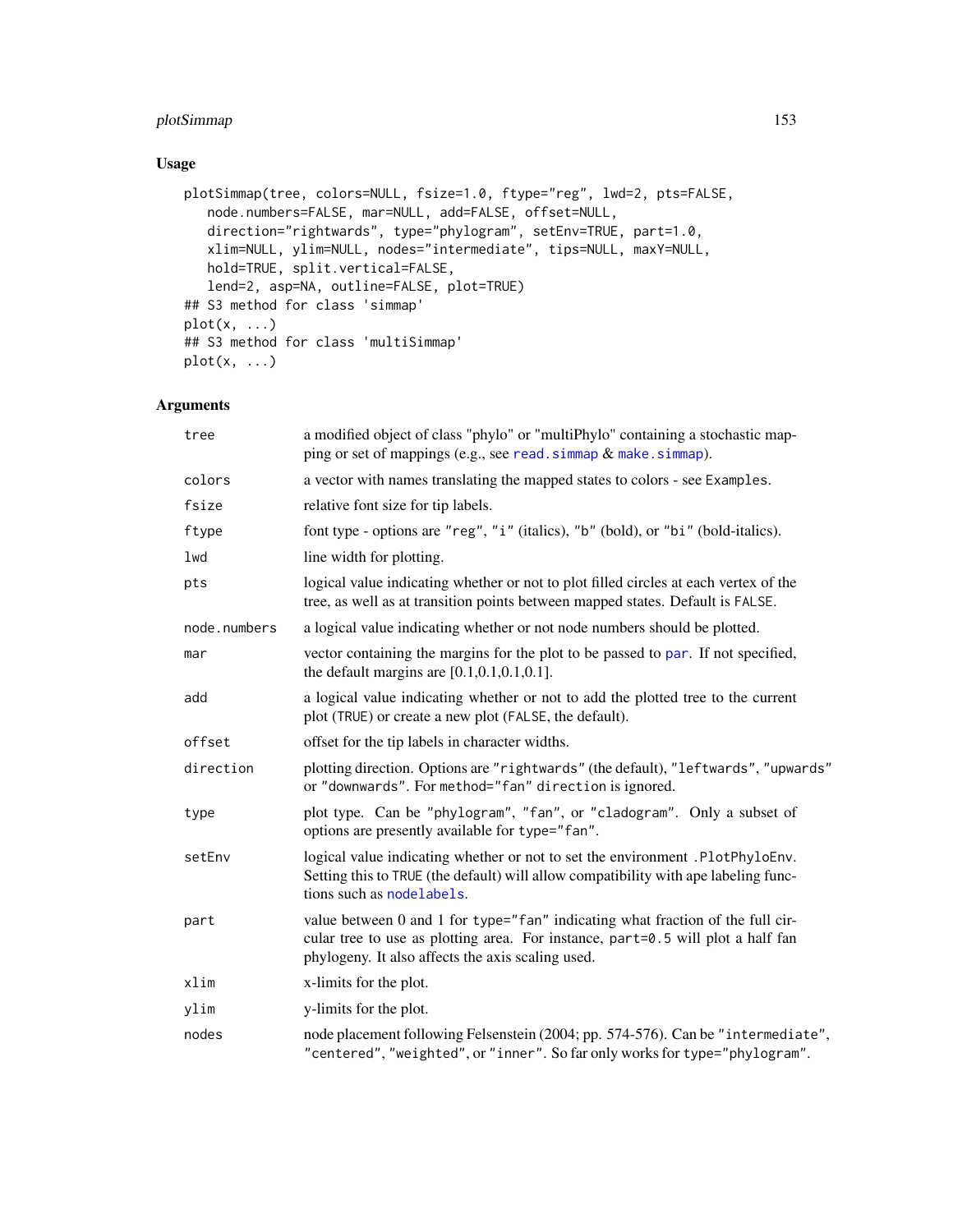## Usage

```
plotSimmap(tree, colors=NULL, fsize=1.0, ftype="reg", lwd=2, pts=FALSE,
   node.numbers=FALSE, mar=NULL, add=FALSE, offset=NULL,
   direction="rightwards", type="phylogram", setEnv=TRUE, part=1.0,
   xlim=NULL, ylim=NULL, nodes="intermediate", tips=NULL, maxY=NULL,
   hold=TRUE, split.vertical=FALSE,
   lend=2, asp=NA, outline=FALSE, plot=TRUE)
## S3 method for class 'simmap'
plot(x, ...)
## S3 method for class 'multiSimmap'
plot(x, ...)
```

## Arguments

| | |
|---|---|
| `tree` | a modified object of class "phylo" or "multiPhylo" containing a stochastic mapping or set of mappings (e.g., see `read.simmap` & `make.simmap`). |
| `colors` | a vector with names translating the mapped states to colors - see `Examples`. |
| `fsize` | relative font size for tip labels. |
| `ftype` | font type - options are `"reg"`, `"i"` (italics), `"b"` (bold), or `"bi"` (bold-italics). |
| `lwd` | line width for plotting. |
| `pts` | logical value indicating whether or not to plot filled circles at each vertex of the tree, as well as at transition points between mapped states. Default is `FALSE`. |
| `node.numbers` | a logical value indicating whether or not node numbers should be plotted. |
| `mar` | vector containing the margins for the plot to be passed to `par`. If not specified, the default margins are [0.1,0.1,0.1,0.1]. |
| `add` | a logical value indicating whether or not to add the plotted tree to the current plot (`TRUE`) or create a new plot (`FALSE`, the default). |
| `offset` | offset for the tip labels in character widths. |
| `direction` | plotting direction. Options are `"rightwards"` (the default), `"leftwards"`, `"upwards"` or `"downwards"`. For `method="fan"` `direction` is ignored. |
| `type` | plot type. Can be `"phylogram"`, `"fan"`, or `"cladogram"`. Only a subset of options are presently available for `type="fan"`. |
| `setEnv` | logical value indicating whether or not to set the environment `.PlotPhyloEnv`. Setting this to `TRUE` (the default) will allow compatibility with ape labeling functions such as `nodelabels`. |
| `part` | value between 0 and 1 for `type="fan"` indicating what fraction of the full circular tree to use as plotting area. For instance, `part=0.5` will plot a half fan phylogeny. It also affects the axis scaling used. |
| `xlim` | x-limits for the plot. |
| `ylim` | y-limits for the plot. |
| `nodes` | node placement following Felsenstein (2004; pp. 574-576). Can be `"intermediate"`, `"centered"`, `"weighted"`, or `"inner"`. So far only works for `type="phylogram"`. |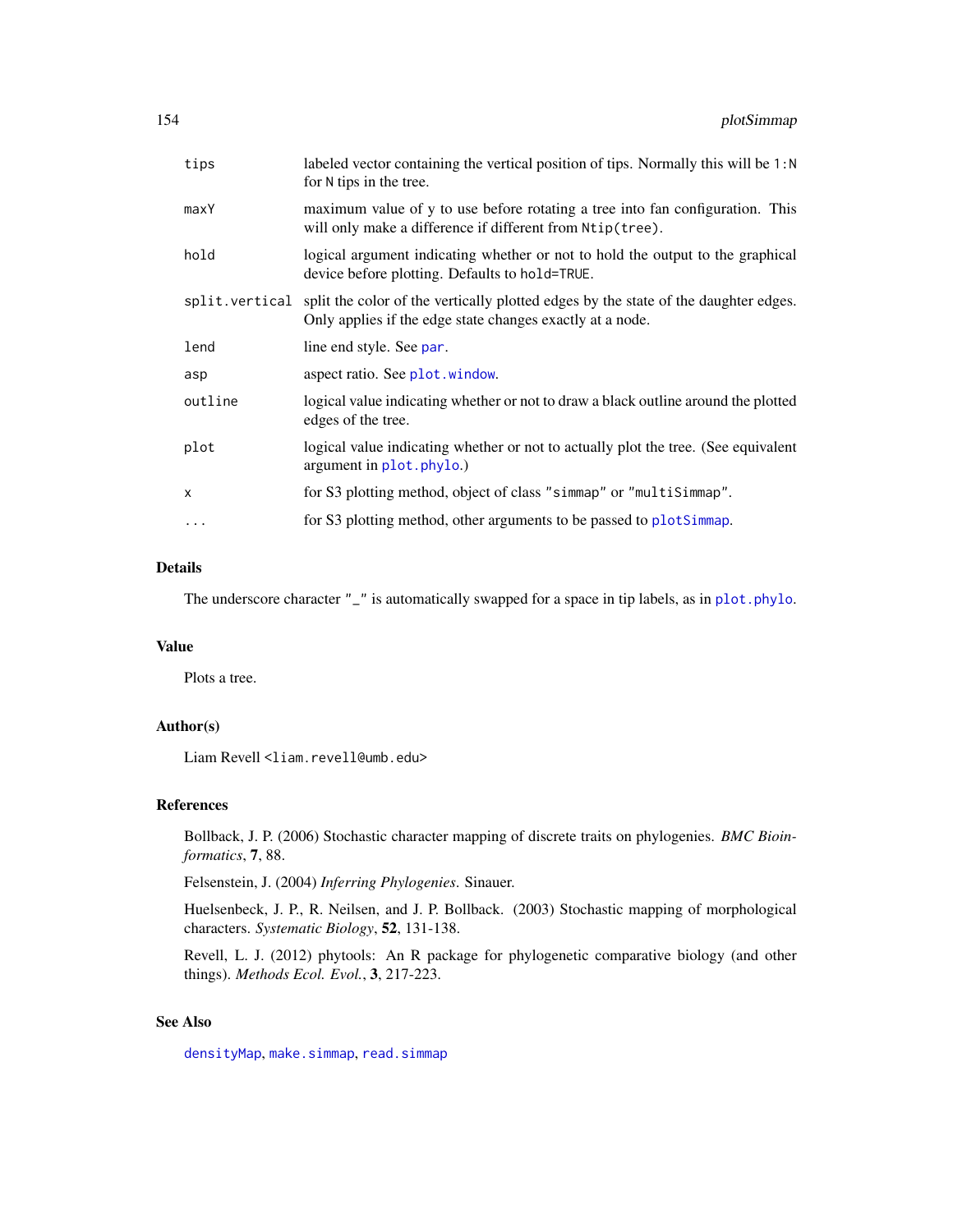| | |
|---|---|
| `tips` | labeled vector containing the vertical position of tips. Normally this will be `1:N` for `N` tips in the tree. |
| `maxY` | maximum value of y to use before rotating a tree into fan configuration. This will only make a difference if different from `Ntip(tree)`. |
| `hold` | logical argument indicating whether or not to hold the output to the graphical device before plotting. Defaults to `hold=TRUE`. |
| `split.vertical` | split the color of the vertically plotted edges by the state of the daughter edges. Only applies if the edge state changes exactly at a node. |
| `lend` | line end style. See `par`. |
| `asp` | aspect ratio. See `plot.window`. |
| `outline` | logical value indicating whether or not to draw a black outline around the plotted edges of the tree. |
| `plot` | logical value indicating whether or not to actually plot the tree. (See equivalent argument in `plot.phylo`.) |
| `x` | for S3 plotting method, object of class `"simmap"` or `"multiSimmap"`. |
| `...` | for S3 plotting method, other arguments to be passed to `plotSimmap`. |

## Details

The underscore character `"_"` is automatically swapped for a space in tip labels, as in `plot.phylo`.

## Value

Plots a tree.

## Author(s)

Liam Revell <liam.revell@umb.edu>

## References

Bollback, J. P. (2006) Stochastic character mapping of discrete traits on phylogenies. *BMC Bioinformatics*, **7**, 88.

Felsenstein, J. (2004) *Inferring Phylogenies*. Sinauer.

Huelsenbeck, J. P., R. Neilsen, and J. P. Bollback. (2003) Stochastic mapping of morphological characters. *Systematic Biology*, **52**, 131-138.

Revell, L. J. (2012) phytools: An R package for phylogenetic comparative biology (and other things). *Methods Ecol. Evol.*, **3**, 217-223.

## See Also

`densityMap`, `make.simmap`, `read.simmap`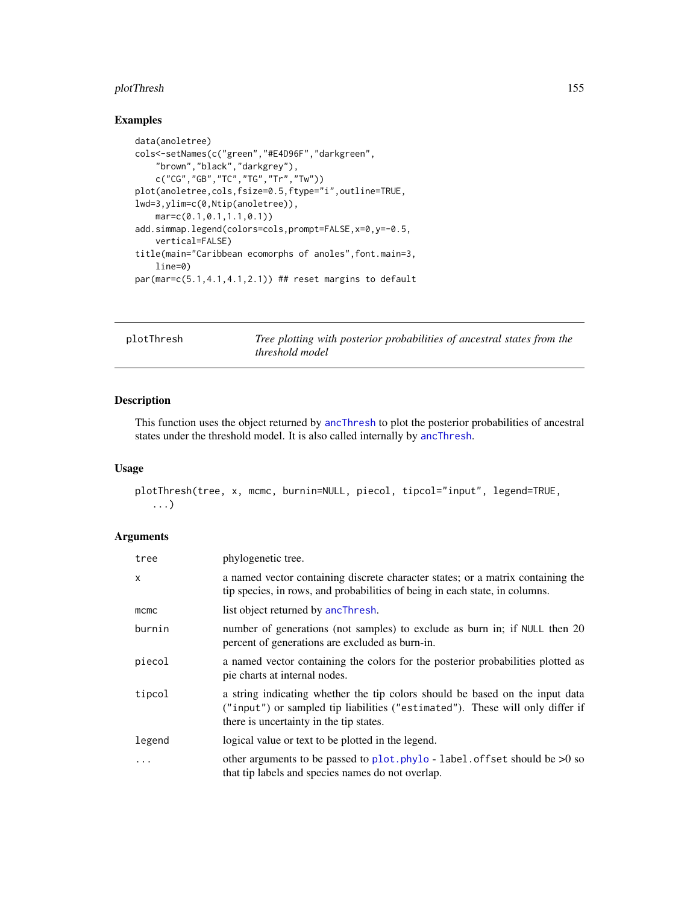## Examples

```
data(anoletree)
cols<-setNames(c("green","#E4D96F","darkgreen",
    "brown","black","darkgrey"),
    c("CG","GB","TC","TG","Tr","Tw"))
plot(anoletree,cols,fsize=0.5,ftype="i",outline=TRUE,
lwd=3,ylim=c(0,Ntip(anoletree)),
    mar=c(0.1,0.1,1.1,0.1))
add.simmap.legend(colors=cols,prompt=FALSE,x=0,y=-0.5,
    vertical=FALSE)
title(main="Caribbean ecomorphs of anoles",font.main=3,
    line=0)
par(mar=c(5.1,4.1,4.1,2.1)) ## reset margins to default
```

---

# plotThresh

*Tree plotting with posterior probabilities of ancestral states from the threshold model*

## Description

This function uses the object returned by `ancThresh` to plot the posterior probabilities of ancestral states under the threshold model. It is also called internally by `ancThresh`.

## Usage

```
plotThresh(tree, x, mcmc, burnin=NULL, piecol, tipcol="input", legend=TRUE,
   ...)
```

## Arguments

| | |
|---|---|
| `tree` | phylogenetic tree. |
| `x` | a named vector containing discrete character states; or a matrix containing the tip species, in rows, and probabilities of being in each state, in columns. |
| `mcmc` | list object returned by `ancThresh`. |
| `burnin` | number of generations (not samples) to exclude as burn in; if `NULL` then 20 percent of generations are excluded as burn-in. |
| `piecol` | a named vector containing the colors for the posterior probabilities plotted as pie charts at internal nodes. |
| `tipcol` | a string indicating whether the tip colors should be based on the input data (`"input"`) or sampled tip liabilities (`"estimated"`). These will only differ if there is uncertainty in the tip states. |
| `legend` | logical value or text to be plotted in the legend. |
| `...` | other arguments to be passed to `plot.phylo` - `label.offset` should be >0 so that tip labels and species names do not overlap. |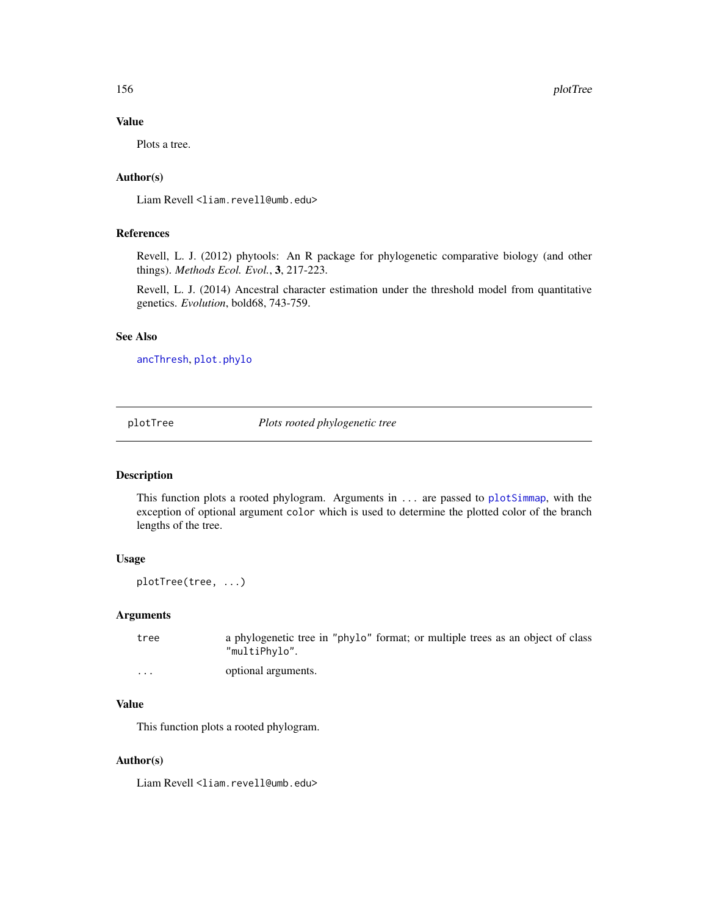## Value

Plots a tree.

## Author(s)

Liam Revell <liam.revell@umb.edu>

## References

Revell, L. J. (2012) phytools: An R package for phylogenetic comparative biology (and other things). *Methods Ecol. Evol.*, **3**, 217-223.

Revell, L. J. (2014) Ancestral character estimation under the threshold model from quantitative genetics. *Evolution*, bold68, 743-759.

## See Also

ancThresh, plot.phylo

---

# plotTree *Plots rooted phylogenetic tree*

---

## Description

This function plots a rooted phylogram. Arguments in ... are passed to plotSimmap, with the exception of optional argument color which is used to determine the plotted color of the branch lengths of the tree.

## Usage

```
plotTree(tree, ...)
```

## Arguments

| | |
|---|---|
| tree | a phylogenetic tree in "phylo" format; or multiple trees as an object of class "multiPhylo". |
| ... | optional arguments. |

## Value

This function plots a rooted phylogram.

## Author(s)

Liam Revell <liam.revell@umb.edu>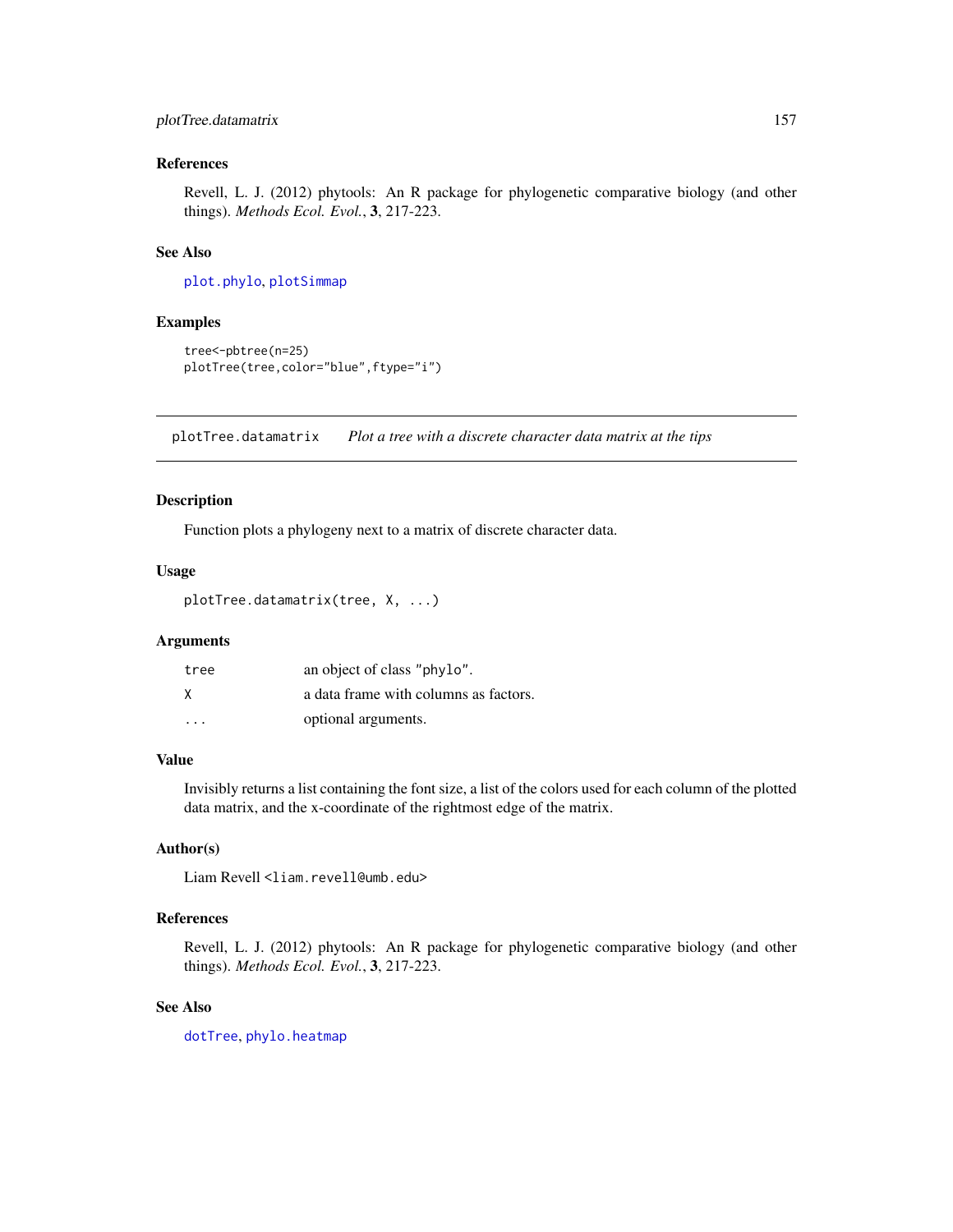### References

Revell, L. J. (2012) phytools: An R package for phylogenetic comparative biology (and other things). *Methods Ecol. Evol.*, **3**, 217-223.

### See Also

`plot.phylo`, `plotSimmap`

### Examples

```
tree<-pbtree(n=25)
plotTree(tree,color="blue",ftype="i")
```

---

## plotTree.datamatrix *Plot a tree with a discrete character data matrix at the tips*

---

### Description

Function plots a phylogeny next to a matrix of discrete character data.

### Usage

```
plotTree.datamatrix(tree, X, ...)
```

### Arguments

| | |
|---|---|
| `tree` | an object of class "`phylo`". |
| `X` | a data frame with columns as factors. |
| `...` | optional arguments. |

### Value

Invisibly returns a list containing the font size, a list of the colors used for each column of the plotted data matrix, and the x-coordinate of the rightmost edge of the matrix.

### Author(s)

Liam Revell <liam.revell@umb.edu>

### References

Revell, L. J. (2012) phytools: An R package for phylogenetic comparative biology (and other things). *Methods Ecol. Evol.*, **3**, 217-223.

### See Also

`dotTree`, `phylo.heatmap`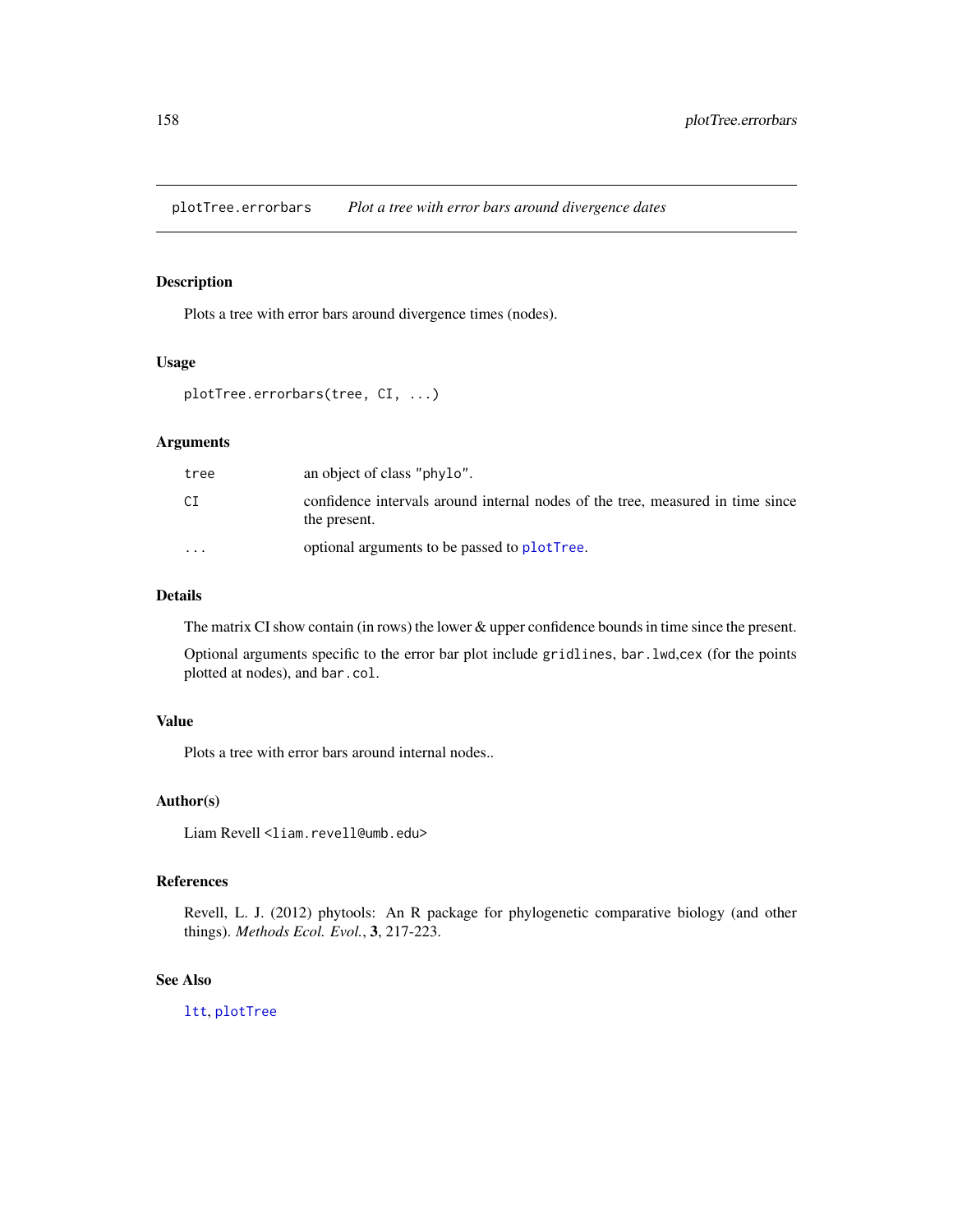plotTree.errorbars *Plot a tree with error bars around divergence dates*

## Description

Plots a tree with error bars around divergence times (nodes).

## Usage

```
plotTree.errorbars(tree, CI, ...)
```

## Arguments

| | |
|---|---|
| `tree` | an object of class `"phylo"`. |
| `CI` | confidence intervals around internal nodes of the tree, measured in time since the present. |
| `...` | optional arguments to be passed to `plotTree`. |

## Details

The matrix CI show contain (in rows) the lower & upper confidence bounds in time since the present.

Optional arguments specific to the error bar plot include `gridlines`, `bar.lwd`,`cex` (for the points plotted at nodes), and `bar.col`.

## Value

Plots a tree with error bars around internal nodes..

## Author(s)

Liam Revell <`liam.revell@umb.edu`>

## References

Revell, L. J. (2012) phytools: An R package for phylogenetic comparative biology (and other things). *Methods Ecol. Evol.*, **3**, 217-223.

## See Also

`ltt`, `plotTree`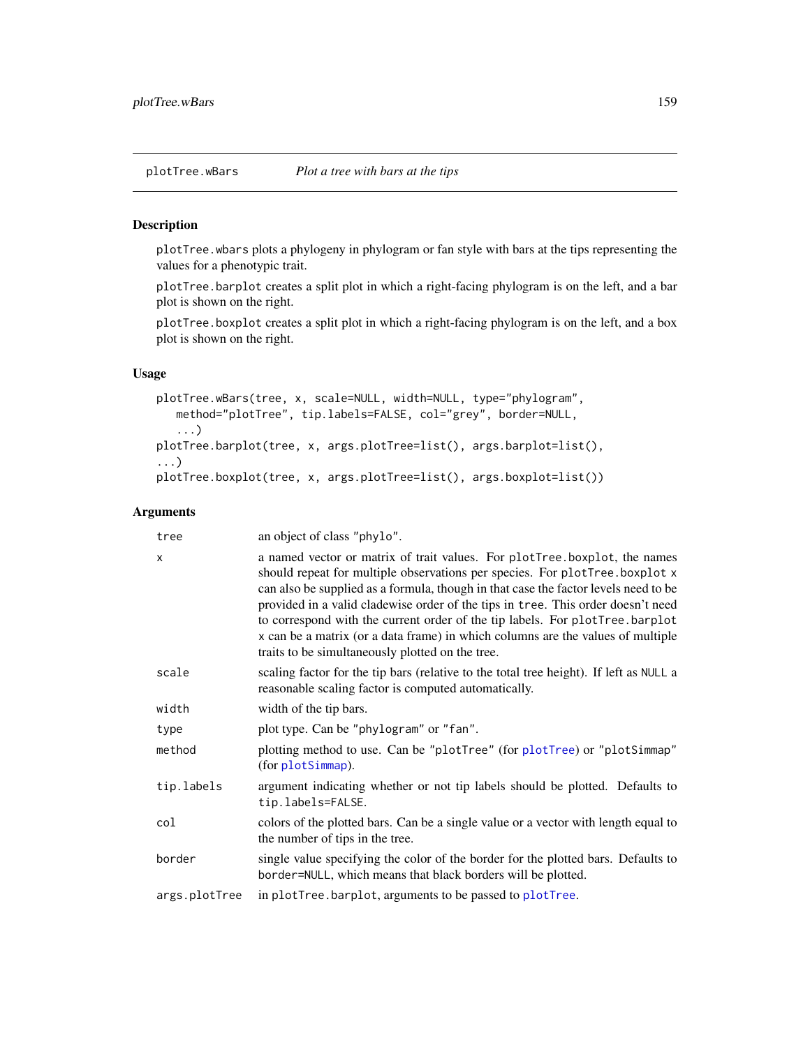## plotTree.wBars — *Plot a tree with bars at the tips*

### Description

`plotTree.wbars` plots a phylogeny in phylogram or fan style with bars at the tips representing the values for a phenotypic trait.

`plotTree.barplot` creates a split plot in which a right-facing phylogram is on the left, and a bar plot is shown on the right.

`plotTree.boxplot` creates a split plot in which a right-facing phylogram is on the left, and a box plot is shown on the right.

### Usage

```
plotTree.wBars(tree, x, scale=NULL, width=NULL, type="phylogram",
   method="plotTree", tip.labels=FALSE, col="grey", border=NULL,
   ...)
plotTree.barplot(tree, x, args.plotTree=list(), args.barplot=list(),
...)
plotTree.boxplot(tree, x, args.plotTree=list(), args.boxplot=list())
```

### Arguments

| | |
|---|---|
| `tree` | an object of class `"phylo"`. |
| `x` | a named vector or matrix of trait values. For `plotTree.boxplot`, the names should repeat for multiple observations per species. For `plotTree.boxplot` `x` can also be supplied as a formula, though in that case the factor levels need to be provided in a valid cladewise order of the tips in `tree`. This order doesn't need to correspond with the current order of the tip labels. For `plotTree.barplot` `x` can be a matrix (or a data frame) in which columns are the values of multiple traits to be simultaneously plotted on the tree. |
| `scale` | scaling factor for the tip bars (relative to the total tree height). If left as `NULL` a reasonable scaling factor is computed automatically. |
| `width` | width of the tip bars. |
| `type` | plot type. Can be `"phylogram"` or `"fan"`. |
| `method` | plotting method to use. Can be `"plotTree"` (for `plotTree`) or `"plotSimmap"` (for `plotSimmap`). |
| `tip.labels` | argument indicating whether or not tip labels should be plotted. Defaults to `tip.labels=FALSE`. |
| `col` | colors of the plotted bars. Can be a single value or a vector with length equal to the number of tips in the tree. |
| `border` | single value specifying the color of the border for the plotted bars. Defaults to `border=NULL`, which means that black borders will be plotted. |
| `args.plotTree` | in `plotTree.barplot`, arguments to be passed to `plotTree`. |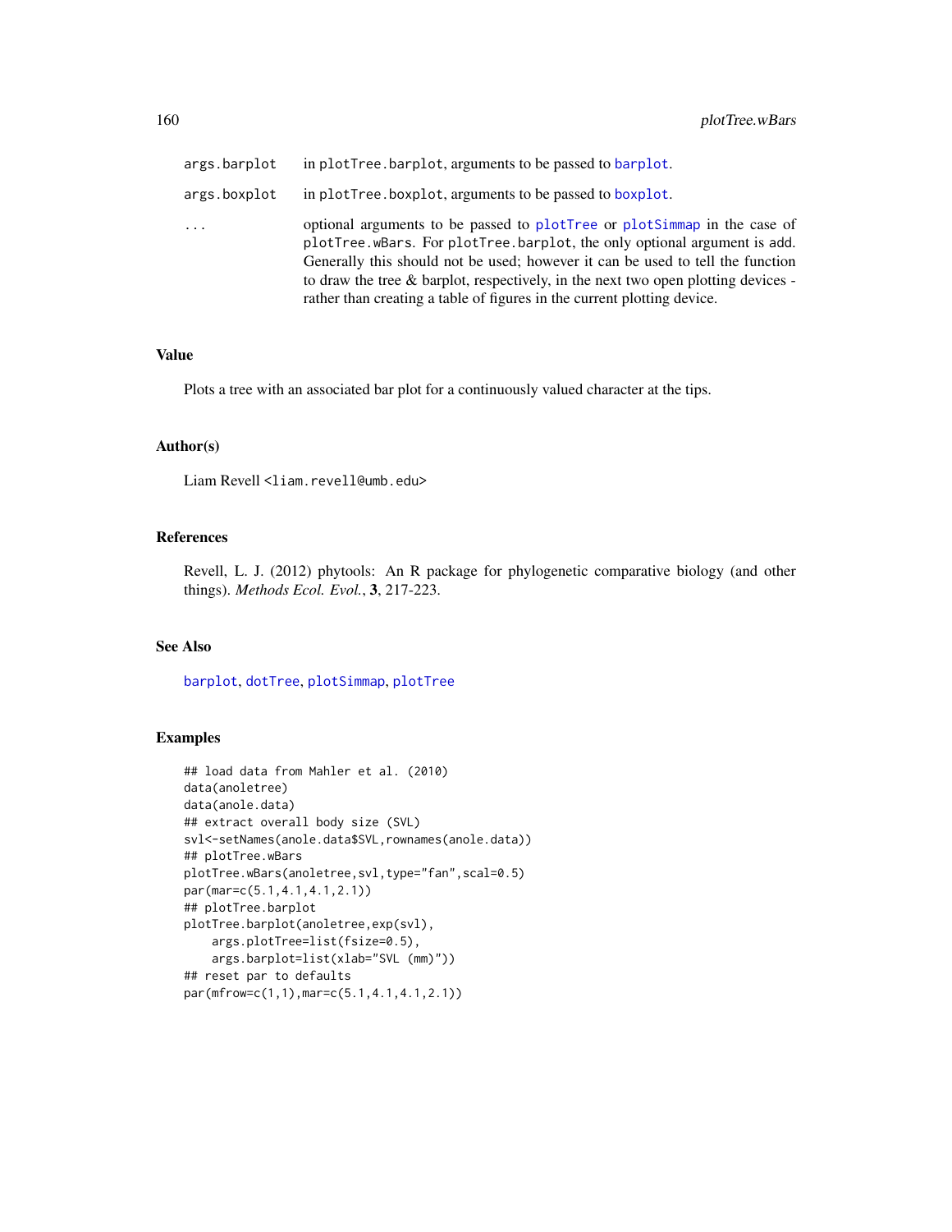| | |
|---|---|
| `args.barplot` | in `plotTree.barplot`, arguments to be passed to `barplot`. |
| `args.boxplot` | in `plotTree.boxplot`, arguments to be passed to `boxplot`. |
| `...` | optional arguments to be passed to `plotTree` or `plotSimmap` in the case of `plotTree.wBars`. For `plotTree.barplot`, the only optional argument is `add`. Generally this should not be used; however it can be used to tell the function to draw the tree & barplot, respectively, in the next two open plotting devices - rather than creating a table of figures in the current plotting device. |

## Value

Plots a tree with an associated bar plot for a continuously valued character at the tips.

## Author(s)

Liam Revell <`liam.revell@umb.edu`>

## References

Revell, L. J. (2012) phytools: An R package for phylogenetic comparative biology (and other things). *Methods Ecol. Evol.*, **3**, 217-223.

## See Also

`barplot`, `dotTree`, `plotSimmap`, `plotTree`

## Examples

```
## load data from Mahler et al. (2010)
data(anoletree)
data(anole.data)
## extract overall body size (SVL)
svl<-setNames(anole.data$SVL,rownames(anole.data))
## plotTree.wBars
plotTree.wBars(anoletree,svl,type="fan",scal=0.5)
par(mar=c(5.1,4.1,4.1,2.1))
## plotTree.barplot
plotTree.barplot(anoletree,exp(svl),
    args.plotTree=list(fsize=0.5),
    args.barplot=list(xlab="SVL (mm)"))
## reset par to defaults
par(mfrow=c(1,1),mar=c(5.1,4.1,4.1,2.1))
```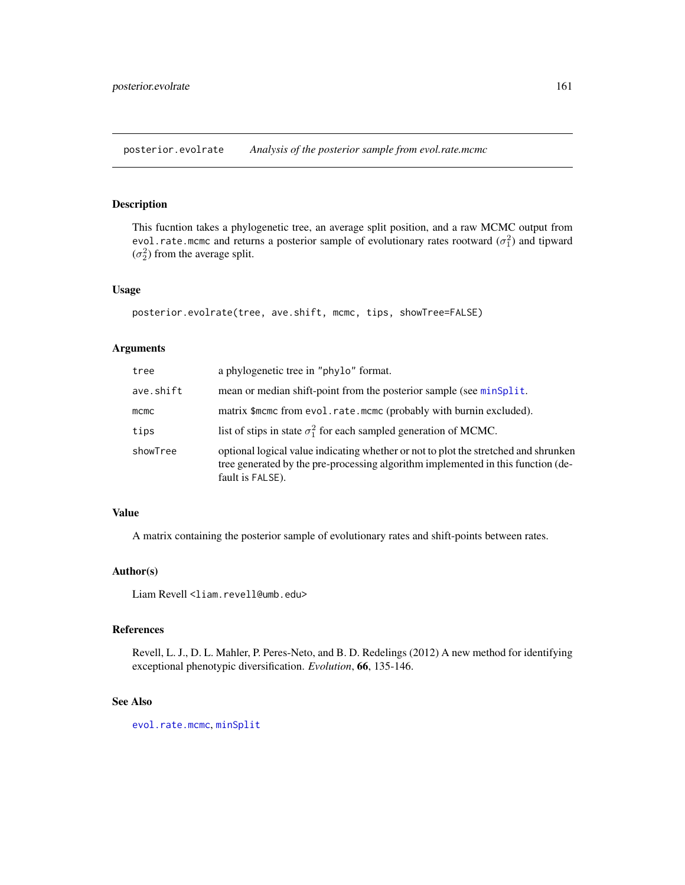posterior.evolrate    *Analysis of the posterior sample from evol.rate.mcmc*

## Description

This fucntion takes a phylogenetic tree, an average split position, and a raw MCMC output from `evol.rate.mcmc` and returns a posterior sample of evolutionary rates rootward ($\sigma_1^2$) and tipward ($\sigma_2^2$) from the average split.

## Usage

```
posterior.evolrate(tree, ave.shift, mcmc, tips, showTree=FALSE)
```

## Arguments

| | |
|---|---|
| `tree` | a phylogenetic tree in `"phylo"` format. |
| `ave.shift` | mean or median shift-point from the posterior sample (see `minSplit`. |
| `mcmc` | matrix `$mcmc` from `evol.rate.mcmc` (probably with burnin excluded). |
| `tips` | list of stips in state $\sigma_1^2$ for each sampled generation of MCMC. |
| `showTree` | optional logical value indicating whether or not to plot the stretched and shrunken tree generated by the pre-processing algorithm implemented in this function (default is `FALSE`). |

## Value

A matrix containing the posterior sample of evolutionary rates and shift-points between rates.

## Author(s)

Liam Revell <liam.revell@umb.edu>

## References

Revell, L. J., D. L. Mahler, P. Peres-Neto, and B. D. Redelings (2012) A new method for identifying exceptional phenotypic diversification. *Evolution*, **66**, 135-146.

## See Also

`evol.rate.mcmc`, `minSplit`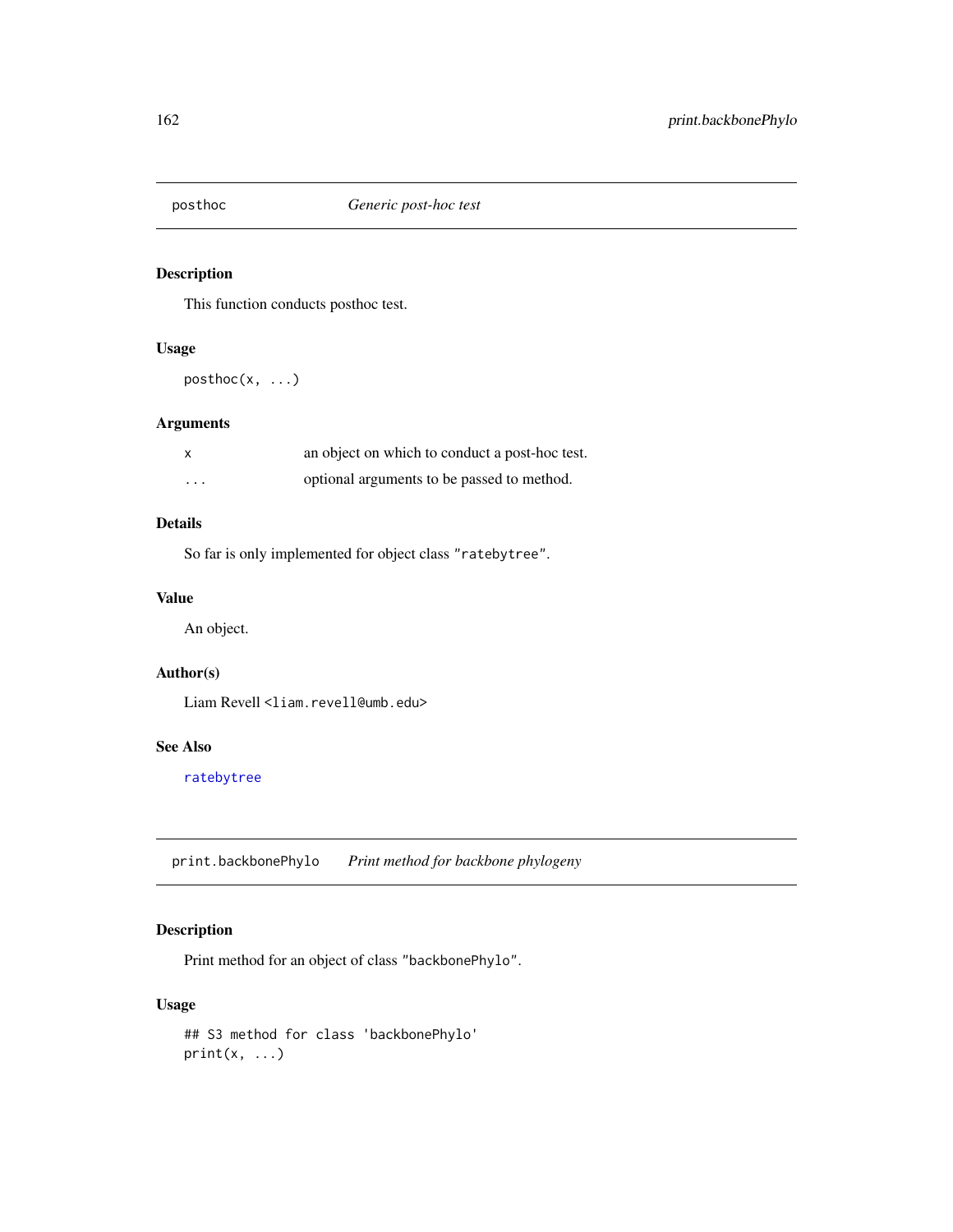## posthoc — *Generic post-hoc test*

### Description

This function conducts posthoc test.

### Usage

```
posthoc(x, ...)
```

### Arguments

| | |
|---|---|
| x | an object on which to conduct a post-hoc test. |
| ... | optional arguments to be passed to method. |

### Details

So far is only implemented for object class "ratebytree".

### Value

An object.

### Author(s)

Liam Revell <liam.revell@umb.edu>

### See Also

ratebytree

## print.backbonePhylo — *Print method for backbone phylogeny*

### Description

Print method for an object of class "backbonePhylo".

### Usage

```
## S3 method for class 'backbonePhylo'
print(x, ...)
```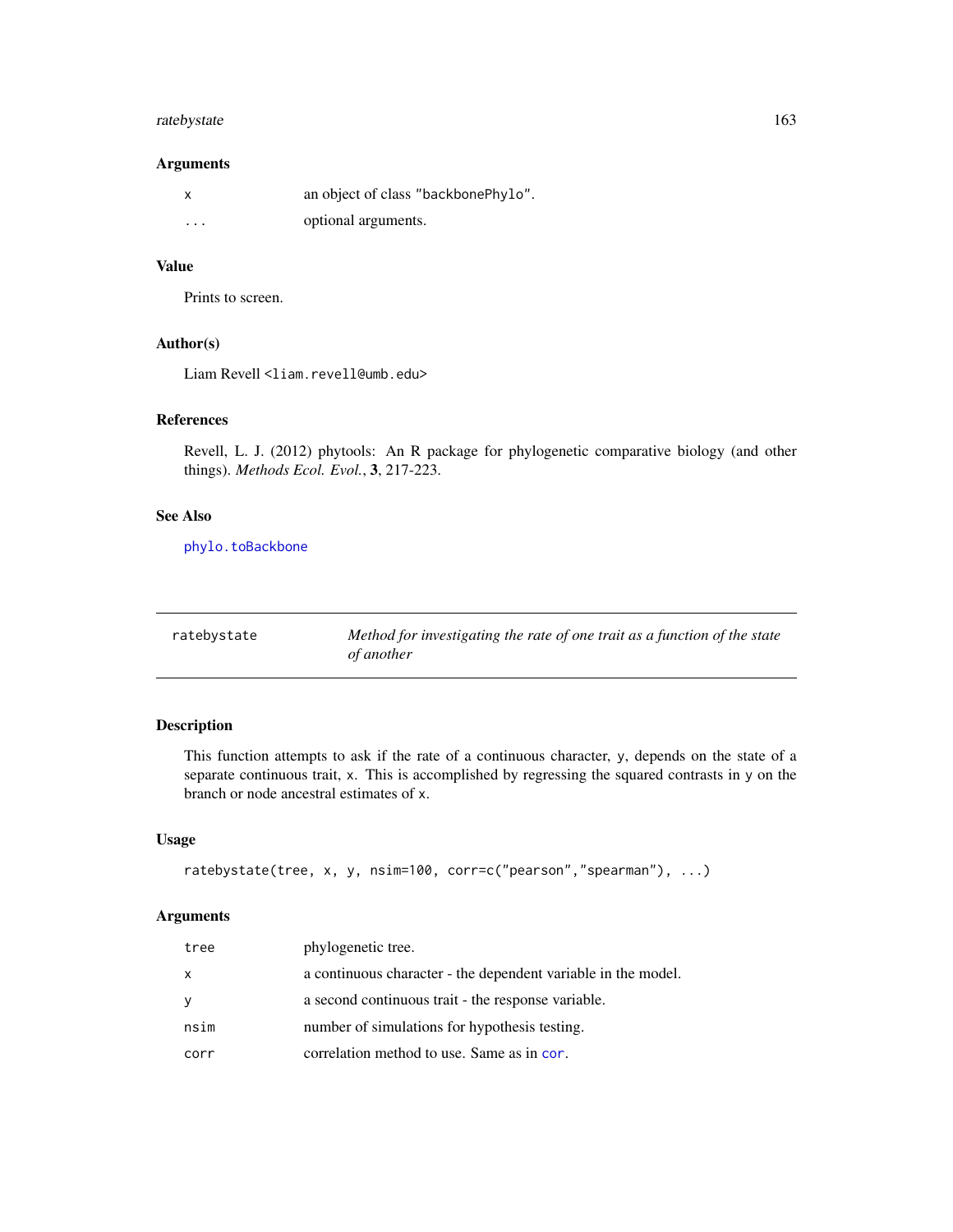### Arguments

| | |
|---|---|
| `x` | an object of class "backbonePhylo". |
| `...` | optional arguments. |

### Value

Prints to screen.

### Author(s)

Liam Revell <liam.revell@umb.edu>

### References

Revell, L. J. (2012) phytools: An R package for phylogenetic comparative biology (and other things). *Methods Ecol. Evol.*, **3**, 217-223.

### See Also

`phylo.toBackbone`

---

## ratebystate — *Method for investigating the rate of one trait as a function of the state of another*

---

### Description

This function attempts to ask if the rate of a continuous character, y, depends on the state of a separate continuous trait, x. This is accomplished by regressing the squared contrasts in y on the branch or node ancestral estimates of x.

### Usage

```
ratebystate(tree, x, y, nsim=100, corr=c("pearson","spearman"), ...)
```

### Arguments

| | |
|---|---|
| `tree` | phylogenetic tree. |
| `x` | a continuous character - the dependent variable in the model. |
| `y` | a second continuous trait - the response variable. |
| `nsim` | number of simulations for hypothesis testing. |
| `corr` | correlation method to use. Same as in `cor`. |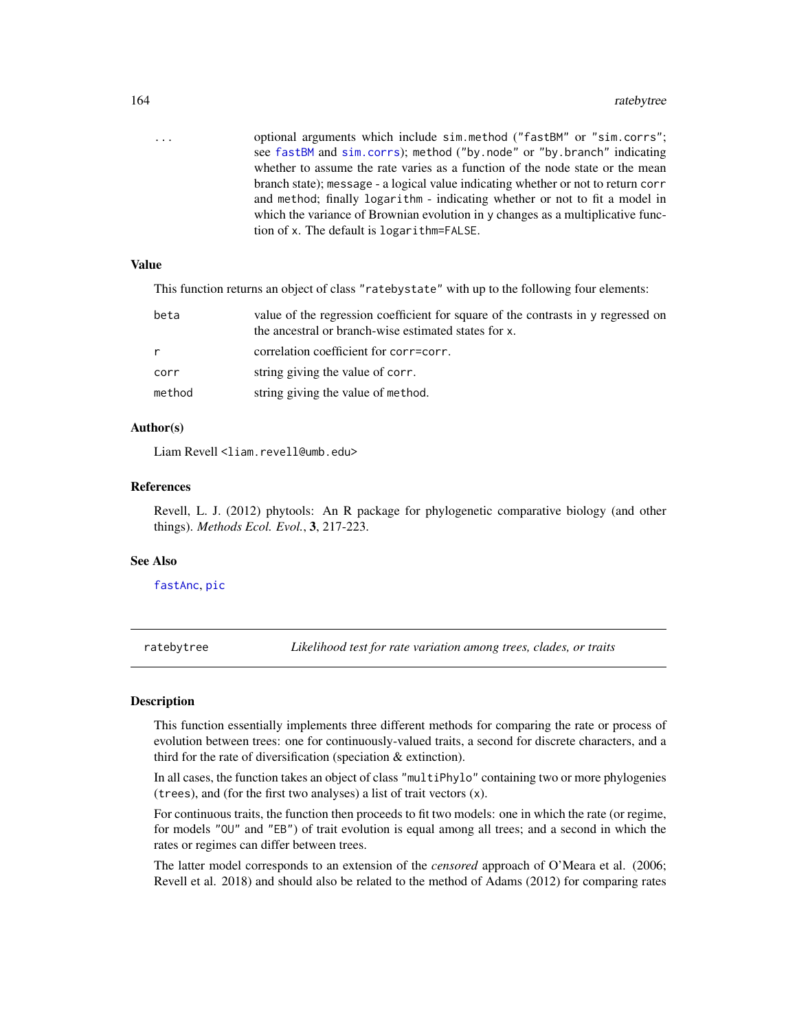| | |
|---|---|
| ... | optional arguments which include `sim.method` ("fastBM" or "sim.corrs"; see fastBM and sim.corrs); `method` ("by.node" or "by.branch" indicating whether to assume the rate varies as a function of the node state or the mean branch state); `message` - a logical value indicating whether or not to return `corr` and `method`; finally `logarithm` - indicating whether or not to fit a model in which the variance of Brownian evolution in `y` changes as a multiplicative function of `x`. The default is `logarithm=FALSE`. |

### Value

This function returns an object of class "ratebystate" with up to the following four elements:

| | |
|---|---|
| beta | value of the regression coefficient for square of the contrasts in `y` regressed on the ancestral or branch-wise estimated states for `x`. |
| r | correlation coefficient for `corr=corr`. |
| corr | string giving the value of `corr`. |
| method | string giving the value of `method`. |

### Author(s)

Liam Revell <liam.revell@umb.edu>

### References

Revell, L. J. (2012) phytools: An R package for phylogenetic comparative biology (and other things). *Methods Ecol. Evol.*, **3**, 217-223.

### See Also

fastAnc, pic

---

## ratebytree — *Likelihood test for rate variation among trees, clades, or traits*

### Description

This function essentially implements three different methods for comparing the rate or process of evolution between trees: one for continuously-valued traits, a second for discrete characters, and a third for the rate of diversification (speciation & extinction).

In all cases, the function takes an object of class "multiPhylo" containing two or more phylogenies (`trees`), and (for the first two analyses) a list of trait vectors (`x`).

For continuous traits, the function then proceeds to fit two models: one in which the rate (or regime, for models "OU" and "EB") of trait evolution is equal among all trees; and a second in which the rates or regimes can differ between trees.

The latter model corresponds to an extension of the *censored* approach of O'Meara et al. (2006; Revell et al. 2018) and should also be related to the method of Adams (2012) for comparing rates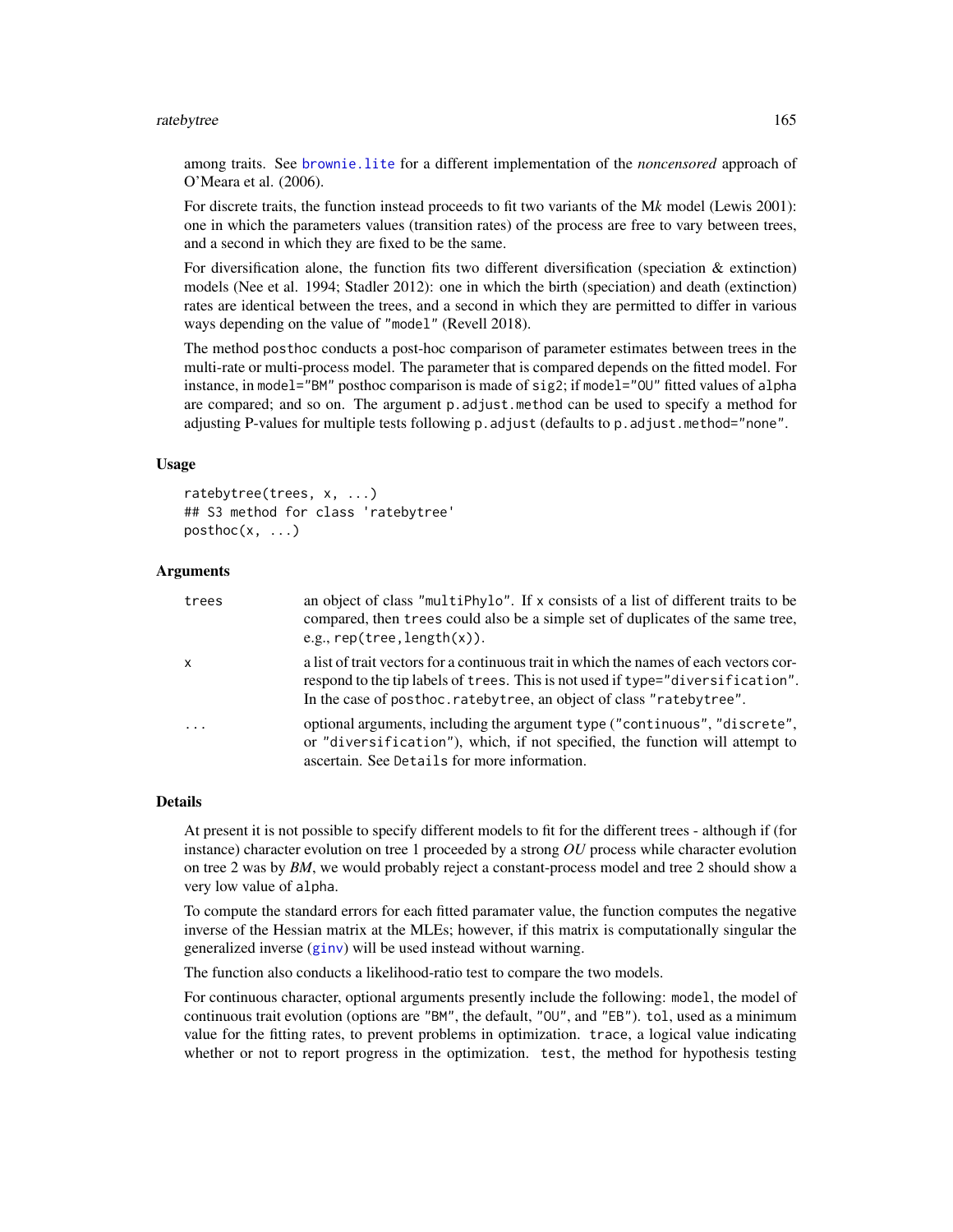among traits. See brownie.lite for a different implementation of the *noncensored* approach of O'Meara et al. (2006).

For discrete traits, the function instead proceeds to fit two variants of the M*k* model (Lewis 2001): one in which the parameters values (transition rates) of the process are free to vary between trees, and a second in which they are fixed to be the same.

For diversification alone, the function fits two different diversification (speciation & extinction) models (Nee et al. 1994; Stadler 2012): one in which the birth (speciation) and death (extinction) rates are identical between the trees, and a second in which they are permitted to differ in various ways depending on the value of "model" (Revell 2018).

The method posthoc conducts a post-hoc comparison of parameter estimates between trees in the multi-rate or multi-process model. The parameter that is compared depends on the fitted model. For instance, in model="BM" posthoc comparison is made of sig2; if model="OU" fitted values of alpha are compared; and so on. The argument p.adjust.method can be used to specify a method for adjusting P-values for multiple tests following p.adjust (defaults to p.adjust.method="none".

### Usage

```
ratebytree(trees, x, ...)
## S3 method for class 'ratebytree'
posthoc(x, ...)
```

### Arguments

| | |
|---|---|
| trees | an object of class "multiPhylo". If x consists of a list of different traits to be compared, then trees could also be a simple set of duplicates of the same tree, e.g., rep(tree,length(x)). |
| x | a list of trait vectors for a continuous trait in which the names of each vectors correspond to the tip labels of trees. This is not used if type="diversification". In the case of posthoc.ratebytree, an object of class "ratebytree". |
| ... | optional arguments, including the argument type ("continuous", "discrete", or "diversification"), which, if not specified, the function will attempt to ascertain. See Details for more information. |

### Details

At present it is not possible to specify different models to fit for the different trees - although if (for instance) character evolution on tree 1 proceeded by a strong *OU* process while character evolution on tree 2 was by *BM*, we would probably reject a constant-process model and tree 2 should show a very low value of alpha.

To compute the standard errors for each fitted paramater value, the function computes the negative inverse of the Hessian matrix at the MLEs; however, if this matrix is computationally singular the generalized inverse (ginv) will be used instead without warning.

The function also conducts a likelihood-ratio test to compare the two models.

For continuous character, optional arguments presently include the following: model, the model of continuous trait evolution (options are "BM", the default, "OU", and "EB"). tol, used as a minimum value for the fitting rates, to prevent problems in optimization. trace, a logical value indicating whether or not to report progress in the optimization. test, the method for hypothesis testing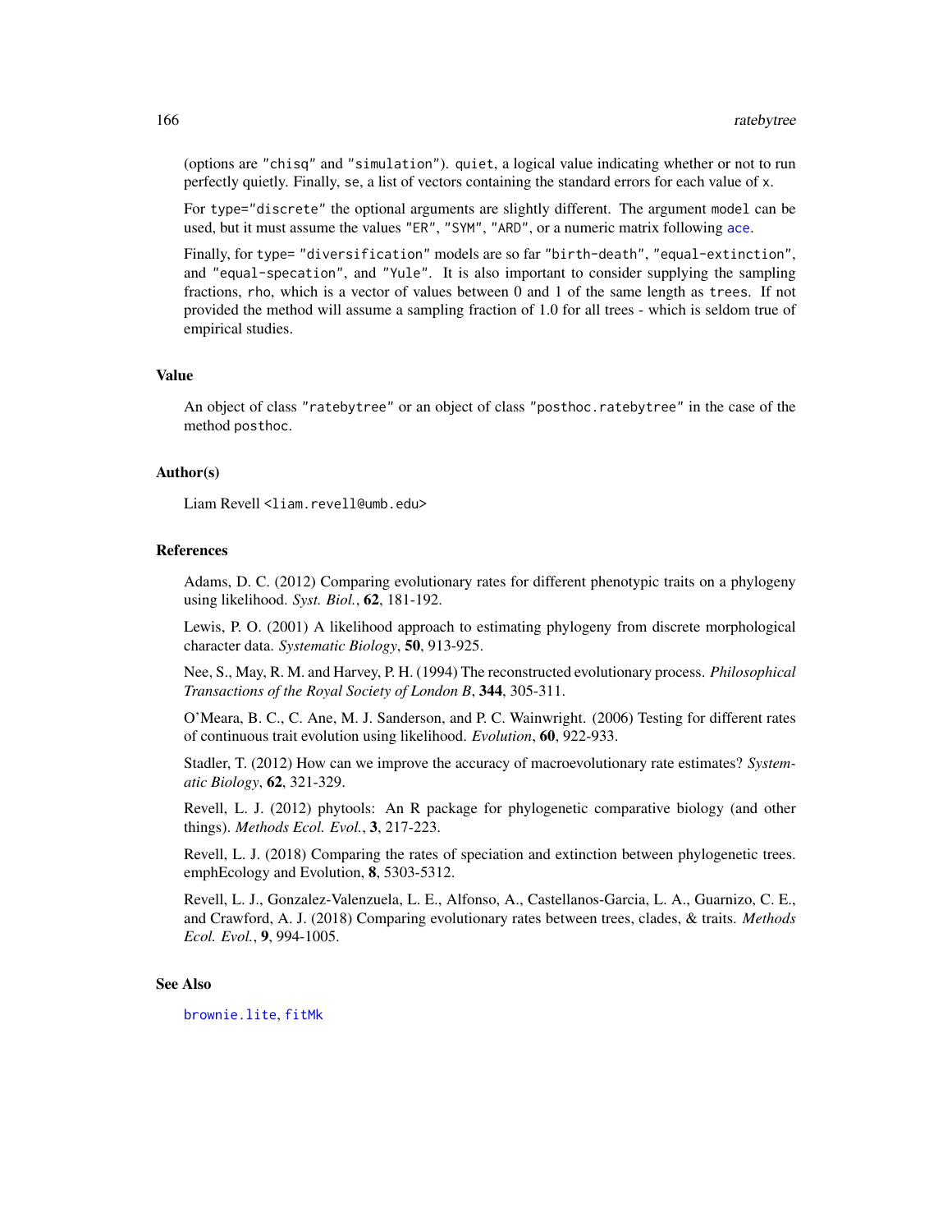(options are "chisq" and "simulation"). quiet, a logical value indicating whether or not to run perfectly quietly. Finally, se, a list of vectors containing the standard errors for each value of x.

For type="discrete" the optional arguments are slightly different. The argument model can be used, but it must assume the values "ER", "SYM", "ARD", or a numeric matrix following ace.

Finally, for type= "diversification" models are so far "birth-death", "equal-extinction", and "equal-specation", and "Yule". It is also important to consider supplying the sampling fractions, rho, which is a vector of values between 0 and 1 of the same length as trees. If not provided the method will assume a sampling fraction of 1.0 for all trees - which is seldom true of empirical studies.

## Value

An object of class "ratebytree" or an object of class "posthoc.ratebytree" in the case of the method posthoc.

## Author(s)

Liam Revell <liam.revell@umb.edu>

## References

Adams, D. C. (2012) Comparing evolutionary rates for different phenotypic traits on a phylogeny using likelihood. *Syst. Biol.*, **62**, 181-192.

Lewis, P. O. (2001) A likelihood approach to estimating phylogeny from discrete morphological character data. *Systematic Biology*, **50**, 913-925.

Nee, S., May, R. M. and Harvey, P. H. (1994) The reconstructed evolutionary process. *Philosophical Transactions of the Royal Society of London B*, **344**, 305-311.

O'Meara, B. C., C. Ane, M. J. Sanderson, and P. C. Wainwright. (2006) Testing for different rates of continuous trait evolution using likelihood. *Evolution*, **60**, 922-933.

Stadler, T. (2012) How can we improve the accuracy of macroevolutionary rate estimates? *Systematic Biology*, **62**, 321-329.

Revell, L. J. (2012) phytools: An R package for phylogenetic comparative biology (and other things). *Methods Ecol. Evol.*, **3**, 217-223.

Revell, L. J. (2018) Comparing the rates of speciation and extinction between phylogenetic trees. emphEcology and Evolution, **8**, 5303-5312.

Revell, L. J., Gonzalez-Valenzuela, L. E., Alfonso, A., Castellanos-Garcia, L. A., Guarnizo, C. E., and Crawford, A. J. (2018) Comparing evolutionary rates between trees, clades, & traits. *Methods Ecol. Evol.*, **9**, 994-1005.

## See Also

brownie.lite, fitMk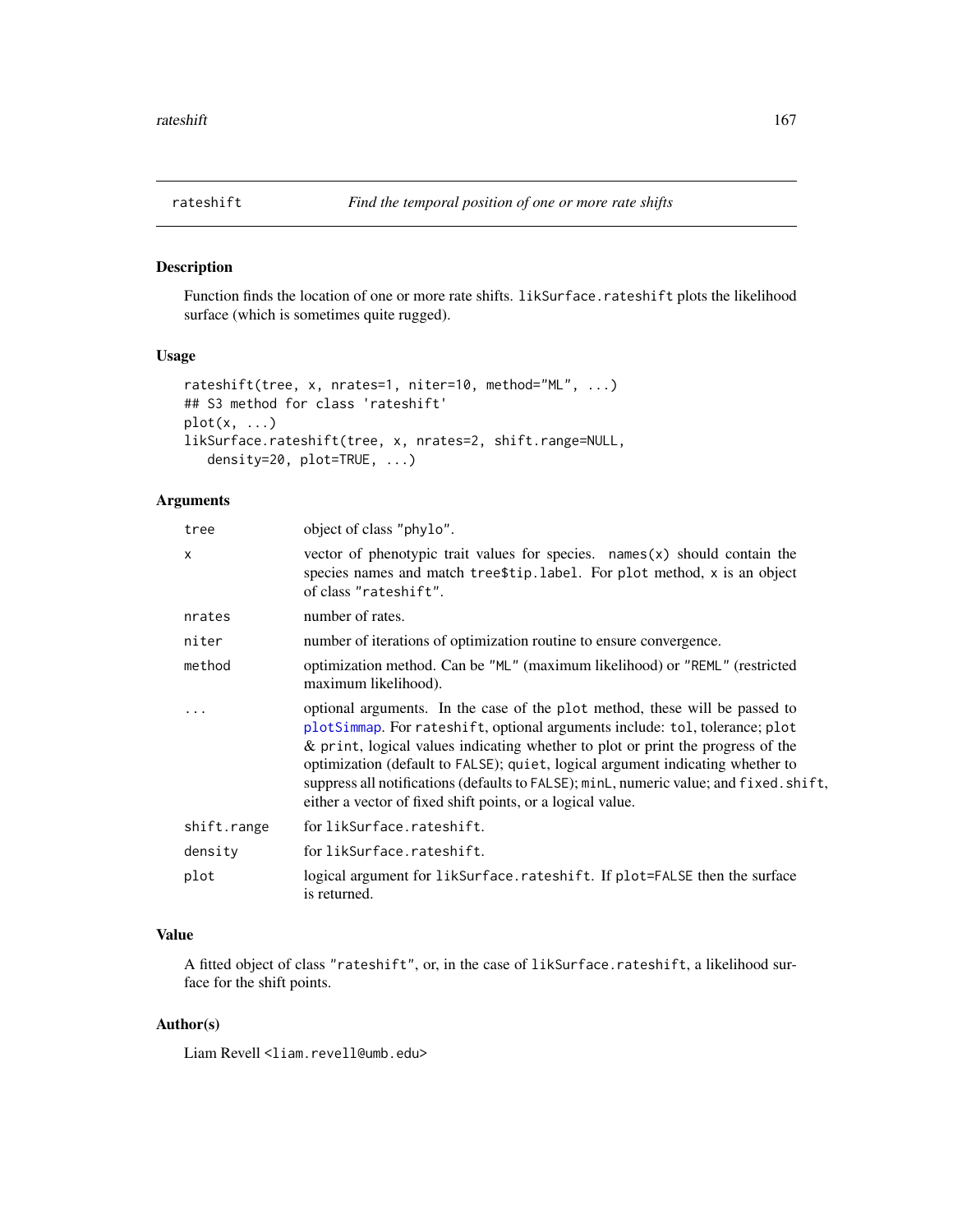## rateshift — *Find the temporal position of one or more rate shifts*

### Description

Function finds the location of one or more rate shifts. `likSurface.rateshift` plots the likelihood surface (which is sometimes quite rugged).

### Usage

```
rateshift(tree, x, nrates=1, niter=10, method="ML", ...)
## S3 method for class 'rateshift'
plot(x, ...)
likSurface.rateshift(tree, x, nrates=2, shift.range=NULL,
   density=20, plot=TRUE, ...)
```

### Arguments

| | |
|---|---|
| `tree` | object of class `"phylo"`. |
| `x` | vector of phenotypic trait values for species. `names(x)` should contain the species names and match `tree$tip.label`. For `plot` method, `x` is an object of class `"rateshift"`. |
| `nrates` | number of rates. |
| `niter` | number of iterations of optimization routine to ensure convergence. |
| `method` | optimization method. Can be `"ML"` (maximum likelihood) or `"REML"` (restricted maximum likelihood). |
| `...` | optional arguments. In the case of the `plot` method, these will be passed to `plotSimmap`. For `rateshift`, optional arguments include: `tol`, tolerance; `plot` & `print`, logical values indicating whether to plot or print the progress of the optimization (default to `FALSE`); `quiet`, logical argument indicating whether to suppress all notifications (defaults to `FALSE`); `minL`, numeric value; and `fixed.shift`, either a vector of fixed shift points, or a logical value. |
| `shift.range` | for `likSurface.rateshift`. |
| `density` | for `likSurface.rateshift`. |
| `plot` | logical argument for `likSurface.rateshift`. If `plot=FALSE` then the surface is returned. |

### Value

A fitted object of class `"rateshift"`, or, in the case of `likSurface.rateshift`, a likelihood surface for the shift points.

### Author(s)

Liam Revell <liam.revell@umb.edu>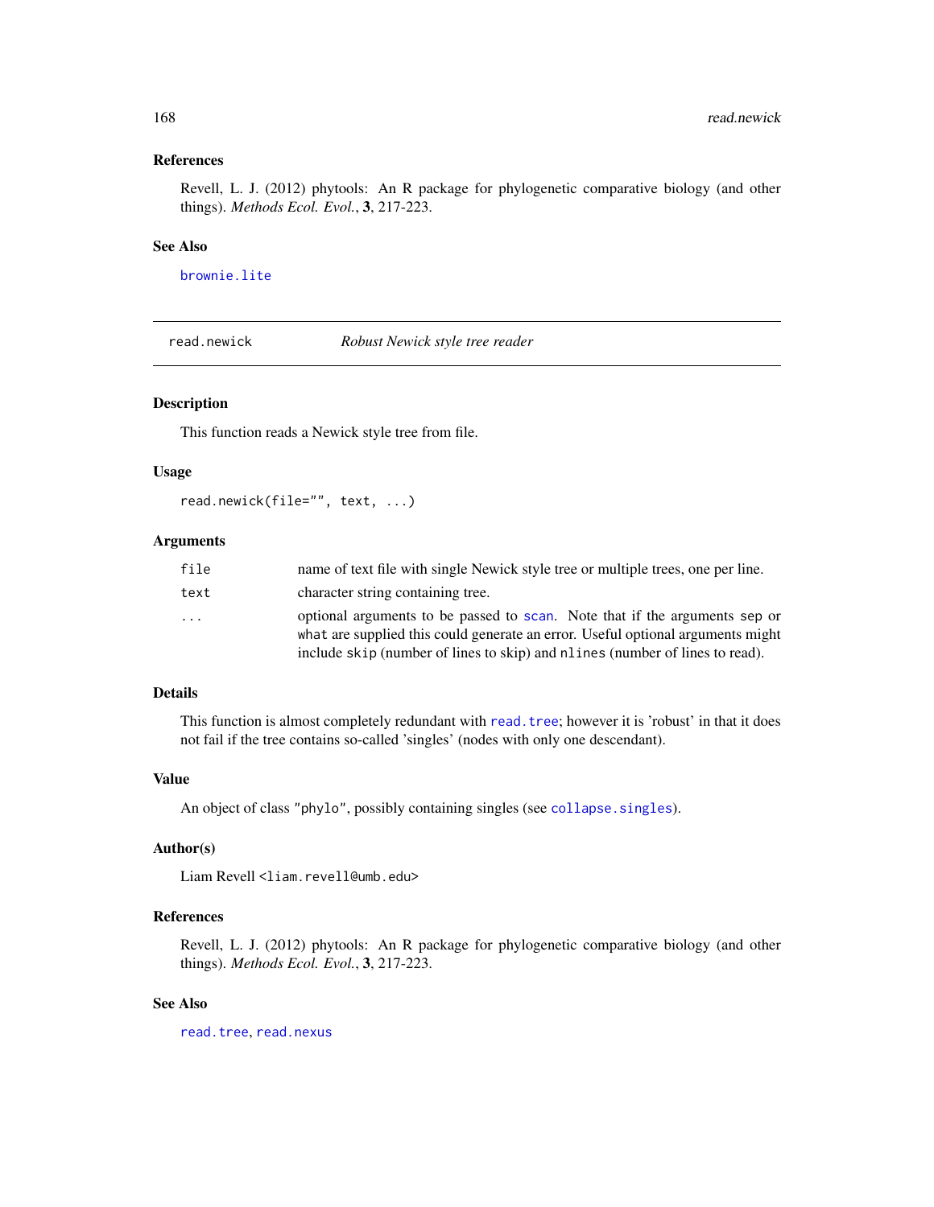## References

Revell, L. J. (2012) phytools: An R package for phylogenetic comparative biology (and other things). *Methods Ecol. Evol.*, **3**, 217-223.

## See Also

`brownie.lite`

---

# read.newick — *Robust Newick style tree reader*

---

## Description

This function reads a Newick style tree from file.

## Usage

```
read.newick(file="", text, ...)
```

## Arguments

| | |
|---|---|
| `file` | name of text file with single Newick style tree or multiple trees, one per line. |
| `text` | character string containing tree. |
| `...` | optional arguments to be passed to `scan`. Note that if the arguments `sep` or `what` are supplied this could generate an error. Useful optional arguments might include `skip` (number of lines to skip) and `nlines` (number of lines to read). |

## Details

This function is almost completely redundant with `read.tree`; however it is 'robust' in that it does not fail if the tree contains so-called 'singles' (nodes with only one descendant).

## Value

An object of class `"phylo"`, possibly containing singles (see `collapse.singles`).

## Author(s)

Liam Revell <liam.revell@umb.edu>

## References

Revell, L. J. (2012) phytools: An R package for phylogenetic comparative biology (and other things). *Methods Ecol. Evol.*, **3**, 217-223.

## See Also

`read.tree`, `read.nexus`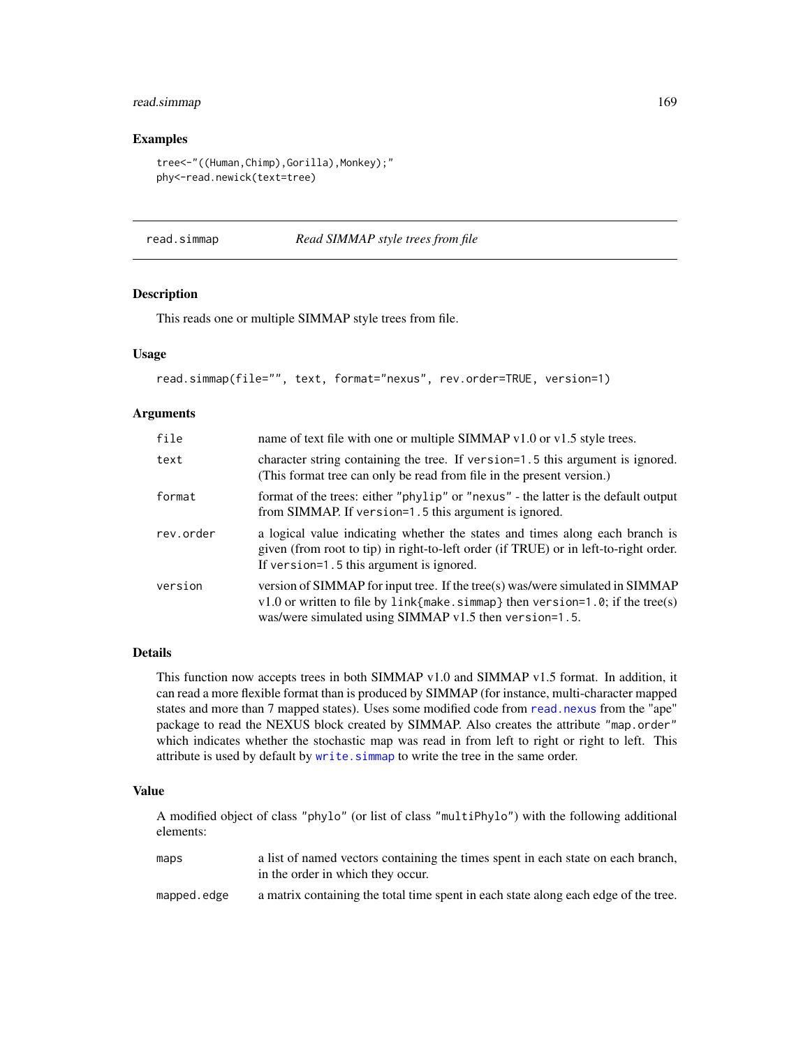### Examples

```
tree<-"((Human,Chimp),Gorilla),Monkey);"
phy<-read.newick(text=tree)
```

---

## read.simmap — *Read SIMMAP style trees from file*

### Description

This reads one or multiple SIMMAP style trees from file.

### Usage

```
read.simmap(file="", text, format="nexus", rev.order=TRUE, version=1)
```

### Arguments

| | |
|---|---|
| `file` | name of text file with one or multiple SIMMAP v1.0 or v1.5 style trees. |
| `text` | character string containing the tree. If `version=1.5` this argument is ignored. (This format tree can only be read from file in the present version.) |
| `format` | format of the trees: either `"phylip"` or `"nexus"` - the latter is the default output from SIMMAP. If `version=1.5` this argument is ignored. |
| `rev.order` | a logical value indicating whether the states and times along each branch is given (from root to tip) in right-to-left order (if TRUE) or in left-to-right order. If `version=1.5` this argument is ignored. |
| `version` | version of SIMMAP for input tree. If the tree(s) was/were simulated in SIMMAP v1.0 or written to file by `link{make.simmap}` then `version=1.0`; if the tree(s) was/were simulated using SIMMAP v1.5 then `version=1.5`. |

### Details

This function now accepts trees in both SIMMAP v1.0 and SIMMAP v1.5 format. In addition, it can read a more flexible format than is produced by SIMMAP (for instance, multi-character mapped states and more than 7 mapped states). Uses some modified code from `read.nexus` from the "ape" package to read the NEXUS block created by SIMMAP. Also creates the attribute `"map.order"` which indicates whether the stochastic map was read in from left to right or right to left. This attribute is used by default by `write.simmap` to write the tree in the same order.

### Value

A modified object of class `"phylo"` (or list of class `"multiPhylo"`) with the following additional elements:

| | |
|---|---|
| `maps` | a list of named vectors containing the times spent in each state on each branch, in the order in which they occur. |
| `mapped.edge` | a matrix containing the total time spent in each state along each edge of the tree. |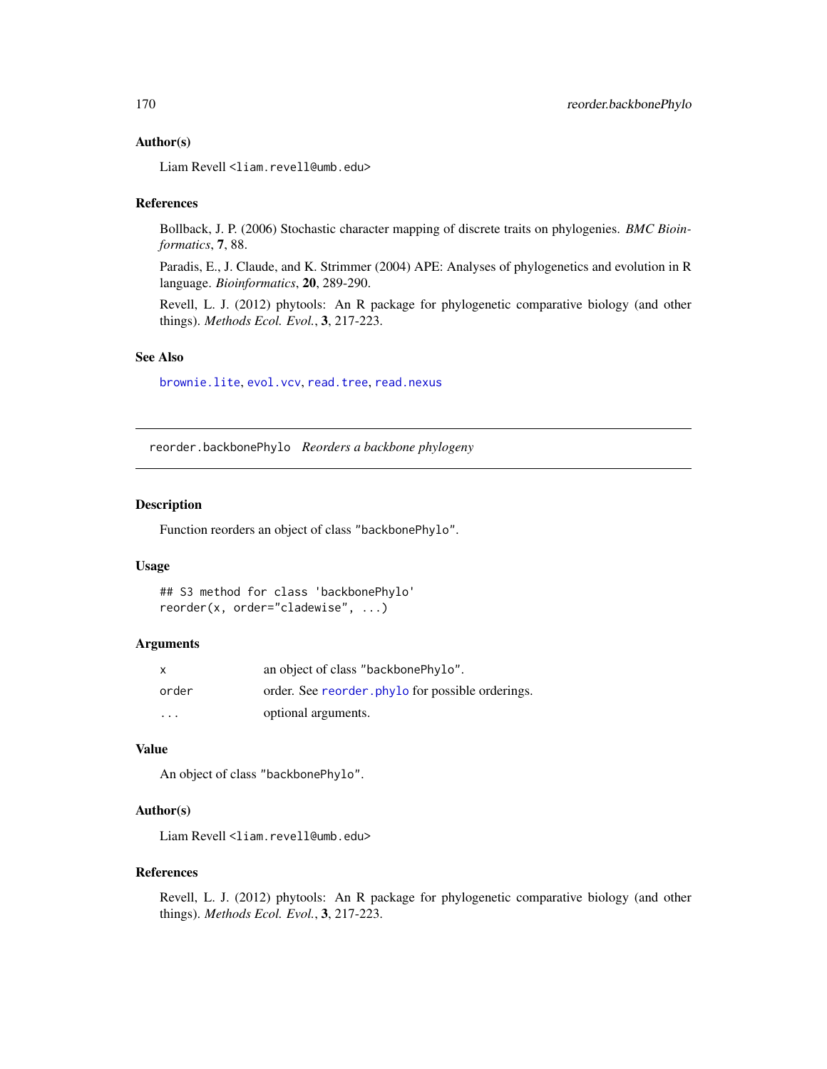### Author(s)

Liam Revell <liam.revell@umb.edu>

### References

Bollback, J. P. (2006) Stochastic character mapping of discrete traits on phylogenies. *BMC Bioinformatics*, **7**, 88.

Paradis, E., J. Claude, and K. Strimmer (2004) APE: Analyses of phylogenetics and evolution in R language. *Bioinformatics*, **20**, 289-290.

Revell, L. J. (2012) phytools: An R package for phylogenetic comparative biology (and other things). *Methods Ecol. Evol.*, **3**, 217-223.

### See Also

`brownie.lite`, `evol.vcv`, `read.tree`, `read.nexus`

---

## reorder.backbonePhylo *Reorders a backbone phylogeny*

### Description

Function reorders an object of class "backbonePhylo".

### Usage

```
## S3 method for class 'backbonePhylo'
reorder(x, order="cladewise", ...)
```

### Arguments

| | |
|---|---|
| x | an object of class "backbonePhylo". |
| order | order. See `reorder.phylo` for possible orderings. |
| ... | optional arguments. |

### Value

An object of class "backbonePhylo".

### Author(s)

Liam Revell <liam.revell@umb.edu>

### References

Revell, L. J. (2012) phytools: An R package for phylogenetic comparative biology (and other things). *Methods Ecol. Evol.*, **3**, 217-223.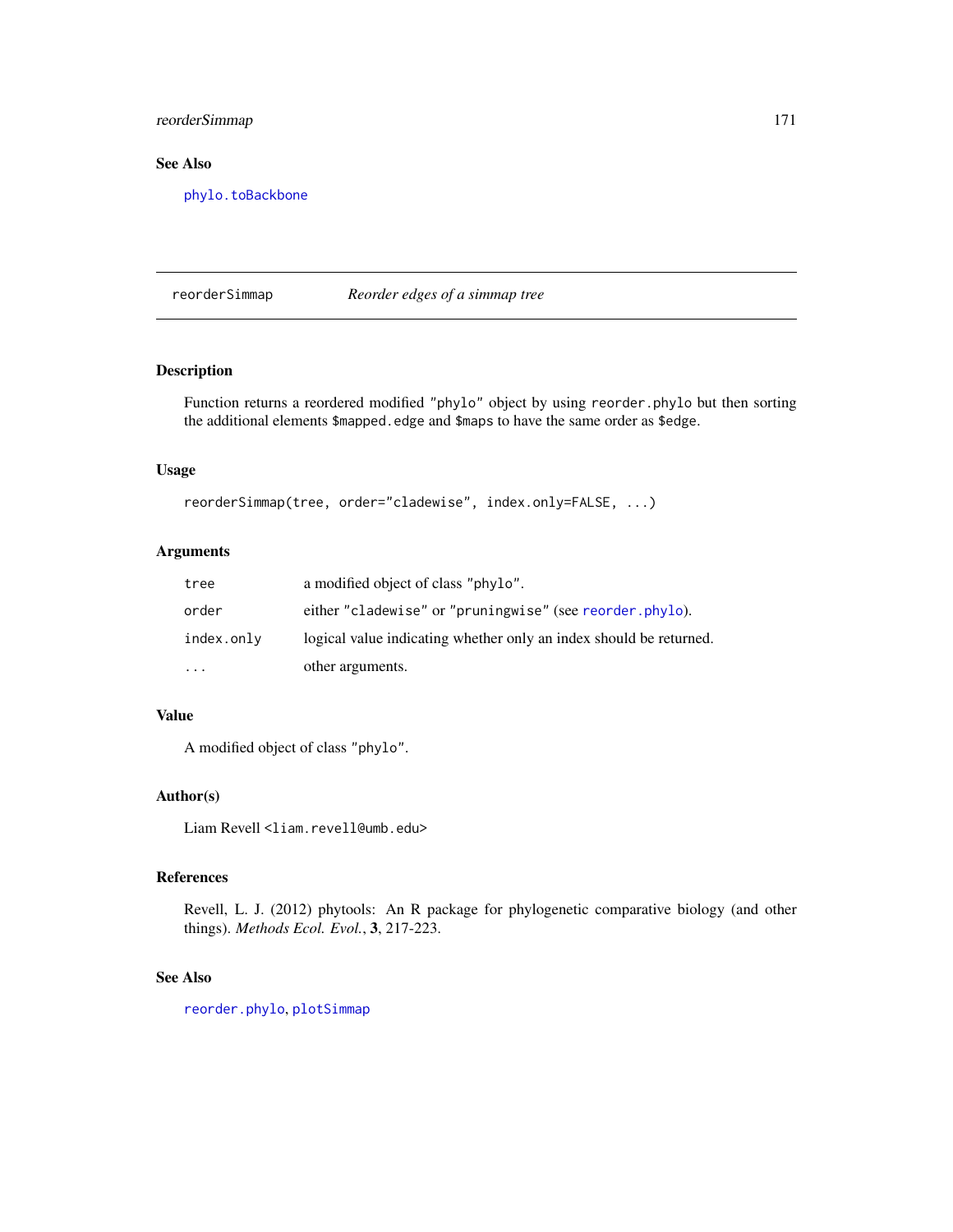## See Also

phylo.toBackbone

---

# reorderSimmap — *Reorder edges of a simmap tree*

## Description

Function returns a reordered modified "phylo" object by using reorder.phylo but then sorting the additional elements $mapped.edge and $maps to have the same order as $edge.

## Usage

```
reorderSimmap(tree, order="cladewise", index.only=FALSE, ...)
```

## Arguments

| | |
|---|---|
| tree | a modified object of class "phylo". |
| order | either "cladewise" or "pruningwise" (see reorder.phylo). |
| index.only | logical value indicating whether only an index should be returned. |
| ... | other arguments. |

## Value

A modified object of class "phylo".

## Author(s)

Liam Revell <liam.revell@umb.edu>

## References

Revell, L. J. (2012) phytools: An R package for phylogenetic comparative biology (and other things). *Methods Ecol. Evol.*, **3**, 217-223.

## See Also

reorder.phylo, plotSimmap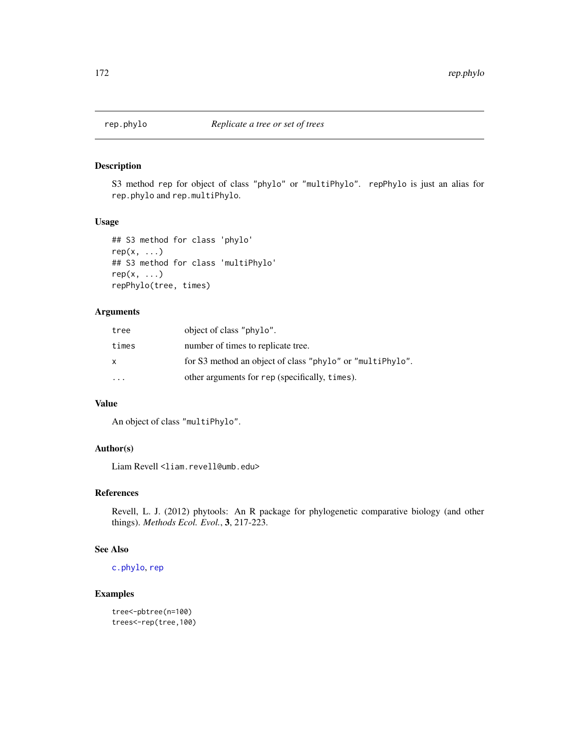# rep.phylo — *Replicate a tree or set of trees*

## Description

S3 method rep for object of class "phylo" or "multiPhylo". repPhylo is just an alias for rep.phylo and rep.multiPhylo.

## Usage

```
## S3 method for class 'phylo'
rep(x, ...)
## S3 method for class 'multiPhylo'
rep(x, ...)
repPhylo(tree, times)
```

## Arguments

| | |
|---|---|
| tree | object of class "phylo". |
| times | number of times to replicate tree. |
| x | for S3 method an object of class "phylo" or "multiPhylo". |
| ... | other arguments for rep (specifically, times). |

## Value

An object of class "multiPhylo".

## Author(s)

Liam Revell <liam.revell@umb.edu>

## References

Revell, L. J. (2012) phytools: An R package for phylogenetic comparative biology (and other things). *Methods Ecol. Evol.*, **3**, 217-223.

## See Also

c.phylo, rep

## Examples

```
tree<-pbtree(n=100)
trees<-rep(tree,100)
```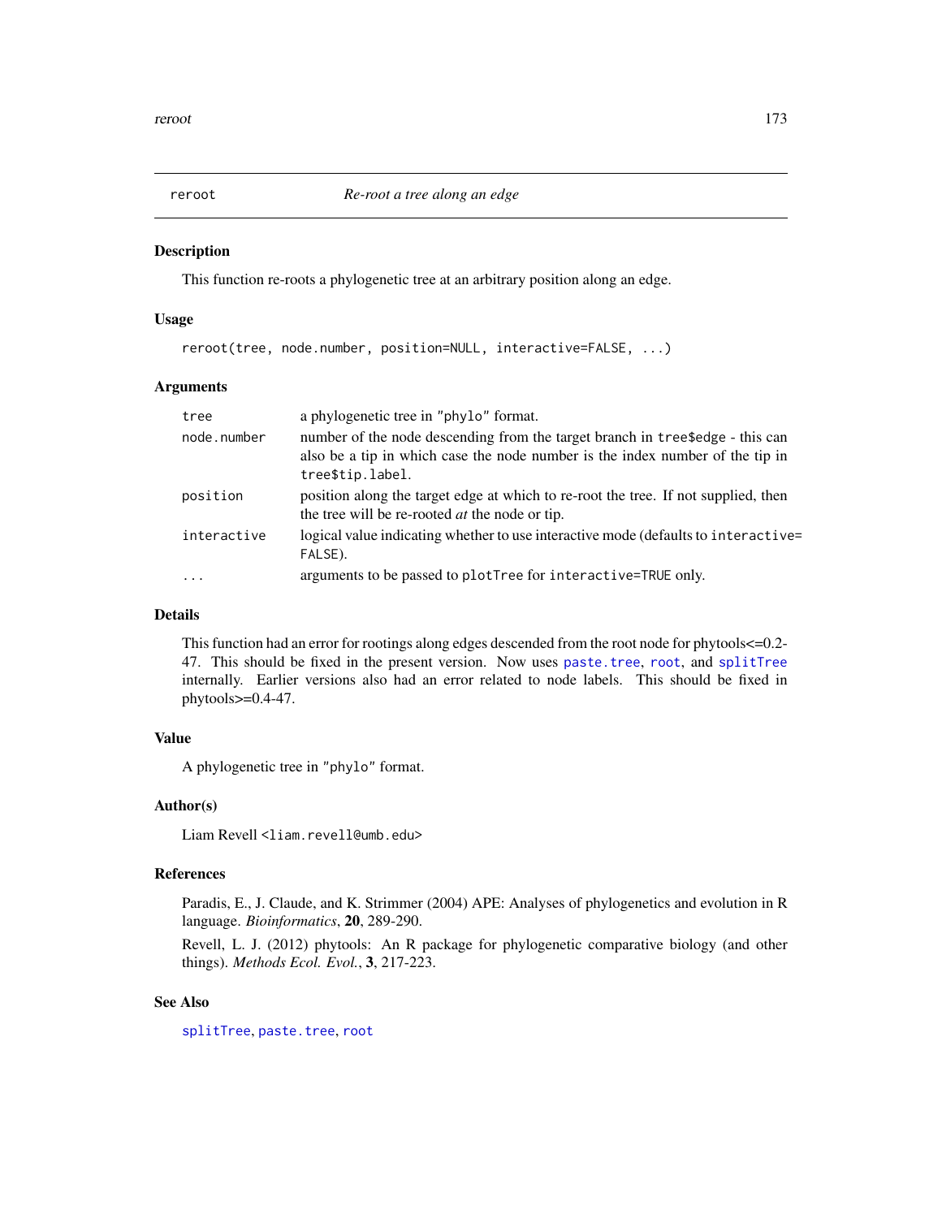## reroot — *Re-root a tree along an edge*

### Description

This function re-roots a phylogenetic tree at an arbitrary position along an edge.

### Usage

```
reroot(tree, node.number, position=NULL, interactive=FALSE, ...)
```

### Arguments

| | |
|---|---|
| `tree` | a phylogenetic tree in `"phylo"` format. |
| `node.number` | number of the node descending from the target branch in `tree$edge` - this can also be a tip in which case the node number is the index number of the tip in `tree$tip.label`. |
| `position` | position along the target edge at which to re-root the tree. If not supplied, then the tree will be re-rooted *at* the node or tip. |
| `interactive` | logical value indicating whether to use interactive mode (defaults to `interactive=FALSE`). |
| `...` | arguments to be passed to `plotTree` for `interactive=TRUE` only. |

### Details

This function had an error for rootings along edges descended from the root node for phytools<=0.2-47. This should be fixed in the present version. Now uses `paste.tree`, `root`, and `splitTree` internally. Earlier versions also had an error related to node labels. This should be fixed in phytools>=0.4-47.

### Value

A phylogenetic tree in `"phylo"` format.

### Author(s)

Liam Revell <liam.revell@umb.edu>

### References

Paradis, E., J. Claude, and K. Strimmer (2004) APE: Analyses of phylogenetics and evolution in R language. *Bioinformatics*, **20**, 289-290.

Revell, L. J. (2012) phytools: An R package for phylogenetic comparative biology (and other things). *Methods Ecol. Evol.*, **3**, 217-223.

### See Also

`splitTree`, `paste.tree`, `root`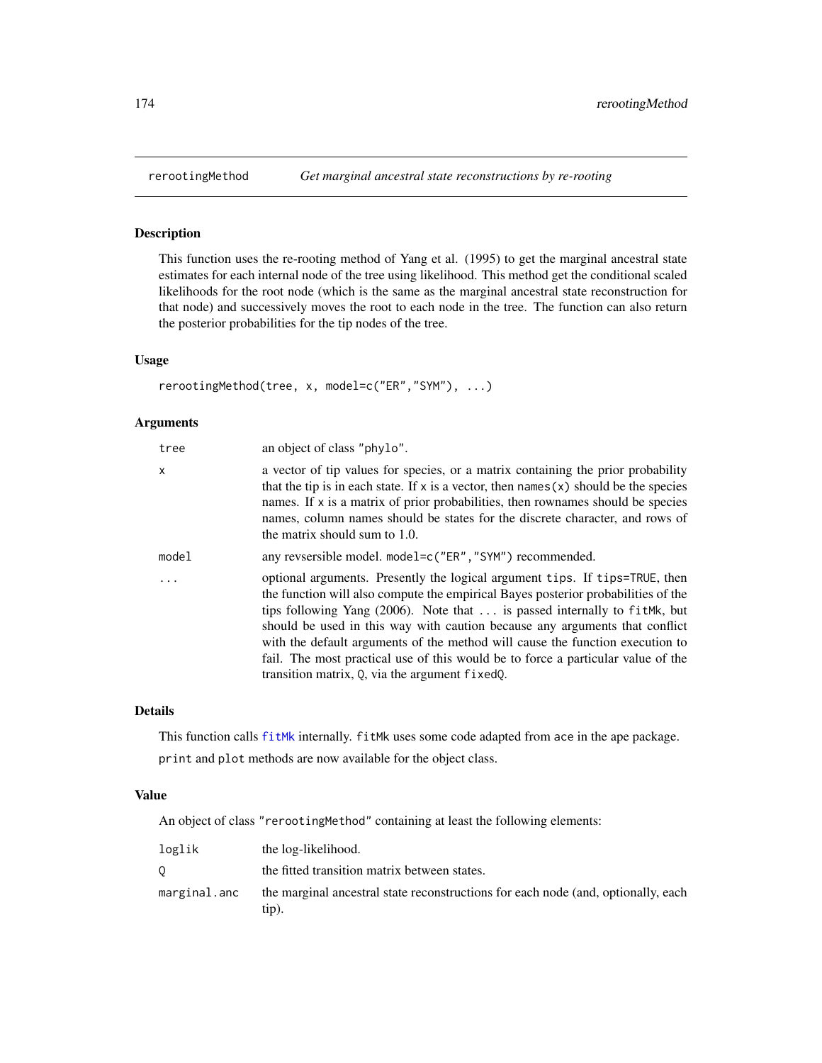# rerootingMethod — *Get marginal ancestral state reconstructions by re-rooting*

## Description

This function uses the re-rooting method of Yang et al. (1995) to get the marginal ancestral state estimates for each internal node of the tree using likelihood. This method get the conditional scaled likelihoods for the root node (which is the same as the marginal ancestral state reconstruction for that node) and successively moves the root to each node in the tree. The function can also return the posterior probabilities for the tip nodes of the tree.

## Usage

```
rerootingMethod(tree, x, model=c("ER","SYM"), ...)
```

## Arguments

| | |
|---|---|
| `tree` | an object of class `"phylo"`. |
| `x` | a vector of tip values for species, or a matrix containing the prior probability that the tip is in each state. If `x` is a vector, then `names(x)` should be the species names. If `x` is a matrix of prior probabilities, then rownames should be species names, column names should be states for the discrete character, and rows of the matrix should sum to 1.0. |
| `model` | any revsersible model. `model=c("ER","SYM")` recommended. |
| `...` | optional arguments. Presently the logical argument `tips`. If `tips=TRUE`, then the function will also compute the empirical Bayes posterior probabilities of the tips following Yang (2006). Note that `...` is passed internally to `fitMk`, but should be used in this way with caution because any arguments that conflict with the default arguments of the method will cause the function execution to fail. The most practical use of this would be to force a particular value of the transition matrix, `Q`, via the argument `fixedQ`. |

## Details

This function calls `fitMk` internally. `fitMk` uses some code adapted from `ace` in the ape package.

`print` and `plot` methods are now available for the object class.

## Value

An object of class `"rerootingMethod"` containing at least the following elements:

| | |
|---|---|
| `loglik` | the log-likelihood. |
| `Q` | the fitted transition matrix between states. |
| `marginal.anc` | the marginal ancestral state reconstructions for each node (and, optionally, each tip). |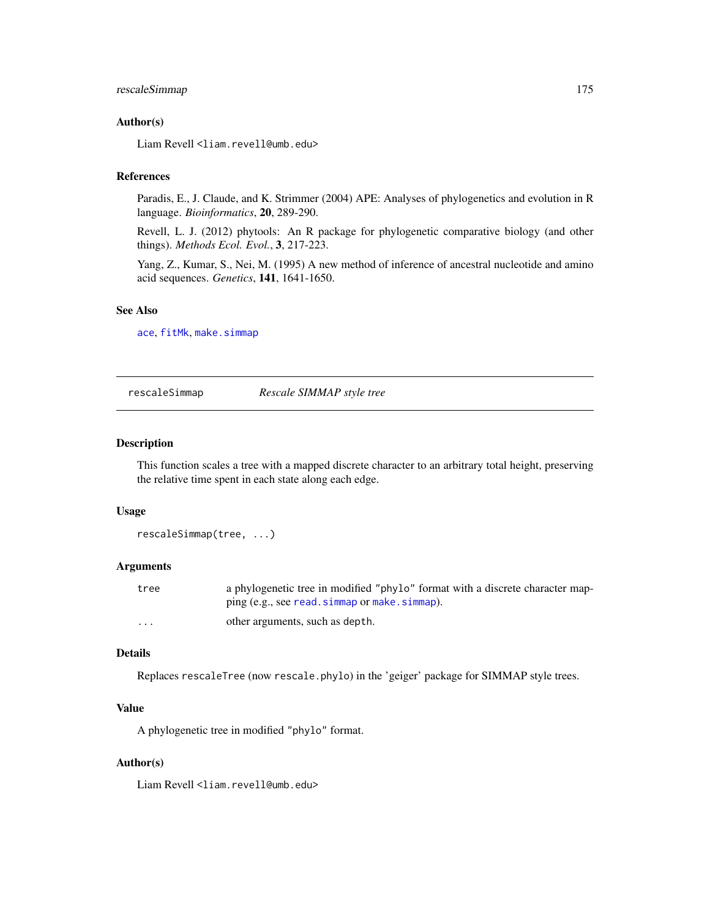### Author(s)

Liam Revell <liam.revell@umb.edu>

### References

Paradis, E., J. Claude, and K. Strimmer (2004) APE: Analyses of phylogenetics and evolution in R language. *Bioinformatics*, **20**, 289-290.

Revell, L. J. (2012) phytools: An R package for phylogenetic comparative biology (and other things). *Methods Ecol. Evol.*, **3**, 217-223.

Yang, Z., Kumar, S., Nei, M. (1995) A new method of inference of ancestral nucleotide and amino acid sequences. *Genetics*, **141**, 1641-1650.

### See Also

`ace`, `fitMk`, `make.simmap`

---

## rescaleSimmap — *Rescale SIMMAP style tree*

---

### Description

This function scales a tree with a mapped discrete character to an arbitrary total height, preserving the relative time spent in each state along each edge.

### Usage

```
rescaleSimmap(tree, ...)
```

### Arguments

| | |
|---|---|
| `tree` | a phylogenetic tree in modified `"phylo"` format with a discrete character mapping (e.g., see `read.simmap` or `make.simmap`). |
| `...` | other arguments, such as `depth`. |

### Details

Replaces `rescaleTree` (now `rescale.phylo`) in the 'geiger' package for SIMMAP style trees.

### Value

A phylogenetic tree in modified `"phylo"` format.

### Author(s)

Liam Revell <liam.revell@umb.edu>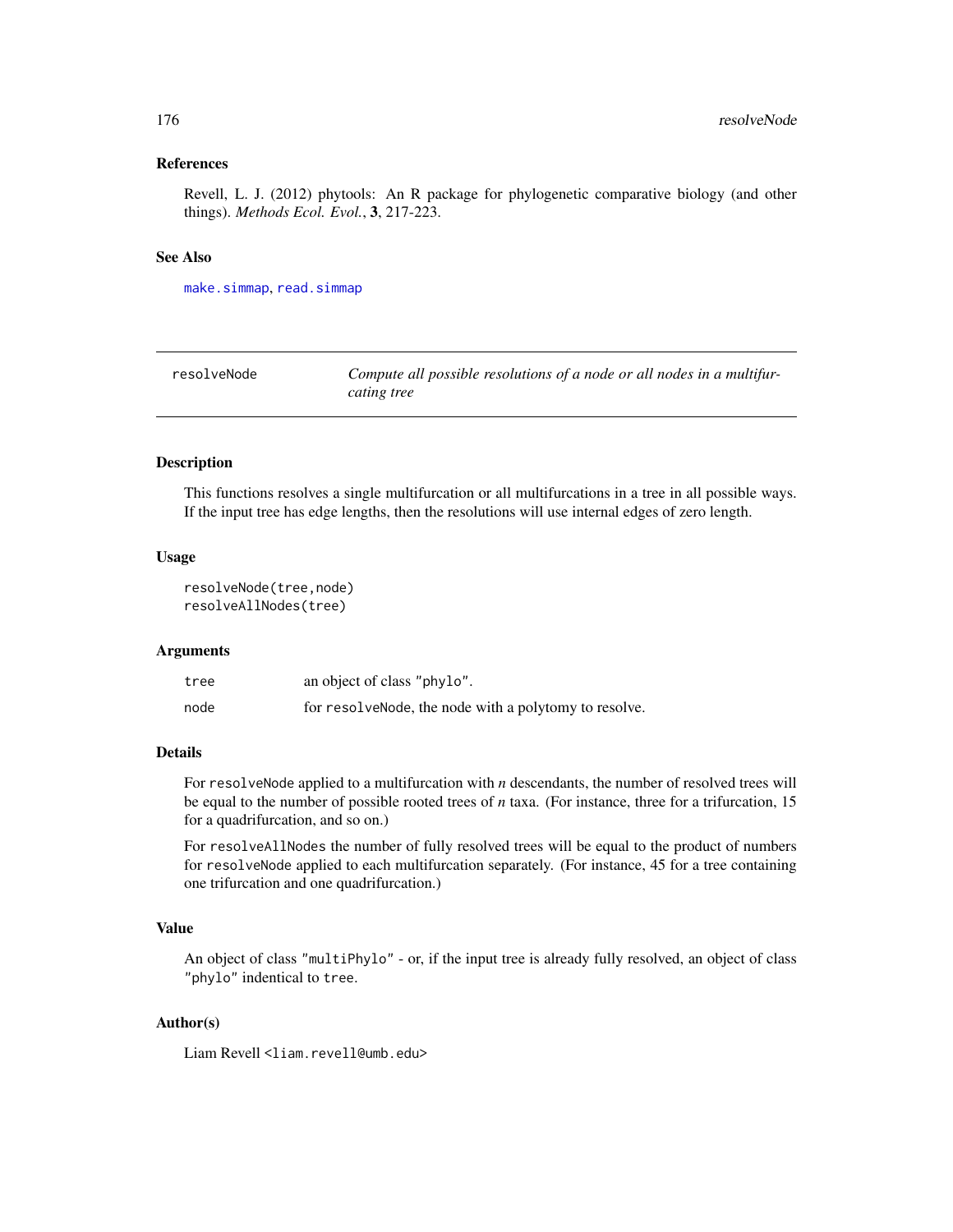## References

Revell, L. J. (2012) phytools: An R package for phylogenetic comparative biology (and other things). *Methods Ecol. Evol.*, **3**, 217-223.

## See Also

make.simmap, read.simmap

---

# resolveNode — *Compute all possible resolutions of a node or all nodes in a multifurcating tree*

---

## Description

This functions resolves a single multifurcation or all multifurcations in a tree in all possible ways. If the input tree has edge lengths, then the resolutions will use internal edges of zero length.

## Usage

```
resolveNode(tree,node)
resolveAllNodes(tree)
```

## Arguments

| | |
|---|---|
| tree | an object of class "phylo". |
| node | for resolveNode, the node with a polytomy to resolve. |

## Details

For resolveNode applied to a multifurcation with $n$ descendants, the number of resolved trees will be equal to the number of possible rooted trees of $n$ taxa. (For instance, three for a trifurcation, 15 for a quadrifurcation, and so on.)

For resolveAllNodes the number of fully resolved trees will be equal to the product of numbers for resolveNode applied to each multifurcation separately. (For instance, 45 for a tree containing one trifurcation and one quadrifurcation.)

## Value

An object of class "multiPhylo" - or, if the input tree is already fully resolved, an object of class "phylo" indentical to tree.

## Author(s)

Liam Revell <liam.revell@umb.edu>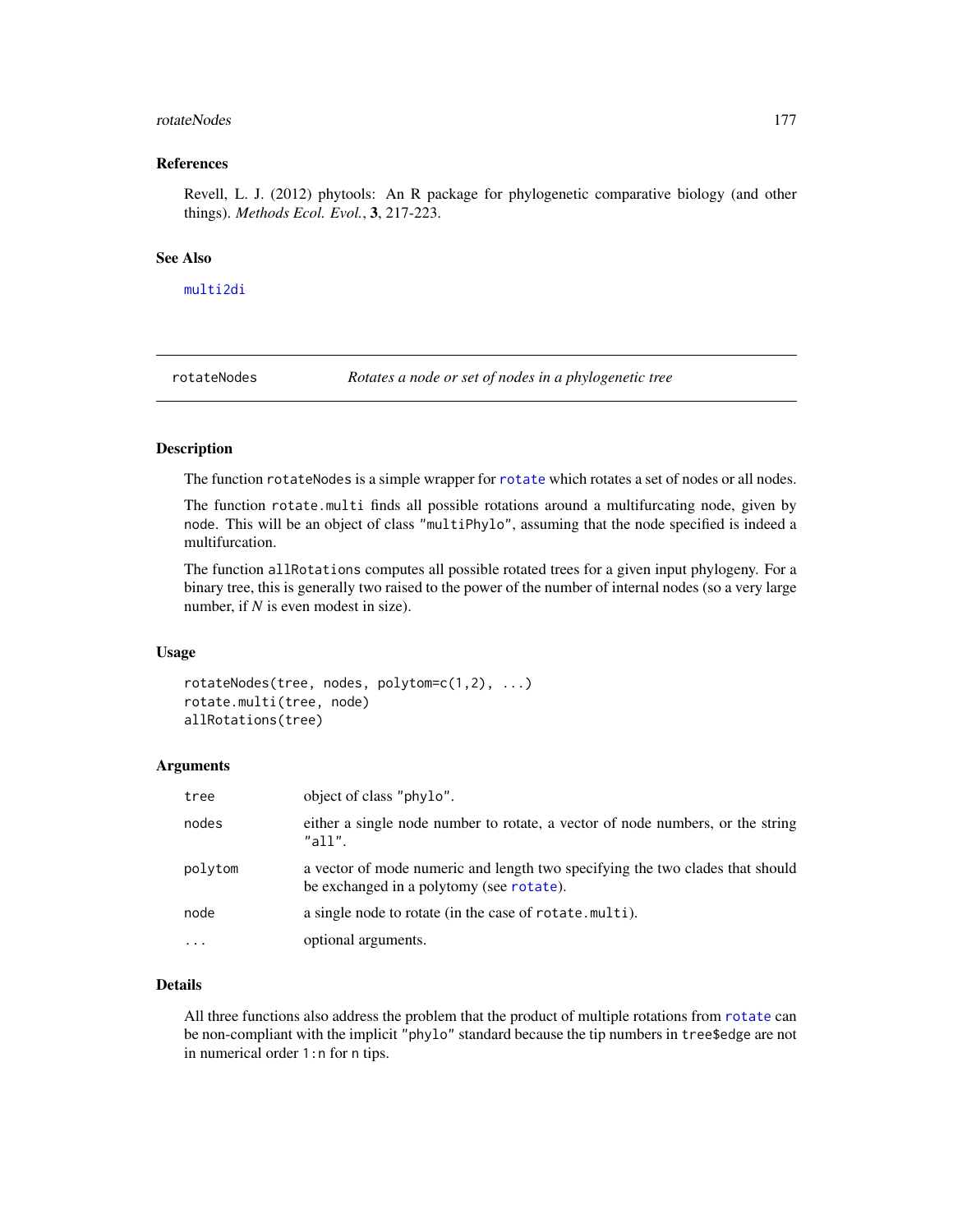## References

Revell, L. J. (2012) phytools: An R package for phylogenetic comparative biology (and other things). *Methods Ecol. Evol.*, **3**, 217-223.

## See Also

multi2di

---

# rotateNodes — *Rotates a node or set of nodes in a phylogenetic tree*

---

## Description

The function `rotateNodes` is a simple wrapper for `rotate` which rotates a set of nodes or all nodes.

The function `rotate.multi` finds all possible rotations around a multifurcating node, given by `node`. This will be an object of class `"multiPhylo"`, assuming that the node specified is indeed a multifurcation.

The function `allRotations` computes all possible rotated trees for a given input phylogeny. For a binary tree, this is generally two raised to the power of the number of internal nodes (so a very large number, if *N* is even modest in size).

## Usage

```
rotateNodes(tree, nodes, polytom=c(1,2), ...)
rotate.multi(tree, node)
allRotations(tree)
```

## Arguments

| | |
|---|---|
| `tree` | object of class `"phylo"`. |
| `nodes` | either a single node number to rotate, a vector of node numbers, or the string `"all"`. |
| `polytom` | a vector of mode numeric and length two specifying the two clades that should be exchanged in a polytomy (see `rotate`). |
| `node` | a single node to rotate (in the case of `rotate.multi`). |
| `...` | optional arguments. |

## Details

All three functions also address the problem that the product of multiple rotations from `rotate` can be non-compliant with the implicit `"phylo"` standard because the tip numbers in `tree$edge` are not in numerical order `1:n` for `n` tips.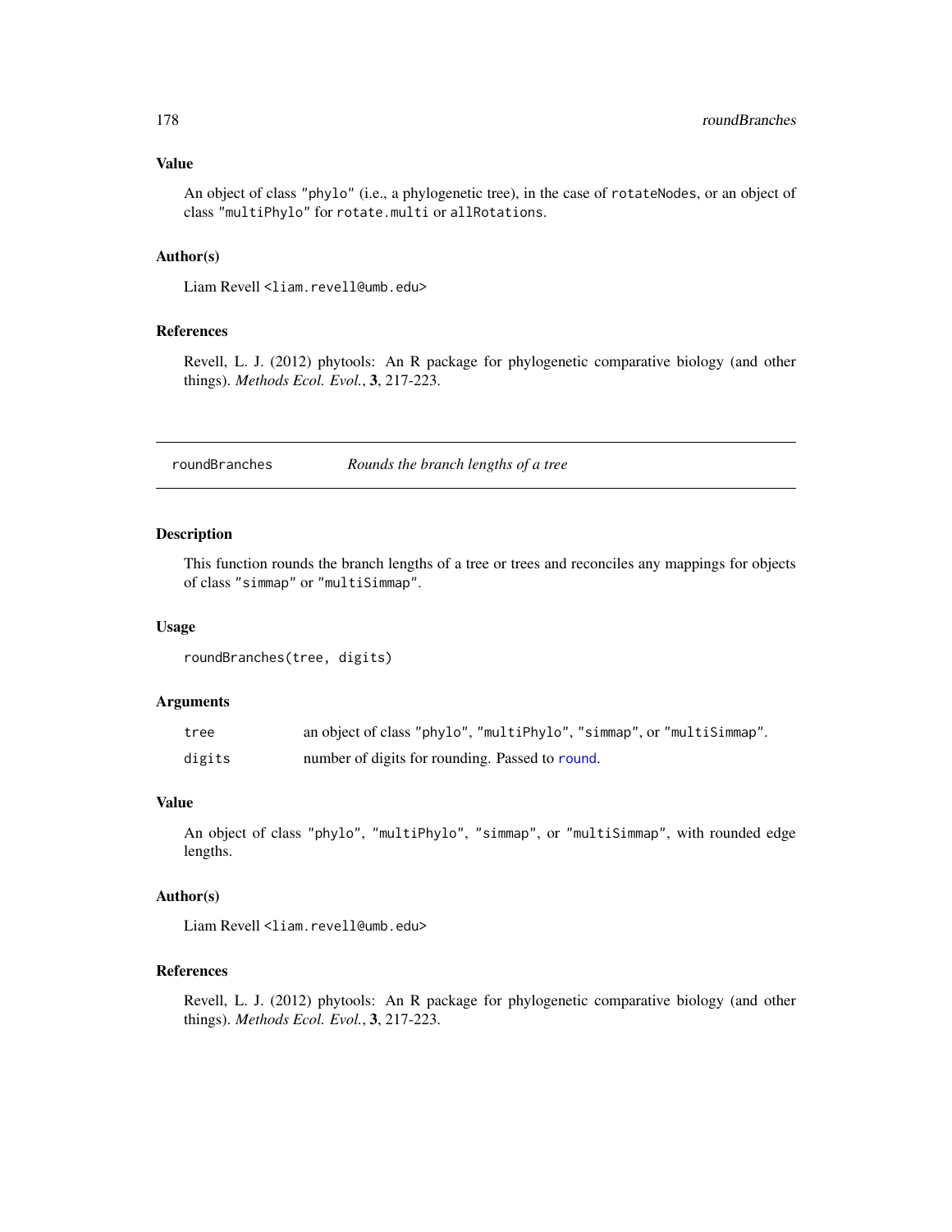### Value

An object of class "phylo" (i.e., a phylogenetic tree), in the case of rotateNodes, or an object of class "multiPhylo" for rotate.multi or allRotations.

### Author(s)

Liam Revell <liam.revell@umb.edu>

### References

Revell, L. J. (2012) phytools: An R package for phylogenetic comparative biology (and other things). *Methods Ecol. Evol.*, **3**, 217-223.

---

## roundBranches — *Rounds the branch lengths of a tree*

---

### Description

This function rounds the branch lengths of a tree or trees and reconciles any mappings for objects of class "simmap" or "multiSimmap".

### Usage

```
roundBranches(tree, digits)
```

### Arguments

| | |
|---|---|
| tree | an object of class "phylo", "multiPhylo", "simmap", or "multiSimmap". |
| digits | number of digits for rounding. Passed to round. |

### Value

An object of class "phylo", "multiPhylo", "simmap", or "multiSimmap", with rounded edge lengths.

### Author(s)

Liam Revell <liam.revell@umb.edu>

### References

Revell, L. J. (2012) phytools: An R package for phylogenetic comparative biology (and other things). *Methods Ecol. Evol.*, **3**, 217-223.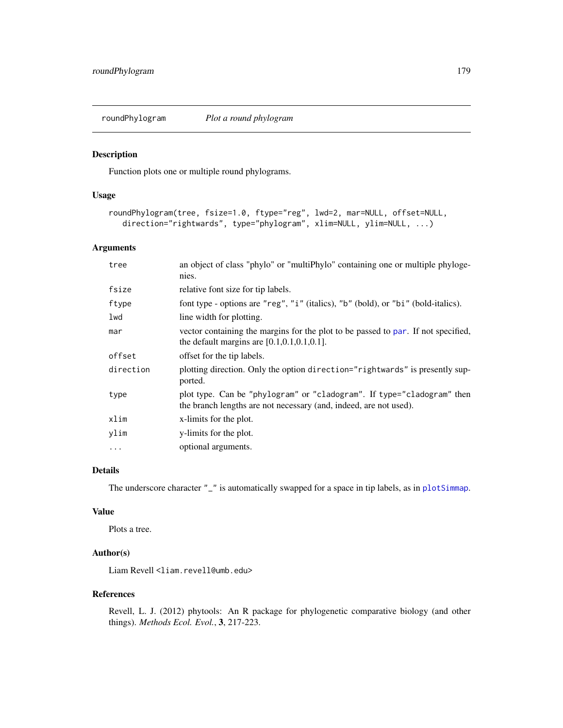## roundPhylogram    *Plot a round phylogram*

### Description

Function plots one or multiple round phylograms.

### Usage

```
roundPhylogram(tree, fsize=1.0, ftype="reg", lwd=2, mar=NULL, offset=NULL,
   direction="rightwards", type="phylogram", xlim=NULL, ylim=NULL, ...)
```

### Arguments

| | |
|---|---|
| `tree` | an object of class "phylo" or "multiPhylo" containing one or multiple phylogenies. |
| `fsize` | relative font size for tip labels. |
| `ftype` | font type - options are "reg", "i" (italics), "b" (bold), or "bi" (bold-italics). |
| `lwd` | line width for plotting. |
| `mar` | vector containing the margins for the plot to be passed to `par`. If not specified, the default margins are [0.1,0.1,0.1,0.1]. |
| `offset` | offset for the tip labels. |
| `direction` | plotting direction. Only the option `direction="rightwards"` is presently supported. |
| `type` | plot type. Can be "phylogram" or "cladogram". If `type="cladogram"` then the branch lengths are not necessary (and, indeed, are not used). |
| `xlim` | x-limits for the plot. |
| `ylim` | y-limits for the plot. |
| `...` | optional arguments. |

### Details

The underscore character "_" is automatically swapped for a space in tip labels, as in `plotSimmap`.

### Value

Plots a tree.

### Author(s)

Liam Revell <liam.revell@umb.edu>

### References

Revell, L. J. (2012) phytools: An R package for phylogenetic comparative biology (and other things). *Methods Ecol. Evol.*, **3**, 217-223.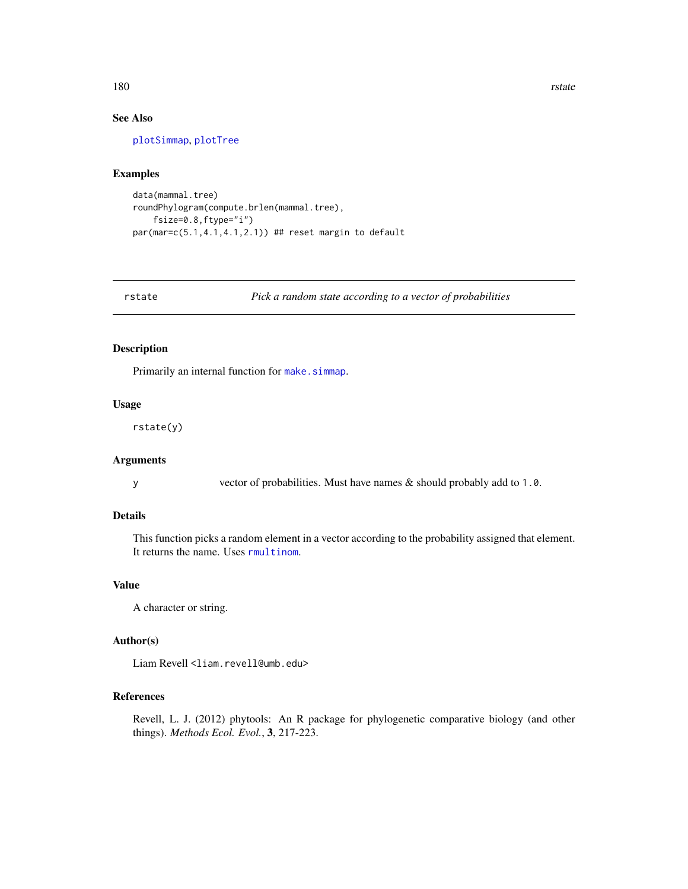## See Also

plotSimmap, plotTree

## Examples

```
data(mammal.tree)
roundPhylogram(compute.brlen(mammal.tree),
    fsize=0.8,ftype="i")
par(mar=c(5.1,4.1,4.1,2.1)) ## reset margin to default
```

---

# rstate — *Pick a random state according to a vector of probabilities*

## Description

Primarily an internal function for make.simmap.

## Usage

```
rstate(y)
```

## Arguments

| | |
|---|---|
| y | vector of probabilities. Must have names & should probably add to `1.0`. |

## Details

This function picks a random element in a vector according to the probability assigned that element. It returns the name. Uses rmultinom.

## Value

A character or string.

## Author(s)

Liam Revell <liam.revell@umb.edu>

## References

Revell, L. J. (2012) phytools: An R package for phylogenetic comparative biology (and other things). *Methods Ecol. Evol.*, **3**, 217-223.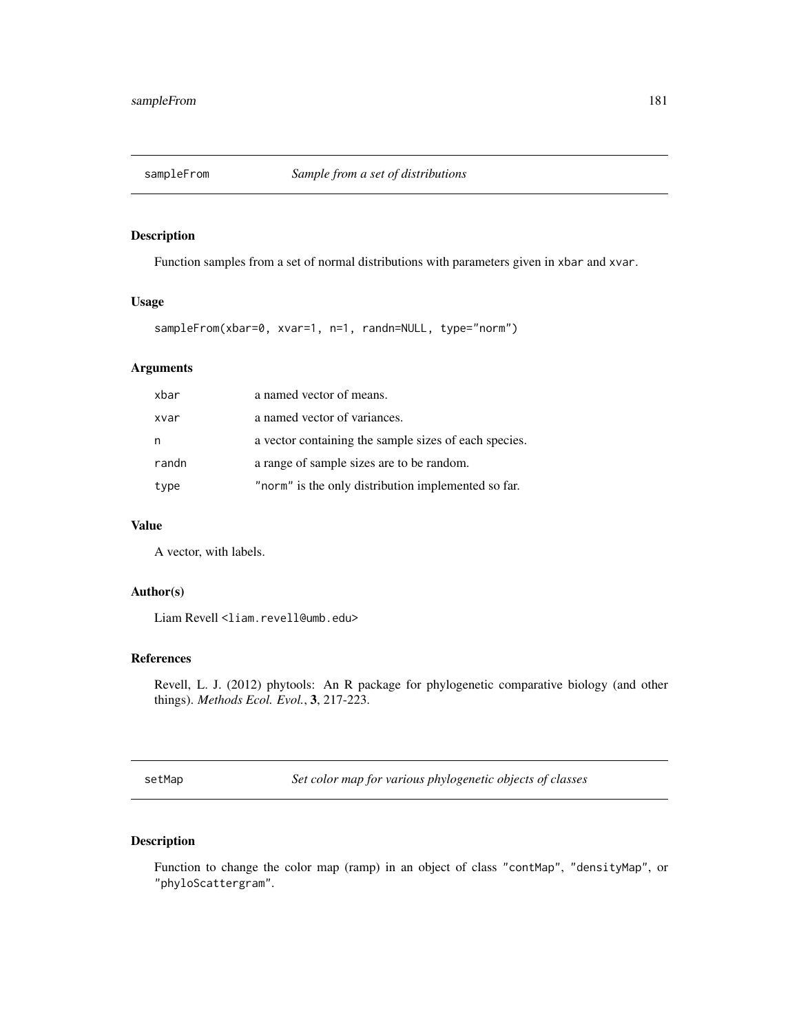## sampleFrom — *Sample from a set of distributions*

### Description

Function samples from a set of normal distributions with parameters given in `xbar` and `xvar`.

### Usage

```
sampleFrom(xbar=0, xvar=1, n=1, randn=NULL, type="norm")
```

### Arguments

| | |
|---|---|
| `xbar` | a named vector of means. |
| `xvar` | a named vector of variances. |
| `n` | a vector containing the sample sizes of each species. |
| `randn` | a range of sample sizes are to be random. |
| `type` | `"norm"` is the only distribution implemented so far. |

### Value

A vector, with labels.

### Author(s)

Liam Revell <liam.revell@umb.edu>

### References

Revell, L. J. (2012) phytools: An R package for phylogenetic comparative biology (and other things). *Methods Ecol. Evol.*, **3**, 217-223.

## setMap — *Set color map for various phylogenetic objects of classes*

### Description

Function to change the color map (ramp) in an object of class `"contMap"`, `"densityMap"`, or `"phyloScattergram"`.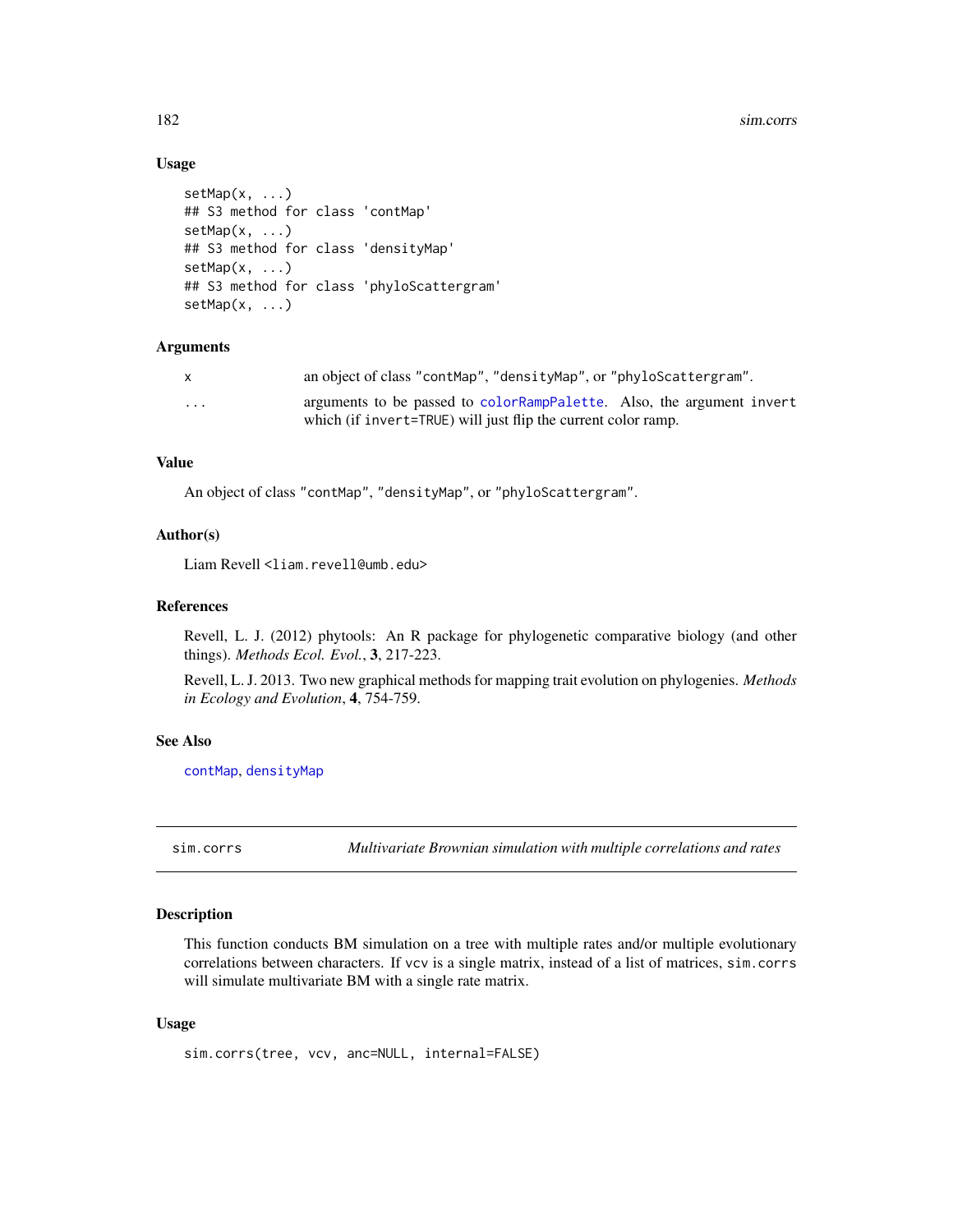### Usage

```
setMap(x, ...)
## S3 method for class 'contMap'
setMap(x, ...)
## S3 method for class 'densityMap'
setMap(x, ...)
## S3 method for class 'phyloScattergram'
setMap(x, ...)
```

### Arguments

| | |
|---|---|
| x | an object of class "contMap", "densityMap", or "phyloScattergram". |
| ... | arguments to be passed to colorRampPalette. Also, the argument invert which (if invert=TRUE) will just flip the current color ramp. |

### Value

An object of class "contMap", "densityMap", or "phyloScattergram".

### Author(s)

Liam Revell <liam.revell@umb.edu>

### References

Revell, L. J. (2012) phytools: An R package for phylogenetic comparative biology (and other things). *Methods Ecol. Evol.*, **3**, 217-223.

Revell, L. J. 2013. Two new graphical methods for mapping trait evolution on phylogenies. *Methods in Ecology and Evolution*, **4**, 754-759.

### See Also

contMap, densityMap

---

## sim.corrs — *Multivariate Brownian simulation with multiple correlations and rates*

### Description

This function conducts BM simulation on a tree with multiple rates and/or multiple evolutionary correlations between characters. If vcv is a single matrix, instead of a list of matrices, sim.corrs will simulate multivariate BM with a single rate matrix.

### Usage

```
sim.corrs(tree, vcv, anc=NULL, internal=FALSE)
```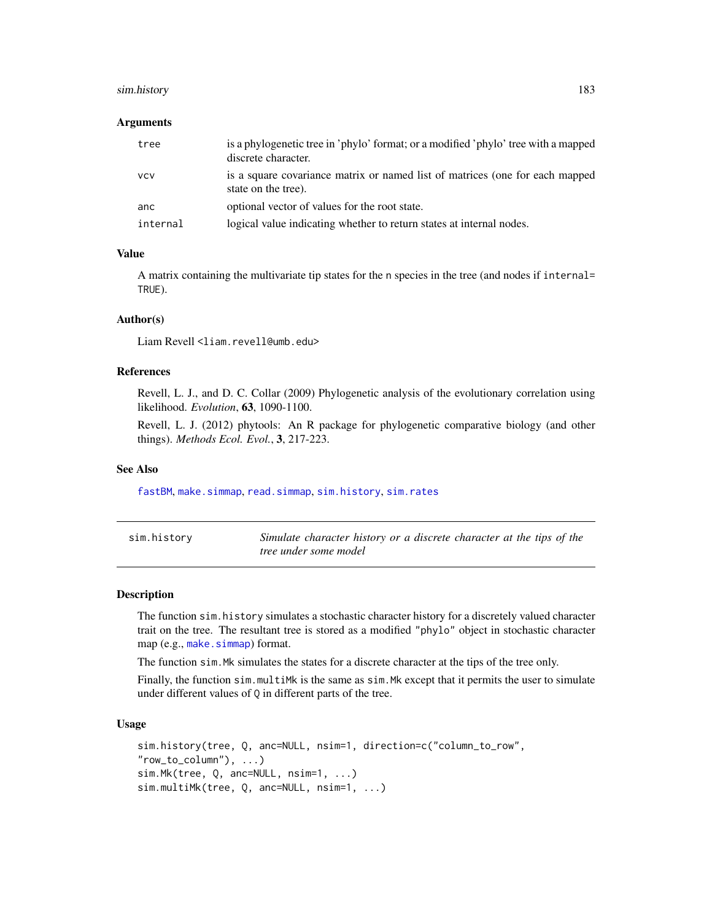### Arguments

| | |
|---|---|
| `tree` | is a phylogenetic tree in 'phylo' format; or a modified 'phylo' tree with a mapped discrete character. |
| `vcv` | is a square covariance matrix or named list of matrices (one for each mapped state on the tree). |
| `anc` | optional vector of values for the root state. |
| `internal` | logical value indicating whether to return states at internal nodes. |

### Value

A matrix containing the multivariate tip states for the `n` species in the tree (and nodes if `internal= TRUE`).

### Author(s)

Liam Revell <liam.revell@umb.edu>

### References

Revell, L. J., and D. C. Collar (2009) Phylogenetic analysis of the evolutionary correlation using likelihood. *Evolution*, **63**, 1090-1100.

Revell, L. J. (2012) phytools: An R package for phylogenetic comparative biology (and other things). *Methods Ecol. Evol.*, **3**, 217-223.

### See Also

`fastBM`, `make.simmap`, `read.simmap`, `sim.history`, `sim.rates`

---

## sim.history — *Simulate character history or a discrete character at the tips of the tree under some model*

---

### Description

The function `sim.history` simulates a stochastic character history for a discretely valued character trait on the tree. The resultant tree is stored as a modified `"phylo"` object in stochastic character map (e.g., `make.simmap`) format.

The function `sim.Mk` simulates the states for a discrete character at the tips of the tree only.

Finally, the function `sim.multiMk` is the same as `sim.Mk` except that it permits the user to simulate under different values of `Q` in different parts of the tree.

### Usage

```
sim.history(tree, Q, anc=NULL, nsim=1, direction=c("column_to_row",
"row_to_column"), ...)
sim.Mk(tree, Q, anc=NULL, nsim=1, ...)
sim.multiMk(tree, Q, anc=NULL, nsim=1, ...)
```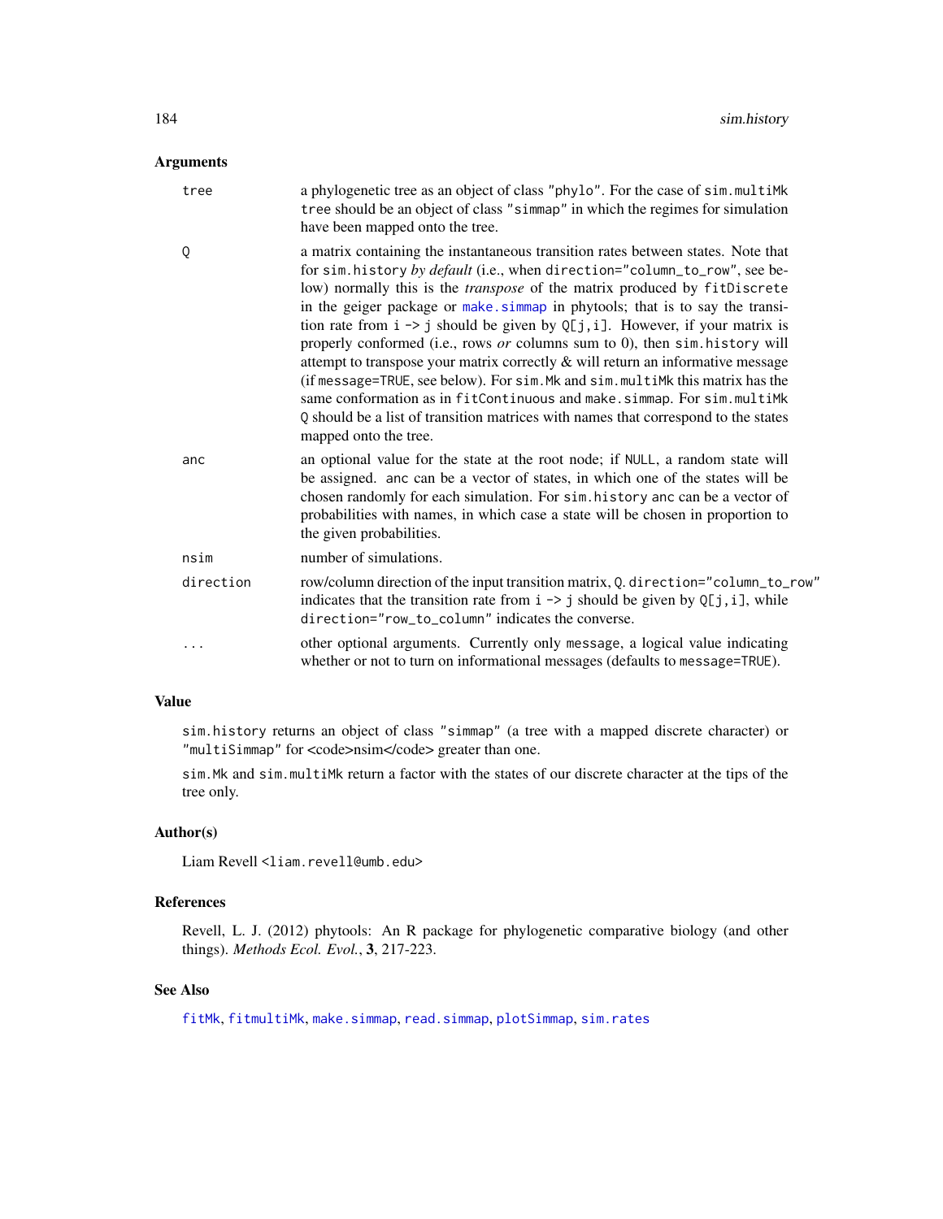## Arguments

| | |
|---|---|
| `tree` | a phylogenetic tree as an object of class `"phylo"`. For the case of `sim.multiMk` `tree` should be an object of class `"simmap"` in which the regimes for simulation have been mapped onto the tree. |
| `Q` | a matrix containing the instantaneous transition rates between states. Note that for `sim.history` *by default* (i.e., when `direction="column_to_row"`, see below) normally this is the *transpose* of the matrix produced by `fitDiscrete` in the geiger package or `make.simmap` in phytools; that is to say the transition rate from `i -> j` should be given by `Q[j,i]`. However, if your matrix is properly conformed (i.e., rows *or* columns sum to 0), then `sim.history` will attempt to transpose your matrix correctly & will return an informative message (if `message=TRUE`, see below). For `sim.Mk` and `sim.multiMk` this matrix has the same conformation as in `fitContinuous` and `make.simmap`. For `sim.multiMk` `Q` should be a list of transition matrices with names that correspond to the states mapped onto the tree. |
| `anc` | an optional value for the state at the root node; if `NULL`, a random state will be assigned. `anc` can be a vector of states, in which one of the states will be chosen randomly for each simulation. For `sim.history` `anc` can be a vector of probabilities with names, in which case a state will be chosen in proportion to the given probabilities. |
| `nsim` | number of simulations. |
| `direction` | row/column direction of the input transition matrix, `Q`. `direction="column_to_row"` indicates that the transition rate from `i -> j` should be given by `Q[j,i]`, while `direction="row_to_column"` indicates the converse. |
| `...` | other optional arguments. Currently only `message`, a logical value indicating whether or not to turn on informational messages (defaults to `message=TRUE`). |

## Value

`sim.history` returns an object of class `"simmap"` (a tree with a mapped discrete character) or `"multiSimmap"` for <code>nsim</code> greater than one.

`sim.Mk` and `sim.multiMk` return a factor with the states of our discrete character at the tips of the tree only.

## Author(s)

Liam Revell <liam.revell@umb.edu>

## References

Revell, L. J. (2012) phytools: An R package for phylogenetic comparative biology (and other things). *Methods Ecol. Evol.*, **3**, 217-223.

## See Also

`fitMk`, `fitmultiMk`, `make.simmap`, `read.simmap`, `plotSimmap`, `sim.rates`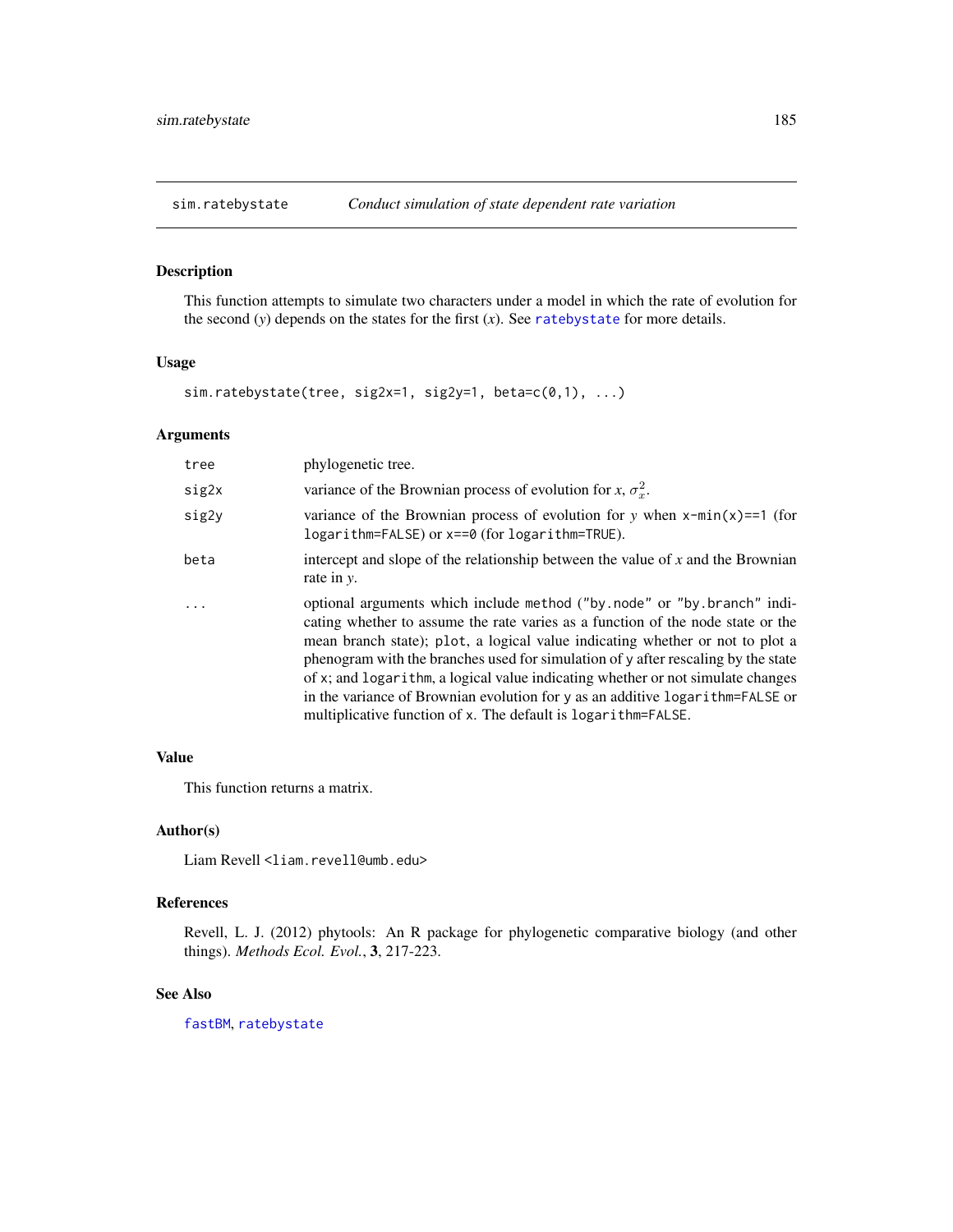## sim.ratebystate — *Conduct simulation of state dependent rate variation*

### Description

This function attempts to simulate two characters under a model in which the rate of evolution for the second ($y$) depends on the states for the first ($x$). See `ratebystate` for more details.

### Usage

```
sim.ratebystate(tree, sig2x=1, sig2y=1, beta=c(0,1), ...)
```

### Arguments

| | |
|---|---|
| `tree` | phylogenetic tree. |
| `sig2x` | variance of the Brownian process of evolution for $x$, $\sigma_x^2$. |
| `sig2y` | variance of the Brownian process of evolution for $y$ when `x-min(x)==1` (for `logarithm=FALSE`) or `x==0` (for `logarithm=TRUE`). |
| `beta` | intercept and slope of the relationship between the value of $x$ and the Brownian rate in $y$. |
| `...` | optional arguments which include `method` (`"by.node"` or `"by.branch"` indicating whether to assume the rate varies as a function of the node state or the mean branch state); `plot`, a logical value indicating whether or not to plot a phenogram with the branches used for simulation of `y` after rescaling by the state of `x`; and `logarithm`, a logical value indicating whether or not simulate changes in the variance of Brownian evolution for `y` as an additive `logarithm=FALSE` or multiplicative function of `x`. The default is `logarithm=FALSE`. |

### Value

This function returns a matrix.

### Author(s)

Liam Revell <liam.revell@umb.edu>

### References

Revell, L. J. (2012) phytools: An R package for phylogenetic comparative biology (and other things). *Methods Ecol. Evol.*, **3**, 217-223.

### See Also

`fastBM`, `ratebystate`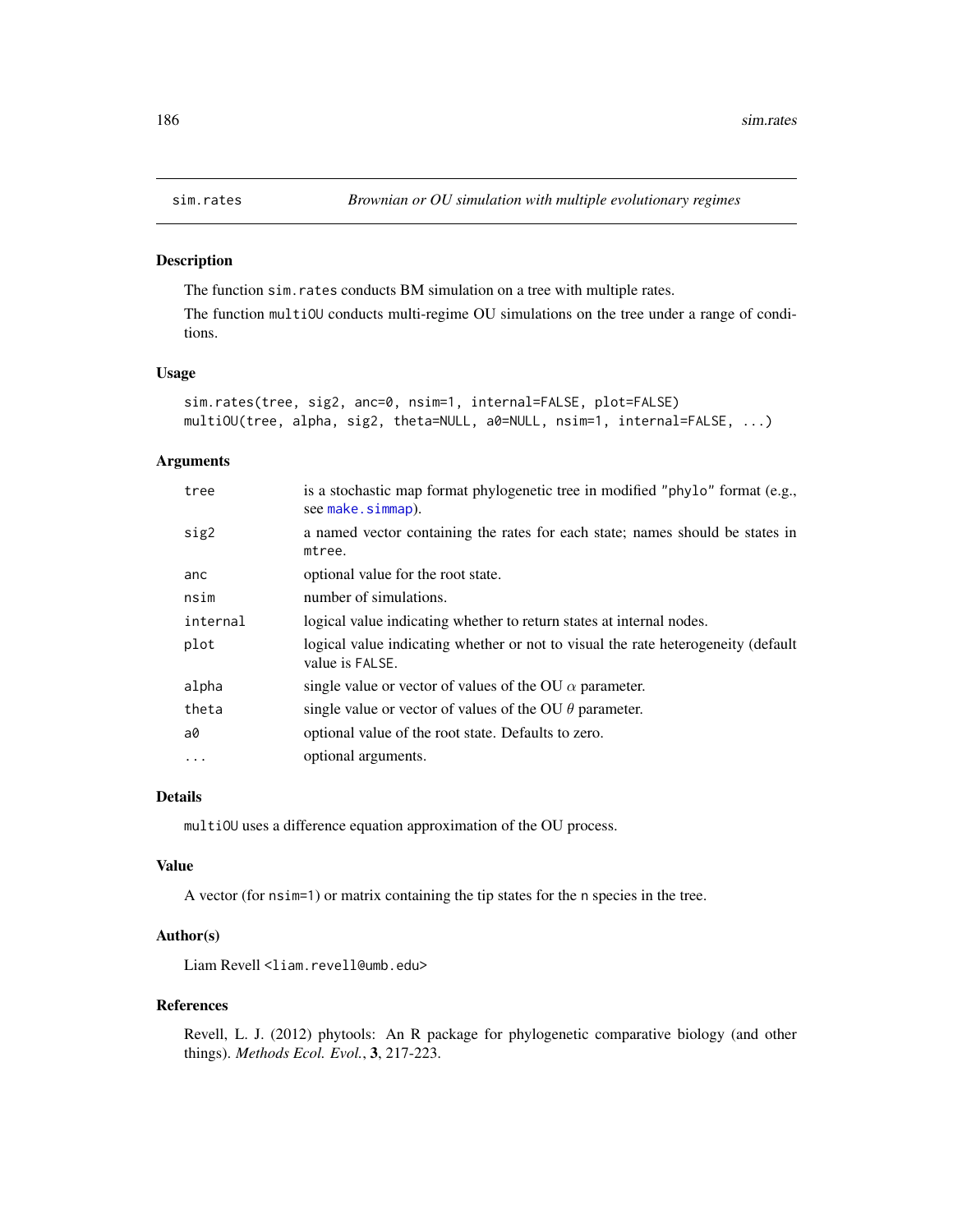sim.rates *Brownian or OU simulation with multiple evolutionary regimes*

## Description

The function `sim.rates` conducts BM simulation on a tree with multiple rates.

The function `multiOU` conducts multi-regime OU simulations on the tree under a range of conditions.

## Usage

```
sim.rates(tree, sig2, anc=0, nsim=1, internal=FALSE, plot=FALSE)
multiOU(tree, alpha, sig2, theta=NULL, a0=NULL, nsim=1, internal=FALSE, ...)
```

## Arguments

| | |
|---|---|
| `tree` | is a stochastic map format phylogenetic tree in modified "phylo" format (e.g., see `make.simmap`). |
| `sig2` | a named vector containing the rates for each state; names should be states in `mtree`. |
| `anc` | optional value for the root state. |
| `nsim` | number of simulations. |
| `internal` | logical value indicating whether to return states at internal nodes. |
| `plot` | logical value indicating whether or not to visual the rate heterogeneity (default value is `FALSE`. |
| `alpha` | single value or vector of values of the OU $\alpha$ parameter. |
| `theta` | single value or vector of values of the OU $\theta$ parameter. |
| `a0` | optional value of the root state. Defaults to zero. |
| `...` | optional arguments. |

## Details

`multiOU` uses a difference equation approximation of the OU process.

## Value

A vector (for `nsim=1`) or matrix containing the tip states for the `n` species in the tree.

## Author(s)

Liam Revell <liam.revell@umb.edu>

## References

Revell, L. J. (2012) phytools: An R package for phylogenetic comparative biology (and other things). *Methods Ecol. Evol.*, **3**, 217-223.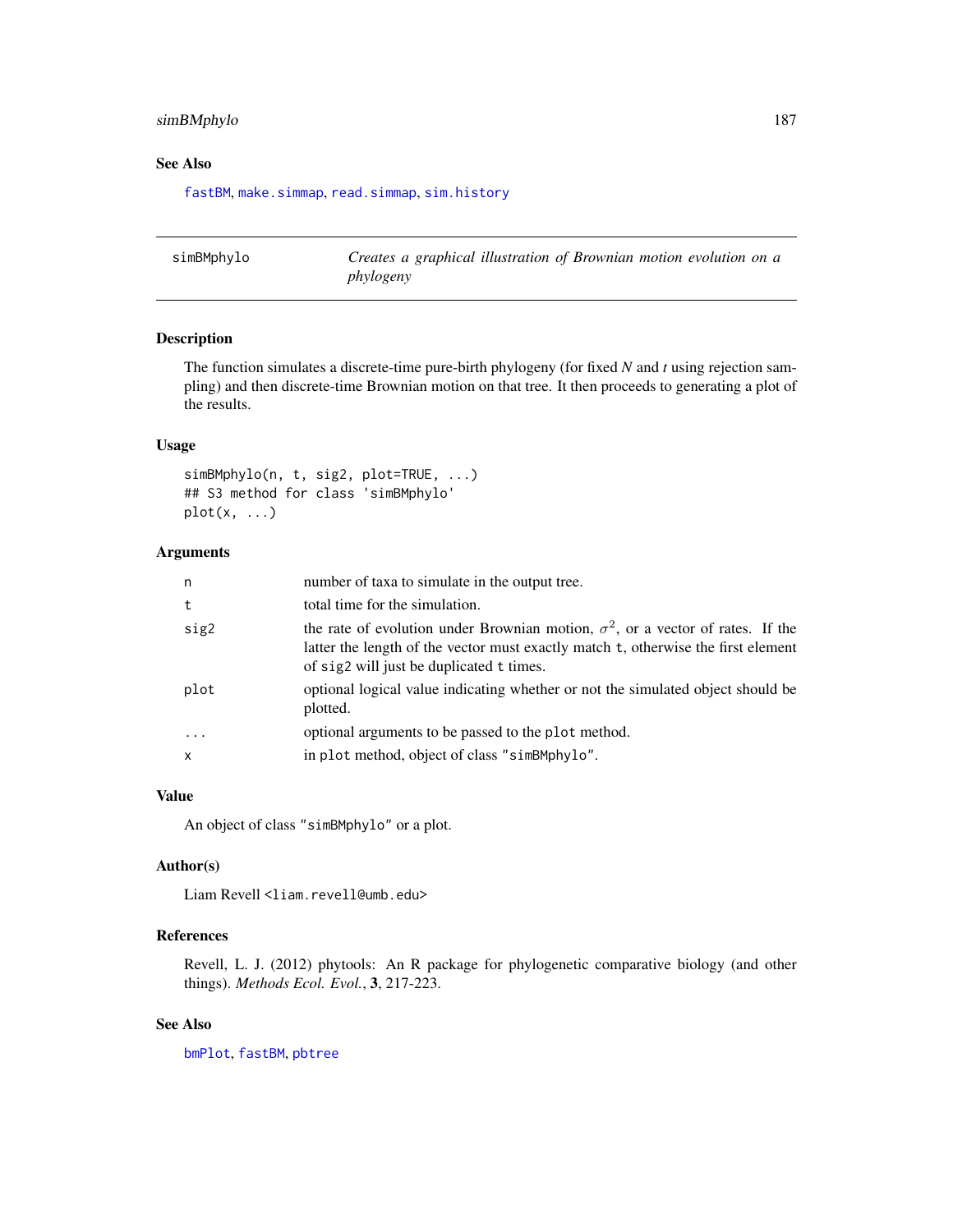## See Also

fastBM, make.simmap, read.simmap, sim.history

---

simBMphylo *Creates a graphical illustration of Brownian motion evolution on a phylogeny*

---

### Description

The function simulates a discrete-time pure-birth phylogeny (for fixed *N* and *t* using rejection sampling) and then discrete-time Brownian motion on that tree. It then proceeds to generating a plot of the results.

### Usage

```
simBMphylo(n, t, sig2, plot=TRUE, ...)
## S3 method for class 'simBMphylo'
plot(x, ...)
```

### Arguments

| | |
|---|---|
| n | number of taxa to simulate in the output tree. |
| t | total time for the simulation. |
| sig2 | the rate of evolution under Brownian motion, $\sigma^2$, or a vector of rates. If the latter the length of the vector must exactly match t, otherwise the first element of sig2 will just be duplicated t times. |
| plot | optional logical value indicating whether or not the simulated object should be plotted. |
| ... | optional arguments to be passed to the plot method. |
| x | in plot method, object of class "simBMphylo". |

### Value

An object of class "simBMphylo" or a plot.

### Author(s)

Liam Revell <liam.revell@umb.edu>

### References

Revell, L. J. (2012) phytools: An R package for phylogenetic comparative biology (and other things). *Methods Ecol. Evol.*, **3**, 217-223.

### See Also

bmPlot, fastBM, pbtree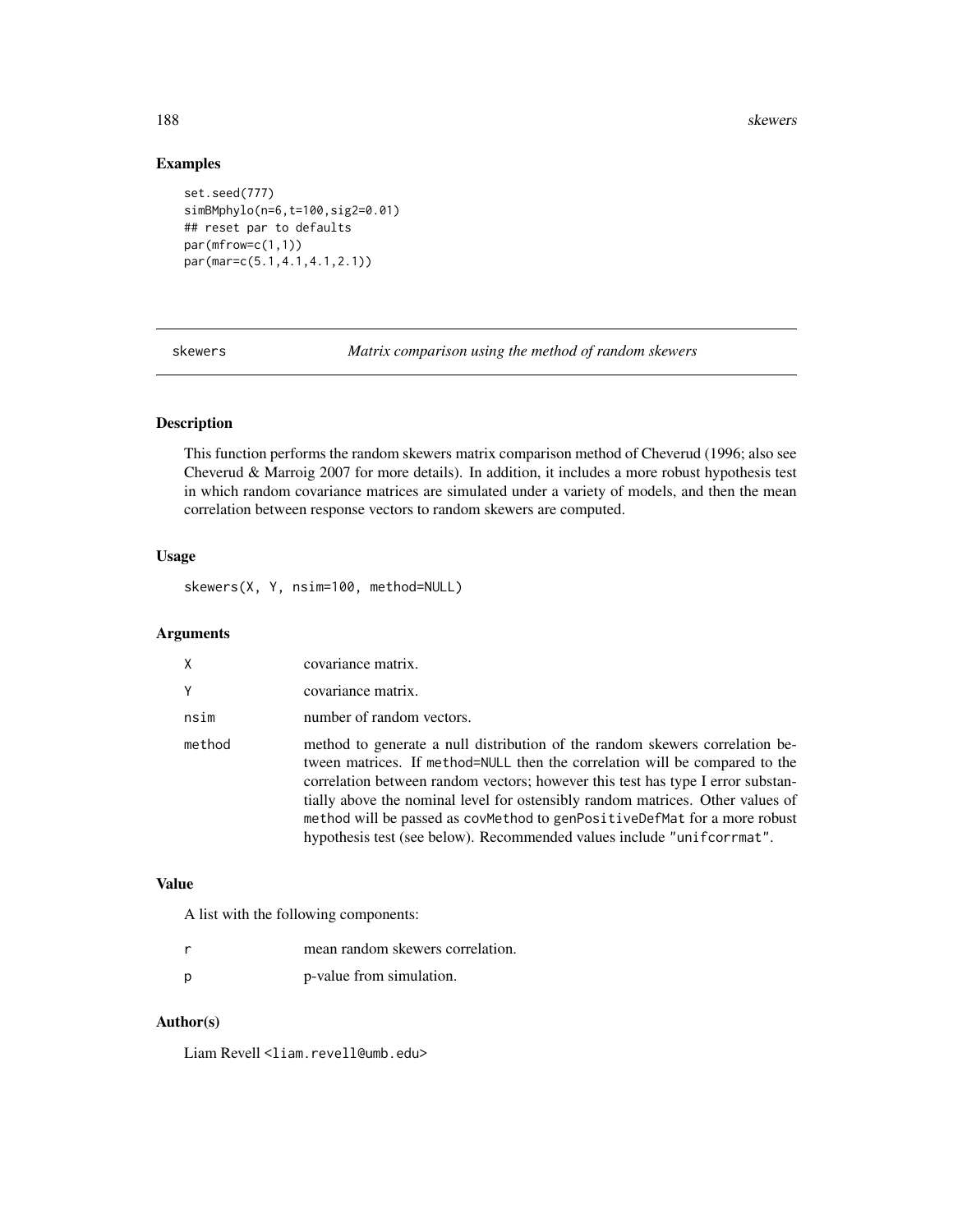## Examples

```
set.seed(777)
simBMphylo(n=6,t=100,sig2=0.01)
## reset par to defaults
par(mfrow=c(1,1))
par(mar=c(5.1,4.1,4.1,2.1))
```

---

skewers *Matrix comparison using the method of random skewers*

---

## Description

This function performs the random skewers matrix comparison method of Cheverud (1996; also see Cheverud & Marroig 2007 for more details). In addition, it includes a more robust hypothesis test in which random covariance matrices are simulated under a variety of models, and then the mean correlation between response vectors to random skewers are computed.

## Usage

```
skewers(X, Y, nsim=100, method=NULL)
```

## Arguments

| | |
|---|---|
| X | covariance matrix. |
| Y | covariance matrix. |
| nsim | number of random vectors. |
| method | method to generate a null distribution of the random skewers correlation between matrices. If method=NULL then the correlation will be compared to the correlation between random vectors; however this test has type I error substantially above the nominal level for ostensibly random matrices. Other values of method will be passed as covMethod to genPositiveDefMat for a more robust hypothesis test (see below). Recommended values include "unifcorrmat". |

## Value

A list with the following components:

| | |
|---|---|
| r | mean random skewers correlation. |
| p | p-value from simulation. |

## Author(s)

Liam Revell <liam.revell@umb.edu>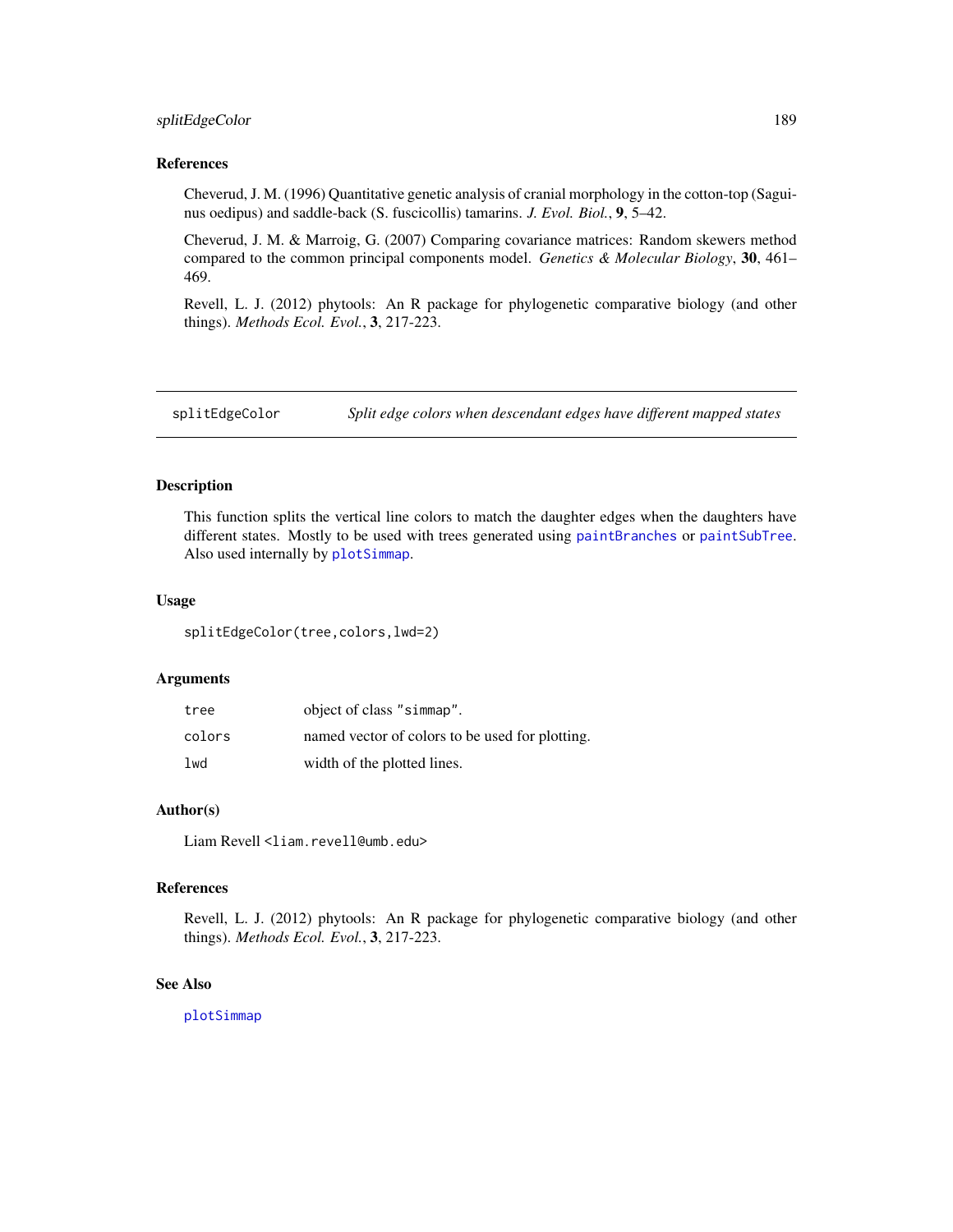### References

Cheverud, J. M. (1996) Quantitative genetic analysis of cranial morphology in the cotton-top (Saguinus oedipus) and saddle-back (S. fuscicollis) tamarins. *J. Evol. Biol.*, **9**, 5–42.

Cheverud, J. M. & Marroig, G. (2007) Comparing covariance matrices: Random skewers method compared to the common principal components model. *Genetics & Molecular Biology*, **30**, 461–469.

Revell, L. J. (2012) phytools: An R package for phylogenetic comparative biology (and other things). *Methods Ecol. Evol.*, **3**, 217-223.

---

## splitEdgeColor — *Split edge colors when descendant edges have different mapped states*

---

### Description

This function splits the vertical line colors to match the daughter edges when the daughters have different states. Mostly to be used with trees generated using `paintBranches` or `paintSubTree`. Also used internally by `plotSimmap`.

### Usage

```
splitEdgeColor(tree,colors,lwd=2)
```

### Arguments

| | |
|---|---|
| `tree` | object of class `"simmap"`. |
| `colors` | named vector of colors to be used for plotting. |
| `lwd` | width of the plotted lines. |

### Author(s)

Liam Revell <liam.revell@umb.edu>

### References

Revell, L. J. (2012) phytools: An R package for phylogenetic comparative biology (and other things). *Methods Ecol. Evol.*, **3**, 217-223.

### See Also

`plotSimmap`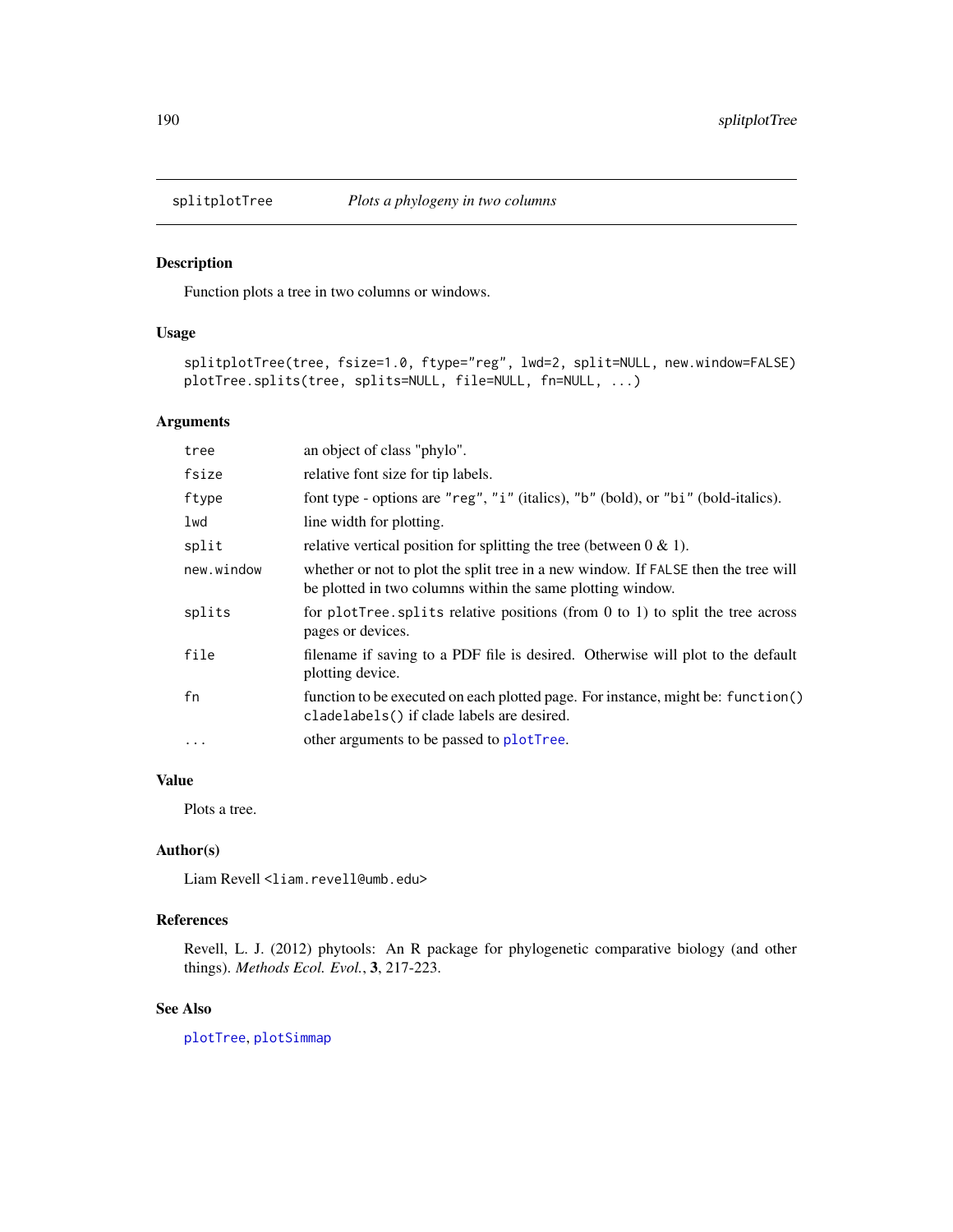## splitplotTree — *Plots a phylogeny in two columns*

### Description

Function plots a tree in two columns or windows.

### Usage

```
splitplotTree(tree, fsize=1.0, ftype="reg", lwd=2, split=NULL, new.window=FALSE)
plotTree.splits(tree, splits=NULL, file=NULL, fn=NULL, ...)
```

### Arguments

| | |
|---|---|
| `tree` | an object of class "phylo". |
| `fsize` | relative font size for tip labels. |
| `ftype` | font type - options are `"reg"`, `"i"` (italics), `"b"` (bold), or `"bi"` (bold-italics). |
| `lwd` | line width for plotting. |
| `split` | relative vertical position for splitting the tree (between 0 & 1). |
| `new.window` | whether or not to plot the split tree in a new window. If `FALSE` then the tree will be plotted in two columns within the same plotting window. |
| `splits` | for `plotTree.splits` relative positions (from 0 to 1) to split the tree across pages or devices. |
| `file` | filename if saving to a PDF file is desired. Otherwise will plot to the default plotting device. |
| `fn` | function to be executed on each plotted page. For instance, might be: `function() cladelabels()` if clade labels are desired. |
| `...` | other arguments to be passed to `plotTree`. |

### Value

Plots a tree.

### Author(s)

Liam Revell <liam.revell@umb.edu>

### References

Revell, L. J. (2012) phytools: An R package for phylogenetic comparative biology (and other things). *Methods Ecol. Evol.*, **3**, 217-223.

### See Also

`plotTree`, `plotSimmap`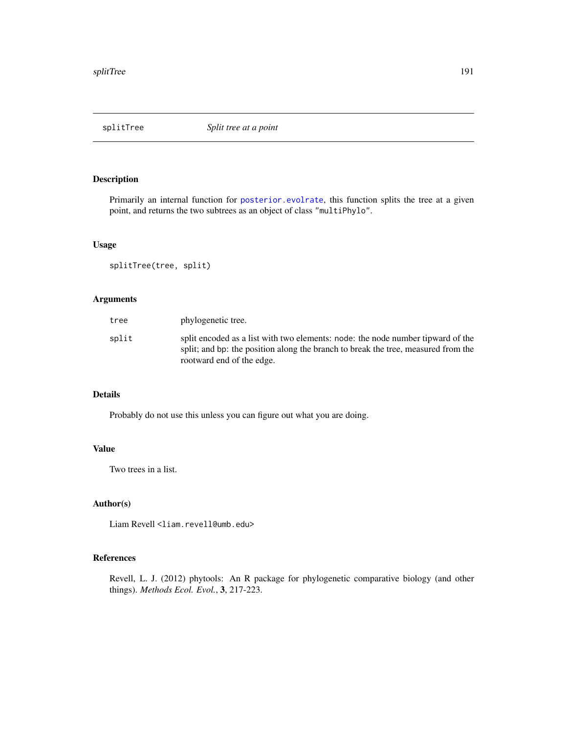# splitTree *Split tree at a point*

## Description

Primarily an internal function for `posterior.evolrate`, this function splits the tree at a given point, and returns the two subtrees as an object of class `"multiPhylo"`.

## Usage

```
splitTree(tree, split)
```

## Arguments

| | |
|---|---|
| `tree` | phylogenetic tree. |
| `split` | split encoded as a list with two elements: `node`: the node number tipward of the split; and `bp`: the position along the branch to break the tree, measured from the rootward end of the edge. |

## Details

Probably do not use this unless you can figure out what you are doing.

## Value

Two trees in a list.

## Author(s)

Liam Revell <liam.revell@umb.edu>

## References

Revell, L. J. (2012) phytools: An R package for phylogenetic comparative biology (and other things). *Methods Ecol. Evol.*, **3**, 217-223.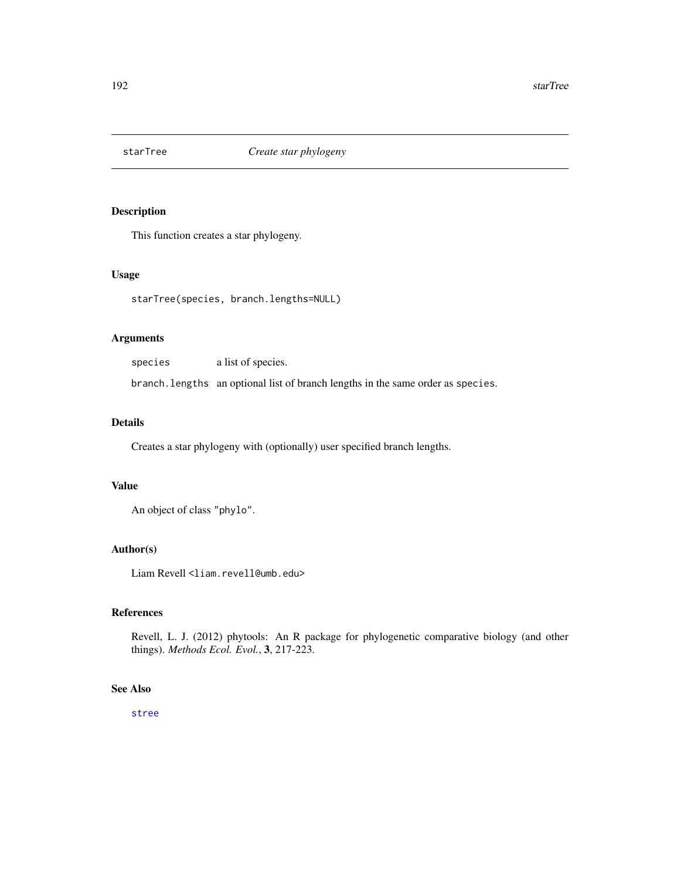## starTree — *Create star phylogeny*

### Description

This function creates a star phylogeny.

### Usage

```
starTree(species, branch.lengths=NULL)
```

### Arguments

| | |
|---|---|
| `species` | a list of species. |
| `branch.lengths` | an optional list of branch lengths in the same order as `species`. |

### Details

Creates a star phylogeny with (optionally) user specified branch lengths.

### Value

An object of class `"phylo"`.

### Author(s)

Liam Revell <`liam.revell@umb.edu`>

### References

Revell, L. J. (2012) phytools: An R package for phylogenetic comparative biology (and other things). *Methods Ecol. Evol.*, **3**, 217-223.

### See Also

`stree`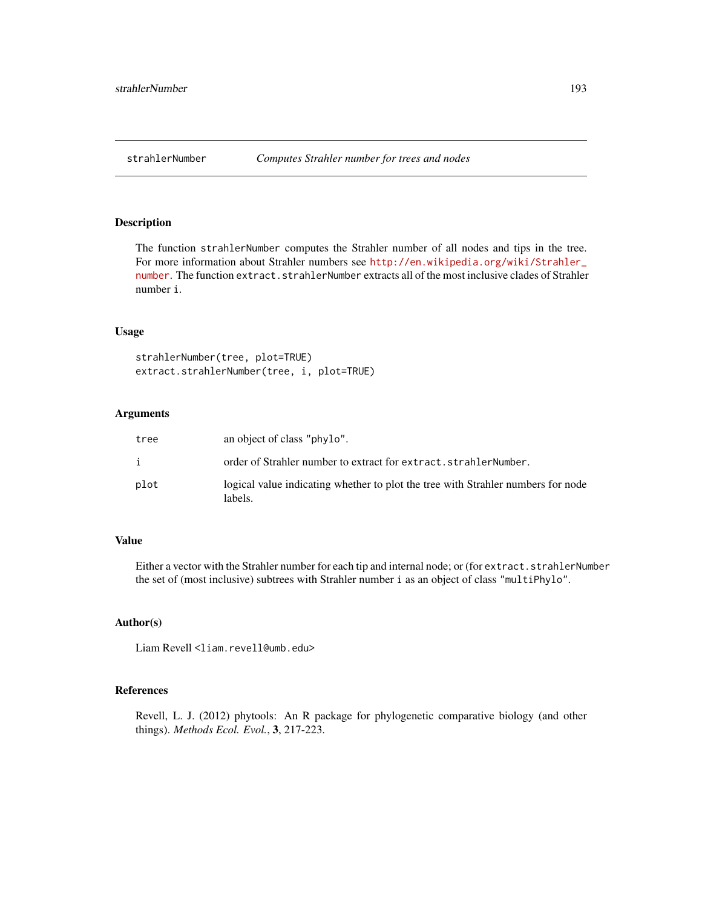strahlerNumber *Computes Strahler number for trees and nodes*

## Description

The function `strahlerNumber` computes the Strahler number of all nodes and tips in the tree. For more information about Strahler numbers see http://en.wikipedia.org/wiki/Strahler_number. The function `extract.strahlerNumber` extracts all of the most inclusive clades of Strahler number `i`.

## Usage

```
strahlerNumber(tree, plot=TRUE)
extract.strahlerNumber(tree, i, plot=TRUE)
```

## Arguments

| | |
|---|---|
| `tree` | an object of class `"phylo"`. |
| `i` | order of Strahler number to extract for `extract.strahlerNumber`. |
| `plot` | logical value indicating whether to plot the tree with Strahler numbers for node labels. |

## Value

Either a vector with the Strahler number for each tip and internal node; or (for `extract.strahlerNumber` the set of (most inclusive) subtrees with Strahler number `i` as an object of class `"multiPhylo"`.

## Author(s)

Liam Revell <liam.revell@umb.edu>

## References

Revell, L. J. (2012) phytools: An R package for phylogenetic comparative biology (and other things). *Methods Ecol. Evol.*, **3**, 217-223.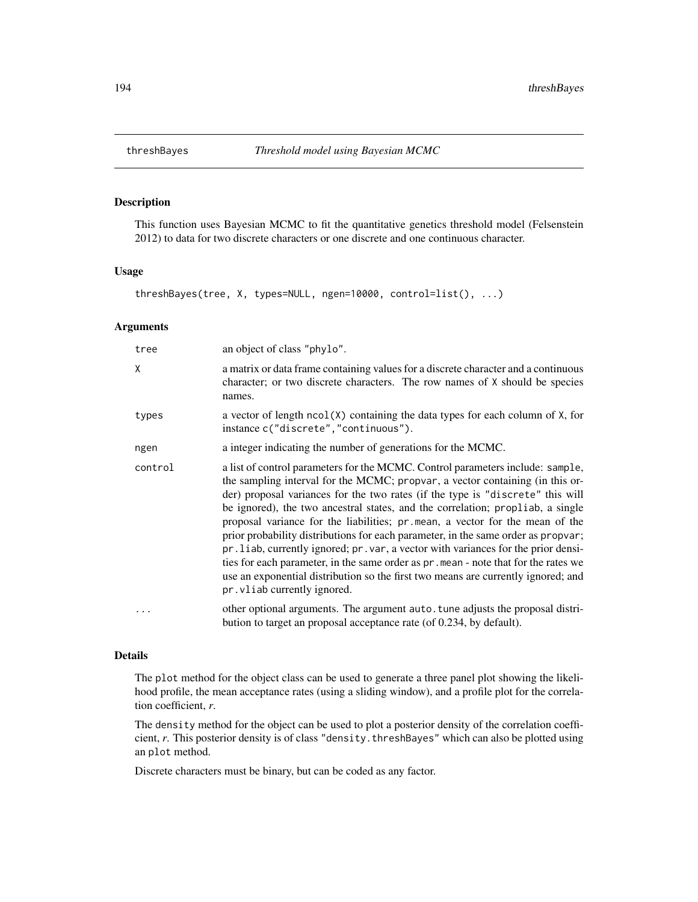threshBayes — *Threshold model using Bayesian MCMC*

## Description

This function uses Bayesian MCMC to fit the quantitative genetics threshold model (Felsenstein 2012) to data for two discrete characters or one discrete and one continuous character.

## Usage

```
threshBayes(tree, X, types=NULL, ngen=10000, control=list(), ...)
```

## Arguments

| | |
|---|---|
| `tree` | an object of class `"phylo"`. |
| `X` | a matrix or data frame containing values for a discrete character and a continuous character; or two discrete characters. The row names of `X` should be species names. |
| `types` | a vector of length `ncol(X)` containing the data types for each column of `X`, for instance `c("discrete","continuous")`. |
| `ngen` | a integer indicating the number of generations for the MCMC. |
| `control` | a list of control parameters for the MCMC. Control parameters include: `sample`, the sampling interval for the MCMC; `propvar`, a vector containing (in this order) proposal variances for the two rates (if the type is `"discrete"` this will be ignored), the two ancestral states, and the correlation; `propliab`, a single proposal variance for the liabilities; `pr.mean`, a vector for the mean of the prior probability distributions for each parameter, in the same order as `propvar`; `pr.liab`, currently ignored; `pr.var`, a vector with variances for the prior densities for each parameter, in the same order as `pr.mean` - note that for the rates we use an exponential distribution so the first two means are currently ignored; and `pr.vliab` currently ignored. |
| `...` | other optional arguments. The argument `auto.tune` adjusts the proposal distribution to target an proposal acceptance rate (of 0.234, by default). |

## Details

The `plot` method for the object class can be used to generate a three panel plot showing the likelihood profile, the mean acceptance rates (using a sliding window), and a profile plot for the correlation coefficient, *r*.

The `density` method for the object can be used to plot a posterior density of the correlation coefficient, *r*. This posterior density is of class `"density.threshBayes"` which can also be plotted using an `plot` method.

Discrete characters must be binary, but can be coded as any factor.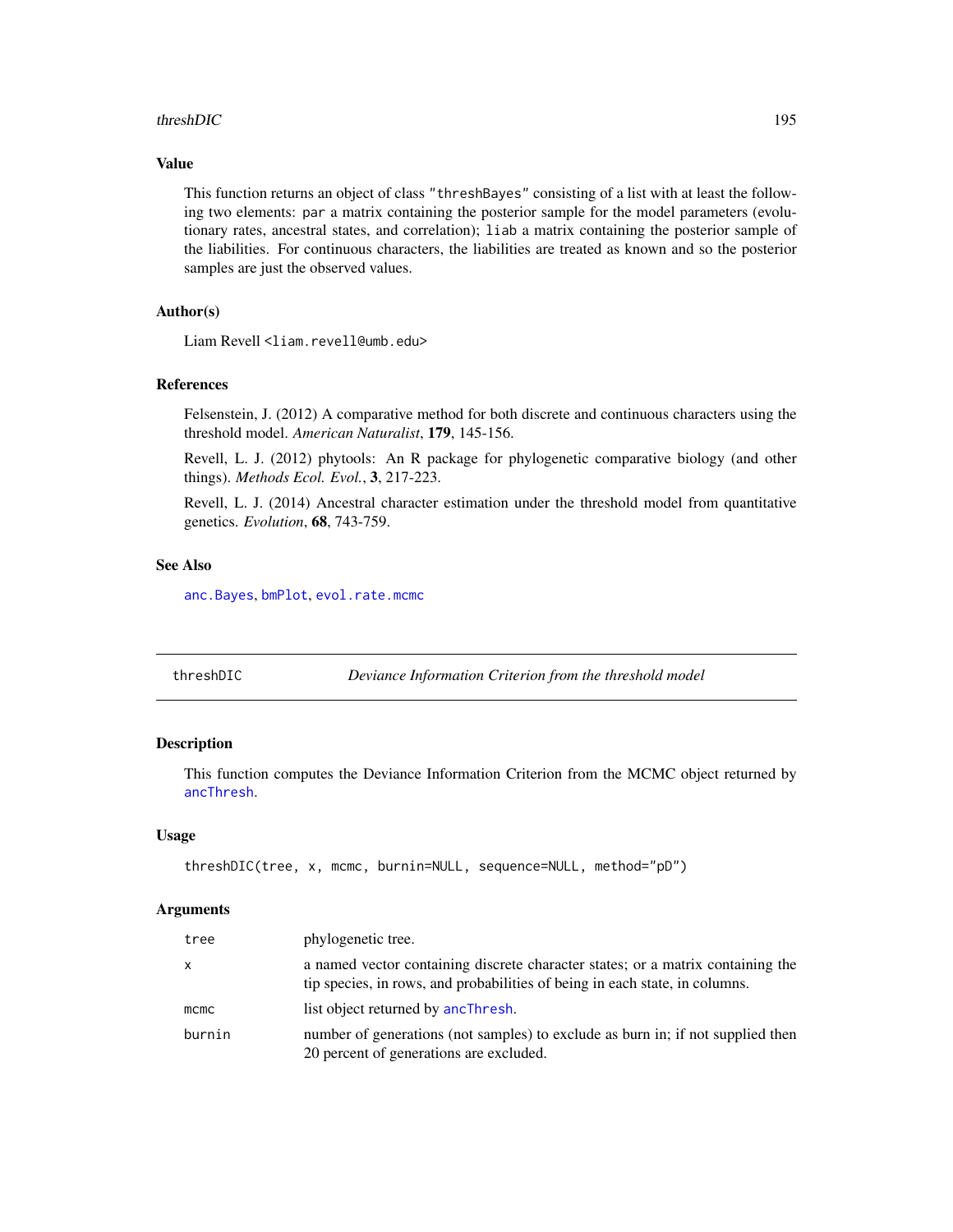### Value

This function returns an object of class `"threshBayes"` consisting of a list with at least the following two elements: `par` a matrix containing the posterior sample for the model parameters (evolutionary rates, ancestral states, and correlation); `liab` a matrix containing the posterior sample of the liabilities. For continuous characters, the liabilities are treated as known and so the posterior samples are just the observed values.

### Author(s)

Liam Revell <liam.revell@umb.edu>

### References

Felsenstein, J. (2012) A comparative method for both discrete and continuous characters using the threshold model. *American Naturalist*, **179**, 145-156.

Revell, L. J. (2012) phytools: An R package for phylogenetic comparative biology (and other things). *Methods Ecol. Evol.*, **3**, 217-223.

Revell, L. J. (2014) Ancestral character estimation under the threshold model from quantitative genetics. *Evolution*, **68**, 743-759.

### See Also

`anc.Bayes`, `bmPlot`, `evol.rate.mcmc`

---

## threshDIC — *Deviance Information Criterion from the threshold model*

### Description

This function computes the Deviance Information Criterion from the MCMC object returned by `ancThresh`.

### Usage

```
threshDIC(tree, x, mcmc, burnin=NULL, sequence=NULL, method="pD")
```

### Arguments

| | |
|---|---|
| `tree` | phylogenetic tree. |
| `x` | a named vector containing discrete character states; or a matrix containing the tip species, in rows, and probabilities of being in each state, in columns. |
| `mcmc` | list object returned by `ancThresh`. |
| `burnin` | number of generations (not samples) to exclude as burn in; if not supplied then 20 percent of generations are excluded. |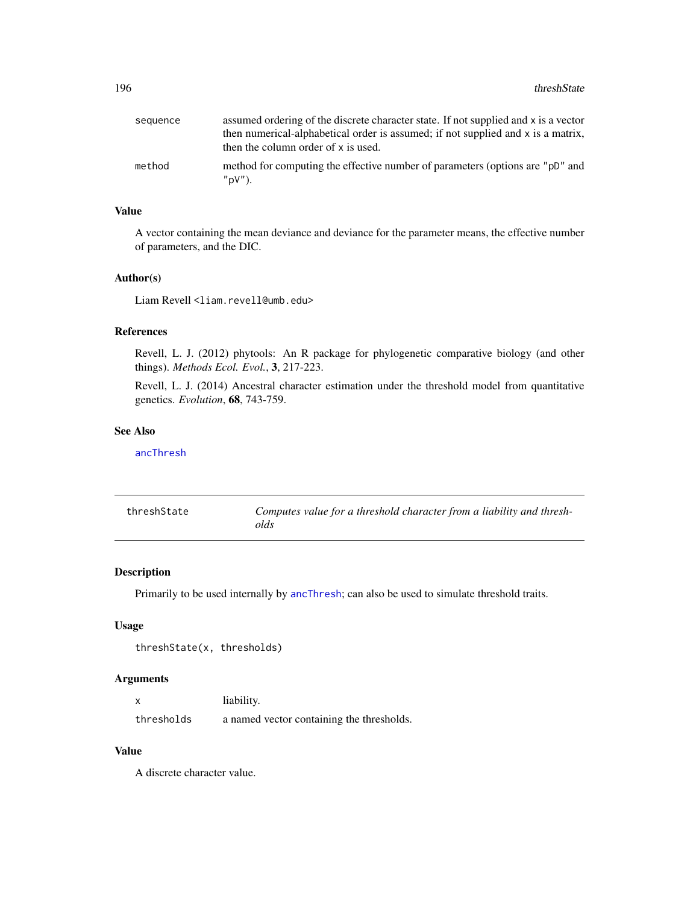| | |
|---|---|
| sequence | assumed ordering of the discrete character state. If not supplied and x is a vector then numerical-alphabetical order is assumed; if not supplied and x is a matrix, then the column order of x is used. |
| method | method for computing the effective number of parameters (options are "pD" and "pV"). |

### Value

A vector containing the mean deviance and deviance for the parameter means, the effective number of parameters, and the DIC.

### Author(s)

Liam Revell <liam.revell@umb.edu>

### References

Revell, L. J. (2012) phytools: An R package for phylogenetic comparative biology (and other things). *Methods Ecol. Evol.*, **3**, 217-223.

Revell, L. J. (2014) Ancestral character estimation under the threshold model from quantitative genetics. *Evolution*, **68**, 743-759.

### See Also

ancThresh

---

## threshState — *Computes value for a threshold character from a liability and thresholds*

---

### Description

Primarily to be used internally by ancThresh; can also be used to simulate threshold traits.

### Usage

```
threshState(x, thresholds)
```

### Arguments

| | |
|---|---|
| x | liability. |
| thresholds | a named vector containing the thresholds. |

### Value

A discrete character value.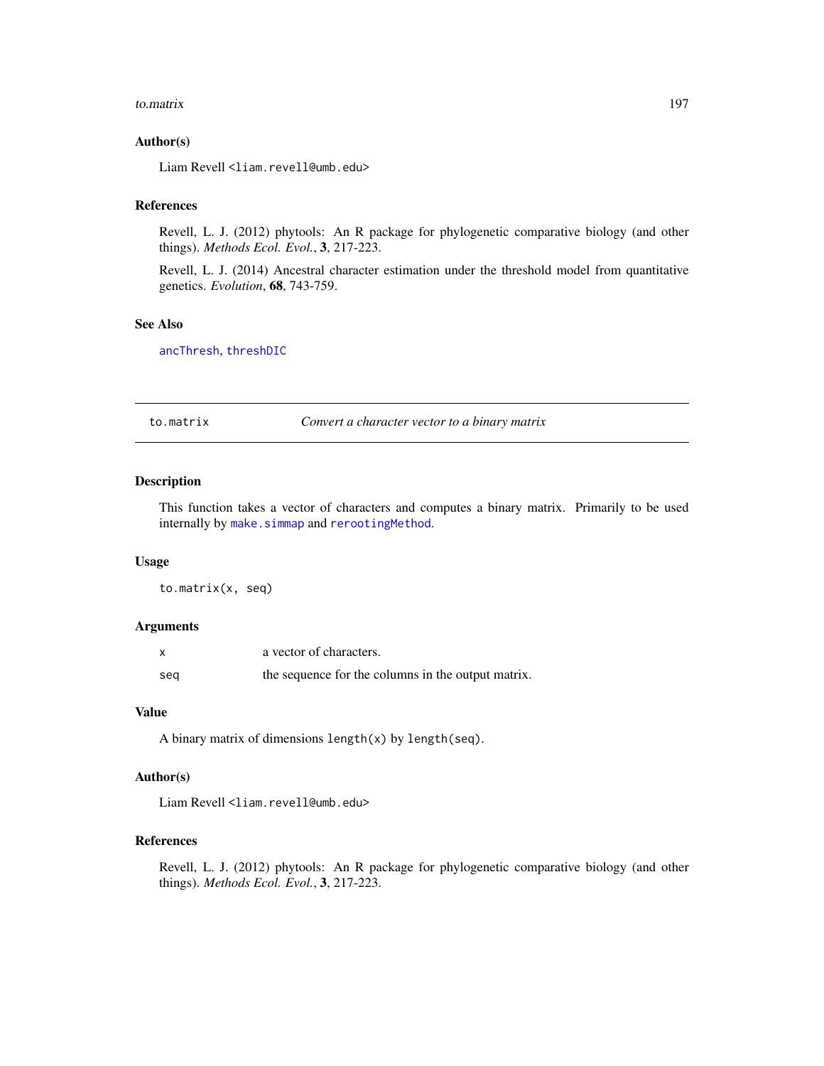## Author(s)

Liam Revell <liam.revell@umb.edu>

## References

Revell, L. J. (2012) phytools: An R package for phylogenetic comparative biology (and other things). *Methods Ecol. Evol.*, **3**, 217-223.

Revell, L. J. (2014) Ancestral character estimation under the threshold model from quantitative genetics. *Evolution*, **68**, 743-759.

## See Also

ancThresh, threshDIC

---

# to.matrix — *Convert a character vector to a binary matrix*

## Description

This function takes a vector of characters and computes a binary matrix. Primarily to be used internally by make.simmap and rerootingMethod.

## Usage

```
to.matrix(x, seq)
```

## Arguments

| | |
|---|---|
| x | a vector of characters. |
| seq | the sequence for the columns in the output matrix. |

## Value

A binary matrix of dimensions `length(x)` by `length(seq)`.

## Author(s)

Liam Revell <liam.revell@umb.edu>

## References

Revell, L. J. (2012) phytools: An R package for phylogenetic comparative biology (and other things). *Methods Ecol. Evol.*, **3**, 217-223.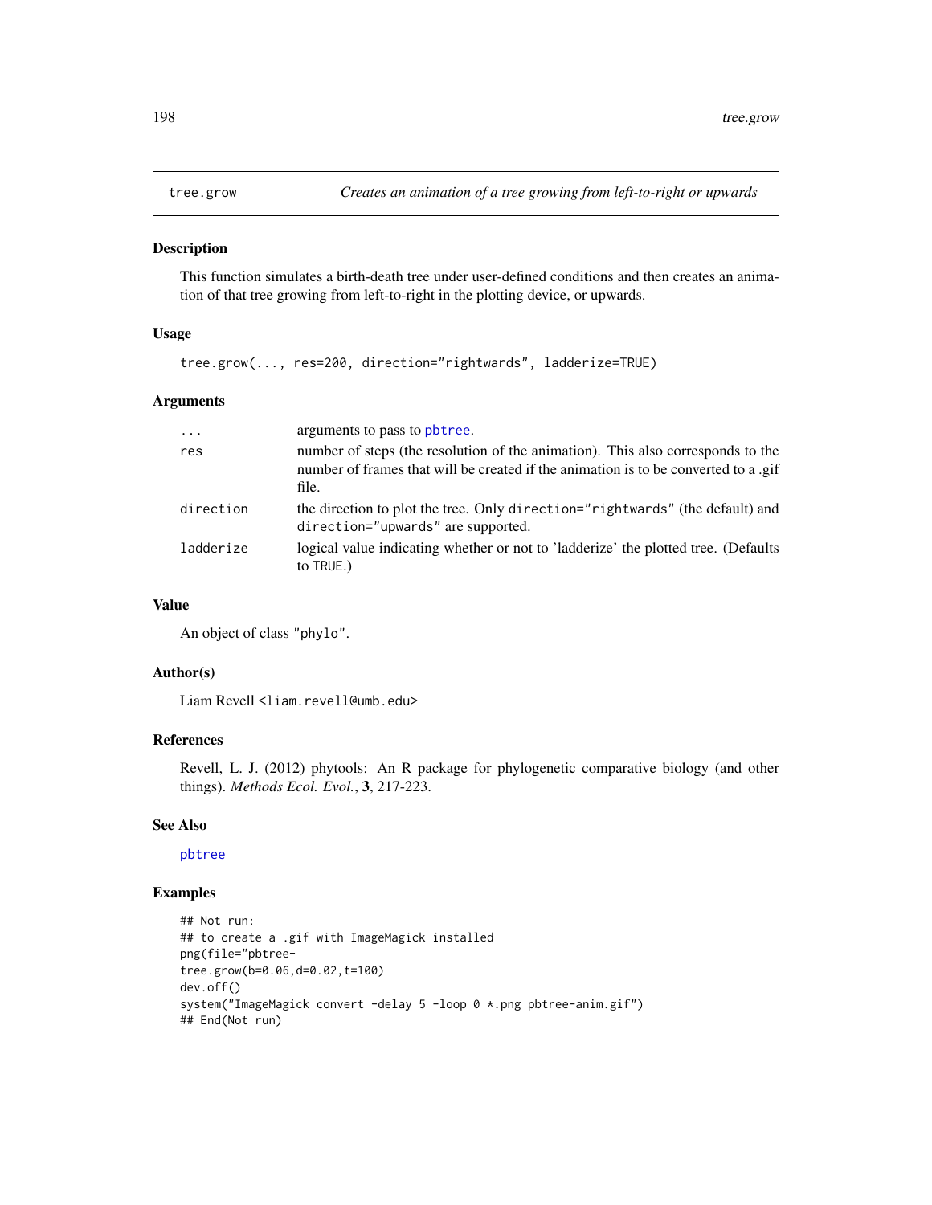tree.grow *Creates an animation of a tree growing from left-to-right or upwards*

## Description

This function simulates a birth-death tree under user-defined conditions and then creates an animation of that tree growing from left-to-right in the plotting device, or upwards.

## Usage

```
tree.grow(..., res=200, direction="rightwards", ladderize=TRUE)
```

## Arguments

| | |
|---|---|
| `...` | arguments to pass to `pbtree`. |
| `res` | number of steps (the resolution of the animation). This also corresponds to the number of frames that will be created if the animation is to be converted to a .gif file. |
| `direction` | the direction to plot the tree. Only `direction="rightwards"` (the default) and `direction="upwards"` are supported. |
| `ladderize` | logical value indicating whether or not to 'ladderize' the plotted tree. (Defaults to `TRUE`.) |

## Value

An object of class `"phylo"`.

## Author(s)

Liam Revell <liam.revell@umb.edu>

## References

Revell, L. J. (2012) phytools: An R package for phylogenetic comparative biology (and other things). *Methods Ecol. Evol.*, **3**, 217-223.

## See Also

`pbtree`

## Examples

```
## Not run:
## to create a .gif with ImageMagick installed
png(file="pbtree-
tree.grow(b=0.06,d=0.02,t=100)
dev.off()
system("ImageMagick convert -delay 5 -loop 0 *.png pbtree-anim.gif")
## End(Not run)
```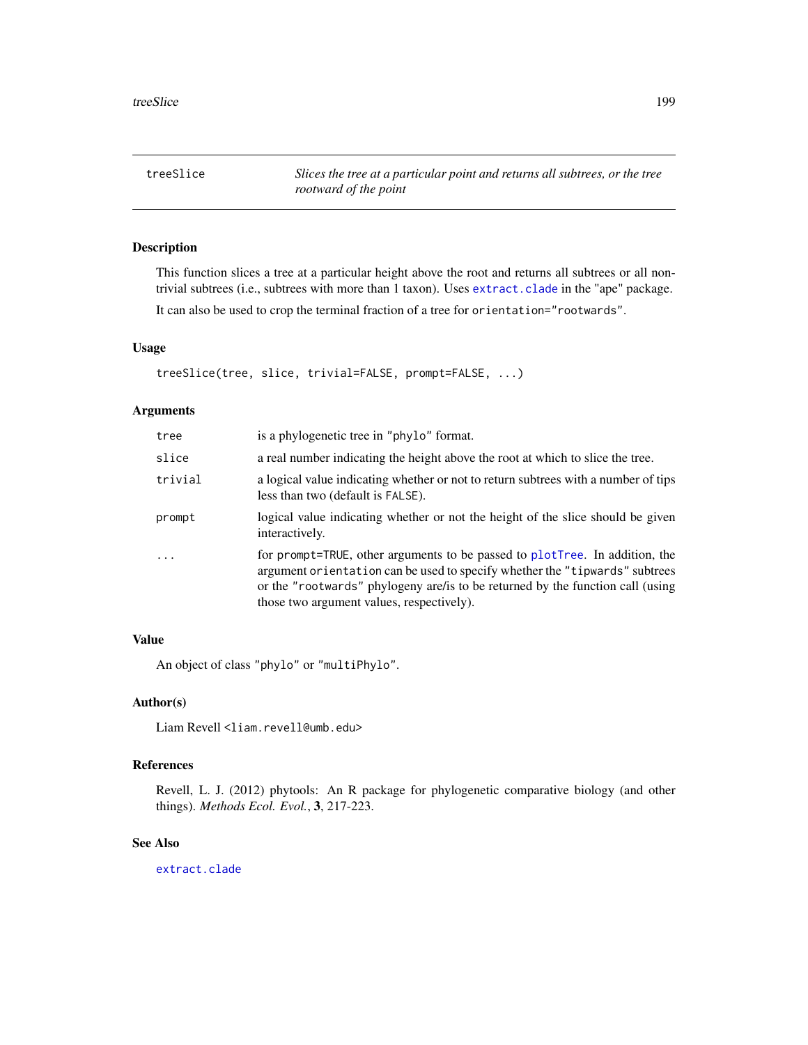## treeSlice — *Slices the tree at a particular point and returns all subtrees, or the tree rootward of the point*

### Description

This function slices a tree at a particular height above the root and returns all subtrees or all non-trivial subtrees (i.e., subtrees with more than 1 taxon). Uses `extract.clade` in the "ape" package.

It can also be used to crop the terminal fraction of a tree for `orientation="rootwards"`.

### Usage

```
treeSlice(tree, slice, trivial=FALSE, prompt=FALSE, ...)
```

### Arguments

| | |
|---|---|
| `tree` | is a phylogenetic tree in `"phylo"` format. |
| `slice` | a real number indicating the height above the root at which to slice the tree. |
| `trivial` | a logical value indicating whether or not to return subtrees with a number of tips less than two (default is `FALSE`). |
| `prompt` | logical value indicating whether or not the height of the slice should be given interactively. |
| `...` | for `prompt=TRUE`, other arguments to be passed to `plotTree`. In addition, the argument `orientation` can be used to specify whether the `"tipwards"` subtrees or the `"rootwards"` phylogeny are/is to be returned by the function call (using those two argument values, respectively). |

### Value

An object of class `"phylo"` or `"multiPhylo"`.

### Author(s)

Liam Revell <liam.revell@umb.edu>

### References

Revell, L. J. (2012) phytools: An R package for phylogenetic comparative biology (and other things). *Methods Ecol. Evol.*, **3**, 217-223.

### See Also

`extract.clade`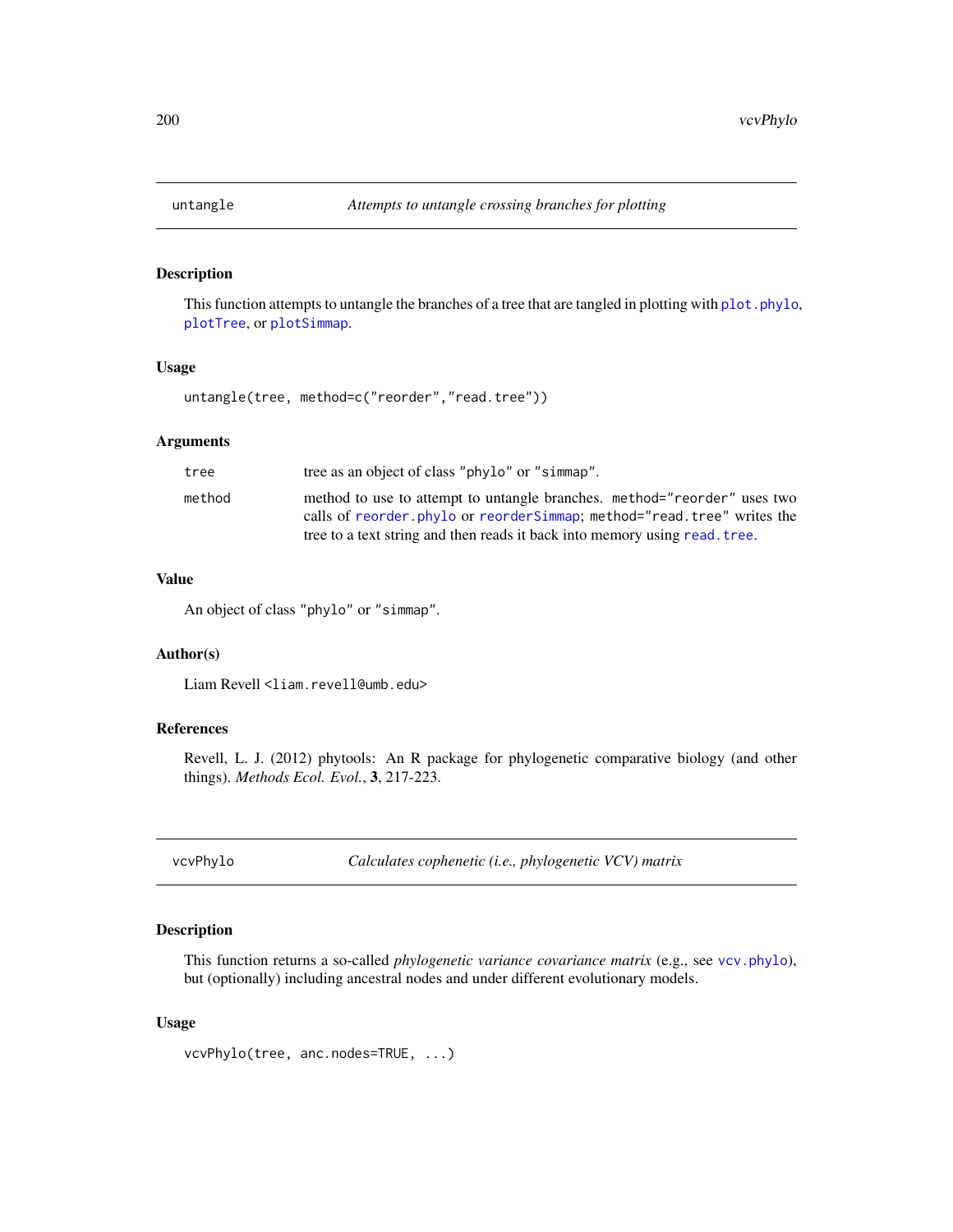## untangle — *Attempts to untangle crossing branches for plotting*

### Description

This function attempts to untangle the branches of a tree that are tangled in plotting with `plot.phylo`, `plotTree`, or `plotSimmap`.

### Usage

```
untangle(tree, method=c("reorder","read.tree"))
```

### Arguments

| | |
|---|---|
| `tree` | tree as an object of class `"phylo"` or `"simmap"`. |
| `method` | method to use to attempt to untangle branches. `method="reorder"` uses two calls of `reorder.phylo` or `reorderSimmap`; `method="read.tree"` writes the tree to a text string and then reads it back into memory using `read.tree`. |

### Value

An object of class `"phylo"` or `"simmap"`.

### Author(s)

Liam Revell <liam.revell@umb.edu>

### References

Revell, L. J. (2012) phytools: An R package for phylogenetic comparative biology (and other things). *Methods Ecol. Evol.*, **3**, 217-223.

## vcvPhylo — *Calculates cophenetic (i.e., phylogenetic VCV) matrix*

### Description

This function returns a so-called *phylogenetic variance covariance matrix* (e.g., see `vcv.phylo`), but (optionally) including ancestral nodes and under different evolutionary models.

### Usage

```
vcvPhylo(tree, anc.nodes=TRUE, ...)
```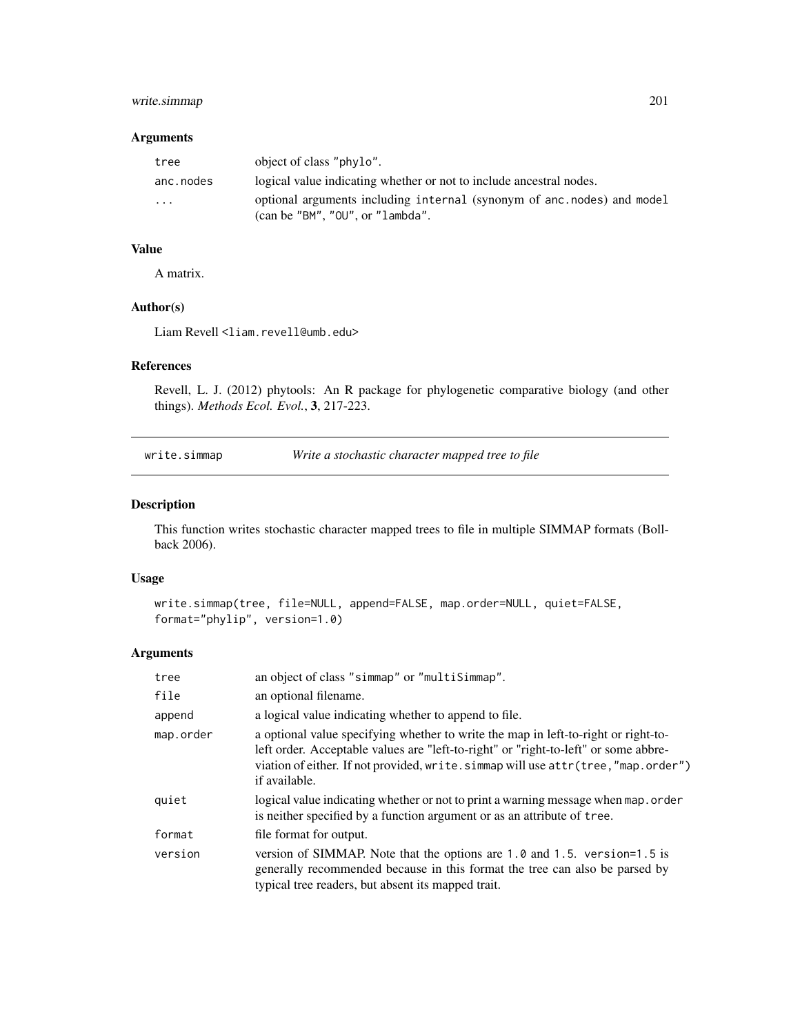### Arguments

| | |
|---|---|
| `tree` | object of class "phylo". |
| `anc.nodes` | logical value indicating whether or not to include ancestral nodes. |
| `...` | optional arguments including `internal` (synonym of `anc.nodes`) and `model` (can be "BM", "OU", or "lambda". |

### Value

A matrix.

### Author(s)

Liam Revell <liam.revell@umb.edu>

### References

Revell, L. J. (2012) phytools: An R package for phylogenetic comparative biology (and other things). *Methods Ecol. Evol.*, **3**, 217-223.

---

## write.simmap *Write a stochastic character mapped tree to file*

### Description

This function writes stochastic character mapped trees to file in multiple SIMMAP formats (Bollback 2006).

### Usage

```
write.simmap(tree, file=NULL, append=FALSE, map.order=NULL, quiet=FALSE,
format="phylip", version=1.0)
```

### Arguments

| | |
|---|---|
| `tree` | an object of class "simmap" or "multiSimmap". |
| `file` | an optional filename. |
| `append` | a logical value indicating whether to append to file. |
| `map.order` | a optional value specifying whether to write the map in left-to-right or right-to-left order. Acceptable values are "left-to-right" or "right-to-left" or some abbreviation of either. If not provided, `write.simmap` will use `attr(tree,"map.order")` if available. |
| `quiet` | logical value indicating whether or not to print a warning message when `map.order` is neither specified by a function argument or as an attribute of `tree`. |
| `format` | file format for output. |
| `version` | version of SIMMAP. Note that the options are `1.0` and `1.5`. `version=1.5` is generally recommended because in this format the tree can also be parsed by typical tree readers, but absent its mapped trait. |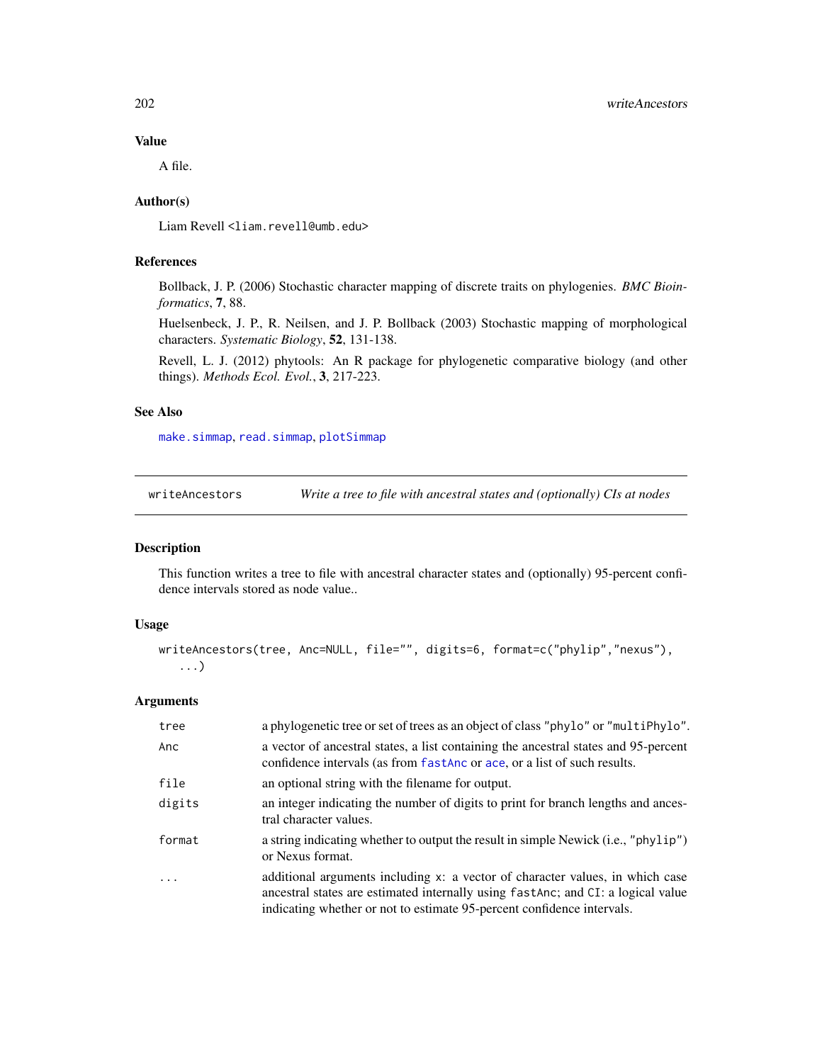### Value

A file.

### Author(s)

Liam Revell <liam.revell@umb.edu>

### References

Bollback, J. P. (2006) Stochastic character mapping of discrete traits on phylogenies. *BMC Bioinformatics*, **7**, 88.

Huelsenbeck, J. P., R. Neilsen, and J. P. Bollback (2003) Stochastic mapping of morphological characters. *Systematic Biology*, **52**, 131-138.

Revell, L. J. (2012) phytools: An R package for phylogenetic comparative biology (and other things). *Methods Ecol. Evol.*, **3**, 217-223.

### See Also

`make.simmap`, `read.simmap`, `plotSimmap`

---

## writeAncestors — *Write a tree to file with ancestral states and (optionally) CIs at nodes*

---

### Description

This function writes a tree to file with ancestral character states and (optionally) 95-percent confidence intervals stored as node value..

### Usage

```
writeAncestors(tree, Anc=NULL, file="", digits=6, format=c("phylip","nexus"),
   ...)
```

### Arguments

| | |
|---|---|
| `tree` | a phylogenetic tree or set of trees as an object of class "phylo" or "multiPhylo". |
| `Anc` | a vector of ancestral states, a list containing the ancestral states and 95-percent confidence intervals (as from `fastAnc` or `ace`, or a list of such results. |
| `file` | an optional string with the filename for output. |
| `digits` | an integer indicating the number of digits to print for branch lengths and ancestral character values. |
| `format` | a string indicating whether to output the result in simple Newick (i.e., "phylip") or Nexus format. |
| `...` | additional arguments including `x`: a vector of character values, in which case ancestral states are estimated internally using `fastAnc`; and `CI`: a logical value indicating whether or not to estimate 95-percent confidence intervals. |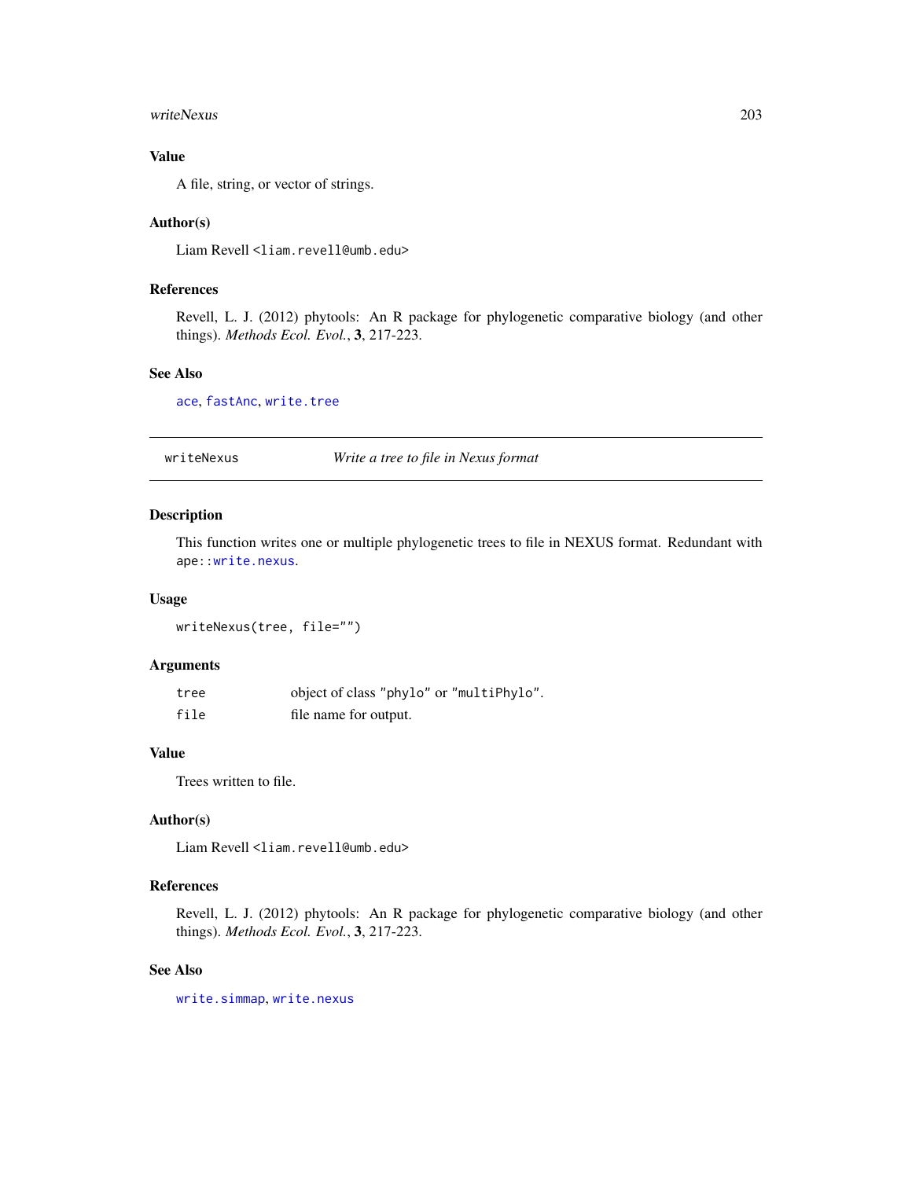### Value

A file, string, or vector of strings.

### Author(s)

Liam Revell <liam.revell@umb.edu>

### References

Revell, L. J. (2012) phytools: An R package for phylogenetic comparative biology (and other things). *Methods Ecol. Evol.*, **3**, 217-223.

### See Also

ace, fastAnc, write.tree

---

## writeNexus — *Write a tree to file in Nexus format*

### Description

This function writes one or multiple phylogenetic trees to file in NEXUS format. Redundant with ape::write.nexus.

### Usage

```
writeNexus(tree, file="")
```

### Arguments

| | |
|---|---|
| tree | object of class "phylo" or "multiPhylo". |
| file | file name for output. |

### Value

Trees written to file.

### Author(s)

Liam Revell <liam.revell@umb.edu>

### References

Revell, L. J. (2012) phytools: An R package for phylogenetic comparative biology (and other things). *Methods Ecol. Evol.*, **3**, 217-223.

### See Also

write.simmap, write.nexus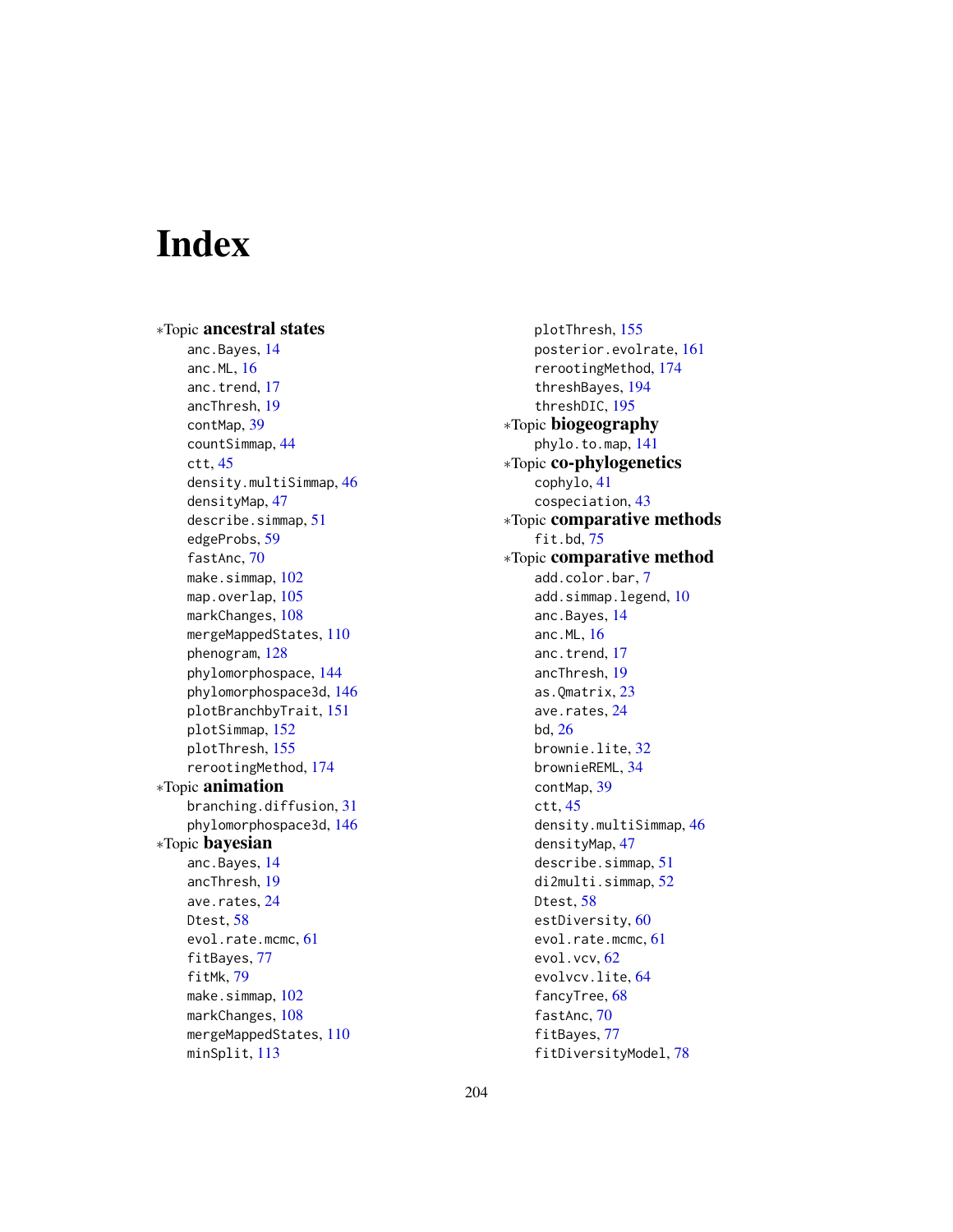# Index

∗Topic **ancestral states**
- anc.Bayes, 14
- anc.ML, 16
- anc.trend, 17
- ancThresh, 19
- contMap, 39
- countSimmap, 44
- ctt, 45
- density.multiSimmap, 46
- densityMap, 47
- describe.simmap, 51
- edgeProbs, 59
- fastAnc, 70
- make.simmap, 102
- map.overlap, 105
- markChanges, 108
- mergeMappedStates, 110
- phenogram, 128
- phylomorphospace, 144
- phylomorphospace3d, 146
- plotBranchbyTrait, 151
- plotSimmap, 152
- plotThresh, 155
- rerootingMethod, 174

∗Topic **animation**
- branching.diffusion, 31
- phylomorphospace3d, 146

∗Topic **bayesian**
- anc.Bayes, 14
- ancThresh, 19
- ave.rates, 24
- Dtest, 58
- evol.rate.mcmc, 61
- fitBayes, 77
- fitMk, 79
- make.simmap, 102
- markChanges, 108
- mergeMappedStates, 110
- minSplit, 113
- plotThresh, 155
- posterior.evolrate, 161
- rerootingMethod, 174
- threshBayes, 194
- threshDIC, 195

∗Topic **biogeography**
- phylo.to.map, 141

∗Topic **co-phylogenetics**
- cophylo, 41
- cospeciation, 43

∗Topic **comparative methods**
- fit.bd, 75

∗Topic **comparative method**
- add.color.bar, 7
- add.simmap.legend, 10
- anc.Bayes, 14
- anc.ML, 16
- anc.trend, 17
- ancThresh, 19
- as.Qmatrix, 23
- ave.rates, 24
- bd, 26
- brownie.lite, 32
- brownieREML, 34
- contMap, 39
- ctt, 45
- density.multiSimmap, 46
- densityMap, 47
- describe.simmap, 51
- di2multi.simmap, 52
- Dtest, 58
- estDiversity, 60
- evol.rate.mcmc, 61
- evol.vcv, 62
- evolvcv.lite, 64
- fancyTree, 68
- fastAnc, 70
- fitBayes, 77
- fitDiversityModel, 78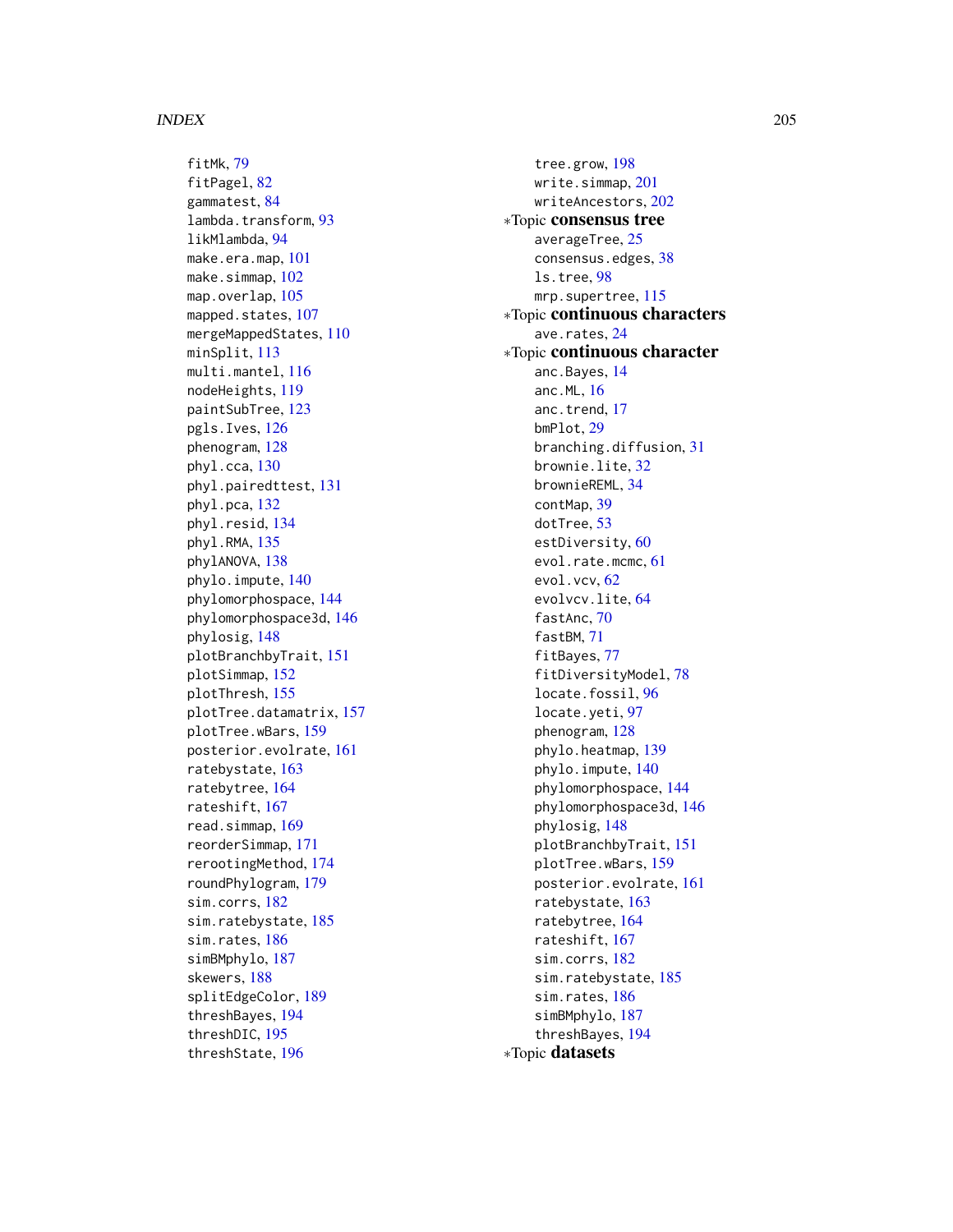fitMk, 79
fitPagel, 82
gammatest, 84
lambda.transform, 93
likMlambda, 94
make.era.map, 101
make.simmap, 102
map.overlap, 105
mapped.states, 107
mergeMappedStates, 110
minSplit, 113
multi.mantel, 116
nodeHeights, 119
paintSubTree, 123
pgls.Ives, 126
phenogram, 128
phyl.cca, 130
phyl.pairedttest, 131
phyl.pca, 132
phyl.resid, 134
phyl.RMA, 135
phylANOVA, 138
phylo.impute, 140
phylomorphospace, 144
phylomorphospace3d, 146
phylosig, 148
plotBranchbyTrait, 151
plotSimmap, 152
plotThresh, 155
plotTree.datamatrix, 157
plotTree.wBars, 159
posterior.evolrate, 161
ratebystate, 163
ratebytree, 164
rateshift, 167
read.simmap, 169
reorderSimmap, 171
rerootingMethod, 174
roundPhylogram, 179
sim.corrs, 182
sim.ratebystate, 185
sim.rates, 186
simBMphylo, 187
skewers, 188
splitEdgeColor, 189
threshBayes, 194
threshDIC, 195
threshState, 196
tree.grow, 198
write.simmap, 201
writeAncestors, 202

∗Topic **consensus tree**

averageTree, 25
consensus.edges, 38
ls.tree, 98
mrp.supertree, 115

∗Topic **continuous characters**

ave.rates, 24

∗Topic **continuous character**

anc.Bayes, 14
anc.ML, 16
anc.trend, 17
bmPlot, 29
branching.diffusion, 31
brownie.lite, 32
brownieREML, 34
contMap, 39
dotTree, 53
estDiversity, 60
evol.rate.mcmc, 61
evol.vcv, 62
evolvcv.lite, 64
fastAnc, 70
fastBM, 71
fitBayes, 77
fitDiversityModel, 78
locate.fossil, 96
locate.yeti, 97
phenogram, 128
phylo.heatmap, 139
phylo.impute, 140
phylomorphospace, 144
phylomorphospace3d, 146
phylosig, 148
plotBranchbyTrait, 151
plotTree.wBars, 159
posterior.evolrate, 161
ratebystate, 163
ratebytree, 164
rateshift, 167
sim.corrs, 182
sim.ratebystate, 185
sim.rates, 186
simBMphylo, 187
threshBayes, 194

∗Topic **datasets**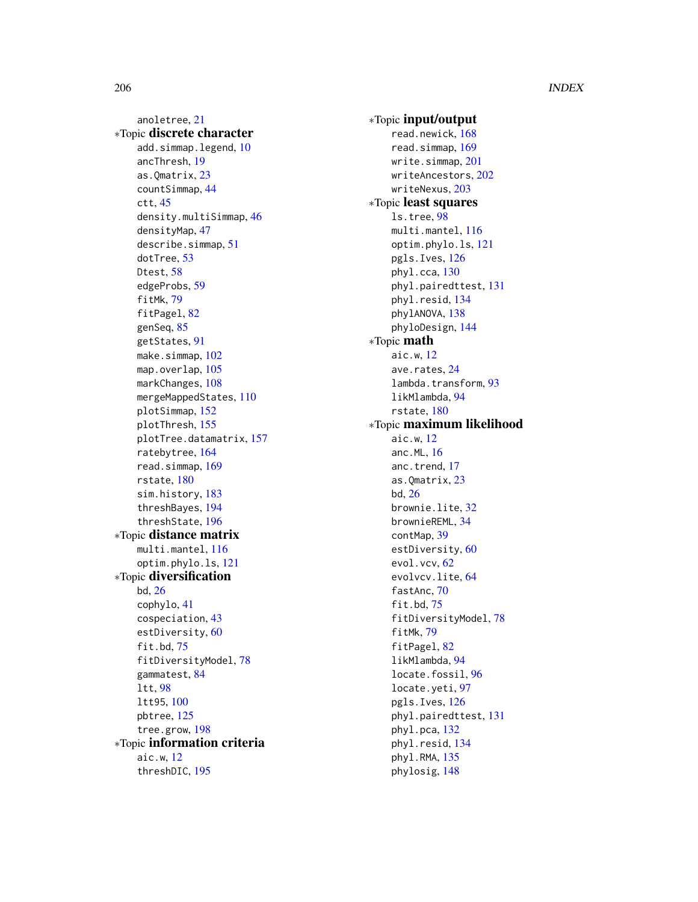anoletree, 21

∗Topic **discrete character**
- add.simmap.legend, 10
- ancThresh, 19
- as.Qmatrix, 23
- countSimmap, 44
- ctt, 45
- density.multiSimmap, 46
- densityMap, 47
- describe.simmap, 51
- dotTree, 53
- Dtest, 58
- edgeProbs, 59
- fitMk, 79
- fitPagel, 82
- genSeq, 85
- getStates, 91
- make.simmap, 102
- map.overlap, 105
- markChanges, 108
- mergeMappedStates, 110
- plotSimmap, 152
- plotThresh, 155
- plotTree.datamatrix, 157
- ratebytree, 164
- read.simmap, 169
- rstate, 180
- sim.history, 183
- threshBayes, 194
- threshState, 196

∗Topic **distance matrix**
- multi.mantel, 116
- optim.phylo.ls, 121

∗Topic **diversification**
- bd, 26
- cophylo, 41
- cospeciation, 43
- estDiversity, 60
- fit.bd, 75
- fitDiversityModel, 78
- gammatest, 84
- ltt, 98
- ltt95, 100
- pbtree, 125
- tree.grow, 198

∗Topic **information criteria**
- aic.w, 12
- threshDIC, 195

∗Topic **input/output**
- read.newick, 168
- read.simmap, 169
- write.simmap, 201
- writeAncestors, 202
- writeNexus, 203

∗Topic **least squares**
- ls.tree, 98
- multi.mantel, 116
- optim.phylo.ls, 121
- pgls.Ives, 126
- phyl.cca, 130
- phyl.pairedttest, 131
- phyl.resid, 134
- phylANOVA, 138
- phyloDesign, 144

∗Topic **math**
- aic.w, 12
- ave.rates, 24
- lambda.transform, 93
- likMlambda, 94
- rstate, 180

∗Topic **maximum likelihood**
- aic.w, 12
- anc.ML, 16
- anc.trend, 17
- as.Qmatrix, 23
- bd, 26
- brownie.lite, 32
- brownieREML, 34
- contMap, 39
- estDiversity, 60
- evol.vcv, 62
- evolvcv.lite, 64
- fastAnc, 70
- fit.bd, 75
- fitDiversityModel, 78
- fitMk, 79
- fitPagel, 82
- likMlambda, 94
- locate.fossil, 96
- locate.yeti, 97
- pgls.Ives, 126
- phyl.pairedttest, 131
- phyl.pca, 132
- phyl.resid, 134
- phyl.RMA, 135
- phylosig, 148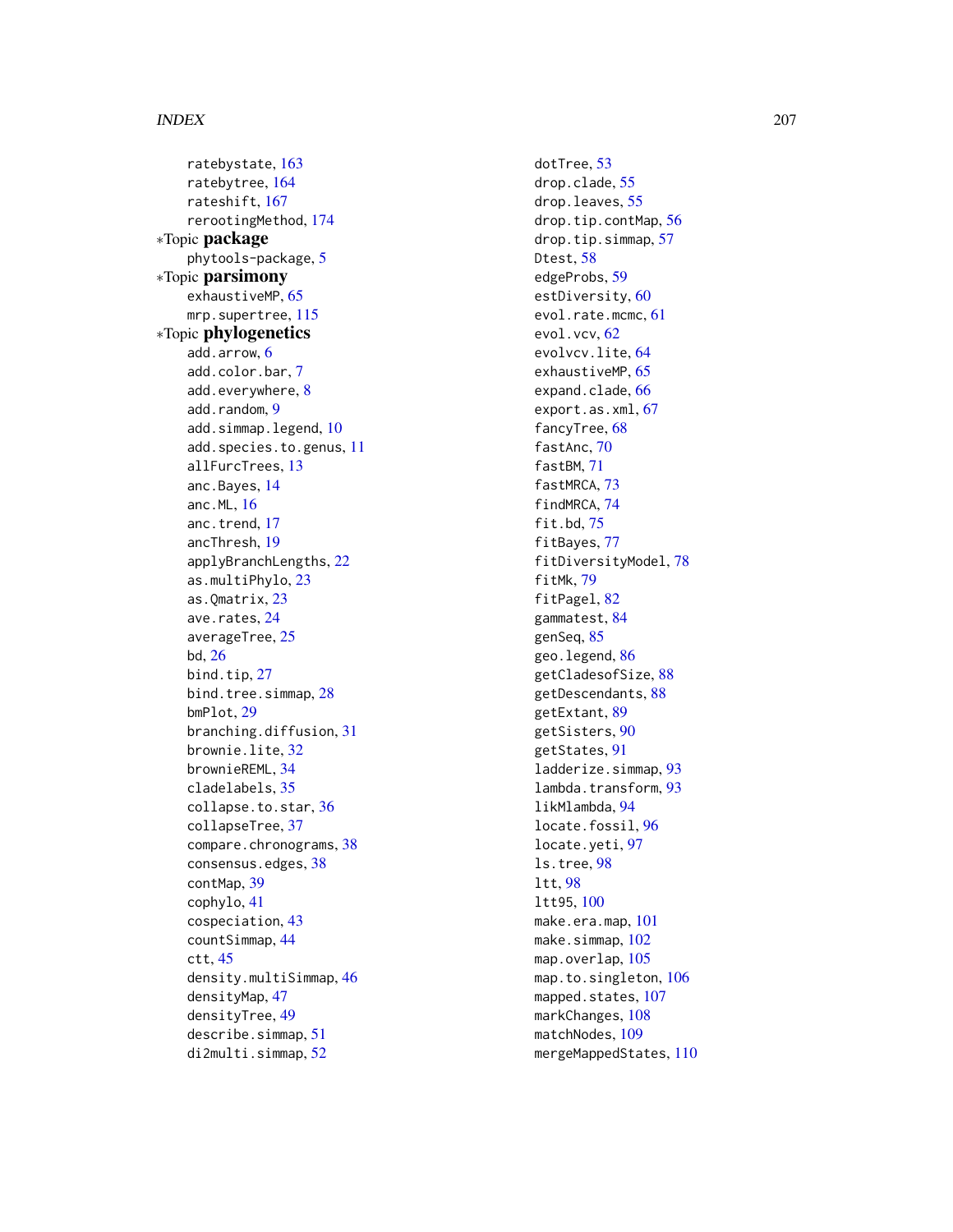ratebystate, 163
ratebytree, 164
rateshift, 167
rerootingMethod, 174

*Topic **package**

phytools-package, 5

*Topic **parsimony**

exhaustiveMP, 65
mrp.supertree, 115

*Topic **phylogenetics**

add.arrow, 6
add.color.bar, 7
add.everywhere, 8
add.random, 9
add.simmap.legend, 10
add.species.to.genus, 11
allFurcTrees, 13
anc.Bayes, 14
anc.ML, 16
anc.trend, 17
ancThresh, 19
applyBranchLengths, 22
as.multiPhylo, 23
as.Qmatrix, 23
ave.rates, 24
averageTree, 25
bd, 26
bind.tip, 27
bind.tree.simmap, 28
bmPlot, 29
branching.diffusion, 31
brownie.lite, 32
brownieREML, 34
cladelabels, 35
collapse.to.star, 36
collapseTree, 37
compare.chronograms, 38
consensus.edges, 38
contMap, 39
cophylo, 41
cospeciation, 43
countSimmap, 44
ctt, 45
density.multiSimmap, 46
densityMap, 47
densityTree, 49
describe.simmap, 51
di2multi.simmap, 52
dotTree, 53
drop.clade, 55
drop.leaves, 55
drop.tip.contMap, 56
drop.tip.simmap, 57
Dtest, 58
edgeProbs, 59
estDiversity, 60
evol.rate.mcmc, 61
evol.vcv, 62
evolvcv.lite, 64
exhaustiveMP, 65
expand.clade, 66
export.as.xml, 67
fancyTree, 68
fastAnc, 70
fastBM, 71
fastMRCA, 73
findMRCA, 74
fit.bd, 75
fitBayes, 77
fitDiversityModel, 78
fitMk, 79
fitPagel, 82
gammatest, 84
genSeq, 85
geo.legend, 86
getCladesofSize, 88
getDescendants, 88
getExtant, 89
getSisters, 90
getStates, 91
ladderize.simmap, 93
lambda.transform, 93
likMlambda, 94
locate.fossil, 96
locate.yeti, 97
ls.tree, 98
ltt, 98
ltt95, 100
make.era.map, 101
make.simmap, 102
map.overlap, 105
map.to.singleton, 106
mapped.states, 107
markChanges, 108
matchNodes, 109
mergeMappedStates, 110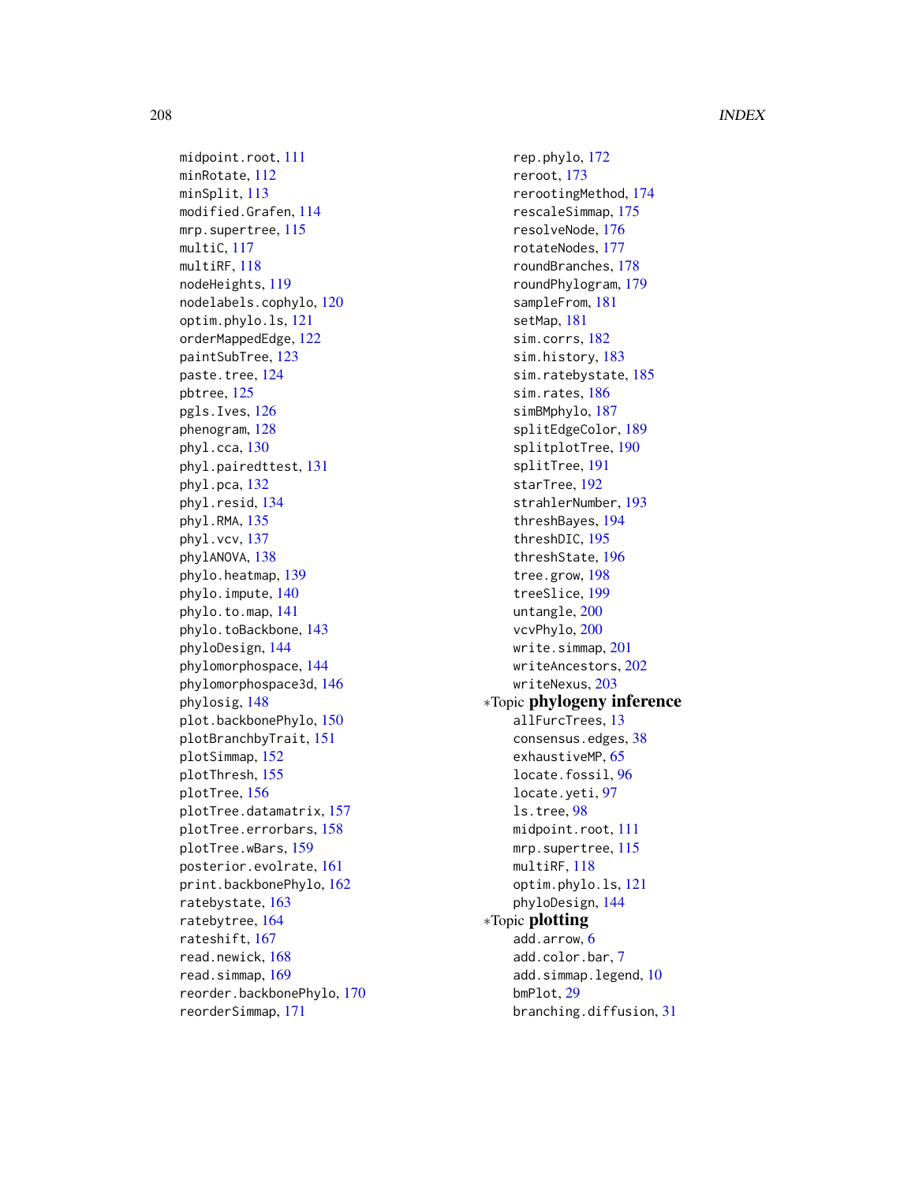midpoint.root, 111
minRotate, 112
minSplit, 113
modified.Grafen, 114
mrp.supertree, 115
multiC, 117
multiRF, 118
nodeHeights, 119
nodelabels.cophylo, 120
optim.phylo.ls, 121
orderMappedEdge, 122
paintSubTree, 123
paste.tree, 124
pbtree, 125
pgls.Ives, 126
phenogram, 128
phyl.cca, 130
phyl.pairedttest, 131
phyl.pca, 132
phyl.resid, 134
phyl.RMA, 135
phyl.vcv, 137
phylANOVA, 138
phylo.heatmap, 139
phylo.impute, 140
phylo.to.map, 141
phylo.toBackbone, 143
phyloDesign, 144
phylomorphospace, 144
phylomorphospace3d, 146
phylosig, 148
plot.backbonePhylo, 150
plotBranchbyTrait, 151
plotSimmap, 152
plotThresh, 155
plotTree, 156
plotTree.datamatrix, 157
plotTree.errorbars, 158
plotTree.wBars, 159
posterior.evolrate, 161
print.backbonePhylo, 162
ratebystate, 163
ratebytree, 164
rateshift, 167
read.newick, 168
read.simmap, 169
reorder.backbonePhylo, 170
reorderSimmap, 171
rep.phylo, 172
reroot, 173
rerootingMethod, 174
rescaleSimmap, 175
resolveNode, 176
rotateNodes, 177
roundBranches, 178
roundPhylogram, 179
sampleFrom, 181
setMap, 181
sim.corrs, 182
sim.history, 183
sim.ratebystate, 185
sim.rates, 186
simBMphylo, 187
splitEdgeColor, 189
splitplotTree, 190
splitTree, 191
starTree, 192
strahlerNumber, 193
threshBayes, 194
threshDIC, 195
threshState, 196
tree.grow, 198
treeSlice, 199
untangle, 200
vcvPhylo, 200
write.simmap, 201
writeAncestors, 202
writeNexus, 203

*Topic **phylogeny inference**
allFurcTrees, 13
consensus.edges, 38
exhaustiveMP, 65
locate.fossil, 96
locate.yeti, 97
ls.tree, 98
midpoint.root, 111
mrp.supertree, 115
multiRF, 118
optim.phylo.ls, 121
phyloDesign, 144

*Topic **plotting**
add.arrow, 6
add.color.bar, 7
add.simmap.legend, 10
bmPlot, 29
branching.diffusion, 31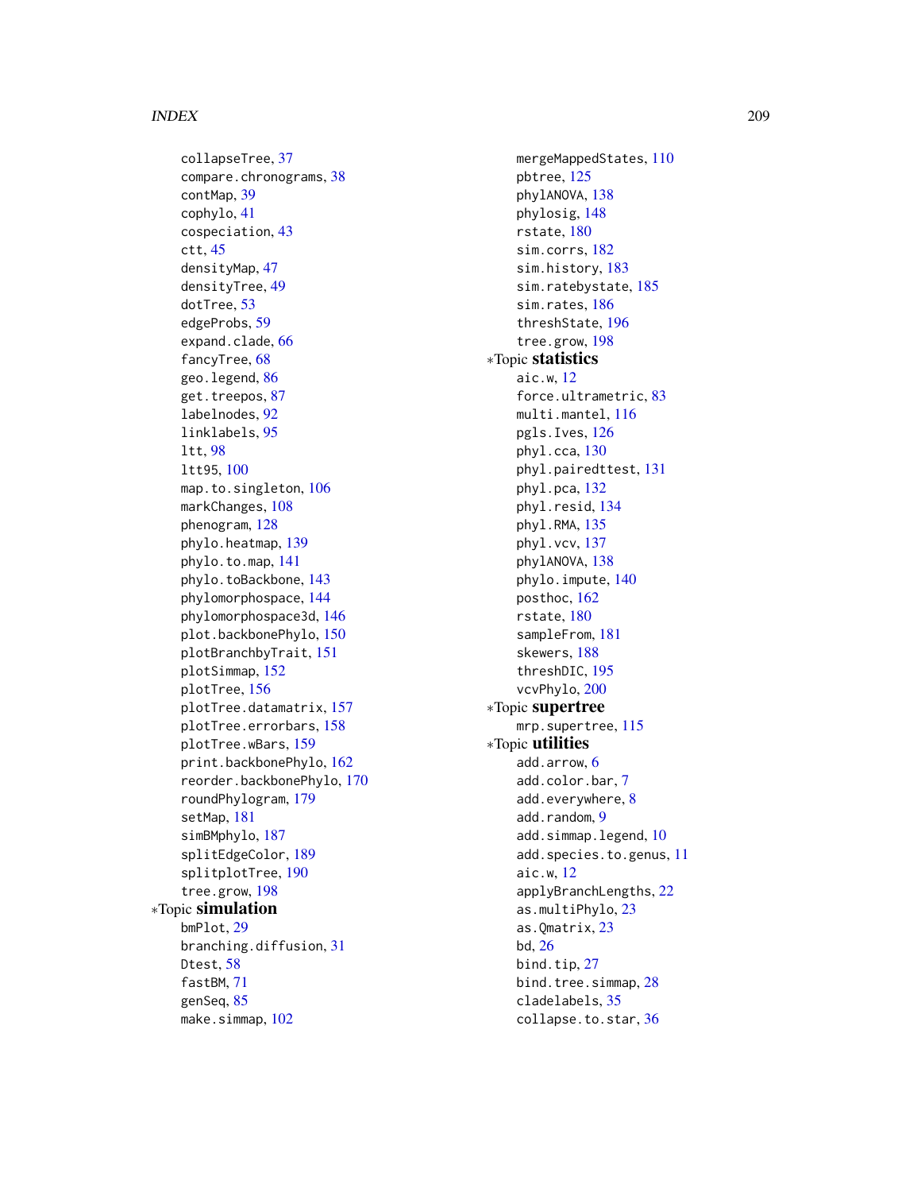collapseTree, 37
compare.chronograms, 38
contMap, 39
cophylo, 41
cospeciation, 43
ctt, 45
densityMap, 47
densityTree, 49
dotTree, 53
edgeProbs, 59
expand.clade, 66
fancyTree, 68
geo.legend, 86
get.treepos, 87
labelnodes, 92
linklabels, 95
ltt, 98
ltt95, 100
map.to.singleton, 106
markChanges, 108
phenogram, 128
phylo.heatmap, 139
phylo.to.map, 141
phylo.toBackbone, 143
phylomorphospace, 144
phylomorphospace3d, 146
plot.backbonePhylo, 150
plotBranchbyTrait, 151
plotSimmap, 152
plotTree, 156
plotTree.datamatrix, 157
plotTree.errorbars, 158
plotTree.wBars, 159
print.backbonePhylo, 162
reorder.backbonePhylo, 170
roundPhylogram, 179
setMap, 181
simBMphylo, 187
splitEdgeColor, 189
splitplotTree, 190
tree.grow, 198

*Topic **simulation**

bmPlot, 29
branching.diffusion, 31
Dtest, 58
fastBM, 71
genSeq, 85
make.simmap, 102
mergeMappedStates, 110
pbtree, 125
phylANOVA, 138
phylosig, 148
rstate, 180
sim.corrs, 182
sim.history, 183
sim.ratebystate, 185
sim.rates, 186
threshState, 196
tree.grow, 198

*Topic **statistics**

aic.w, 12
force.ultrametric, 83
multi.mantel, 116
pgls.Ives, 126
phyl.cca, 130
phyl.pairedttest, 131
phyl.pca, 132
phyl.resid, 134
phyl.RMA, 135
phyl.vcv, 137
phylANOVA, 138
phylo.impute, 140
posthoc, 162
rstate, 180
sampleFrom, 181
skewers, 188
threshDIC, 195
vcvPhylo, 200

*Topic **supertree**

mrp.supertree, 115

*Topic **utilities**

add.arrow, 6
add.color.bar, 7
add.everywhere, 8
add.random, 9
add.simmap.legend, 10
add.species.to.genus, 11
aic.w, 12
applyBranchLengths, 22
as.multiPhylo, 23
as.Qmatrix, 23
bd, 26
bind.tip, 27
bind.tree.simmap, 28
cladelabels, 35
collapse.to.star, 36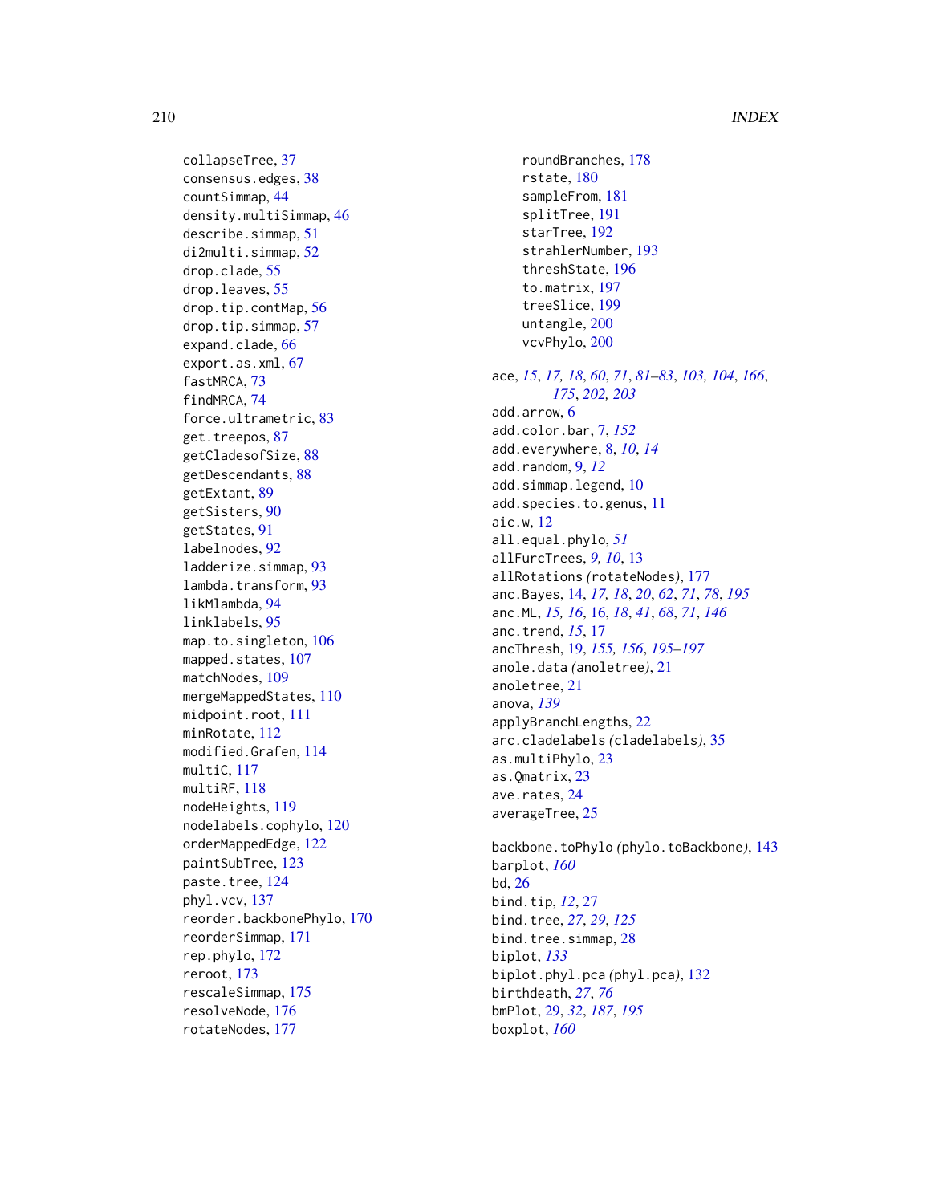collapseTree, 37
consensus.edges, 38
countSimmap, 44
density.multiSimmap, 46
describe.simmap, 51
di2multi.simmap, 52
drop.clade, 55
drop.leaves, 55
drop.tip.contMap, 56
drop.tip.simmap, 57
expand.clade, 66
export.as.xml, 67
fastMRCA, 73
findMRCA, 74
force.ultrametric, 83
get.treepos, 87
getCladesofSize, 88
getDescendants, 88
getExtant, 89
getSisters, 90
getStates, 91
labelnodes, 92
ladderize.simmap, 93
lambda.transform, 93
likMlambda, 94
linklabels, 95
map.to.singleton, 106
mapped.states, 107
matchNodes, 109
mergeMappedStates, 110
midpoint.root, 111
minRotate, 112
modified.Grafen, 114
multiC, 117
multiRF, 118
nodeHeights, 119
nodelabels.cophylo, 120
orderMappedEdge, 122
paintSubTree, 123
paste.tree, 124
phyl.vcv, 137
reorder.backbonePhylo, 170
reorderSimmap, 171
rep.phylo, 172
reroot, 173
rescaleSimmap, 175
resolveNode, 176
rotateNodes, 177
roundBranches, 178
rstate, 180
sampleFrom, 181
splitTree, 191
starTree, 192
strahlerNumber, 193
threshState, 196
to.matrix, 197
treeSlice, 199
untangle, 200
vcvPhylo, 200

ace, *15*, *17*, *18*, *60*, *71*, *81–83*, *103*, *104*, *166*, *175*, *202*, *203*
add.arrow, 6
add.color.bar, 7, *152*
add.everywhere, 8, *10*, *14*
add.random, 9, *12*
add.simmap.legend, 10
add.species.to.genus, 11
aic.w, 12
all.equal.phylo, *51*
allFurcTrees, *9*, *10*, 13
allRotations *(*rotateNodes*)*, 177
anc.Bayes, 14, *17*, *18*, *20*, *62*, *71*, *78*, *195*
anc.ML, *15*, *16*, 16, *18*, *41*, *68*, *71*, *146*
anc.trend, *15*, 17
ancThresh, 19, *155*, *156*, *195–197*
anole.data *(*anoletree*)*, 21
anoletree, 21
anova, *139*
applyBranchLengths, 22
arc.cladelabels *(*cladelabels*)*, 35
as.multiPhylo, 23
as.Qmatrix, 23
ave.rates, 24
averageTree, 25

backbone.toPhylo *(*phylo.toBackbone*)*, 143
barplot, *160*
bd, 26
bind.tip, *12*, 27
bind.tree, *27*, *29*, *125*
bind.tree.simmap, 28
biplot, *133*
biplot.phyl.pca *(*phyl.pca*)*, 132
birthdeath, *27*, *76*
bmPlot, 29, *32*, *187*, *195*
boxplot, *160*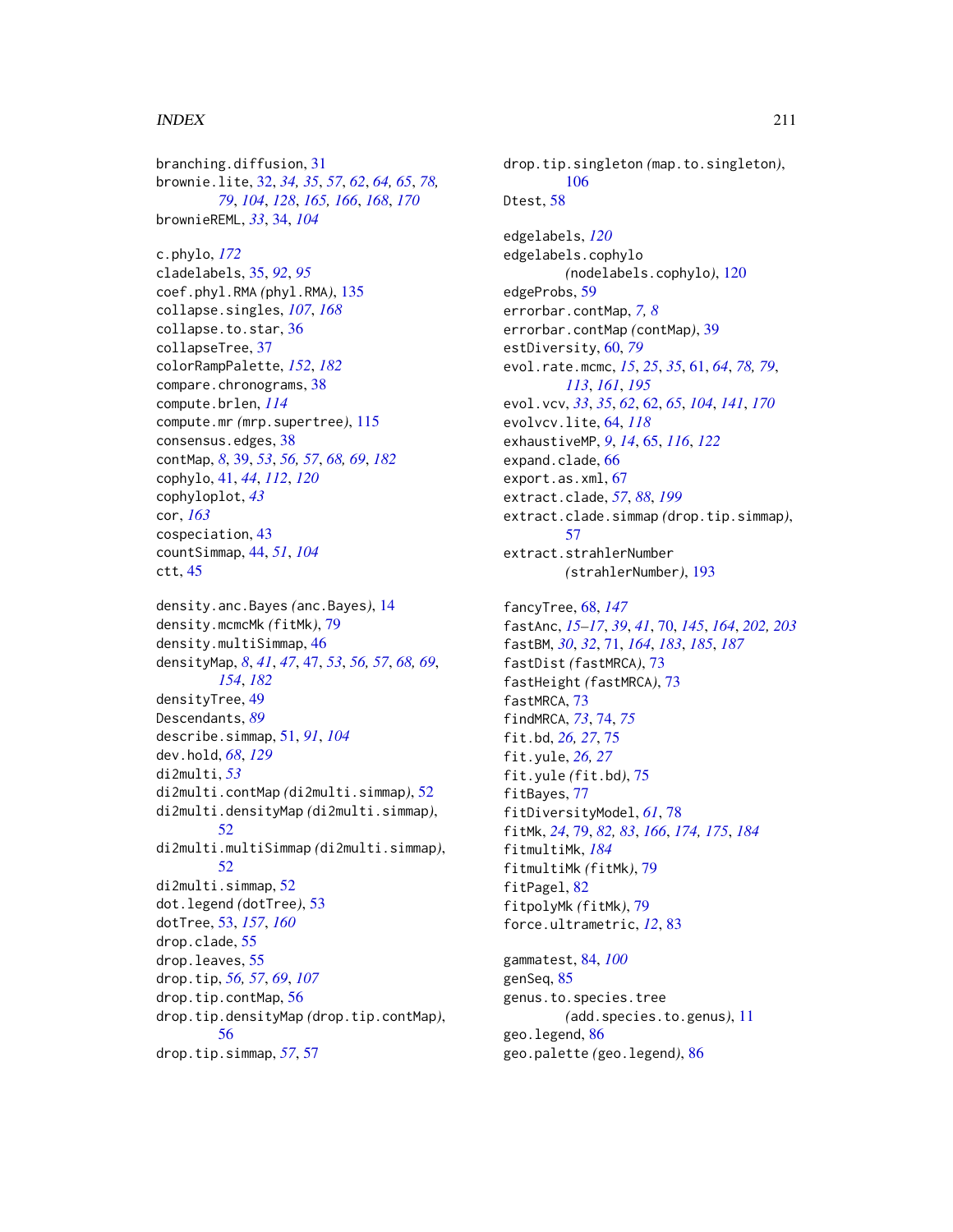branching.diffusion, 31
brownie.lite, 32, *34, 35*, *57*, *62*, *64, 65*, *78, 79*, *104*, *128*, *165, 166*, *168*, *170*
brownieREML, *33*, 34, *104*

c.phylo, *172*
cladelabels, 35, *92*, *95*
coef.phyl.RMA *(*phyl.RMA*)*, 135
collapse.singles, *107*, *168*
collapse.to.star, 36
collapseTree, 37
colorRampPalette, *152*, *182*
compare.chronograms, 38
compute.brlen, *114*
compute.mr *(*mrp.supertree*)*, 115
consensus.edges, 38
contMap, *8*, 39, *53*, *56, 57*, *68, 69*, *182*
cophylo, 41, *44*, *112*, *120*
cophyloplot, *43*
cor, *163*
cospeciation, 43
countSimmap, 44, *51*, *104*
ctt, 45

density.anc.Bayes *(*anc.Bayes*)*, 14
density.mcmcMk *(*fitMk*)*, 79
density.multiSimmap, 46
densityMap, *8*, *41*, *47*, 47, *53*, *56, 57*, *68, 69*, *154*, *182*
densityTree, 49
Descendants, *89*
describe.simmap, 51, *91*, *104*
dev.hold, *68*, *129*
di2multi, *53*
di2multi.contMap *(*di2multi.simmap*)*, 52
di2multi.densityMap *(*di2multi.simmap*)*, 52
di2multi.multiSimmap *(*di2multi.simmap*)*, 52
di2multi.simmap, 52
dot.legend *(*dotTree*)*, 53
dotTree, 53, *157*, *160*
drop.clade, 55
drop.leaves, 55
drop.tip, *56, 57*, *69*, *107*
drop.tip.contMap, 56
drop.tip.densityMap *(*drop.tip.contMap*)*, 56
drop.tip.simmap, *57*, 57

drop.tip.singleton *(*map.to.singleton*)*, 106
Dtest, 58

edgelabels, *120*
edgelabels.cophylo *(*nodelabels.cophylo*)*, 120
edgeProbs, 59
errorbar.contMap, *7, 8*
errorbar.contMap *(*contMap*)*, 39
estDiversity, 60, *79*
evol.rate.mcmc, *15*, *25*, *35*, 61, *64*, *78, 79*, *113*, *161*, *195*
evol.vcv, *33*, *35*, *62*, 62, *65*, *104*, *141*, *170*
evolvcv.lite, 64, *118*
exhaustiveMP, *9*, *14*, 65, *116*, *122*
expand.clade, 66
export.as.xml, 67
extract.clade, *57*, *88*, *199*
extract.clade.simmap *(*drop.tip.simmap*)*, 57
extract.strahlerNumber *(*strahlerNumber*)*, 193

fancyTree, 68, *147*
fastAnc, *15–17*, *39*, *41*, 70, *145*, *164*, *202, 203*
fastBM, *30*, *32*, 71, *164*, *183*, *185*, *187*
fastDist *(*fastMRCA*)*, 73
fastHeight *(*fastMRCA*)*, 73
fastMRCA, 73
findMRCA, *73*, 74, *75*
fit.bd, *26, 27*, 75
fit.yule, *26, 27*
fit.yule *(*fit.bd*)*, 75
fitBayes, 77
fitDiversityModel, *61*, 78
fitMk, *24*, 79, *82, 83*, *166*, *174, 175*, *184*
fitmultiMk, *184*
fitmultiMk *(*fitMk*)*, 79
fitPagel, 82
fitpolyMk *(*fitMk*)*, 79
force.ultrametric, *12*, 83

gammatest, 84, *100*
genSeq, 85
genus.to.species.tree *(*add.species.to.genus*)*, 11
geo.legend, 86
geo.palette *(*geo.legend*)*, 86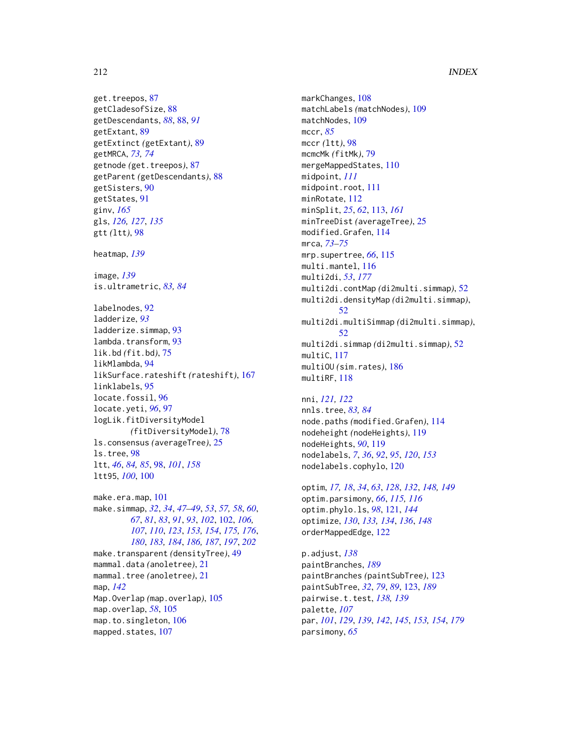get.treepos, 87
getCladesofSize, 88
getDescendants, *88*, 88, *91*
getExtant, 89
getExtinct *(getExtant)*, 89
getMRCA, *73, 74*
getnode *(get.treepos)*, 87
getParent *(getDescendants)*, 88
getSisters, 90
getStates, 91
ginv, *165*
gls, *126, 127*, *135*
gtt *(ltt)*, 98

heatmap, *139*

image, *139*
is.ultrametric, *83, 84*

labelnodes, 92
ladderize, *93*
ladderize.simmap, 93
lambda.transform, 93
lik.bd *(fit.bd)*, 75
likMlambda, 94
likSurface.rateshift *(rateshift)*, 167
linklabels, 95
locate.fossil, 96
locate.yeti, *96*, 97
logLik.fitDiversityModel *(fitDiversityModel)*, 78
ls.consensus *(averageTree)*, 25
ls.tree, 98
ltt, *46*, *84, 85*, 98, *101*, *158*
ltt95, *100*, 100

make.era.map, 101
make.simmap, *32*, *34*, *47–49*, *53*, *57, 58*, *60*, *67*, *81*, *83*, *91*, *93*, *102*, 102, *106, 107*, *110*, *123*, *153, 154*, *175, 176*, *180*, *183, 184*, *186, 187*, *197*, *202*
make.transparent *(densityTree)*, 49
mammal.data *(anoletree)*, 21
mammal.tree *(anoletree)*, 21
map, *142*
Map.Overlap *(map.overlap)*, 105
map.overlap, *58*, 105
map.to.singleton, 106
mapped.states, 107
markChanges, 108
matchLabels *(matchNodes)*, 109
matchNodes, 109
mccr, *85*
mccr *(ltt)*, 98
mcmcMk *(fitMk)*, 79
mergeMappedStates, 110
midpoint, *111*
midpoint.root, 111
minRotate, 112
minSplit, *25*, *62*, 113, *161*
minTreeDist *(averageTree)*, 25
modified.Grafen, 114
mrca, *73–75*
mrp.supertree, *66*, 115
multi.mantel, 116
multi2di, *53*, *177*
multi2di.contMap *(di2multi.simmap)*, 52
multi2di.densityMap *(di2multi.simmap)*, 52
multi2di.multiSimmap *(di2multi.simmap)*, 52
multi2di.simmap *(di2multi.simmap)*, 52
multiC, 117
multiOU *(sim.rates)*, 186
multiRF, 118

nni, *121, 122*
nnls.tree, *83, 84*
node.paths *(modified.Grafen)*, 114
nodeheight *(nodeHeights)*, 119
nodeHeights, *90*, 119
nodelabels, *7*, *36*, *92*, *95*, *120*, *153*
nodelabels.cophylo, 120

optim, *17, 18*, *34*, *63*, *128*, *132*, *148, 149*
optim.parsimony, *66*, *115, 116*
optim.phylo.ls, *98*, 121, *144*
optimize, *130*, *133, 134*, *136*, *148*
orderMappedEdge, 122

p.adjust, *138*
paintBranches, *189*
paintBranches *(paintSubTree)*, 123
paintSubTree, *32*, *79*, *89*, 123, *189*
pairwise.t.test, *138, 139*
palette, *107*
par, *101*, *129*, *139*, *142*, *145*, *153, 154*, *179*
parsimony, *65*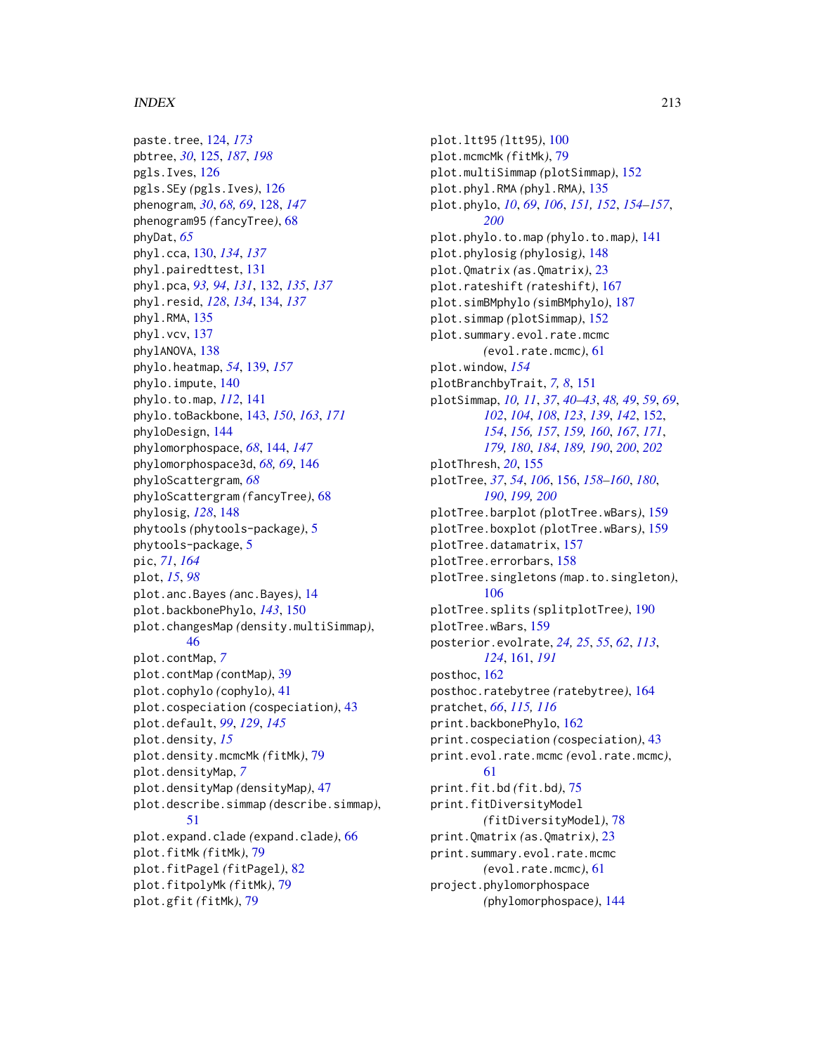paste.tree, 124, *173*
pbtree, *30*, 125, *187*, *198*
pgls.Ives, 126
pgls.SEy *(*pgls.Ives*)*, 126
phenogram, *30*, *68, 69*, 128, *147*
phenogram95 *(*fancyTree*)*, 68
phyDat, *65*
phyl.cca, 130, *134*, *137*
phyl.pairedttest, 131
phyl.pca, *93, 94*, *131*, 132, *135*, *137*
phyl.resid, *128*, *134*, 134, *137*
phyl.RMA, 135
phyl.vcv, 137
phylANOVA, 138
phylo.heatmap, *54*, 139, *157*
phylo.impute, 140
phylo.to.map, *112*, 141
phylo.toBackbone, 143, *150*, *163*, *171*
phyloDesign, 144
phylomorphospace, *68*, 144, *147*
phylomorphospace3d, *68, 69*, 146
phyloScattergram, *68*
phyloScattergram *(*fancyTree*)*, 68
phylosig, *128*, 148
phytools *(*phytools-package*)*, 5
phytools-package, 5
pic, *71*, *164*
plot, *15*, *98*
plot.anc.Bayes *(*anc.Bayes*)*, 14
plot.backbonePhylo, *143*, 150
plot.changesMap *(*density.multiSimmap*)*, 46
plot.contMap, *7*
plot.contMap *(*contMap*)*, 39
plot.cophylo *(*cophylo*)*, 41
plot.cospeciation *(*cospeciation*)*, 43
plot.default, *99*, *129*, *145*
plot.density, *15*
plot.density.mcmcMk *(*fitMk*)*, 79
plot.densityMap, *7*
plot.densityMap *(*densityMap*)*, 47
plot.describe.simmap *(*describe.simmap*)*, 51
plot.expand.clade *(*expand.clade*)*, 66
plot.fitMk *(*fitMk*)*, 79
plot.fitPagel *(*fitPagel*)*, 82
plot.fitpolyMk *(*fitMk*)*, 79
plot.gfit *(*fitMk*)*, 79
plot.ltt95 *(*ltt95*)*, 100
plot.mcmcMk *(*fitMk*)*, 79
plot.multiSimmap *(*plotSimmap*)*, 152
plot.phyl.RMA *(*phyl.RMA*)*, 135
plot.phylo, *10*, *69*, *106*, *151, 152*, *154–157*, *200*
plot.phylo.to.map *(*phylo.to.map*)*, 141
plot.phylosig *(*phylosig*)*, 148
plot.Qmatrix *(*as.Qmatrix*)*, 23
plot.rateshift *(*rateshift*)*, 167
plot.simBMphylo *(*simBMphylo*)*, 187
plot.simmap *(*plotSimmap*)*, 152
plot.summary.evol.rate.mcmc *(*evol.rate.mcmc*)*, 61
plot.window, *154*
plotBranchbyTrait, *7, 8*, 151
plotSimmap, *10, 11*, *37*, *40–43*, *48, 49*, *59*, *69*, *102*, *104*, *108*, *123*, *139*, *142*, 152, *154*, *156, 157*, *159*, *160*, *167*, *171*, *179, 180*, *184*, *189, 190*, *200*, *202*
plotThresh, *20*, 155
plotTree, *37*, *54*, *106*, 156, *158–160*, *180*, *190*, *199, 200*
plotTree.barplot *(*plotTree.wBars*)*, 159
plotTree.boxplot *(*plotTree.wBars*)*, 159
plotTree.datamatrix, 157
plotTree.errorbars, 158
plotTree.singletons *(*map.to.singleton*)*, 106
plotTree.splits *(*splitplotTree*)*, 190
plotTree.wBars, 159
posterior.evolrate, *24, 25*, *55*, *62*, *113*, *124*, 161, *191*
posthoc, 162
posthoc.ratebytree *(*ratebytree*)*, 164
pratchet, *66*, *115, 116*
print.backbonePhylo, 162
print.cospeciation *(*cospeciation*)*, 43
print.evol.rate.mcmc *(*evol.rate.mcmc*)*, 61
print.fit.bd *(*fit.bd*)*, 75
print.fitDiversityModel *(*fitDiversityModel*)*, 78
print.Qmatrix *(*as.Qmatrix*)*, 23
print.summary.evol.rate.mcmc *(*evol.rate.mcmc*)*, 61
project.phylomorphospace *(*phylomorphospace*)*, 144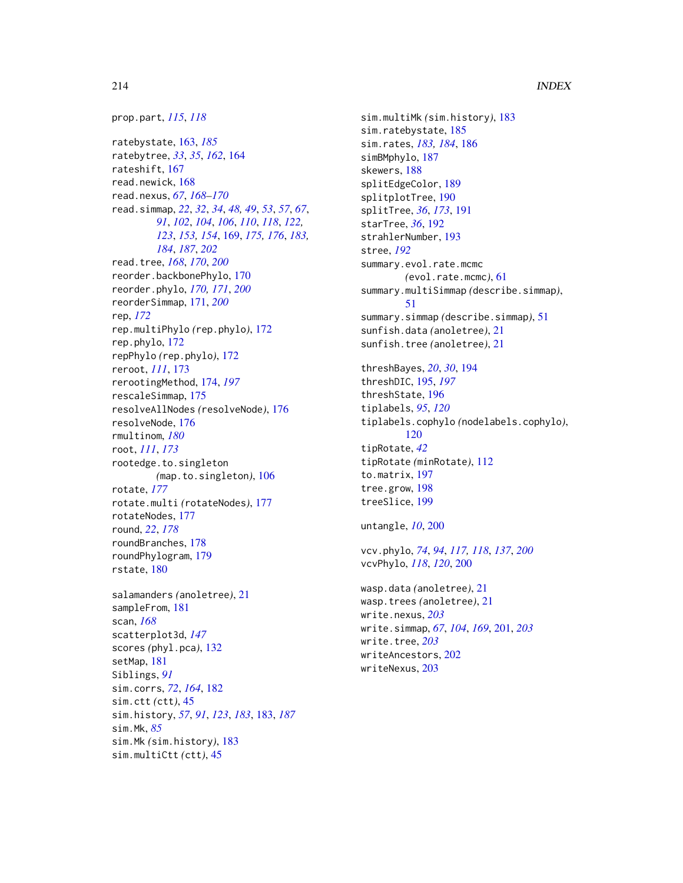prop.part, *115*, *118*

ratebystate, 163, *185*
ratebytree, *33*, *35*, *162*, 164
rateshift, 167
read.newick, 168
read.nexus, *67*, *168–170*
read.simmap, *22*, *32*, *34*, *48, 49*, *53*, *57*, *67*, *91*, *102*, *104*, *106*, *110*, *118*, *122, 123*, *153*, *154*, 169, *175*, *176*, *183, 184*, *187*, *202*
read.tree, *168*, *170*, *200*
reorder.backbonePhylo, 170
reorder.phylo, *170, 171*, *200*
reorderSimmap, 171, *200*
rep, *172*
rep.multiPhylo *(*rep.phylo*)*, 172
rep.phylo, 172
repPhylo *(*rep.phylo*)*, 172
reroot, *111*, 173
rerootingMethod, 174, *197*
rescaleSimmap, 175
resolveAllNodes *(*resolveNode*)*, 176
resolveNode, 176
rmultinom, *180*
root, *111*, *173*
rootedge.to.singleton *(*map.to.singleton*)*, 106
rotate, *177*
rotate.multi *(*rotateNodes*)*, 177
rotateNodes, 177
round, *22*, *178*
roundBranches, 178
roundPhylogram, 179
rstate, 180

salamanders *(*anoletree*)*, 21
sampleFrom, 181
scan, *168*
scatterplot3d, *147*
scores *(*phyl.pca*)*, 132
setMap, 181
Siblings, *91*
sim.corrs, *72*, *164*, 182
sim.ctt *(*ctt*)*, 45
sim.history, *57*, *91*, *123*, *183*, 183, *187*
sim.Mk, *85*
sim.Mk *(*sim.history*)*, 183
sim.multiCtt *(*ctt*)*, 45
sim.multiMk *(*sim.history*)*, 183
sim.ratebystate, 185
sim.rates, *183, 184*, 186
simBMphylo, 187
skewers, 188
splitEdgeColor, 189
splitplotTree, 190
splitTree, *36*, *173*, 191
starTree, *36*, 192
strahlerNumber, 193
stree, *192*
summary.evol.rate.mcmc *(*evol.rate.mcmc*)*, 61
summary.multiSimmap *(*describe.simmap*)*, 51
summary.simmap *(*describe.simmap*)*, 51
sunfish.data *(*anoletree*)*, 21
sunfish.tree *(*anoletree*)*, 21

threshBayes, *20*, *30*, 194
threshDIC, 195, *197*
threshState, 196
tiplabels, *95*, *120*
tiplabels.cophylo *(*nodelabels.cophylo*)*, 120
tipRotate, *42*
tipRotate *(*minRotate*)*, 112
to.matrix, 197
tree.grow, 198
treeSlice, 199

untangle, *10*, 200

vcv.phylo, *74*, *94*, *117, 118*, *137*, *200*
vcvPhylo, *118*, *120*, 200

wasp.data *(*anoletree*)*, 21
wasp.trees *(*anoletree*)*, 21
write.nexus, *203*
write.simmap, *67*, *104*, *169*, 201, *203*
write.tree, *203*
writeAncestors, 202
writeNexus, 203